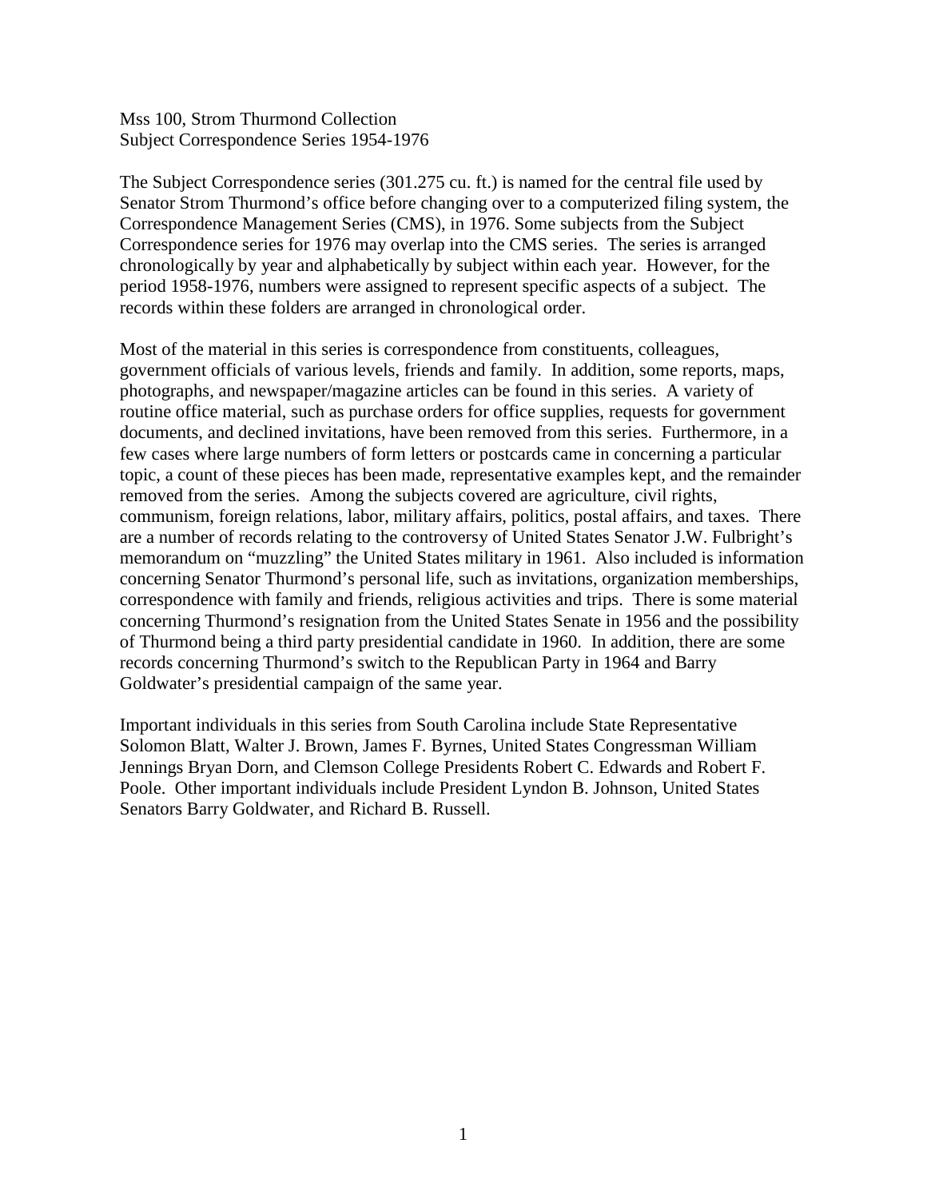Mss 100, Strom Thurmond Collection
Subject Correspondence Series 1954-1976

The Subject Correspondence series (301.275 cu. ft.) is named for the central file used by Senator Strom Thurmond's office before changing over to a computerized filing system, the Correspondence Management Series (CMS), in 1976. Some subjects from the Subject Correspondence series for 1976 may overlap into the CMS series. The series is arranged chronologically by year and alphabetically by subject within each year. However, for the period 1958-1976, numbers were assigned to represent specific aspects of a subject. The records within these folders are arranged in chronological order.

Most of the material in this series is correspondence from constituents, colleagues, government officials of various levels, friends and family. In addition, some reports, maps, photographs, and newspaper/magazine articles can be found in this series. A variety of routine office material, such as purchase orders for office supplies, requests for government documents, and declined invitations, have been removed from this series. Furthermore, in a few cases where large numbers of form letters or postcards came in concerning a particular topic, a count of these pieces has been made, representative examples kept, and the remainder removed from the series. Among the subjects covered are agriculture, civil rights, communism, foreign relations, labor, military affairs, politics, postal affairs, and taxes. There are a number of records relating to the controversy of United States Senator J.W. Fulbright's memorandum on "muzzling" the United States military in 1961. Also included is information concerning Senator Thurmond's personal life, such as invitations, organization memberships, correspondence with family and friends, religious activities and trips. There is some material concerning Thurmond's resignation from the United States Senate in 1956 and the possibility of Thurmond being a third party presidential candidate in 1960. In addition, there are some records concerning Thurmond's switch to the Republican Party in 1964 and Barry Goldwater's presidential campaign of the same year.

Important individuals in this series from South Carolina include State Representative Solomon Blatt, Walter J. Brown, James F. Byrnes, United States Congressman William Jennings Bryan Dorn, and Clemson College Presidents Robert C. Edwards and Robert F. Poole. Other important individuals include President Lyndon B. Johnson, United States Senators Barry Goldwater, and Richard B. Russell.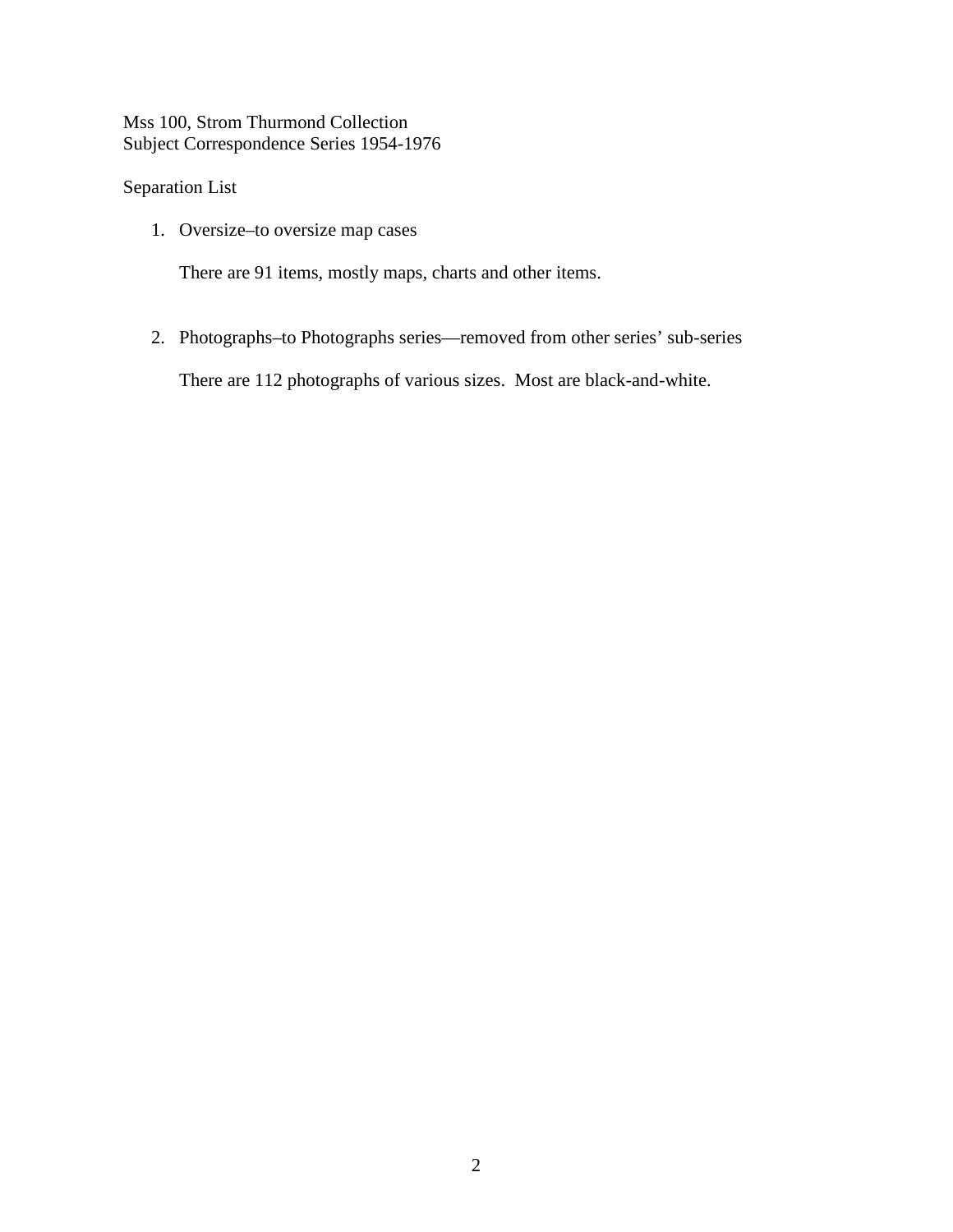Mss 100, Strom Thurmond Collection
Subject Correspondence Series 1954-1976

Separation List

1. Oversize–to oversize map cases

   There are 91 items, mostly maps, charts and other items.

2. Photographs–to Photographs series—removed from other series' sub-series

   There are 112 photographs of various sizes.  Most are black-and-white.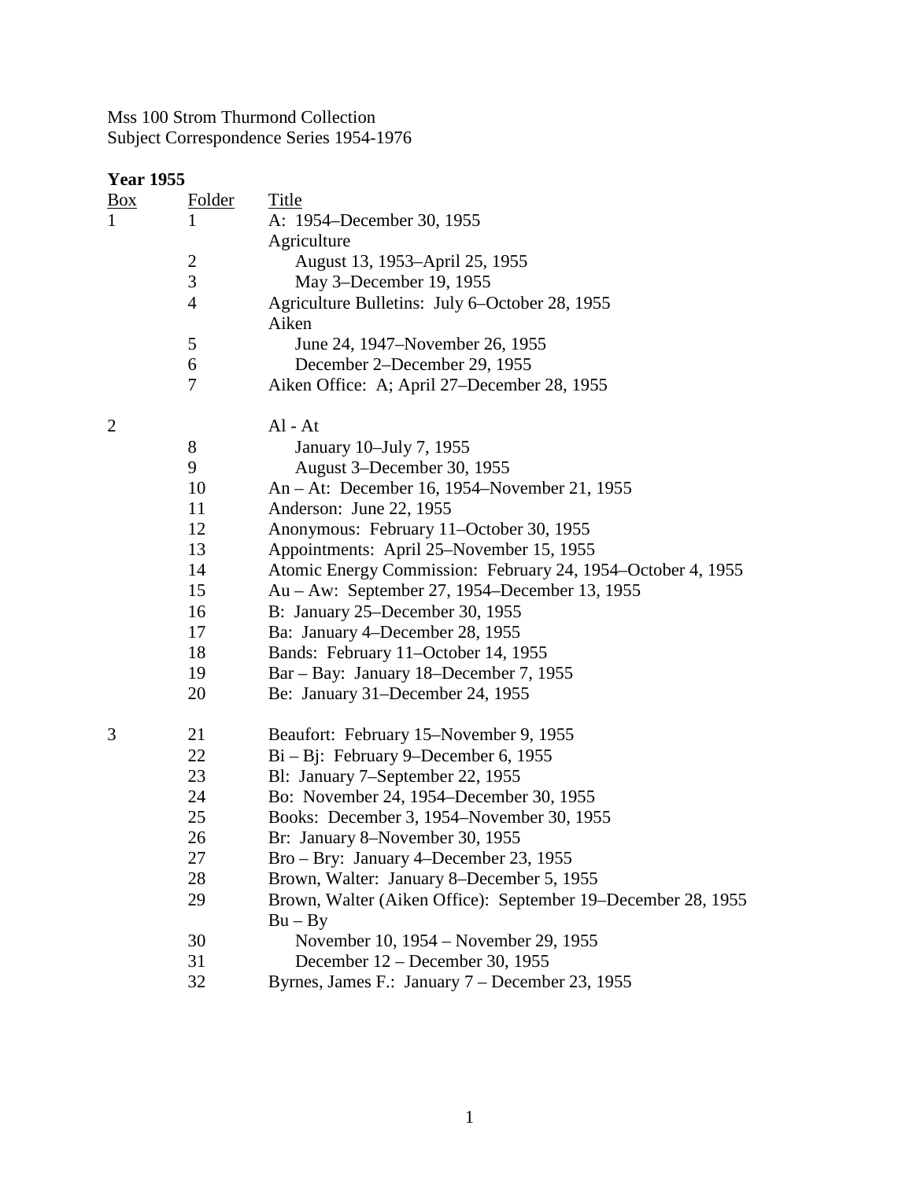Mss 100 Strom Thurmond Collection
Subject Correspondence Series 1954-1976

**Year 1955**

| Box | Folder | Title |
|---|---|---|
| 1 | 1 | A: 1954–December 30, 1955 |
| | | Agriculture |
| | 2 | August 13, 1953–April 25, 1955 |
| | 3 | May 3–December 19, 1955 |
| | 4 | Agriculture Bulletins: July 6–October 28, 1955 |
| | | Aiken |
| | 5 | June 24, 1947–November 26, 1955 |
| | 6 | December 2–December 29, 1955 |
| | 7 | Aiken Office: A; April 27–December 28, 1955 |
| 2 | | Al - At |
| | 8 | January 10–July 7, 1955 |
| | 9 | August 3–December 30, 1955 |
| | 10 | An – At: December 16, 1954–November 21, 1955 |
| | 11 | Anderson: June 22, 1955 |
| | 12 | Anonymous: February 11–October 30, 1955 |
| | 13 | Appointments: April 25–November 15, 1955 |
| | 14 | Atomic Energy Commission: February 24, 1954–October 4, 1955 |
| | 15 | Au – Aw: September 27, 1954–December 13, 1955 |
| | 16 | B: January 25–December 30, 1955 |
| | 17 | Ba: January 4–December 28, 1955 |
| | 18 | Bands: February 11–October 14, 1955 |
| | 19 | Bar – Bay: January 18–December 7, 1955 |
| | 20 | Be: January 31–December 24, 1955 |
| 3 | 21 | Beaufort: February 15–November 9, 1955 |
| | 22 | Bi – Bj: February 9–December 6, 1955 |
| | 23 | Bl: January 7–September 22, 1955 |
| | 24 | Bo: November 24, 1954–December 30, 1955 |
| | 25 | Books: December 3, 1954–November 30, 1955 |
| | 26 | Br: January 8–November 30, 1955 |
| | 27 | Bro – Bry: January 4–December 23, 1955 |
| | 28 | Brown, Walter: January 8–December 5, 1955 |
| | 29 | Brown, Walter (Aiken Office): September 19–December 28, 1955 |
| | | Bu – By |
| | 30 | November 10, 1954 – November 29, 1955 |
| | 31 | December 12 – December 30, 1955 |
| | 32 | Byrnes, James F.: January 7 – December 23, 1955 |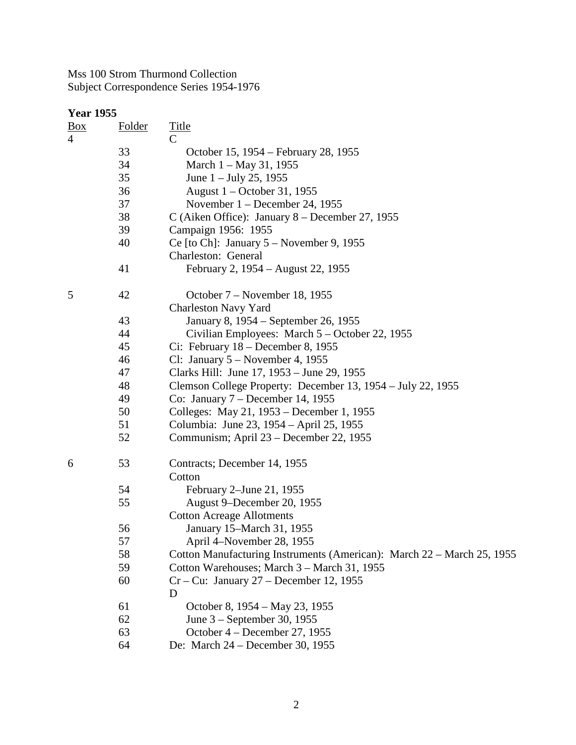Mss 100 Strom Thurmond Collection
Subject Correspondence Series 1954-1976

**Year 1955**

| Box | Folder | Title |
|---|---|---|
| 4 | | C |
| | 33 | October 15, 1954 – February 28, 1955 |
| | 34 | March 1 – May 31, 1955 |
| | 35 | June 1 – July 25, 1955 |
| | 36 | August 1 – October 31, 1955 |
| | 37 | November 1 – December 24, 1955 |
| | 38 | C (Aiken Office): January 8 – December 27, 1955 |
| | 39 | Campaign 1956: 1955 |
| | 40 | Ce [to Ch]: January 5 – November 9, 1955 |
| | | Charleston: General |
| | 41 | February 2, 1954 – August 22, 1955 |
| 5 | 42 | October 7 – November 18, 1955 |
| | | Charleston Navy Yard |
| | 43 | January 8, 1954 – September 26, 1955 |
| | 44 | Civilian Employees: March 5 – October 22, 1955 |
| | 45 | Ci: February 18 – December 8, 1955 |
| | 46 | Cl: January 5 – November 4, 1955 |
| | 47 | Clarks Hill: June 17, 1953 – June 29, 1955 |
| | 48 | Clemson College Property: December 13, 1954 – July 22, 1955 |
| | 49 | Co: January 7 – December 14, 1955 |
| | 50 | Colleges: May 21, 1953 – December 1, 1955 |
| | 51 | Columbia: June 23, 1954 – April 25, 1955 |
| | 52 | Communism; April 23 – December 22, 1955 |
| 6 | 53 | Contracts; December 14, 1955 |
| | | Cotton |
| | 54 | February 2–June 21, 1955 |
| | 55 | August 9–December 20, 1955 |
| | | Cotton Acreage Allotments |
| | 56 | January 15–March 31, 1955 |
| | 57 | April 4–November 28, 1955 |
| | 58 | Cotton Manufacturing Instruments (American): March 22 – March 25, 1955 |
| | 59 | Cotton Warehouses; March 3 – March 31, 1955 |
| | 60 | Cr – Cu: January 27 – December 12, 1955 |
| | | D |
| | 61 | October 8, 1954 – May 23, 1955 |
| | 62 | June 3 – September 30, 1955 |
| | 63 | October 4 – December 27, 1955 |
| | 64 | De: March 24 – December 30, 1955 |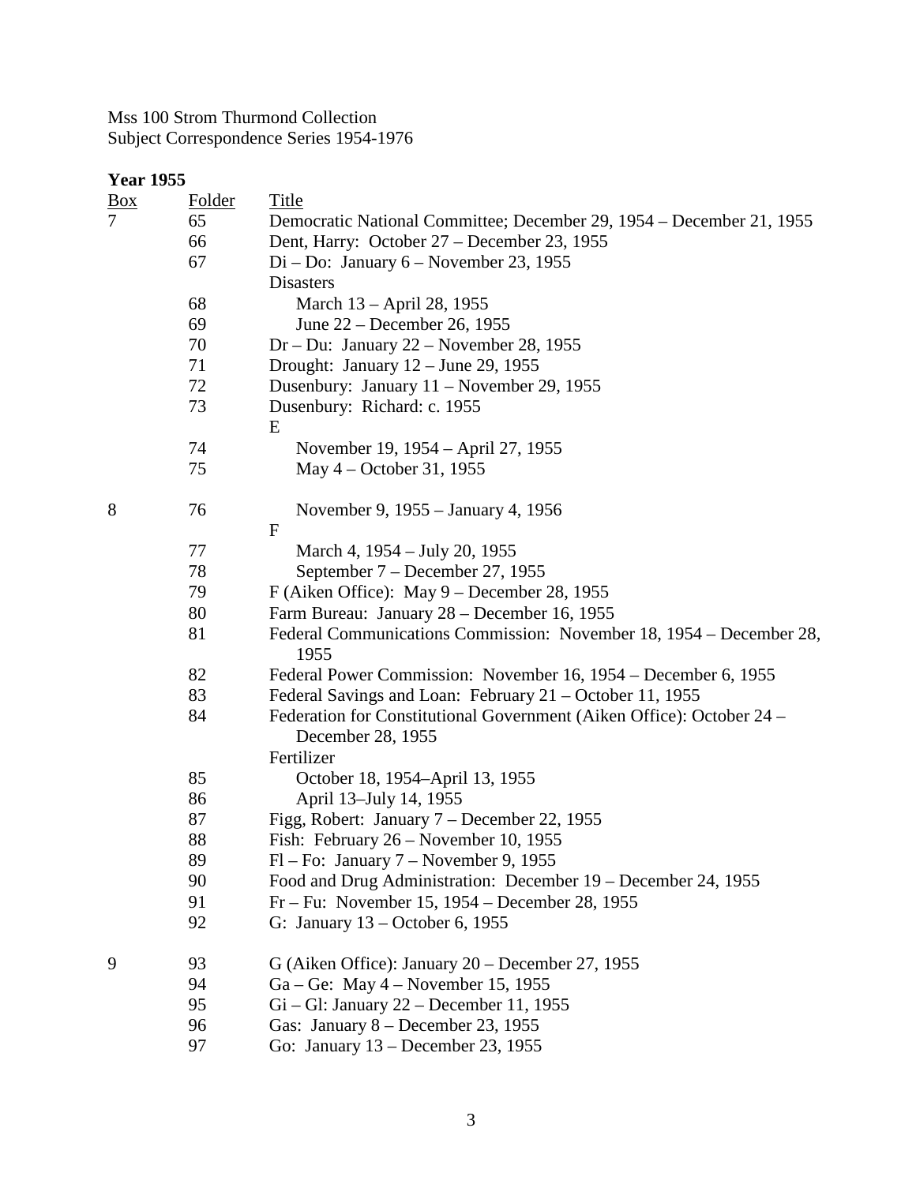Mss 100 Strom Thurmond Collection
Subject Correspondence Series 1954-1976

**Year 1955**

| Box | Folder | Title |
|---|---|---|
| 7 | 65 | Democratic National Committee; December 29, 1954 – December 21, 1955 |
| | 66 | Dent, Harry: October 27 – December 23, 1955 |
| | 67 | Di – Do: January 6 – November 23, 1955 |
| | | Disasters |
| | 68 | March 13 – April 28, 1955 |
| | 69 | June 22 – December 26, 1955 |
| | 70 | Dr – Du: January 22 – November 28, 1955 |
| | 71 | Drought: January 12 – June 29, 1955 |
| | 72 | Dusenbury: January 11 – November 29, 1955 |
| | 73 | Dusenbury: Richard: c. 1955 |
| | | E |
| | 74 | November 19, 1954 – April 27, 1955 |
| | 75 | May 4 – October 31, 1955 |
| 8 | 76 | November 9, 1955 – January 4, 1956 |
| | | F |
| | 77 | March 4, 1954 – July 20, 1955 |
| | 78 | September 7 – December 27, 1955 |
| | 79 | F (Aiken Office): May 9 – December 28, 1955 |
| | 80 | Farm Bureau: January 28 – December 16, 1955 |
| | 81 | Federal Communications Commission: November 18, 1954 – December 28, 1955 |
| | 82 | Federal Power Commission: November 16, 1954 – December 6, 1955 |
| | 83 | Federal Savings and Loan: February 21 – October 11, 1955 |
| | 84 | Federation for Constitutional Government (Aiken Office): October 24 – December 28, 1955 |
| | | Fertilizer |
| | 85 | October 18, 1954–April 13, 1955 |
| | 86 | April 13–July 14, 1955 |
| | 87 | Figg, Robert: January 7 – December 22, 1955 |
| | 88 | Fish: February 26 – November 10, 1955 |
| | 89 | Fl – Fo: January 7 – November 9, 1955 |
| | 90 | Food and Drug Administration: December 19 – December 24, 1955 |
| | 91 | Fr – Fu: November 15, 1954 – December 28, 1955 |
| | 92 | G: January 13 – October 6, 1955 |
| 9 | 93 | G (Aiken Office): January 20 – December 27, 1955 |
| | 94 | Ga – Ge: May 4 – November 15, 1955 |
| | 95 | Gi – Gl: January 22 – December 11, 1955 |
| | 96 | Gas: January 8 – December 23, 1955 |
| | 97 | Go: January 13 – December 23, 1955 |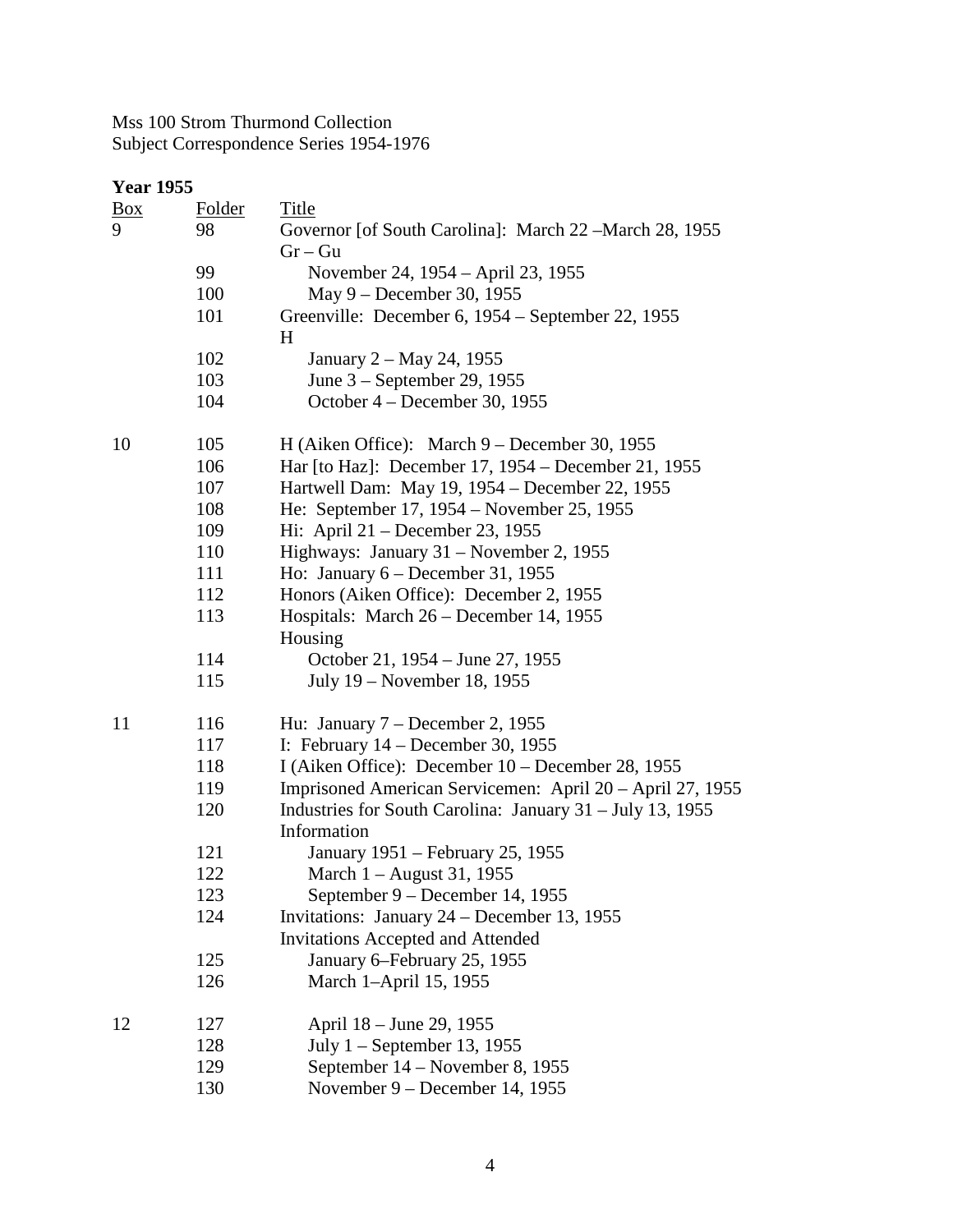Mss 100 Strom Thurmond Collection
Subject Correspondence Series 1954-1976

**Year 1955**

| Box | Folder | Title |
|---|---|---|
| 9 | 98 | Governor [of South Carolina]: March 22 –March 28, 1955 |
| | | Gr – Gu |
| | 99 | November 24, 1954 – April 23, 1955 |
| | 100 | May 9 – December 30, 1955 |
| | 101 | Greenville: December 6, 1954 – September 22, 1955 |
| | | H |
| | 102 | January 2 – May 24, 1955 |
| | 103 | June 3 – September 29, 1955 |
| | 104 | October 4 – December 30, 1955 |
| 10 | 105 | H (Aiken Office): March 9 – December 30, 1955 |
| | 106 | Har [to Haz]: December 17, 1954 – December 21, 1955 |
| | 107 | Hartwell Dam: May 19, 1954 – December 22, 1955 |
| | 108 | He: September 17, 1954 – November 25, 1955 |
| | 109 | Hi: April 21 – December 23, 1955 |
| | 110 | Highways: January 31 – November 2, 1955 |
| | 111 | Ho: January 6 – December 31, 1955 |
| | 112 | Honors (Aiken Office): December 2, 1955 |
| | 113 | Hospitals: March 26 – December 14, 1955 |
| | | Housing |
| | 114 | October 21, 1954 – June 27, 1955 |
| | 115 | July 19 – November 18, 1955 |
| 11 | 116 | Hu: January 7 – December 2, 1955 |
| | 117 | I: February 14 – December 30, 1955 |
| | 118 | I (Aiken Office): December 10 – December 28, 1955 |
| | 119 | Imprisoned American Servicemen: April 20 – April 27, 1955 |
| | 120 | Industries for South Carolina: January 31 – July 13, 1955 |
| | | Information |
| | 121 | January 1951 – February 25, 1955 |
| | 122 | March 1 – August 31, 1955 |
| | 123 | September 9 – December 14, 1955 |
| | 124 | Invitations: January 24 – December 13, 1955 |
| | | Invitations Accepted and Attended |
| | 125 | January 6–February 25, 1955 |
| | 126 | March 1–April 15, 1955 |
| 12 | 127 | April 18 – June 29, 1955 |
| | 128 | July 1 – September 13, 1955 |
| | 129 | September 14 – November 8, 1955 |
| | 130 | November 9 – December 14, 1955 |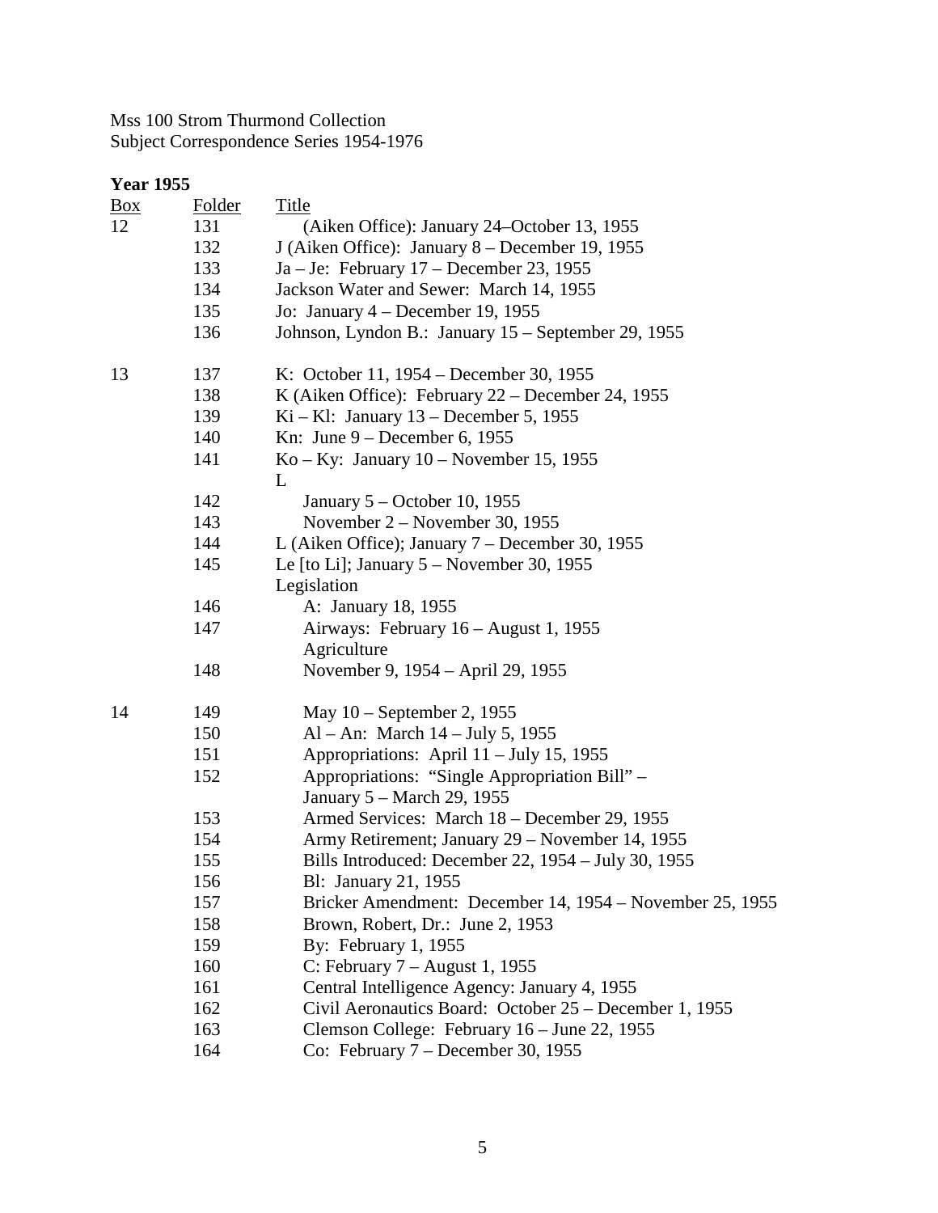Mss 100 Strom Thurmond Collection
Subject Correspondence Series 1954-1976

**Year 1955**

| Box | Folder | Title |
|---|---|---|
| 12 | 131 | (Aiken Office): January 24–October 13, 1955 |
| | 132 | J (Aiken Office): January 8 – December 19, 1955 |
| | 133 | Ja – Je: February 17 – December 23, 1955 |
| | 134 | Jackson Water and Sewer: March 14, 1955 |
| | 135 | Jo: January 4 – December 19, 1955 |
| | 136 | Johnson, Lyndon B.: January 15 – September 29, 1955 |
| 13 | 137 | K: October 11, 1954 – December 30, 1955 |
| | 138 | K (Aiken Office): February 22 – December 24, 1955 |
| | 139 | Ki – Kl: January 13 – December 5, 1955 |
| | 140 | Kn: June 9 – December 6, 1955 |
| | 141 | Ko – Ky: January 10 – November 15, 1955 |
| | | L |
| | 142 | January 5 – October 10, 1955 |
| | 143 | November 2 – November 30, 1955 |
| | 144 | L (Aiken Office); January 7 – December 30, 1955 |
| | 145 | Le [to Li]; January 5 – November 30, 1955 |
| | | Legislation |
| | 146 | A: January 18, 1955 |
| | 147 | Airways: February 16 – August 1, 1955 |
| | | Agriculture |
| | 148 | November 9, 1954 – April 29, 1955 |
| 14 | 149 | May 10 – September 2, 1955 |
| | 150 | Al – An: March 14 – July 5, 1955 |
| | 151 | Appropriations: April 11 – July 15, 1955 |
| | 152 | Appropriations: "Single Appropriation Bill" – January 5 – March 29, 1955 |
| | 153 | Armed Services: March 18 – December 29, 1955 |
| | 154 | Army Retirement; January 29 – November 14, 1955 |
| | 155 | Bills Introduced: December 22, 1954 – July 30, 1955 |
| | 156 | Bl: January 21, 1955 |
| | 157 | Bricker Amendment: December 14, 1954 – November 25, 1955 |
| | 158 | Brown, Robert, Dr.: June 2, 1953 |
| | 159 | By: February 1, 1955 |
| | 160 | C: February 7 – August 1, 1955 |
| | 161 | Central Intelligence Agency: January 4, 1955 |
| | 162 | Civil Aeronautics Board: October 25 – December 1, 1955 |
| | 163 | Clemson College: February 16 – June 22, 1955 |
| | 164 | Co: February 7 – December 30, 1955 |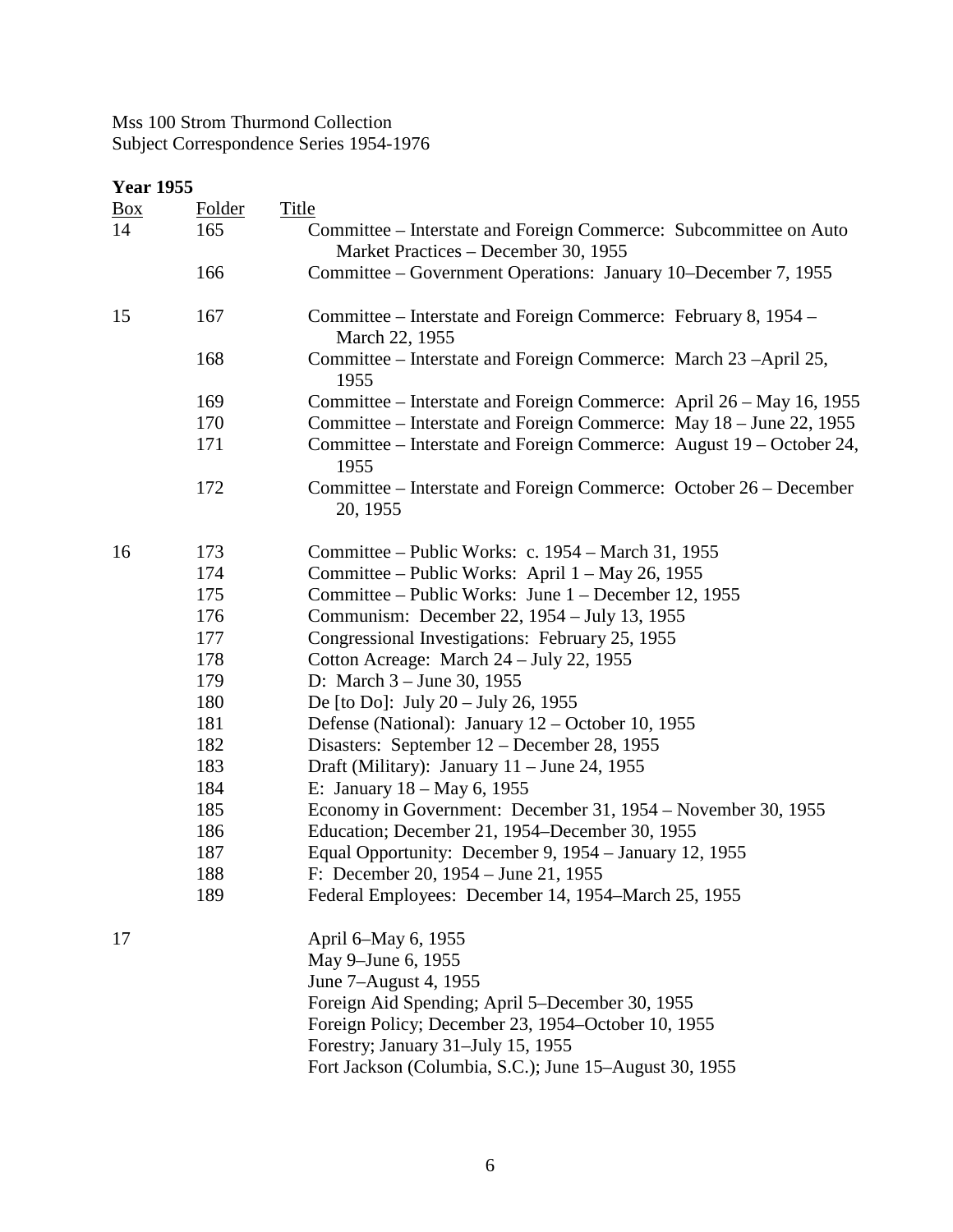Mss 100 Strom Thurmond Collection
Subject Correspondence Series 1954-1976

**Year 1955**

| Box | Folder | Title |
|---|---|---|
| 14 | 165 | Committee – Interstate and Foreign Commerce: Subcommittee on Auto Market Practices – December 30, 1955 |
| | 166 | Committee – Government Operations: January 10–December 7, 1955 |
| 15 | 167 | Committee – Interstate and Foreign Commerce: February 8, 1954 – March 22, 1955 |
| | 168 | Committee – Interstate and Foreign Commerce: March 23 –April 25, 1955 |
| | 169 | Committee – Interstate and Foreign Commerce: April 26 – May 16, 1955 |
| | 170 | Committee – Interstate and Foreign Commerce: May 18 – June 22, 1955 |
| | 171 | Committee – Interstate and Foreign Commerce: August 19 – October 24, 1955 |
| | 172 | Committee – Interstate and Foreign Commerce: October 26 – December 20, 1955 |
| 16 | 173 | Committee – Public Works: c. 1954 – March 31, 1955 |
| | 174 | Committee – Public Works: April 1 – May 26, 1955 |
| | 175 | Committee – Public Works: June 1 – December 12, 1955 |
| | 176 | Communism: December 22, 1954 – July 13, 1955 |
| | 177 | Congressional Investigations: February 25, 1955 |
| | 178 | Cotton Acreage: March 24 – July 22, 1955 |
| | 179 | D: March 3 – June 30, 1955 |
| | 180 | De [to Do]: July 20 – July 26, 1955 |
| | 181 | Defense (National): January 12 – October 10, 1955 |
| | 182 | Disasters: September 12 – December 28, 1955 |
| | 183 | Draft (Military): January 11 – June 24, 1955 |
| | 184 | E: January 18 – May 6, 1955 |
| | 185 | Economy in Government: December 31, 1954 – November 30, 1955 |
| | 186 | Education; December 21, 1954–December 30, 1955 |
| | 187 | Equal Opportunity: December 9, 1954 – January 12, 1955 |
| | 188 | F: December 20, 1954 – June 21, 1955 |
| | 189 | Federal Employees: December 14, 1954–March 25, 1955 |
| 17 | | April 6–May 6, 1955 |
| | | May 9–June 6, 1955 |
| | | June 7–August 4, 1955 |
| | | Foreign Aid Spending; April 5–December 30, 1955 |
| | | Foreign Policy; December 23, 1954–October 10, 1955 |
| | | Forestry; January 31–July 15, 1955 |
| | | Fort Jackson (Columbia, S.C.); June 15–August 30, 1955 |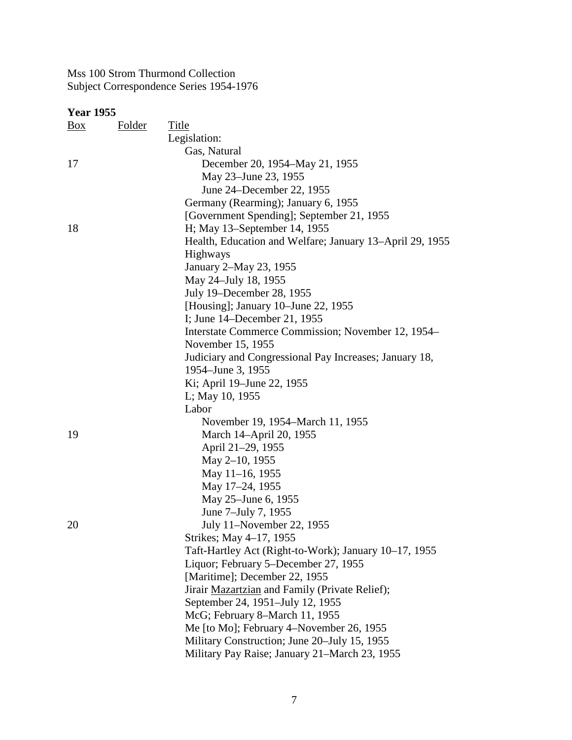Mss 100 Strom Thurmond Collection
Subject Correspondence Series 1954-1976

**Year 1955**

| Box | Folder | Title |
| --- | --- | --- |
| | | Legislation: |
| | | Gas, Natural |
| 17 | | December 20, 1954–May 21, 1955 |
| | | May 23–June 23, 1955 |
| | | June 24–December 22, 1955 |
| | | Germany (Rearming); January 6, 1955 |
| | | [Government Spending]; September 21, 1955 |
| 18 | | H; May 13–September 14, 1955 |
| | | Health, Education and Welfare; January 13–April 29, 1955 |
| | | Highways |
| | | January 2–May 23, 1955 |
| | | May 24–July 18, 1955 |
| | | July 19–December 28, 1955 |
| | | [Housing]; January 10–June 22, 1955 |
| | | I; June 14–December 21, 1955 |
| | | Interstate Commerce Commission; November 12, 1954–November 15, 1955 |
| | | Judiciary and Congressional Pay Increases; January 18, 1954–June 3, 1955 |
| | | Ki; April 19–June 22, 1955 |
| | | L; May 10, 1955 |
| | | Labor |
| | | November 19, 1954–March 11, 1955 |
| 19 | | March 14–April 20, 1955 |
| | | April 21–29, 1955 |
| | | May 2–10, 1955 |
| | | May 11–16, 1955 |
| | | May 17–24, 1955 |
| | | May 25–June 6, 1955 |
| | | June 7–July 7, 1955 |
| 20 | | July 11–November 22, 1955 |
| | | Strikes; May 4–17, 1955 |
| | | Taft-Hartley Act (Right-to-Work); January 10–17, 1955 |
| | | Liquor; February 5–December 27, 1955 |
| | | [Maritime]; December 22, 1955 |
| | | Jirair Mazartzian and Family (Private Relief); September 24, 1951–July 12, 1955 |
| | | McG; February 8–March 11, 1955 |
| | | Me [to Mo]; February 4–November 26, 1955 |
| | | Military Construction; June 20–July 15, 1955 |
| | | Military Pay Raise; January 21–March 23, 1955 |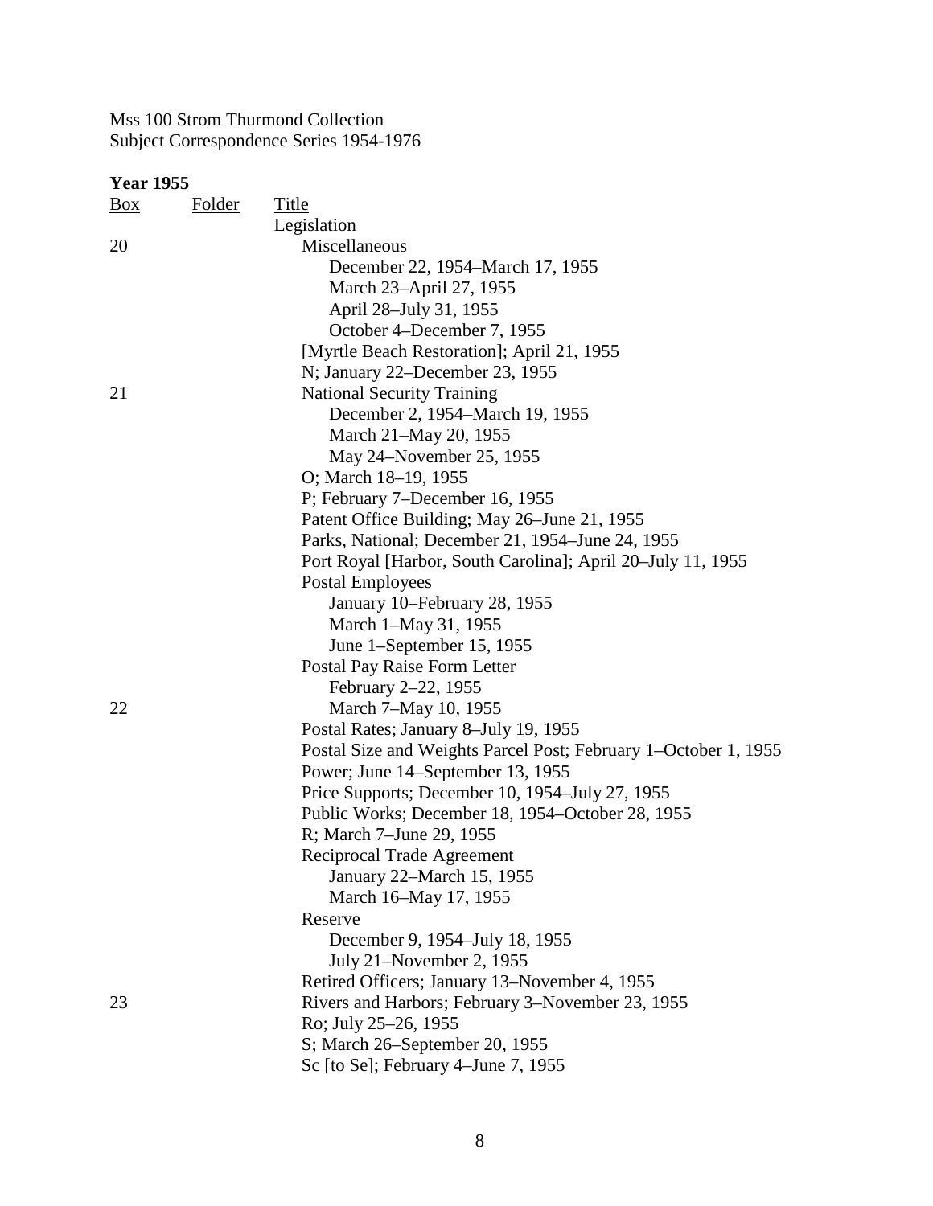Mss 100 Strom Thurmond Collection
Subject Correspondence Series 1954-1976

**Year 1955**

| Box | Folder | Title |
|---|---|---|
| | | Legislation |
| 20 | | Miscellaneous |
| | | December 22, 1954–March 17, 1955 |
| | | March 23–April 27, 1955 |
| | | April 28–July 31, 1955 |
| | | October 4–December 7, 1955 |
| | | [Myrtle Beach Restoration]; April 21, 1955 |
| | | N; January 22–December 23, 1955 |
| 21 | | National Security Training |
| | | December 2, 1954–March 19, 1955 |
| | | March 21–May 20, 1955 |
| | | May 24–November 25, 1955 |
| | | O; March 18–19, 1955 |
| | | P; February 7–December 16, 1955 |
| | | Patent Office Building; May 26–June 21, 1955 |
| | | Parks, National; December 21, 1954–June 24, 1955 |
| | | Port Royal [Harbor, South Carolina]; April 20–July 11, 1955 |
| | | Postal Employees |
| | | January 10–February 28, 1955 |
| | | March 1–May 31, 1955 |
| | | June 1–September 15, 1955 |
| | | Postal Pay Raise Form Letter |
| | | February 2–22, 1955 |
| 22 | | March 7–May 10, 1955 |
| | | Postal Rates; January 8–July 19, 1955 |
| | | Postal Size and Weights Parcel Post; February 1–October 1, 1955 |
| | | Power; June 14–September 13, 1955 |
| | | Price Supports; December 10, 1954–July 27, 1955 |
| | | Public Works; December 18, 1954–October 28, 1955 |
| | | R; March 7–June 29, 1955 |
| | | Reciprocal Trade Agreement |
| | | January 22–March 15, 1955 |
| | | March 16–May 17, 1955 |
| | | Reserve |
| | | December 9, 1954–July 18, 1955 |
| | | July 21–November 2, 1955 |
| | | Retired Officers; January 13–November 4, 1955 |
| 23 | | Rivers and Harbors; February 3–November 23, 1955 |
| | | Ro; July 25–26, 1955 |
| | | S; March 26–September 20, 1955 |
| | | Sc [to Se]; February 4–June 7, 1955 |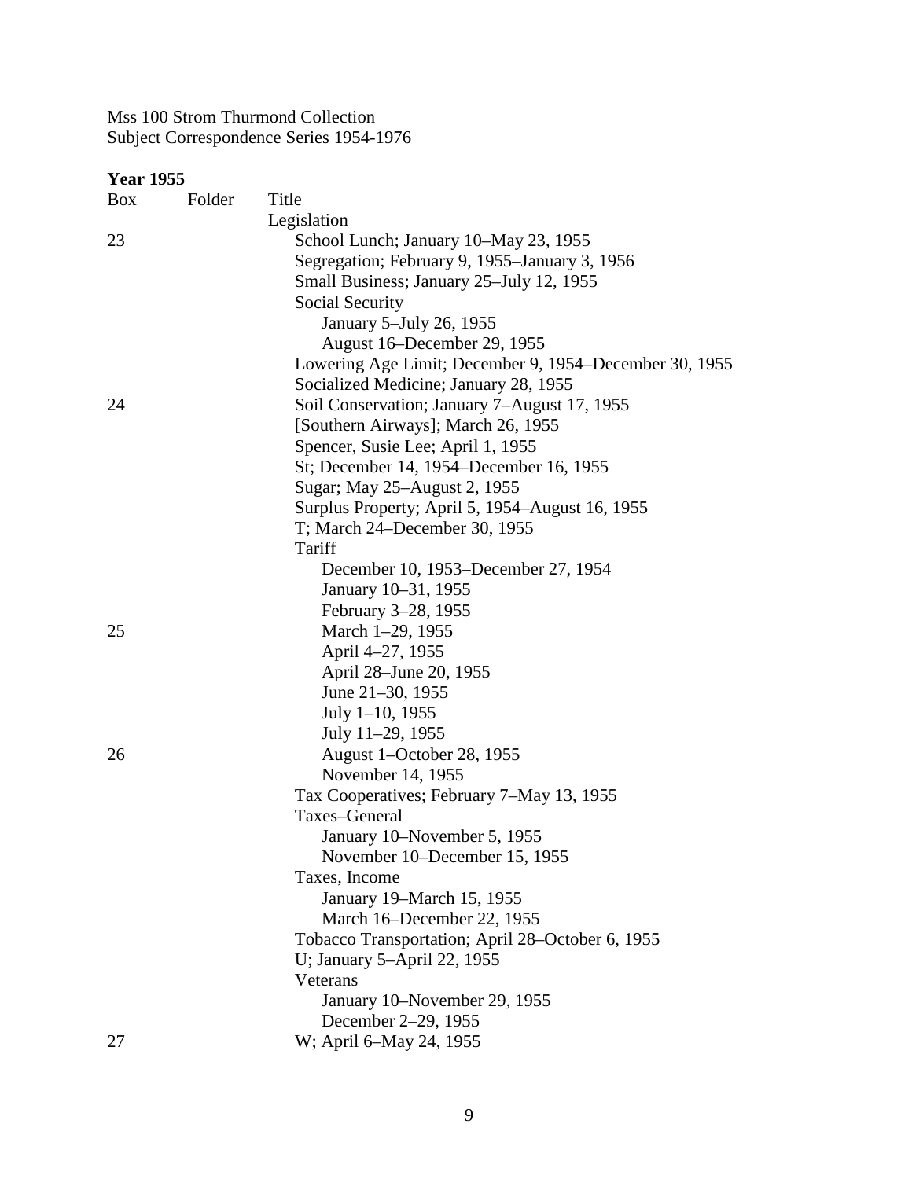Mss 100 Strom Thurmond Collection
Subject Correspondence Series 1954-1976

**Year 1955**

| Box | Folder | Title |
|---|---|---|
| | | Legislation |
| 23 | | School Lunch; January 10–May 23, 1955 |
| | | Segregation; February 9, 1955–January 3, 1956 |
| | | Small Business; January 25–July 12, 1955 |
| | | Social Security |
| | | January 5–July 26, 1955 |
| | | August 16–December 29, 1955 |
| | | Lowering Age Limit; December 9, 1954–December 30, 1955 |
| | | Socialized Medicine; January 28, 1955 |
| 24 | | Soil Conservation; January 7–August 17, 1955 |
| | | [Southern Airways]; March 26, 1955 |
| | | Spencer, Susie Lee; April 1, 1955 |
| | | St; December 14, 1954–December 16, 1955 |
| | | Sugar; May 25–August 2, 1955 |
| | | Surplus Property; April 5, 1954–August 16, 1955 |
| | | T; March 24–December 30, 1955 |
| | | Tariff |
| | | December 10, 1953–December 27, 1954 |
| | | January 10–31, 1955 |
| | | February 3–28, 1955 |
| 25 | | March 1–29, 1955 |
| | | April 4–27, 1955 |
| | | April 28–June 20, 1955 |
| | | June 21–30, 1955 |
| | | July 1–10, 1955 |
| | | July 11–29, 1955 |
| 26 | | August 1–October 28, 1955 |
| | | November 14, 1955 |
| | | Tax Cooperatives; February 7–May 13, 1955 |
| | | Taxes–General |
| | | January 10–November 5, 1955 |
| | | November 10–December 15, 1955 |
| | | Taxes, Income |
| | | January 19–March 15, 1955 |
| | | March 16–December 22, 1955 |
| | | Tobacco Transportation; April 28–October 6, 1955 |
| | | U; January 5–April 22, 1955 |
| | | Veterans |
| | | January 10–November 29, 1955 |
| | | December 2–29, 1955 |
| 27 | | W; April 6–May 24, 1955 |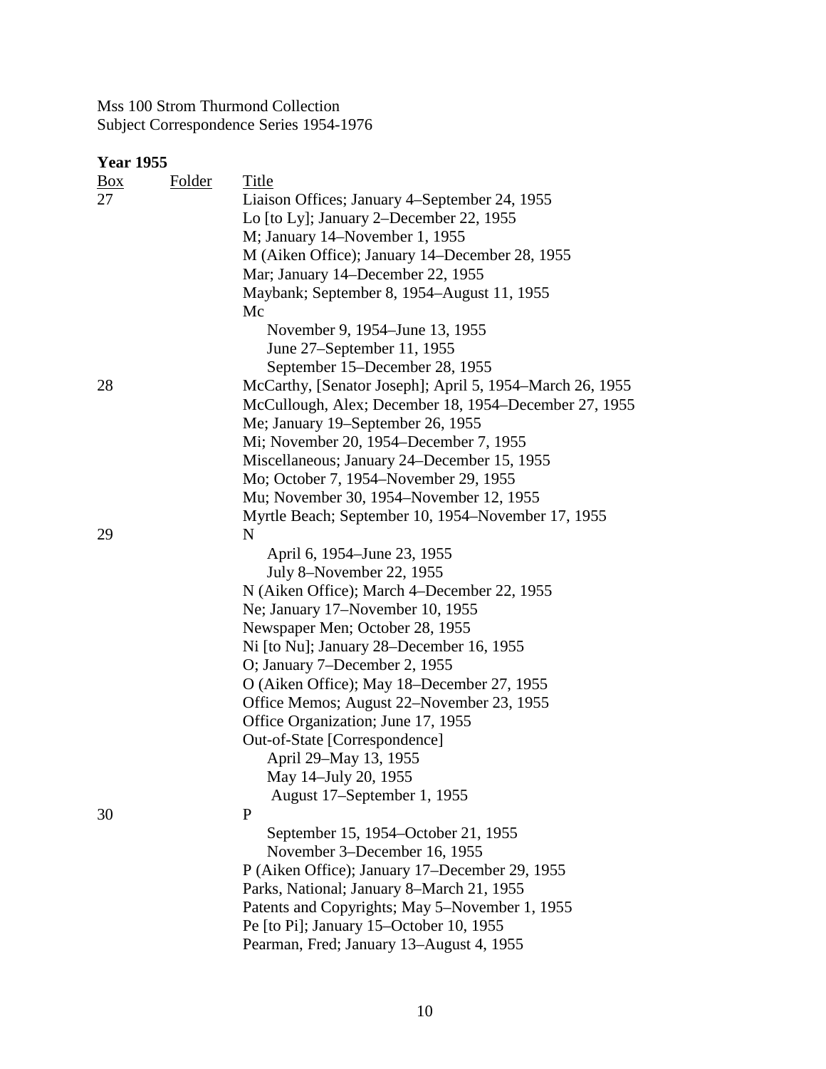Mss 100 Strom Thurmond Collection
Subject Correspondence Series 1954-1976

**Year 1955**

| Box | Folder | Title |
|---|---|---|
| 27 | | Liaison Offices; January 4–September 24, 1955 |
| | | Lo [to Ly]; January 2–December 22, 1955 |
| | | M; January 14–November 1, 1955 |
| | | M (Aiken Office); January 14–December 28, 1955 |
| | | Mar; January 14–December 22, 1955 |
| | | Maybank; September 8, 1954–August 11, 1955 |
| | | Mc |
| | | November 9, 1954–June 13, 1955 |
| | | June 27–September 11, 1955 |
| | | September 15–December 28, 1955 |
| 28 | | McCarthy, [Senator Joseph]; April 5, 1954–March 26, 1955 |
| | | McCullough, Alex; December 18, 1954–December 27, 1955 |
| | | Me; January 19–September 26, 1955 |
| | | Mi; November 20, 1954–December 7, 1955 |
| | | Miscellaneous; January 24–December 15, 1955 |
| | | Mo; October 7, 1954–November 29, 1955 |
| | | Mu; November 30, 1954–November 12, 1955 |
| | | Myrtle Beach; September 10, 1954–November 17, 1955 |
| 29 | | N |
| | | April 6, 1954–June 23, 1955 |
| | | July 8–November 22, 1955 |
| | | N (Aiken Office); March 4–December 22, 1955 |
| | | Ne; January 17–November 10, 1955 |
| | | Newspaper Men; October 28, 1955 |
| | | Ni [to Nu]; January 28–December 16, 1955 |
| | | O; January 7–December 2, 1955 |
| | | O (Aiken Office); May 18–December 27, 1955 |
| | | Office Memos; August 22–November 23, 1955 |
| | | Office Organization; June 17, 1955 |
| | | Out-of-State [Correspondence] |
| | | April 29–May 13, 1955 |
| | | May 14–July 20, 1955 |
| | | August 17–September 1, 1955 |
| 30 | | P |
| | | September 15, 1954–October 21, 1955 |
| | | November 3–December 16, 1955 |
| | | P (Aiken Office); January 17–December 29, 1955 |
| | | Parks, National; January 8–March 21, 1955 |
| | | Patents and Copyrights; May 5–November 1, 1955 |
| | | Pe [to Pi]; January 15–October 10, 1955 |
| | | Pearman, Fred; January 13–August 4, 1955 |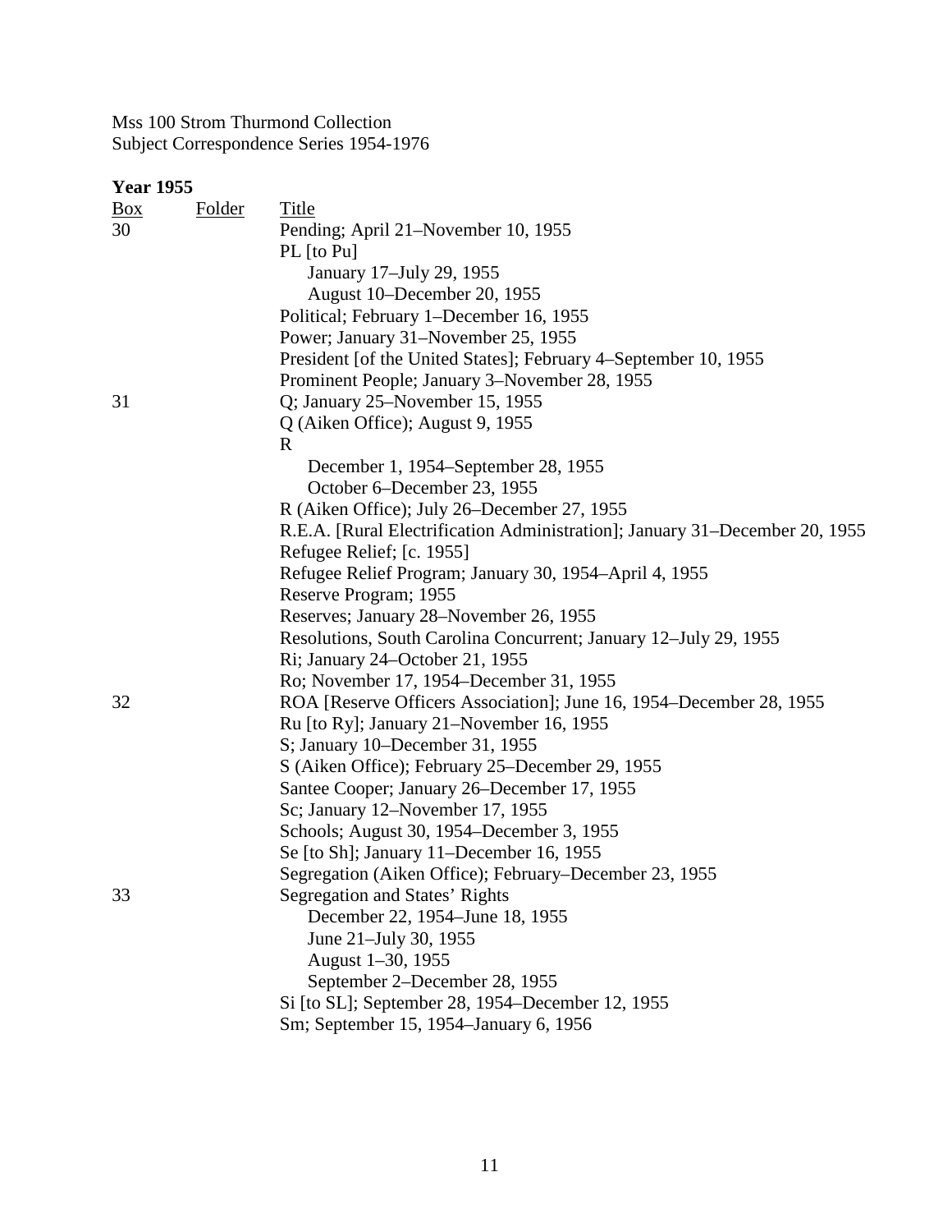Mss 100 Strom Thurmond Collection
Subject Correspondence Series 1954-1976

**Year 1955**

| Box | Folder | Title |
|---|---|---|
| 30 | | Pending; April 21–November 10, 1955 |
| | | PL [to Pu] |
| | | January 17–July 29, 1955 |
| | | August 10–December 20, 1955 |
| | | Political; February 1–December 16, 1955 |
| | | Power; January 31–November 25, 1955 |
| | | President [of the United States]; February 4–September 10, 1955 |
| | | Prominent People; January 3–November 28, 1955 |
| 31 | | Q; January 25–November 15, 1955 |
| | | Q (Aiken Office); August 9, 1955 |
| | | R |
| | | December 1, 1954–September 28, 1955 |
| | | October 6–December 23, 1955 |
| | | R (Aiken Office); July 26–December 27, 1955 |
| | | R.E.A. [Rural Electrification Administration]; January 31–December 20, 1955 |
| | | Refugee Relief; [c. 1955] |
| | | Refugee Relief Program; January 30, 1954–April 4, 1955 |
| | | Reserve Program; 1955 |
| | | Reserves; January 28–November 26, 1955 |
| | | Resolutions, South Carolina Concurrent; January 12–July 29, 1955 |
| | | Ri; January 24–October 21, 1955 |
| | | Ro; November 17, 1954–December 31, 1955 |
| 32 | | ROA [Reserve Officers Association]; June 16, 1954–December 28, 1955 |
| | | Ru [to Ry]; January 21–November 16, 1955 |
| | | S; January 10–December 31, 1955 |
| | | S (Aiken Office); February 25–December 29, 1955 |
| | | Santee Cooper; January 26–December 17, 1955 |
| | | Sc; January 12–November 17, 1955 |
| | | Schools; August 30, 1954–December 3, 1955 |
| | | Se [to Sh]; January 11–December 16, 1955 |
| | | Segregation (Aiken Office); February–December 23, 1955 |
| 33 | | Segregation and States' Rights |
| | | December 22, 1954–June 18, 1955 |
| | | June 21–July 30, 1955 |
| | | August 1–30, 1955 |
| | | September 2–December 28, 1955 |
| | | Si [to SL]; September 28, 1954–December 12, 1955 |
| | | Sm; September 15, 1954–January 6, 1956 |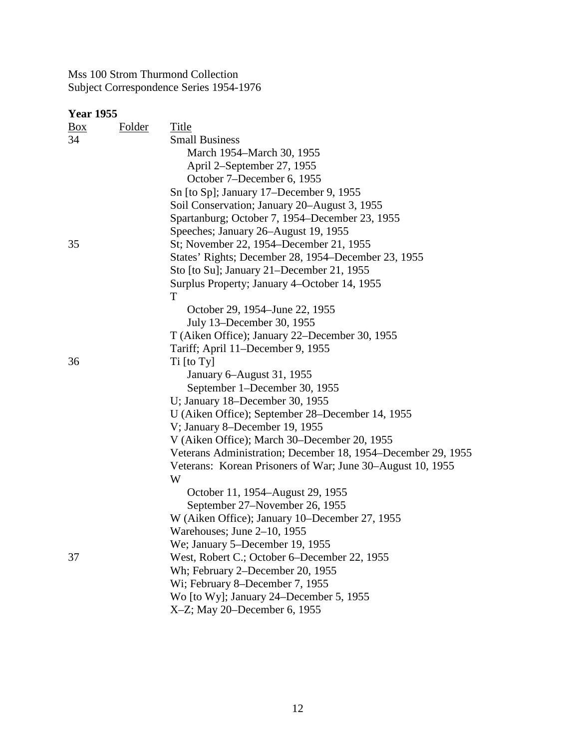Mss 100 Strom Thurmond Collection
Subject Correspondence Series 1954-1976

**Year 1955**

| Box | Folder | Title |
|---|---|---|
| 34 | | Small Business |
| | | March 1954–March 30, 1955 |
| | | April 2–September 27, 1955 |
| | | October 7–December 6, 1955 |
| | | Sn [to Sp]; January 17–December 9, 1955 |
| | | Soil Conservation; January 20–August 3, 1955 |
| | | Spartanburg; October 7, 1954–December 23, 1955 |
| | | Speeches; January 26–August 19, 1955 |
| 35 | | St; November 22, 1954–December 21, 1955 |
| | | States' Rights; December 28, 1954–December 23, 1955 |
| | | Sto [to Su]; January 21–December 21, 1955 |
| | | Surplus Property; January 4–October 14, 1955 |
| | | T |
| | | October 29, 1954–June 22, 1955 |
| | | July 13–December 30, 1955 |
| | | T (Aiken Office); January 22–December 30, 1955 |
| | | Tariff; April 11–December 9, 1955 |
| 36 | | Ti [to Ty] |
| | | January 6–August 31, 1955 |
| | | September 1–December 30, 1955 |
| | | U; January 18–December 30, 1955 |
| | | U (Aiken Office); September 28–December 14, 1955 |
| | | V; January 8–December 19, 1955 |
| | | V (Aiken Office); March 30–December 20, 1955 |
| | | Veterans Administration; December 18, 1954–December 29, 1955 |
| | | Veterans: Korean Prisoners of War; June 30–August 10, 1955 |
| | | W |
| | | October 11, 1954–August 29, 1955 |
| | | September 27–November 26, 1955 |
| | | W (Aiken Office); January 10–December 27, 1955 |
| | | Warehouses; June 2–10, 1955 |
| | | We; January 5–December 19, 1955 |
| 37 | | West, Robert C.; October 6–December 22, 1955 |
| | | Wh; February 2–December 20, 1955 |
| | | Wi; February 8–December 7, 1955 |
| | | Wo [to Wy]; January 24–December 5, 1955 |
| | | X–Z; May 20–December 6, 1955 |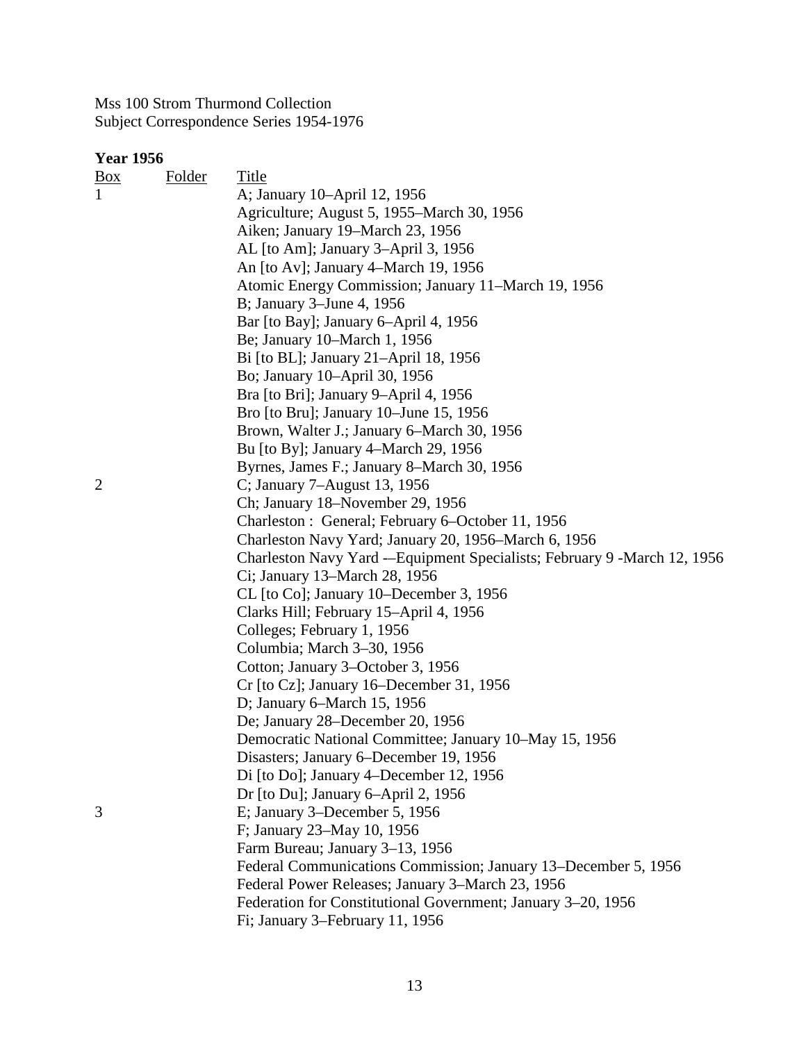Mss 100 Strom Thurmond Collection
Subject Correspondence Series 1954-1976

**Year 1956**

| Box | Folder | Title |
|---|---|---|
| 1 | | A; January 10–April 12, 1956 |
| | | Agriculture; August 5, 1955–March 30, 1956 |
| | | Aiken; January 19–March 23, 1956 |
| | | AL [to Am]; January 3–April 3, 1956 |
| | | An [to Av]; January 4–March 19, 1956 |
| | | Atomic Energy Commission; January 11–March 19, 1956 |
| | | B; January 3–June 4, 1956 |
| | | Bar [to Bay]; January 6–April 4, 1956 |
| | | Be; January 10–March 1, 1956 |
| | | Bi [to BL]; January 21–April 18, 1956 |
| | | Bo; January 10–April 30, 1956 |
| | | Bra [to Bri]; January 9–April 4, 1956 |
| | | Bro [to Bru]; January 10–June 15, 1956 |
| | | Brown, Walter J.; January 6–March 30, 1956 |
| | | Bu [to By]; January 4–March 29, 1956 |
| | | Byrnes, James F.; January 8–March 30, 1956 |
| 2 | | C; January 7–August 13, 1956 |
| | | Ch; January 18–November 29, 1956 |
| | | Charleston : General; February 6–October 11, 1956 |
| | | Charleston Navy Yard; January 20, 1956–March 6, 1956 |
| | | Charleston Navy Yard -–Equipment Specialists; February 9 -March 12, 1956 |
| | | Ci; January 13–March 28, 1956 |
| | | CL [to Co]; January 10–December 3, 1956 |
| | | Clarks Hill; February 15–April 4, 1956 |
| | | Colleges; February 1, 1956 |
| | | Columbia; March 3–30, 1956 |
| | | Cotton; January 3–October 3, 1956 |
| | | Cr [to Cz]; January 16–December 31, 1956 |
| | | D; January 6–March 15, 1956 |
| | | De; January 28–December 20, 1956 |
| | | Democratic National Committee; January 10–May 15, 1956 |
| | | Disasters; January 6–December 19, 1956 |
| | | Di [to Do]; January 4–December 12, 1956 |
| | | Dr [to Du]; January 6–April 2, 1956 |
| 3 | | E; January 3–December 5, 1956 |
| | | F; January 23–May 10, 1956 |
| | | Farm Bureau; January 3–13, 1956 |
| | | Federal Communications Commission; January 13–December 5, 1956 |
| | | Federal Power Releases; January 3–March 23, 1956 |
| | | Federation for Constitutional Government; January 3–20, 1956 |
| | | Fi; January 3–February 11, 1956 |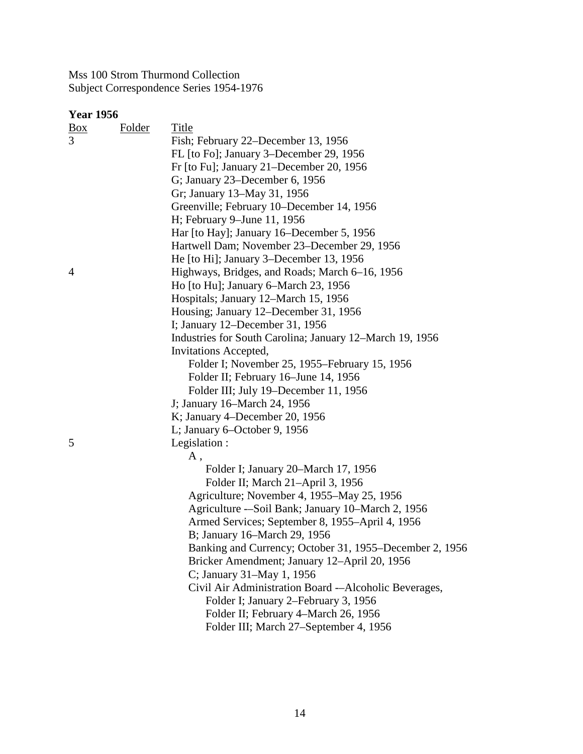Mss 100 Strom Thurmond Collection
Subject Correspondence Series 1954-1976

**Year 1956**

| Box | Folder | Title |
|---|---|---|
| 3 | | Fish; February 22–December 13, 1956 |
| | | FL [to Fo]; January 3–December 29, 1956 |
| | | Fr [to Fu]; January 21–December 20, 1956 |
| | | G; January 23–December 6, 1956 |
| | | Gr; January 13–May 31, 1956 |
| | | Greenville; February 10–December 14, 1956 |
| | | H; February 9–June 11, 1956 |
| | | Har [to Hay]; January 16–December 5, 1956 |
| | | Hartwell Dam; November 23–December 29, 1956 |
| | | He [to Hi]; January 3–December 13, 1956 |
| 4 | | Highways, Bridges, and Roads; March 6–16, 1956 |
| | | Ho [to Hu]; January 6–March 23, 1956 |
| | | Hospitals; January 12–March 15, 1956 |
| | | Housing; January 12–December 31, 1956 |
| | | I; January 12–December 31, 1956 |
| | | Industries for South Carolina; January 12–March 19, 1956 |
| | | Invitations Accepted, |
| | | Folder I; November 25, 1955–February 15, 1956 |
| | | Folder II; February 16–June 14, 1956 |
| | | Folder III; July 19–December 11, 1956 |
| | | J; January 16–March 24, 1956 |
| | | K; January 4–December 20, 1956 |
| | | L; January 6–October 9, 1956 |
| 5 | | Legislation : |
| | | A , |
| | | Folder I; January 20–March 17, 1956 |
| | | Folder II; March 21–April 3, 1956 |
| | | Agriculture; November 4, 1955–May 25, 1956 |
| | | Agriculture -–Soil Bank; January 10–March 2, 1956 |
| | | Armed Services; September 8, 1955–April 4, 1956 |
| | | B; January 16–March 29, 1956 |
| | | Banking and Currency; October 31, 1955–December 2, 1956 |
| | | Bricker Amendment; January 12–April 20, 1956 |
| | | C; January 31–May 1, 1956 |
| | | Civil Air Administration Board -–Alcoholic Beverages, |
| | | Folder I; January 2–February 3, 1956 |
| | | Folder II; February 4–March 26, 1956 |
| | | Folder III; March 27–September 4, 1956 |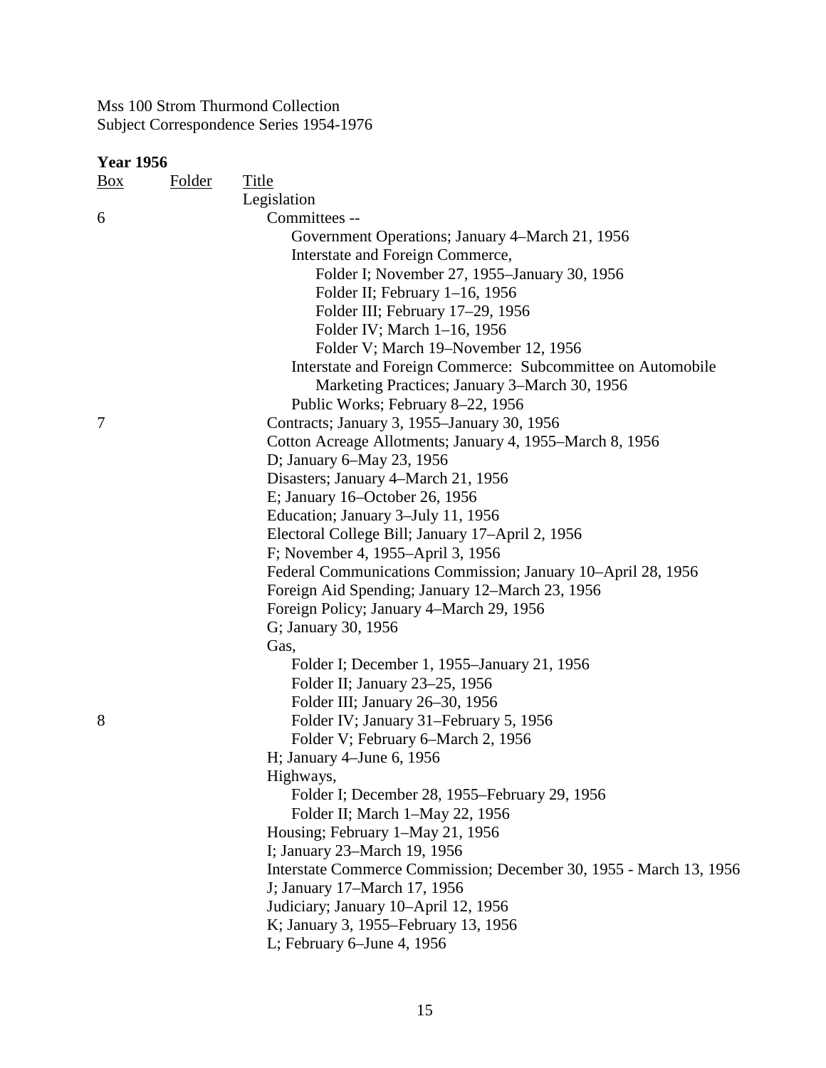Mss 100 Strom Thurmond Collection
Subject Correspondence Series 1954-1976

**Year 1956**

| Box | Folder | Title |
|---|---|---|
| | | Legislation |
| 6 | | Committees -- |
| | | Government Operations; January 4–March 21, 1956 |
| | | Interstate and Foreign Commerce, |
| | | Folder I; November 27, 1955–January 30, 1956 |
| | | Folder II; February 1–16, 1956 |
| | | Folder III; February 17–29, 1956 |
| | | Folder IV; March 1–16, 1956 |
| | | Folder V; March 19–November 12, 1956 |
| | | Interstate and Foreign Commerce: Subcommittee on Automobile Marketing Practices; January 3–March 30, 1956 |
| | | Public Works; February 8–22, 1956 |
| 7 | | Contracts; January 3, 1955–January 30, 1956 |
| | | Cotton Acreage Allotments; January 4, 1955–March 8, 1956 |
| | | D; January 6–May 23, 1956 |
| | | Disasters; January 4–March 21, 1956 |
| | | E; January 16–October 26, 1956 |
| | | Education; January 3–July 11, 1956 |
| | | Electoral College Bill; January 17–April 2, 1956 |
| | | F; November 4, 1955–April 3, 1956 |
| | | Federal Communications Commission; January 10–April 28, 1956 |
| | | Foreign Aid Spending; January 12–March 23, 1956 |
| | | Foreign Policy; January 4–March 29, 1956 |
| | | G; January 30, 1956 |
| | | Gas, |
| | | Folder I; December 1, 1955–January 21, 1956 |
| | | Folder II; January 23–25, 1956 |
| | | Folder III; January 26–30, 1956 |
| 8 | | Folder IV; January 31–February 5, 1956 |
| | | Folder V; February 6–March 2, 1956 |
| | | H; January 4–June 6, 1956 |
| | | Highways, |
| | | Folder I; December 28, 1955–February 29, 1956 |
| | | Folder II; March 1–May 22, 1956 |
| | | Housing; February 1–May 21, 1956 |
| | | I; January 23–March 19, 1956 |
| | | Interstate Commerce Commission; December 30, 1955 - March 13, 1956 |
| | | J; January 17–March 17, 1956 |
| | | Judiciary; January 10–April 12, 1956 |
| | | K; January 3, 1955–February 13, 1956 |
| | | L; February 6–June 4, 1956 |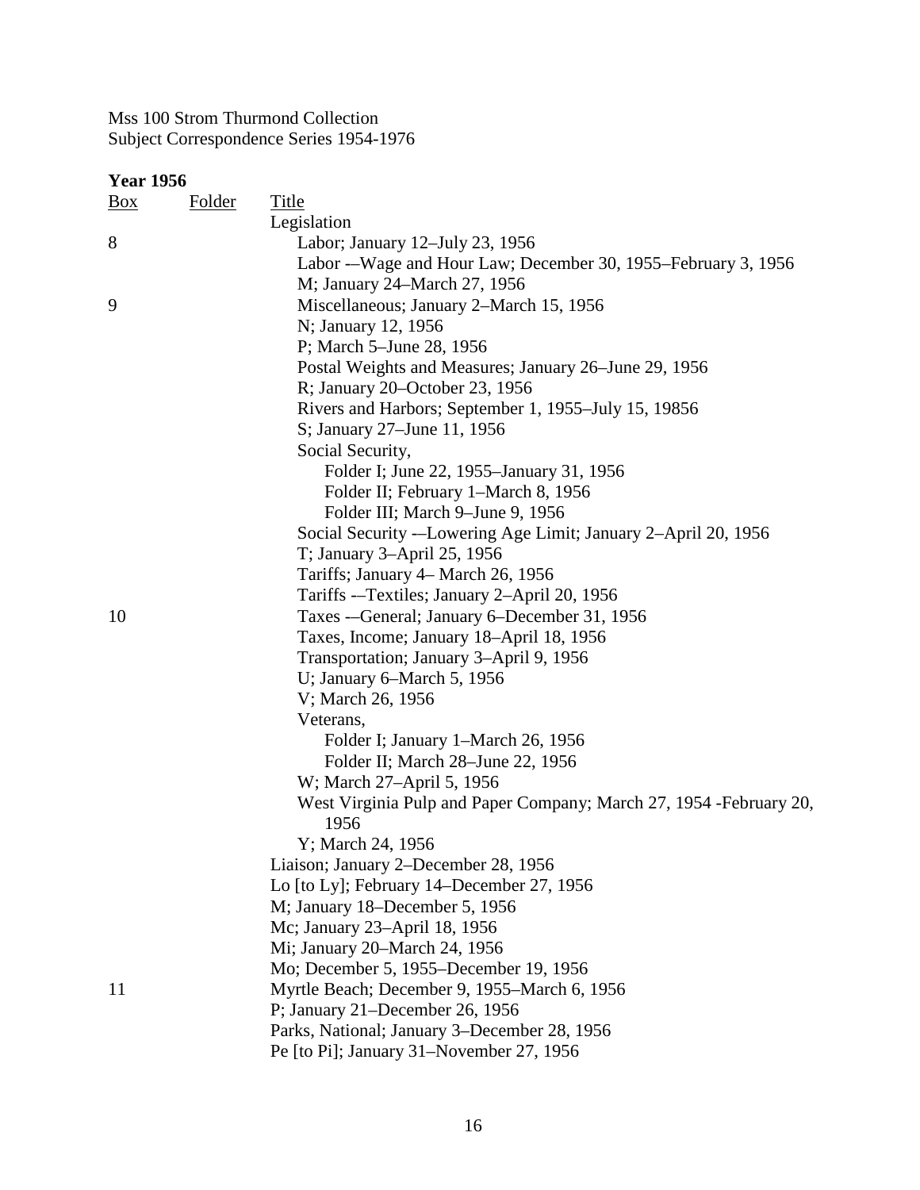Mss 100 Strom Thurmond Collection
Subject Correspondence Series 1954-1976

**Year 1956**

| Box | Folder | Title |
|---|---|---|
| | | Legislation |
| 8 | | Labor; January 12–July 23, 1956 |
| | | Labor -–Wage and Hour Law; December 30, 1955–February 3, 1956 |
| | | M; January 24–March 27, 1956 |
| 9 | | Miscellaneous; January 2–March 15, 1956 |
| | | N; January 12, 1956 |
| | | P; March 5–June 28, 1956 |
| | | Postal Weights and Measures; January 26–June 29, 1956 |
| | | R; January 20–October 23, 1956 |
| | | Rivers and Harbors; September 1, 1955–July 15, 19856 |
| | | S; January 27–June 11, 1956 |
| | | Social Security, |
| | | Folder I; June 22, 1955–January 31, 1956 |
| | | Folder II; February 1–March 8, 1956 |
| | | Folder III; March 9–June 9, 1956 |
| | | Social Security -–Lowering Age Limit; January 2–April 20, 1956 |
| | | T; January 3–April 25, 1956 |
| | | Tariffs; January 4– March 26, 1956 |
| | | Tariffs -–Textiles; January 2–April 20, 1956 |
| 10 | | Taxes -–General; January 6–December 31, 1956 |
| | | Taxes, Income; January 18–April 18, 1956 |
| | | Transportation; January 3–April 9, 1956 |
| | | U; January 6–March 5, 1956 |
| | | V; March 26, 1956 |
| | | Veterans, |
| | | Folder I; January 1–March 26, 1956 |
| | | Folder II; March 28–June 22, 1956 |
| | | W; March 27–April 5, 1956 |
| | | West Virginia Pulp and Paper Company; March 27, 1954 -February 20, 1956 |
| | | Y; March 24, 1956 |
| | | Liaison; January 2–December 28, 1956 |
| | | Lo [to Ly]; February 14–December 27, 1956 |
| | | M; January 18–December 5, 1956 |
| | | Mc; January 23–April 18, 1956 |
| | | Mi; January 20–March 24, 1956 |
| | | Mo; December 5, 1955–December 19, 1956 |
| 11 | | Myrtle Beach; December 9, 1955–March 6, 1956 |
| | | P; January 21–December 26, 1956 |
| | | Parks, National; January 3–December 28, 1956 |
| | | Pe [to Pi]; January 31–November 27, 1956 |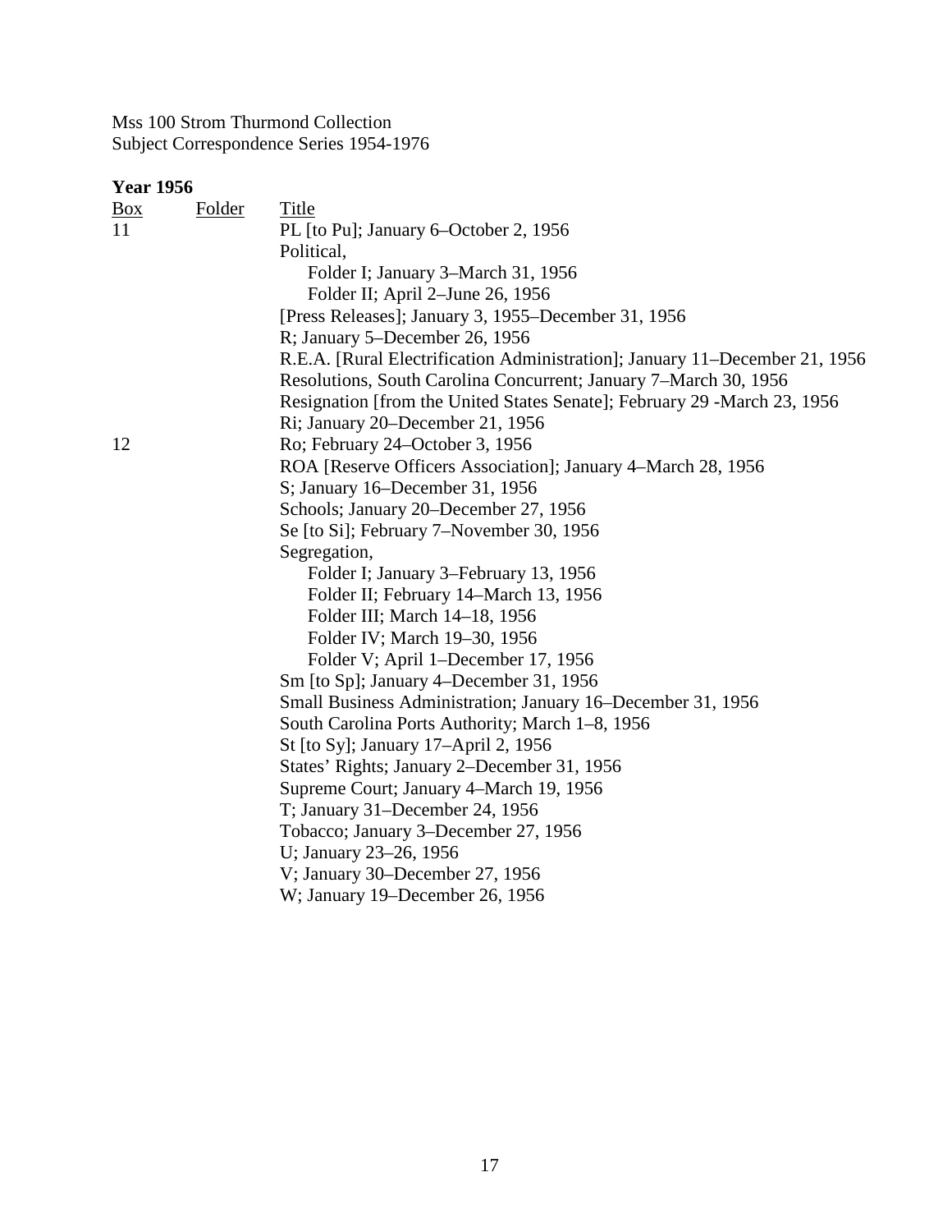Mss 100 Strom Thurmond Collection
Subject Correspondence Series 1954-1976

**Year 1956**

| Box | Folder | Title |
|---|---|---|
| 11 | | PL [to Pu]; January 6–October 2, 1956 |
| | | Political, |
| | | Folder I; January 3–March 31, 1956 |
| | | Folder II; April 2–June 26, 1956 |
| | | [Press Releases]; January 3, 1955–December 31, 1956 |
| | | R; January 5–December 26, 1956 |
| | | R.E.A. [Rural Electrification Administration]; January 11–December 21, 1956 |
| | | Resolutions, South Carolina Concurrent; January 7–March 30, 1956 |
| | | Resignation [from the United States Senate]; February 29 -March 23, 1956 |
| | | Ri; January 20–December 21, 1956 |
| 12 | | Ro; February 24–October 3, 1956 |
| | | ROA [Reserve Officers Association]; January 4–March 28, 1956 |
| | | S; January 16–December 31, 1956 |
| | | Schools; January 20–December 27, 1956 |
| | | Se [to Si]; February 7–November 30, 1956 |
| | | Segregation, |
| | | Folder I; January 3–February 13, 1956 |
| | | Folder II; February 14–March 13, 1956 |
| | | Folder III; March 14–18, 1956 |
| | | Folder IV; March 19–30, 1956 |
| | | Folder V; April 1–December 17, 1956 |
| | | Sm [to Sp]; January 4–December 31, 1956 |
| | | Small Business Administration; January 16–December 31, 1956 |
| | | South Carolina Ports Authority; March 1–8, 1956 |
| | | St [to Sy]; January 17–April 2, 1956 |
| | | States' Rights; January 2–December 31, 1956 |
| | | Supreme Court; January 4–March 19, 1956 |
| | | T; January 31–December 24, 1956 |
| | | Tobacco; January 3–December 27, 1956 |
| | | U; January 23–26, 1956 |
| | | V; January 30–December 27, 1956 |
| | | W; January 19–December 26, 1956 |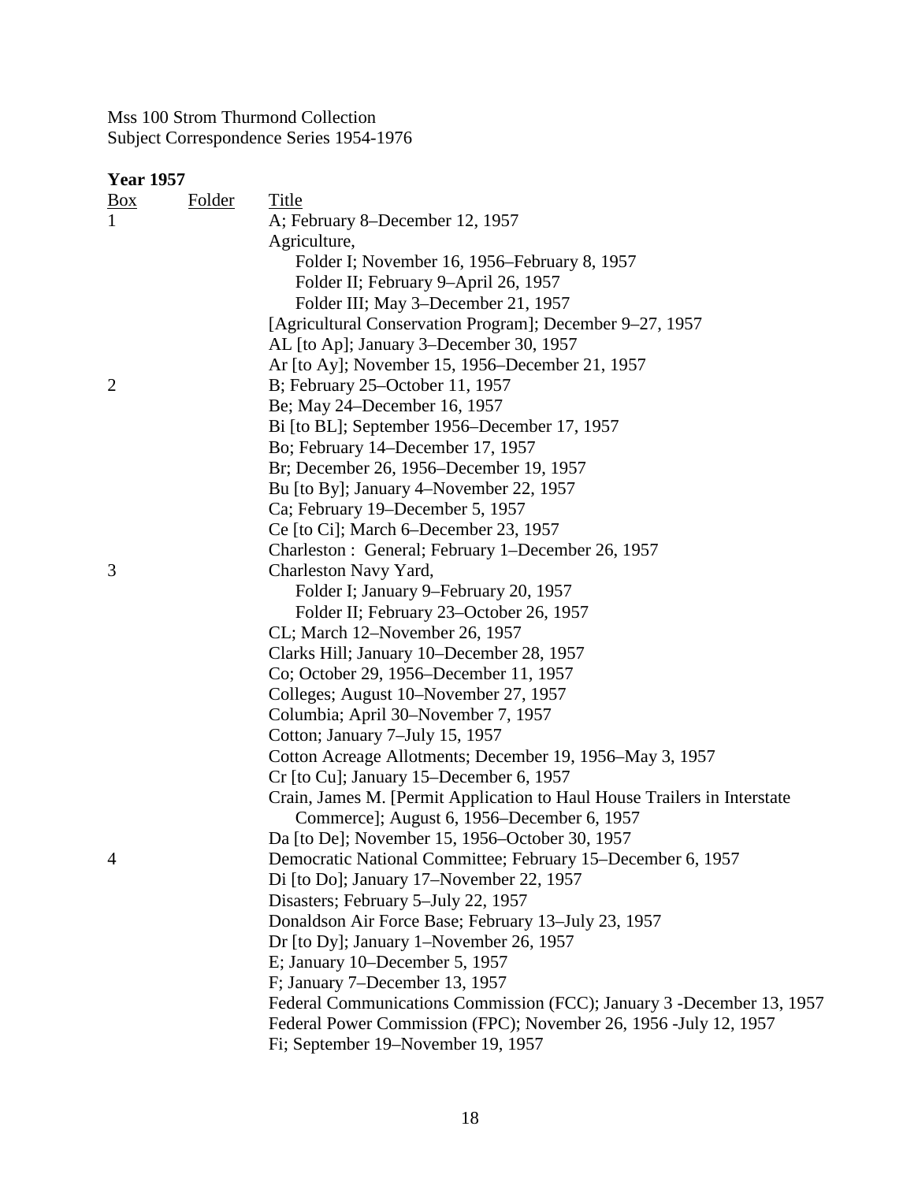Mss 100 Strom Thurmond Collection
Subject Correspondence Series 1954-1976

**Year 1957**

| Box | Folder | Title |
|---|---|---|
| 1 | | A; February 8–December 12, 1957 |
| | | Agriculture, |
| | | Folder I; November 16, 1956–February 8, 1957 |
| | | Folder II; February 9–April 26, 1957 |
| | | Folder III; May 3–December 21, 1957 |
| | | [Agricultural Conservation Program]; December 9–27, 1957 |
| | | AL [to Ap]; January 3–December 30, 1957 |
| | | Ar [to Ay]; November 15, 1956–December 21, 1957 |
| 2 | | B; February 25–October 11, 1957 |
| | | Be; May 24–December 16, 1957 |
| | | Bi [to BL]; September 1956–December 17, 1957 |
| | | Bo; February 14–December 17, 1957 |
| | | Br; December 26, 1956–December 19, 1957 |
| | | Bu [to By]; January 4–November 22, 1957 |
| | | Ca; February 19–December 5, 1957 |
| | | Ce [to Ci]; March 6–December 23, 1957 |
| | | Charleston : General; February 1–December 26, 1957 |
| 3 | | Charleston Navy Yard, |
| | | Folder I; January 9–February 20, 1957 |
| | | Folder II; February 23–October 26, 1957 |
| | | CL; March 12–November 26, 1957 |
| | | Clarks Hill; January 10–December 28, 1957 |
| | | Co; October 29, 1956–December 11, 1957 |
| | | Colleges; August 10–November 27, 1957 |
| | | Columbia; April 30–November 7, 1957 |
| | | Cotton; January 7–July 15, 1957 |
| | | Cotton Acreage Allotments; December 19, 1956–May 3, 1957 |
| | | Cr [to Cu]; January 15–December 6, 1957 |
| | | Crain, James M. [Permit Application to Haul House Trailers in Interstate Commerce]; August 6, 1956–December 6, 1957 |
| | | Da [to De]; November 15, 1956–October 30, 1957 |
| 4 | | Democratic National Committee; February 15–December 6, 1957 |
| | | Di [to Do]; January 17–November 22, 1957 |
| | | Disasters; February 5–July 22, 1957 |
| | | Donaldson Air Force Base; February 13–July 23, 1957 |
| | | Dr [to Dy]; January 1–November 26, 1957 |
| | | E; January 10–December 5, 1957 |
| | | F; January 7–December 13, 1957 |
| | | Federal Communications Commission (FCC); January 3 -December 13, 1957 |
| | | Federal Power Commission (FPC); November 26, 1956 -July 12, 1957 |
| | | Fi; September 19–November 19, 1957 |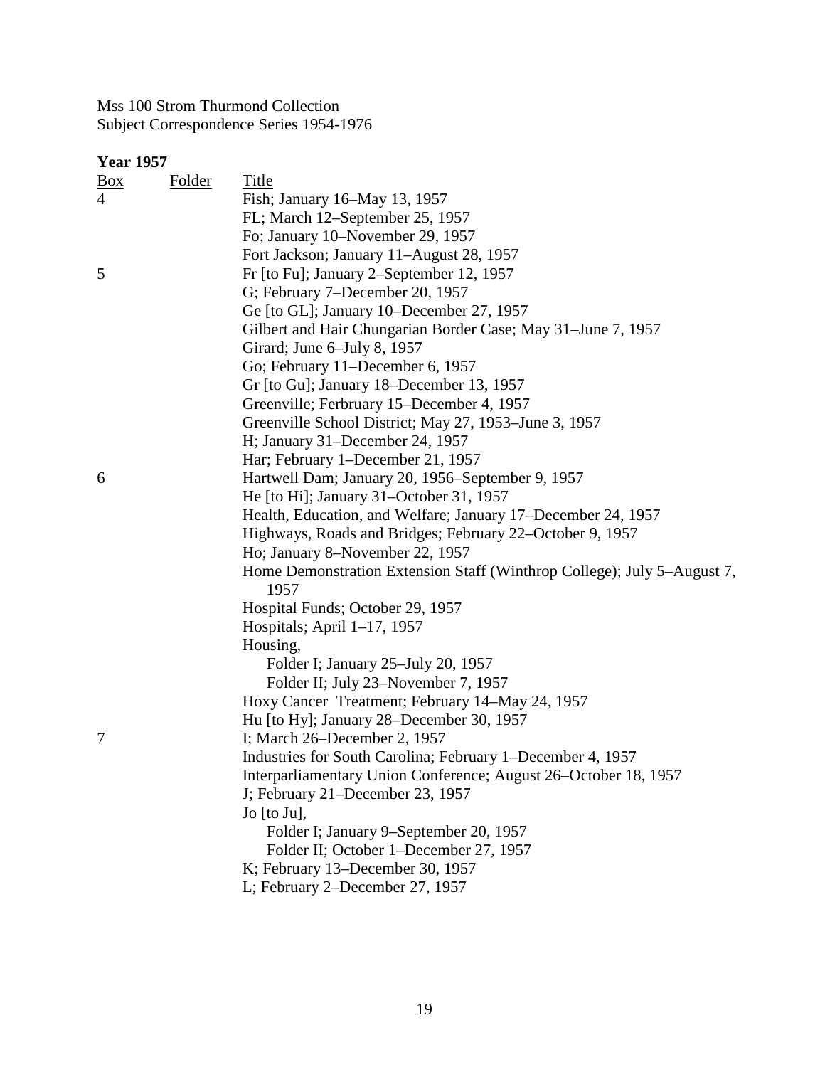Mss 100 Strom Thurmond Collection
Subject Correspondence Series 1954-1976

**Year 1957**

| Box | Folder | Title |
|---|---|---|
| 4 | | Fish; January 16–May 13, 1957 |
| | | FL; March 12–September 25, 1957 |
| | | Fo; January 10–November 29, 1957 |
| | | Fort Jackson; January 11–August 28, 1957 |
| 5 | | Fr [to Fu]; January 2–September 12, 1957 |
| | | G; February 7–December 20, 1957 |
| | | Ge [to GL]; January 10–December 27, 1957 |
| | | Gilbert and Hair Chungarian Border Case; May 31–June 7, 1957 |
| | | Girard; June 6–July 8, 1957 |
| | | Go; February 11–December 6, 1957 |
| | | Gr [to Gu]; January 18–December 13, 1957 |
| | | Greenville; Ferbruary 15–December 4, 1957 |
| | | Greenville School District; May 27, 1953–June 3, 1957 |
| | | H; January 31–December 24, 1957 |
| | | Har; February 1–December 21, 1957 |
| 6 | | Hartwell Dam; January 20, 1956–September 9, 1957 |
| | | He [to Hi]; January 31–October 31, 1957 |
| | | Health, Education, and Welfare; January 17–December 24, 1957 |
| | | Highways, Roads and Bridges; February 22–October 9, 1957 |
| | | Ho; January 8–November 22, 1957 |
| | | Home Demonstration Extension Staff (Winthrop College); July 5–August 7, 1957 |
| | | Hospital Funds; October 29, 1957 |
| | | Hospitals; April 1–17, 1957 |
| | | Housing, |
| | | Folder I; January 25–July 20, 1957 |
| | | Folder II; July 23–November 7, 1957 |
| | | Hoxy Cancer Treatment; February 14–May 24, 1957 |
| | | Hu [to Hy]; January 28–December 30, 1957 |
| 7 | | I; March 26–December 2, 1957 |
| | | Industries for South Carolina; February 1–December 4, 1957 |
| | | Interparliamentary Union Conference; August 26–October 18, 1957 |
| | | J; February 21–December 23, 1957 |
| | | Jo [to Ju], |
| | | Folder I; January 9–September 20, 1957 |
| | | Folder II; October 1–December 27, 1957 |
| | | K; February 13–December 30, 1957 |
| | | L; February 2–December 27, 1957 |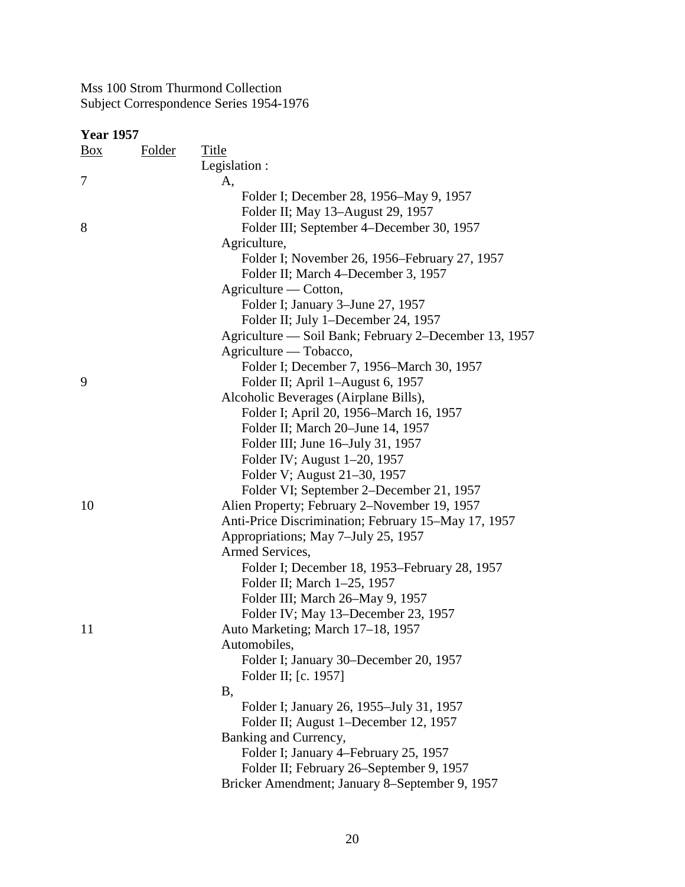Mss 100 Strom Thurmond Collection
Subject Correspondence Series 1954-1976

**Year 1957**

| Box | Folder | Title |
|---|---|---|
| | | Legislation : |
| 7 | | A, |
| | | Folder I; December 28, 1956–May 9, 1957 |
| | | Folder II; May 13–August 29, 1957 |
| 8 | | Folder III; September 4–December 30, 1957 |
| | | Agriculture, |
| | | Folder I; November 26, 1956–February 27, 1957 |
| | | Folder II; March 4–December 3, 1957 |
| | | Agriculture — Cotton, |
| | | Folder I; January 3–June 27, 1957 |
| | | Folder II; July 1–December 24, 1957 |
| | | Agriculture — Soil Bank; February 2–December 13, 1957 |
| | | Agriculture — Tobacco, |
| | | Folder I; December 7, 1956–March 30, 1957 |
| 9 | | Folder II; April 1–August 6, 1957 |
| | | Alcoholic Beverages (Airplane Bills), |
| | | Folder I; April 20, 1956–March 16, 1957 |
| | | Folder II; March 20–June 14, 1957 |
| | | Folder III; June 16–July 31, 1957 |
| | | Folder IV; August 1–20, 1957 |
| | | Folder V; August 21–30, 1957 |
| | | Folder VI; September 2–December 21, 1957 |
| 10 | | Alien Property; February 2–November 19, 1957 |
| | | Anti-Price Discrimination; February 15–May 17, 1957 |
| | | Appropriations; May 7–July 25, 1957 |
| | | Armed Services, |
| | | Folder I; December 18, 1953–February 28, 1957 |
| | | Folder II; March 1–25, 1957 |
| | | Folder III; March 26–May 9, 1957 |
| | | Folder IV; May 13–December 23, 1957 |
| 11 | | Auto Marketing; March 17–18, 1957 |
| | | Automobiles, |
| | | Folder I; January 30–December 20, 1957 |
| | | Folder II; [c. 1957] |
| | | B, |
| | | Folder I; January 26, 1955–July 31, 1957 |
| | | Folder II; August 1–December 12, 1957 |
| | | Banking and Currency, |
| | | Folder I; January 4–February 25, 1957 |
| | | Folder II; February 26–September 9, 1957 |
| | | Bricker Amendment; January 8–September 9, 1957 |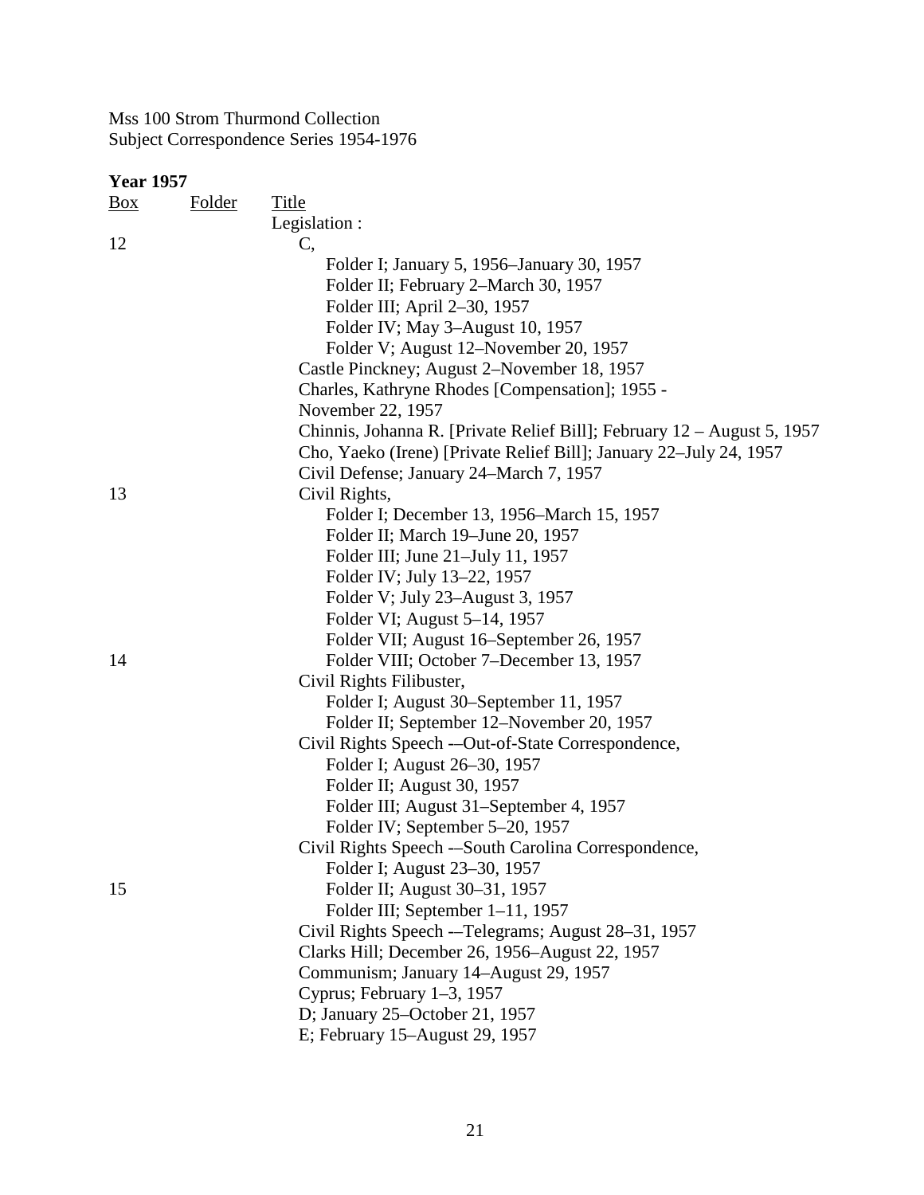Mss 100 Strom Thurmond Collection
Subject Correspondence Series 1954-1976

**Year 1957**

| Box | Folder | Title |
|---|---|---|
| | | Legislation : |
| 12 | | C, |
| | | Folder I; January 5, 1956–January 30, 1957 |
| | | Folder II; February 2–March 30, 1957 |
| | | Folder III; April 2–30, 1957 |
| | | Folder IV; May 3–August 10, 1957 |
| | | Folder V; August 12–November 20, 1957 |
| | | Castle Pinckney; August 2–November 18, 1957 |
| | | Charles, Kathryne Rhodes [Compensation]; 1955 - November 22, 1957 |
| | | Chinnis, Johanna R. [Private Relief Bill]; February 12 – August 5, 1957 |
| | | Cho, Yaeko (Irene) [Private Relief Bill]; January 22–July 24, 1957 |
| | | Civil Defense; January 24–March 7, 1957 |
| 13 | | Civil Rights, |
| | | Folder I; December 13, 1956–March 15, 1957 |
| | | Folder II; March 19–June 20, 1957 |
| | | Folder III; June 21–July 11, 1957 |
| | | Folder IV; July 13–22, 1957 |
| | | Folder V; July 23–August 3, 1957 |
| | | Folder VI; August 5–14, 1957 |
| | | Folder VII; August 16–September 26, 1957 |
| 14 | | Folder VIII; October 7–December 13, 1957 |
| | | Civil Rights Filibuster, |
| | | Folder I; August 30–September 11, 1957 |
| | | Folder II; September 12–November 20, 1957 |
| | | Civil Rights Speech -–Out-of-State Correspondence, |
| | | Folder I; August 26–30, 1957 |
| | | Folder II; August 30, 1957 |
| | | Folder III; August 31–September 4, 1957 |
| | | Folder IV; September 5–20, 1957 |
| | | Civil Rights Speech -–South Carolina Correspondence, |
| | | Folder I; August 23–30, 1957 |
| 15 | | Folder II; August 30–31, 1957 |
| | | Folder III; September 1–11, 1957 |
| | | Civil Rights Speech -–Telegrams; August 28–31, 1957 |
| | | Clarks Hill; December 26, 1956–August 22, 1957 |
| | | Communism; January 14–August 29, 1957 |
| | | Cyprus; February 1–3, 1957 |
| | | D; January 25–October 21, 1957 |
| | | E; February 15–August 29, 1957 |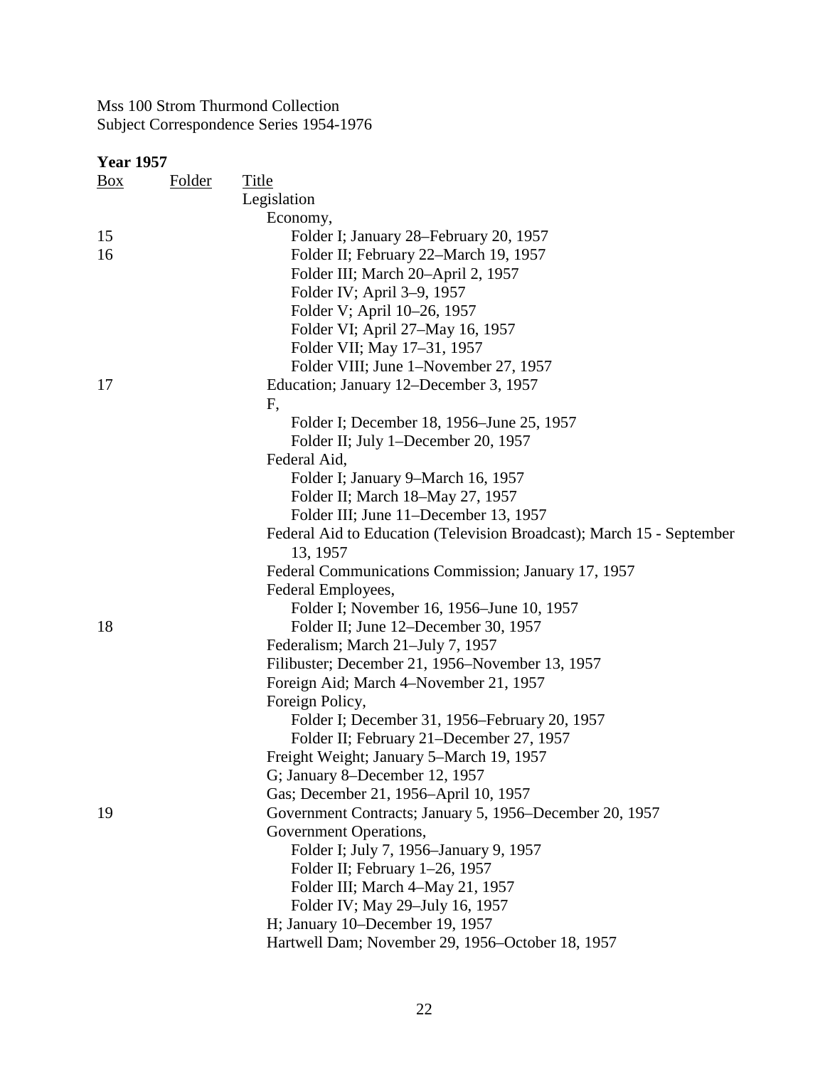Mss 100 Strom Thurmond Collection
Subject Correspondence Series 1954-1976

**Year 1957**

| Box | Folder | Title |
|---|---|---|
| | | Legislation |
| | | Economy, |
| 15 | | Folder I; January 28–February 20, 1957 |
| 16 | | Folder II; February 22–March 19, 1957 |
| | | Folder III; March 20–April 2, 1957 |
| | | Folder IV; April 3–9, 1957 |
| | | Folder V; April 10–26, 1957 |
| | | Folder VI; April 27–May 16, 1957 |
| | | Folder VII; May 17–31, 1957 |
| | | Folder VIII; June 1–November 27, 1957 |
| 17 | | Education; January 12–December 3, 1957 |
| | | F, |
| | | Folder I; December 18, 1956–June 25, 1957 |
| | | Folder II; July 1–December 20, 1957 |
| | | Federal Aid, |
| | | Folder I; January 9–March 16, 1957 |
| | | Folder II; March 18–May 27, 1957 |
| | | Folder III; June 11–December 13, 1957 |
| | | Federal Aid to Education (Television Broadcast); March 15 - September 13, 1957 |
| | | Federal Communications Commission; January 17, 1957 |
| | | Federal Employees, |
| | | Folder I; November 16, 1956–June 10, 1957 |
| 18 | | Folder II; June 12–December 30, 1957 |
| | | Federalism; March 21–July 7, 1957 |
| | | Filibuster; December 21, 1956–November 13, 1957 |
| | | Foreign Aid; March 4–November 21, 1957 |
| | | Foreign Policy, |
| | | Folder I; December 31, 1956–February 20, 1957 |
| | | Folder II; February 21–December 27, 1957 |
| | | Freight Weight; January 5–March 19, 1957 |
| | | G; January 8–December 12, 1957 |
| | | Gas; December 21, 1956–April 10, 1957 |
| 19 | | Government Contracts; January 5, 1956–December 20, 1957 |
| | | Government Operations, |
| | | Folder I; July 7, 1956–January 9, 1957 |
| | | Folder II; February 1–26, 1957 |
| | | Folder III; March 4–May 21, 1957 |
| | | Folder IV; May 29–July 16, 1957 |
| | | H; January 10–December 19, 1957 |
| | | Hartwell Dam; November 29, 1956–October 18, 1957 |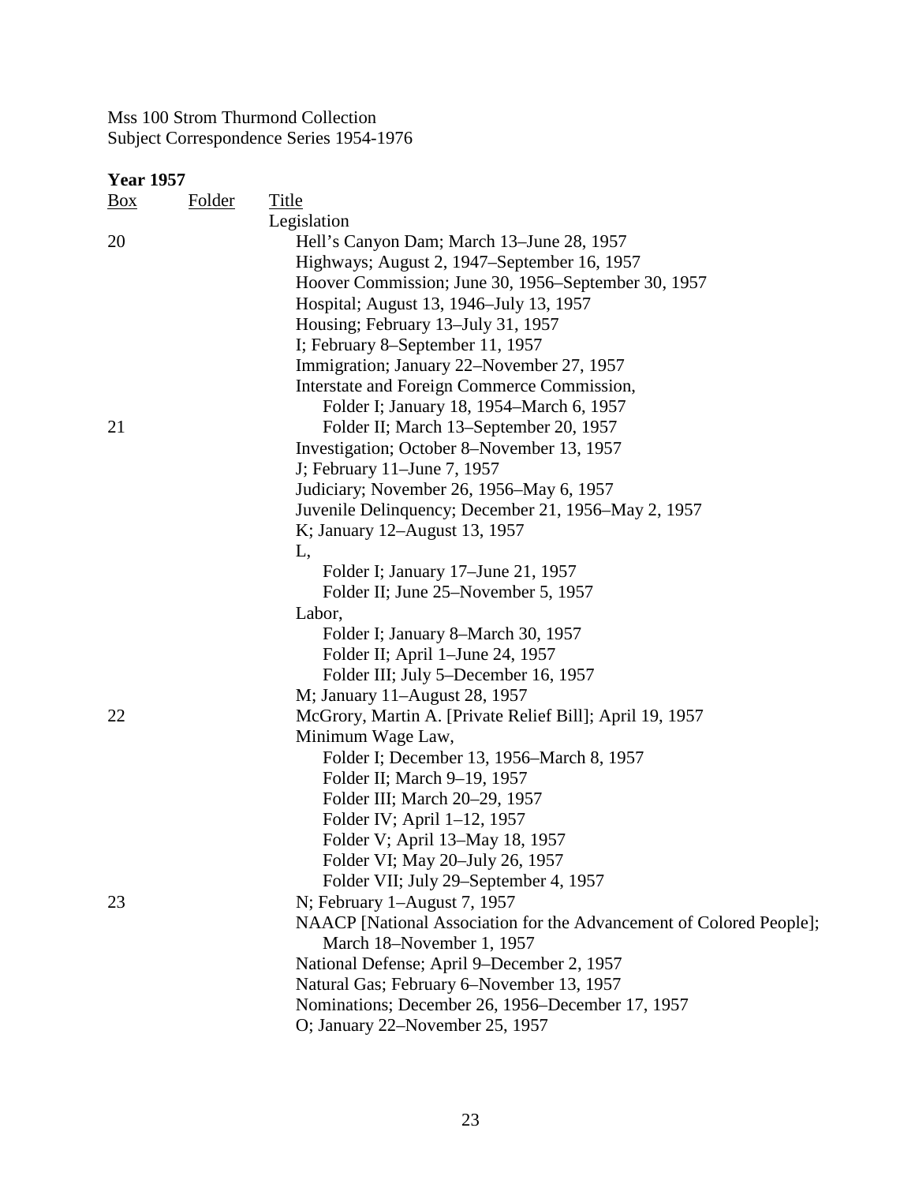Mss 100 Strom Thurmond Collection
Subject Correspondence Series 1954-1976

**Year 1957**

| Box | Folder | Title |
|---|---|---|
| | | Legislation |
| 20 | | Hell's Canyon Dam; March 13–June 28, 1957 |
| | | Highways; August 2, 1947–September 16, 1957 |
| | | Hoover Commission; June 30, 1956–September 30, 1957 |
| | | Hospital; August 13, 1946–July 13, 1957 |
| | | Housing; February 13–July 31, 1957 |
| | | I; February 8–September 11, 1957 |
| | | Immigration; January 22–November 27, 1957 |
| | | Interstate and Foreign Commerce Commission, |
| | | Folder I; January 18, 1954–March 6, 1957 |
| 21 | | Folder II; March 13–September 20, 1957 |
| | | Investigation; October 8–November 13, 1957 |
| | | J; February 11–June 7, 1957 |
| | | Judiciary; November 26, 1956–May 6, 1957 |
| | | Juvenile Delinquency; December 21, 1956–May 2, 1957 |
| | | K; January 12–August 13, 1957 |
| | | L, |
| | | Folder I; January 17–June 21, 1957 |
| | | Folder II; June 25–November 5, 1957 |
| | | Labor, |
| | | Folder I; January 8–March 30, 1957 |
| | | Folder II; April 1–June 24, 1957 |
| | | Folder III; July 5–December 16, 1957 |
| | | M; January 11–August 28, 1957 |
| 22 | | McGrory, Martin A. [Private Relief Bill]; April 19, 1957 |
| | | Minimum Wage Law, |
| | | Folder I; December 13, 1956–March 8, 1957 |
| | | Folder II; March 9–19, 1957 |
| | | Folder III; March 20–29, 1957 |
| | | Folder IV; April 1–12, 1957 |
| | | Folder V; April 13–May 18, 1957 |
| | | Folder VI; May 20–July 26, 1957 |
| | | Folder VII; July 29–September 4, 1957 |
| 23 | | N; February 1–August 7, 1957 |
| | | NAACP [National Association for the Advancement of Colored People]; March 18–November 1, 1957 |
| | | National Defense; April 9–December 2, 1957 |
| | | Natural Gas; February 6–November 13, 1957 |
| | | Nominations; December 26, 1956–December 17, 1957 |
| | | O; January 22–November 25, 1957 |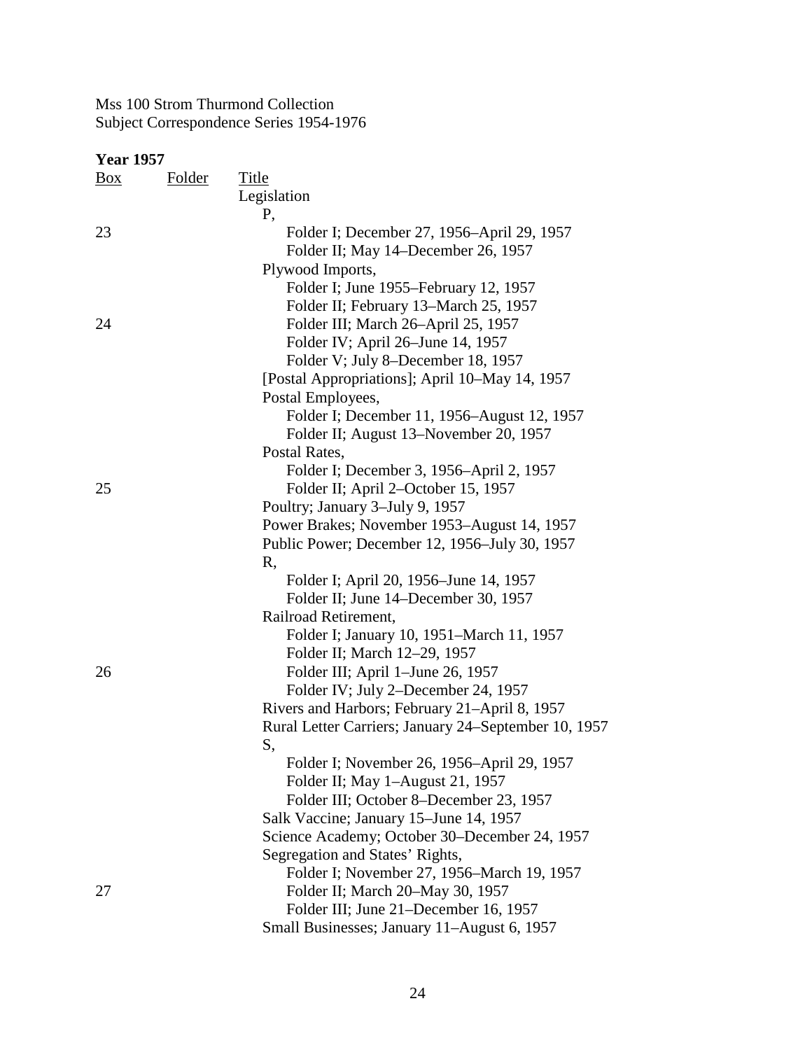Mss 100 Strom Thurmond Collection
Subject Correspondence Series 1954-1976

**Year 1957**

| Box | Folder | Title |
|---|---|---|
| | | Legislation |
| | | P, |
| 23 | | Folder I; December 27, 1956–April 29, 1957 |
| | | Folder II; May 14–December 26, 1957 |
| | | Plywood Imports, |
| | | Folder I; June 1955–February 12, 1957 |
| | | Folder II; February 13–March 25, 1957 |
| 24 | | Folder III; March 26–April 25, 1957 |
| | | Folder IV; April 26–June 14, 1957 |
| | | Folder V; July 8–December 18, 1957 |
| | | [Postal Appropriations]; April 10–May 14, 1957 |
| | | Postal Employees, |
| | | Folder I; December 11, 1956–August 12, 1957 |
| | | Folder II; August 13–November 20, 1957 |
| | | Postal Rates, |
| | | Folder I; December 3, 1956–April 2, 1957 |
| 25 | | Folder II; April 2–October 15, 1957 |
| | | Poultry; January 3–July 9, 1957 |
| | | Power Brakes; November 1953–August 14, 1957 |
| | | Public Power; December 12, 1956–July 30, 1957 |
| | | R, |
| | | Folder I; April 20, 1956–June 14, 1957 |
| | | Folder II; June 14–December 30, 1957 |
| | | Railroad Retirement, |
| | | Folder I; January 10, 1951–March 11, 1957 |
| | | Folder II; March 12–29, 1957 |
| 26 | | Folder III; April 1–June 26, 1957 |
| | | Folder IV; July 2–December 24, 1957 |
| | | Rivers and Harbors; February 21–April 8, 1957 |
| | | Rural Letter Carriers; January 24–September 10, 1957 |
| | | S, |
| | | Folder I; November 26, 1956–April 29, 1957 |
| | | Folder II; May 1–August 21, 1957 |
| | | Folder III; October 8–December 23, 1957 |
| | | Salk Vaccine; January 15–June 14, 1957 |
| | | Science Academy; October 30–December 24, 1957 |
| | | Segregation and States' Rights, |
| | | Folder I; November 27, 1956–March 19, 1957 |
| 27 | | Folder II; March 20–May 30, 1957 |
| | | Folder III; June 21–December 16, 1957 |
| | | Small Businesses; January 11–August 6, 1957 |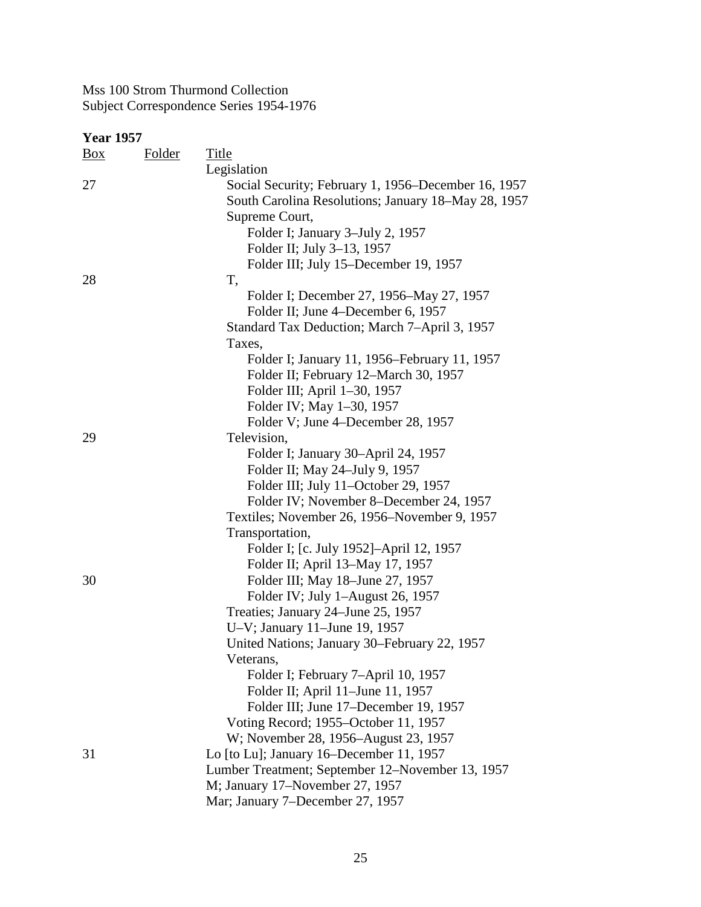Mss 100 Strom Thurmond Collection
Subject Correspondence Series 1954-1976

**Year 1957**

| Box | Folder | Title |
|---|---|---|
| | | Legislation |
| 27 | | Social Security; February 1, 1956–December 16, 1957 |
| | | South Carolina Resolutions; January 18–May 28, 1957 |
| | | Supreme Court, |
| | | Folder I; January 3–July 2, 1957 |
| | | Folder II; July 3–13, 1957 |
| | | Folder III; July 15–December 19, 1957 |
| 28 | | T, |
| | | Folder I; December 27, 1956–May 27, 1957 |
| | | Folder II; June 4–December 6, 1957 |
| | | Standard Tax Deduction; March 7–April 3, 1957 |
| | | Taxes, |
| | | Folder I; January 11, 1956–February 11, 1957 |
| | | Folder II; February 12–March 30, 1957 |
| | | Folder III; April 1–30, 1957 |
| | | Folder IV; May 1–30, 1957 |
| | | Folder V; June 4–December 28, 1957 |
| 29 | | Television, |
| | | Folder I; January 30–April 24, 1957 |
| | | Folder II; May 24–July 9, 1957 |
| | | Folder III; July 11–October 29, 1957 |
| | | Folder IV; November 8–December 24, 1957 |
| | | Textiles; November 26, 1956–November 9, 1957 |
| | | Transportation, |
| | | Folder I; [c. July 1952]–April 12, 1957 |
| | | Folder II; April 13–May 17, 1957 |
| 30 | | Folder III; May 18–June 27, 1957 |
| | | Folder IV; July 1–August 26, 1957 |
| | | Treaties; January 24–June 25, 1957 |
| | | U–V; January 11–June 19, 1957 |
| | | United Nations; January 30–February 22, 1957 |
| | | Veterans, |
| | | Folder I; February 7–April 10, 1957 |
| | | Folder II; April 11–June 11, 1957 |
| | | Folder III; June 17–December 19, 1957 |
| | | Voting Record; 1955–October 11, 1957 |
| | | W; November 28, 1956–August 23, 1957 |
| 31 | | Lo [to Lu]; January 16–December 11, 1957 |
| | | Lumber Treatment; September 12–November 13, 1957 |
| | | M; January 17–November 27, 1957 |
| | | Mar; January 7–December 27, 1957 |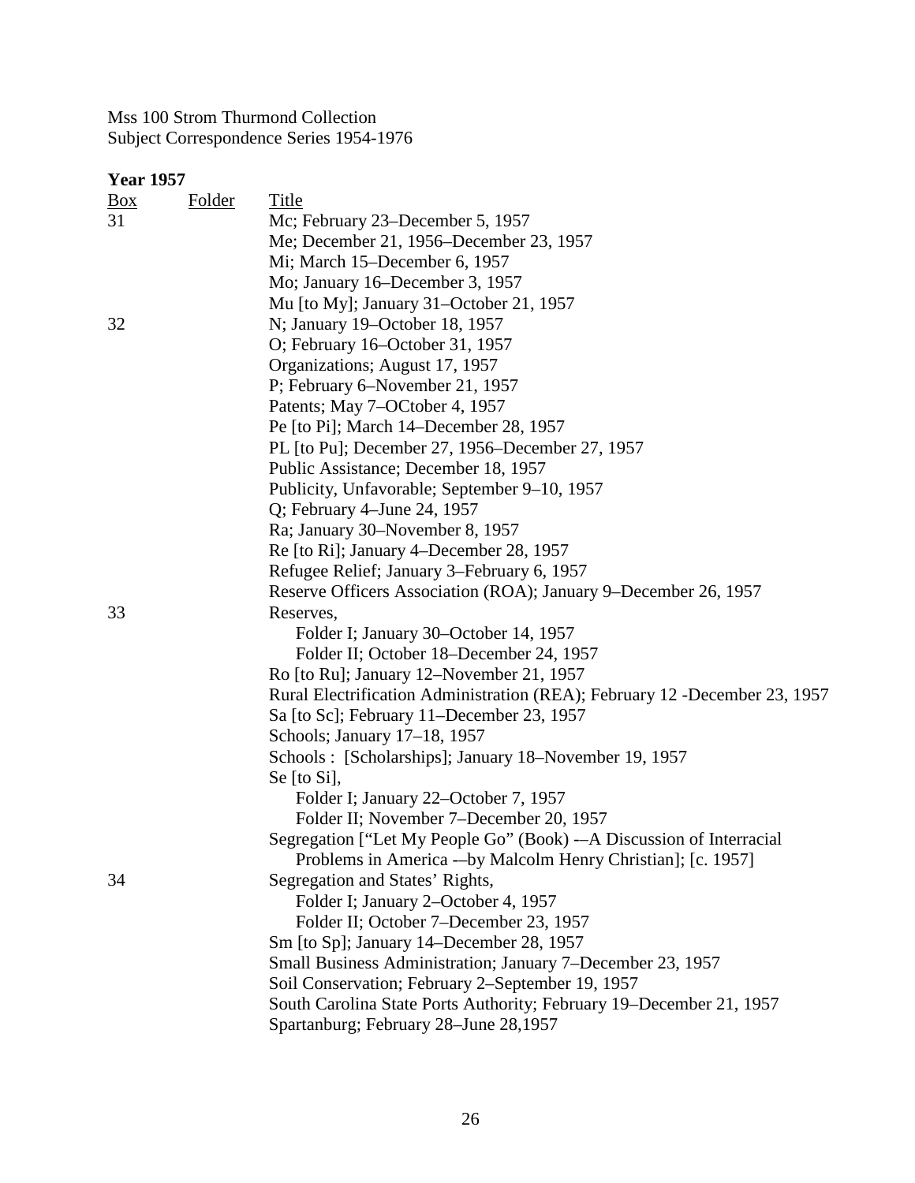Mss 100 Strom Thurmond Collection
Subject Correspondence Series 1954-1976

**Year 1957**

| Box | Folder | Title |
|---|---|---|
| 31 | | Mc; February 23–December 5, 1957 |
| | | Me; December 21, 1956–December 23, 1957 |
| | | Mi; March 15–December 6, 1957 |
| | | Mo; January 16–December 3, 1957 |
| | | Mu [to My]; January 31–October 21, 1957 |
| 32 | | N; January 19–October 18, 1957 |
| | | O; February 16–October 31, 1957 |
| | | Organizations; August 17, 1957 |
| | | P; February 6–November 21, 1957 |
| | | Patents; May 7–OCtober 4, 1957 |
| | | Pe [to Pi]; March 14–December 28, 1957 |
| | | PL [to Pu]; December 27, 1956–December 27, 1957 |
| | | Public Assistance; December 18, 1957 |
| | | Publicity, Unfavorable; September 9–10, 1957 |
| | | Q; February 4–June 24, 1957 |
| | | Ra; January 30–November 8, 1957 |
| | | Re [to Ri]; January 4–December 28, 1957 |
| | | Refugee Relief; January 3–February 6, 1957 |
| | | Reserve Officers Association (ROA); January 9–December 26, 1957 |
| 33 | | Reserves, |
| | | Folder I; January 30–October 14, 1957 |
| | | Folder II; October 18–December 24, 1957 |
| | | Ro [to Ru]; January 12–November 21, 1957 |
| | | Rural Electrification Administration (REA); February 12 -December 23, 1957 |
| | | Sa [to Sc]; February 11–December 23, 1957 |
| | | Schools; January 17–18, 1957 |
| | | Schools : [Scholarships]; January 18–November 19, 1957 |
| | | Se [to Si], |
| | | Folder I; January 22–October 7, 1957 |
| | | Folder II; November 7–December 20, 1957 |
| | | Segregation ["Let My People Go" (Book) -–A Discussion of Interracial Problems in America -–by Malcolm Henry Christian]; [c. 1957] |
| 34 | | Segregation and States' Rights, |
| | | Folder I; January 2–October 4, 1957 |
| | | Folder II; October 7–December 23, 1957 |
| | | Sm [to Sp]; January 14–December 28, 1957 |
| | | Small Business Administration; January 7–December 23, 1957 |
| | | Soil Conservation; February 2–September 19, 1957 |
| | | South Carolina State Ports Authority; February 19–December 21, 1957 |
| | | Spartanburg; February 28–June 28,1957 |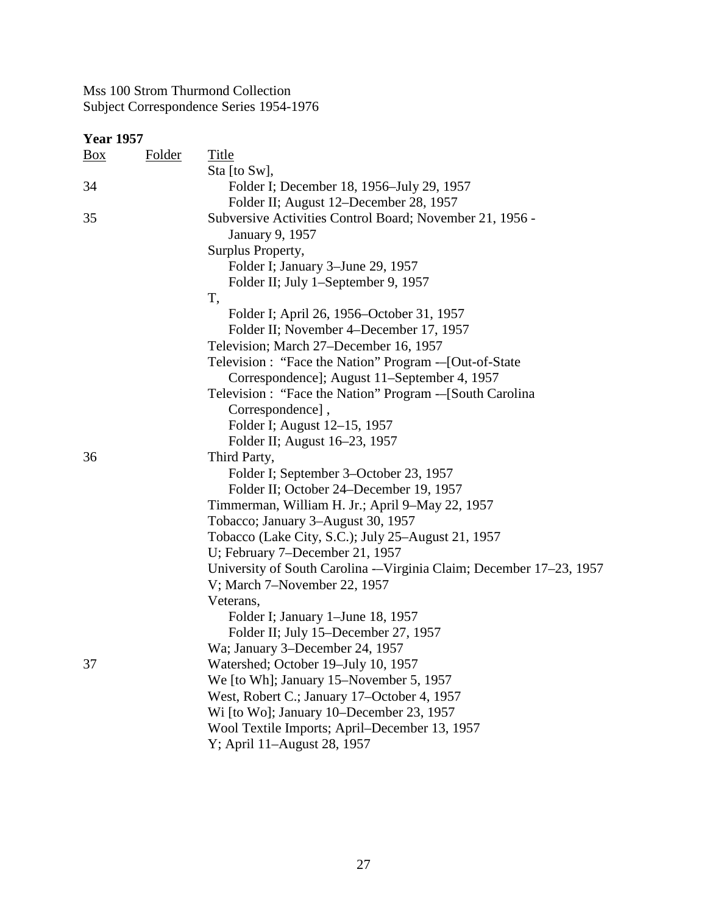Mss 100 Strom Thurmond Collection
Subject Correspondence Series 1954-1976

**Year 1957**

| Box | Folder | Title |
|---|---|---|
| | | Sta [to Sw], |
| 34 | | Folder I; December 18, 1956–July 29, 1957 |
| | | Folder II; August 12–December 28, 1957 |
| 35 | | Subversive Activities Control Board; November 21, 1956 - January 9, 1957 |
| | | Surplus Property, |
| | | Folder I; January 3–June 29, 1957 |
| | | Folder II; July 1–September 9, 1957 |
| | | T, |
| | | Folder I; April 26, 1956–October 31, 1957 |
| | | Folder II; November 4–December 17, 1957 |
| | | Television; March 27–December 16, 1957 |
| | | Television : "Face the Nation" Program -–[Out-of-State Correspondence]; August 11–September 4, 1957 |
| | | Television : "Face the Nation" Program -–[South Carolina Correspondence] , |
| | | Folder I; August 12–15, 1957 |
| | | Folder II; August 16–23, 1957 |
| 36 | | Third Party, |
| | | Folder I; September 3–October 23, 1957 |
| | | Folder II; October 24–December 19, 1957 |
| | | Timmerman, William H. Jr.; April 9–May 22, 1957 |
| | | Tobacco; January 3–August 30, 1957 |
| | | Tobacco (Lake City, S.C.); July 25–August 21, 1957 |
| | | U; February 7–December 21, 1957 |
| | | University of South Carolina -–Virginia Claim; December 17–23, 1957 |
| | | V; March 7–November 22, 1957 |
| | | Veterans, |
| | | Folder I; January 1–June 18, 1957 |
| | | Folder II; July 15–December 27, 1957 |
| | | Wa; January 3–December 24, 1957 |
| 37 | | Watershed; October 19–July 10, 1957 |
| | | We [to Wh]; January 15–November 5, 1957 |
| | | West, Robert C.; January 17–October 4, 1957 |
| | | Wi [to Wo]; January 10–December 23, 1957 |
| | | Wool Textile Imports; April–December 13, 1957 |
| | | Y; April 11–August 28, 1957 |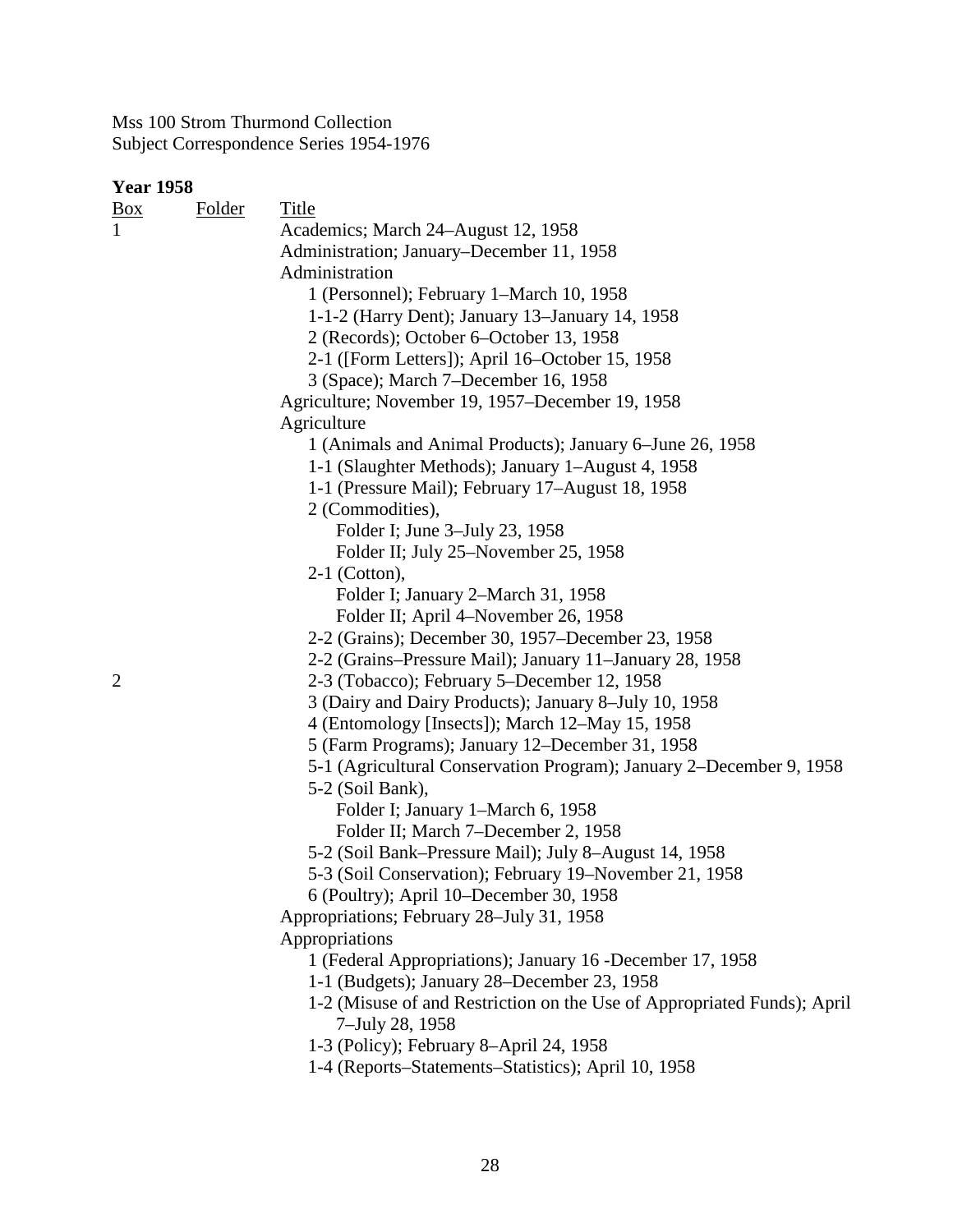Mss 100 Strom Thurmond Collection
Subject Correspondence Series 1954-1976

**Year 1958**

| Box | Folder | Title |
|---|---|---|
| 1 | | Academics; March 24–August 12, 1958 |
| | | Administration; January–December 11, 1958 |
| | | Administration |
| | | 1 (Personnel); February 1–March 10, 1958 |
| | | 1-1-2 (Harry Dent); January 13–January 14, 1958 |
| | | 2 (Records); October 6–October 13, 1958 |
| | | 2-1 ([Form Letters]); April 16–October 15, 1958 |
| | | 3 (Space); March 7–December 16, 1958 |
| | | Agriculture; November 19, 1957–December 19, 1958 |
| | | Agriculture |
| | | 1 (Animals and Animal Products); January 6–June 26, 1958 |
| | | 1-1 (Slaughter Methods); January 1–August 4, 1958 |
| | | 1-1 (Pressure Mail); February 17–August 18, 1958 |
| | | 2 (Commodities), |
| | | Folder I; June 3–July 23, 1958 |
| | | Folder II; July 25–November 25, 1958 |
| | | 2-1 (Cotton), |
| | | Folder I; January 2–March 31, 1958 |
| | | Folder II; April 4–November 26, 1958 |
| | | 2-2 (Grains); December 30, 1957–December 23, 1958 |
| | | 2-2 (Grains–Pressure Mail); January 11–January 28, 1958 |
| 2 | | 2-3 (Tobacco); February 5–December 12, 1958 |
| | | 3 (Dairy and Dairy Products); January 8–July 10, 1958 |
| | | 4 (Entomology [Insects]); March 12–May 15, 1958 |
| | | 5 (Farm Programs); January 12–December 31, 1958 |
| | | 5-1 (Agricultural Conservation Program); January 2–December 9, 1958 |
| | | 5-2 (Soil Bank), |
| | | Folder I; January 1–March 6, 1958 |
| | | Folder II; March 7–December 2, 1958 |
| | | 5-2 (Soil Bank–Pressure Mail); July 8–August 14, 1958 |
| | | 5-3 (Soil Conservation); February 19–November 21, 1958 |
| | | 6 (Poultry); April 10–December 30, 1958 |
| | | Appropriations; February 28–July 31, 1958 |
| | | Appropriations |
| | | 1 (Federal Appropriations); January 16 -December 17, 1958 |
| | | 1-1 (Budgets); January 28–December 23, 1958 |
| | | 1-2 (Misuse of and Restriction on the Use of Appropriated Funds); April 7–July 28, 1958 |
| | | 1-3 (Policy); February 8–April 24, 1958 |
| | | 1-4 (Reports–Statements–Statistics); April 10, 1958 |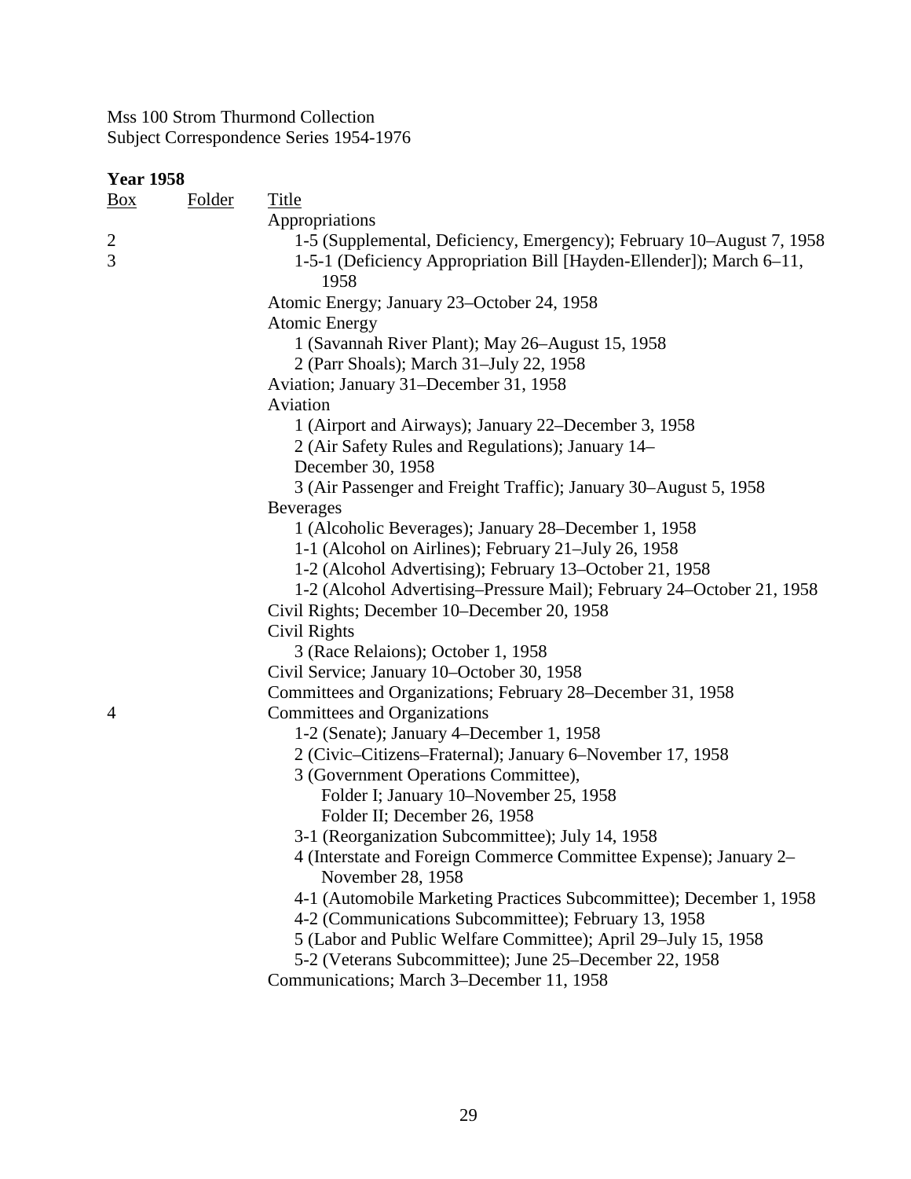Mss 100 Strom Thurmond Collection
Subject Correspondence Series 1954-1976

**Year 1958**

| Box | Folder | Title |
|---|---|---|
| | | Appropriations |
| 2 | | 1-5 (Supplemental, Deficiency, Emergency); February 10–August 7, 1958 |
| 3 | | 1-5-1 (Deficiency Appropriation Bill [Hayden-Ellender]); March 6–11, 1958 |
| | | Atomic Energy; January 23–October 24, 1958 |
| | | Atomic Energy |
| | | 1 (Savannah River Plant); May 26–August 15, 1958 |
| | | 2 (Parr Shoals); March 31–July 22, 1958 |
| | | Aviation; January 31–December 31, 1958 |
| | | Aviation |
| | | 1 (Airport and Airways); January 22–December 3, 1958 |
| | | 2 (Air Safety Rules and Regulations); January 14–December 30, 1958 |
| | | 3 (Air Passenger and Freight Traffic); January 30–August 5, 1958 |
| | | Beverages |
| | | 1 (Alcoholic Beverages); January 28–December 1, 1958 |
| | | 1-1 (Alcohol on Airlines); February 21–July 26, 1958 |
| | | 1-2 (Alcohol Advertising); February 13–October 21, 1958 |
| | | 1-2 (Alcohol Advertising–Pressure Mail); February 24–October 21, 1958 |
| | | Civil Rights; December 10–December 20, 1958 |
| | | Civil Rights |
| | | 3 (Race Relaions); October 1, 1958 |
| | | Civil Service; January 10–October 30, 1958 |
| | | Committees and Organizations; February 28–December 31, 1958 |
| 4 | | Committees and Organizations |
| | | 1-2 (Senate); January 4–December 1, 1958 |
| | | 2 (Civic–Citizens–Fraternal); January 6–November 17, 1958 |
| | | 3 (Government Operations Committee), |
| | | Folder I; January 10–November 25, 1958 |
| | | Folder II; December 26, 1958 |
| | | 3-1 (Reorganization Subcommittee); July 14, 1958 |
| | | 4 (Interstate and Foreign Commerce Committee Expense); January 2–November 28, 1958 |
| | | 4-1 (Automobile Marketing Practices Subcommittee); December 1, 1958 |
| | | 4-2 (Communications Subcommittee); February 13, 1958 |
| | | 5 (Labor and Public Welfare Committee); April 29–July 15, 1958 |
| | | 5-2 (Veterans Subcommittee); June 25–December 22, 1958 |
| | | Communications; March 3–December 11, 1958 |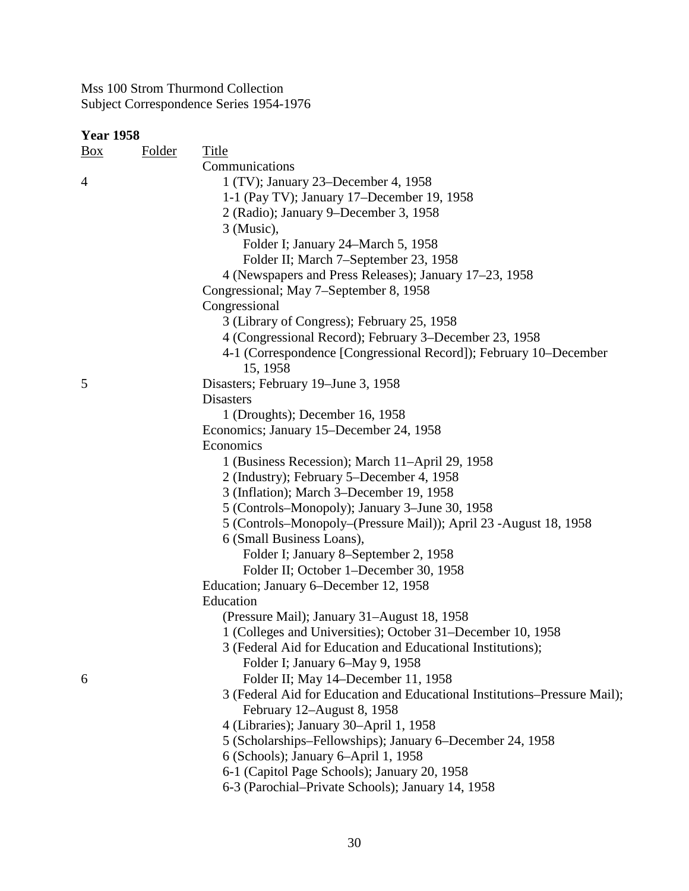Mss 100 Strom Thurmond Collection
Subject Correspondence Series 1954-1976

**Year 1958**

| Box | Folder | Title |
|---|---|---|
| | | Communications |
| 4 | | 1 (TV); January 23–December 4, 1958 |
| | | 1-1 (Pay TV); January 17–December 19, 1958 |
| | | 2 (Radio); January 9–December 3, 1958 |
| | | 3 (Music), |
| | | Folder I; January 24–March 5, 1958 |
| | | Folder II; March 7–September 23, 1958 |
| | | 4 (Newspapers and Press Releases); January 17–23, 1958 |
| | | Congressional; May 7–September 8, 1958 |
| | | Congressional |
| | | 3 (Library of Congress); February 25, 1958 |
| | | 4 (Congressional Record); February 3–December 23, 1958 |
| | | 4-1 (Correspondence [Congressional Record]); February 10–December 15, 1958 |
| 5 | | Disasters; February 19–June 3, 1958 |
| | | Disasters |
| | | 1 (Droughts); December 16, 1958 |
| | | Economics; January 15–December 24, 1958 |
| | | Economics |
| | | 1 (Business Recession); March 11–April 29, 1958 |
| | | 2 (Industry); February 5–December 4, 1958 |
| | | 3 (Inflation); March 3–December 19, 1958 |
| | | 5 (Controls–Monopoly); January 3–June 30, 1958 |
| | | 5 (Controls–Monopoly–(Pressure Mail)); April 23 -August 18, 1958 |
| | | 6 (Small Business Loans), |
| | | Folder I; January 8–September 2, 1958 |
| | | Folder II; October 1–December 30, 1958 |
| | | Education; January 6–December 12, 1958 |
| | | Education |
| | | (Pressure Mail); January 31–August 18, 1958 |
| | | 1 (Colleges and Universities); October 31–December 10, 1958 |
| | | 3 (Federal Aid for Education and Educational Institutions); |
| | | Folder I; January 6–May 9, 1958 |
| 6 | | Folder II; May 14–December 11, 1958 |
| | | 3 (Federal Aid for Education and Educational Institutions–Pressure Mail); February 12–August 8, 1958 |
| | | 4 (Libraries); January 30–April 1, 1958 |
| | | 5 (Scholarships–Fellowships); January 6–December 24, 1958 |
| | | 6 (Schools); January 6–April 1, 1958 |
| | | 6-1 (Capitol Page Schools); January 20, 1958 |
| | | 6-3 (Parochial–Private Schools); January 14, 1958 |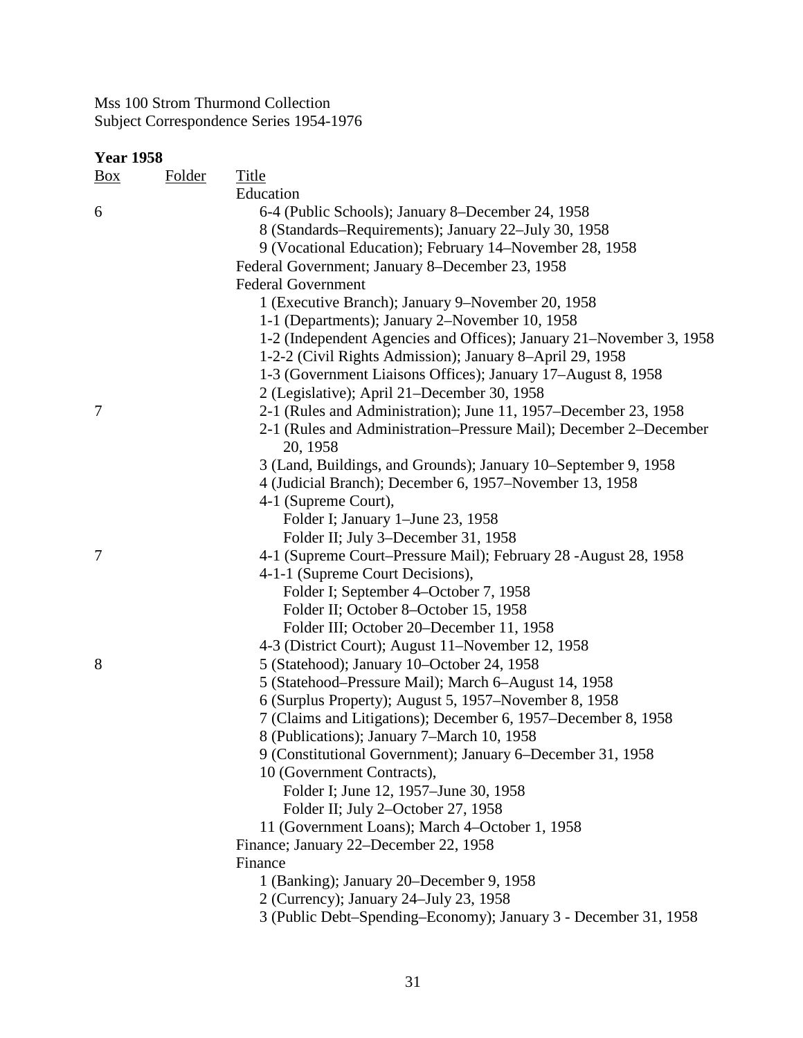Mss 100 Strom Thurmond Collection
Subject Correspondence Series 1954-1976

**Year 1958**

| Box | Folder | Title |
|---|---|---|
| | | Education |
| 6 | | 6-4 (Public Schools); January 8–December 24, 1958 |
| | | 8 (Standards–Requirements); January 22–July 30, 1958 |
| | | 9 (Vocational Education); February 14–November 28, 1958 |
| | | Federal Government; January 8–December 23, 1958 |
| | | Federal Government |
| | | 1 (Executive Branch); January 9–November 20, 1958 |
| | | 1-1 (Departments); January 2–November 10, 1958 |
| | | 1-2 (Independent Agencies and Offices); January 21–November 3, 1958 |
| | | 1-2-2 (Civil Rights Admission); January 8–April 29, 1958 |
| | | 1-3 (Government Liaisons Offices); January 17–August 8, 1958 |
| | | 2 (Legislative); April 21–December 30, 1958 |
| 7 | | 2-1 (Rules and Administration); June 11, 1957–December 23, 1958 |
| | | 2-1 (Rules and Administration–Pressure Mail); December 2–December 20, 1958 |
| | | 3 (Land, Buildings, and Grounds); January 10–September 9, 1958 |
| | | 4 (Judicial Branch); December 6, 1957–November 13, 1958 |
| | | 4-1 (Supreme Court), |
| | | Folder I; January 1–June 23, 1958 |
| | | Folder II; July 3–December 31, 1958 |
| 7 | | 4-1 (Supreme Court–Pressure Mail); February 28 -August 28, 1958 |
| | | 4-1-1 (Supreme Court Decisions), |
| | | Folder I; September 4–October 7, 1958 |
| | | Folder II; October 8–October 15, 1958 |
| | | Folder III; October 20–December 11, 1958 |
| | | 4-3 (District Court); August 11–November 12, 1958 |
| 8 | | 5 (Statehood); January 10–October 24, 1958 |
| | | 5 (Statehood–Pressure Mail); March 6–August 14, 1958 |
| | | 6 (Surplus Property); August 5, 1957–November 8, 1958 |
| | | 7 (Claims and Litigations); December 6, 1957–December 8, 1958 |
| | | 8 (Publications); January 7–March 10, 1958 |
| | | 9 (Constitutional Government); January 6–December 31, 1958 |
| | | 10 (Government Contracts), |
| | | Folder I; June 12, 1957–June 30, 1958 |
| | | Folder II; July 2–October 27, 1958 |
| | | 11 (Government Loans); March 4–October 1, 1958 |
| | | Finance; January 22–December 22, 1958 |
| | | Finance |
| | | 1 (Banking); January 20–December 9, 1958 |
| | | 2 (Currency); January 24–July 23, 1958 |
| | | 3 (Public Debt–Spending–Economy); January 3 - December 31, 1958 |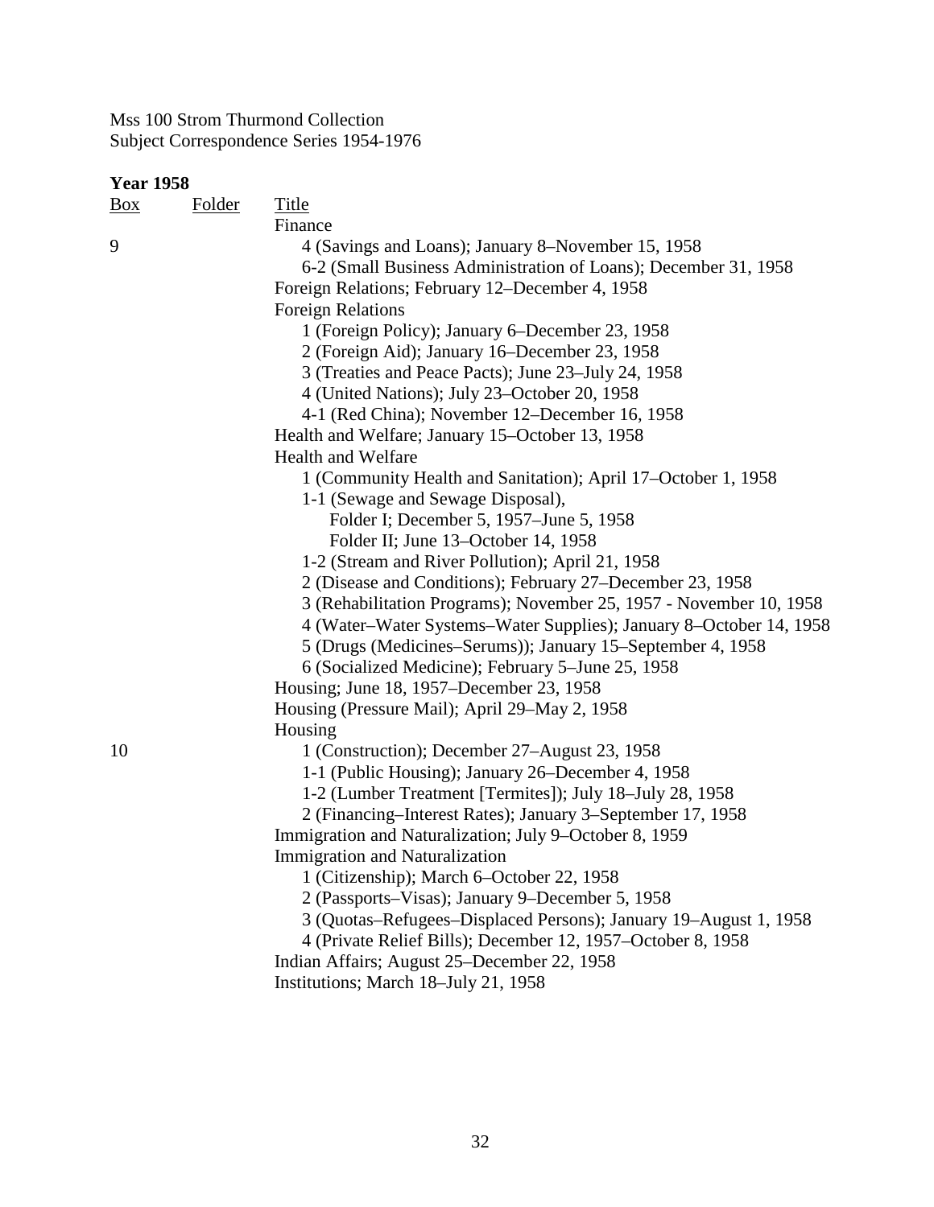Mss 100 Strom Thurmond Collection
Subject Correspondence Series 1954-1976

**Year 1958**

| Box | Folder | Title |
|---|---|---|
| | | Finance |
| 9 | | 4 (Savings and Loans); January 8–November 15, 1958 |
| | | 6-2 (Small Business Administration of Loans); December 31, 1958 |
| | | Foreign Relations; February 12–December 4, 1958 |
| | | Foreign Relations |
| | | 1 (Foreign Policy); January 6–December 23, 1958 |
| | | 2 (Foreign Aid); January 16–December 23, 1958 |
| | | 3 (Treaties and Peace Pacts); June 23–July 24, 1958 |
| | | 4 (United Nations); July 23–October 20, 1958 |
| | | 4-1 (Red China); November 12–December 16, 1958 |
| | | Health and Welfare; January 15–October 13, 1958 |
| | | Health and Welfare |
| | | 1 (Community Health and Sanitation); April 17–October 1, 1958 |
| | | 1-1 (Sewage and Sewage Disposal), |
| | | Folder I; December 5, 1957–June 5, 1958 |
| | | Folder II; June 13–October 14, 1958 |
| | | 1-2 (Stream and River Pollution); April 21, 1958 |
| | | 2 (Disease and Conditions); February 27–December 23, 1958 |
| | | 3 (Rehabilitation Programs); November 25, 1957 - November 10, 1958 |
| | | 4 (Water–Water Systems–Water Supplies); January 8–October 14, 1958 |
| | | 5 (Drugs (Medicines–Serums)); January 15–September 4, 1958 |
| | | 6 (Socialized Medicine); February 5–June 25, 1958 |
| | | Housing; June 18, 1957–December 23, 1958 |
| | | Housing (Pressure Mail); April 29–May 2, 1958 |
| | | Housing |
| 10 | | 1 (Construction); December 27–August 23, 1958 |
| | | 1-1 (Public Housing); January 26–December 4, 1958 |
| | | 1-2 (Lumber Treatment [Termites]); July 18–July 28, 1958 |
| | | 2 (Financing–Interest Rates); January 3–September 17, 1958 |
| | | Immigration and Naturalization; July 9–October 8, 1959 |
| | | Immigration and Naturalization |
| | | 1 (Citizenship); March 6–October 22, 1958 |
| | | 2 (Passports–Visas); January 9–December 5, 1958 |
| | | 3 (Quotas–Refugees–Displaced Persons); January 19–August 1, 1958 |
| | | 4 (Private Relief Bills); December 12, 1957–October 8, 1958 |
| | | Indian Affairs; August 25–December 22, 1958 |
| | | Institutions; March 18–July 21, 1958 |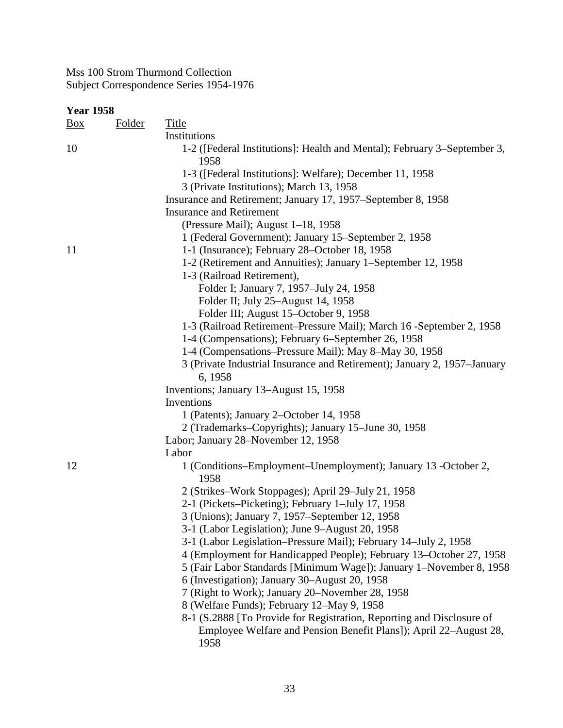Mss 100 Strom Thurmond Collection
Subject Correspondence Series 1954-1976

**Year 1958**

| Box | Folder | Title |
|---|---|---|
| | | Institutions |
| 10 | | 1-2 ([Federal Institutions]: Health and Mental); February 3–September 3, 1958 |
| | | 1-3 ([Federal Institutions]: Welfare); December 11, 1958 |
| | | 3 (Private Institutions); March 13, 1958 |
| | | Insurance and Retirement; January 17, 1957–September 8, 1958 |
| | | Insurance and Retirement |
| | | (Pressure Mail); August 1–18, 1958 |
| | | 1 (Federal Government); January 15–September 2, 1958 |
| 11 | | 1-1 (Insurance); February 28–October 18, 1958 |
| | | 1-2 (Retirement and Annuities); January 1–September 12, 1958 |
| | | 1-3 (Railroad Retirement), |
| | | Folder I; January 7, 1957–July 24, 1958 |
| | | Folder II; July 25–August 14, 1958 |
| | | Folder III; August 15–October 9, 1958 |
| | | 1-3 (Railroad Retirement–Pressure Mail); March 16 -September 2, 1958 |
| | | 1-4 (Compensations); February 6–September 26, 1958 |
| | | 1-4 (Compensations–Pressure Mail); May 8–May 30, 1958 |
| | | 3 (Private Industrial Insurance and Retirement); January 2, 1957–January 6, 1958 |
| | | Inventions; January 13–August 15, 1958 |
| | | Inventions |
| | | 1 (Patents); January 2–October 14, 1958 |
| | | 2 (Trademarks–Copyrights); January 15–June 30, 1958 |
| | | Labor; January 28–November 12, 1958 |
| | | Labor |
| 12 | | 1 (Conditions–Employment–Unemployment); January 13 -October 2, 1958 |
| | | 2 (Strikes–Work Stoppages); April 29–July 21, 1958 |
| | | 2-1 (Pickets–Picketing); February 1–July 17, 1958 |
| | | 3 (Unions); January 7, 1957–September 12, 1958 |
| | | 3-1 (Labor Legislation); June 9–August 20, 1958 |
| | | 3-1 (Labor Legislation–Pressure Mail); February 14–July 2, 1958 |
| | | 4 (Employment for Handicapped People); February 13–October 27, 1958 |
| | | 5 (Fair Labor Standards [Minimum Wage]); January 1–November 8, 1958 |
| | | 6 (Investigation); January 30–August 20, 1958 |
| | | 7 (Right to Work); January 20–November 28, 1958 |
| | | 8 (Welfare Funds); February 12–May 9, 1958 |
| | | 8-1 (S.2888 [To Provide for Registration, Reporting and Disclosure of Employee Welfare and Pension Benefit Plans]); April 22–August 28, 1958 |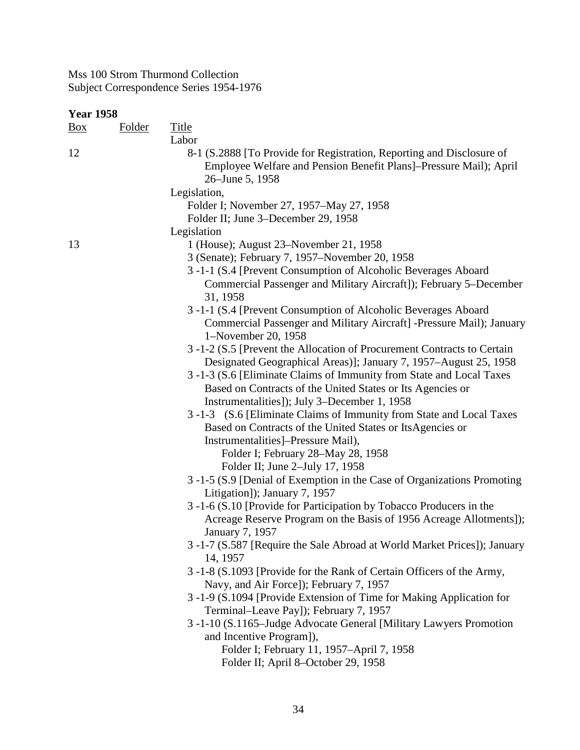Mss 100 Strom Thurmond Collection
Subject Correspondence Series 1954-1976

**Year 1958**

| Box | Folder | Title |
|---|---|---|
| | | Labor |
| 12 | | 8-1 (S.2888 [To Provide for Registration, Reporting and Disclosure of Employee Welfare and Pension Benefit Plans]–Pressure Mail); April 26–June 5, 1958 |
| | | Legislation, |
| | | Folder I; November 27, 1957–May 27, 1958 |
| | | Folder II; June 3–December 29, 1958 |
| | | Legislation |
| 13 | | 1 (House); August 23–November 21, 1958 |
| | | 3 (Senate); February 7, 1957–November 20, 1958 |
| | | 3 -1-1 (S.4 [Prevent Consumption of Alcoholic Beverages Aboard Commercial Passenger and Military Aircraft]); February 5–December 31, 1958 |
| | | 3 -1-1 (S.4 [Prevent Consumption of Alcoholic Beverages Aboard Commercial Passenger and Military Aircraft] -Pressure Mail); January 1–November 20, 1958 |
| | | 3 -1-2 (S.5 [Prevent the Allocation of Procurement Contracts to Certain Designated Geographical Areas)]; January 7, 1957–August 25, 1958 |
| | | 3 -1-3 (S.6 [Eliminate Claims of Immunity from State and Local Taxes Based on Contracts of the United States or Its Agencies or Instrumentalities]); July 3–December 1, 1958 |
| | | 3 -1-3 (S.6 [Eliminate Claims of Immunity from State and Local Taxes Based on Contracts of the United States or ItsAgencies or Instrumentalities]–Pressure Mail), |
| | | Folder I; February 28–May 28, 1958 |
| | | Folder II; June 2–July 17, 1958 |
| | | 3 -1-5 (S.9 [Denial of Exemption in the Case of Organizations Promoting Litigation]); January 7, 1957 |
| | | 3 -1-6 (S.10 [Provide for Participation by Tobacco Producers in the Acreage Reserve Program on the Basis of 1956 Acreage Allotments]); January 7, 1957 |
| | | 3 -1-7 (S.587 [Require the Sale Abroad at World Market Prices]); January 14, 1957 |
| | | 3 -1-8 (S.1093 [Provide for the Rank of Certain Officers of the Army, Navy, and Air Force]); February 7, 1957 |
| | | 3 -1-9 (S.1094 [Provide Extension of Time for Making Application for Terminal–Leave Pay]); February 7, 1957 |
| | | 3 -1-10 (S.1165–Judge Advocate General [Military Lawyers Promotion and Incentive Program]), |
| | | Folder I; February 11, 1957–April 7, 1958 |
| | | Folder II; April 8–October 29, 1958 |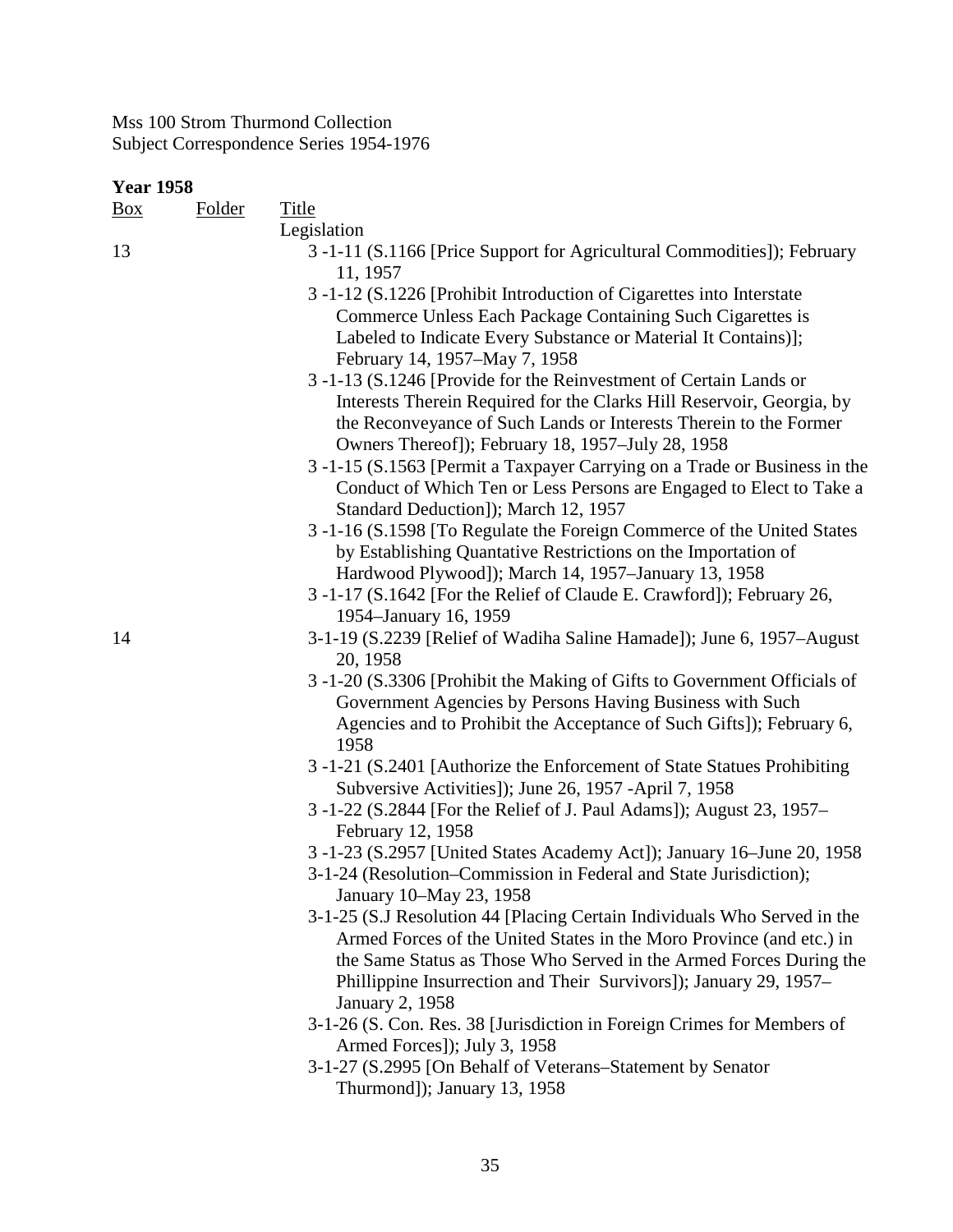Mss 100 Strom Thurmond Collection
Subject Correspondence Series 1954-1976

**Year 1958**

| Box | Folder | Title |
|---|---|---|
| | | Legislation |
| 13 | | 3 -1-11 (S.1166 [Price Support for Agricultural Commodities]); February 11, 1957 |
| | | 3 -1-12 (S.1226 [Prohibit Introduction of Cigarettes into Interstate Commerce Unless Each Package Containing Such Cigarettes is Labeled to Indicate Every Substance or Material It Contains)]; February 14, 1957–May 7, 1958 |
| | | 3 -1-13 (S.1246 [Provide for the Reinvestment of Certain Lands or Interests Therein Required for the Clarks Hill Reservoir, Georgia, by the Reconveyance of Such Lands or Interests Therein to the Former Owners Thereof]); February 18, 1957–July 28, 1958 |
| | | 3 -1-15 (S.1563 [Permit a Taxpayer Carrying on a Trade or Business in the Conduct of Which Ten or Less Persons are Engaged to Elect to Take a Standard Deduction]); March 12, 1957 |
| | | 3 -1-16 (S.1598 [To Regulate the Foreign Commerce of the United States by Establishing Quantative Restrictions on the Importation of Hardwood Plywood]); March 14, 1957–January 13, 1958 |
| | | 3 -1-17 (S.1642 [For the Relief of Claude E. Crawford]); February 26, 1954–January 16, 1959 |
| 14 | | 3-1-19 (S.2239 [Relief of Wadiha Saline Hamade]); June 6, 1957–August 20, 1958 |
| | | 3 -1-20 (S.3306 [Prohibit the Making of Gifts to Government Officials of Government Agencies by Persons Having Business with Such Agencies and to Prohibit the Acceptance of Such Gifts]); February 6, 1958 |
| | | 3 -1-21 (S.2401 [Authorize the Enforcement of State Statues Prohibiting Subversive Activities]); June 26, 1957 -April 7, 1958 |
| | | 3 -1-22 (S.2844 [For the Relief of J. Paul Adams]); August 23, 1957–February 12, 1958 |
| | | 3 -1-23 (S.2957 [United States Academy Act]); January 16–June 20, 1958 |
| | | 3-1-24 (Resolution–Commission in Federal and State Jurisdiction); January 10–May 23, 1958 |
| | | 3-1-25 (S.J Resolution 44 [Placing Certain Individuals Who Served in the Armed Forces of the United States in the Moro Province (and etc.) in the Same Status as Those Who Served in the Armed Forces During the Phillippine Insurrection and Their Survivors]); January 29, 1957–January 2, 1958 |
| | | 3-1-26 (S. Con. Res. 38 [Jurisdiction in Foreign Crimes for Members of Armed Forces]); July 3, 1958 |
| | | 3-1-27 (S.2995 [On Behalf of Veterans–Statement by Senator Thurmond]); January 13, 1958 |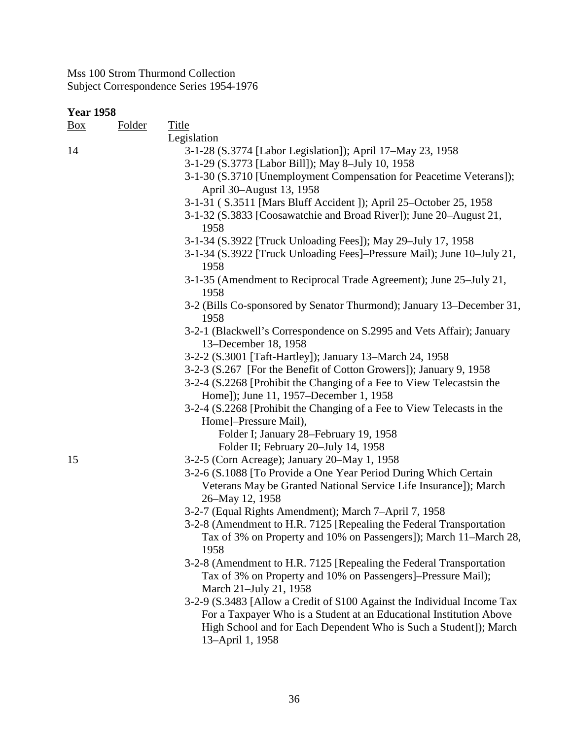Mss 100 Strom Thurmond Collection
Subject Correspondence Series 1954-1976

**Year 1958**

| Box | Folder | Title |
|---|---|---|
| | | Legislation |
| 14 | | 3-1-28 (S.3774 [Labor Legislation]); April 17–May 23, 1958 |
| | | 3-1-29 (S.3773 [Labor Bill]); May 8–July 10, 1958 |
| | | 3-1-30 (S.3710 [Unemployment Compensation for Peacetime Veterans]); April 30–August 13, 1958 |
| | | 3-1-31 ( S.3511 [Mars Bluff Accident ]); April 25–October 25, 1958 |
| | | 3-1-32 (S.3833 [Coosawatchie and Broad River]); June 20–August 21, 1958 |
| | | 3-1-34 (S.3922 [Truck Unloading Fees]); May 29–July 17, 1958 |
| | | 3-1-34 (S.3922 [Truck Unloading Fees]–Pressure Mail); June 10–July 21, 1958 |
| | | 3-1-35 (Amendment to Reciprocal Trade Agreement); June 25–July 21, 1958 |
| | | 3-2 (Bills Co-sponsored by Senator Thurmond); January 13–December 31, 1958 |
| | | 3-2-1 (Blackwell's Correspondence on S.2995 and Vets Affair); January 13–December 18, 1958 |
| | | 3-2-2 (S.3001 [Taft-Hartley]); January 13–March 24, 1958 |
| | | 3-2-3 (S.267 [For the Benefit of Cotton Growers]); January 9, 1958 |
| | | 3-2-4 (S.2268 [Prohibit the Changing of a Fee to View Telecastsin the Home]); June 11, 1957–December 1, 1958 |
| | | 3-2-4 (S.2268 [Prohibit the Changing of a Fee to View Telecasts in the Home]–Pressure Mail), |
| | | Folder I; January 28–February 19, 1958 |
| | | Folder II; February 20–July 14, 1958 |
| 15 | | 3-2-5 (Corn Acreage); January 20–May 1, 1958 |
| | | 3-2-6 (S.1088 [To Provide a One Year Period During Which Certain Veterans May be Granted National Service Life Insurance]); March 26–May 12, 1958 |
| | | 3-2-7 (Equal Rights Amendment); March 7–April 7, 1958 |
| | | 3-2-8 (Amendment to H.R. 7125 [Repealing the Federal Transportation Tax of 3% on Property and 10% on Passengers]); March 11–March 28, 1958 |
| | | 3-2-8 (Amendment to H.R. 7125 [Repealing the Federal Transportation Tax of 3% on Property and 10% on Passengers]–Pressure Mail); March 21–July 21, 1958 |
| | | 3-2-9 (S.3483 [Allow a Credit of $100 Against the Individual Income Tax For a Taxpayer Who is a Student at an Educational Institution Above High School and for Each Dependent Who is Such a Student]); March 13–April 1, 1958 |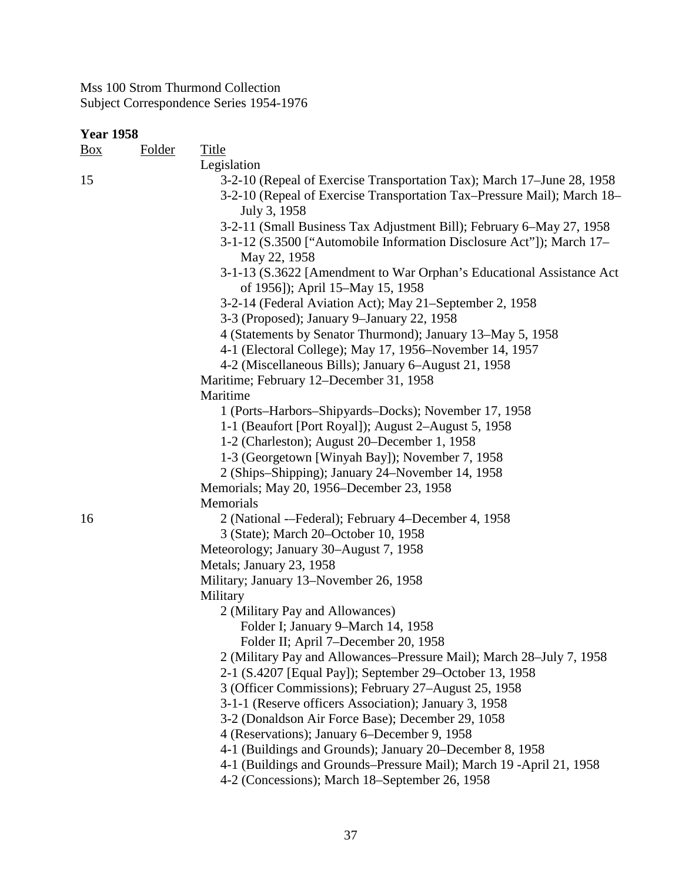Mss 100 Strom Thurmond Collection
Subject Correspondence Series 1954-1976

**Year 1958**

| Box | Folder | Title |
|---|---|---|
| | | Legislation |
| 15 | | 3-2-10 (Repeal of Exercise Transportation Tax); March 17–June 28, 1958 |
| | | 3-2-10 (Repeal of Exercise Transportation Tax–Pressure Mail); March 18–July 3, 1958 |
| | | 3-2-11 (Small Business Tax Adjustment Bill); February 6–May 27, 1958 |
| | | 3-1-12 (S.3500 ["Automobile Information Disclosure Act"]); March 17–May 22, 1958 |
| | | 3-1-13 (S.3622 [Amendment to War Orphan's Educational Assistance Act of 1956]); April 15–May 15, 1958 |
| | | 3-2-14 (Federal Aviation Act); May 21–September 2, 1958 |
| | | 3-3 (Proposed); January 9–January 22, 1958 |
| | | 4 (Statements by Senator Thurmond); January 13–May 5, 1958 |
| | | 4-1 (Electoral College); May 17, 1956–November 14, 1957 |
| | | 4-2 (Miscellaneous Bills); January 6–August 21, 1958 |
| | | Maritime; February 12–December 31, 1958 |
| | | Maritime |
| | | 1 (Ports–Harbors–Shipyards–Docks); November 17, 1958 |
| | | 1-1 (Beaufort [Port Royal]); August 2–August 5, 1958 |
| | | 1-2 (Charleston); August 20–December 1, 1958 |
| | | 1-3 (Georgetown [Winyah Bay]); November 7, 1958 |
| | | 2 (Ships–Shipping); January 24–November 14, 1958 |
| | | Memorials; May 20, 1956–December 23, 1958 |
| | | Memorials |
| 16 | | 2 (National -–Federal); February 4–December 4, 1958 |
| | | 3 (State); March 20–October 10, 1958 |
| | | Meteorology; January 30–August 7, 1958 |
| | | Metals; January 23, 1958 |
| | | Military; January 13–November 26, 1958 |
| | | Military |
| | | 2 (Military Pay and Allowances) |
| | | Folder I; January 9–March 14, 1958 |
| | | Folder II; April 7–December 20, 1958 |
| | | 2 (Military Pay and Allowances–Pressure Mail); March 28–July 7, 1958 |
| | | 2-1 (S.4207 [Equal Pay]); September 29–October 13, 1958 |
| | | 3 (Officer Commissions); February 27–August 25, 1958 |
| | | 3-1-1 (Reserve officers Association); January 3, 1958 |
| | | 3-2 (Donaldson Air Force Base); December 29, 1058 |
| | | 4 (Reservations); January 6–December 9, 1958 |
| | | 4-1 (Buildings and Grounds); January 20–December 8, 1958 |
| | | 4-1 (Buildings and Grounds–Pressure Mail); March 19 -April 21, 1958 |
| | | 4-2 (Concessions); March 18–September 26, 1958 |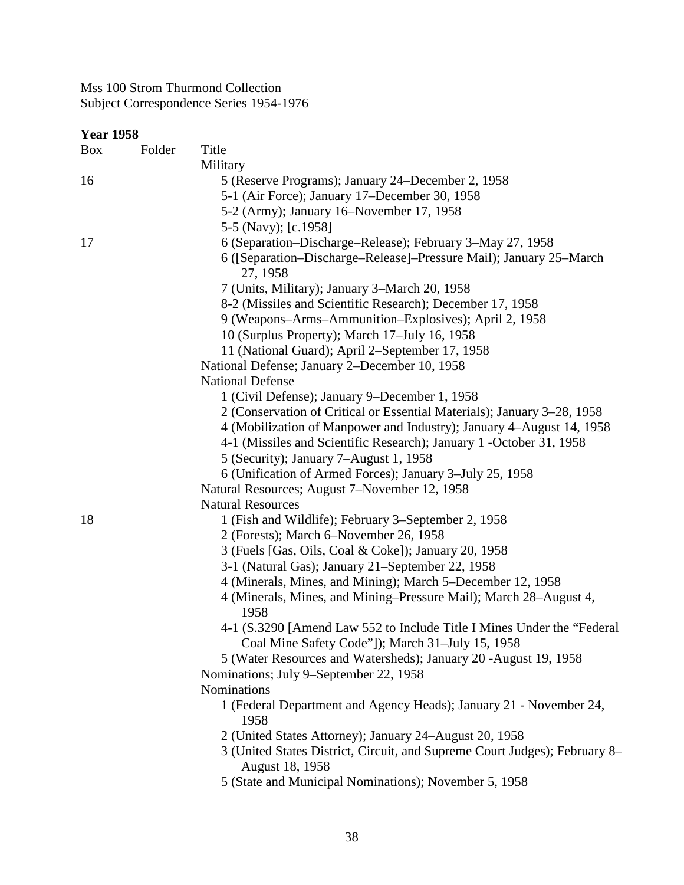Mss 100 Strom Thurmond Collection
Subject Correspondence Series 1954-1976

**Year 1958**

| Box | Folder | Title |
|---|---|---|
| | | Military |
| 16 | | 5 (Reserve Programs); January 24–December 2, 1958 |
| | | 5-1 (Air Force); January 17–December 30, 1958 |
| | | 5-2 (Army); January 16–November 17, 1958 |
| | | 5-5 (Navy); [c.1958] |
| 17 | | 6 (Separation–Discharge–Release); February 3–May 27, 1958 |
| | | 6 ([Separation–Discharge–Release]–Pressure Mail); January 25–March 27, 1958 |
| | | 7 (Units, Military); January 3–March 20, 1958 |
| | | 8-2 (Missiles and Scientific Research); December 17, 1958 |
| | | 9 (Weapons–Arms–Ammunition–Explosives); April 2, 1958 |
| | | 10 (Surplus Property); March 17–July 16, 1958 |
| | | 11 (National Guard); April 2–September 17, 1958 |
| | | National Defense; January 2–December 10, 1958 |
| | | National Defense |
| | | 1 (Civil Defense); January 9–December 1, 1958 |
| | | 2 (Conservation of Critical or Essential Materials); January 3–28, 1958 |
| | | 4 (Mobilization of Manpower and Industry); January 4–August 14, 1958 |
| | | 4-1 (Missiles and Scientific Research); January 1 -October 31, 1958 |
| | | 5 (Security); January 7–August 1, 1958 |
| | | 6 (Unification of Armed Forces); January 3–July 25, 1958 |
| | | Natural Resources; August 7–November 12, 1958 |
| | | Natural Resources |
| 18 | | 1 (Fish and Wildlife); February 3–September 2, 1958 |
| | | 2 (Forests); March 6–November 26, 1958 |
| | | 3 (Fuels [Gas, Oils, Coal & Coke]); January 20, 1958 |
| | | 3-1 (Natural Gas); January 21–September 22, 1958 |
| | | 4 (Minerals, Mines, and Mining); March 5–December 12, 1958 |
| | | 4 (Minerals, Mines, and Mining–Pressure Mail); March 28–August 4, 1958 |
| | | 4-1 (S.3290 [Amend Law 552 to Include Title I Mines Under the "Federal Coal Mine Safety Code"]); March 31–July 15, 1958 |
| | | 5 (Water Resources and Watersheds); January 20 -August 19, 1958 |
| | | Nominations; July 9–September 22, 1958 |
| | | Nominations |
| | | 1 (Federal Department and Agency Heads); January 21 - November 24, 1958 |
| | | 2 (United States Attorney); January 24–August 20, 1958 |
| | | 3 (United States District, Circuit, and Supreme Court Judges); February 8–August 18, 1958 |
| | | 5 (State and Municipal Nominations); November 5, 1958 |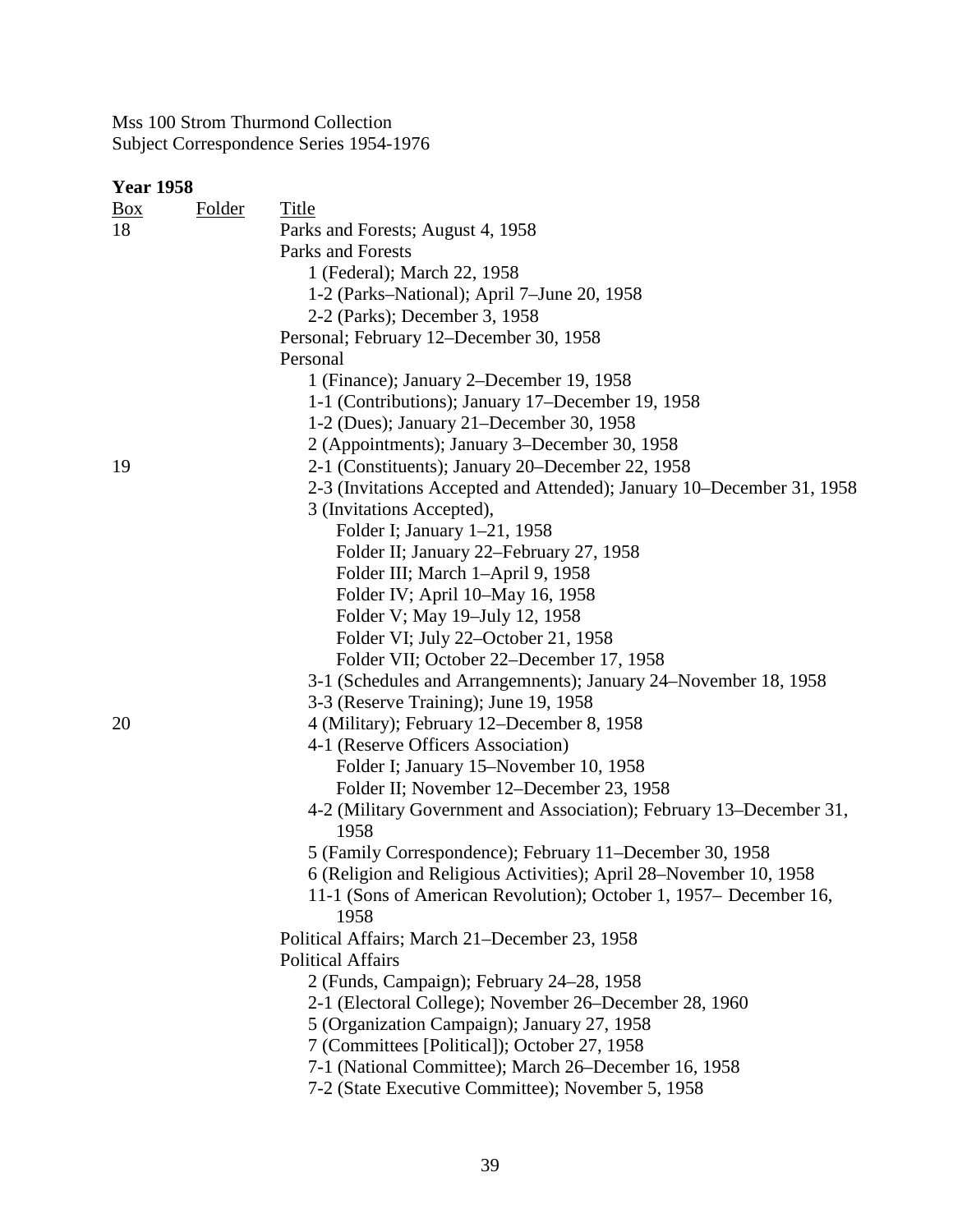Mss 100 Strom Thurmond Collection
Subject Correspondence Series 1954-1976

**Year 1958**

| Box | Folder | Title |
|---|---|---|
| 18 | | Parks and Forests; August 4, 1958 |
| | | Parks and Forests |
| | | 1 (Federal); March 22, 1958 |
| | | 1-2 (Parks–National); April 7–June 20, 1958 |
| | | 2-2 (Parks); December 3, 1958 |
| | | Personal; February 12–December 30, 1958 |
| | | Personal |
| | | 1 (Finance); January 2–December 19, 1958 |
| | | 1-1 (Contributions); January 17–December 19, 1958 |
| | | 1-2 (Dues); January 21–December 30, 1958 |
| | | 2 (Appointments); January 3–December 30, 1958 |
| 19 | | 2-1 (Constituents); January 20–December 22, 1958 |
| | | 2-3 (Invitations Accepted and Attended); January 10–December 31, 1958 |
| | | 3 (Invitations Accepted), |
| | | Folder I; January 1–21, 1958 |
| | | Folder II; January 22–February 27, 1958 |
| | | Folder III; March 1–April 9, 1958 |
| | | Folder IV; April 10–May 16, 1958 |
| | | Folder V; May 19–July 12, 1958 |
| | | Folder VI; July 22–October 21, 1958 |
| | | Folder VII; October 22–December 17, 1958 |
| | | 3-1 (Schedules and Arrangemnents); January 24–November 18, 1958 |
| | | 3-3 (Reserve Training); June 19, 1958 |
| 20 | | 4 (Military); February 12–December 8, 1958 |
| | | 4-1 (Reserve Officers Association) |
| | | Folder I; January 15–November 10, 1958 |
| | | Folder II; November 12–December 23, 1958 |
| | | 4-2 (Military Government and Association); February 13–December 31, 1958 |
| | | 5 (Family Correspondence); February 11–December 30, 1958 |
| | | 6 (Religion and Religious Activities); April 28–November 10, 1958 |
| | | 11-1 (Sons of American Revolution); October 1, 1957– December 16, 1958 |
| | | Political Affairs; March 21–December 23, 1958 |
| | | Political Affairs |
| | | 2 (Funds, Campaign); February 24–28, 1958 |
| | | 2-1 (Electoral College); November 26–December 28, 1960 |
| | | 5 (Organization Campaign); January 27, 1958 |
| | | 7 (Committees [Political]); October 27, 1958 |
| | | 7-1 (National Committee); March 26–December 16, 1958 |
| | | 7-2 (State Executive Committee); November 5, 1958 |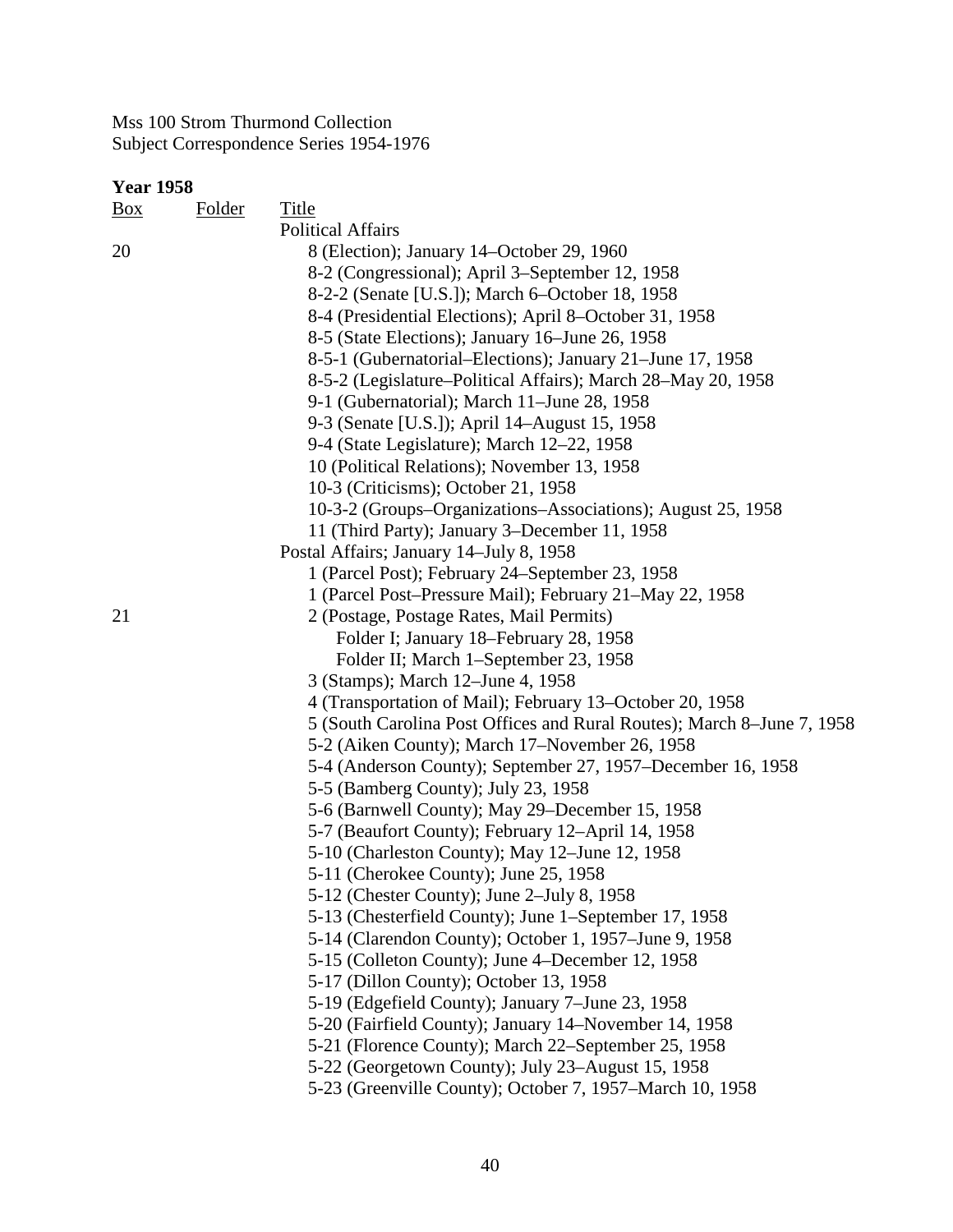Mss 100 Strom Thurmond Collection
Subject Correspondence Series 1954-1976

**Year 1958**

| Box | Folder | Title |
|---|---|---|
| | | Political Affairs |
| 20 | | 8 (Election); January 14–October 29, 1960 |
| | | 8-2 (Congressional); April 3–September 12, 1958 |
| | | 8-2-2 (Senate [U.S.]); March 6–October 18, 1958 |
| | | 8-4 (Presidential Elections); April 8–October 31, 1958 |
| | | 8-5 (State Elections); January 16–June 26, 1958 |
| | | 8-5-1 (Gubernatorial–Elections); January 21–June 17, 1958 |
| | | 8-5-2 (Legislature–Political Affairs); March 28–May 20, 1958 |
| | | 9-1 (Gubernatorial); March 11–June 28, 1958 |
| | | 9-3 (Senate [U.S.]); April 14–August 15, 1958 |
| | | 9-4 (State Legislature); March 12–22, 1958 |
| | | 10 (Political Relations); November 13, 1958 |
| | | 10-3 (Criticisms); October 21, 1958 |
| | | 10-3-2 (Groups–Organizations–Associations); August 25, 1958 |
| | | 11 (Third Party); January 3–December 11, 1958 |
| | | Postal Affairs; January 14–July 8, 1958 |
| | | 1 (Parcel Post); February 24–September 23, 1958 |
| | | 1 (Parcel Post–Pressure Mail); February 21–May 22, 1958 |
| 21 | | 2 (Postage, Postage Rates, Mail Permits) |
| | | Folder I; January 18–February 28, 1958 |
| | | Folder II; March 1–September 23, 1958 |
| | | 3 (Stamps); March 12–June 4, 1958 |
| | | 4 (Transportation of Mail); February 13–October 20, 1958 |
| | | 5 (South Carolina Post Offices and Rural Routes); March 8–June 7, 1958 |
| | | 5-2 (Aiken County); March 17–November 26, 1958 |
| | | 5-4 (Anderson County); September 27, 1957–December 16, 1958 |
| | | 5-5 (Bamberg County); July 23, 1958 |
| | | 5-6 (Barnwell County); May 29–December 15, 1958 |
| | | 5-7 (Beaufort County); February 12–April 14, 1958 |
| | | 5-10 (Charleston County); May 12–June 12, 1958 |
| | | 5-11 (Cherokee County); June 25, 1958 |
| | | 5-12 (Chester County); June 2–July 8, 1958 |
| | | 5-13 (Chesterfield County); June 1–September 17, 1958 |
| | | 5-14 (Clarendon County); October 1, 1957–June 9, 1958 |
| | | 5-15 (Colleton County); June 4–December 12, 1958 |
| | | 5-17 (Dillon County); October 13, 1958 |
| | | 5-19 (Edgefield County); January 7–June 23, 1958 |
| | | 5-20 (Fairfield County); January 14–November 14, 1958 |
| | | 5-21 (Florence County); March 22–September 25, 1958 |
| | | 5-22 (Georgetown County); July 23–August 15, 1958 |
| | | 5-23 (Greenville County); October 7, 1957–March 10, 1958 |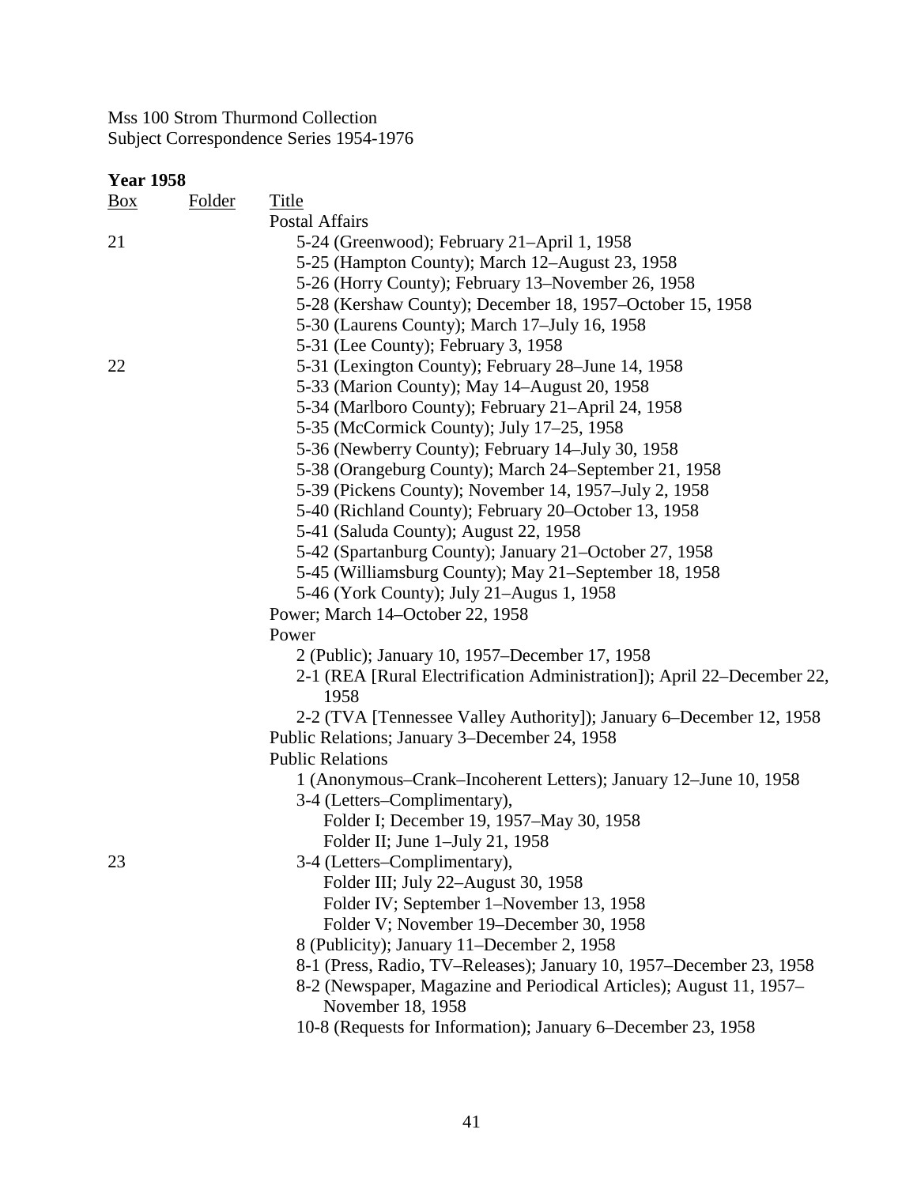Mss 100 Strom Thurmond Collection
Subject Correspondence Series 1954-1976

**Year 1958**

| Box | Folder | Title |
|---|---|---|
| | | Postal Affairs |
| 21 | | 5-24 (Greenwood); February 21–April 1, 1958 |
| | | 5-25 (Hampton County); March 12–August 23, 1958 |
| | | 5-26 (Horry County); February 13–November 26, 1958 |
| | | 5-28 (Kershaw County); December 18, 1957–October 15, 1958 |
| | | 5-30 (Laurens County); March 17–July 16, 1958 |
| | | 5-31 (Lee County); February 3, 1958 |
| 22 | | 5-31 (Lexington County); February 28–June 14, 1958 |
| | | 5-33 (Marion County); May 14–August 20, 1958 |
| | | 5-34 (Marlboro County); February 21–April 24, 1958 |
| | | 5-35 (McCormick County); July 17–25, 1958 |
| | | 5-36 (Newberry County); February 14–July 30, 1958 |
| | | 5-38 (Orangeburg County); March 24–September 21, 1958 |
| | | 5-39 (Pickens County); November 14, 1957–July 2, 1958 |
| | | 5-40 (Richland County); February 20–October 13, 1958 |
| | | 5-41 (Saluda County); August 22, 1958 |
| | | 5-42 (Spartanburg County); January 21–October 27, 1958 |
| | | 5-45 (Williamsburg County); May 21–September 18, 1958 |
| | | 5-46 (York County); July 21–Augus 1, 1958 |
| | | Power; March 14–October 22, 1958 |
| | | Power |
| | | 2 (Public); January 10, 1957–December 17, 1958 |
| | | 2-1 (REA [Rural Electrification Administration]); April 22–December 22, 1958 |
| | | 2-2 (TVA [Tennessee Valley Authority]); January 6–December 12, 1958 |
| | | Public Relations; January 3–December 24, 1958 |
| | | Public Relations |
| | | 1 (Anonymous–Crank–Incoherent Letters); January 12–June 10, 1958 |
| | | 3-4 (Letters–Complimentary), |
| | | Folder I; December 19, 1957–May 30, 1958 |
| | | Folder II; June 1–July 21, 1958 |
| 23 | | 3-4 (Letters–Complimentary), |
| | | Folder III; July 22–August 30, 1958 |
| | | Folder IV; September 1–November 13, 1958 |
| | | Folder V; November 19–December 30, 1958 |
| | | 8 (Publicity); January 11–December 2, 1958 |
| | | 8-1 (Press, Radio, TV–Releases); January 10, 1957–December 23, 1958 |
| | | 8-2 (Newspaper, Magazine and Periodical Articles); August 11, 1957–November 18, 1958 |
| | | 10-8 (Requests for Information); January 6–December 23, 1958 |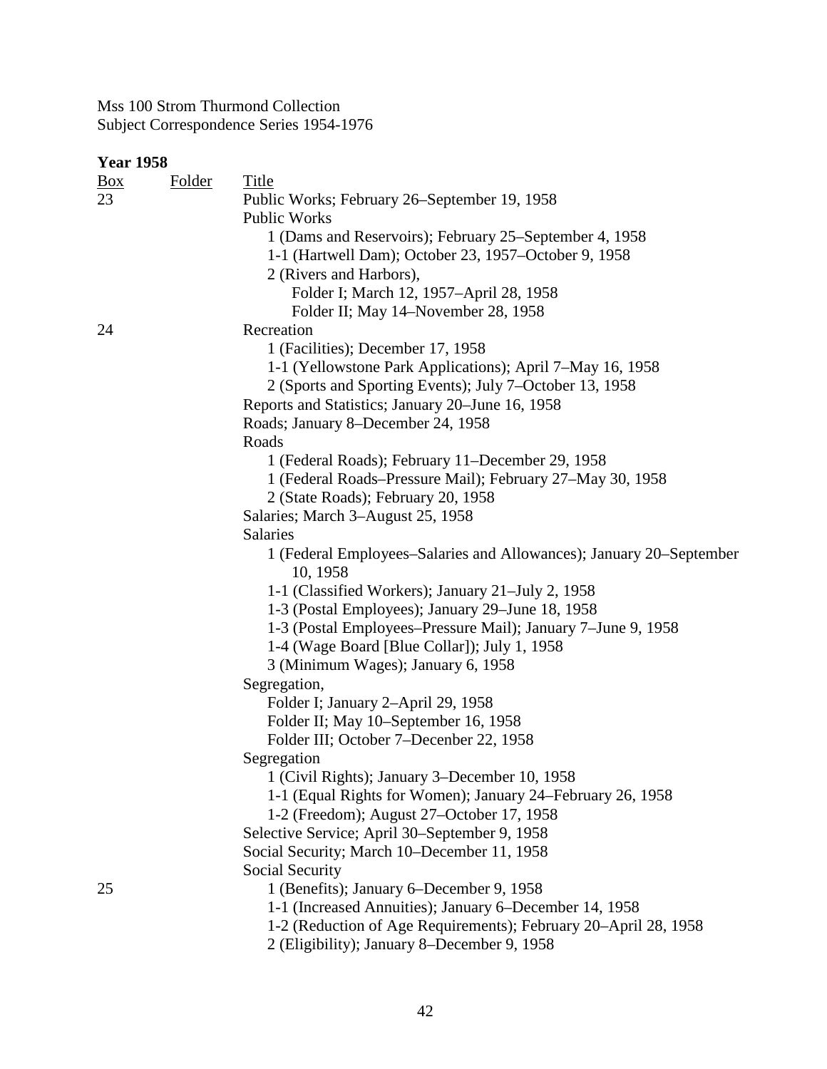Mss 100 Strom Thurmond Collection
Subject Correspondence Series 1954-1976

**Year 1958**

| Box | Folder | Title |
|---|---|---|
| 23 | | Public Works; February 26–September 19, 1958 |
| | | Public Works |
| | | 1 (Dams and Reservoirs); February 25–September 4, 1958 |
| | | 1-1 (Hartwell Dam); October 23, 1957–October 9, 1958 |
| | | 2 (Rivers and Harbors), |
| | | Folder I; March 12, 1957–April 28, 1958 |
| | | Folder II; May 14–November 28, 1958 |
| 24 | | Recreation |
| | | 1 (Facilities); December 17, 1958 |
| | | 1-1 (Yellowstone Park Applications); April 7–May 16, 1958 |
| | | 2 (Sports and Sporting Events); July 7–October 13, 1958 |
| | | Reports and Statistics; January 20–June 16, 1958 |
| | | Roads; January 8–December 24, 1958 |
| | | Roads |
| | | 1 (Federal Roads); February 11–December 29, 1958 |
| | | 1 (Federal Roads–Pressure Mail); February 27–May 30, 1958 |
| | | 2 (State Roads); February 20, 1958 |
| | | Salaries; March 3–August 25, 1958 |
| | | Salaries |
| | | 1 (Federal Employees–Salaries and Allowances); January 20–September 10, 1958 |
| | | 1-1 (Classified Workers); January 21–July 2, 1958 |
| | | 1-3 (Postal Employees); January 29–June 18, 1958 |
| | | 1-3 (Postal Employees–Pressure Mail); January 7–June 9, 1958 |
| | | 1-4 (Wage Board [Blue Collar]); July 1, 1958 |
| | | 3 (Minimum Wages); January 6, 1958 |
| | | Segregation, |
| | | Folder I; January 2–April 29, 1958 |
| | | Folder II; May 10–September 16, 1958 |
| | | Folder III; October 7–Decenber 22, 1958 |
| | | Segregation |
| | | 1 (Civil Rights); January 3–December 10, 1958 |
| | | 1-1 (Equal Rights for Women); January 24–February 26, 1958 |
| | | 1-2 (Freedom); August 27–October 17, 1958 |
| | | Selective Service; April 30–September 9, 1958 |
| | | Social Security; March 10–December 11, 1958 |
| | | Social Security |
| 25 | | 1 (Benefits); January 6–December 9, 1958 |
| | | 1-1 (Increased Annuities); January 6–December 14, 1958 |
| | | 1-2 (Reduction of Age Requirements); February 20–April 28, 1958 |
| | | 2 (Eligibility); January 8–December 9, 1958 |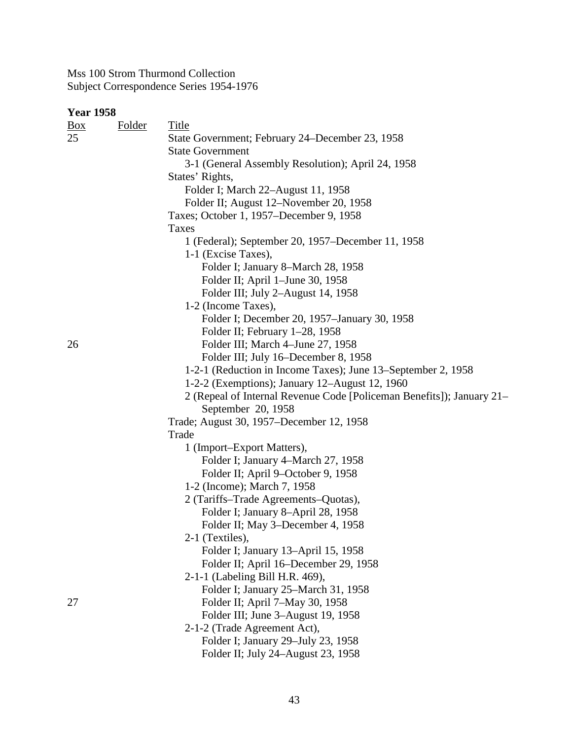Mss 100 Strom Thurmond Collection
Subject Correspondence Series 1954-1976

**Year 1958**

| Box | Folder | Title |
|---|---|---|
| 25 | | State Government; February 24–December 23, 1958 |
| | | State Government |
| | | 3-1 (General Assembly Resolution); April 24, 1958 |
| | | States' Rights, |
| | | Folder I; March 22–August 11, 1958 |
| | | Folder II; August 12–November 20, 1958 |
| | | Taxes; October 1, 1957–December 9, 1958 |
| | | Taxes |
| | | 1 (Federal); September 20, 1957–December 11, 1958 |
| | | 1-1 (Excise Taxes), |
| | | Folder I; January 8–March 28, 1958 |
| | | Folder II; April 1–June 30, 1958 |
| | | Folder III; July 2–August 14, 1958 |
| | | 1-2 (Income Taxes), |
| | | Folder I; December 20, 1957–January 30, 1958 |
| | | Folder II; February 1–28, 1958 |
| 26 | | Folder III; March 4–June 27, 1958 |
| | | Folder III; July 16–December 8, 1958 |
| | | 1-2-1 (Reduction in Income Taxes); June 13–September 2, 1958 |
| | | 1-2-2 (Exemptions); January 12–August 12, 1960 |
| | | 2 (Repeal of Internal Revenue Code [Policeman Benefits]); January 21–September 20, 1958 |
| | | Trade; August 30, 1957–December 12, 1958 |
| | | Trade |
| | | 1 (Import–Export Matters), |
| | | Folder I; January 4–March 27, 1958 |
| | | Folder II; April 9–October 9, 1958 |
| | | 1-2 (Income); March 7, 1958 |
| | | 2 (Tariffs–Trade Agreements–Quotas), |
| | | Folder I; January 8–April 28, 1958 |
| | | Folder II; May 3–December 4, 1958 |
| | | 2-1 (Textiles), |
| | | Folder I; January 13–April 15, 1958 |
| | | Folder II; April 16–December 29, 1958 |
| | | 2-1-1 (Labeling Bill H.R. 469), |
| | | Folder I; January 25–March 31, 1958 |
| 27 | | Folder II; April 7–May 30, 1958 |
| | | Folder III; June 3–August 19, 1958 |
| | | 2-1-2 (Trade Agreement Act), |
| | | Folder I; January 29–July 23, 1958 |
| | | Folder II; July 24–August 23, 1958 |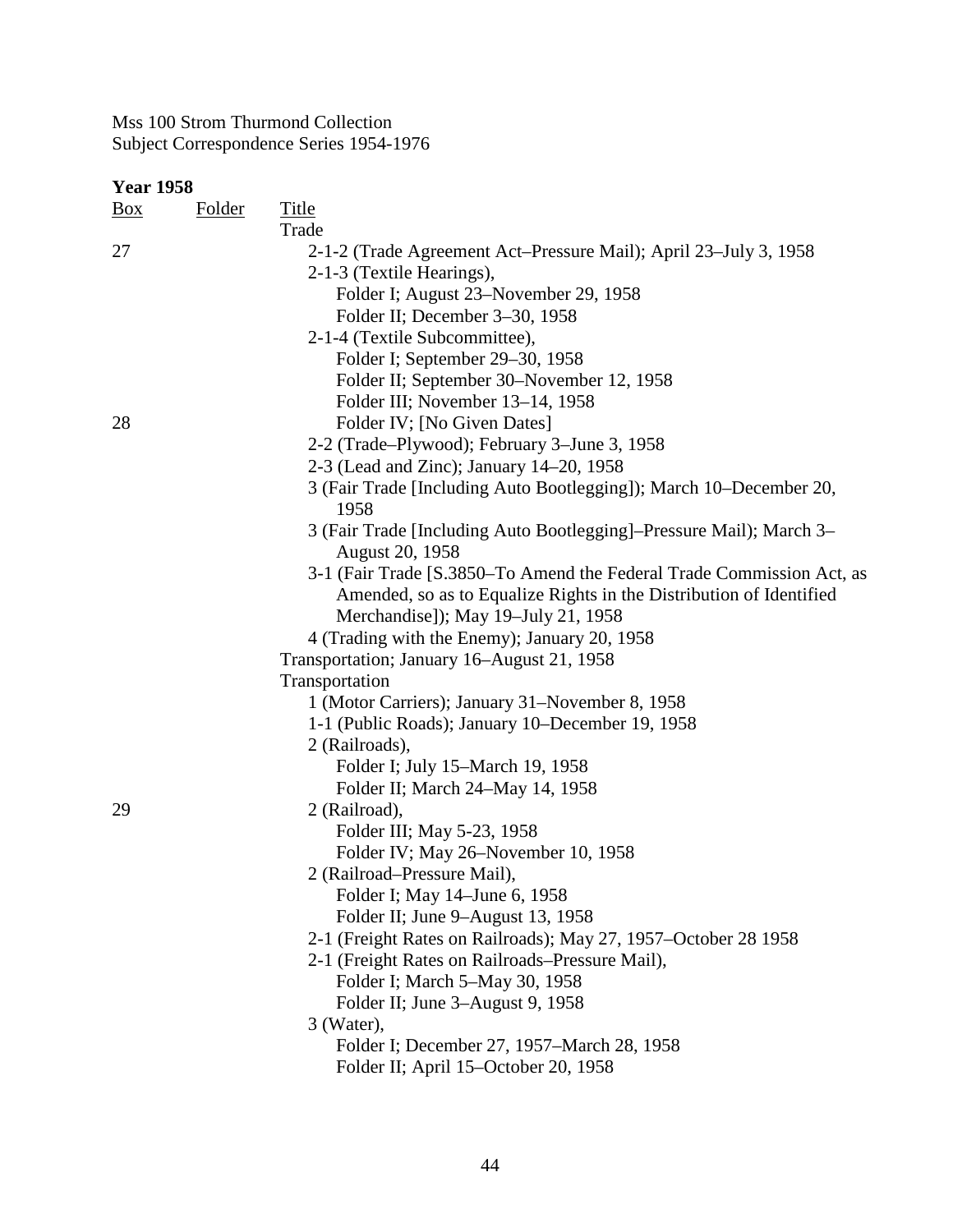Mss 100 Strom Thurmond Collection
Subject Correspondence Series 1954-1976

**Year 1958**

| Box | Folder | Title |
|---|---|---|
| | | Trade |
| 27 | | 2-1-2 (Trade Agreement Act–Pressure Mail); April 23–July 3, 1958 |
| | | 2-1-3 (Textile Hearings), |
| | | Folder I; August 23–November 29, 1958 |
| | | Folder II; December 3–30, 1958 |
| | | 2-1-4 (Textile Subcommittee), |
| | | Folder I; September 29–30, 1958 |
| | | Folder II; September 30–November 12, 1958 |
| | | Folder III; November 13–14, 1958 |
| 28 | | Folder IV; [No Given Dates] |
| | | 2-2 (Trade–Plywood); February 3–June 3, 1958 |
| | | 2-3 (Lead and Zinc); January 14–20, 1958 |
| | | 3 (Fair Trade [Including Auto Bootlegging]); March 10–December 20, 1958 |
| | | 3 (Fair Trade [Including Auto Bootlegging]–Pressure Mail); March 3–August 20, 1958 |
| | | 3-1 (Fair Trade [S.3850–To Amend the Federal Trade Commission Act, as Amended, so as to Equalize Rights in the Distribution of Identified Merchandise]); May 19–July 21, 1958 |
| | | 4 (Trading with the Enemy); January 20, 1958 |
| | | Transportation; January 16–August 21, 1958 |
| | | Transportation |
| | | 1 (Motor Carriers); January 31–November 8, 1958 |
| | | 1-1 (Public Roads); January 10–December 19, 1958 |
| | | 2 (Railroads), |
| | | Folder I; July 15–March 19, 1958 |
| | | Folder II; March 24–May 14, 1958 |
| 29 | | 2 (Railroad), |
| | | Folder III; May 5-23, 1958 |
| | | Folder IV; May 26–November 10, 1958 |
| | | 2 (Railroad–Pressure Mail), |
| | | Folder I; May 14–June 6, 1958 |
| | | Folder II; June 9–August 13, 1958 |
| | | 2-1 (Freight Rates on Railroads); May 27, 1957–October 28 1958 |
| | | 2-1 (Freight Rates on Railroads–Pressure Mail), |
| | | Folder I; March 5–May 30, 1958 |
| | | Folder II; June 3–August 9, 1958 |
| | | 3 (Water), |
| | | Folder I; December 27, 1957–March 28, 1958 |
| | | Folder II; April 15–October 20, 1958 |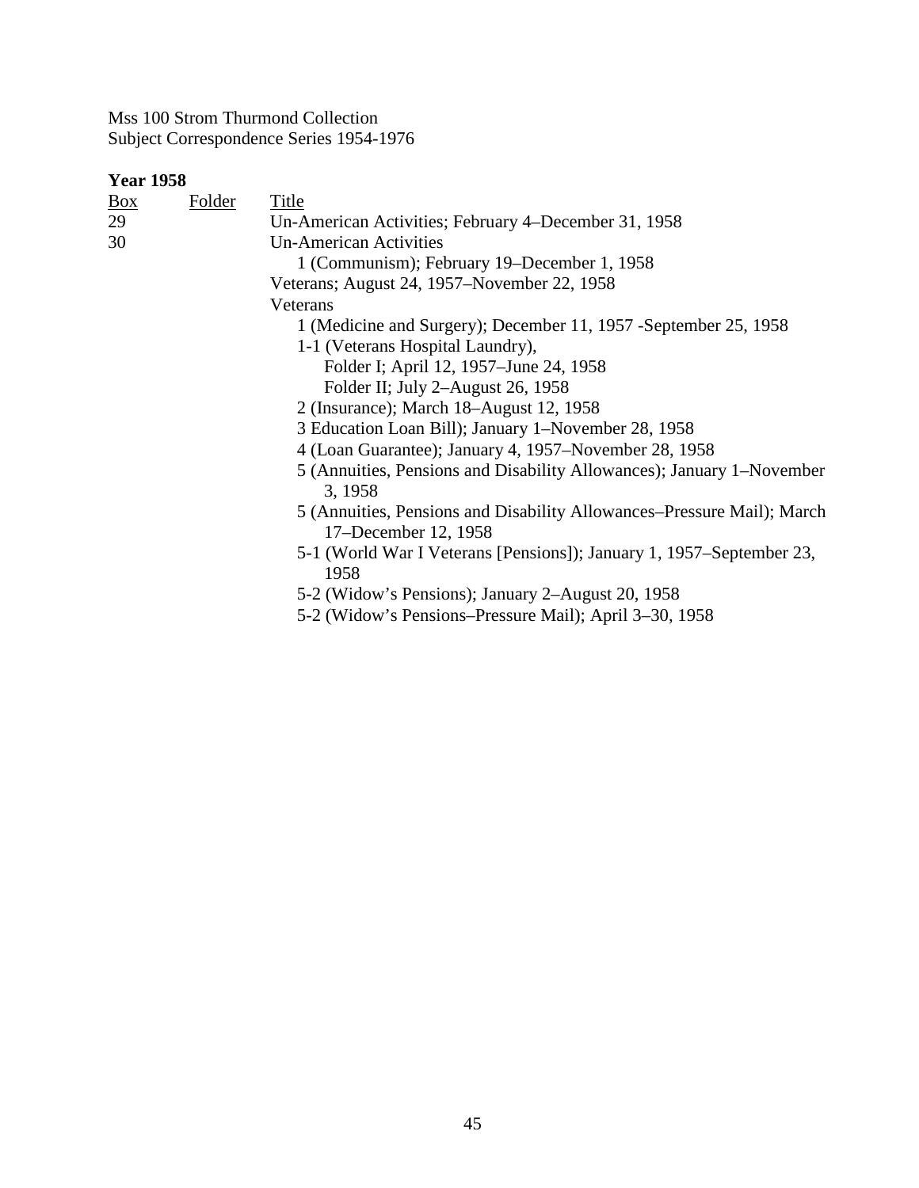Mss 100 Strom Thurmond Collection
Subject Correspondence Series 1954-1976

**Year 1958**

| Box | Folder | Title |
|---|---|---|
| 29 | | Un-American Activities; February 4–December 31, 1958 |
| 30 | | Un-American Activities |
| | | 1 (Communism); February 19–December 1, 1958 |
| | | Veterans; August 24, 1957–November 22, 1958 |
| | | Veterans |
| | | 1 (Medicine and Surgery); December 11, 1957 -September 25, 1958 |
| | | 1-1 (Veterans Hospital Laundry), |
| | | Folder I; April 12, 1957–June 24, 1958 |
| | | Folder II; July 2–August 26, 1958 |
| | | 2 (Insurance); March 18–August 12, 1958 |
| | | 3 Education Loan Bill); January 1–November 28, 1958 |
| | | 4 (Loan Guarantee); January 4, 1957–November 28, 1958 |
| | | 5 (Annuities, Pensions and Disability Allowances); January 1–November 3, 1958 |
| | | 5 (Annuities, Pensions and Disability Allowances–Pressure Mail); March 17–December 12, 1958 |
| | | 5-1 (World War I Veterans [Pensions]); January 1, 1957–September 23, 1958 |
| | | 5-2 (Widow's Pensions); January 2–August 20, 1958 |
| | | 5-2 (Widow's Pensions–Pressure Mail); April 3–30, 1958 |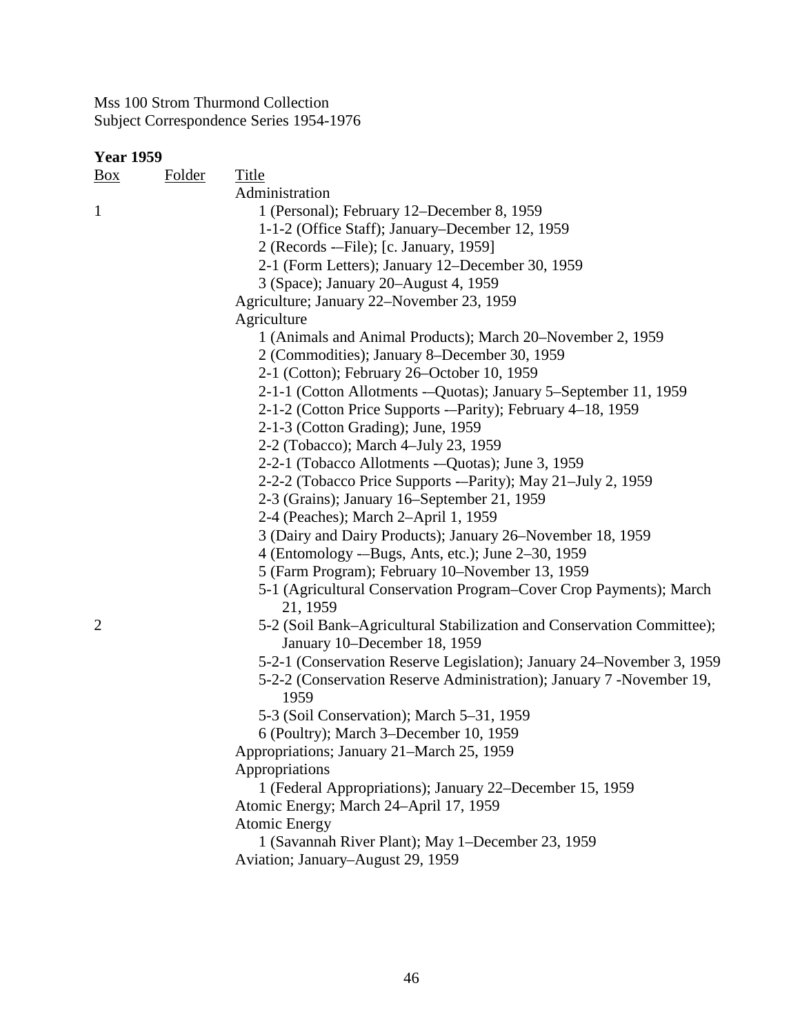Mss 100 Strom Thurmond Collection
Subject Correspondence Series 1954-1976

**Year 1959**

| Box | Folder | Title |
|---|---|---|
| | | Administration |
| 1 | | 1 (Personal); February 12–December 8, 1959 |
| | | 1-1-2 (Office Staff); January–December 12, 1959 |
| | | 2 (Records -–File); [c. January, 1959] |
| | | 2-1 (Form Letters); January 12–December 30, 1959 |
| | | 3 (Space); January 20–August 4, 1959 |
| | | Agriculture; January 22–November 23, 1959 |
| | | Agriculture |
| | | 1 (Animals and Animal Products); March 20–November 2, 1959 |
| | | 2 (Commodities); January 8–December 30, 1959 |
| | | 2-1 (Cotton); February 26–October 10, 1959 |
| | | 2-1-1 (Cotton Allotments -–Quotas); January 5–September 11, 1959 |
| | | 2-1-2 (Cotton Price Supports -–Parity); February 4–18, 1959 |
| | | 2-1-3 (Cotton Grading); June, 1959 |
| | | 2-2 (Tobacco); March 4–July 23, 1959 |
| | | 2-2-1 (Tobacco Allotments -–Quotas); June 3, 1959 |
| | | 2-2-2 (Tobacco Price Supports -–Parity); May 21–July 2, 1959 |
| | | 2-3 (Grains); January 16–September 21, 1959 |
| | | 2-4 (Peaches); March 2–April 1, 1959 |
| | | 3 (Dairy and Dairy Products); January 26–November 18, 1959 |
| | | 4 (Entomology -–Bugs, Ants, etc.); June 2–30, 1959 |
| | | 5 (Farm Program); February 10–November 13, 1959 |
| | | 5-1 (Agricultural Conservation Program–Cover Crop Payments); March 21, 1959 |
| 2 | | 5-2 (Soil Bank–Agricultural Stabilization and Conservation Committee); January 10–December 18, 1959 |
| | | 5-2-1 (Conservation Reserve Legislation); January 24–November 3, 1959 |
| | | 5-2-2 (Conservation Reserve Administration); January 7 -November 19, 1959 |
| | | 5-3 (Soil Conservation); March 5–31, 1959 |
| | | 6 (Poultry); March 3–December 10, 1959 |
| | | Appropriations; January 21–March 25, 1959 |
| | | Appropriations |
| | | 1 (Federal Appropriations); January 22–December 15, 1959 |
| | | Atomic Energy; March 24–April 17, 1959 |
| | | Atomic Energy |
| | | 1 (Savannah River Plant); May 1–December 23, 1959 |
| | | Aviation; January–August 29, 1959 |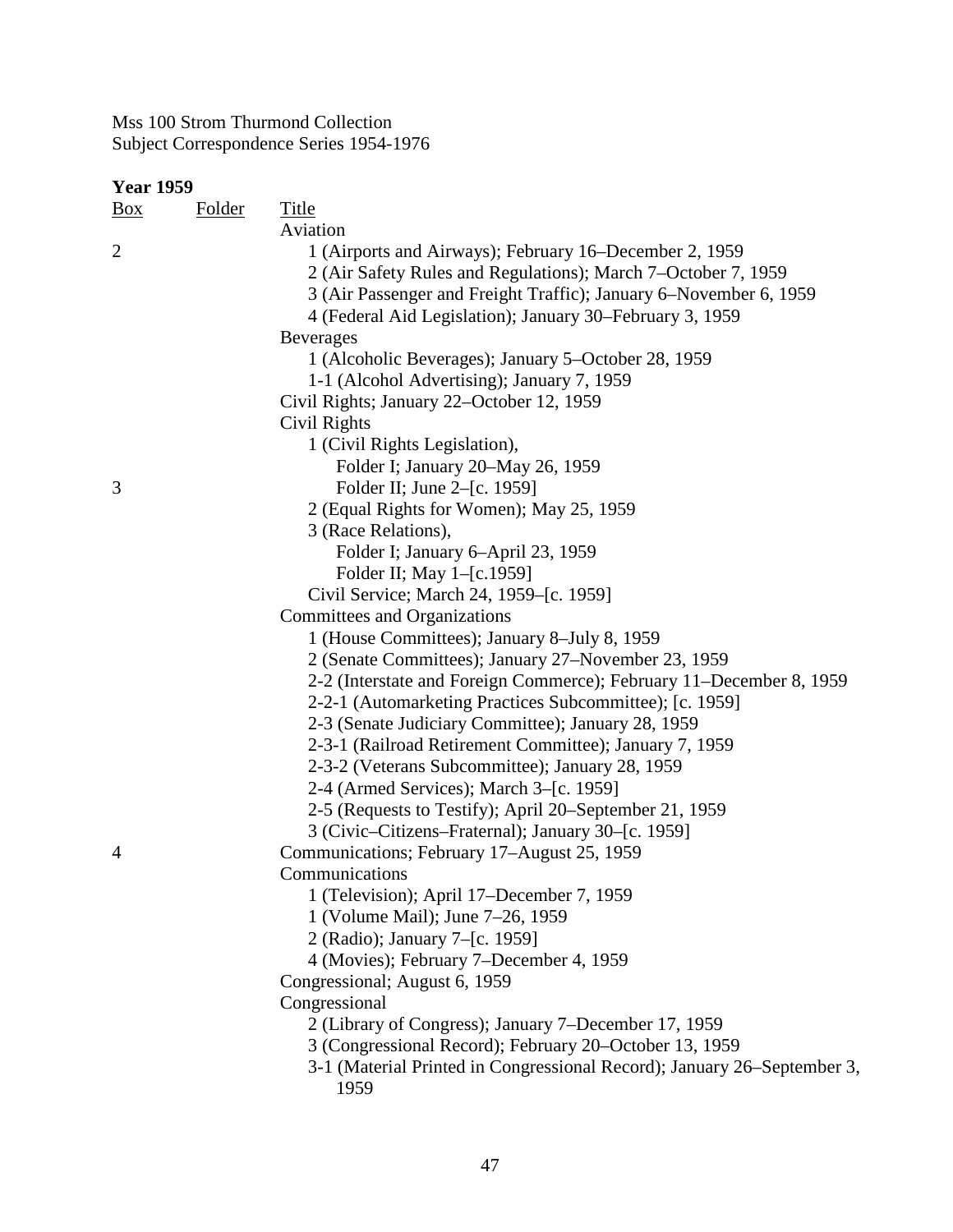Mss 100 Strom Thurmond Collection
Subject Correspondence Series 1954-1976

**Year 1959**

| Box | Folder | Title |
|---|---|---|
| | | Aviation |
| 2 | | 1 (Airports and Airways); February 16–December 2, 1959 |
| | | 2 (Air Safety Rules and Regulations); March 7–October 7, 1959 |
| | | 3 (Air Passenger and Freight Traffic); January 6–November 6, 1959 |
| | | 4 (Federal Aid Legislation); January 30–February 3, 1959 |
| | | Beverages |
| | | 1 (Alcoholic Beverages); January 5–October 28, 1959 |
| | | 1-1 (Alcohol Advertising); January 7, 1959 |
| | | Civil Rights; January 22–October 12, 1959 |
| | | Civil Rights |
| | | 1 (Civil Rights Legislation), |
| | | Folder I; January 20–May 26, 1959 |
| 3 | | Folder II; June 2–[c. 1959] |
| | | 2 (Equal Rights for Women); May 25, 1959 |
| | | 3 (Race Relations), |
| | | Folder I; January 6–April 23, 1959 |
| | | Folder II; May 1–[c.1959] |
| | | Civil Service; March 24, 1959–[c. 1959] |
| | | Committees and Organizations |
| | | 1 (House Committees); January 8–July 8, 1959 |
| | | 2 (Senate Committees); January 27–November 23, 1959 |
| | | 2-2 (Interstate and Foreign Commerce); February 11–December 8, 1959 |
| | | 2-2-1 (Automarketing Practices Subcommittee); [c. 1959] |
| | | 2-3 (Senate Judiciary Committee); January 28, 1959 |
| | | 2-3-1 (Railroad Retirement Committee); January 7, 1959 |
| | | 2-3-2 (Veterans Subcommittee); January 28, 1959 |
| | | 2-4 (Armed Services); March 3–[c. 1959] |
| | | 2-5 (Requests to Testify); April 20–September 21, 1959 |
| | | 3 (Civic–Citizens–Fraternal); January 30–[c. 1959] |
| 4 | | Communications; February 17–August 25, 1959 |
| | | Communications |
| | | 1 (Television); April 17–December 7, 1959 |
| | | 1 (Volume Mail); June 7–26, 1959 |
| | | 2 (Radio); January 7–[c. 1959] |
| | | 4 (Movies); February 7–December 4, 1959 |
| | | Congressional; August 6, 1959 |
| | | Congressional |
| | | 2 (Library of Congress); January 7–December 17, 1959 |
| | | 3 (Congressional Record); February 20–October 13, 1959 |
| | | 3-1 (Material Printed in Congressional Record); January 26–September 3, 1959 |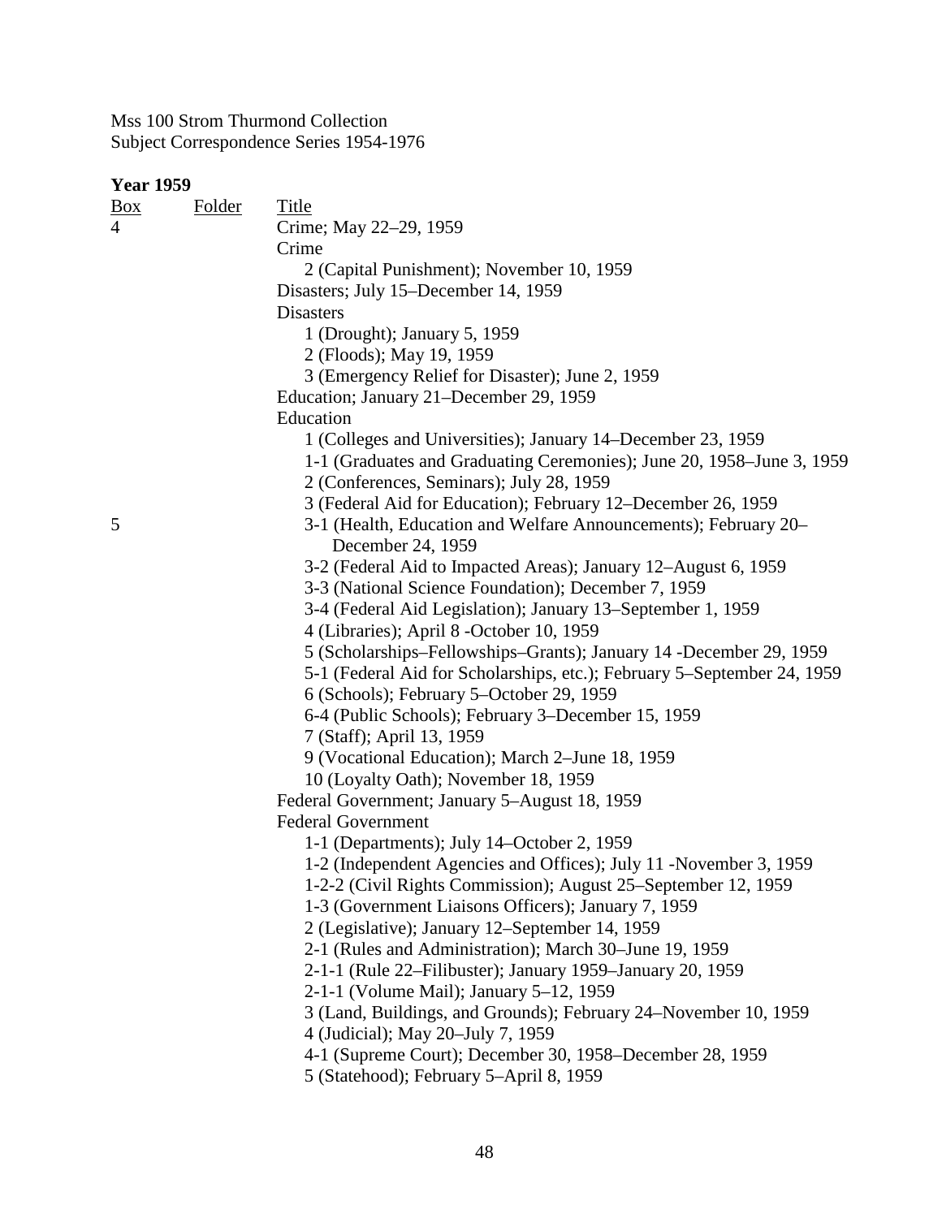Mss 100 Strom Thurmond Collection
Subject Correspondence Series 1954-1976

**Year 1959**

| Box | Folder | Title |
|---|---|---|
| 4 | | Crime; May 22–29, 1959 |
| | | Crime |
| | | 2 (Capital Punishment); November 10, 1959 |
| | | Disasters; July 15–December 14, 1959 |
| | | Disasters |
| | | 1 (Drought); January 5, 1959 |
| | | 2 (Floods); May 19, 1959 |
| | | 3 (Emergency Relief for Disaster); June 2, 1959 |
| | | Education; January 21–December 29, 1959 |
| | | Education |
| | | 1 (Colleges and Universities); January 14–December 23, 1959 |
| | | 1-1 (Graduates and Graduating Ceremonies); June 20, 1958–June 3, 1959 |
| | | 2 (Conferences, Seminars); July 28, 1959 |
| | | 3 (Federal Aid for Education); February 12–December 26, 1959 |
| 5 | | 3-1 (Health, Education and Welfare Announcements); February 20–December 24, 1959 |
| | | 3-2 (Federal Aid to Impacted Areas); January 12–August 6, 1959 |
| | | 3-3 (National Science Foundation); December 7, 1959 |
| | | 3-4 (Federal Aid Legislation); January 13–September 1, 1959 |
| | | 4 (Libraries); April 8 -October 10, 1959 |
| | | 5 (Scholarships–Fellowships–Grants); January 14 -December 29, 1959 |
| | | 5-1 (Federal Aid for Scholarships, etc.); February 5–September 24, 1959 |
| | | 6 (Schools); February 5–October 29, 1959 |
| | | 6-4 (Public Schools); February 3–December 15, 1959 |
| | | 7 (Staff); April 13, 1959 |
| | | 9 (Vocational Education); March 2–June 18, 1959 |
| | | 10 (Loyalty Oath); November 18, 1959 |
| | | Federal Government; January 5–August 18, 1959 |
| | | Federal Government |
| | | 1-1 (Departments); July 14–October 2, 1959 |
| | | 1-2 (Independent Agencies and Offices); July 11 -November 3, 1959 |
| | | 1-2-2 (Civil Rights Commission); August 25–September 12, 1959 |
| | | 1-3 (Government Liaisons Officers); January 7, 1959 |
| | | 2 (Legislative); January 12–September 14, 1959 |
| | | 2-1 (Rules and Administration); March 30–June 19, 1959 |
| | | 2-1-1 (Rule 22–Filibuster); January 1959–January 20, 1959 |
| | | 2-1-1 (Volume Mail); January 5–12, 1959 |
| | | 3 (Land, Buildings, and Grounds); February 24–November 10, 1959 |
| | | 4 (Judicial); May 20–July 7, 1959 |
| | | 4-1 (Supreme Court); December 30, 1958–December 28, 1959 |
| | | 5 (Statehood); February 5–April 8, 1959 |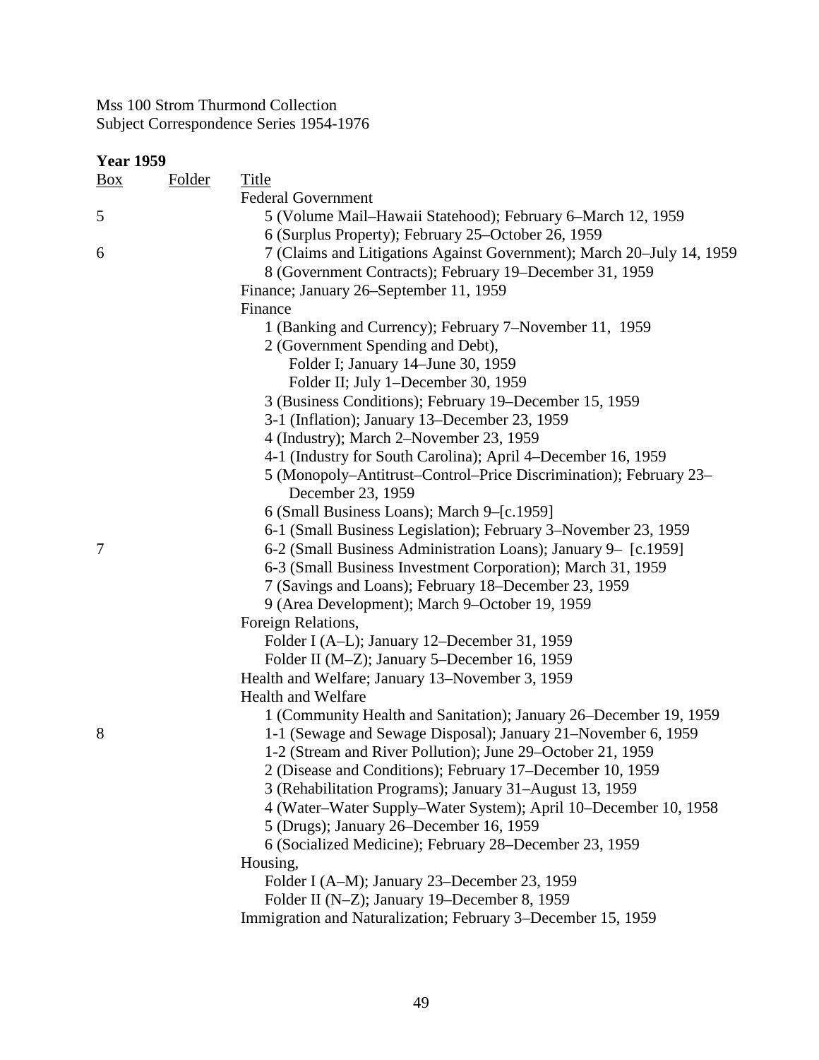Mss 100 Strom Thurmond Collection
Subject Correspondence Series 1954-1976

**Year 1959**

| Box | Folder | Title |
|---|---|---|
| | | Federal Government |
| 5 | | 5 (Volume Mail–Hawaii Statehood); February 6–March 12, 1959 |
| | | 6 (Surplus Property); February 25–October 26, 1959 |
| 6 | | 7 (Claims and Litigations Against Government); March 20–July 14, 1959 |
| | | 8 (Government Contracts); February 19–December 31, 1959 |
| | | Finance; January 26–September 11, 1959 |
| | | Finance |
| | | 1 (Banking and Currency); February 7–November 11, 1959 |
| | | 2 (Government Spending and Debt), |
| | | Folder I; January 14–June 30, 1959 |
| | | Folder II; July 1–December 30, 1959 |
| | | 3 (Business Conditions); February 19–December 15, 1959 |
| | | 3-1 (Inflation); January 13–December 23, 1959 |
| | | 4 (Industry); March 2–November 23, 1959 |
| | | 4-1 (Industry for South Carolina); April 4–December 16, 1959 |
| | | 5 (Monopoly–Antitrust–Control–Price Discrimination); February 23–December 23, 1959 |
| | | 6 (Small Business Loans); March 9–[c.1959] |
| | | 6-1 (Small Business Legislation); February 3–November 23, 1959 |
| 7 | | 6-2 (Small Business Administration Loans); January 9– [c.1959] |
| | | 6-3 (Small Business Investment Corporation); March 31, 1959 |
| | | 7 (Savings and Loans); February 18–December 23, 1959 |
| | | 9 (Area Development); March 9–October 19, 1959 |
| | | Foreign Relations, |
| | | Folder I (A–L); January 12–December 31, 1959 |
| | | Folder II (M–Z); January 5–December 16, 1959 |
| | | Health and Welfare; January 13–November 3, 1959 |
| | | Health and Welfare |
| | | 1 (Community Health and Sanitation); January 26–December 19, 1959 |
| 8 | | 1-1 (Sewage and Sewage Disposal); January 21–November 6, 1959 |
| | | 1-2 (Stream and River Pollution); June 29–October 21, 1959 |
| | | 2 (Disease and Conditions); February 17–December 10, 1959 |
| | | 3 (Rehabilitation Programs); January 31–August 13, 1959 |
| | | 4 (Water–Water Supply–Water System); April 10–December 10, 1958 |
| | | 5 (Drugs); January 26–December 16, 1959 |
| | | 6 (Socialized Medicine); February 28–December 23, 1959 |
| | | Housing, |
| | | Folder I (A–M); January 23–December 23, 1959 |
| | | Folder II (N–Z); January 19–December 8, 1959 |
| | | Immigration and Naturalization; February 3–December 15, 1959 |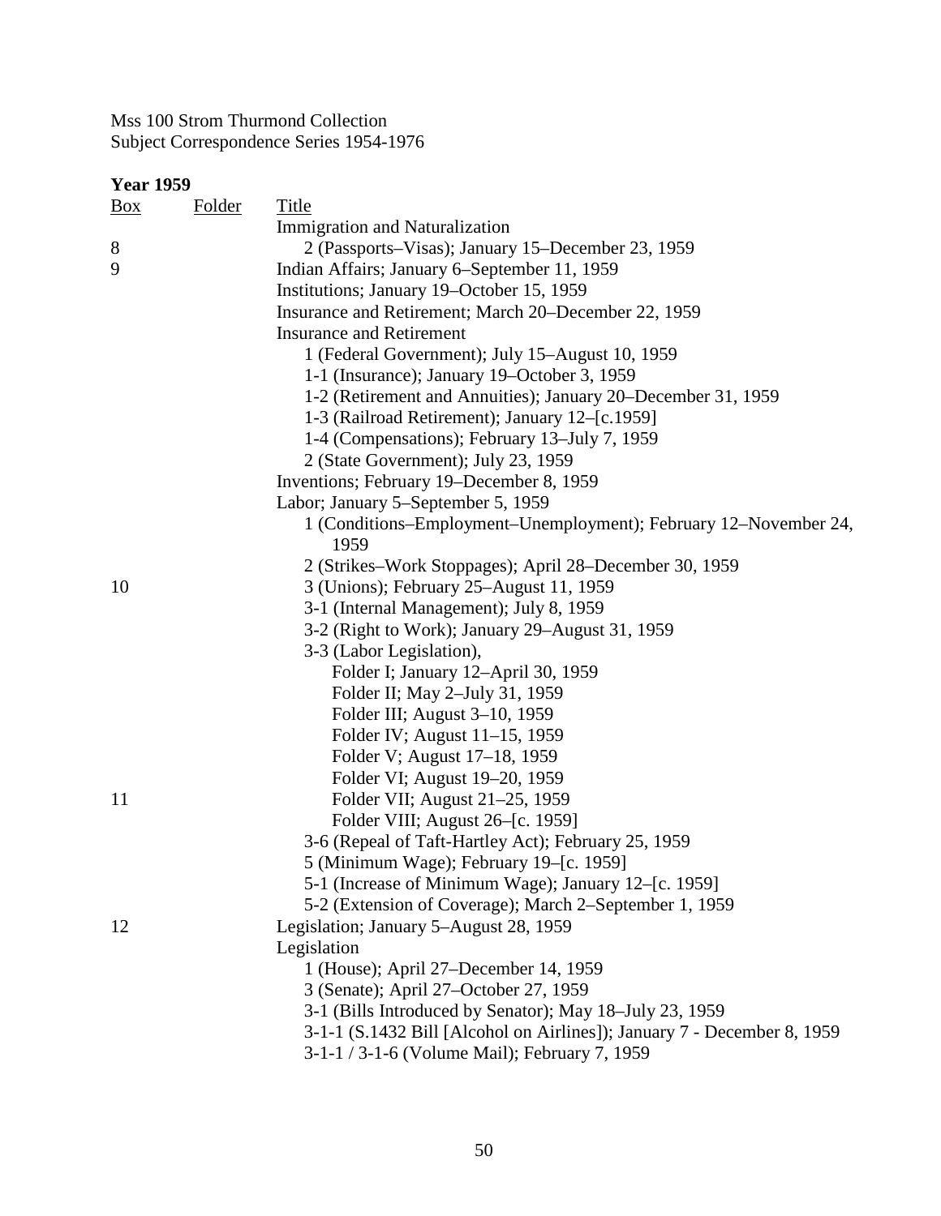Mss 100 Strom Thurmond Collection
Subject Correspondence Series 1954-1976

**Year 1959**

| Box | Folder | Title |
|---|---|---|
| | | Immigration and Naturalization |
| 8 | | 2 (Passports–Visas); January 15–December 23, 1959 |
| 9 | | Indian Affairs; January 6–September 11, 1959 |
| | | Institutions; January 19–October 15, 1959 |
| | | Insurance and Retirement; March 20–December 22, 1959 |
| | | Insurance and Retirement |
| | | 1 (Federal Government); July 15–August 10, 1959 |
| | | 1-1 (Insurance); January 19–October 3, 1959 |
| | | 1-2 (Retirement and Annuities); January 20–December 31, 1959 |
| | | 1-3 (Railroad Retirement); January 12–[c.1959] |
| | | 1-4 (Compensations); February 13–July 7, 1959 |
| | | 2 (State Government); July 23, 1959 |
| | | Inventions; February 19–December 8, 1959 |
| | | Labor; January 5–September 5, 1959 |
| | | 1 (Conditions–Employment–Unemployment); February 12–November 24, 1959 |
| | | 2 (Strikes–Work Stoppages); April 28–December 30, 1959 |
| 10 | | 3 (Unions); February 25–August 11, 1959 |
| | | 3-1 (Internal Management); July 8, 1959 |
| | | 3-2 (Right to Work); January 29–August 31, 1959 |
| | | 3-3 (Labor Legislation), |
| | | Folder I; January 12–April 30, 1959 |
| | | Folder II; May 2–July 31, 1959 |
| | | Folder III; August 3–10, 1959 |
| | | Folder IV; August 11–15, 1959 |
| | | Folder V; August 17–18, 1959 |
| | | Folder VI; August 19–20, 1959 |
| 11 | | Folder VII; August 21–25, 1959 |
| | | Folder VIII; August 26–[c. 1959] |
| | | 3-6 (Repeal of Taft-Hartley Act); February 25, 1959 |
| | | 5 (Minimum Wage); February 19–[c. 1959] |
| | | 5-1 (Increase of Minimum Wage); January 12–[c. 1959] |
| | | 5-2 (Extension of Coverage); March 2–September 1, 1959 |
| 12 | | Legislation; January 5–August 28, 1959 |
| | | Legislation |
| | | 1 (House); April 27–December 14, 1959 |
| | | 3 (Senate); April 27–October 27, 1959 |
| | | 3-1 (Bills Introduced by Senator); May 18–July 23, 1959 |
| | | 3-1-1 (S.1432 Bill [Alcohol on Airlines]); January 7 - December 8, 1959 |
| | | 3-1-1 / 3-1-6 (Volume Mail); February 7, 1959 |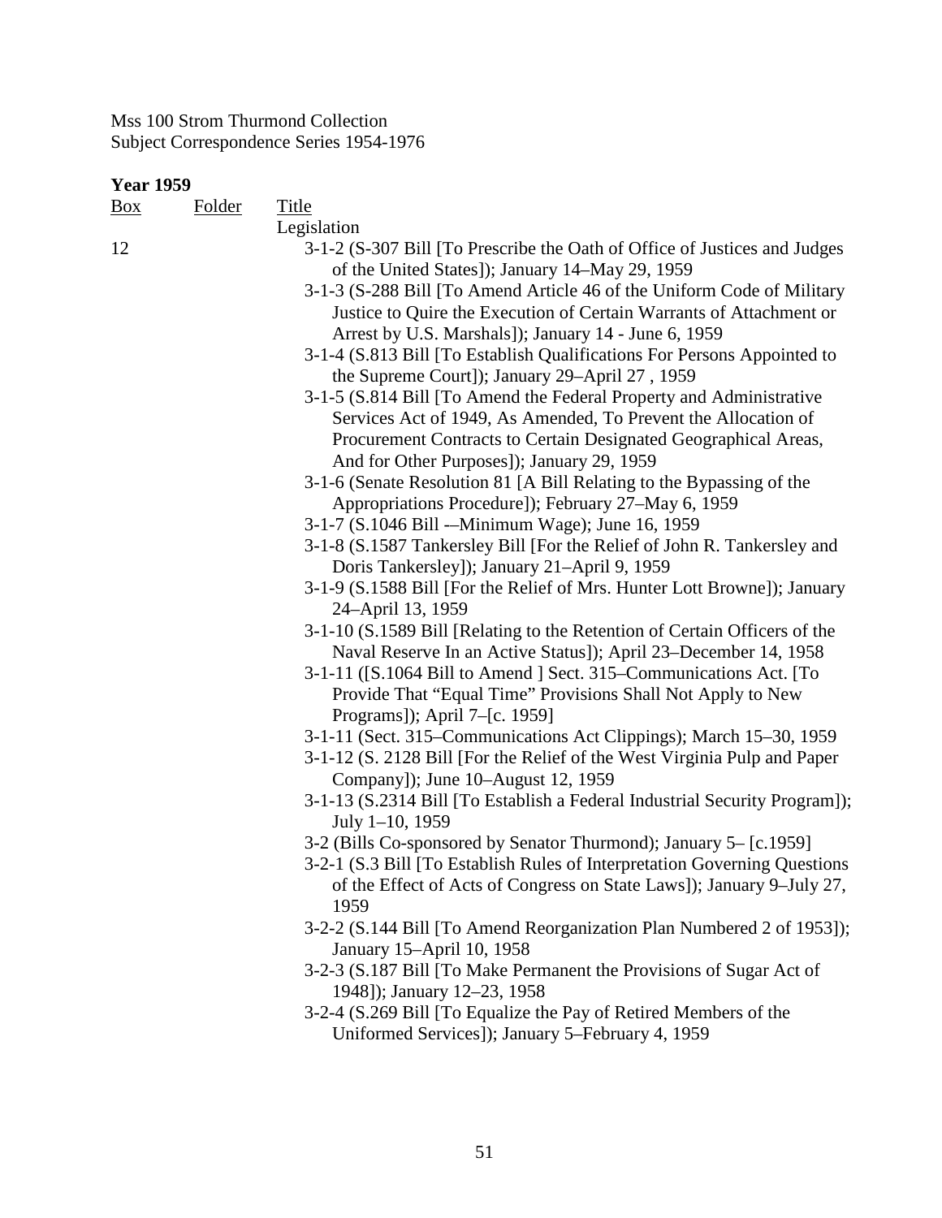Mss 100 Strom Thurmond Collection
Subject Correspondence Series 1954-1976

**Year 1959**

| Box | Folder | Title |
|---|---|---|
| | | Legislation |
| 12 | | 3-1-2 (S-307 Bill [To Prescribe the Oath of Office of Justices and Judges of the United States]); January 14–May 29, 1959 |
| | | 3-1-3 (S-288 Bill [To Amend Article 46 of the Uniform Code of Military Justice to Quire the Execution of Certain Warrants of Attachment or Arrest by U.S. Marshals]); January 14 - June 6, 1959 |
| | | 3-1-4 (S.813 Bill [To Establish Qualifications For Persons Appointed to the Supreme Court]); January 29–April 27 , 1959 |
| | | 3-1-5 (S.814 Bill [To Amend the Federal Property and Administrative Services Act of 1949, As Amended, To Prevent the Allocation of Procurement Contracts to Certain Designated Geographical Areas, And for Other Purposes]); January 29, 1959 |
| | | 3-1-6 (Senate Resolution 81 [A Bill Relating to the Bypassing of the Appropriations Procedure]); February 27–May 6, 1959 |
| | | 3-1-7 (S.1046 Bill -–Minimum Wage); June 16, 1959 |
| | | 3-1-8 (S.1587 Tankersley Bill [For the Relief of John R. Tankersley and Doris Tankersley]); January 21–April 9, 1959 |
| | | 3-1-9 (S.1588 Bill [For the Relief of Mrs. Hunter Lott Browne]); January 24–April 13, 1959 |
| | | 3-1-10 (S.1589 Bill [Relating to the Retention of Certain Officers of the Naval Reserve In an Active Status]); April 23–December 14, 1958 |
| | | 3-1-11 ([S.1064 Bill to Amend ] Sect. 315–Communications Act. [To Provide That "Equal Time" Provisions Shall Not Apply to New Programs]); April 7–[c. 1959] |
| | | 3-1-11 (Sect. 315–Communications Act Clippings); March 15–30, 1959 |
| | | 3-1-12 (S. 2128 Bill [For the Relief of the West Virginia Pulp and Paper Company]); June 10–August 12, 1959 |
| | | 3-1-13 (S.2314 Bill [To Establish a Federal Industrial Security Program]); July 1–10, 1959 |
| | | 3-2 (Bills Co-sponsored by Senator Thurmond); January 5– [c.1959] |
| | | 3-2-1 (S.3 Bill [To Establish Rules of Interpretation Governing Questions of the Effect of Acts of Congress on State Laws]); January 9–July 27, 1959 |
| | | 3-2-2 (S.144 Bill [To Amend Reorganization Plan Numbered 2 of 1953]); January 15–April 10, 1958 |
| | | 3-2-3 (S.187 Bill [To Make Permanent the Provisions of Sugar Act of 1948]); January 12–23, 1958 |
| | | 3-2-4 (S.269 Bill [To Equalize the Pay of Retired Members of the Uniformed Services]); January 5–February 4, 1959 |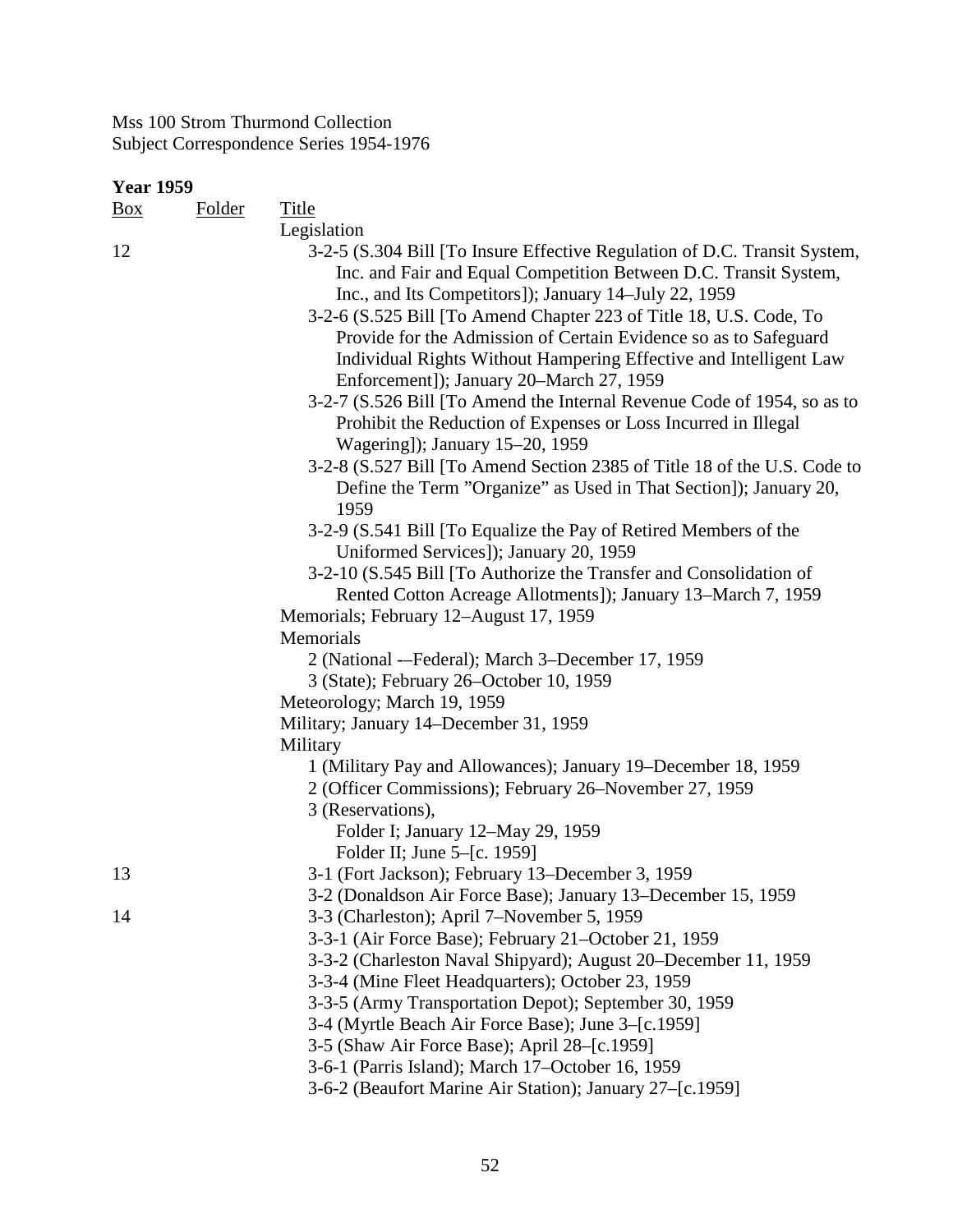Mss 100 Strom Thurmond Collection
Subject Correspondence Series 1954-1976

**Year 1959**

| Box | Folder | Title |
|---|---|---|
| | | Legislation |
| 12 | | 3-2-5 (S.304 Bill [To Insure Effective Regulation of D.C. Transit System, Inc. and Fair and Equal Competition Between D.C. Transit System, Inc., and Its Competitors]); January 14–July 22, 1959 |
| | | 3-2-6 (S.525 Bill [To Amend Chapter 223 of Title 18, U.S. Code, To Provide for the Admission of Certain Evidence so as to Safeguard Individual Rights Without Hampering Effective and Intelligent Law Enforcement]); January 20–March 27, 1959 |
| | | 3-2-7 (S.526 Bill [To Amend the Internal Revenue Code of 1954, so as to Prohibit the Reduction of Expenses or Loss Incurred in Illegal Wagering]); January 15–20, 1959 |
| | | 3-2-8 (S.527 Bill [To Amend Section 2385 of Title 18 of the U.S. Code to Define the Term "Organize" as Used in That Section]); January 20, 1959 |
| | | 3-2-9 (S.541 Bill [To Equalize the Pay of Retired Members of the Uniformed Services]); January 20, 1959 |
| | | 3-2-10 (S.545 Bill [To Authorize the Transfer and Consolidation of Rented Cotton Acreage Allotments]); January 13–March 7, 1959 |
| | | Memorials; February 12–August 17, 1959 |
| | | Memorials |
| | | 2 (National -–Federal); March 3–December 17, 1959 |
| | | 3 (State); February 26–October 10, 1959 |
| | | Meteorology; March 19, 1959 |
| | | Military; January 14–December 31, 1959 |
| | | Military |
| | | 1 (Military Pay and Allowances); January 19–December 18, 1959 |
| | | 2 (Officer Commissions); February 26–November 27, 1959 |
| | | 3 (Reservations), |
| | | Folder I; January 12–May 29, 1959 |
| | | Folder II; June 5–[c. 1959] |
| 13 | | 3-1 (Fort Jackson); February 13–December 3, 1959 |
| | | 3-2 (Donaldson Air Force Base); January 13–December 15, 1959 |
| 14 | | 3-3 (Charleston); April 7–November 5, 1959 |
| | | 3-3-1 (Air Force Base); February 21–October 21, 1959 |
| | | 3-3-2 (Charleston Naval Shipyard); August 20–December 11, 1959 |
| | | 3-3-4 (Mine Fleet Headquarters); October 23, 1959 |
| | | 3-3-5 (Army Transportation Depot); September 30, 1959 |
| | | 3-4 (Myrtle Beach Air Force Base); June 3–[c.1959] |
| | | 3-5 (Shaw Air Force Base); April 28–[c.1959] |
| | | 3-6-1 (Parris Island); March 17–October 16, 1959 |
| | | 3-6-2 (Beaufort Marine Air Station); January 27–[c.1959] |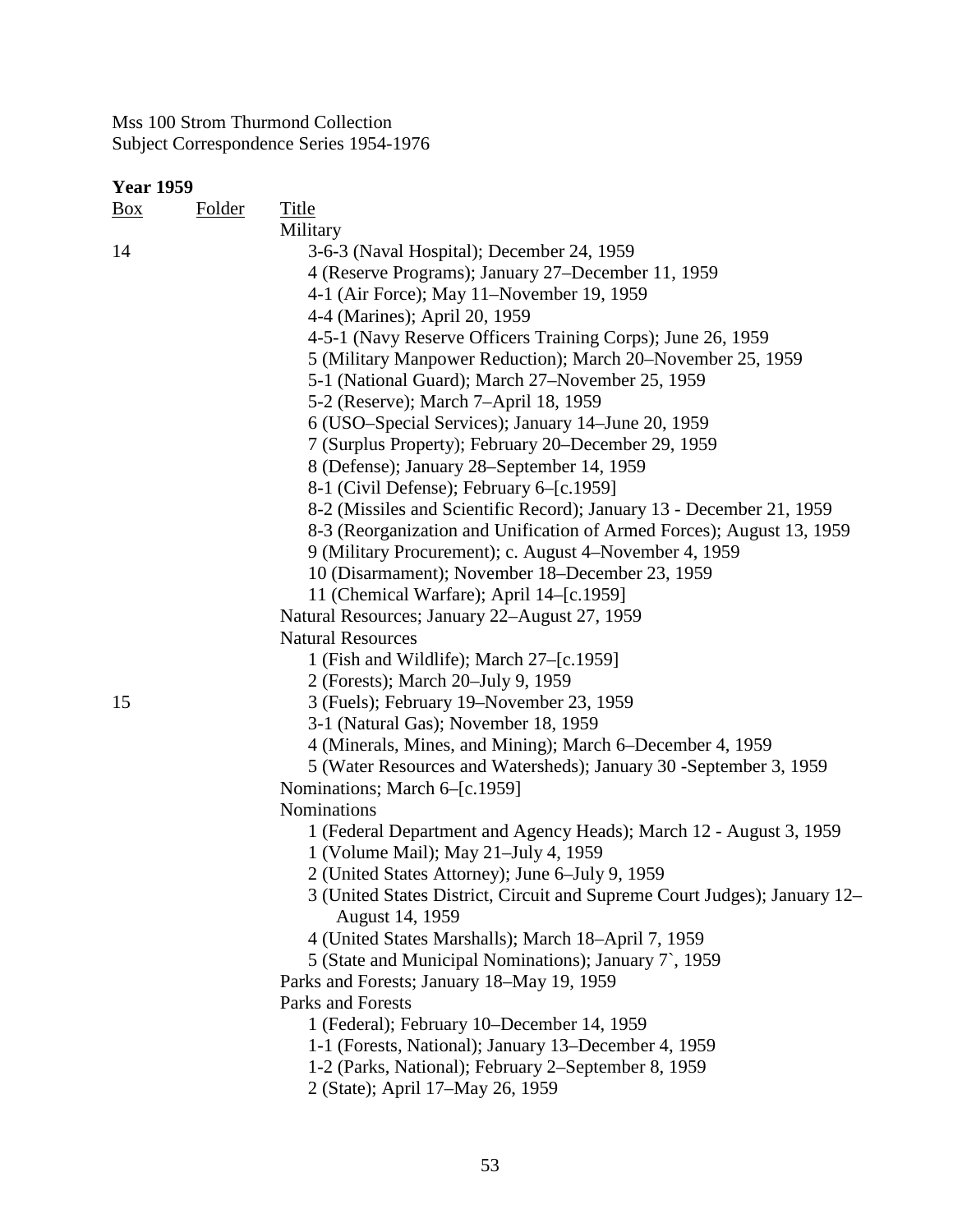Mss 100 Strom Thurmond Collection
Subject Correspondence Series 1954-1976

**Year 1959**

| Box | Folder | Title |
|---|---|---|
| | | Military |
| 14 | | 3-6-3 (Naval Hospital); December 24, 1959 |
| | | 4 (Reserve Programs); January 27–December 11, 1959 |
| | | 4-1 (Air Force); May 11–November 19, 1959 |
| | | 4-4 (Marines); April 20, 1959 |
| | | 4-5-1 (Navy Reserve Officers Training Corps); June 26, 1959 |
| | | 5 (Military Manpower Reduction); March 20–November 25, 1959 |
| | | 5-1 (National Guard); March 27–November 25, 1959 |
| | | 5-2 (Reserve); March 7–April 18, 1959 |
| | | 6 (USO–Special Services); January 14–June 20, 1959 |
| | | 7 (Surplus Property); February 20–December 29, 1959 |
| | | 8 (Defense); January 28–September 14, 1959 |
| | | 8-1 (Civil Defense); February 6–[c.1959] |
| | | 8-2 (Missiles and Scientific Record); January 13 - December 21, 1959 |
| | | 8-3 (Reorganization and Unification of Armed Forces); August 13, 1959 |
| | | 9 (Military Procurement); c. August 4–November 4, 1959 |
| | | 10 (Disarmament); November 18–December 23, 1959 |
| | | 11 (Chemical Warfare); April 14–[c.1959] |
| | | Natural Resources; January 22–August 27, 1959 |
| | | Natural Resources |
| | | 1 (Fish and Wildlife); March 27–[c.1959] |
| | | 2 (Forests); March 20–July 9, 1959 |
| 15 | | 3 (Fuels); February 19–November 23, 1959 |
| | | 3-1 (Natural Gas); November 18, 1959 |
| | | 4 (Minerals, Mines, and Mining); March 6–December 4, 1959 |
| | | 5 (Water Resources and Watersheds); January 30 -September 3, 1959 |
| | | Nominations; March 6–[c.1959] |
| | | Nominations |
| | | 1 (Federal Department and Agency Heads); March 12 - August 3, 1959 |
| | | 1 (Volume Mail); May 21–July 4, 1959 |
| | | 2 (United States Attorney); June 6–July 9, 1959 |
| | | 3 (United States District, Circuit and Supreme Court Judges); January 12–August 14, 1959 |
| | | 4 (United States Marshalls); March 18–April 7, 1959 |
| | | 5 (State and Municipal Nominations); January 7`, 1959 |
| | | Parks and Forests; January 18–May 19, 1959 |
| | | Parks and Forests |
| | | 1 (Federal); February 10–December 14, 1959 |
| | | 1-1 (Forests, National); January 13–December 4, 1959 |
| | | 1-2 (Parks, National); February 2–September 8, 1959 |
| | | 2 (State); April 17–May 26, 1959 |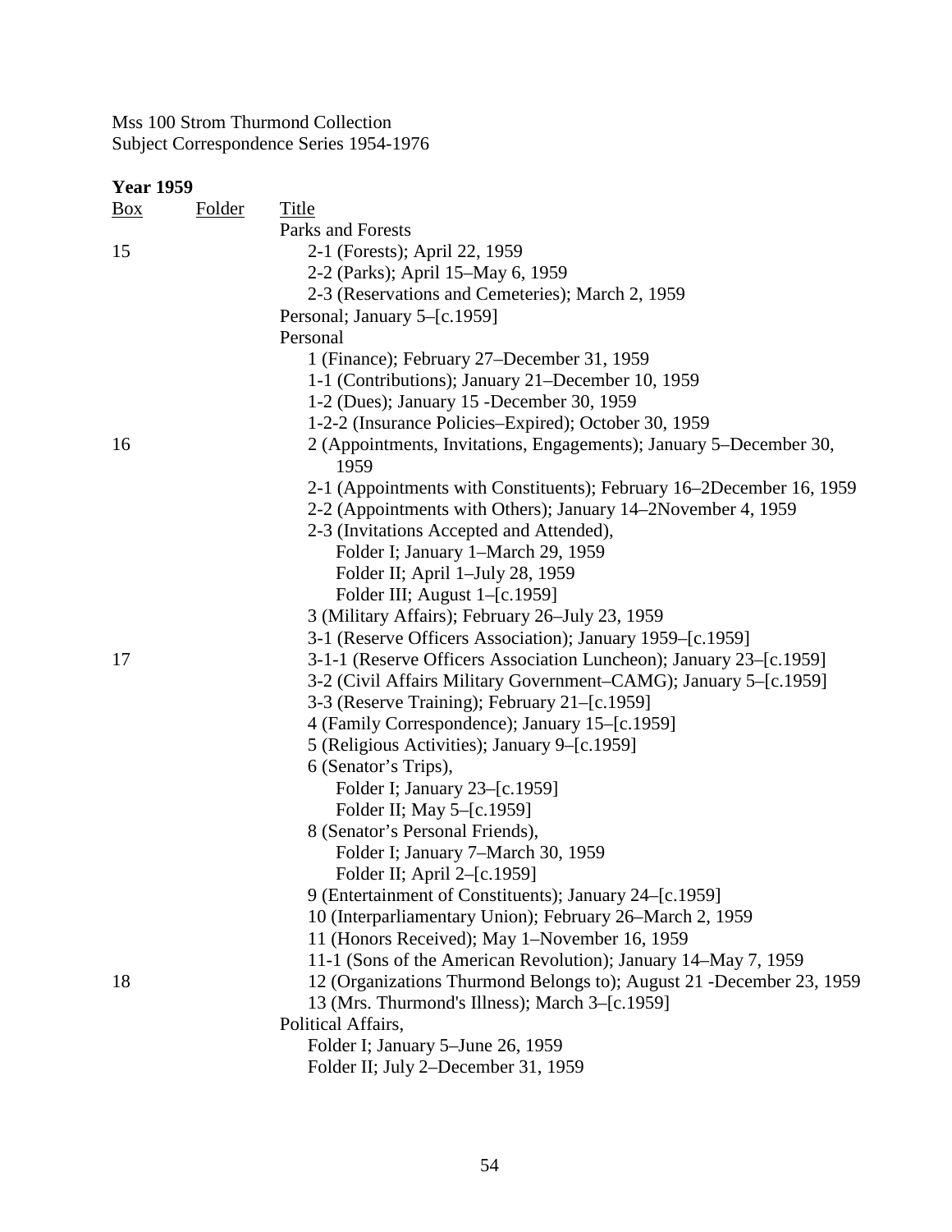Mss 100 Strom Thurmond Collection
Subject Correspondence Series 1954-1976

**Year 1959**

| Box | Folder | Title |
|---|---|---|
| | | Parks and Forests |
| 15 | | 2-1 (Forests); April 22, 1959 |
| | | 2-2 (Parks); April 15–May 6, 1959 |
| | | 2-3 (Reservations and Cemeteries); March 2, 1959 |
| | | Personal; January 5–[c.1959] |
| | | Personal |
| | | 1 (Finance); February 27–December 31, 1959 |
| | | 1-1 (Contributions); January 21–December 10, 1959 |
| | | 1-2 (Dues); January 15 -December 30, 1959 |
| | | 1-2-2 (Insurance Policies–Expired); October 30, 1959 |
| 16 | | 2 (Appointments, Invitations, Engagements); January 5–December 30, 1959 |
| | | 2-1 (Appointments with Constituents); February 16–2December 16, 1959 |
| | | 2-2 (Appointments with Others); January 14–2November 4, 1959 |
| | | 2-3 (Invitations Accepted and Attended), |
| | | Folder I; January 1–March 29, 1959 |
| | | Folder II; April 1–July 28, 1959 |
| | | Folder III; August 1–[c.1959] |
| | | 3 (Military Affairs); February 26–July 23, 1959 |
| | | 3-1 (Reserve Officers Association); January 1959–[c.1959] |
| 17 | | 3-1-1 (Reserve Officers Association Luncheon); January 23–[c.1959] |
| | | 3-2 (Civil Affairs Military Government–CAMG); January 5–[c.1959] |
| | | 3-3 (Reserve Training); February 21–[c.1959] |
| | | 4 (Family Correspondence); January 15–[c.1959] |
| | | 5 (Religious Activities); January 9–[c.1959] |
| | | 6 (Senator's Trips), |
| | | Folder I; January 23–[c.1959] |
| | | Folder II; May 5–[c.1959] |
| | | 8 (Senator's Personal Friends), |
| | | Folder I; January 7–March 30, 1959 |
| | | Folder II; April 2–[c.1959] |
| | | 9 (Entertainment of Constituents); January 24–[c.1959] |
| | | 10 (Interparliamentary Union); February 26–March 2, 1959 |
| | | 11 (Honors Received); May 1–November 16, 1959 |
| | | 11-1 (Sons of the American Revolution); January 14–May 7, 1959 |
| 18 | | 12 (Organizations Thurmond Belongs to); August 21 -December 23, 1959 |
| | | 13 (Mrs. Thurmond's Illness); March 3–[c.1959] |
| | | Political Affairs, |
| | | Folder I; January 5–June 26, 1959 |
| | | Folder II; July 2–December 31, 1959 |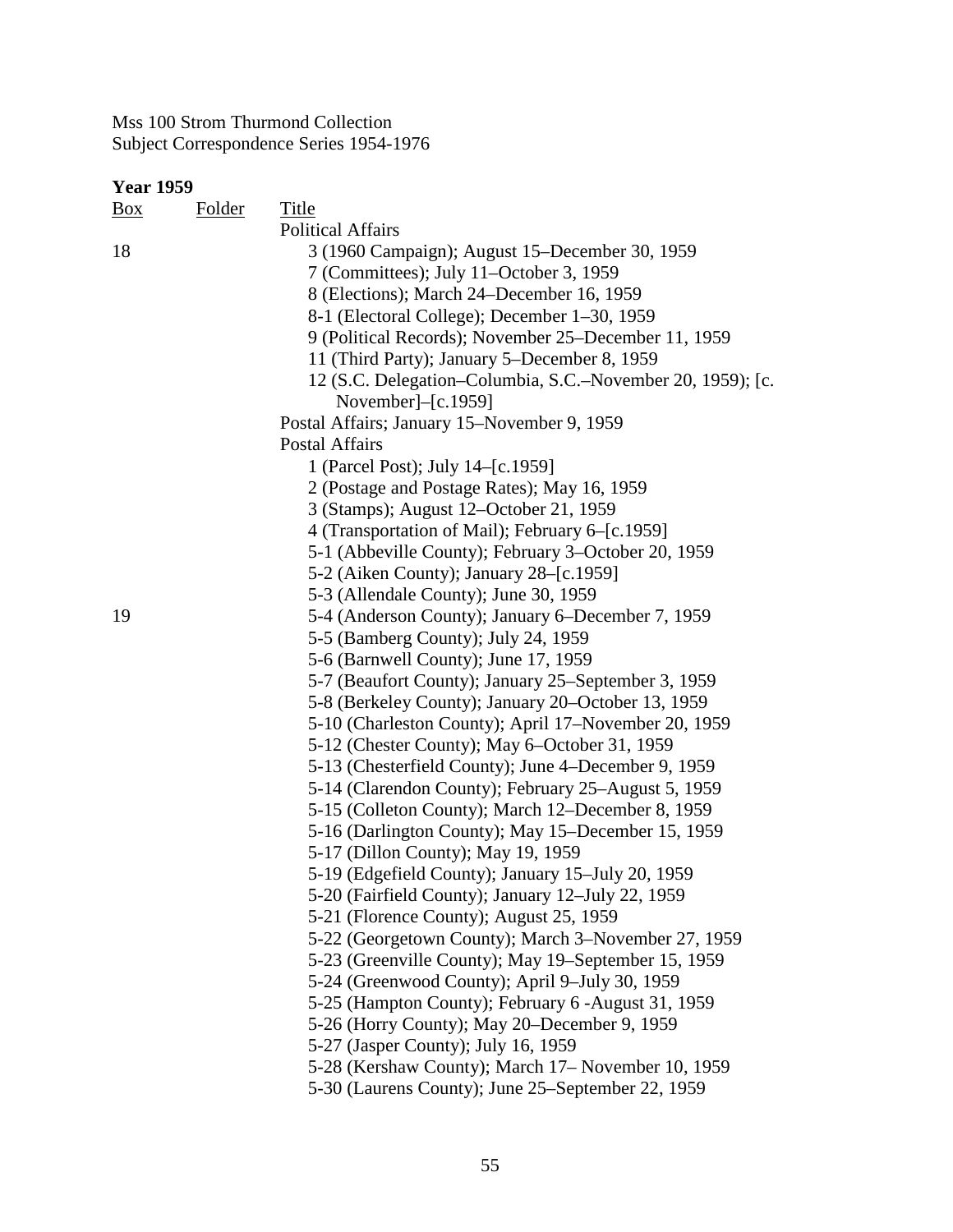Mss 100 Strom Thurmond Collection
Subject Correspondence Series 1954-1976

**Year 1959**

| Box | Folder | Title |
|---|---|---|
| | | Political Affairs |
| 18 | | 3 (1960 Campaign); August 15–December 30, 1959 |
| | | 7 (Committees); July 11–October 3, 1959 |
| | | 8 (Elections); March 24–December 16, 1959 |
| | | 8-1 (Electoral College); December 1–30, 1959 |
| | | 9 (Political Records); November 25–December 11, 1959 |
| | | 11 (Third Party); January 5–December 8, 1959 |
| | | 12 (S.C. Delegation–Columbia, S.C.–November 20, 1959); [c. November]–[c.1959] |
| | | Postal Affairs; January 15–November 9, 1959 |
| | | Postal Affairs |
| | | 1 (Parcel Post); July 14–[c.1959] |
| | | 2 (Postage and Postage Rates); May 16, 1959 |
| | | 3 (Stamps); August 12–October 21, 1959 |
| | | 4 (Transportation of Mail); February 6–[c.1959] |
| | | 5-1 (Abbeville County); February 3–October 20, 1959 |
| | | 5-2 (Aiken County); January 28–[c.1959] |
| | | 5-3 (Allendale County); June 30, 1959 |
| 19 | | 5-4 (Anderson County); January 6–December 7, 1959 |
| | | 5-5 (Bamberg County); July 24, 1959 |
| | | 5-6 (Barnwell County); June 17, 1959 |
| | | 5-7 (Beaufort County); January 25–September 3, 1959 |
| | | 5-8 (Berkeley County); January 20–October 13, 1959 |
| | | 5-10 (Charleston County); April 17–November 20, 1959 |
| | | 5-12 (Chester County); May 6–October 31, 1959 |
| | | 5-13 (Chesterfield County); June 4–December 9, 1959 |
| | | 5-14 (Clarendon County); February 25–August 5, 1959 |
| | | 5-15 (Colleton County); March 12–December 8, 1959 |
| | | 5-16 (Darlington County); May 15–December 15, 1959 |
| | | 5-17 (Dillon County); May 19, 1959 |
| | | 5-19 (Edgefield County); January 15–July 20, 1959 |
| | | 5-20 (Fairfield County); January 12–July 22, 1959 |
| | | 5-21 (Florence County); August 25, 1959 |
| | | 5-22 (Georgetown County); March 3–November 27, 1959 |
| | | 5-23 (Greenville County); May 19–September 15, 1959 |
| | | 5-24 (Greenwood County); April 9–July 30, 1959 |
| | | 5-25 (Hampton County); February 6 -August 31, 1959 |
| | | 5-26 (Horry County); May 20–December 9, 1959 |
| | | 5-27 (Jasper County); July 16, 1959 |
| | | 5-28 (Kershaw County); March 17– November 10, 1959 |
| | | 5-30 (Laurens County); June 25–September 22, 1959 |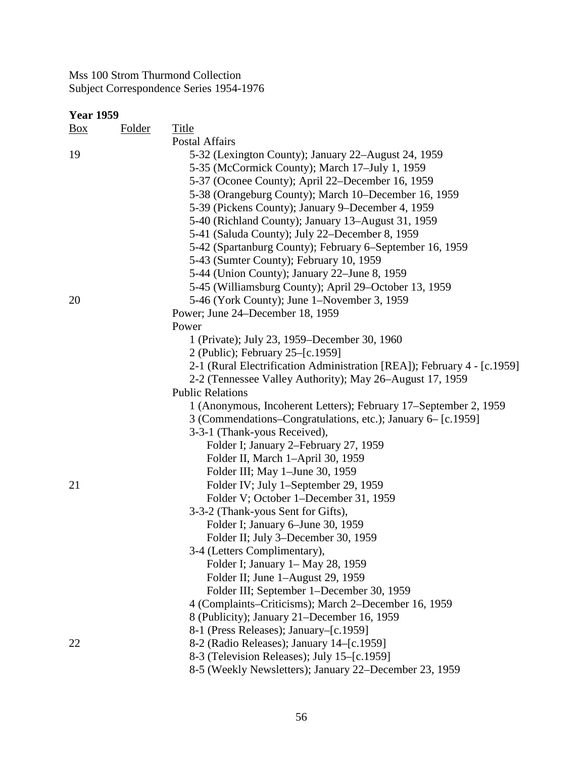Mss 100 Strom Thurmond Collection
Subject Correspondence Series 1954-1976

**Year 1959**

| Box | Folder | Title |
|---|---|---|
| | | Postal Affairs |
| 19 | | 5-32 (Lexington County); January 22–August 24, 1959 |
| | | 5-35 (McCormick County); March 17–July 1, 1959 |
| | | 5-37 (Oconee County); April 22–December 16, 1959 |
| | | 5-38 (Orangeburg County); March 10–December 16, 1959 |
| | | 5-39 (Pickens County); January 9–December 4, 1959 |
| | | 5-40 (Richland County); January 13–August 31, 1959 |
| | | 5-41 (Saluda County); July 22–December 8, 1959 |
| | | 5-42 (Spartanburg County); February 6–September 16, 1959 |
| | | 5-43 (Sumter County); February 10, 1959 |
| | | 5-44 (Union County); January 22–June 8, 1959 |
| | | 5-45 (Williamsburg County); April 29–October 13, 1959 |
| 20 | | 5-46 (York County); June 1–November 3, 1959 |
| | | Power; June 24–December 18, 1959 |
| | | Power |
| | | 1 (Private); July 23, 1959–December 30, 1960 |
| | | 2 (Public); February 25–[c.1959] |
| | | 2-1 (Rural Electrification Administration [REA]); February 4 - [c.1959] |
| | | 2-2 (Tennessee Valley Authority); May 26–August 17, 1959 |
| | | Public Relations |
| | | 1 (Anonymous, Incoherent Letters); February 17–September 2, 1959 |
| | | 3 (Commendations–Congratulations, etc.); January 6– [c.1959] |
| | | 3-3-1 (Thank-yous Received), |
| | | Folder I; January 2–February 27, 1959 |
| | | Folder II, March 1–April 30, 1959 |
| | | Folder III; May 1–June 30, 1959 |
| 21 | | Folder IV; July 1–September 29, 1959 |
| | | Folder V; October 1–December 31, 1959 |
| | | 3-3-2 (Thank-yous Sent for Gifts), |
| | | Folder I; January 6–June 30, 1959 |
| | | Folder II; July 3–December 30, 1959 |
| | | 3-4 (Letters Complimentary), |
| | | Folder I; January 1– May 28, 1959 |
| | | Folder II; June 1–August 29, 1959 |
| | | Folder III; September 1–December 30, 1959 |
| | | 4 (Complaints–Criticisms); March 2–December 16, 1959 |
| | | 8 (Publicity); January 21–December 16, 1959 |
| | | 8-1 (Press Releases); January–[c.1959] |
| 22 | | 8-2 (Radio Releases); January 14–[c.1959] |
| | | 8-3 (Television Releases); July 15–[c.1959] |
| | | 8-5 (Weekly Newsletters); January 22–December 23, 1959 |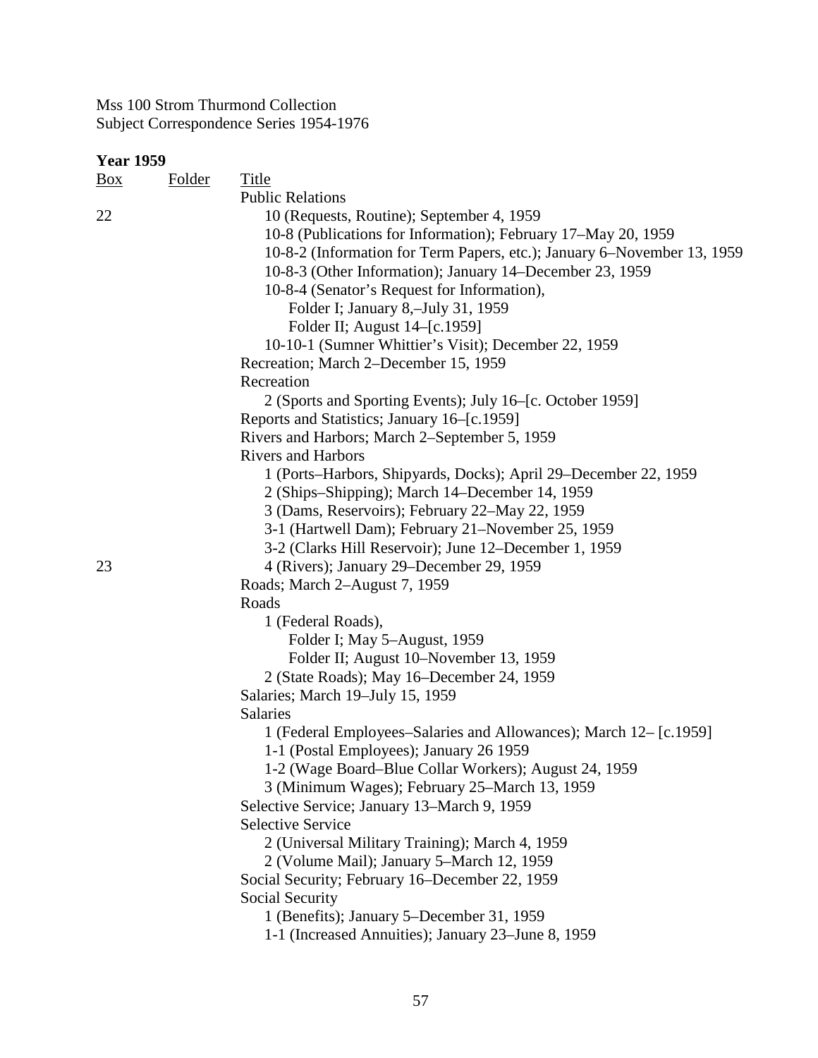Mss 100 Strom Thurmond Collection
Subject Correspondence Series 1954-1976

**Year 1959**

| Box | Folder | Title |
|---|---|---|
| | | Public Relations |
| 22 | | 10 (Requests, Routine); September 4, 1959 |
| | | 10-8 (Publications for Information); February 17–May 20, 1959 |
| | | 10-8-2 (Information for Term Papers, etc.); January 6–November 13, 1959 |
| | | 10-8-3 (Other Information); January 14–December 23, 1959 |
| | | 10-8-4 (Senator's Request for Information), |
| | | Folder I; January 8,–July 31, 1959 |
| | | Folder II; August 14–[c.1959] |
| | | 10-10-1 (Sumner Whittier's Visit); December 22, 1959 |
| | | Recreation; March 2–December 15, 1959 |
| | | Recreation |
| | | 2 (Sports and Sporting Events); July 16–[c. October 1959] |
| | | Reports and Statistics; January 16–[c.1959] |
| | | Rivers and Harbors; March 2–September 5, 1959 |
| | | Rivers and Harbors |
| | | 1 (Ports–Harbors, Shipyards, Docks); April 29–December 22, 1959 |
| | | 2 (Ships–Shipping); March 14–December 14, 1959 |
| | | 3 (Dams, Reservoirs); February 22–May 22, 1959 |
| | | 3-1 (Hartwell Dam); February 21–November 25, 1959 |
| | | 3-2 (Clarks Hill Reservoir); June 12–December 1, 1959 |
| 23 | | 4 (Rivers); January 29–December 29, 1959 |
| | | Roads; March 2–August 7, 1959 |
| | | Roads |
| | | 1 (Federal Roads), |
| | | Folder I; May 5–August, 1959 |
| | | Folder II; August 10–November 13, 1959 |
| | | 2 (State Roads); May 16–December 24, 1959 |
| | | Salaries; March 19–July 15, 1959 |
| | | Salaries |
| | | 1 (Federal Employees–Salaries and Allowances); March 12– [c.1959] |
| | | 1-1 (Postal Employees); January 26 1959 |
| | | 1-2 (Wage Board–Blue Collar Workers); August 24, 1959 |
| | | 3 (Minimum Wages); February 25–March 13, 1959 |
| | | Selective Service; January 13–March 9, 1959 |
| | | Selective Service |
| | | 2 (Universal Military Training); March 4, 1959 |
| | | 2 (Volume Mail); January 5–March 12, 1959 |
| | | Social Security; February 16–December 22, 1959 |
| | | Social Security |
| | | 1 (Benefits); January 5–December 31, 1959 |
| | | 1-1 (Increased Annuities); January 23–June 8, 1959 |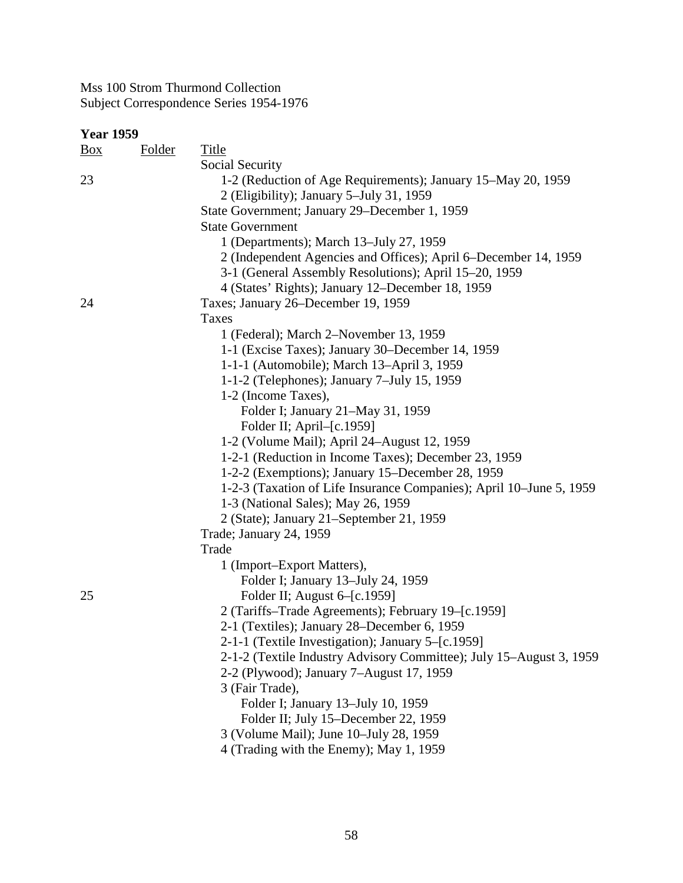Mss 100 Strom Thurmond Collection
Subject Correspondence Series 1954-1976

**Year 1959**

| Box | Folder | Title |
|---|---|---|
| | | Social Security |
| 23 | | 1-2 (Reduction of Age Requirements); January 15–May 20, 1959 |
| | | 2 (Eligibility); January 5–July 31, 1959 |
| | | State Government; January 29–December 1, 1959 |
| | | State Government |
| | | 1 (Departments); March 13–July 27, 1959 |
| | | 2 (Independent Agencies and Offices); April 6–December 14, 1959 |
| | | 3-1 (General Assembly Resolutions); April 15–20, 1959 |
| | | 4 (States' Rights); January 12–December 18, 1959 |
| 24 | | Taxes; January 26–December 19, 1959 |
| | | Taxes |
| | | 1 (Federal); March 2–November 13, 1959 |
| | | 1-1 (Excise Taxes); January 30–December 14, 1959 |
| | | 1-1-1 (Automobile); March 13–April 3, 1959 |
| | | 1-1-2 (Telephones); January 7–July 15, 1959 |
| | | 1-2 (Income Taxes), |
| | | Folder I; January 21–May 31, 1959 |
| | | Folder II; April–[c.1959] |
| | | 1-2 (Volume Mail); April 24–August 12, 1959 |
| | | 1-2-1 (Reduction in Income Taxes); December 23, 1959 |
| | | 1-2-2 (Exemptions); January 15–December 28, 1959 |
| | | 1-2-3 (Taxation of Life Insurance Companies); April 10–June 5, 1959 |
| | | 1-3 (National Sales); May 26, 1959 |
| | | 2 (State); January 21–September 21, 1959 |
| | | Trade; January 24, 1959 |
| | | Trade |
| | | 1 (Import–Export Matters), |
| | | Folder I; January 13–July 24, 1959 |
| 25 | | Folder II; August 6–[c.1959] |
| | | 2 (Tariffs–Trade Agreements); February 19–[c.1959] |
| | | 2-1 (Textiles); January 28–December 6, 1959 |
| | | 2-1-1 (Textile Investigation); January 5–[c.1959] |
| | | 2-1-2 (Textile Industry Advisory Committee); July 15–August 3, 1959 |
| | | 2-2 (Plywood); January 7–August 17, 1959 |
| | | 3 (Fair Trade), |
| | | Folder I; January 13–July 10, 1959 |
| | | Folder II; July 15–December 22, 1959 |
| | | 3 (Volume Mail); June 10–July 28, 1959 |
| | | 4 (Trading with the Enemy); May 1, 1959 |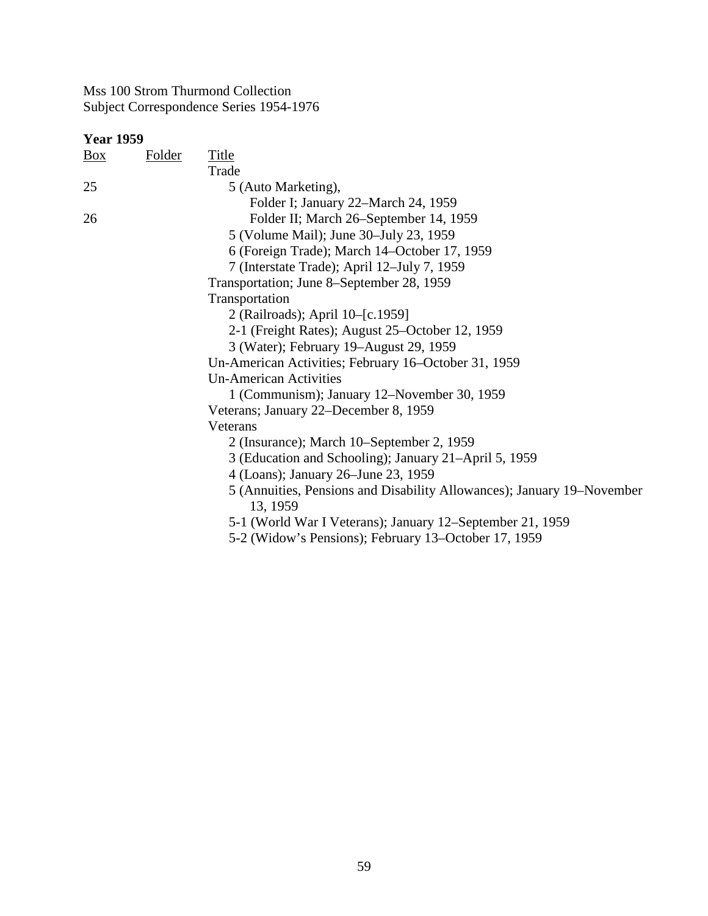Mss 100 Strom Thurmond Collection
Subject Correspondence Series 1954-1976

**Year 1959**

| Box | Folder | Title |
|---|---|---|
| | | Trade |
| 25 | | 5 (Auto Marketing), |
| | | Folder I; January 22–March 24, 1959 |
| 26 | | Folder II; March 26–September 14, 1959 |
| | | 5 (Volume Mail); June 30–July 23, 1959 |
| | | 6 (Foreign Trade); March 14–October 17, 1959 |
| | | 7 (Interstate Trade); April 12–July 7, 1959 |
| | | Transportation; June 8–September 28, 1959 |
| | | Transportation |
| | | 2 (Railroads); April 10–[c.1959] |
| | | 2-1 (Freight Rates); August 25–October 12, 1959 |
| | | 3 (Water); February 19–August 29, 1959 |
| | | Un-American Activities; February 16–October 31, 1959 |
| | | Un-American Activities |
| | | 1 (Communism); January 12–November 30, 1959 |
| | | Veterans; January 22–December 8, 1959 |
| | | Veterans |
| | | 2 (Insurance); March 10–September 2, 1959 |
| | | 3 (Education and Schooling); January 21–April 5, 1959 |
| | | 4 (Loans); January 26–June 23, 1959 |
| | | 5 (Annuities, Pensions and Disability Allowances); January 19–November 13, 1959 |
| | | 5-1 (World War I Veterans); January 12–September 21, 1959 |
| | | 5-2 (Widow's Pensions); February 13–October 17, 1959 |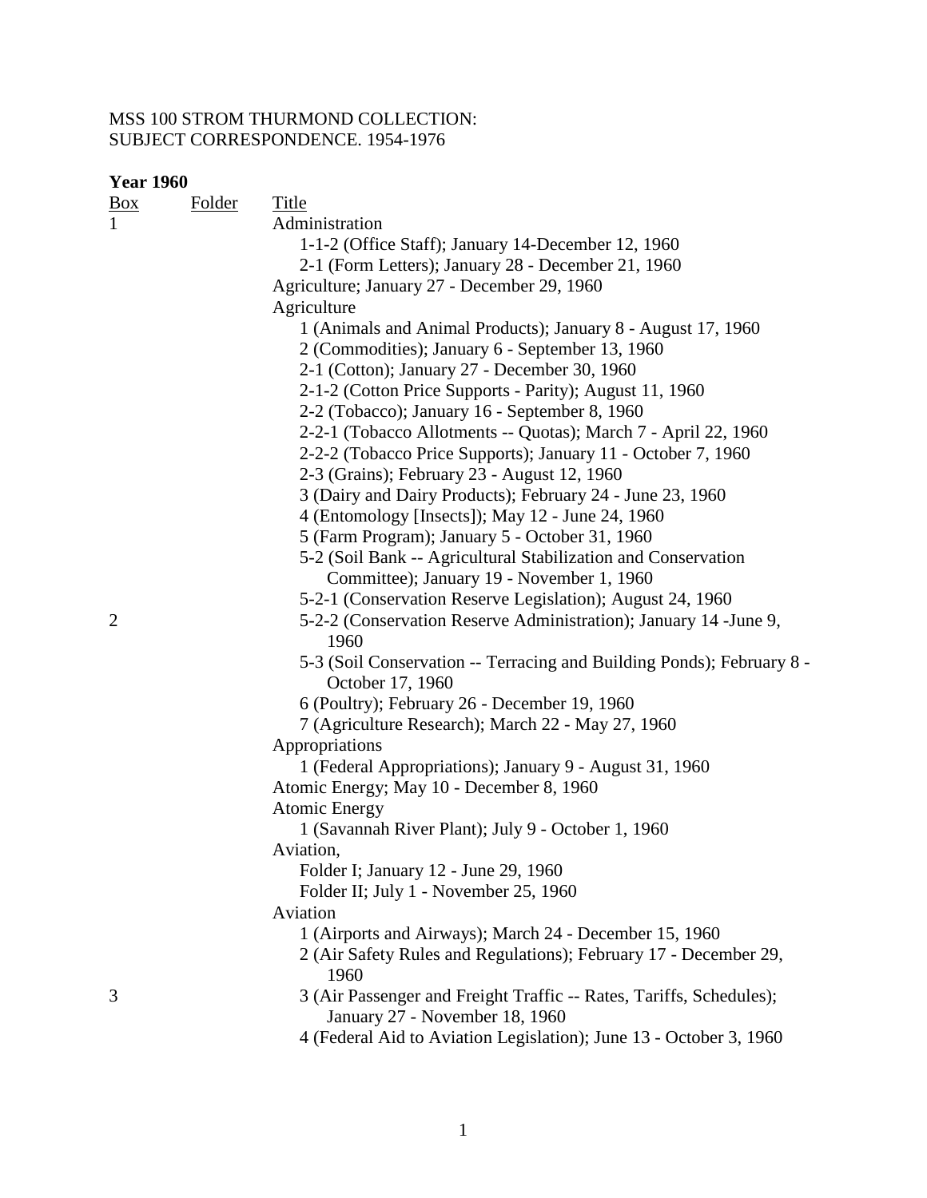MSS 100 STROM THURMOND COLLECTION:
SUBJECT CORRESPONDENCE. 1954-1976

**Year 1960**

| Box | Folder | Title |
|---|---|---|
| 1 | | Administration |
| | | 1-1-2 (Office Staff); January 14-December 12, 1960 |
| | | 2-1 (Form Letters); January 28 - December 21, 1960 |
| | | Agriculture; January 27 - December 29, 1960 |
| | | Agriculture |
| | | 1 (Animals and Animal Products); January 8 - August 17, 1960 |
| | | 2 (Commodities); January 6 - September 13, 1960 |
| | | 2-1 (Cotton); January 27 - December 30, 1960 |
| | | 2-1-2 (Cotton Price Supports - Parity); August 11, 1960 |
| | | 2-2 (Tobacco); January 16 - September 8, 1960 |
| | | 2-2-1 (Tobacco Allotments -- Quotas); March 7 - April 22, 1960 |
| | | 2-2-2 (Tobacco Price Supports); January 11 - October 7, 1960 |
| | | 2-3 (Grains); February 23 - August 12, 1960 |
| | | 3 (Dairy and Dairy Products); February 24 - June 23, 1960 |
| | | 4 (Entomology [Insects]); May 12 - June 24, 1960 |
| | | 5 (Farm Program); January 5 - October 31, 1960 |
| | | 5-2 (Soil Bank -- Agricultural Stabilization and Conservation Committee); January 19 - November 1, 1960 |
| | | 5-2-1 (Conservation Reserve Legislation); August 24, 1960 |
| 2 | | 5-2-2 (Conservation Reserve Administration); January 14 -June 9, 1960 |
| | | 5-3 (Soil Conservation -- Terracing and Building Ponds); February 8 - October 17, 1960 |
| | | 6 (Poultry); February 26 - December 19, 1960 |
| | | 7 (Agriculture Research); March 22 - May 27, 1960 |
| | | Appropriations |
| | | 1 (Federal Appropriations); January 9 - August 31, 1960 |
| | | Atomic Energy; May 10 - December 8, 1960 |
| | | Atomic Energy |
| | | 1 (Savannah River Plant); July 9 - October 1, 1960 |
| | | Aviation, |
| | | Folder I; January 12 - June 29, 1960 |
| | | Folder II; July 1 - November 25, 1960 |
| | | Aviation |
| | | 1 (Airports and Airways); March 24 - December 15, 1960 |
| | | 2 (Air Safety Rules and Regulations); February 17 - December 29, 1960 |
| 3 | | 3 (Air Passenger and Freight Traffic -- Rates, Tariffs, Schedules); January 27 - November 18, 1960 |
| | | 4 (Federal Aid to Aviation Legislation); June 13 - October 3, 1960 |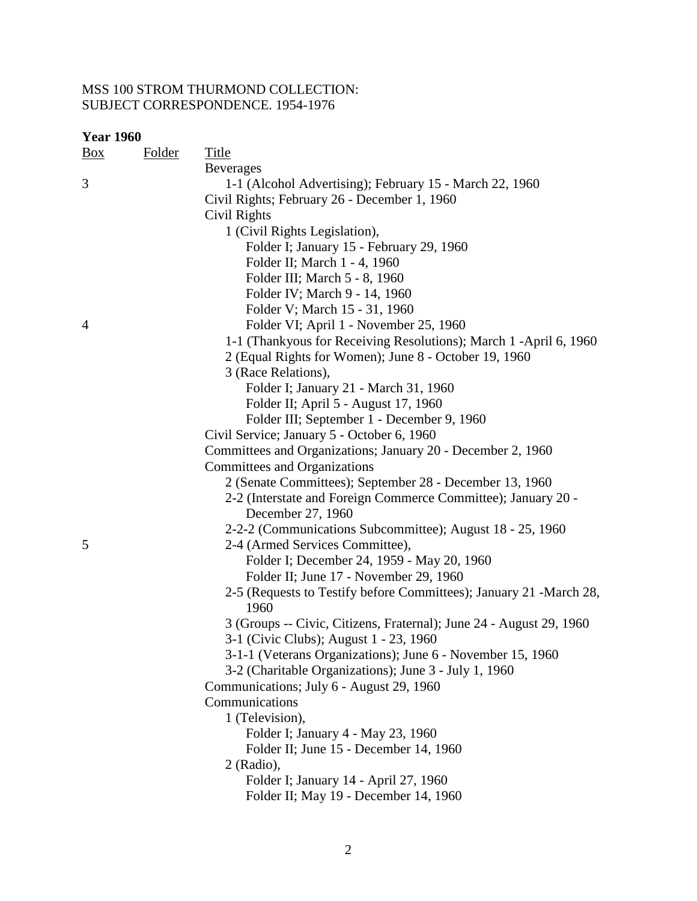MSS 100 STROM THURMOND COLLECTION:
SUBJECT CORRESPONDENCE. 1954-1976

**Year 1960**

| Box | Folder | Title |
|---|---|---|
| | | Beverages |
| 3 | | 1-1 (Alcohol Advertising); February 15 - March 22, 1960 |
| | | Civil Rights; February 26 - December 1, 1960 |
| | | Civil Rights |
| | | 1 (Civil Rights Legislation), |
| | | Folder I; January 15 - February 29, 1960 |
| | | Folder II; March 1 - 4, 1960 |
| | | Folder III; March 5 - 8, 1960 |
| | | Folder IV; March 9 - 14, 1960 |
| | | Folder V; March 15 - 31, 1960 |
| 4 | | Folder VI; April 1 - November 25, 1960 |
| | | 1-1 (Thankyous for Receiving Resolutions); March 1 -April 6, 1960 |
| | | 2 (Equal Rights for Women); June 8 - October 19, 1960 |
| | | 3 (Race Relations), |
| | | Folder I; January 21 - March 31, 1960 |
| | | Folder II; April 5 - August 17, 1960 |
| | | Folder III; September 1 - December 9, 1960 |
| | | Civil Service; January 5 - October 6, 1960 |
| | | Committees and Organizations; January 20 - December 2, 1960 |
| | | Committees and Organizations |
| | | 2 (Senate Committees); September 28 - December 13, 1960 |
| | | 2-2 (Interstate and Foreign Commerce Committee); January 20 - December 27, 1960 |
| | | 2-2-2 (Communications Subcommittee); August 18 - 25, 1960 |
| 5 | | 2-4 (Armed Services Committee), |
| | | Folder I; December 24, 1959 - May 20, 1960 |
| | | Folder II; June 17 - November 29, 1960 |
| | | 2-5 (Requests to Testify before Committees); January 21 -March 28, 1960 |
| | | 3 (Groups -- Civic, Citizens, Fraternal); June 24 - August 29, 1960 |
| | | 3-1 (Civic Clubs); August 1 - 23, 1960 |
| | | 3-1-1 (Veterans Organizations); June 6 - November 15, 1960 |
| | | 3-2 (Charitable Organizations); June 3 - July 1, 1960 |
| | | Communications; July 6 - August 29, 1960 |
| | | Communications |
| | | 1 (Television), |
| | | Folder I; January 4 - May 23, 1960 |
| | | Folder II; June 15 - December 14, 1960 |
| | | 2 (Radio), |
| | | Folder I; January 14 - April 27, 1960 |
| | | Folder II; May 19 - December 14, 1960 |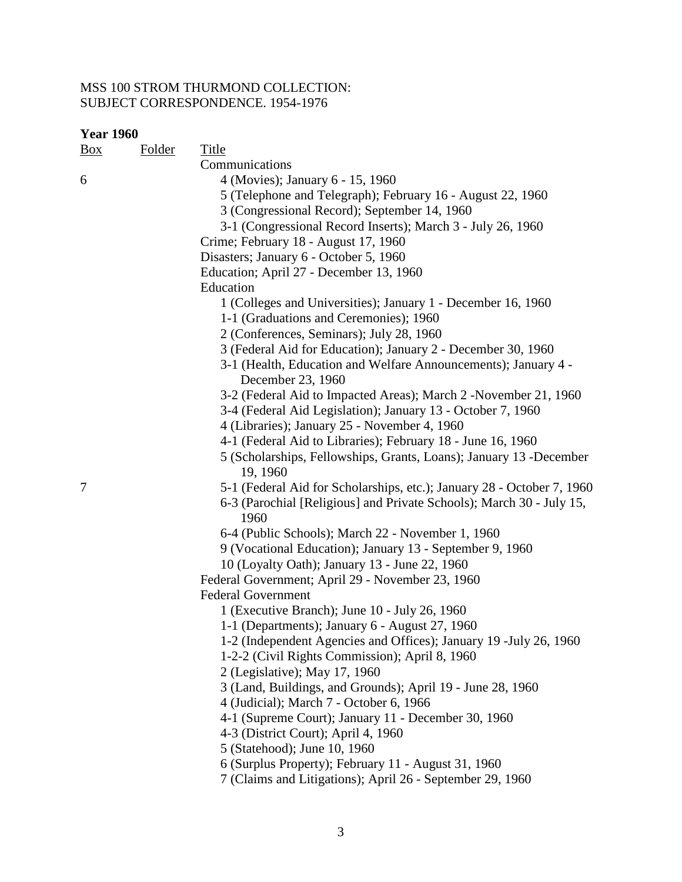MSS 100 STROM THURMOND COLLECTION:
SUBJECT CORRESPONDENCE. 1954-1976

**Year 1960**

| Box | Folder | Title |
|---|---|---|
| | | Communications |
| 6 | | 4 (Movies); January 6 - 15, 1960 |
| | | 5 (Telephone and Telegraph); February 16 - August 22, 1960 |
| | | 3 (Congressional Record); September 14, 1960 |
| | | 3-1 (Congressional Record Inserts); March 3 - July 26, 1960 |
| | | Crime; February 18 - August 17, 1960 |
| | | Disasters; January 6 - October 5, 1960 |
| | | Education; April 27 - December 13, 1960 |
| | | Education |
| | | 1 (Colleges and Universities); January 1 - December 16, 1960 |
| | | 1-1 (Graduations and Ceremonies); 1960 |
| | | 2 (Conferences, Seminars); July 28, 1960 |
| | | 3 (Federal Aid for Education); January 2 - December 30, 1960 |
| | | 3-1 (Health, Education and Welfare Announcements); January 4 - December 23, 1960 |
| | | 3-2 (Federal Aid to Impacted Areas); March 2 -November 21, 1960 |
| | | 3-4 (Federal Aid Legislation); January 13 - October 7, 1960 |
| | | 4 (Libraries); January 25 - November 4, 1960 |
| | | 4-1 (Federal Aid to Libraries); February 18 - June 16, 1960 |
| | | 5 (Scholarships, Fellowships, Grants, Loans); January 13 -December 19, 1960 |
| 7 | | 5-1 (Federal Aid for Scholarships, etc.); January 28 - October 7, 1960 |
| | | 6-3 (Parochial [Religious] and Private Schools); March 30 - July 15, 1960 |
| | | 6-4 (Public Schools); March 22 - November 1, 1960 |
| | | 9 (Vocational Education); January 13 - September 9, 1960 |
| | | 10 (Loyalty Oath); January 13 - June 22, 1960 |
| | | Federal Government; April 29 - November 23, 1960 |
| | | Federal Government |
| | | 1 (Executive Branch); June 10 - July 26, 1960 |
| | | 1-1 (Departments); January 6 - August 27, 1960 |
| | | 1-2 (Independent Agencies and Offices); January 19 -July 26, 1960 |
| | | 1-2-2 (Civil Rights Commission); April 8, 1960 |
| | | 2 (Legislative); May 17, 1960 |
| | | 3 (Land, Buildings, and Grounds); April 19 - June 28, 1960 |
| | | 4 (Judicial); March 7 - October 6, 1966 |
| | | 4-1 (Supreme Court); January 11 - December 30, 1960 |
| | | 4-3 (District Court); April 4, 1960 |
| | | 5 (Statehood); June 10, 1960 |
| | | 6 (Surplus Property); February 11 - August 31, 1960 |
| | | 7 (Claims and Litigations); April 26 - September 29, 1960 |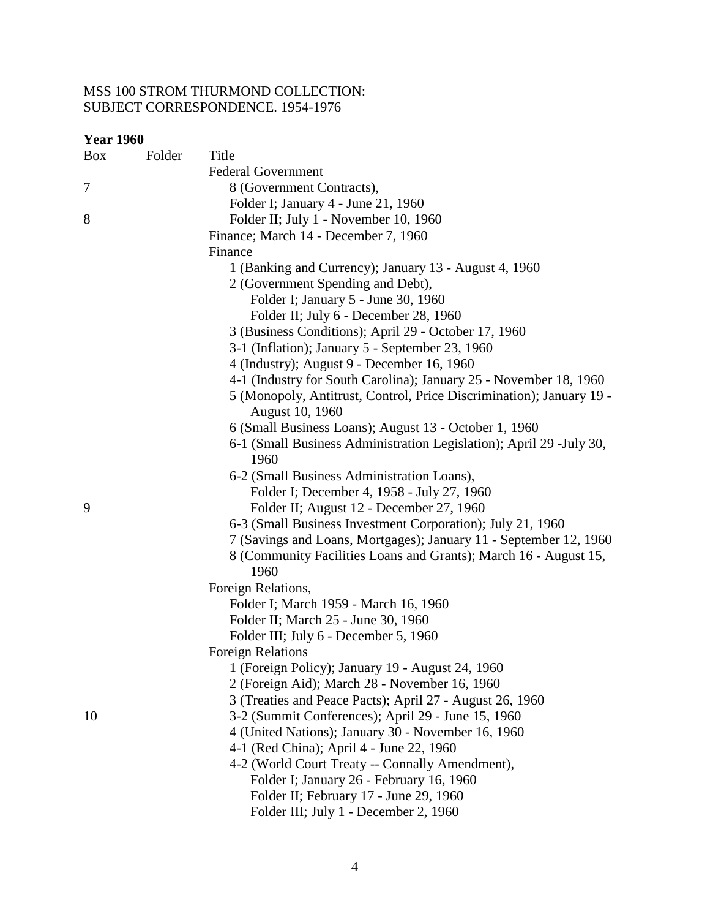MSS 100 STROM THURMOND COLLECTION:
SUBJECT CORRESPONDENCE. 1954-1976

**Year 1960**

| Box | Folder | Title |
|---|---|---|
| | | Federal Government |
| 7 | | 8 (Government Contracts), |
| | | Folder I; January 4 - June 21, 1960 |
| 8 | | Folder II; July 1 - November 10, 1960 |
| | | Finance; March 14 - December 7, 1960 |
| | | Finance |
| | | 1 (Banking and Currency); January 13 - August 4, 1960 |
| | | 2 (Government Spending and Debt), |
| | | Folder I; January 5 - June 30, 1960 |
| | | Folder II; July 6 - December 28, 1960 |
| | | 3 (Business Conditions); April 29 - October 17, 1960 |
| | | 3-1 (Inflation); January 5 - September 23, 1960 |
| | | 4 (Industry); August 9 - December 16, 1960 |
| | | 4-1 (Industry for South Carolina); January 25 - November 18, 1960 |
| | | 5 (Monopoly, Antitrust, Control, Price Discrimination); January 19 - August 10, 1960 |
| | | 6 (Small Business Loans); August 13 - October 1, 1960 |
| | | 6-1 (Small Business Administration Legislation); April 29 -July 30, 1960 |
| | | 6-2 (Small Business Administration Loans), |
| | | Folder I; December 4, 1958 - July 27, 1960 |
| 9 | | Folder II; August 12 - December 27, 1960 |
| | | 6-3 (Small Business Investment Corporation); July 21, 1960 |
| | | 7 (Savings and Loans, Mortgages); January 11 - September 12, 1960 |
| | | 8 (Community Facilities Loans and Grants); March 16 - August 15, 1960 |
| | | Foreign Relations, |
| | | Folder I; March 1959 - March 16, 1960 |
| | | Folder II; March 25 - June 30, 1960 |
| | | Folder III; July 6 - December 5, 1960 |
| | | Foreign Relations |
| | | 1 (Foreign Policy); January 19 - August 24, 1960 |
| | | 2 (Foreign Aid); March 28 - November 16, 1960 |
| | | 3 (Treaties and Peace Pacts); April 27 - August 26, 1960 |
| 10 | | 3-2 (Summit Conferences); April 29 - June 15, 1960 |
| | | 4 (United Nations); January 30 - November 16, 1960 |
| | | 4-1 (Red China); April 4 - June 22, 1960 |
| | | 4-2 (World Court Treaty -- Connally Amendment), |
| | | Folder I; January 26 - February 16, 1960 |
| | | Folder II; February 17 - June 29, 1960 |
| | | Folder III; July 1 - December 2, 1960 |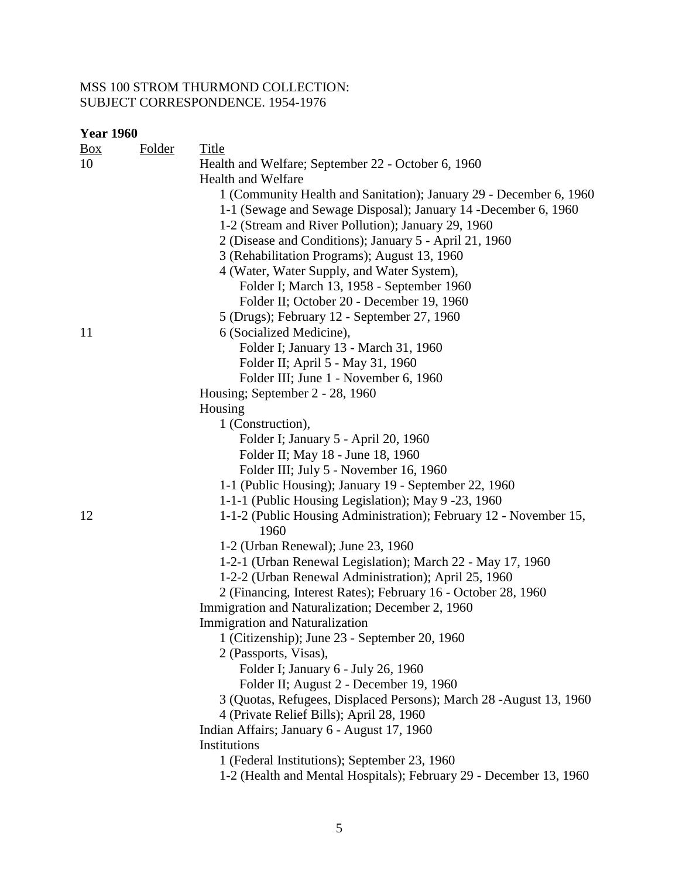MSS 100 STROM THURMOND COLLECTION:
SUBJECT CORRESPONDENCE. 1954-1976

**Year 1960**

| Box | Folder | Title |
|---|---|---|
| 10 | | Health and Welfare; September 22 - October 6, 1960 |
| | | Health and Welfare |
| | | 1 (Community Health and Sanitation); January 29 - December 6, 1960 |
| | | 1-1 (Sewage and Sewage Disposal); January 14 -December 6, 1960 |
| | | 1-2 (Stream and River Pollution); January 29, 1960 |
| | | 2 (Disease and Conditions); January 5 - April 21, 1960 |
| | | 3 (Rehabilitation Programs); August 13, 1960 |
| | | 4 (Water, Water Supply, and Water System), |
| | | Folder I; March 13, 1958 - September 1960 |
| | | Folder II; October 20 - December 19, 1960 |
| | | 5 (Drugs); February 12 - September 27, 1960 |
| 11 | | 6 (Socialized Medicine), |
| | | Folder I; January 13 - March 31, 1960 |
| | | Folder II; April 5 - May 31, 1960 |
| | | Folder III; June 1 - November 6, 1960 |
| | | Housing; September 2 - 28, 1960 |
| | | Housing |
| | | 1 (Construction), |
| | | Folder I; January 5 - April 20, 1960 |
| | | Folder II; May 18 - June 18, 1960 |
| | | Folder III; July 5 - November 16, 1960 |
| | | 1-1 (Public Housing); January 19 - September 22, 1960 |
| | | 1-1-1 (Public Housing Legislation); May 9 -23, 1960 |
| 12 | | 1-1-2 (Public Housing Administration); February 12 - November 15, 1960 |
| | | 1-2 (Urban Renewal); June 23, 1960 |
| | | 1-2-1 (Urban Renewal Legislation); March 22 - May 17, 1960 |
| | | 1-2-2 (Urban Renewal Administration); April 25, 1960 |
| | | 2 (Financing, Interest Rates); February 16 - October 28, 1960 |
| | | Immigration and Naturalization; December 2, 1960 |
| | | Immigration and Naturalization |
| | | 1 (Citizenship); June 23 - September 20, 1960 |
| | | 2 (Passports, Visas), |
| | | Folder I; January 6 - July 26, 1960 |
| | | Folder II; August 2 - December 19, 1960 |
| | | 3 (Quotas, Refugees, Displaced Persons); March 28 -August 13, 1960 |
| | | 4 (Private Relief Bills); April 28, 1960 |
| | | Indian Affairs; January 6 - August 17, 1960 |
| | | Institutions |
| | | 1 (Federal Institutions); September 23, 1960 |
| | | 1-2 (Health and Mental Hospitals); February 29 - December 13, 1960 |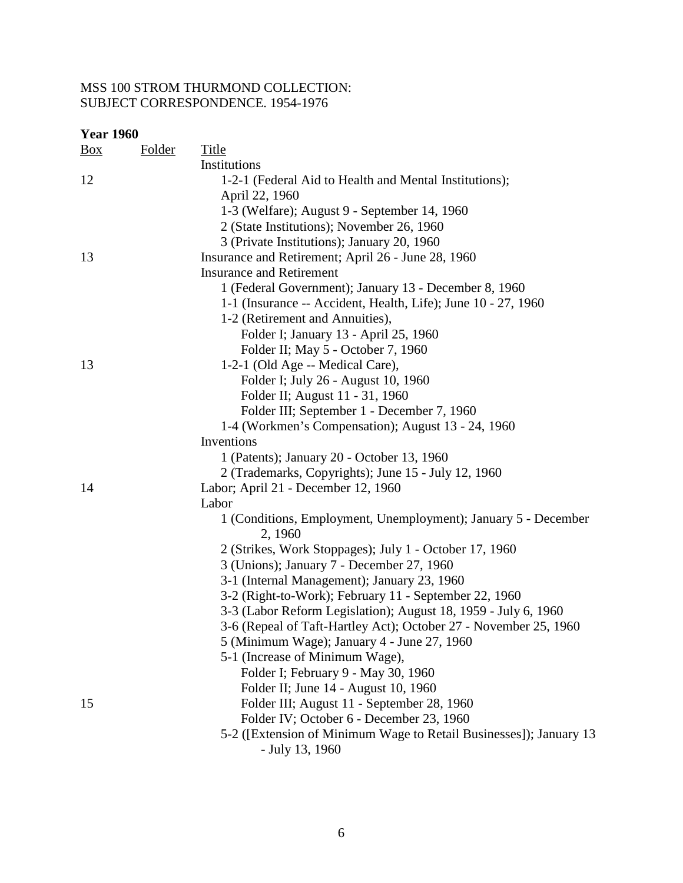MSS 100 STROM THURMOND COLLECTION:
SUBJECT CORRESPONDENCE. 1954-1976

**Year 1960**

| Box | Folder | Title |
|---|---|---|
| | | Institutions |
| 12 | | 1-2-1 (Federal Aid to Health and Mental Institutions); April 22, 1960 |
| | | 1-3 (Welfare); August 9 - September 14, 1960 |
| | | 2 (State Institutions); November 26, 1960 |
| | | 3 (Private Institutions); January 20, 1960 |
| 13 | | Insurance and Retirement; April 26 - June 28, 1960 |
| | | Insurance and Retirement |
| | | 1 (Federal Government); January 13 - December 8, 1960 |
| | | 1-1 (Insurance -- Accident, Health, Life); June 10 - 27, 1960 |
| | | 1-2 (Retirement and Annuities), |
| | | Folder I; January 13 - April 25, 1960 |
| | | Folder II; May 5 - October 7, 1960 |
| 13 | | 1-2-1 (Old Age -- Medical Care), |
| | | Folder I; July 26 - August 10, 1960 |
| | | Folder II; August 11 - 31, 1960 |
| | | Folder III; September 1 - December 7, 1960 |
| | | 1-4 (Workmen's Compensation); August 13 - 24, 1960 |
| | | Inventions |
| | | 1 (Patents); January 20 - October 13, 1960 |
| | | 2 (Trademarks, Copyrights); June 15 - July 12, 1960 |
| 14 | | Labor; April 21 - December 12, 1960 |
| | | Labor |
| | | 1 (Conditions, Employment, Unemployment); January 5 - December 2, 1960 |
| | | 2 (Strikes, Work Stoppages); July 1 - October 17, 1960 |
| | | 3 (Unions); January 7 - December 27, 1960 |
| | | 3-1 (Internal Management); January 23, 1960 |
| | | 3-2 (Right-to-Work); February 11 - September 22, 1960 |
| | | 3-3 (Labor Reform Legislation); August 18, 1959 - July 6, 1960 |
| | | 3-6 (Repeal of Taft-Hartley Act); October 27 - November 25, 1960 |
| | | 5 (Minimum Wage); January 4 - June 27, 1960 |
| | | 5-1 (Increase of Minimum Wage), |
| | | Folder I; February 9 - May 30, 1960 |
| | | Folder II; June 14 - August 10, 1960 |
| 15 | | Folder III; August 11 - September 28, 1960 |
| | | Folder IV; October 6 - December 23, 1960 |
| | | 5-2 ([Extension of Minimum Wage to Retail Businesses]); January 13 - July 13, 1960 |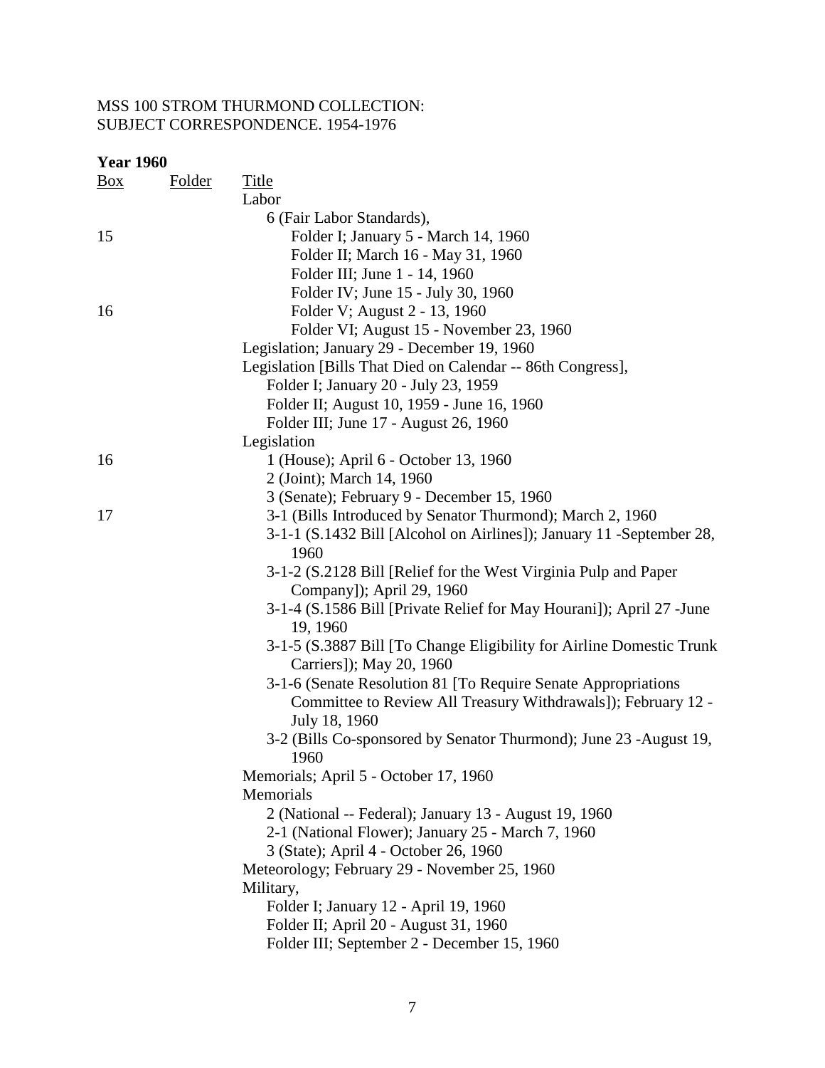MSS 100 STROM THURMOND COLLECTION:
SUBJECT CORRESPONDENCE. 1954-1976

**Year 1960**

| Box | Folder | Title |
|---|---|---|
| | | Labor |
| | | 6 (Fair Labor Standards), |
| 15 | | Folder I; January 5 - March 14, 1960 |
| | | Folder II; March 16 - May 31, 1960 |
| | | Folder III; June 1 - 14, 1960 |
| | | Folder IV; June 15 - July 30, 1960 |
| 16 | | Folder V; August 2 - 13, 1960 |
| | | Folder VI; August 15 - November 23, 1960 |
| | | Legislation; January 29 - December 19, 1960 |
| | | Legislation [Bills That Died on Calendar -- 86th Congress], |
| | | Folder I; January 20 - July 23, 1959 |
| | | Folder II; August 10, 1959 - June 16, 1960 |
| | | Folder III; June 17 - August 26, 1960 |
| | | Legislation |
| 16 | | 1 (House); April 6 - October 13, 1960 |
| | | 2 (Joint); March 14, 1960 |
| | | 3 (Senate); February 9 - December 15, 1960 |
| 17 | | 3-1 (Bills Introduced by Senator Thurmond); March 2, 1960 |
| | | 3-1-1 (S.1432 Bill [Alcohol on Airlines]); January 11 -September 28, 1960 |
| | | 3-1-2 (S.2128 Bill [Relief for the West Virginia Pulp and Paper Company]); April 29, 1960 |
| | | 3-1-4 (S.1586 Bill [Private Relief for May Hourani]); April 27 -June 19, 1960 |
| | | 3-1-5 (S.3887 Bill [To Change Eligibility for Airline Domestic Trunk Carriers]); May 20, 1960 |
| | | 3-1-6 (Senate Resolution 81 [To Require Senate Appropriations Committee to Review All Treasury Withdrawals]); February 12 - July 18, 1960 |
| | | 3-2 (Bills Co-sponsored by Senator Thurmond); June 23 -August 19, 1960 |
| | | Memorials; April 5 - October 17, 1960 |
| | | Memorials |
| | | 2 (National -- Federal); January 13 - August 19, 1960 |
| | | 2-1 (National Flower); January 25 - March 7, 1960 |
| | | 3 (State); April 4 - October 26, 1960 |
| | | Meteorology; February 29 - November 25, 1960 |
| | | Military, |
| | | Folder I; January 12 - April 19, 1960 |
| | | Folder II; April 20 - August 31, 1960 |
| | | Folder III; September 2 - December 15, 1960 |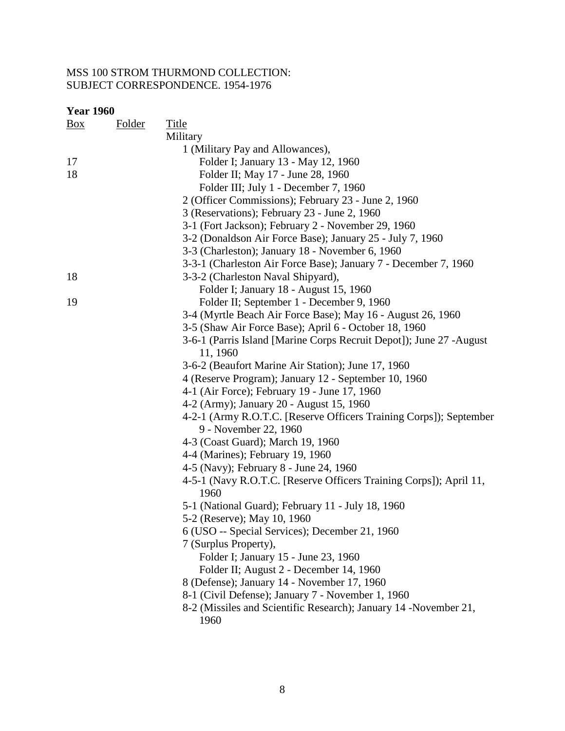MSS 100 STROM THURMOND COLLECTION:
SUBJECT CORRESPONDENCE. 1954-1976

**Year 1960**

| Box | Folder | Title |
|---|---|---|
| | | Military |
| | | 1 (Military Pay and Allowances), |
| 17 | | Folder I; January 13 - May 12, 1960 |
| 18 | | Folder II; May 17 - June 28, 1960 |
| | | Folder III; July 1 - December 7, 1960 |
| | | 2 (Officer Commissions); February 23 - June 2, 1960 |
| | | 3 (Reservations); February 23 - June 2, 1960 |
| | | 3-1 (Fort Jackson); February 2 - November 29, 1960 |
| | | 3-2 (Donaldson Air Force Base); January 25 - July 7, 1960 |
| | | 3-3 (Charleston); January 18 - November 6, 1960 |
| | | 3-3-1 (Charleston Air Force Base); January 7 - December 7, 1960 |
| 18 | | 3-3-2 (Charleston Naval Shipyard), |
| | | Folder I; January 18 - August 15, 1960 |
| 19 | | Folder II; September 1 - December 9, 1960 |
| | | 3-4 (Myrtle Beach Air Force Base); May 16 - August 26, 1960 |
| | | 3-5 (Shaw Air Force Base); April 6 - October 18, 1960 |
| | | 3-6-1 (Parris Island [Marine Corps Recruit Depot]); June 27 -August 11, 1960 |
| | | 3-6-2 (Beaufort Marine Air Station); June 17, 1960 |
| | | 4 (Reserve Program); January 12 - September 10, 1960 |
| | | 4-1 (Air Force); February 19 - June 17, 1960 |
| | | 4-2 (Army); January 20 - August 15, 1960 |
| | | 4-2-1 (Army R.O.T.C. [Reserve Officers Training Corps]); September 9 - November 22, 1960 |
| | | 4-3 (Coast Guard); March 19, 1960 |
| | | 4-4 (Marines); February 19, 1960 |
| | | 4-5 (Navy); February 8 - June 24, 1960 |
| | | 4-5-1 (Navy R.O.T.C. [Reserve Officers Training Corps]); April 11, 1960 |
| | | 5-1 (National Guard); February 11 - July 18, 1960 |
| | | 5-2 (Reserve); May 10, 1960 |
| | | 6 (USO -- Special Services); December 21, 1960 |
| | | 7 (Surplus Property), |
| | | Folder I; January 15 - June 23, 1960 |
| | | Folder II; August 2 - December 14, 1960 |
| | | 8 (Defense); January 14 - November 17, 1960 |
| | | 8-1 (Civil Defense); January 7 - November 1, 1960 |
| | | 8-2 (Missiles and Scientific Research); January 14 -November 21, 1960 |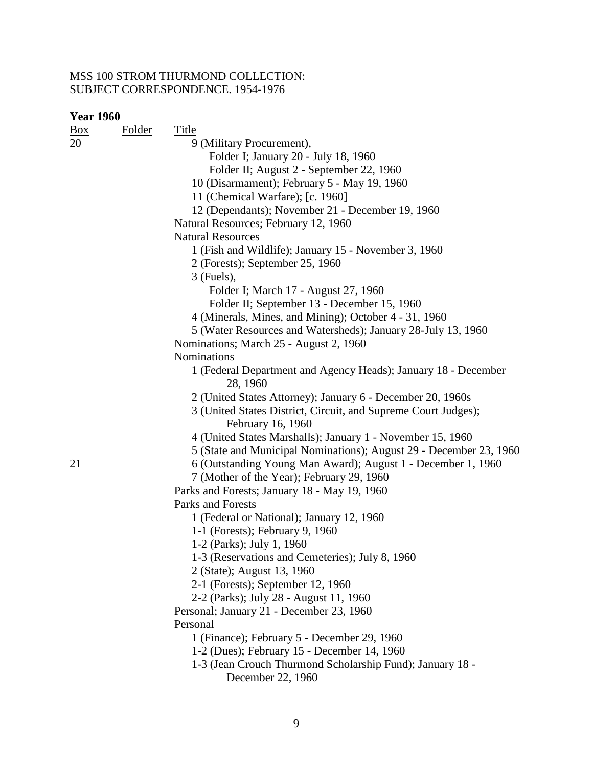MSS 100 STROM THURMOND COLLECTION:
SUBJECT CORRESPONDENCE. 1954-1976

**Year 1960**

| Box | Folder | Title |
|---|---|---|
| 20 | | 9 (Military Procurement), |
| | | Folder I; January 20 - July 18, 1960 |
| | | Folder II; August 2 - September 22, 1960 |
| | | 10 (Disarmament); February 5 - May 19, 1960 |
| | | 11 (Chemical Warfare); [c. 1960] |
| | | 12 (Dependants); November 21 - December 19, 1960 |
| | | Natural Resources; February 12, 1960 |
| | | Natural Resources |
| | | 1 (Fish and Wildlife); January 15 - November 3, 1960 |
| | | 2 (Forests); September 25, 1960 |
| | | 3 (Fuels), |
| | | Folder I; March 17 - August 27, 1960 |
| | | Folder II; September 13 - December 15, 1960 |
| | | 4 (Minerals, Mines, and Mining); October 4 - 31, 1960 |
| | | 5 (Water Resources and Watersheds); January 28-July 13, 1960 |
| | | Nominations; March 25 - August 2, 1960 |
| | | Nominations |
| | | 1 (Federal Department and Agency Heads); January 18 - December 28, 1960 |
| | | 2 (United States Attorney); January 6 - December 20, 1960s |
| | | 3 (United States District, Circuit, and Supreme Court Judges); February 16, 1960 |
| | | 4 (United States Marshalls); January 1 - November 15, 1960 |
| | | 5 (State and Municipal Nominations); August 29 - December 23, 1960 |
| 21 | | 6 (Outstanding Young Man Award); August 1 - December 1, 1960 |
| | | 7 (Mother of the Year); February 29, 1960 |
| | | Parks and Forests; January 18 - May 19, 1960 |
| | | Parks and Forests |
| | | 1 (Federal or National); January 12, 1960 |
| | | 1-1 (Forests); February 9, 1960 |
| | | 1-2 (Parks); July 1, 1960 |
| | | 1-3 (Reservations and Cemeteries); July 8, 1960 |
| | | 2 (State); August 13, 1960 |
| | | 2-1 (Forests); September 12, 1960 |
| | | 2-2 (Parks); July 28 - August 11, 1960 |
| | | Personal; January 21 - December 23, 1960 |
| | | Personal |
| | | 1 (Finance); February 5 - December 29, 1960 |
| | | 1-2 (Dues); February 15 - December 14, 1960 |
| | | 1-3 (Jean Crouch Thurmond Scholarship Fund); January 18 - December 22, 1960 |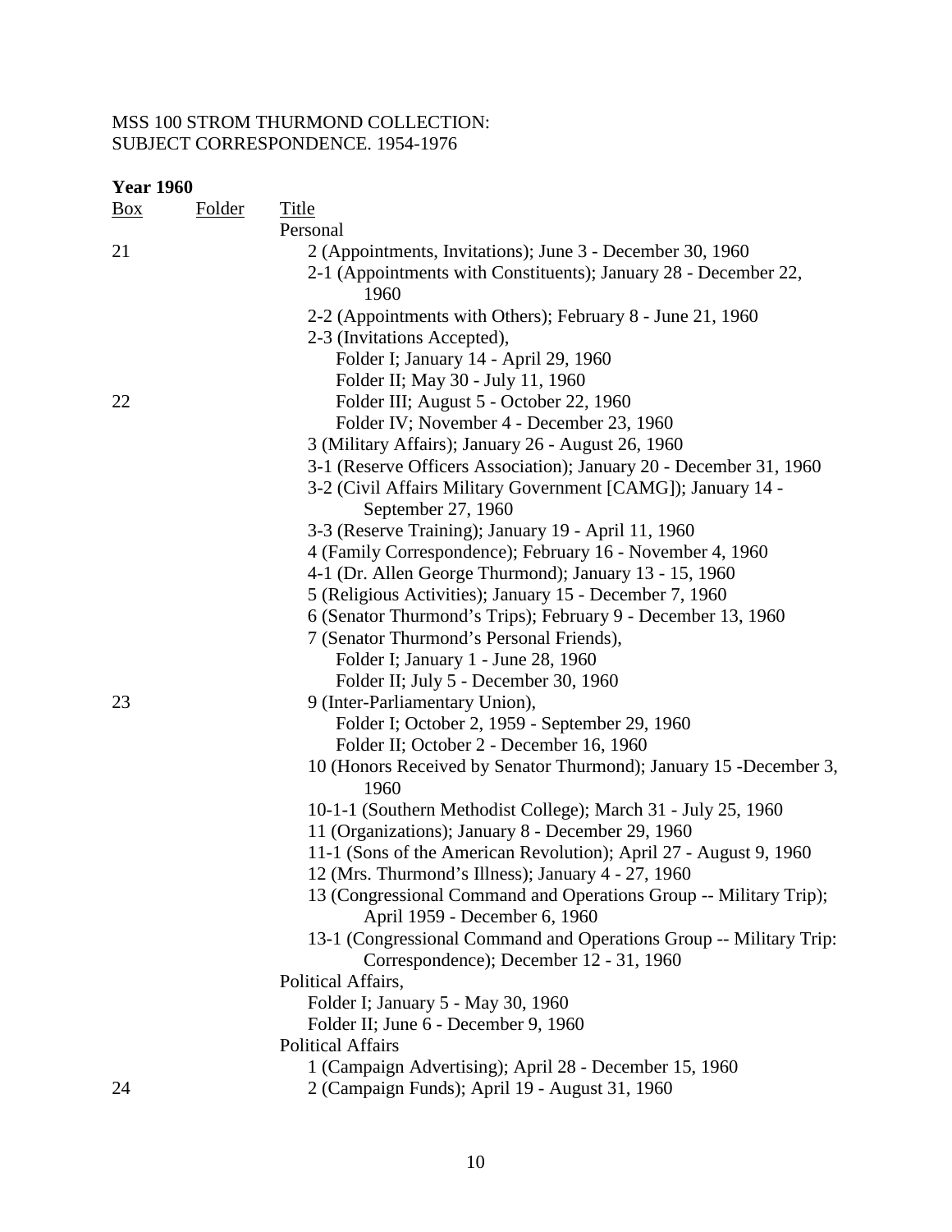MSS 100 STROM THURMOND COLLECTION:
SUBJECT CORRESPONDENCE. 1954-1976

**Year 1960**

| Box | Folder | Title |
|---|---|---|
| | | Personal |
| 21 | | 2 (Appointments, Invitations); June 3 - December 30, 1960 |
| | | 2-1 (Appointments with Constituents); January 28 - December 22, 1960 |
| | | 2-2 (Appointments with Others); February 8 - June 21, 1960 |
| | | 2-3 (Invitations Accepted), |
| | | Folder I; January 14 - April 29, 1960 |
| | | Folder II; May 30 - July 11, 1960 |
| 22 | | Folder III; August 5 - October 22, 1960 |
| | | Folder IV; November 4 - December 23, 1960 |
| | | 3 (Military Affairs); January 26 - August 26, 1960 |
| | | 3-1 (Reserve Officers Association); January 20 - December 31, 1960 |
| | | 3-2 (Civil Affairs Military Government [CAMG]); January 14 - September 27, 1960 |
| | | 3-3 (Reserve Training); January 19 - April 11, 1960 |
| | | 4 (Family Correspondence); February 16 - November 4, 1960 |
| | | 4-1 (Dr. Allen George Thurmond); January 13 - 15, 1960 |
| | | 5 (Religious Activities); January 15 - December 7, 1960 |
| | | 6 (Senator Thurmond's Trips); February 9 - December 13, 1960 |
| | | 7 (Senator Thurmond's Personal Friends), |
| | | Folder I; January 1 - June 28, 1960 |
| | | Folder II; July 5 - December 30, 1960 |
| 23 | | 9 (Inter-Parliamentary Union), |
| | | Folder I; October 2, 1959 - September 29, 1960 |
| | | Folder II; October 2 - December 16, 1960 |
| | | 10 (Honors Received by Senator Thurmond); January 15 -December 3, 1960 |
| | | 10-1-1 (Southern Methodist College); March 31 - July 25, 1960 |
| | | 11 (Organizations); January 8 - December 29, 1960 |
| | | 11-1 (Sons of the American Revolution); April 27 - August 9, 1960 |
| | | 12 (Mrs. Thurmond's Illness); January 4 - 27, 1960 |
| | | 13 (Congressional Command and Operations Group -- Military Trip); April 1959 - December 6, 1960 |
| | | 13-1 (Congressional Command and Operations Group -- Military Trip: Correspondence); December 12 - 31, 1960 |
| | | Political Affairs, |
| | | Folder I; January 5 - May 30, 1960 |
| | | Folder II; June 6 - December 9, 1960 |
| | | Political Affairs |
| | | 1 (Campaign Advertising); April 28 - December 15, 1960 |
| 24 | | 2 (Campaign Funds); April 19 - August 31, 1960 |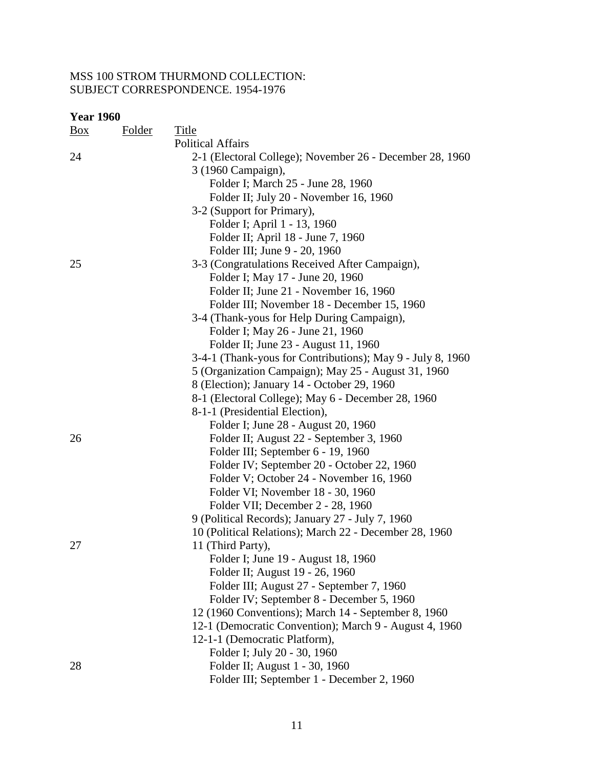MSS 100 STROM THURMOND COLLECTION:
SUBJECT CORRESPONDENCE. 1954-1976

**Year 1960**

| Box | Folder | Title |
|---|---|---|
| | | Political Affairs |
| 24 | | 2-1 (Electoral College); November 26 - December 28, 1960 |
| | | 3 (1960 Campaign), |
| | | Folder I; March 25 - June 28, 1960 |
| | | Folder II; July 20 - November 16, 1960 |
| | | 3-2 (Support for Primary), |
| | | Folder I; April 1 - 13, 1960 |
| | | Folder II; April 18 - June 7, 1960 |
| | | Folder III; June 9 - 20, 1960 |
| 25 | | 3-3 (Congratulations Received After Campaign), |
| | | Folder I; May 17 - June 20, 1960 |
| | | Folder II; June 21 - November 16, 1960 |
| | | Folder III; November 18 - December 15, 1960 |
| | | 3-4 (Thank-yous for Help During Campaign), |
| | | Folder I; May 26 - June 21, 1960 |
| | | Folder II; June 23 - August 11, 1960 |
| | | 3-4-1 (Thank-yous for Contributions); May 9 - July 8, 1960 |
| | | 5 (Organization Campaign); May 25 - August 31, 1960 |
| | | 8 (Election); January 14 - October 29, 1960 |
| | | 8-1 (Electoral College); May 6 - December 28, 1960 |
| | | 8-1-1 (Presidential Election), |
| | | Folder I; June 28 - August 20, 1960 |
| 26 | | Folder II; August 22 - September 3, 1960 |
| | | Folder III; September 6 - 19, 1960 |
| | | Folder IV; September 20 - October 22, 1960 |
| | | Folder V; October 24 - November 16, 1960 |
| | | Folder VI; November 18 - 30, 1960 |
| | | Folder VII; December 2 - 28, 1960 |
| | | 9 (Political Records); January 27 - July 7, 1960 |
| | | 10 (Political Relations); March 22 - December 28, 1960 |
| 27 | | 11 (Third Party), |
| | | Folder I; June 19 - August 18, 1960 |
| | | Folder II; August 19 - 26, 1960 |
| | | Folder III; August 27 - September 7, 1960 |
| | | Folder IV; September 8 - December 5, 1960 |
| | | 12 (1960 Conventions); March 14 - September 8, 1960 |
| | | 12-1 (Democratic Convention); March 9 - August 4, 1960 |
| | | 12-1-1 (Democratic Platform), |
| | | Folder I; July 20 - 30, 1960 |
| 28 | | Folder II; August 1 - 30, 1960 |
| | | Folder III; September 1 - December 2, 1960 |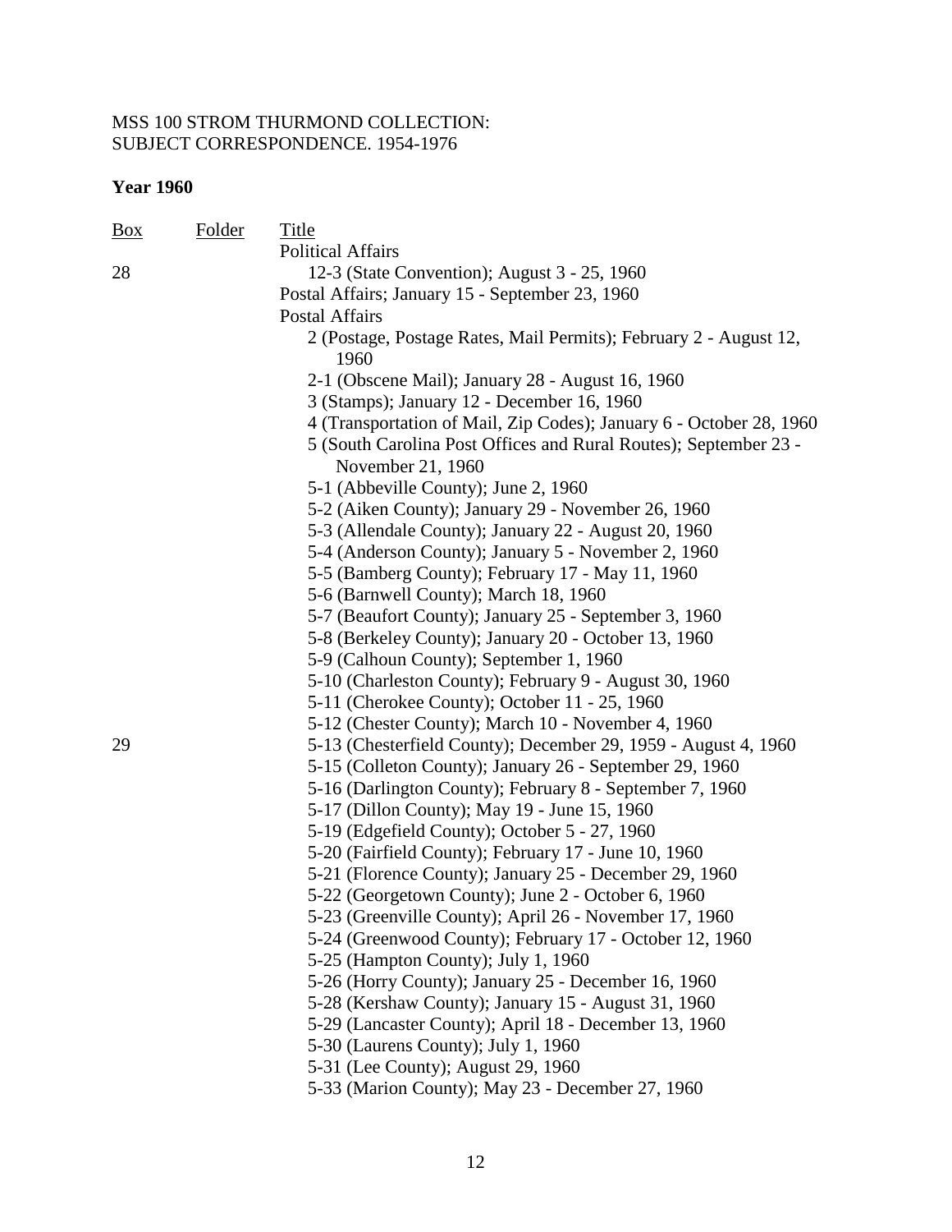MSS 100 STROM THURMOND COLLECTION:
SUBJECT CORRESPONDENCE. 1954-1976

**Year 1960**

| Box | Folder | Title |
|---|---|---|
| | | Political Affairs |
| 28 | | 12-3 (State Convention); August 3 - 25, 1960 |
| | | Postal Affairs; January 15 - September 23, 1960 |
| | | Postal Affairs |
| | | 2 (Postage, Postage Rates, Mail Permits); February 2 - August 12, 1960 |
| | | 2-1 (Obscene Mail); January 28 - August 16, 1960 |
| | | 3 (Stamps); January 12 - December 16, 1960 |
| | | 4 (Transportation of Mail, Zip Codes); January 6 - October 28, 1960 |
| | | 5 (South Carolina Post Offices and Rural Routes); September 23 - November 21, 1960 |
| | | 5-1 (Abbeville County); June 2, 1960 |
| | | 5-2 (Aiken County); January 29 - November 26, 1960 |
| | | 5-3 (Allendale County); January 22 - August 20, 1960 |
| | | 5-4 (Anderson County); January 5 - November 2, 1960 |
| | | 5-5 (Bamberg County); February 17 - May 11, 1960 |
| | | 5-6 (Barnwell County); March 18, 1960 |
| | | 5-7 (Beaufort County); January 25 - September 3, 1960 |
| | | 5-8 (Berkeley County); January 20 - October 13, 1960 |
| | | 5-9 (Calhoun County); September 1, 1960 |
| | | 5-10 (Charleston County); February 9 - August 30, 1960 |
| | | 5-11 (Cherokee County); October 11 - 25, 1960 |
| | | 5-12 (Chester County); March 10 - November 4, 1960 |
| 29 | | 5-13 (Chesterfield County); December 29, 1959 - August 4, 1960 |
| | | 5-15 (Colleton County); January 26 - September 29, 1960 |
| | | 5-16 (Darlington County); February 8 - September 7, 1960 |
| | | 5-17 (Dillon County); May 19 - June 15, 1960 |
| | | 5-19 (Edgefield County); October 5 - 27, 1960 |
| | | 5-20 (Fairfield County); February 17 - June 10, 1960 |
| | | 5-21 (Florence County); January 25 - December 29, 1960 |
| | | 5-22 (Georgetown County); June 2 - October 6, 1960 |
| | | 5-23 (Greenville County); April 26 - November 17, 1960 |
| | | 5-24 (Greenwood County); February 17 - October 12, 1960 |
| | | 5-25 (Hampton County); July 1, 1960 |
| | | 5-26 (Horry County); January 25 - December 16, 1960 |
| | | 5-28 (Kershaw County); January 15 - August 31, 1960 |
| | | 5-29 (Lancaster County); April 18 - December 13, 1960 |
| | | 5-30 (Laurens County); July 1, 1960 |
| | | 5-31 (Lee County); August 29, 1960 |
| | | 5-33 (Marion County); May 23 - December 27, 1960 |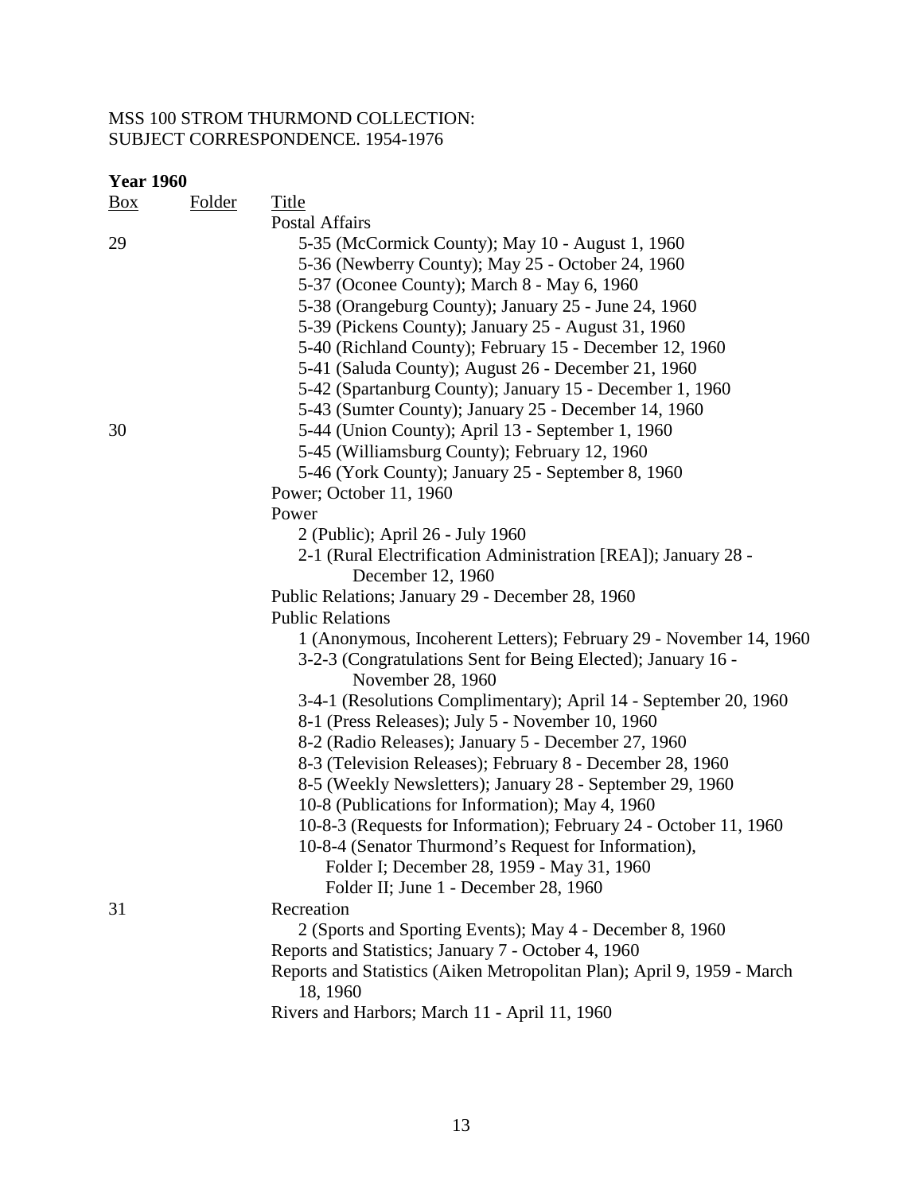MSS 100 STROM THURMOND COLLECTION:
SUBJECT CORRESPONDENCE. 1954-1976

**Year 1960**

| Box | Folder | Title |
|---|---|---|
| | | Postal Affairs |
| 29 | | 5-35 (McCormick County); May 10 - August 1, 1960 |
| | | 5-36 (Newberry County); May 25 - October 24, 1960 |
| | | 5-37 (Oconee County); March 8 - May 6, 1960 |
| | | 5-38 (Orangeburg County); January 25 - June 24, 1960 |
| | | 5-39 (Pickens County); January 25 - August 31, 1960 |
| | | 5-40 (Richland County); February 15 - December 12, 1960 |
| | | 5-41 (Saluda County); August 26 - December 21, 1960 |
| | | 5-42 (Spartanburg County); January 15 - December 1, 1960 |
| | | 5-43 (Sumter County); January 25 - December 14, 1960 |
| 30 | | 5-44 (Union County); April 13 - September 1, 1960 |
| | | 5-45 (Williamsburg County); February 12, 1960 |
| | | 5-46 (York County); January 25 - September 8, 1960 |
| | | Power; October 11, 1960 |
| | | Power |
| | | 2 (Public); April 26 - July 1960 |
| | | 2-1 (Rural Electrification Administration [REA]); January 28 - December 12, 1960 |
| | | Public Relations; January 29 - December 28, 1960 |
| | | Public Relations |
| | | 1 (Anonymous, Incoherent Letters); February 29 - November 14, 1960 |
| | | 3-2-3 (Congratulations Sent for Being Elected); January 16 - November 28, 1960 |
| | | 3-4-1 (Resolutions Complimentary); April 14 - September 20, 1960 |
| | | 8-1 (Press Releases); July 5 - November 10, 1960 |
| | | 8-2 (Radio Releases); January 5 - December 27, 1960 |
| | | 8-3 (Television Releases); February 8 - December 28, 1960 |
| | | 8-5 (Weekly Newsletters); January 28 - September 29, 1960 |
| | | 10-8 (Publications for Information); May 4, 1960 |
| | | 10-8-3 (Requests for Information); February 24 - October 11, 1960 |
| | | 10-8-4 (Senator Thurmond's Request for Information), |
| | | Folder I; December 28, 1959 - May 31, 1960 |
| | | Folder II; June 1 - December 28, 1960 |
| 31 | | Recreation |
| | | 2 (Sports and Sporting Events); May 4 - December 8, 1960 |
| | | Reports and Statistics; January 7 - October 4, 1960 |
| | | Reports and Statistics (Aiken Metropolitan Plan); April 9, 1959 - March 18, 1960 |
| | | Rivers and Harbors; March 11 - April 11, 1960 |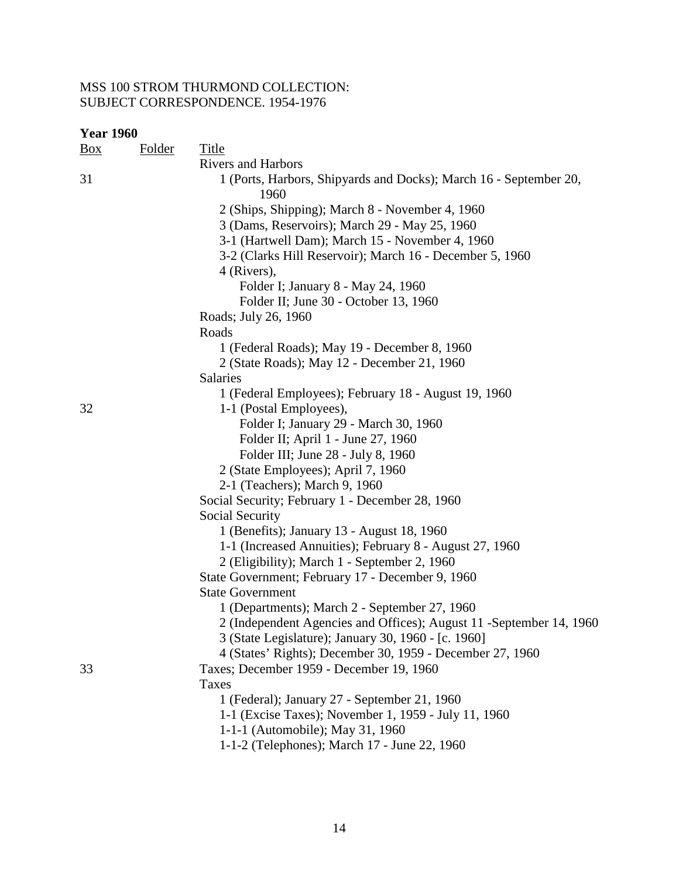MSS 100 STROM THURMOND COLLECTION:
SUBJECT CORRESPONDENCE. 1954-1976

**Year 1960**

| Box | Folder | Title |
|---|---|---|
| | | Rivers and Harbors |
| 31 | | 1 (Ports, Harbors, Shipyards and Docks); March 16 - September 20, 1960 |
| | | 2 (Ships, Shipping); March 8 - November 4, 1960 |
| | | 3 (Dams, Reservoirs); March 29 - May 25, 1960 |
| | | 3-1 (Hartwell Dam); March 15 - November 4, 1960 |
| | | 3-2 (Clarks Hill Reservoir); March 16 - December 5, 1960 |
| | | 4 (Rivers), |
| | | Folder I; January 8 - May 24, 1960 |
| | | Folder II; June 30 - October 13, 1960 |
| | | Roads; July 26, 1960 |
| | | Roads |
| | | 1 (Federal Roads); May 19 - December 8, 1960 |
| | | 2 (State Roads); May 12 - December 21, 1960 |
| | | Salaries |
| | | 1 (Federal Employees); February 18 - August 19, 1960 |
| 32 | | 1-1 (Postal Employees), |
| | | Folder I; January 29 - March 30, 1960 |
| | | Folder II; April 1 - June 27, 1960 |
| | | Folder III; June 28 - July 8, 1960 |
| | | 2 (State Employees); April 7, 1960 |
| | | 2-1 (Teachers); March 9, 1960 |
| | | Social Security; February 1 - December 28, 1960 |
| | | Social Security |
| | | 1 (Benefits); January 13 - August 18, 1960 |
| | | 1-1 (Increased Annuities); February 8 - August 27, 1960 |
| | | 2 (Eligibility); March 1 - September 2, 1960 |
| | | State Government; February 17 - December 9, 1960 |
| | | State Government |
| | | 1 (Departments); March 2 - September 27, 1960 |
| | | 2 (Independent Agencies and Offices); August 11 -September 14, 1960 |
| | | 3 (State Legislature); January 30, 1960 - [c. 1960] |
| | | 4 (States' Rights); December 30, 1959 - December 27, 1960 |
| 33 | | Taxes; December 1959 - December 19, 1960 |
| | | Taxes |
| | | 1 (Federal); January 27 - September 21, 1960 |
| | | 1-1 (Excise Taxes); November 1, 1959 - July 11, 1960 |
| | | 1-1-1 (Automobile); May 31, 1960 |
| | | 1-1-2 (Telephones); March 17 - June 22, 1960 |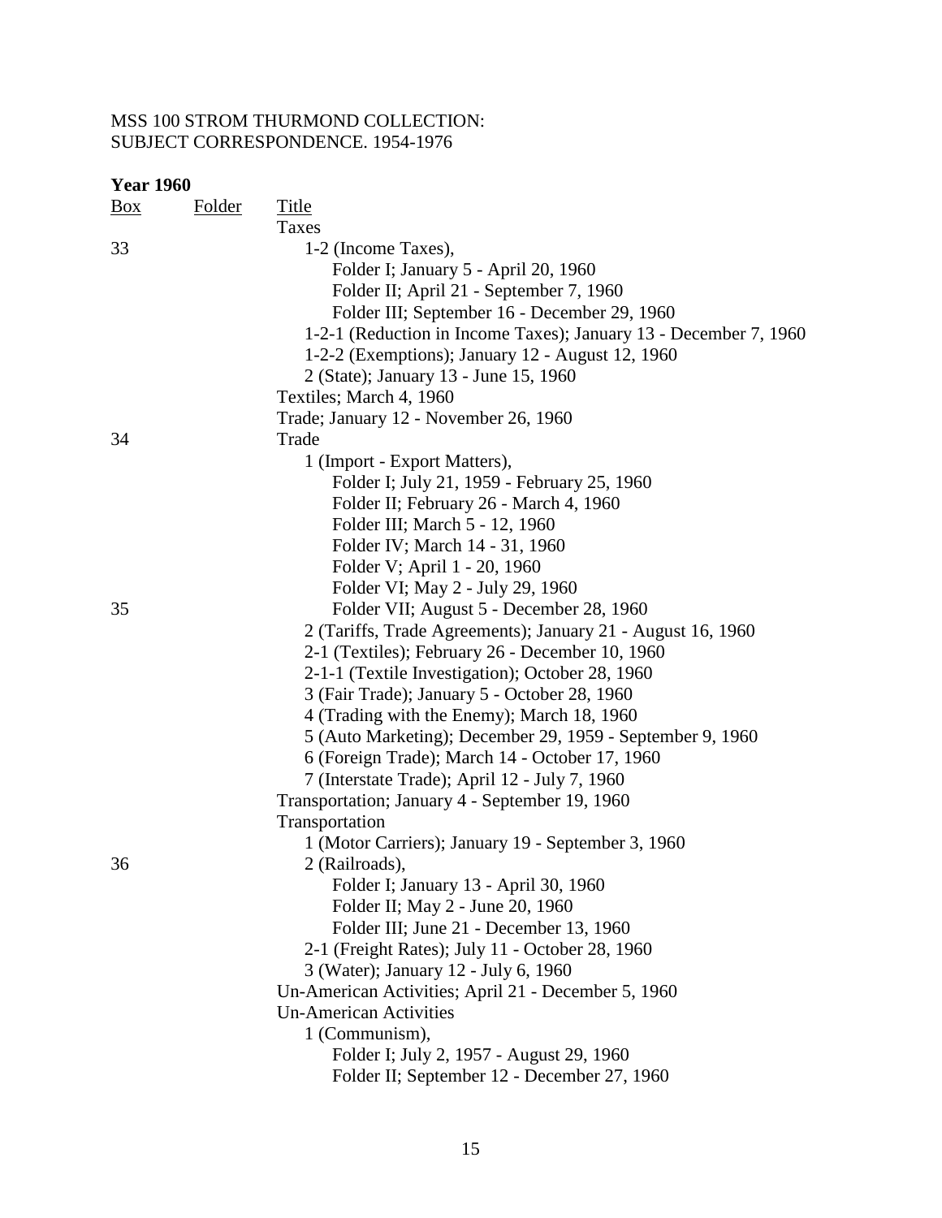MSS 100 STROM THURMOND COLLECTION:
SUBJECT CORRESPONDENCE. 1954-1976

**Year 1960**

| Box | Folder | Title |
|---|---|---|
| | | Taxes |
| 33 | | 1-2 (Income Taxes), |
| | | Folder I; January 5 - April 20, 1960 |
| | | Folder II; April 21 - September 7, 1960 |
| | | Folder III; September 16 - December 29, 1960 |
| | | 1-2-1 (Reduction in Income Taxes); January 13 - December 7, 1960 |
| | | 1-2-2 (Exemptions); January 12 - August 12, 1960 |
| | | 2 (State); January 13 - June 15, 1960 |
| | | Textiles; March 4, 1960 |
| | | Trade; January 12 - November 26, 1960 |
| 34 | | Trade |
| | | 1 (Import - Export Matters), |
| | | Folder I; July 21, 1959 - February 25, 1960 |
| | | Folder II; February 26 - March 4, 1960 |
| | | Folder III; March 5 - 12, 1960 |
| | | Folder IV; March 14 - 31, 1960 |
| | | Folder V; April 1 - 20, 1960 |
| | | Folder VI; May 2 - July 29, 1960 |
| 35 | | Folder VII; August 5 - December 28, 1960 |
| | | 2 (Tariffs, Trade Agreements); January 21 - August 16, 1960 |
| | | 2-1 (Textiles); February 26 - December 10, 1960 |
| | | 2-1-1 (Textile Investigation); October 28, 1960 |
| | | 3 (Fair Trade); January 5 - October 28, 1960 |
| | | 4 (Trading with the Enemy); March 18, 1960 |
| | | 5 (Auto Marketing); December 29, 1959 - September 9, 1960 |
| | | 6 (Foreign Trade); March 14 - October 17, 1960 |
| | | 7 (Interstate Trade); April 12 - July 7, 1960 |
| | | Transportation; January 4 - September 19, 1960 |
| | | Transportation |
| | | 1 (Motor Carriers); January 19 - September 3, 1960 |
| 36 | | 2 (Railroads), |
| | | Folder I; January 13 - April 30, 1960 |
| | | Folder II; May 2 - June 20, 1960 |
| | | Folder III; June 21 - December 13, 1960 |
| | | 2-1 (Freight Rates); July 11 - October 28, 1960 |
| | | 3 (Water); January 12 - July 6, 1960 |
| | | Un-American Activities; April 21 - December 5, 1960 |
| | | Un-American Activities |
| | | 1 (Communism), |
| | | Folder I; July 2, 1957 - August 29, 1960 |
| | | Folder II; September 12 - December 27, 1960 |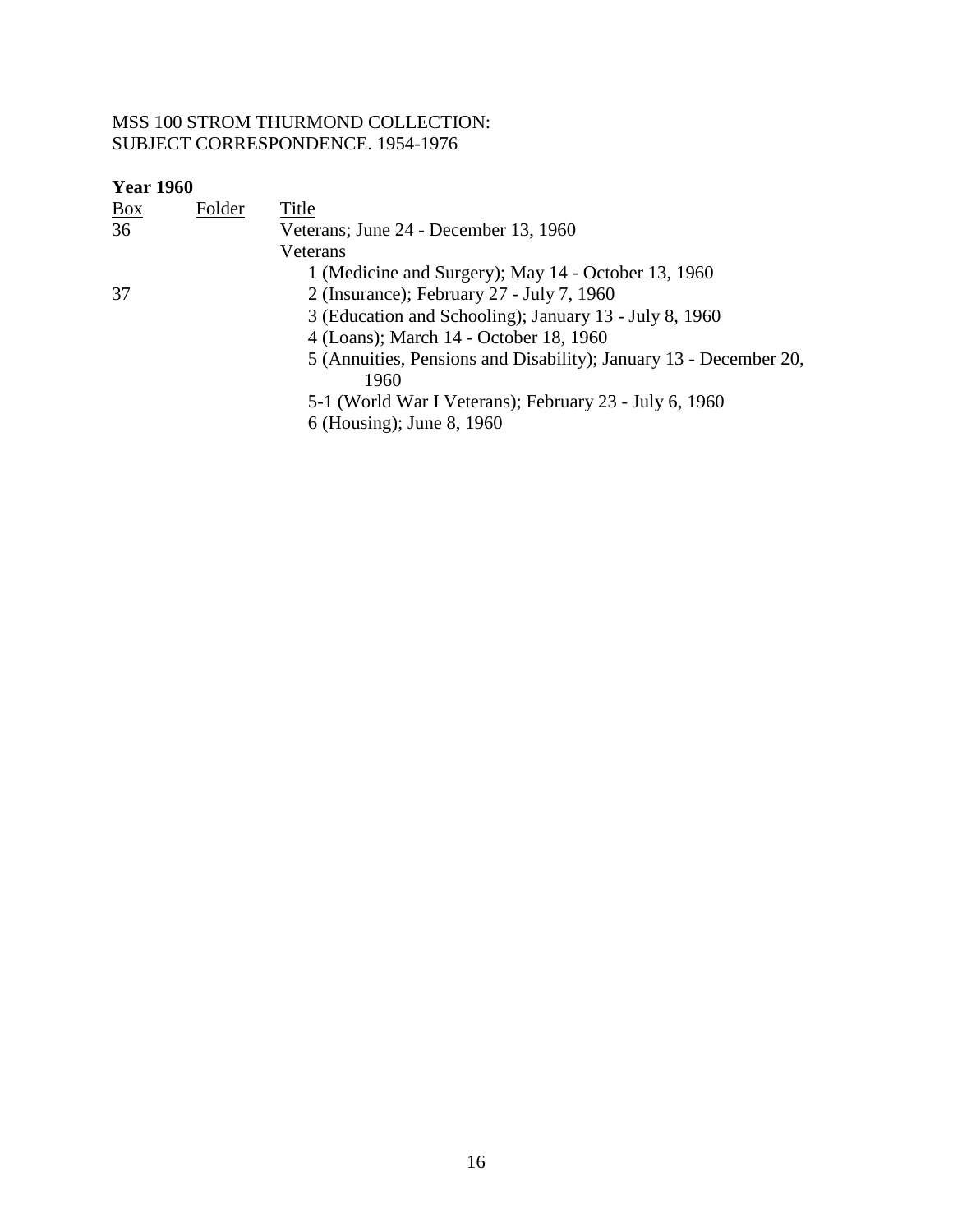MSS 100 STROM THURMOND COLLECTION:
SUBJECT CORRESPONDENCE. 1954-1976

**Year 1960**

| Box | Folder | Title |
| --- | --- | --- |
| 36 | | Veterans; June 24 - December 13, 1960 |
| | | Veterans |
| | | 1 (Medicine and Surgery); May 14 - October 13, 1960 |
| 37 | | 2 (Insurance); February 27 - July 7, 1960 |
| | | 3 (Education and Schooling); January 13 - July 8, 1960 |
| | | 4 (Loans); March 14 - October 18, 1960 |
| | | 5 (Annuities, Pensions and Disability); January 13 - December 20, 1960 |
| | | 5-1 (World War I Veterans); February 23 - July 6, 1960 |
| | | 6 (Housing); June 8, 1960 |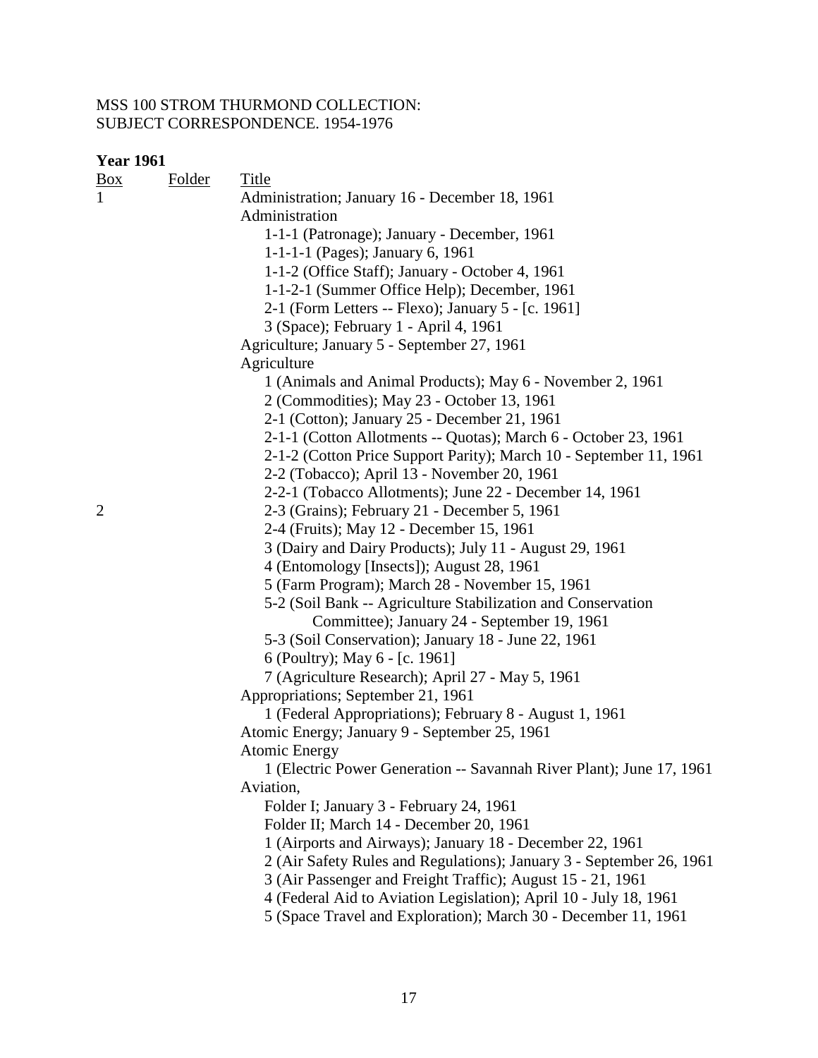MSS 100 STROM THURMOND COLLECTION:
SUBJECT CORRESPONDENCE. 1954-1976

**Year 1961**

| Box | Folder | Title |
|---|---|---|
| 1 | | Administration; January 16 - December 18, 1961 |
| | | Administration |
| | | 1-1-1 (Patronage); January - December, 1961 |
| | | 1-1-1-1 (Pages); January 6, 1961 |
| | | 1-1-2 (Office Staff); January - October 4, 1961 |
| | | 1-1-2-1 (Summer Office Help); December, 1961 |
| | | 2-1 (Form Letters -- Flexo); January 5 - [c. 1961] |
| | | 3 (Space); February 1 - April 4, 1961 |
| | | Agriculture; January 5 - September 27, 1961 |
| | | Agriculture |
| | | 1 (Animals and Animal Products); May 6 - November 2, 1961 |
| | | 2 (Commodities); May 23 - October 13, 1961 |
| | | 2-1 (Cotton); January 25 - December 21, 1961 |
| | | 2-1-1 (Cotton Allotments -- Quotas); March 6 - October 23, 1961 |
| | | 2-1-2 (Cotton Price Support Parity); March 10 - September 11, 1961 |
| | | 2-2 (Tobacco); April 13 - November 20, 1961 |
| | | 2-2-1 (Tobacco Allotments); June 22 - December 14, 1961 |
| 2 | | 2-3 (Grains); February 21 - December 5, 1961 |
| | | 2-4 (Fruits); May 12 - December 15, 1961 |
| | | 3 (Dairy and Dairy Products); July 11 - August 29, 1961 |
| | | 4 (Entomology [Insects]); August 28, 1961 |
| | | 5 (Farm Program); March 28 - November 15, 1961 |
| | | 5-2 (Soil Bank -- Agriculture Stabilization and Conservation Committee); January 24 - September 19, 1961 |
| | | 5-3 (Soil Conservation); January 18 - June 22, 1961 |
| | | 6 (Poultry); May 6 - [c. 1961] |
| | | 7 (Agriculture Research); April 27 - May 5, 1961 |
| | | Appropriations; September 21, 1961 |
| | | 1 (Federal Appropriations); February 8 - August 1, 1961 |
| | | Atomic Energy; January 9 - September 25, 1961 |
| | | Atomic Energy |
| | | 1 (Electric Power Generation -- Savannah River Plant); June 17, 1961 |
| | | Aviation, |
| | | Folder I; January 3 - February 24, 1961 |
| | | Folder II; March 14 - December 20, 1961 |
| | | 1 (Airports and Airways); January 18 - December 22, 1961 |
| | | 2 (Air Safety Rules and Regulations); January 3 - September 26, 1961 |
| | | 3 (Air Passenger and Freight Traffic); August 15 - 21, 1961 |
| | | 4 (Federal Aid to Aviation Legislation); April 10 - July 18, 1961 |
| | | 5 (Space Travel and Exploration); March 30 - December 11, 1961 |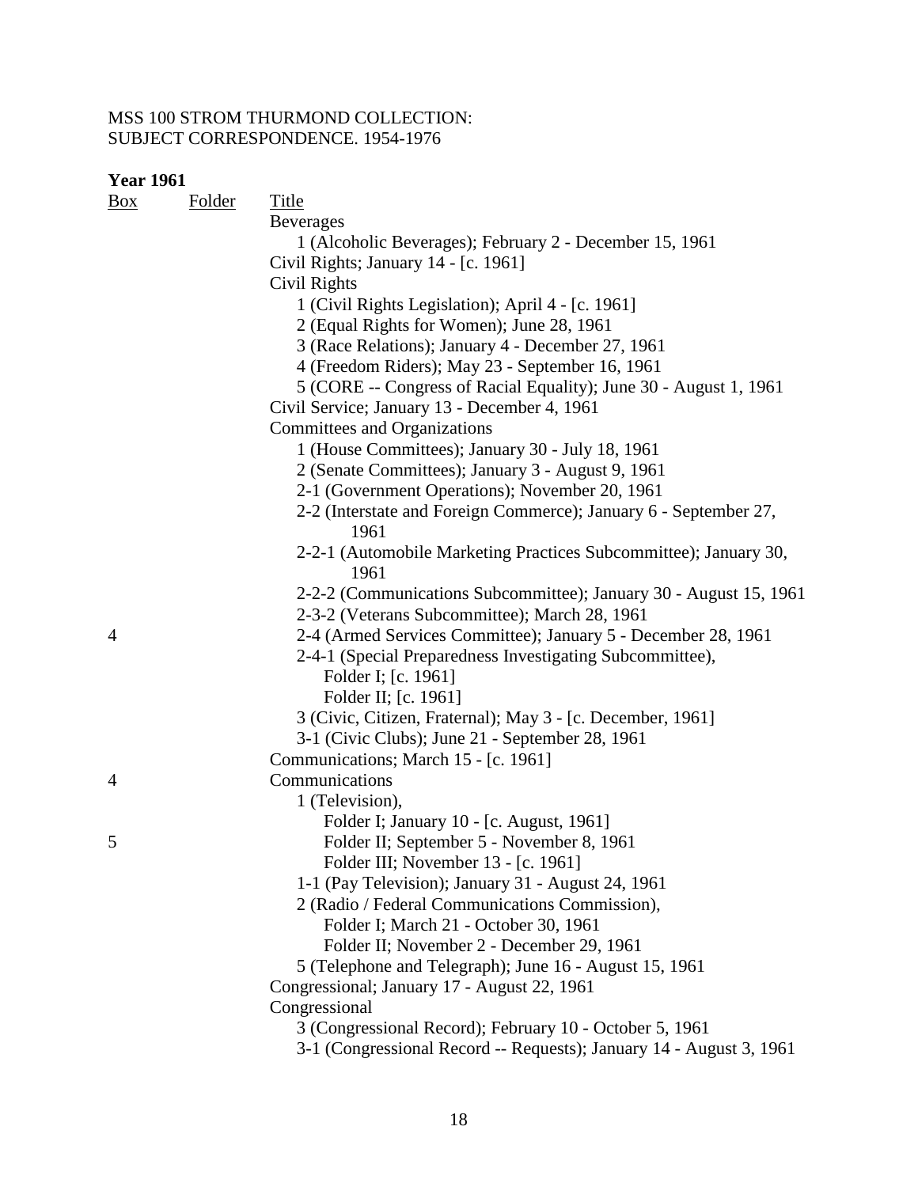MSS 100 STROM THURMOND COLLECTION:
SUBJECT CORRESPONDENCE. 1954-1976

**Year 1961**

| Box | Folder | Title |
|---|---|---|
| | | Beverages |
| | | 1 (Alcoholic Beverages); February 2 - December 15, 1961 |
| | | Civil Rights; January 14 - [c. 1961] |
| | | Civil Rights |
| | | 1 (Civil Rights Legislation); April 4 - [c. 1961] |
| | | 2 (Equal Rights for Women); June 28, 1961 |
| | | 3 (Race Relations); January 4 - December 27, 1961 |
| | | 4 (Freedom Riders); May 23 - September 16, 1961 |
| | | 5 (CORE -- Congress of Racial Equality); June 30 - August 1, 1961 |
| | | Civil Service; January 13 - December 4, 1961 |
| | | Committees and Organizations |
| | | 1 (House Committees); January 30 - July 18, 1961 |
| | | 2 (Senate Committees); January 3 - August 9, 1961 |
| | | 2-1 (Government Operations); November 20, 1961 |
| | | 2-2 (Interstate and Foreign Commerce); January 6 - September 27, 1961 |
| | | 2-2-1 (Automobile Marketing Practices Subcommittee); January 30, 1961 |
| | | 2-2-2 (Communications Subcommittee); January 30 - August 15, 1961 |
| | | 2-3-2 (Veterans Subcommittee); March 28, 1961 |
| 4 | | 2-4 (Armed Services Committee); January 5 - December 28, 1961 |
| | | 2-4-1 (Special Preparedness Investigating Subcommittee), |
| | | Folder I; [c. 1961] |
| | | Folder II; [c. 1961] |
| | | 3 (Civic, Citizen, Fraternal); May 3 - [c. December, 1961] |
| | | 3-1 (Civic Clubs); June 21 - September 28, 1961 |
| | | Communications; March 15 - [c. 1961] |
| 4 | | Communications |
| | | 1 (Television), |
| | | Folder I; January 10 - [c. August, 1961] |
| 5 | | Folder II; September 5 - November 8, 1961 |
| | | Folder III; November 13 - [c. 1961] |
| | | 1-1 (Pay Television); January 31 - August 24, 1961 |
| | | 2 (Radio / Federal Communications Commission), |
| | | Folder I; March 21 - October 30, 1961 |
| | | Folder II; November 2 - December 29, 1961 |
| | | 5 (Telephone and Telegraph); June 16 - August 15, 1961 |
| | | Congressional; January 17 - August 22, 1961 |
| | | Congressional |
| | | 3 (Congressional Record); February 10 - October 5, 1961 |
| | | 3-1 (Congressional Record -- Requests); January 14 - August 3, 1961 |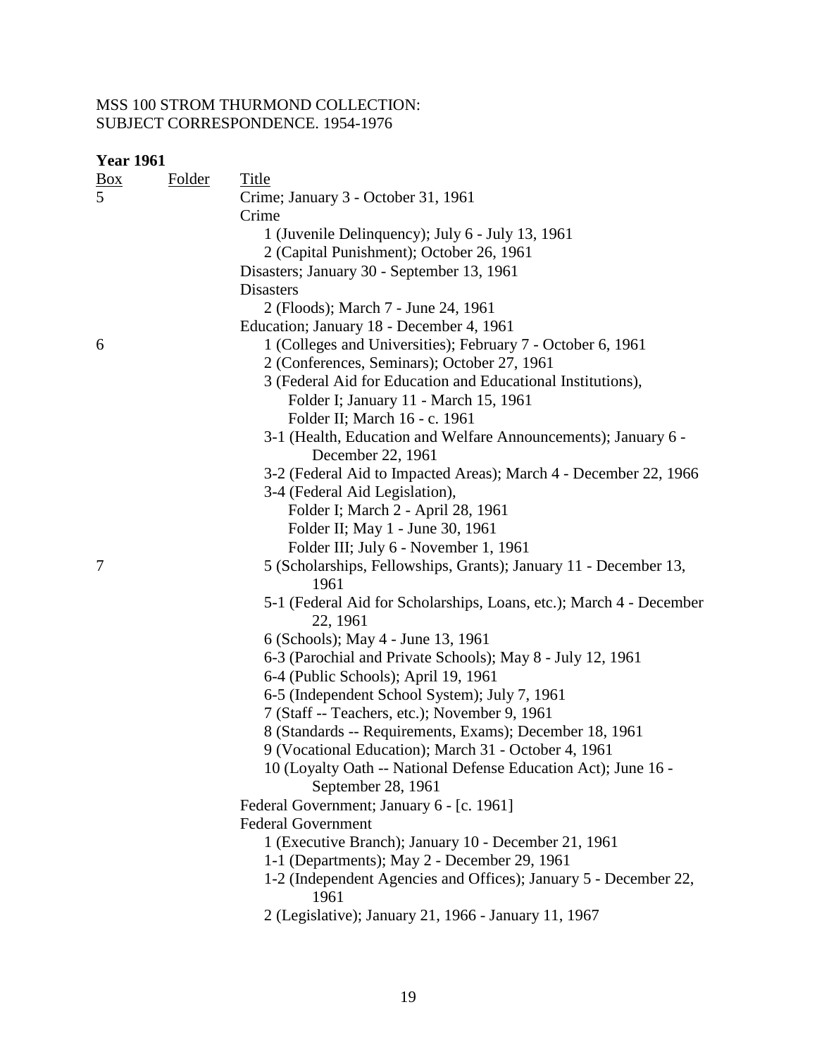MSS 100 STROM THURMOND COLLECTION:
SUBJECT CORRESPONDENCE. 1954-1976

**Year 1961**

| Box | Folder | Title |
|---|---|---|
| 5 | | Crime; January 3 - October 31, 1961 |
| | | Crime |
| | | 1 (Juvenile Delinquency); July 6 - July 13, 1961 |
| | | 2 (Capital Punishment); October 26, 1961 |
| | | Disasters; January 30 - September 13, 1961 |
| | | Disasters |
| | | 2 (Floods); March 7 - June 24, 1961 |
| | | Education; January 18 - December 4, 1961 |
| 6 | | 1 (Colleges and Universities); February 7 - October 6, 1961 |
| | | 2 (Conferences, Seminars); October 27, 1961 |
| | | 3 (Federal Aid for Education and Educational Institutions), |
| | | Folder I; January 11 - March 15, 1961 |
| | | Folder II; March 16 - c. 1961 |
| | | 3-1 (Health, Education and Welfare Announcements); January 6 - December 22, 1961 |
| | | 3-2 (Federal Aid to Impacted Areas); March 4 - December 22, 1966 |
| | | 3-4 (Federal Aid Legislation), |
| | | Folder I; March 2 - April 28, 1961 |
| | | Folder II; May 1 - June 30, 1961 |
| | | Folder III; July 6 - November 1, 1961 |
| 7 | | 5 (Scholarships, Fellowships, Grants); January 11 - December 13, 1961 |
| | | 5-1 (Federal Aid for Scholarships, Loans, etc.); March 4 - December 22, 1961 |
| | | 6 (Schools); May 4 - June 13, 1961 |
| | | 6-3 (Parochial and Private Schools); May 8 - July 12, 1961 |
| | | 6-4 (Public Schools); April 19, 1961 |
| | | 6-5 (Independent School System); July 7, 1961 |
| | | 7 (Staff -- Teachers, etc.); November 9, 1961 |
| | | 8 (Standards -- Requirements, Exams); December 18, 1961 |
| | | 9 (Vocational Education); March 31 - October 4, 1961 |
| | | 10 (Loyalty Oath -- National Defense Education Act); June 16 - September 28, 1961 |
| | | Federal Government; January 6 - [c. 1961] |
| | | Federal Government |
| | | 1 (Executive Branch); January 10 - December 21, 1961 |
| | | 1-1 (Departments); May 2 - December 29, 1961 |
| | | 1-2 (Independent Agencies and Offices); January 5 - December 22, 1961 |
| | | 2 (Legislative); January 21, 1966 - January 11, 1967 |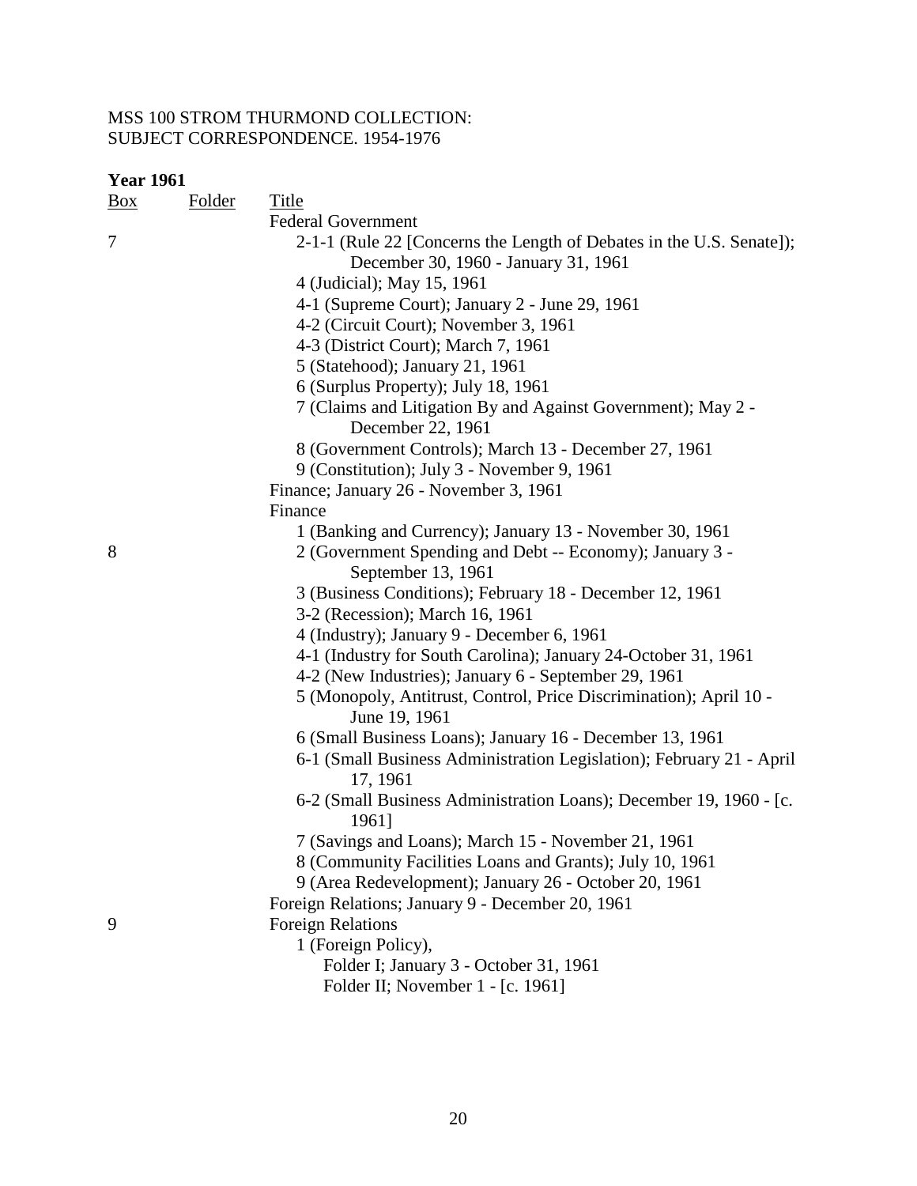MSS 100 STROM THURMOND COLLECTION:
SUBJECT CORRESPONDENCE. 1954-1976

**Year 1961**

| Box | Folder | Title |
|---|---|---|
| | | Federal Government |
| 7 | | 2-1-1 (Rule 22 [Concerns the Length of Debates in the U.S. Senate]); December 30, 1960 - January 31, 1961 |
| | | 4 (Judicial); May 15, 1961 |
| | | 4-1 (Supreme Court); January 2 - June 29, 1961 |
| | | 4-2 (Circuit Court); November 3, 1961 |
| | | 4-3 (District Court); March 7, 1961 |
| | | 5 (Statehood); January 21, 1961 |
| | | 6 (Surplus Property); July 18, 1961 |
| | | 7 (Claims and Litigation By and Against Government); May 2 - December 22, 1961 |
| | | 8 (Government Controls); March 13 - December 27, 1961 |
| | | 9 (Constitution); July 3 - November 9, 1961 |
| | | Finance; January 26 - November 3, 1961 |
| | | Finance |
| | | 1 (Banking and Currency); January 13 - November 30, 1961 |
| 8 | | 2 (Government Spending and Debt -- Economy); January 3 - September 13, 1961 |
| | | 3 (Business Conditions); February 18 - December 12, 1961 |
| | | 3-2 (Recession); March 16, 1961 |
| | | 4 (Industry); January 9 - December 6, 1961 |
| | | 4-1 (Industry for South Carolina); January 24-October 31, 1961 |
| | | 4-2 (New Industries); January 6 - September 29, 1961 |
| | | 5 (Monopoly, Antitrust, Control, Price Discrimination); April 10 - June 19, 1961 |
| | | 6 (Small Business Loans); January 16 - December 13, 1961 |
| | | 6-1 (Small Business Administration Legislation); February 21 - April 17, 1961 |
| | | 6-2 (Small Business Administration Loans); December 19, 1960 - [c. 1961] |
| | | 7 (Savings and Loans); March 15 - November 21, 1961 |
| | | 8 (Community Facilities Loans and Grants); July 10, 1961 |
| | | 9 (Area Redevelopment); January 26 - October 20, 1961 |
| | | Foreign Relations; January 9 - December 20, 1961 |
| 9 | | Foreign Relations |
| | | 1 (Foreign Policy), |
| | | Folder I; January 3 - October 31, 1961 |
| | | Folder II; November 1 - [c. 1961] |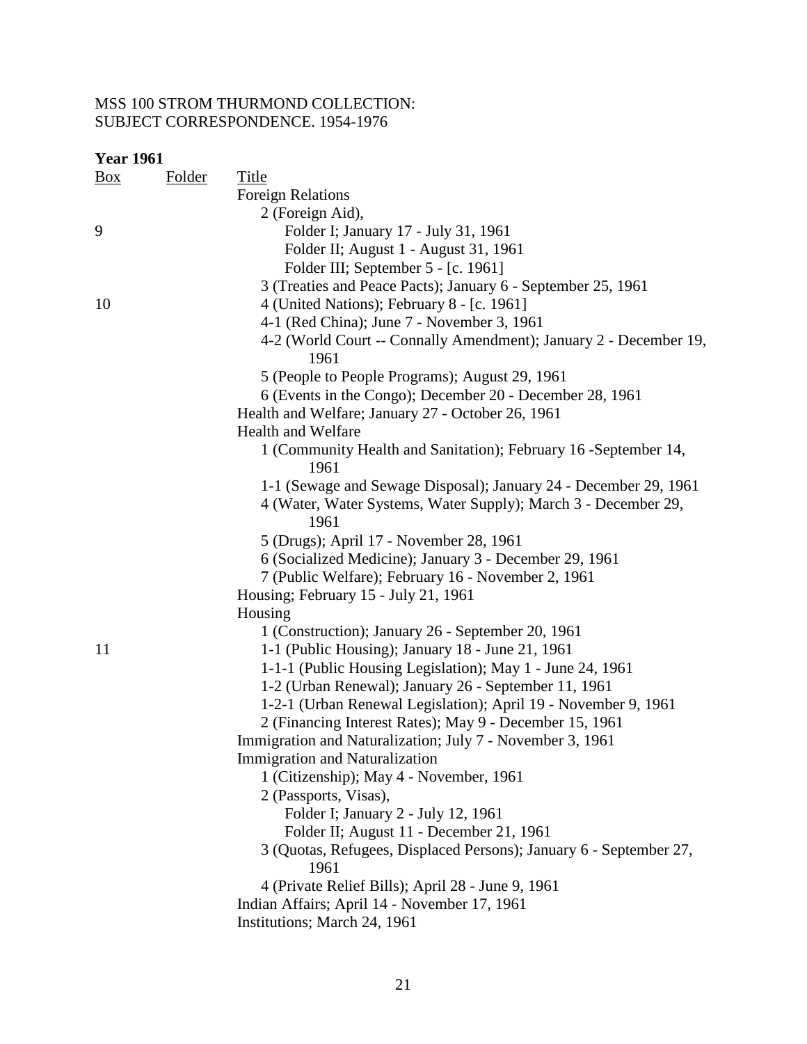MSS 100 STROM THURMOND COLLECTION:
SUBJECT CORRESPONDENCE. 1954-1976

**Year 1961**

| Box | Folder | Title |
|---|---|---|
| | | Foreign Relations |
| | | 2 (Foreign Aid), |
| 9 | | Folder I; January 17 - July 31, 1961 |
| | | Folder II; August 1 - August 31, 1961 |
| | | Folder III; September 5 - [c. 1961] |
| | | 3 (Treaties and Peace Pacts); January 6 - September 25, 1961 |
| 10 | | 4 (United Nations); February 8 - [c. 1961] |
| | | 4-1 (Red China); June 7 - November 3, 1961 |
| | | 4-2 (World Court -- Connally Amendment); January 2 - December 19, 1961 |
| | | 5 (People to People Programs); August 29, 1961 |
| | | 6 (Events in the Congo); December 20 - December 28, 1961 |
| | | Health and Welfare; January 27 - October 26, 1961 |
| | | Health and Welfare |
| | | 1 (Community Health and Sanitation); February 16 -September 14, 1961 |
| | | 1-1 (Sewage and Sewage Disposal); January 24 - December 29, 1961 |
| | | 4 (Water, Water Systems, Water Supply); March 3 - December 29, 1961 |
| | | 5 (Drugs); April 17 - November 28, 1961 |
| | | 6 (Socialized Medicine); January 3 - December 29, 1961 |
| | | 7 (Public Welfare); February 16 - November 2, 1961 |
| | | Housing; February 15 - July 21, 1961 |
| | | Housing |
| | | 1 (Construction); January 26 - September 20, 1961 |
| 11 | | 1-1 (Public Housing); January 18 - June 21, 1961 |
| | | 1-1-1 (Public Housing Legislation); May 1 - June 24, 1961 |
| | | 1-2 (Urban Renewal); January 26 - September 11, 1961 |
| | | 1-2-1 (Urban Renewal Legislation); April 19 - November 9, 1961 |
| | | 2 (Financing Interest Rates); May 9 - December 15, 1961 |
| | | Immigration and Naturalization; July 7 - November 3, 1961 |
| | | Immigration and Naturalization |
| | | 1 (Citizenship); May 4 - November, 1961 |
| | | 2 (Passports, Visas), |
| | | Folder I; January 2 - July 12, 1961 |
| | | Folder II; August 11 - December 21, 1961 |
| | | 3 (Quotas, Refugees, Displaced Persons); January 6 - September 27, 1961 |
| | | 4 (Private Relief Bills); April 28 - June 9, 1961 |
| | | Indian Affairs; April 14 - November 17, 1961 |
| | | Institutions; March 24, 1961 |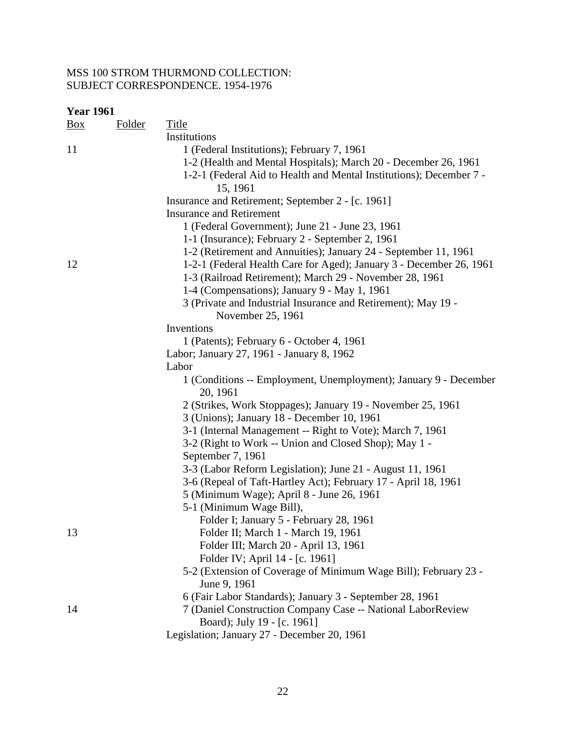MSS 100 STROM THURMOND COLLECTION:
SUBJECT CORRESPONDENCE. 1954-1976

**Year 1961**

| Box | Folder | Title |
|---|---|---|
| | | Institutions |
| 11 | | 1 (Federal Institutions); February 7, 1961 |
| | | 1-2 (Health and Mental Hospitals); March 20 - December 26, 1961 |
| | | 1-2-1 (Federal Aid to Health and Mental Institutions); December 7 - 15, 1961 |
| | | Insurance and Retirement; September 2 - [c. 1961] |
| | | Insurance and Retirement |
| | | 1 (Federal Government); June 21 - June 23, 1961 |
| | | 1-1 (Insurance); February 2 - September 2, 1961 |
| | | 1-2 (Retirement and Annuities); January 24 - September 11, 1961 |
| 12 | | 1-2-1 (Federal Health Care for Aged); January 3 - December 26, 1961 |
| | | 1-3 (Railroad Retirement); March 29 - November 28, 1961 |
| | | 1-4 (Compensations); January 9 - May 1, 1961 |
| | | 3 (Private and Industrial Insurance and Retirement); May 19 - November 25, 1961 |
| | | Inventions |
| | | 1 (Patents); February 6 - October 4, 1961 |
| | | Labor; January 27, 1961 - January 8, 1962 |
| | | Labor |
| | | 1 (Conditions -- Employment, Unemployment); January 9 - December 20, 1961 |
| | | 2 (Strikes, Work Stoppages); January 19 - November 25, 1961 |
| | | 3 (Unions); January 18 - December 10, 1961 |
| | | 3-1 (Internal Management -- Right to Vote); March 7, 1961 |
| | | 3-2 (Right to Work -- Union and Closed Shop); May 1 - September 7, 1961 |
| | | 3-3 (Labor Reform Legislation); June 21 - August 11, 1961 |
| | | 3-6 (Repeal of Taft-Hartley Act); February 17 - April 18, 1961 |
| | | 5 (Minimum Wage); April 8 - June 26, 1961 |
| | | 5-1 (Minimum Wage Bill), |
| | | Folder I; January 5 - February 28, 1961 |
| 13 | | Folder II; March 1 - March 19, 1961 |
| | | Folder III; March 20 - April 13, 1961 |
| | | Folder IV; April 14 - [c. 1961] |
| | | 5-2 (Extension of Coverage of Minimum Wage Bill); February 23 - June 9, 1961 |
| | | 6 (Fair Labor Standards); January 3 - September 28, 1961 |
| 14 | | 7 (Daniel Construction Company Case -- National LaborReview Board); July 19 - [c. 1961] |
| | | Legislation; January 27 - December 20, 1961 |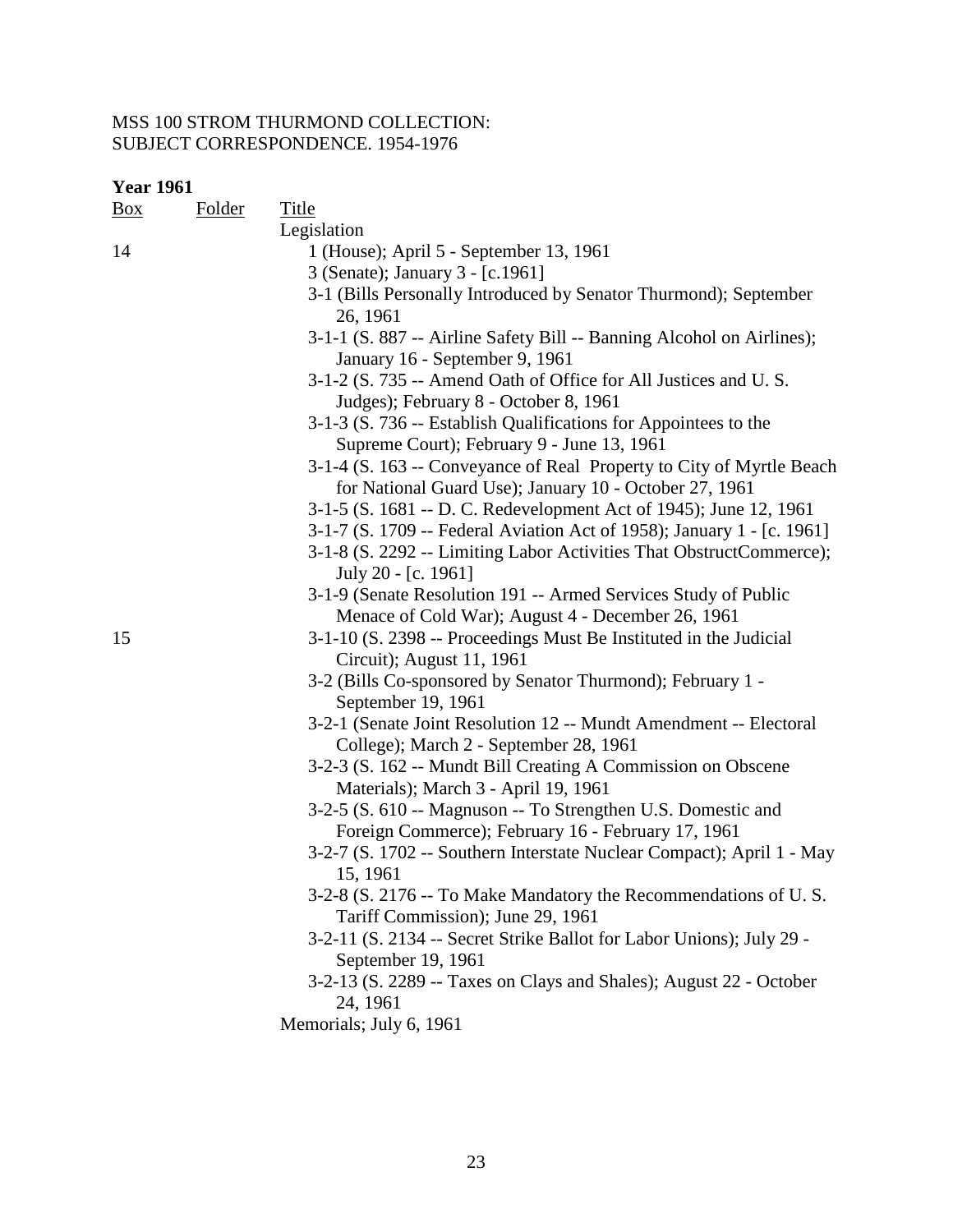MSS 100 STROM THURMOND COLLECTION:
SUBJECT CORRESPONDENCE. 1954-1976

**Year 1961**

| Box | Folder | Title |
|---|---|---|
| | | Legislation |
| 14 | | 1 (House); April 5 - September 13, 1961 |
| | | 3 (Senate); January 3 - [c.1961] |
| | | 3-1 (Bills Personally Introduced by Senator Thurmond); September 26, 1961 |
| | | 3-1-1 (S. 887 -- Airline Safety Bill -- Banning Alcohol on Airlines); January 16 - September 9, 1961 |
| | | 3-1-2 (S. 735 -- Amend Oath of Office for All Justices and U. S. Judges); February 8 - October 8, 1961 |
| | | 3-1-3 (S. 736 -- Establish Qualifications for Appointees to the Supreme Court); February 9 - June 13, 1961 |
| | | 3-1-4 (S. 163 -- Conveyance of Real Property to City of Myrtle Beach for National Guard Use); January 10 - October 27, 1961 |
| | | 3-1-5 (S. 1681 -- D. C. Redevelopment Act of 1945); June 12, 1961 |
| | | 3-1-7 (S. 1709 -- Federal Aviation Act of 1958); January 1 - [c. 1961] |
| | | 3-1-8 (S. 2292 -- Limiting Labor Activities That ObstructCommerce); July 20 - [c. 1961] |
| | | 3-1-9 (Senate Resolution 191 -- Armed Services Study of Public Menace of Cold War); August 4 - December 26, 1961 |
| 15 | | 3-1-10 (S. 2398 -- Proceedings Must Be Instituted in the Judicial Circuit); August 11, 1961 |
| | | 3-2 (Bills Co-sponsored by Senator Thurmond); February 1 - September 19, 1961 |
| | | 3-2-1 (Senate Joint Resolution 12 -- Mundt Amendment -- Electoral College); March 2 - September 28, 1961 |
| | | 3-2-3 (S. 162 -- Mundt Bill Creating A Commission on Obscene Materials); March 3 - April 19, 1961 |
| | | 3-2-5 (S. 610 -- Magnuson -- To Strengthen U.S. Domestic and Foreign Commerce); February 16 - February 17, 1961 |
| | | 3-2-7 (S. 1702 -- Southern Interstate Nuclear Compact); April 1 - May 15, 1961 |
| | | 3-2-8 (S. 2176 -- To Make Mandatory the Recommendations of U. S. Tariff Commission); June 29, 1961 |
| | | 3-2-11 (S. 2134 -- Secret Strike Ballot for Labor Unions); July 29 - September 19, 1961 |
| | | 3-2-13 (S. 2289 -- Taxes on Clays and Shales); August 22 - October 24, 1961 |
| | | Memorials; July 6, 1961 |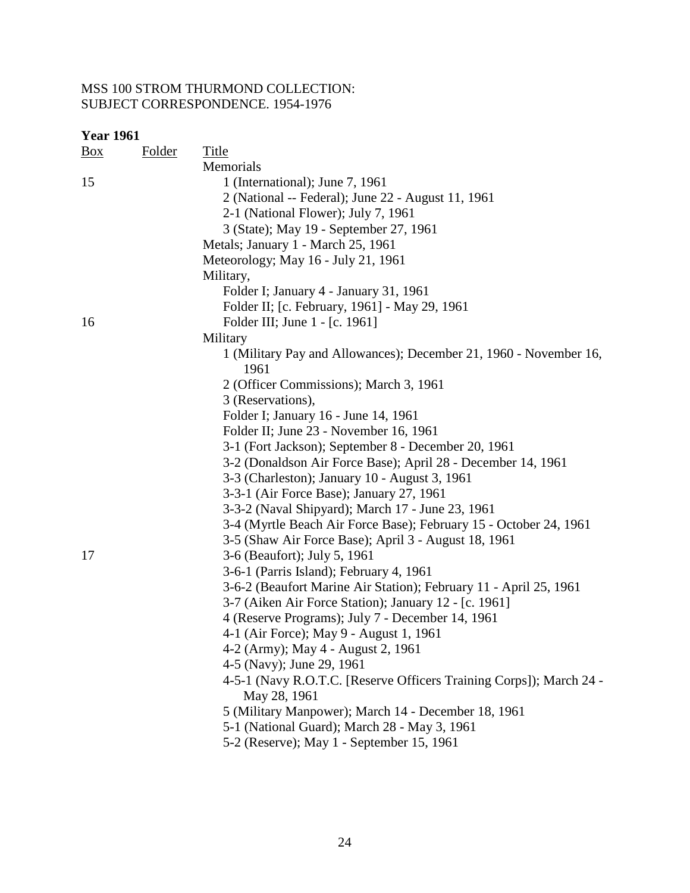MSS 100 STROM THURMOND COLLECTION:
SUBJECT CORRESPONDENCE. 1954-1976

**Year 1961**

| Box | Folder | Title |
|---|---|---|
| | | Memorials |
| 15 | | 1 (International); June 7, 1961 |
| | | 2 (National -- Federal); June 22 - August 11, 1961 |
| | | 2-1 (National Flower); July 7, 1961 |
| | | 3 (State); May 19 - September 27, 1961 |
| | | Metals; January 1 - March 25, 1961 |
| | | Meteorology; May 16 - July 21, 1961 |
| | | Military, |
| | | Folder I; January 4 - January 31, 1961 |
| | | Folder II; [c. February, 1961] - May 29, 1961 |
| 16 | | Folder III; June 1 - [c. 1961] |
| | | Military |
| | | 1 (Military Pay and Allowances); December 21, 1960 - November 16, 1961 |
| | | 2 (Officer Commissions); March 3, 1961 |
| | | 3 (Reservations), |
| | | Folder I; January 16 - June 14, 1961 |
| | | Folder II; June 23 - November 16, 1961 |
| | | 3-1 (Fort Jackson); September 8 - December 20, 1961 |
| | | 3-2 (Donaldson Air Force Base); April 28 - December 14, 1961 |
| | | 3-3 (Charleston); January 10 - August 3, 1961 |
| | | 3-3-1 (Air Force Base); January 27, 1961 |
| | | 3-3-2 (Naval Shipyard); March 17 - June 23, 1961 |
| | | 3-4 (Myrtle Beach Air Force Base); February 15 - October 24, 1961 |
| | | 3-5 (Shaw Air Force Base); April 3 - August 18, 1961 |
| 17 | | 3-6 (Beaufort); July 5, 1961 |
| | | 3-6-1 (Parris Island); February 4, 1961 |
| | | 3-6-2 (Beaufort Marine Air Station); February 11 - April 25, 1961 |
| | | 3-7 (Aiken Air Force Station); January 12 - [c. 1961] |
| | | 4 (Reserve Programs); July 7 - December 14, 1961 |
| | | 4-1 (Air Force); May 9 - August 1, 1961 |
| | | 4-2 (Army); May 4 - August 2, 1961 |
| | | 4-5 (Navy); June 29, 1961 |
| | | 4-5-1 (Navy R.O.T.C. [Reserve Officers Training Corps]); March 24 - May 28, 1961 |
| | | 5 (Military Manpower); March 14 - December 18, 1961 |
| | | 5-1 (National Guard); March 28 - May 3, 1961 |
| | | 5-2 (Reserve); May 1 - September 15, 1961 |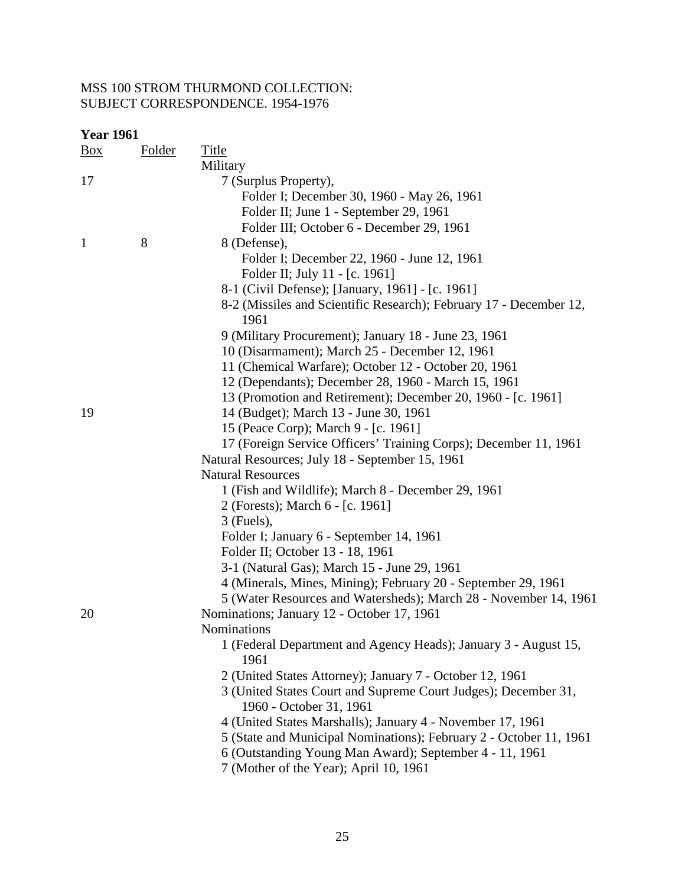MSS 100 STROM THURMOND COLLECTION:
SUBJECT CORRESPONDENCE. 1954-1976

**Year 1961**

| Box | Folder | Title |
|---|---|---|
| | | Military |
| 17 | | 7 (Surplus Property), |
| | | Folder I; December 30, 1960 - May 26, 1961 |
| | | Folder II; June 1 - September 29, 1961 |
| | | Folder III; October 6 - December 29, 1961 |
| 1 | 8 | 8 (Defense), |
| | | Folder I; December 22, 1960 - June 12, 1961 |
| | | Folder II; July 11 - [c. 1961] |
| | | 8-1 (Civil Defense); [January, 1961] - [c. 1961] |
| | | 8-2 (Missiles and Scientific Research); February 17 - December 12, 1961 |
| | | 9 (Military Procurement); January 18 - June 23, 1961 |
| | | 10 (Disarmament); March 25 - December 12, 1961 |
| | | 11 (Chemical Warfare); October 12 - October 20, 1961 |
| | | 12 (Dependants); December 28, 1960 - March 15, 1961 |
| | | 13 (Promotion and Retirement); December 20, 1960 - [c. 1961] |
| 19 | | 14 (Budget); March 13 - June 30, 1961 |
| | | 15 (Peace Corp); March 9 - [c. 1961] |
| | | 17 (Foreign Service Officers' Training Corps); December 11, 1961 |
| | | Natural Resources; July 18 - September 15, 1961 |
| | | Natural Resources |
| | | 1 (Fish and Wildlife); March 8 - December 29, 1961 |
| | | 2 (Forests); March 6 - [c. 1961] |
| | | 3 (Fuels), |
| | | Folder I; January 6 - September 14, 1961 |
| | | Folder II; October 13 - 18, 1961 |
| | | 3-1 (Natural Gas); March 15 - June 29, 1961 |
| | | 4 (Minerals, Mines, Mining); February 20 - September 29, 1961 |
| | | 5 (Water Resources and Watersheds); March 28 - November 14, 1961 |
| 20 | | Nominations; January 12 - October 17, 1961 |
| | | Nominations |
| | | 1 (Federal Department and Agency Heads); January 3 - August 15, 1961 |
| | | 2 (United States Attorney); January 7 - October 12, 1961 |
| | | 3 (United States Court and Supreme Court Judges); December 31, 1960 - October 31, 1961 |
| | | 4 (United States Marshalls); January 4 - November 17, 1961 |
| | | 5 (State and Municipal Nominations); February 2 - October 11, 1961 |
| | | 6 (Outstanding Young Man Award); September 4 - 11, 1961 |
| | | 7 (Mother of the Year); April 10, 1961 |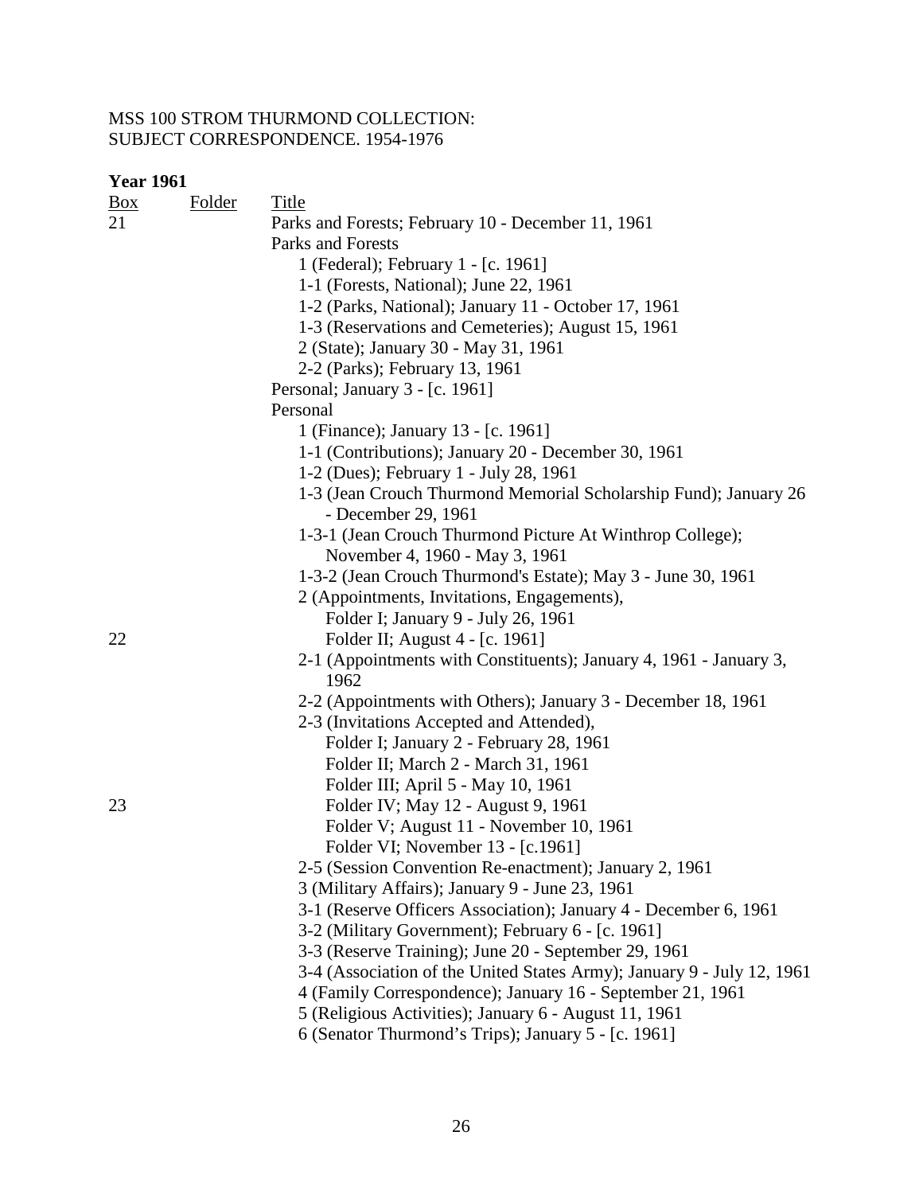MSS 100 STROM THURMOND COLLECTION:
SUBJECT CORRESPONDENCE. 1954-1976

**Year 1961**

| Box | Folder | Title |
|---|---|---|
| 21 | | Parks and Forests; February 10 - December 11, 1961 |
| | | Parks and Forests |
| | | 1 (Federal); February 1 - [c. 1961] |
| | | 1-1 (Forests, National); June 22, 1961 |
| | | 1-2 (Parks, National); January 11 - October 17, 1961 |
| | | 1-3 (Reservations and Cemeteries); August 15, 1961 |
| | | 2 (State); January 30 - May 31, 1961 |
| | | 2-2 (Parks); February 13, 1961 |
| | | Personal; January 3 - [c. 1961] |
| | | Personal |
| | | 1 (Finance); January 13 - [c. 1961] |
| | | 1-1 (Contributions); January 20 - December 30, 1961 |
| | | 1-2 (Dues); February 1 - July 28, 1961 |
| | | 1-3 (Jean Crouch Thurmond Memorial Scholarship Fund); January 26 - December 29, 1961 |
| | | 1-3-1 (Jean Crouch Thurmond Picture At Winthrop College); November 4, 1960 - May 3, 1961 |
| | | 1-3-2 (Jean Crouch Thurmond's Estate); May 3 - June 30, 1961 |
| | | 2 (Appointments, Invitations, Engagements), |
| | | Folder I; January 9 - July 26, 1961 |
| 22 | | Folder II; August 4 - [c. 1961] |
| | | 2-1 (Appointments with Constituents); January 4, 1961 - January 3, 1962 |
| | | 2-2 (Appointments with Others); January 3 - December 18, 1961 |
| | | 2-3 (Invitations Accepted and Attended), |
| | | Folder I; January 2 - February 28, 1961 |
| | | Folder II; March 2 - March 31, 1961 |
| | | Folder III; April 5 - May 10, 1961 |
| 23 | | Folder IV; May 12 - August 9, 1961 |
| | | Folder V; August 11 - November 10, 1961 |
| | | Folder VI; November 13 - [c.1961] |
| | | 2-5 (Session Convention Re-enactment); January 2, 1961 |
| | | 3 (Military Affairs); January 9 - June 23, 1961 |
| | | 3-1 (Reserve Officers Association); January 4 - December 6, 1961 |
| | | 3-2 (Military Government); February 6 - [c. 1961] |
| | | 3-3 (Reserve Training); June 20 - September 29, 1961 |
| | | 3-4 (Association of the United States Army); January 9 - July 12, 1961 |
| | | 4 (Family Correspondence); January 16 - September 21, 1961 |
| | | 5 (Religious Activities); January 6 - August 11, 1961 |
| | | 6 (Senator Thurmond's Trips); January 5 - [c. 1961] |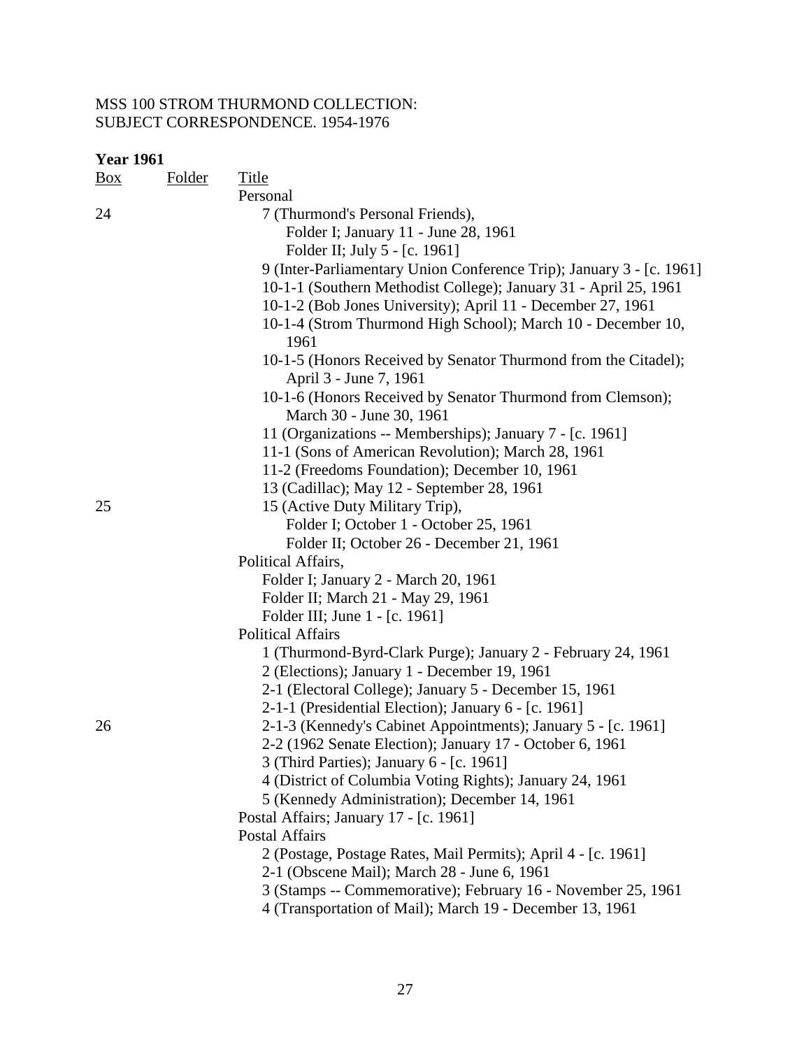MSS 100 STROM THURMOND COLLECTION:
SUBJECT CORRESPONDENCE. 1954-1976

**Year 1961**

| Box | Folder | Title |
|---|---|---|
| | | Personal |
| 24 | | 7 (Thurmond's Personal Friends), |
| | | Folder I; January 11 - June 28, 1961 |
| | | Folder II; July 5 - [c. 1961] |
| | | 9 (Inter-Parliamentary Union Conference Trip); January 3 - [c. 1961] |
| | | 10-1-1 (Southern Methodist College); January 31 - April 25, 1961 |
| | | 10-1-2 (Bob Jones University); April 11 - December 27, 1961 |
| | | 10-1-4 (Strom Thurmond High School); March 10 - December 10, 1961 |
| | | 10-1-5 (Honors Received by Senator Thurmond from the Citadel); April 3 - June 7, 1961 |
| | | 10-1-6 (Honors Received by Senator Thurmond from Clemson); March 30 - June 30, 1961 |
| | | 11 (Organizations -- Memberships); January 7 - [c. 1961] |
| | | 11-1 (Sons of American Revolution); March 28, 1961 |
| | | 11-2 (Freedoms Foundation); December 10, 1961 |
| | | 13 (Cadillac); May 12 - September 28, 1961 |
| 25 | | 15 (Active Duty Military Trip), |
| | | Folder I; October 1 - October 25, 1961 |
| | | Folder II; October 26 - December 21, 1961 |
| | | Political Affairs, |
| | | Folder I; January 2 - March 20, 1961 |
| | | Folder II; March 21 - May 29, 1961 |
| | | Folder III; June 1 - [c. 1961] |
| | | Political Affairs |
| | | 1 (Thurmond-Byrd-Clark Purge); January 2 - February 24, 1961 |
| | | 2 (Elections); January 1 - December 19, 1961 |
| | | 2-1 (Electoral College); January 5 - December 15, 1961 |
| | | 2-1-1 (Presidential Election); January 6 - [c. 1961] |
| 26 | | 2-1-3 (Kennedy's Cabinet Appointments); January 5 - [c. 1961] |
| | | 2-2 (1962 Senate Election); January 17 - October 6, 1961 |
| | | 3 (Third Parties); January 6 - [c. 1961] |
| | | 4 (District of Columbia Voting Rights); January 24, 1961 |
| | | 5 (Kennedy Administration); December 14, 1961 |
| | | Postal Affairs; January 17 - [c. 1961] |
| | | Postal Affairs |
| | | 2 (Postage, Postage Rates, Mail Permits); April 4 - [c. 1961] |
| | | 2-1 (Obscene Mail); March 28 - June 6, 1961 |
| | | 3 (Stamps -- Commemorative); February 16 - November 25, 1961 |
| | | 4 (Transportation of Mail); March 19 - December 13, 1961 |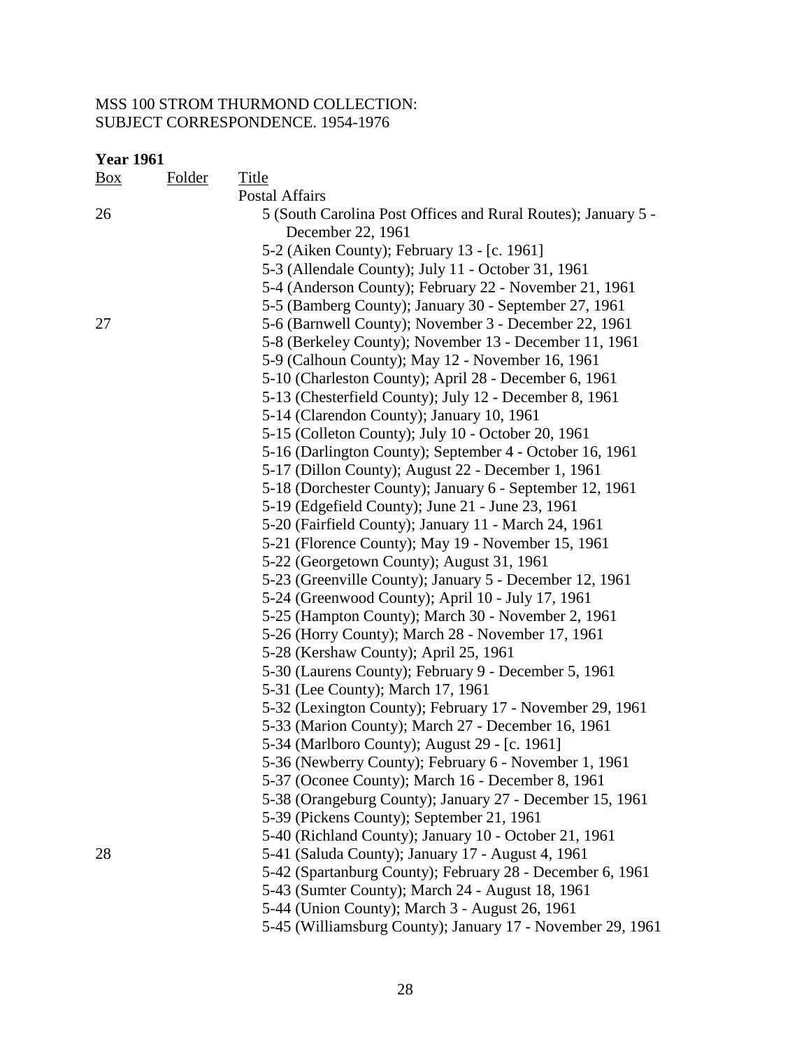MSS 100 STROM THURMOND COLLECTION:
SUBJECT CORRESPONDENCE. 1954-1976

**Year 1961**

| Box | Folder | Title |
|---|---|---|
| | | Postal Affairs |
| 26 | | 5 (South Carolina Post Offices and Rural Routes); January 5 - December 22, 1961 |
| | | 5-2 (Aiken County); February 13 - [c. 1961] |
| | | 5-3 (Allendale County); July 11 - October 31, 1961 |
| | | 5-4 (Anderson County); February 22 - November 21, 1961 |
| | | 5-5 (Bamberg County); January 30 - September 27, 1961 |
| 27 | | 5-6 (Barnwell County); November 3 - December 22, 1961 |
| | | 5-8 (Berkeley County); November 13 - December 11, 1961 |
| | | 5-9 (Calhoun County); May 12 - November 16, 1961 |
| | | 5-10 (Charleston County); April 28 - December 6, 1961 |
| | | 5-13 (Chesterfield County); July 12 - December 8, 1961 |
| | | 5-14 (Clarendon County); January 10, 1961 |
| | | 5-15 (Colleton County); July 10 - October 20, 1961 |
| | | 5-16 (Darlington County); September 4 - October 16, 1961 |
| | | 5-17 (Dillon County); August 22 - December 1, 1961 |
| | | 5-18 (Dorchester County); January 6 - September 12, 1961 |
| | | 5-19 (Edgefield County); June 21 - June 23, 1961 |
| | | 5-20 (Fairfield County); January 11 - March 24, 1961 |
| | | 5-21 (Florence County); May 19 - November 15, 1961 |
| | | 5-22 (Georgetown County); August 31, 1961 |
| | | 5-23 (Greenville County); January 5 - December 12, 1961 |
| | | 5-24 (Greenwood County); April 10 - July 17, 1961 |
| | | 5-25 (Hampton County); March 30 - November 2, 1961 |
| | | 5-26 (Horry County); March 28 - November 17, 1961 |
| | | 5-28 (Kershaw County); April 25, 1961 |
| | | 5-30 (Laurens County); February 9 - December 5, 1961 |
| | | 5-31 (Lee County); March 17, 1961 |
| | | 5-32 (Lexington County); February 17 - November 29, 1961 |
| | | 5-33 (Marion County); March 27 - December 16, 1961 |
| | | 5-34 (Marlboro County); August 29 - [c. 1961] |
| | | 5-36 (Newberry County); February 6 - November 1, 1961 |
| | | 5-37 (Oconee County); March 16 - December 8, 1961 |
| | | 5-38 (Orangeburg County); January 27 - December 15, 1961 |
| | | 5-39 (Pickens County); September 21, 1961 |
| | | 5-40 (Richland County); January 10 - October 21, 1961 |
| 28 | | 5-41 (Saluda County); January 17 - August 4, 1961 |
| | | 5-42 (Spartanburg County); February 28 - December 6, 1961 |
| | | 5-43 (Sumter County); March 24 - August 18, 1961 |
| | | 5-44 (Union County); March 3 - August 26, 1961 |
| | | 5-45 (Williamsburg County); January 17 - November 29, 1961 |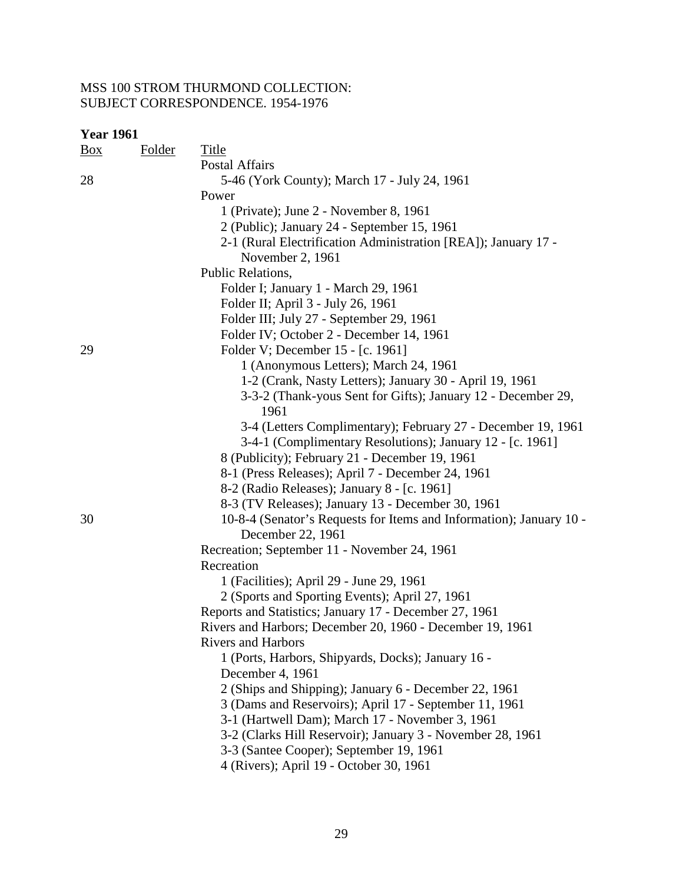MSS 100 STROM THURMOND COLLECTION:
SUBJECT CORRESPONDENCE. 1954-1976

**Year 1961**

| Box | Folder | Title |
|---|---|---|
| | | Postal Affairs |
| 28 | | 5-46 (York County); March 17 - July 24, 1961 |
| | | Power |
| | | 1 (Private); June 2 - November 8, 1961 |
| | | 2 (Public); January 24 - September 15, 1961 |
| | | 2-1 (Rural Electrification Administration [REA]); January 17 - November 2, 1961 |
| | | Public Relations, |
| | | Folder I; January 1 - March 29, 1961 |
| | | Folder II; April 3 - July 26, 1961 |
| | | Folder III; July 27 - September 29, 1961 |
| | | Folder IV; October 2 - December 14, 1961 |
| 29 | | Folder V; December 15 - [c. 1961] |
| | | 1 (Anonymous Letters); March 24, 1961 |
| | | 1-2 (Crank, Nasty Letters); January 30 - April 19, 1961 |
| | | 3-3-2 (Thank-yous Sent for Gifts); January 12 - December 29, 1961 |
| | | 3-4 (Letters Complimentary); February 27 - December 19, 1961 |
| | | 3-4-1 (Complimentary Resolutions); January 12 - [c. 1961] |
| | | 8 (Publicity); February 21 - December 19, 1961 |
| | | 8-1 (Press Releases); April 7 - December 24, 1961 |
| | | 8-2 (Radio Releases); January 8 - [c. 1961] |
| | | 8-3 (TV Releases); January 13 - December 30, 1961 |
| 30 | | 10-8-4 (Senator's Requests for Items and Information); January 10 - December 22, 1961 |
| | | Recreation; September 11 - November 24, 1961 |
| | | Recreation |
| | | 1 (Facilities); April 29 - June 29, 1961 |
| | | 2 (Sports and Sporting Events); April 27, 1961 |
| | | Reports and Statistics; January 17 - December 27, 1961 |
| | | Rivers and Harbors; December 20, 1960 - December 19, 1961 |
| | | Rivers and Harbors |
| | | 1 (Ports, Harbors, Shipyards, Docks); January 16 - December 4, 1961 |
| | | 2 (Ships and Shipping); January 6 - December 22, 1961 |
| | | 3 (Dams and Reservoirs); April 17 - September 11, 1961 |
| | | 3-1 (Hartwell Dam); March 17 - November 3, 1961 |
| | | 3-2 (Clarks Hill Reservoir); January 3 - November 28, 1961 |
| | | 3-3 (Santee Cooper); September 19, 1961 |
| | | 4 (Rivers); April 19 - October 30, 1961 |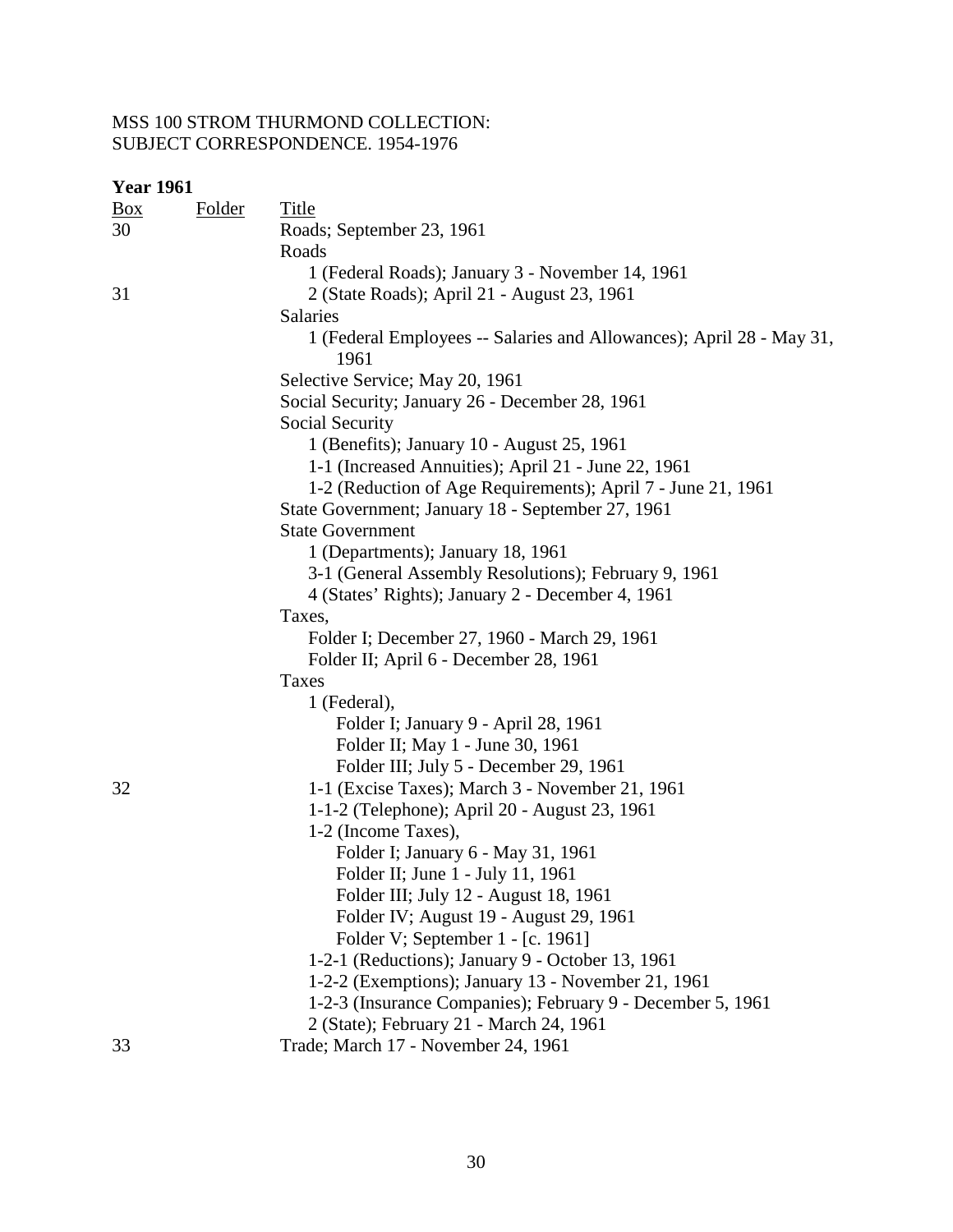MSS 100 STROM THURMOND COLLECTION:
SUBJECT CORRESPONDENCE. 1954-1976

**Year 1961**

| Box | Folder | Title |
|---|---|---|
| 30 | | Roads; September 23, 1961 |
| | | Roads |
| | | 1 (Federal Roads); January 3 - November 14, 1961 |
| 31 | | 2 (State Roads); April 21 - August 23, 1961 |
| | | Salaries |
| | | 1 (Federal Employees -- Salaries and Allowances); April 28 - May 31, 1961 |
| | | Selective Service; May 20, 1961 |
| | | Social Security; January 26 - December 28, 1961 |
| | | Social Security |
| | | 1 (Benefits); January 10 - August 25, 1961 |
| | | 1-1 (Increased Annuities); April 21 - June 22, 1961 |
| | | 1-2 (Reduction of Age Requirements); April 7 - June 21, 1961 |
| | | State Government; January 18 - September 27, 1961 |
| | | State Government |
| | | 1 (Departments); January 18, 1961 |
| | | 3-1 (General Assembly Resolutions); February 9, 1961 |
| | | 4 (States' Rights); January 2 - December 4, 1961 |
| | | Taxes, |
| | | Folder I; December 27, 1960 - March 29, 1961 |
| | | Folder II; April 6 - December 28, 1961 |
| | | Taxes |
| | | 1 (Federal), |
| | | Folder I; January 9 - April 28, 1961 |
| | | Folder II; May 1 - June 30, 1961 |
| | | Folder III; July 5 - December 29, 1961 |
| 32 | | 1-1 (Excise Taxes); March 3 - November 21, 1961 |
| | | 1-1-2 (Telephone); April 20 - August 23, 1961 |
| | | 1-2 (Income Taxes), |
| | | Folder I; January 6 - May 31, 1961 |
| | | Folder II; June 1 - July 11, 1961 |
| | | Folder III; July 12 - August 18, 1961 |
| | | Folder IV; August 19 - August 29, 1961 |
| | | Folder V; September 1 - [c. 1961] |
| | | 1-2-1 (Reductions); January 9 - October 13, 1961 |
| | | 1-2-2 (Exemptions); January 13 - November 21, 1961 |
| | | 1-2-3 (Insurance Companies); February 9 - December 5, 1961 |
| | | 2 (State); February 21 - March 24, 1961 |
| 33 | | Trade; March 17 - November 24, 1961 |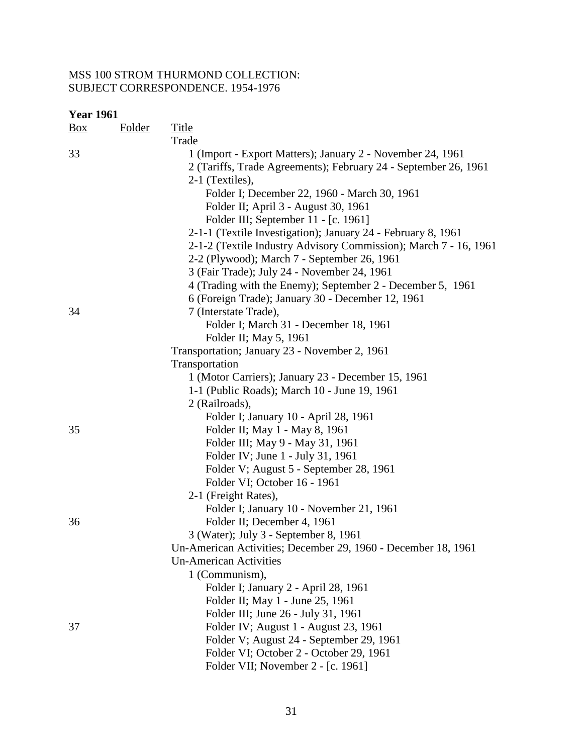MSS 100 STROM THURMOND COLLECTION:
SUBJECT CORRESPONDENCE. 1954-1976

**Year 1961**

| Box | Folder | Title |
|---|---|---|
| | | Trade |
| 33 | | 1 (Import - Export Matters); January 2 - November 24, 1961 |
| | | 2 (Tariffs, Trade Agreements); February 24 - September 26, 1961 |
| | | 2-1 (Textiles), |
| | | Folder I; December 22, 1960 - March 30, 1961 |
| | | Folder II; April 3 - August 30, 1961 |
| | | Folder III; September 11 - [c. 1961] |
| | | 2-1-1 (Textile Investigation); January 24 - February 8, 1961 |
| | | 2-1-2 (Textile Industry Advisory Commission); March 7 - 16, 1961 |
| | | 2-2 (Plywood); March 7 - September 26, 1961 |
| | | 3 (Fair Trade); July 24 - November 24, 1961 |
| | | 4 (Trading with the Enemy); September 2 - December 5, 1961 |
| | | 6 (Foreign Trade); January 30 - December 12, 1961 |
| 34 | | 7 (Interstate Trade), |
| | | Folder I; March 31 - December 18, 1961 |
| | | Folder II; May 5, 1961 |
| | | Transportation; January 23 - November 2, 1961 |
| | | Transportation |
| | | 1 (Motor Carriers); January 23 - December 15, 1961 |
| | | 1-1 (Public Roads); March 10 - June 19, 1961 |
| | | 2 (Railroads), |
| | | Folder I; January 10 - April 28, 1961 |
| 35 | | Folder II; May 1 - May 8, 1961 |
| | | Folder III; May 9 - May 31, 1961 |
| | | Folder IV; June 1 - July 31, 1961 |
| | | Folder V; August 5 - September 28, 1961 |
| | | Folder VI; October 16 - 1961 |
| | | 2-1 (Freight Rates), |
| | | Folder I; January 10 - November 21, 1961 |
| 36 | | Folder II; December 4, 1961 |
| | | 3 (Water); July 3 - September 8, 1961 |
| | | Un-American Activities; December 29, 1960 - December 18, 1961 |
| | | Un-American Activities |
| | | 1 (Communism), |
| | | Folder I; January 2 - April 28, 1961 |
| | | Folder II; May 1 - June 25, 1961 |
| | | Folder III; June 26 - July 31, 1961 |
| 37 | | Folder IV; August 1 - August 23, 1961 |
| | | Folder V; August 24 - September 29, 1961 |
| | | Folder VI; October 2 - October 29, 1961 |
| | | Folder VII; November 2 - [c. 1961] |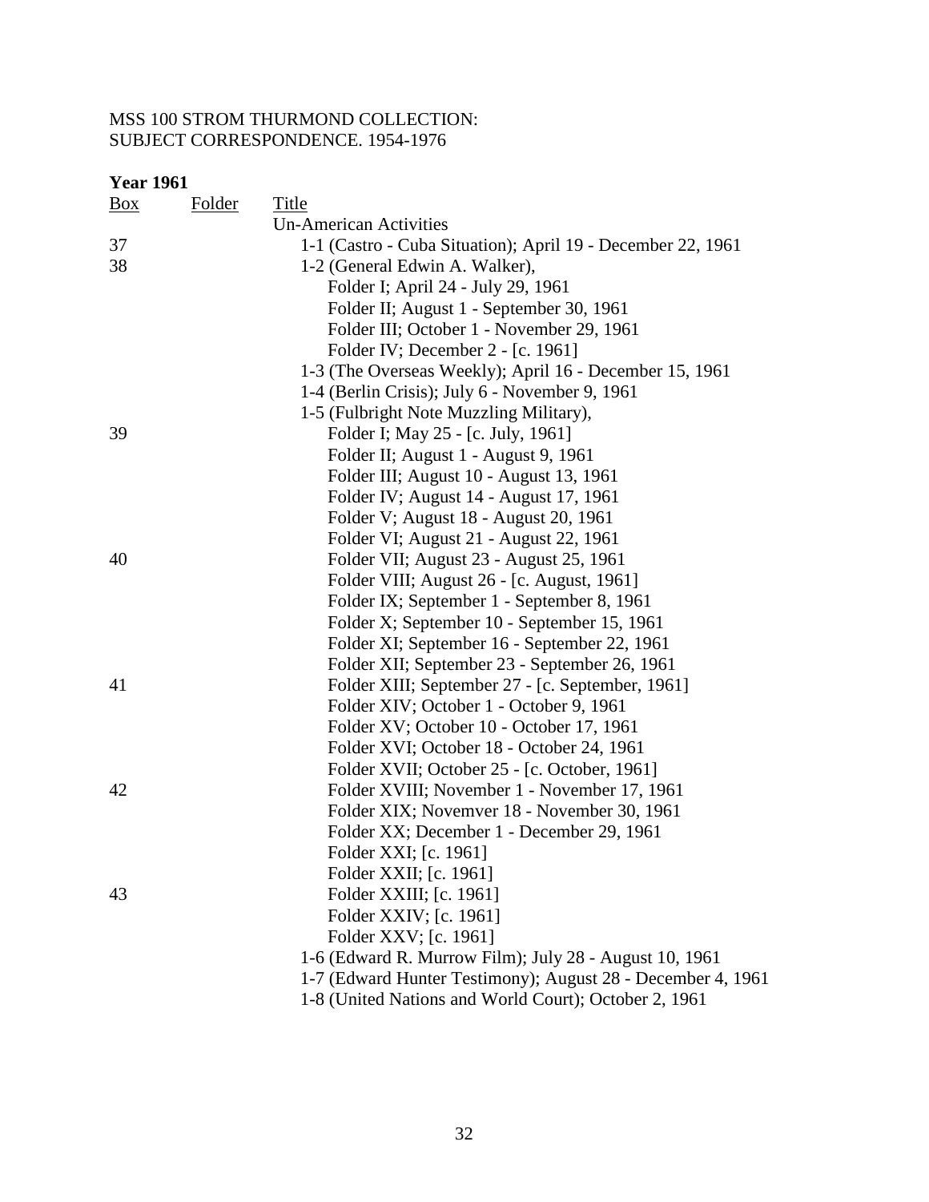MSS 100 STROM THURMOND COLLECTION:
SUBJECT CORRESPONDENCE. 1954-1976

**Year 1961**

| Box | Folder | Title |
|---|---|---|
| | | Un-American Activities |
| 37 | | 1-1 (Castro - Cuba Situation); April 19 - December 22, 1961 |
| 38 | | 1-2 (General Edwin A. Walker), |
| | | Folder I; April 24 - July 29, 1961 |
| | | Folder II; August 1 - September 30, 1961 |
| | | Folder III; October 1 - November 29, 1961 |
| | | Folder IV; December 2 - [c. 1961] |
| | | 1-3 (The Overseas Weekly); April 16 - December 15, 1961 |
| | | 1-4 (Berlin Crisis); July 6 - November 9, 1961 |
| | | 1-5 (Fulbright Note Muzzling Military), |
| 39 | | Folder I; May 25 - [c. July, 1961] |
| | | Folder II; August 1 - August 9, 1961 |
| | | Folder III; August 10 - August 13, 1961 |
| | | Folder IV; August 14 - August 17, 1961 |
| | | Folder V; August 18 - August 20, 1961 |
| | | Folder VI; August 21 - August 22, 1961 |
| 40 | | Folder VII; August 23 - August 25, 1961 |
| | | Folder VIII; August 26 - [c. August, 1961] |
| | | Folder IX; September 1 - September 8, 1961 |
| | | Folder X; September 10 - September 15, 1961 |
| | | Folder XI; September 16 - September 22, 1961 |
| | | Folder XII; September 23 - September 26, 1961 |
| 41 | | Folder XIII; September 27 - [c. September, 1961] |
| | | Folder XIV; October 1 - October 9, 1961 |
| | | Folder XV; October 10 - October 17, 1961 |
| | | Folder XVI; October 18 - October 24, 1961 |
| | | Folder XVII; October 25 - [c. October, 1961] |
| 42 | | Folder XVIII; November 1 - November 17, 1961 |
| | | Folder XIX; Novemver 18 - November 30, 1961 |
| | | Folder XX; December 1 - December 29, 1961 |
| | | Folder XXI; [c. 1961] |
| | | Folder XXII; [c. 1961] |
| 43 | | Folder XXIII; [c. 1961] |
| | | Folder XXIV; [c. 1961] |
| | | Folder XXV; [c. 1961] |
| | | 1-6 (Edward R. Murrow Film); July 28 - August 10, 1961 |
| | | 1-7 (Edward Hunter Testimony); August 28 - December 4, 1961 |
| | | 1-8 (United Nations and World Court); October 2, 1961 |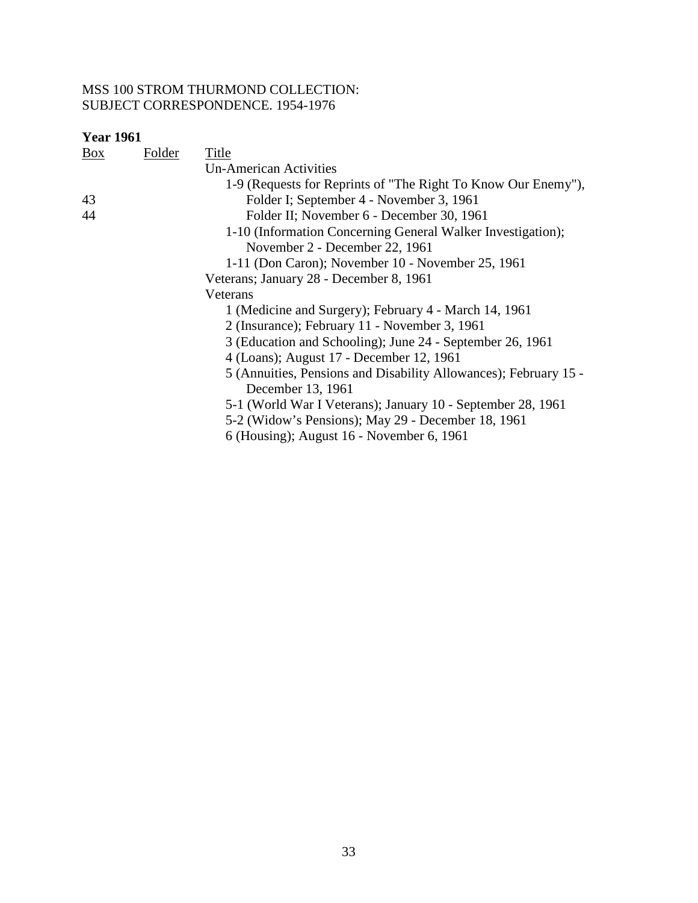MSS 100 STROM THURMOND COLLECTION:
SUBJECT CORRESPONDENCE. 1954-1976

**Year 1961**

| Box | Folder | Title |
|---|---|---|
| | | Un-American Activities |
| | | 1-9 (Requests for Reprints of "The Right To Know Our Enemy"), |
| 43 | | Folder I; September 4 - November 3, 1961 |
| 44 | | Folder II; November 6 - December 30, 1961 |
| | | 1-10 (Information Concerning General Walker Investigation); November 2 - December 22, 1961 |
| | | 1-11 (Don Caron); November 10 - November 25, 1961 |
| | | Veterans; January 28 - December 8, 1961 |
| | | Veterans |
| | | 1 (Medicine and Surgery); February 4 - March 14, 1961 |
| | | 2 (Insurance); February 11 - November 3, 1961 |
| | | 3 (Education and Schooling); June 24 - September 26, 1961 |
| | | 4 (Loans); August 17 - December 12, 1961 |
| | | 5 (Annuities, Pensions and Disability Allowances); February 15 - December 13, 1961 |
| | | 5-1 (World War I Veterans); January 10 - September 28, 1961 |
| | | 5-2 (Widow's Pensions); May 29 - December 18, 1961 |
| | | 6 (Housing); August 16 - November 6, 1961 |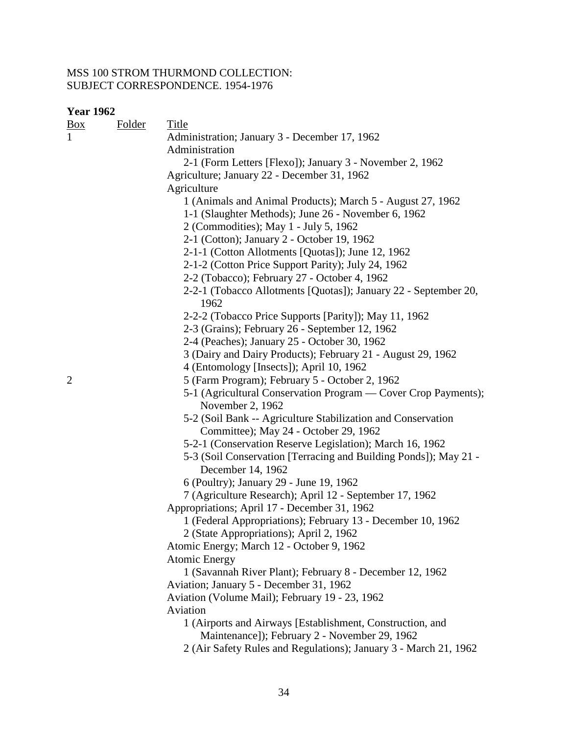MSS 100 STROM THURMOND COLLECTION:
SUBJECT CORRESPONDENCE. 1954-1976

**Year 1962**

| Box | Folder | Title |
|---|---|---|
| 1 | | Administration; January 3 - December 17, 1962 |
| | | Administration |
| | | 2-1 (Form Letters [Flexo]); January 3 - November 2, 1962 |
| | | Agriculture; January 22 - December 31, 1962 |
| | | Agriculture |
| | | 1 (Animals and Animal Products); March 5 - August 27, 1962 |
| | | 1-1 (Slaughter Methods); June 26 - November 6, 1962 |
| | | 2 (Commodities); May 1 - July 5, 1962 |
| | | 2-1 (Cotton); January 2 - October 19, 1962 |
| | | 2-1-1 (Cotton Allotments [Quotas]); June 12, 1962 |
| | | 2-1-2 (Cotton Price Support Parity); July 24, 1962 |
| | | 2-2 (Tobacco); February 27 - October 4, 1962 |
| | | 2-2-1 (Tobacco Allotments [Quotas]); January 22 - September 20, 1962 |
| | | 2-2-2 (Tobacco Price Supports [Parity]); May 11, 1962 |
| | | 2-3 (Grains); February 26 - September 12, 1962 |
| | | 2-4 (Peaches); January 25 - October 30, 1962 |
| | | 3 (Dairy and Dairy Products); February 21 - August 29, 1962 |
| | | 4 (Entomology [Insects]); April 10, 1962 |
| 2 | | 5 (Farm Program); February 5 - October 2, 1962 |
| | | 5-1 (Agricultural Conservation Program — Cover Crop Payments); November 2, 1962 |
| | | 5-2 (Soil Bank -- Agriculture Stabilization and Conservation Committee); May 24 - October 29, 1962 |
| | | 5-2-1 (Conservation Reserve Legislation); March 16, 1962 |
| | | 5-3 (Soil Conservation [Terracing and Building Ponds]); May 21 - December 14, 1962 |
| | | 6 (Poultry); January 29 - June 19, 1962 |
| | | 7 (Agriculture Research); April 12 - September 17, 1962 |
| | | Appropriations; April 17 - December 31, 1962 |
| | | 1 (Federal Appropriations); February 13 - December 10, 1962 |
| | | 2 (State Appropriations); April 2, 1962 |
| | | Atomic Energy; March 12 - October 9, 1962 |
| | | Atomic Energy |
| | | 1 (Savannah River Plant); February 8 - December 12, 1962 |
| | | Aviation; January 5 - December 31, 1962 |
| | | Aviation (Volume Mail); February 19 - 23, 1962 |
| | | Aviation |
| | | 1 (Airports and Airways [Establishment, Construction, and Maintenance]); February 2 - November 29, 1962 |
| | | 2 (Air Safety Rules and Regulations); January 3 - March 21, 1962 |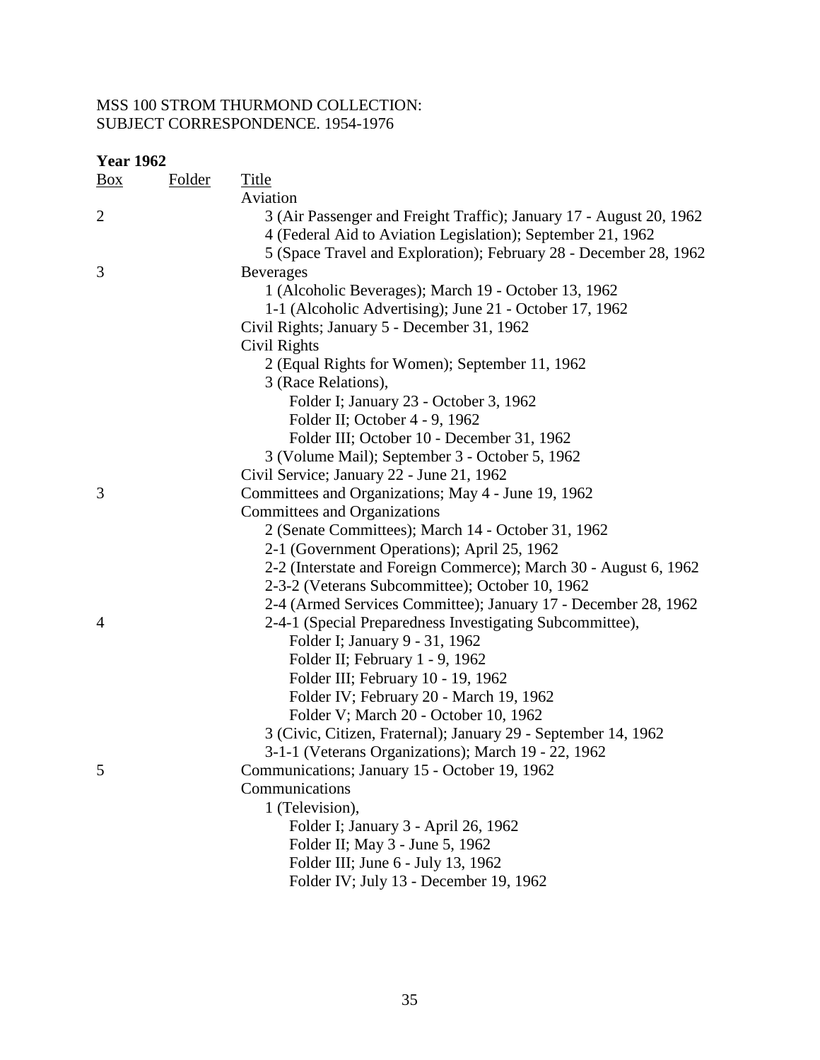MSS 100 STROM THURMOND COLLECTION:
SUBJECT CORRESPONDENCE. 1954-1976

**Year 1962**

| Box | Folder | Title |
|---|---|---|
| | | Aviation |
| 2 | | 3 (Air Passenger and Freight Traffic); January 17 - August 20, 1962 |
| | | 4 (Federal Aid to Aviation Legislation); September 21, 1962 |
| | | 5 (Space Travel and Exploration); February 28 - December 28, 1962 |
| 3 | | Beverages |
| | | 1 (Alcoholic Beverages); March 19 - October 13, 1962 |
| | | 1-1 (Alcoholic Advertising); June 21 - October 17, 1962 |
| | | Civil Rights; January 5 - December 31, 1962 |
| | | Civil Rights |
| | | 2 (Equal Rights for Women); September 11, 1962 |
| | | 3 (Race Relations), |
| | | Folder I; January 23 - October 3, 1962 |
| | | Folder II; October 4 - 9, 1962 |
| | | Folder III; October 10 - December 31, 1962 |
| | | 3 (Volume Mail); September 3 - October 5, 1962 |
| | | Civil Service; January 22 - June 21, 1962 |
| 3 | | Committees and Organizations; May 4 - June 19, 1962 |
| | | Committees and Organizations |
| | | 2 (Senate Committees); March 14 - October 31, 1962 |
| | | 2-1 (Government Operations); April 25, 1962 |
| | | 2-2 (Interstate and Foreign Commerce); March 30 - August 6, 1962 |
| | | 2-3-2 (Veterans Subcommittee); October 10, 1962 |
| | | 2-4 (Armed Services Committee); January 17 - December 28, 1962 |
| 4 | | 2-4-1 (Special Preparedness Investigating Subcommittee), |
| | | Folder I; January 9 - 31, 1962 |
| | | Folder II; February 1 - 9, 1962 |
| | | Folder III; February 10 - 19, 1962 |
| | | Folder IV; February 20 - March 19, 1962 |
| | | Folder V; March 20 - October 10, 1962 |
| | | 3 (Civic, Citizen, Fraternal); January 29 - September 14, 1962 |
| | | 3-1-1 (Veterans Organizations); March 19 - 22, 1962 |
| 5 | | Communications; January 15 - October 19, 1962 |
| | | Communications |
| | | 1 (Television), |
| | | Folder I; January 3 - April 26, 1962 |
| | | Folder II; May 3 - June 5, 1962 |
| | | Folder III; June 6 - July 13, 1962 |
| | | Folder IV; July 13 - December 19, 1962 |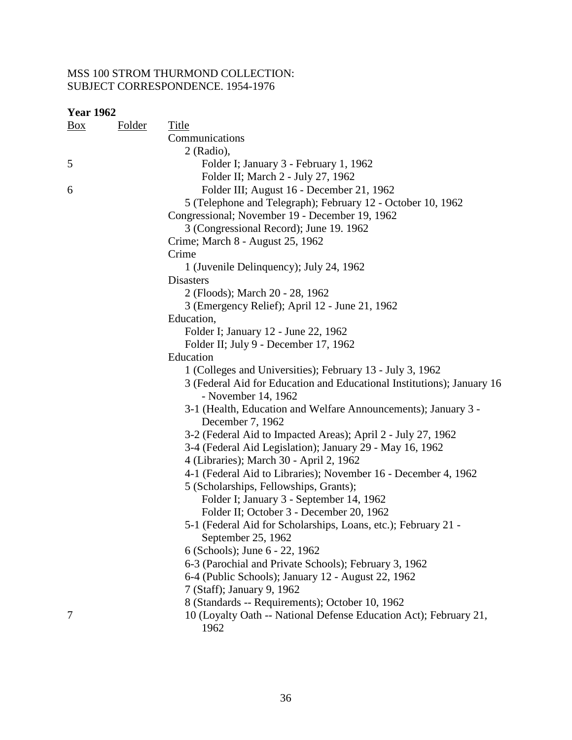MSS 100 STROM THURMOND COLLECTION:
SUBJECT CORRESPONDENCE. 1954-1976

**Year 1962**

| Box | Folder | Title |
|---|---|---|
| | | Communications |
| | | 2 (Radio), |
| 5 | | Folder I; January 3 - February 1, 1962 |
| | | Folder II; March 2 - July 27, 1962 |
| 6 | | Folder III; August 16 - December 21, 1962 |
| | | 5 (Telephone and Telegraph); February 12 - October 10, 1962 |
| | | Congressional; November 19 - December 19, 1962 |
| | | 3 (Congressional Record); June 19. 1962 |
| | | Crime; March 8 - August 25, 1962 |
| | | Crime |
| | | 1 (Juvenile Delinquency); July 24, 1962 |
| | | Disasters |
| | | 2 (Floods); March 20 - 28, 1962 |
| | | 3 (Emergency Relief); April 12 - June 21, 1962 |
| | | Education, |
| | | Folder I; January 12 - June 22, 1962 |
| | | Folder II; July 9 - December 17, 1962 |
| | | Education |
| | | 1 (Colleges and Universities); February 13 - July 3, 1962 |
| | | 3 (Federal Aid for Education and Educational Institutions); January 16 - November 14, 1962 |
| | | 3-1 (Health, Education and Welfare Announcements); January 3 - December 7, 1962 |
| | | 3-2 (Federal Aid to Impacted Areas); April 2 - July 27, 1962 |
| | | 3-4 (Federal Aid Legislation); January 29 - May 16, 1962 |
| | | 4 (Libraries); March 30 - April 2, 1962 |
| | | 4-1 (Federal Aid to Libraries); November 16 - December 4, 1962 |
| | | 5 (Scholarships, Fellowships, Grants); |
| | | Folder I; January 3 - September 14, 1962 |
| | | Folder II; October 3 - December 20, 1962 |
| | | 5-1 (Federal Aid for Scholarships, Loans, etc.); February 21 - September 25, 1962 |
| | | 6 (Schools); June 6 - 22, 1962 |
| | | 6-3 (Parochial and Private Schools); February 3, 1962 |
| | | 6-4 (Public Schools); January 12 - August 22, 1962 |
| | | 7 (Staff); January 9, 1962 |
| | | 8 (Standards -- Requirements); October 10, 1962 |
| 7 | | 10 (Loyalty Oath -- National Defense Education Act); February 21, 1962 |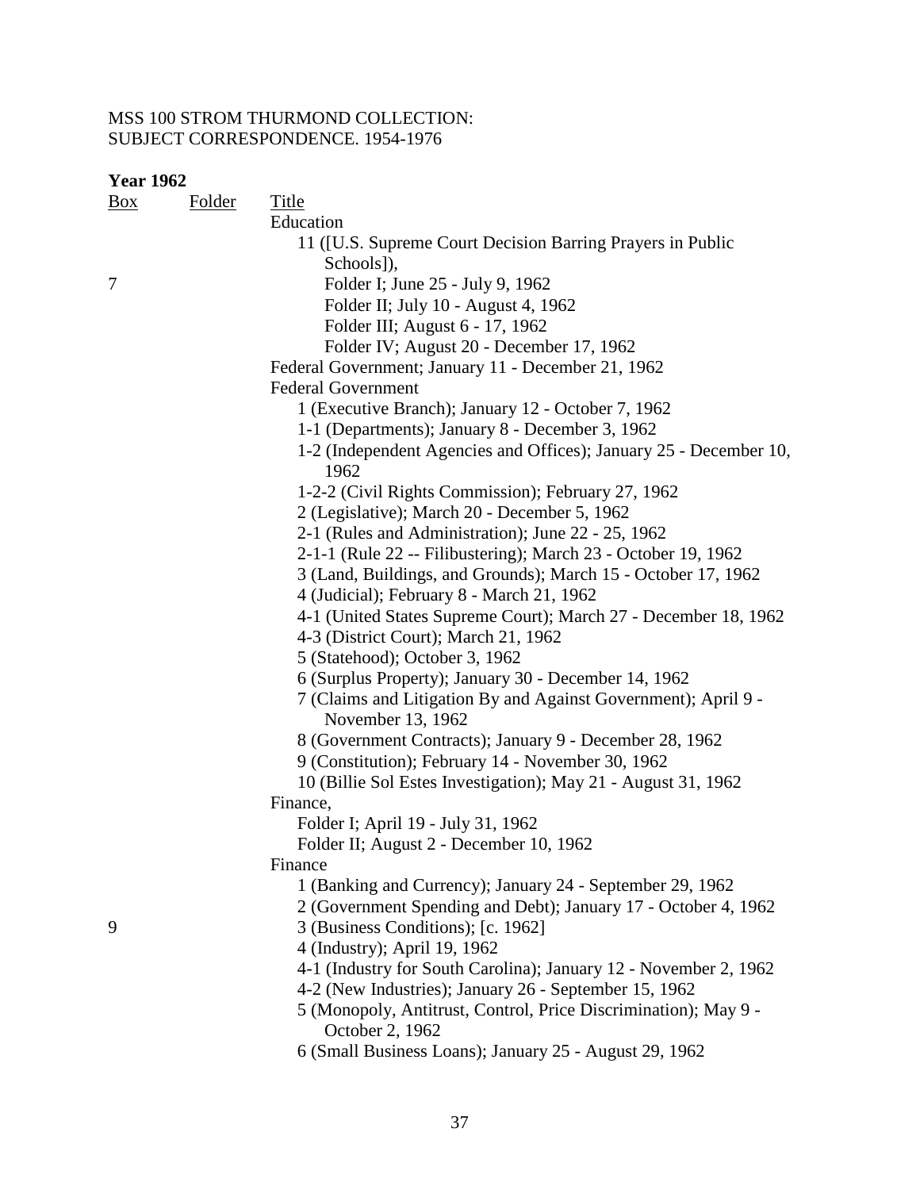MSS 100 STROM THURMOND COLLECTION:
SUBJECT CORRESPONDENCE. 1954-1976

**Year 1962**

| Box | Folder | Title |
|---|---|---|
| | | Education |
| | | 11 ([U.S. Supreme Court Decision Barring Prayers in Public Schools]), |
| 7 | | Folder I; June 25 - July 9, 1962 |
| | | Folder II; July 10 - August 4, 1962 |
| | | Folder III; August 6 - 17, 1962 |
| | | Folder IV; August 20 - December 17, 1962 |
| | | Federal Government; January 11 - December 21, 1962 |
| | | Federal Government |
| | | 1 (Executive Branch); January 12 - October 7, 1962 |
| | | 1-1 (Departments); January 8 - December 3, 1962 |
| | | 1-2 (Independent Agencies and Offices); January 25 - December 10, 1962 |
| | | 1-2-2 (Civil Rights Commission); February 27, 1962 |
| | | 2 (Legislative); March 20 - December 5, 1962 |
| | | 2-1 (Rules and Administration); June 22 - 25, 1962 |
| | | 2-1-1 (Rule 22 -- Filibustering); March 23 - October 19, 1962 |
| | | 3 (Land, Buildings, and Grounds); March 15 - October 17, 1962 |
| | | 4 (Judicial); February 8 - March 21, 1962 |
| | | 4-1 (United States Supreme Court); March 27 - December 18, 1962 |
| | | 4-3 (District Court); March 21, 1962 |
| | | 5 (Statehood); October 3, 1962 |
| | | 6 (Surplus Property); January 30 - December 14, 1962 |
| | | 7 (Claims and Litigation By and Against Government); April 9 - November 13, 1962 |
| | | 8 (Government Contracts); January 9 - December 28, 1962 |
| | | 9 (Constitution); February 14 - November 30, 1962 |
| | | 10 (Billie Sol Estes Investigation); May 21 - August 31, 1962 |
| | | Finance, |
| | | Folder I; April 19 - July 31, 1962 |
| | | Folder II; August 2 - December 10, 1962 |
| | | Finance |
| | | 1 (Banking and Currency); January 24 - September 29, 1962 |
| | | 2 (Government Spending and Debt); January 17 - October 4, 1962 |
| 9 | | 3 (Business Conditions); [c. 1962] |
| | | 4 (Industry); April 19, 1962 |
| | | 4-1 (Industry for South Carolina); January 12 - November 2, 1962 |
| | | 4-2 (New Industries); January 26 - September 15, 1962 |
| | | 5 (Monopoly, Antitrust, Control, Price Discrimination); May 9 - October 2, 1962 |
| | | 6 (Small Business Loans); January 25 - August 29, 1962 |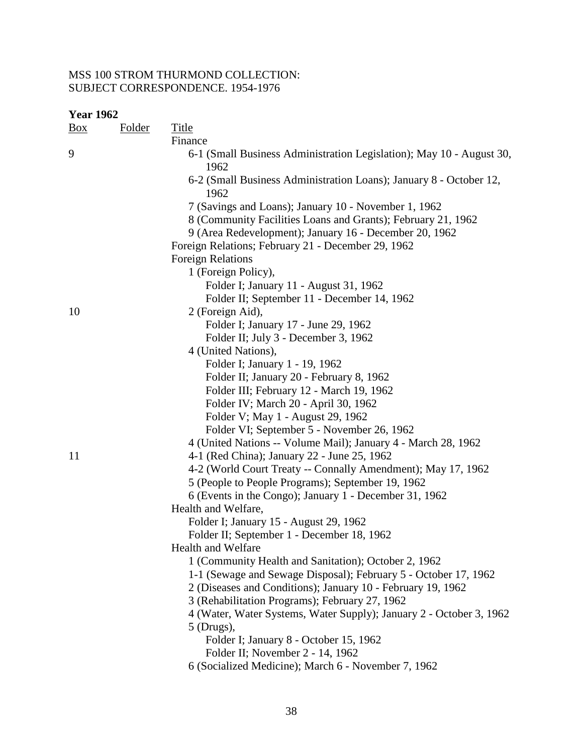MSS 100 STROM THURMOND COLLECTION:
SUBJECT CORRESPONDENCE. 1954-1976

**Year 1962**

| Box | Folder | Title |
|---|---|---|
| | | Finance |
| 9 | | 6-1 (Small Business Administration Legislation); May 10 - August 30, 1962 |
| | | 6-2 (Small Business Administration Loans); January 8 - October 12, 1962 |
| | | 7 (Savings and Loans); January 10 - November 1, 1962 |
| | | 8 (Community Facilities Loans and Grants); February 21, 1962 |
| | | 9 (Area Redevelopment); January 16 - December 20, 1962 |
| | | Foreign Relations; February 21 - December 29, 1962 |
| | | Foreign Relations |
| | | 1 (Foreign Policy), |
| | | Folder I; January 11 - August 31, 1962 |
| | | Folder II; September 11 - December 14, 1962 |
| 10 | | 2 (Foreign Aid), |
| | | Folder I; January 17 - June 29, 1962 |
| | | Folder II; July 3 - December 3, 1962 |
| | | 4 (United Nations), |
| | | Folder I; January 1 - 19, 1962 |
| | | Folder II; January 20 - February 8, 1962 |
| | | Folder III; February 12 - March 19, 1962 |
| | | Folder IV; March 20 - April 30, 1962 |
| | | Folder V; May 1 - August 29, 1962 |
| | | Folder VI; September 5 - November 26, 1962 |
| | | 4 (United Nations -- Volume Mail); January 4 - March 28, 1962 |
| 11 | | 4-1 (Red China); January 22 - June 25, 1962 |
| | | 4-2 (World Court Treaty -- Connally Amendment); May 17, 1962 |
| | | 5 (People to People Programs); September 19, 1962 |
| | | 6 (Events in the Congo); January 1 - December 31, 1962 |
| | | Health and Welfare, |
| | | Folder I; January 15 - August 29, 1962 |
| | | Folder II; September 1 - December 18, 1962 |
| | | Health and Welfare |
| | | 1 (Community Health and Sanitation); October 2, 1962 |
| | | 1-1 (Sewage and Sewage Disposal); February 5 - October 17, 1962 |
| | | 2 (Diseases and Conditions); January 10 - February 19, 1962 |
| | | 3 (Rehabilitation Programs); February 27, 1962 |
| | | 4 (Water, Water Systems, Water Supply); January 2 - October 3, 1962 |
| | | 5 (Drugs), |
| | | Folder I; January 8 - October 15, 1962 |
| | | Folder II; November 2 - 14, 1962 |
| | | 6 (Socialized Medicine); March 6 - November 7, 1962 |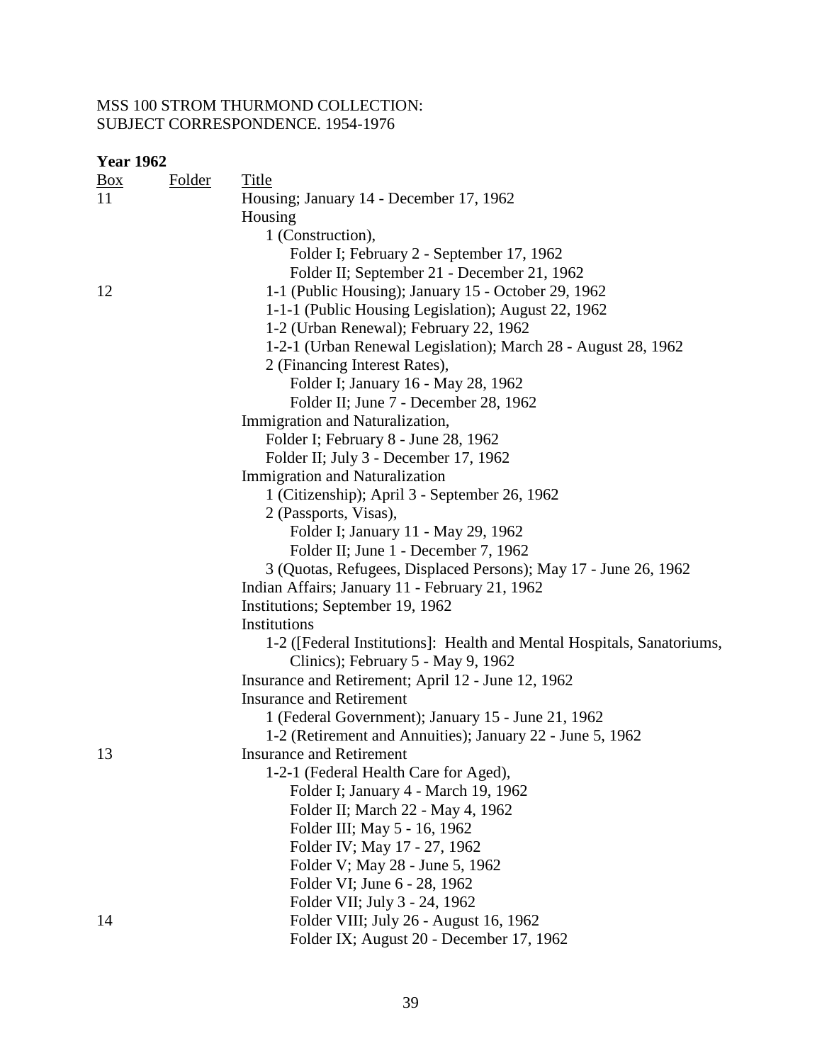MSS 100 STROM THURMOND COLLECTION:
SUBJECT CORRESPONDENCE. 1954-1976

**Year 1962**

| Box | Folder | Title |
| --- | --- | --- |
| 11 | | Housing; January 14 - December 17, 1962 |
| | | Housing |
| | | 1 (Construction), |
| | | Folder I; February 2 - September 17, 1962 |
| | | Folder II; September 21 - December 21, 1962 |
| 12 | | 1-1 (Public Housing); January 15 - October 29, 1962 |
| | | 1-1-1 (Public Housing Legislation); August 22, 1962 |
| | | 1-2 (Urban Renewal); February 22, 1962 |
| | | 1-2-1 (Urban Renewal Legislation); March 28 - August 28, 1962 |
| | | 2 (Financing Interest Rates), |
| | | Folder I; January 16 - May 28, 1962 |
| | | Folder II; June 7 - December 28, 1962 |
| | | Immigration and Naturalization, |
| | | Folder I; February 8 - June 28, 1962 |
| | | Folder II; July 3 - December 17, 1962 |
| | | Immigration and Naturalization |
| | | 1 (Citizenship); April 3 - September 26, 1962 |
| | | 2 (Passports, Visas), |
| | | Folder I; January 11 - May 29, 1962 |
| | | Folder II; June 1 - December 7, 1962 |
| | | 3 (Quotas, Refugees, Displaced Persons); May 17 - June 26, 1962 |
| | | Indian Affairs; January 11 - February 21, 1962 |
| | | Institutions; September 19, 1962 |
| | | Institutions |
| | | 1-2 ([Federal Institutions]: Health and Mental Hospitals, Sanatoriums, Clinics); February 5 - May 9, 1962 |
| | | Insurance and Retirement; April 12 - June 12, 1962 |
| | | Insurance and Retirement |
| | | 1 (Federal Government); January 15 - June 21, 1962 |
| | | 1-2 (Retirement and Annuities); January 22 - June 5, 1962 |
| 13 | | Insurance and Retirement |
| | | 1-2-1 (Federal Health Care for Aged), |
| | | Folder I; January 4 - March 19, 1962 |
| | | Folder II; March 22 - May 4, 1962 |
| | | Folder III; May 5 - 16, 1962 |
| | | Folder IV; May 17 - 27, 1962 |
| | | Folder V; May 28 - June 5, 1962 |
| | | Folder VI; June 6 - 28, 1962 |
| | | Folder VII; July 3 - 24, 1962 |
| 14 | | Folder VIII; July 26 - August 16, 1962 |
| | | Folder IX; August 20 - December 17, 1962 |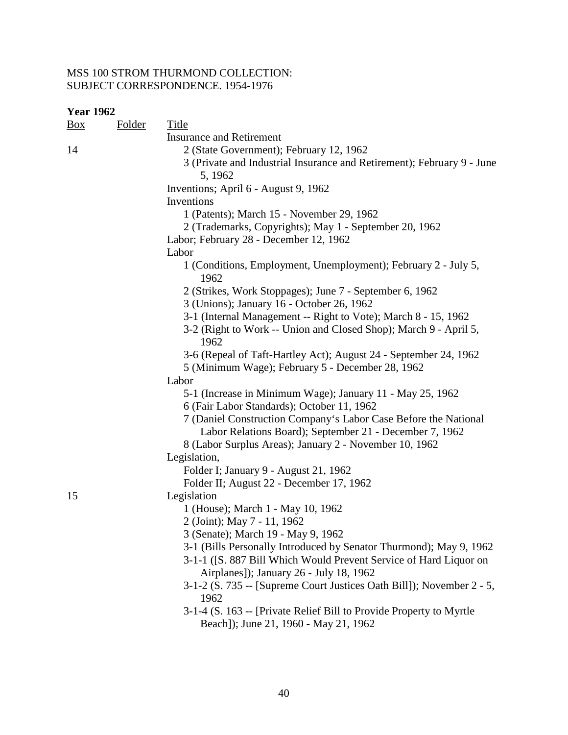MSS 100 STROM THURMOND COLLECTION:
SUBJECT CORRESPONDENCE. 1954-1976

**Year 1962**

| Box | Folder | Title |
|---|---|---|
| | | Insurance and Retirement |
| 14 | | 2 (State Government); February 12, 1962 |
| | | 3 (Private and Industrial Insurance and Retirement); February 9 - June 5, 1962 |
| | | Inventions; April 6 - August 9, 1962 |
| | | Inventions |
| | | 1 (Patents); March 15 - November 29, 1962 |
| | | 2 (Trademarks, Copyrights); May 1 - September 20, 1962 |
| | | Labor; February 28 - December 12, 1962 |
| | | Labor |
| | | 1 (Conditions, Employment, Unemployment); February 2 - July 5, 1962 |
| | | 2 (Strikes, Work Stoppages); June 7 - September 6, 1962 |
| | | 3 (Unions); January 16 - October 26, 1962 |
| | | 3-1 (Internal Management -- Right to Vote); March 8 - 15, 1962 |
| | | 3-2 (Right to Work -- Union and Closed Shop); March 9 - April 5, 1962 |
| | | 3-6 (Repeal of Taft-Hartley Act); August 24 - September 24, 1962 |
| | | 5 (Minimum Wage); February 5 - December 28, 1962 |
| | | Labor |
| | | 5-1 (Increase in Minimum Wage); January 11 - May 25, 1962 |
| | | 6 (Fair Labor Standards); October 11, 1962 |
| | | 7 (Daniel Construction Company's Labor Case Before the National Labor Relations Board); September 21 - December 7, 1962 |
| | | 8 (Labor Surplus Areas); January 2 - November 10, 1962 |
| | | Legislation, |
| | | Folder I; January 9 - August 21, 1962 |
| | | Folder II; August 22 - December 17, 1962 |
| 15 | | Legislation |
| | | 1 (House); March 1 - May 10, 1962 |
| | | 2 (Joint); May 7 - 11, 1962 |
| | | 3 (Senate); March 19 - May 9, 1962 |
| | | 3-1 (Bills Personally Introduced by Senator Thurmond); May 9, 1962 |
| | | 3-1-1 ([S. 887 Bill Which Would Prevent Service of Hard Liquor on Airplanes]); January 26 - July 18, 1962 |
| | | 3-1-2 (S. 735 -- [Supreme Court Justices Oath Bill]); November 2 - 5, 1962 |
| | | 3-1-4 (S. 163 -- [Private Relief Bill to Provide Property to Myrtle Beach]); June 21, 1960 - May 21, 1962 |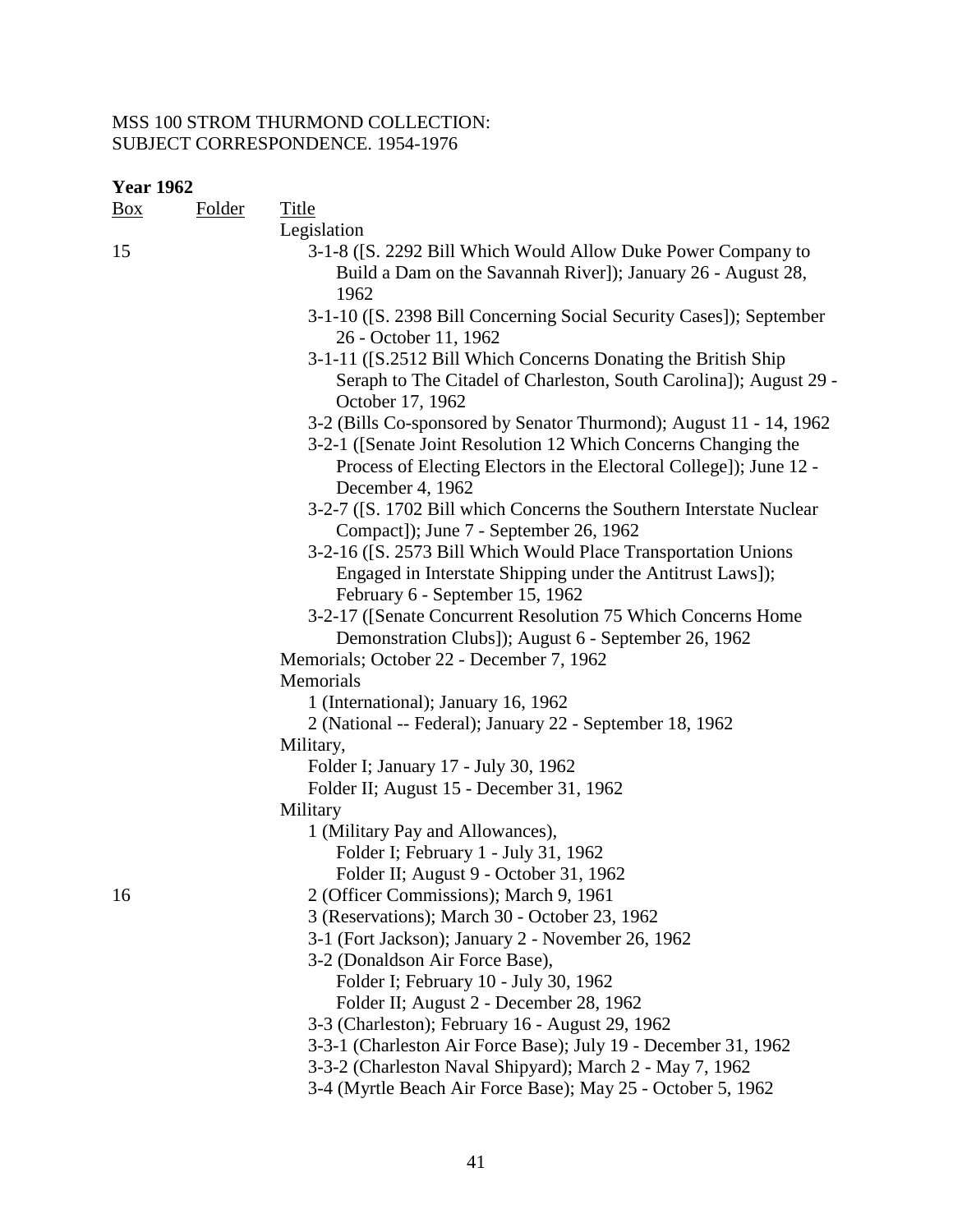MSS 100 STROM THURMOND COLLECTION:
SUBJECT CORRESPONDENCE. 1954-1976

**Year 1962**

| Box | Folder | Title |
|---|---|---|
| | | Legislation |
| 15 | | 3-1-8 ([S. 2292 Bill Which Would Allow Duke Power Company to Build a Dam on the Savannah River]); January 26 - August 28, 1962 |
| | | 3-1-10 ([S. 2398 Bill Concerning Social Security Cases]); September 26 - October 11, 1962 |
| | | 3-1-11 ([S.2512 Bill Which Concerns Donating the British Ship Seraph to The Citadel of Charleston, South Carolina]); August 29 - October 17, 1962 |
| | | 3-2 (Bills Co-sponsored by Senator Thurmond); August 11 - 14, 1962 |
| | | 3-2-1 ([Senate Joint Resolution 12 Which Concerns Changing the Process of Electing Electors in the Electoral College]); June 12 - December 4, 1962 |
| | | 3-2-7 ([S. 1702 Bill which Concerns the Southern Interstate Nuclear Compact]); June 7 - September 26, 1962 |
| | | 3-2-16 ([S. 2573 Bill Which Would Place Transportation Unions Engaged in Interstate Shipping under the Antitrust Laws]); February 6 - September 15, 1962 |
| | | 3-2-17 ([Senate Concurrent Resolution 75 Which Concerns Home Demonstration Clubs]); August 6 - September 26, 1962 |
| | | Memorials; October 22 - December 7, 1962 |
| | | Memorials |
| | | 1 (International); January 16, 1962 |
| | | 2 (National -- Federal); January 22 - September 18, 1962 |
| | | Military, |
| | | Folder I; January 17 - July 30, 1962 |
| | | Folder II; August 15 - December 31, 1962 |
| | | Military |
| | | 1 (Military Pay and Allowances), |
| | | Folder I; February 1 - July 31, 1962 |
| | | Folder II; August 9 - October 31, 1962 |
| 16 | | 2 (Officer Commissions); March 9, 1961 |
| | | 3 (Reservations); March 30 - October 23, 1962 |
| | | 3-1 (Fort Jackson); January 2 - November 26, 1962 |
| | | 3-2 (Donaldson Air Force Base), |
| | | Folder I; February 10 - July 30, 1962 |
| | | Folder II; August 2 - December 28, 1962 |
| | | 3-3 (Charleston); February 16 - August 29, 1962 |
| | | 3-3-1 (Charleston Air Force Base); July 19 - December 31, 1962 |
| | | 3-3-2 (Charleston Naval Shipyard); March 2 - May 7, 1962 |
| | | 3-4 (Myrtle Beach Air Force Base); May 25 - October 5, 1962 |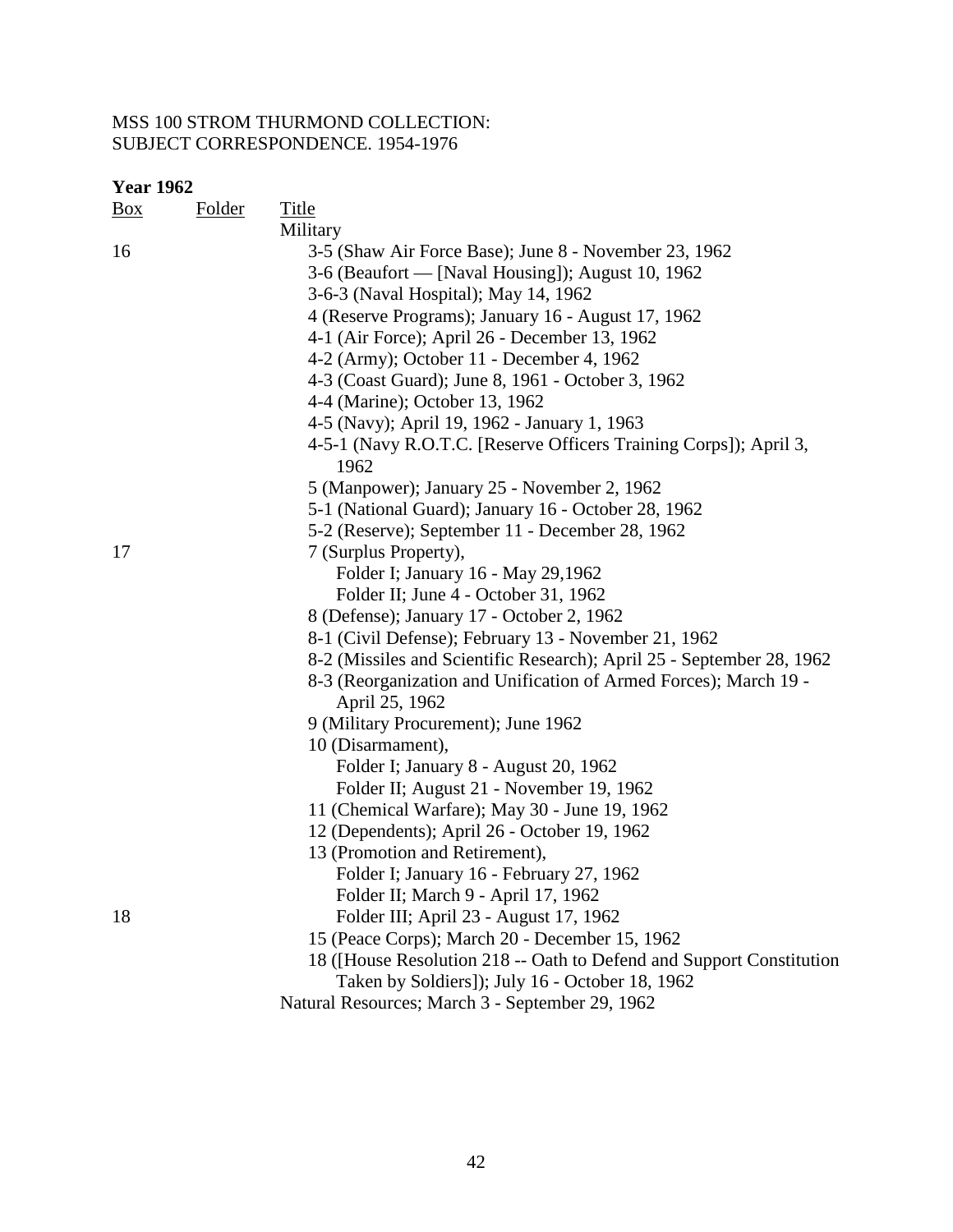MSS 100 STROM THURMOND COLLECTION:
SUBJECT CORRESPONDENCE. 1954-1976

**Year 1962**

| Box | Folder | Title |
|---|---|---|
| | | Military |
| 16 | | 3-5 (Shaw Air Force Base); June 8 - November 23, 1962 |
| | | 3-6 (Beaufort — [Naval Housing]); August 10, 1962 |
| | | 3-6-3 (Naval Hospital); May 14, 1962 |
| | | 4 (Reserve Programs); January 16 - August 17, 1962 |
| | | 4-1 (Air Force); April 26 - December 13, 1962 |
| | | 4-2 (Army); October 11 - December 4, 1962 |
| | | 4-3 (Coast Guard); June 8, 1961 - October 3, 1962 |
| | | 4-4 (Marine); October 13, 1962 |
| | | 4-5 (Navy); April 19, 1962 - January 1, 1963 |
| | | 4-5-1 (Navy R.O.T.C. [Reserve Officers Training Corps]); April 3, 1962 |
| | | 5 (Manpower); January 25 - November 2, 1962 |
| | | 5-1 (National Guard); January 16 - October 28, 1962 |
| | | 5-2 (Reserve); September 11 - December 28, 1962 |
| 17 | | 7 (Surplus Property), |
| | | Folder I; January 16 - May 29,1962 |
| | | Folder II; June 4 - October 31, 1962 |
| | | 8 (Defense); January 17 - October 2, 1962 |
| | | 8-1 (Civil Defense); February 13 - November 21, 1962 |
| | | 8-2 (Missiles and Scientific Research); April 25 - September 28, 1962 |
| | | 8-3 (Reorganization and Unification of Armed Forces); March 19 - April 25, 1962 |
| | | 9 (Military Procurement); June 1962 |
| | | 10 (Disarmament), |
| | | Folder I; January 8 - August 20, 1962 |
| | | Folder II; August 21 - November 19, 1962 |
| | | 11 (Chemical Warfare); May 30 - June 19, 1962 |
| | | 12 (Dependents); April 26 - October 19, 1962 |
| | | 13 (Promotion and Retirement), |
| | | Folder I; January 16 - February 27, 1962 |
| | | Folder II; March 9 - April 17, 1962 |
| 18 | | Folder III; April 23 - August 17, 1962 |
| | | 15 (Peace Corps); March 20 - December 15, 1962 |
| | | 18 ([House Resolution 218 -- Oath to Defend and Support Constitution Taken by Soldiers]); July 16 - October 18, 1962 |
| | | Natural Resources; March 3 - September 29, 1962 |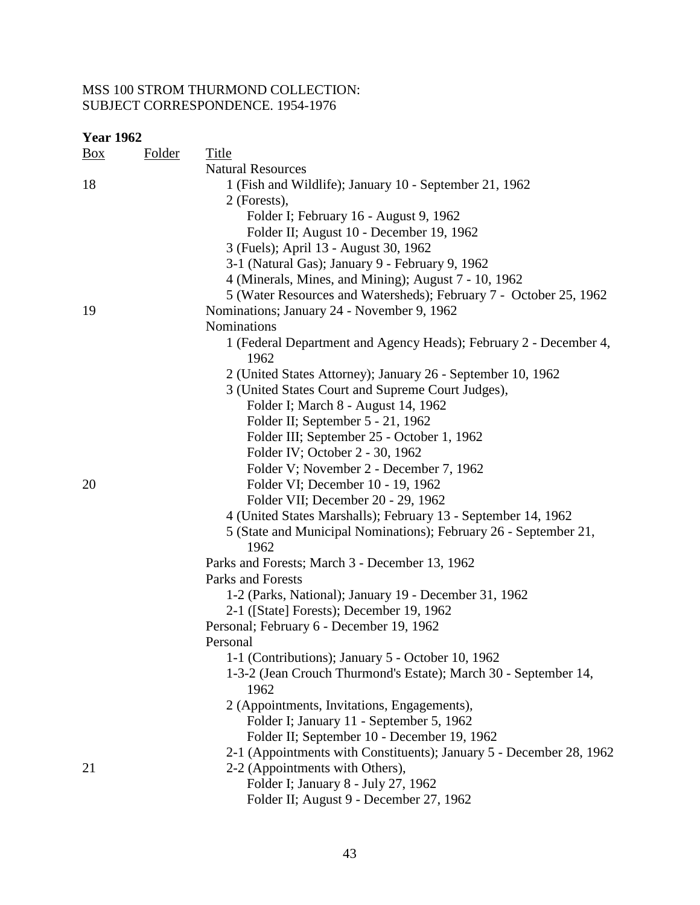MSS 100 STROM THURMOND COLLECTION:
SUBJECT CORRESPONDENCE. 1954-1976

**Year 1962**

| Box | Folder | Title |
|---|---|---|
| | | Natural Resources |
| 18 | | 1 (Fish and Wildlife); January 10 - September 21, 1962 |
| | | 2 (Forests), |
| | | Folder I; February 16 - August 9, 1962 |
| | | Folder II; August 10 - December 19, 1962 |
| | | 3 (Fuels); April 13 - August 30, 1962 |
| | | 3-1 (Natural Gas); January 9 - February 9, 1962 |
| | | 4 (Minerals, Mines, and Mining); August 7 - 10, 1962 |
| | | 5 (Water Resources and Watersheds); February 7 - October 25, 1962 |
| 19 | | Nominations; January 24 - November 9, 1962 |
| | | Nominations |
| | | 1 (Federal Department and Agency Heads); February 2 - December 4, 1962 |
| | | 2 (United States Attorney); January 26 - September 10, 1962 |
| | | 3 (United States Court and Supreme Court Judges), |
| | | Folder I; March 8 - August 14, 1962 |
| | | Folder II; September 5 - 21, 1962 |
| | | Folder III; September 25 - October 1, 1962 |
| | | Folder IV; October 2 - 30, 1962 |
| | | Folder V; November 2 - December 7, 1962 |
| 20 | | Folder VI; December 10 - 19, 1962 |
| | | Folder VII; December 20 - 29, 1962 |
| | | 4 (United States Marshalls); February 13 - September 14, 1962 |
| | | 5 (State and Municipal Nominations); February 26 - September 21, 1962 |
| | | Parks and Forests; March 3 - December 13, 1962 |
| | | Parks and Forests |
| | | 1-2 (Parks, National); January 19 - December 31, 1962 |
| | | 2-1 ([State] Forests); December 19, 1962 |
| | | Personal; February 6 - December 19, 1962 |
| | | Personal |
| | | 1-1 (Contributions); January 5 - October 10, 1962 |
| | | 1-3-2 (Jean Crouch Thurmond's Estate); March 30 - September 14, 1962 |
| | | 2 (Appointments, Invitations, Engagements), |
| | | Folder I; January 11 - September 5, 1962 |
| | | Folder II; September 10 - December 19, 1962 |
| | | 2-1 (Appointments with Constituents); January 5 - December 28, 1962 |
| 21 | | 2-2 (Appointments with Others), |
| | | Folder I; January 8 - July 27, 1962 |
| | | Folder II; August 9 - December 27, 1962 |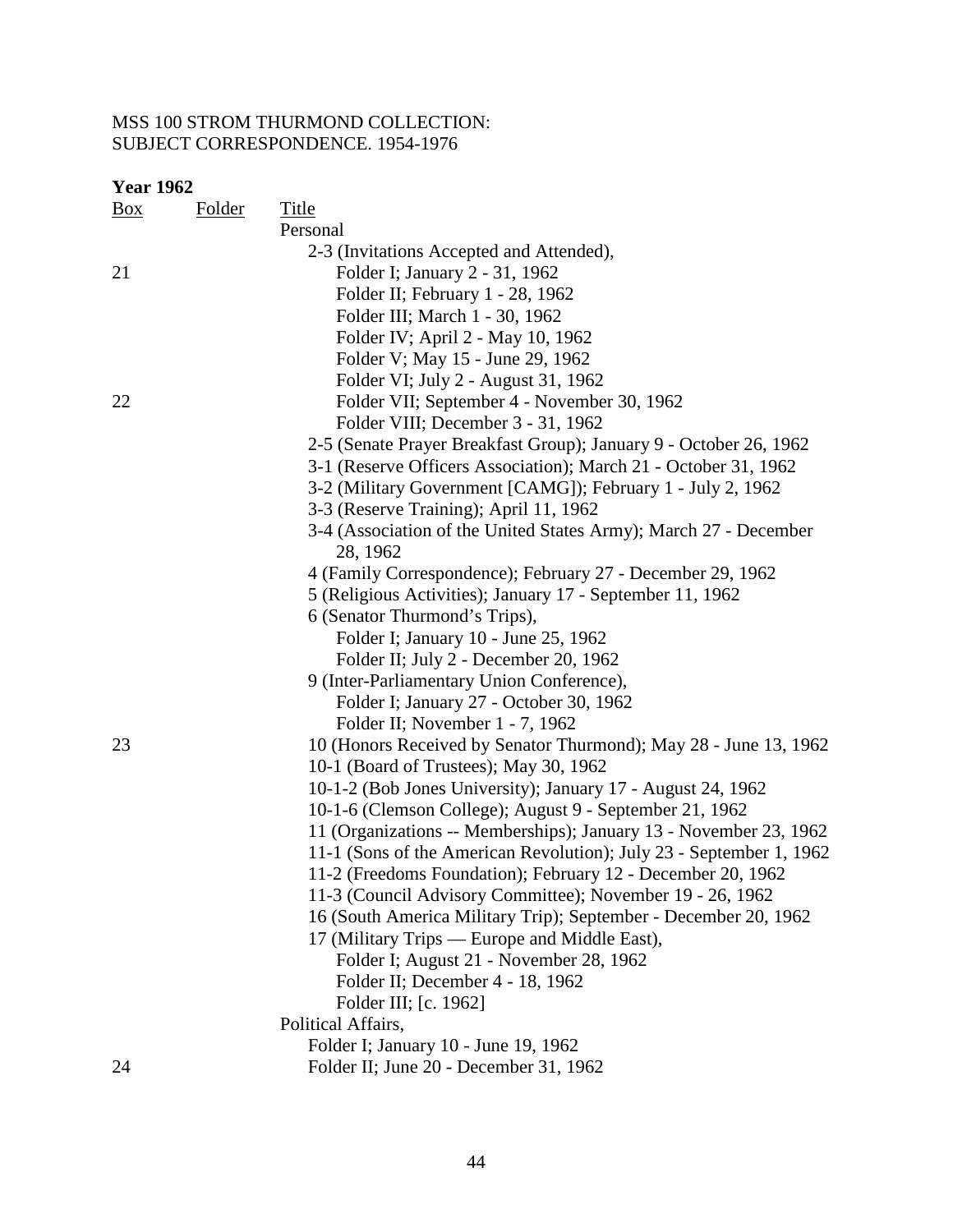MSS 100 STROM THURMOND COLLECTION:
SUBJECT CORRESPONDENCE. 1954-1976

**Year 1962**

| Box | Folder | Title |
|---|---|---|
| | | Personal |
| | | 2-3 (Invitations Accepted and Attended), |
| 21 | | Folder I; January 2 - 31, 1962 |
| | | Folder II; February 1 - 28, 1962 |
| | | Folder III; March 1 - 30, 1962 |
| | | Folder IV; April 2 - May 10, 1962 |
| | | Folder V; May 15 - June 29, 1962 |
| | | Folder VI; July 2 - August 31, 1962 |
| 22 | | Folder VII; September 4 - November 30, 1962 |
| | | Folder VIII; December 3 - 31, 1962 |
| | | 2-5 (Senate Prayer Breakfast Group); January 9 - October 26, 1962 |
| | | 3-1 (Reserve Officers Association); March 21 - October 31, 1962 |
| | | 3-2 (Military Government [CAMG]); February 1 - July 2, 1962 |
| | | 3-3 (Reserve Training); April 11, 1962 |
| | | 3-4 (Association of the United States Army); March 27 - December 28, 1962 |
| | | 4 (Family Correspondence); February 27 - December 29, 1962 |
| | | 5 (Religious Activities); January 17 - September 11, 1962 |
| | | 6 (Senator Thurmond's Trips), |
| | | Folder I; January 10 - June 25, 1962 |
| | | Folder II; July 2 - December 20, 1962 |
| | | 9 (Inter-Parliamentary Union Conference), |
| | | Folder I; January 27 - October 30, 1962 |
| | | Folder II; November 1 - 7, 1962 |
| 23 | | 10 (Honors Received by Senator Thurmond); May 28 - June 13, 1962 |
| | | 10-1 (Board of Trustees); May 30, 1962 |
| | | 10-1-2 (Bob Jones University); January 17 - August 24, 1962 |
| | | 10-1-6 (Clemson College); August 9 - September 21, 1962 |
| | | 11 (Organizations -- Memberships); January 13 - November 23, 1962 |
| | | 11-1 (Sons of the American Revolution); July 23 - September 1, 1962 |
| | | 11-2 (Freedoms Foundation); February 12 - December 20, 1962 |
| | | 11-3 (Council Advisory Committee); November 19 - 26, 1962 |
| | | 16 (South America Military Trip); September - December 20, 1962 |
| | | 17 (Military Trips — Europe and Middle East), |
| | | Folder I; August 21 - November 28, 1962 |
| | | Folder II; December 4 - 18, 1962 |
| | | Folder III; [c. 1962] |
| | | Political Affairs, |
| | | Folder I; January 10 - June 19, 1962 |
| 24 | | Folder II; June 20 - December 31, 1962 |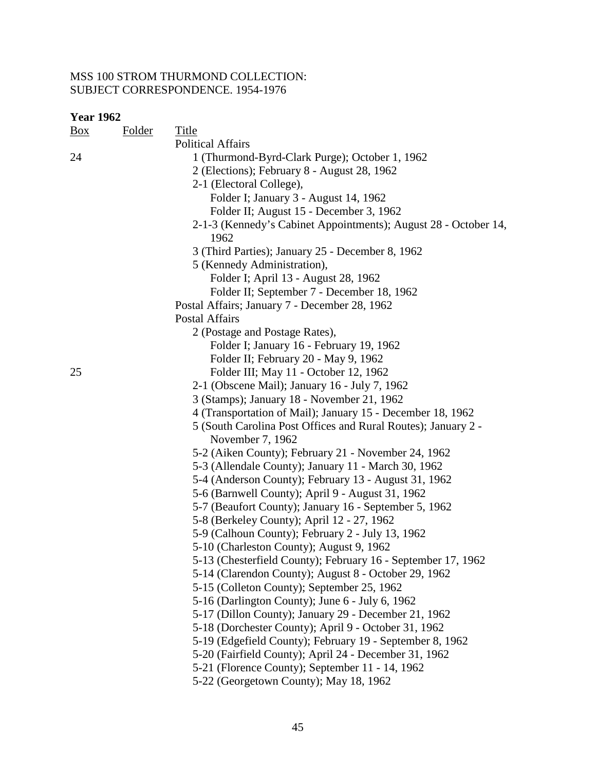MSS 100 STROM THURMOND COLLECTION:
SUBJECT CORRESPONDENCE. 1954-1976

**Year 1962**

| Box | Folder | Title |
|---|---|---|
| | | Political Affairs |
| 24 | | 1 (Thurmond-Byrd-Clark Purge); October 1, 1962 |
| | | 2 (Elections); February 8 - August 28, 1962 |
| | | 2-1 (Electoral College), |
| | | Folder I; January 3 - August 14, 1962 |
| | | Folder II; August 15 - December 3, 1962 |
| | | 2-1-3 (Kennedy's Cabinet Appointments); August 28 - October 14, 1962 |
| | | 3 (Third Parties); January 25 - December 8, 1962 |
| | | 5 (Kennedy Administration), |
| | | Folder I; April 13 - August 28, 1962 |
| | | Folder II; September 7 - December 18, 1962 |
| | | Postal Affairs; January 7 - December 28, 1962 |
| | | Postal Affairs |
| | | 2 (Postage and Postage Rates), |
| | | Folder I; January 16 - February 19, 1962 |
| | | Folder II; February 20 - May 9, 1962 |
| 25 | | Folder III; May 11 - October 12, 1962 |
| | | 2-1 (Obscene Mail); January 16 - July 7, 1962 |
| | | 3 (Stamps); January 18 - November 21, 1962 |
| | | 4 (Transportation of Mail); January 15 - December 18, 1962 |
| | | 5 (South Carolina Post Offices and Rural Routes); January 2 - November 7, 1962 |
| | | 5-2 (Aiken County); February 21 - November 24, 1962 |
| | | 5-3 (Allendale County); January 11 - March 30, 1962 |
| | | 5-4 (Anderson County); February 13 - August 31, 1962 |
| | | 5-6 (Barnwell County); April 9 - August 31, 1962 |
| | | 5-7 (Beaufort County); January 16 - September 5, 1962 |
| | | 5-8 (Berkeley County); April 12 - 27, 1962 |
| | | 5-9 (Calhoun County); February 2 - July 13, 1962 |
| | | 5-10 (Charleston County); August 9, 1962 |
| | | 5-13 (Chesterfield County); February 16 - September 17, 1962 |
| | | 5-14 (Clarendon County); August 8 - October 29, 1962 |
| | | 5-15 (Colleton County); September 25, 1962 |
| | | 5-16 (Darlington County); June 6 - July 6, 1962 |
| | | 5-17 (Dillon County); January 29 - December 21, 1962 |
| | | 5-18 (Dorchester County); April 9 - October 31, 1962 |
| | | 5-19 (Edgefield County); February 19 - September 8, 1962 |
| | | 5-20 (Fairfield County); April 24 - December 31, 1962 |
| | | 5-21 (Florence County); September 11 - 14, 1962 |
| | | 5-22 (Georgetown County); May 18, 1962 |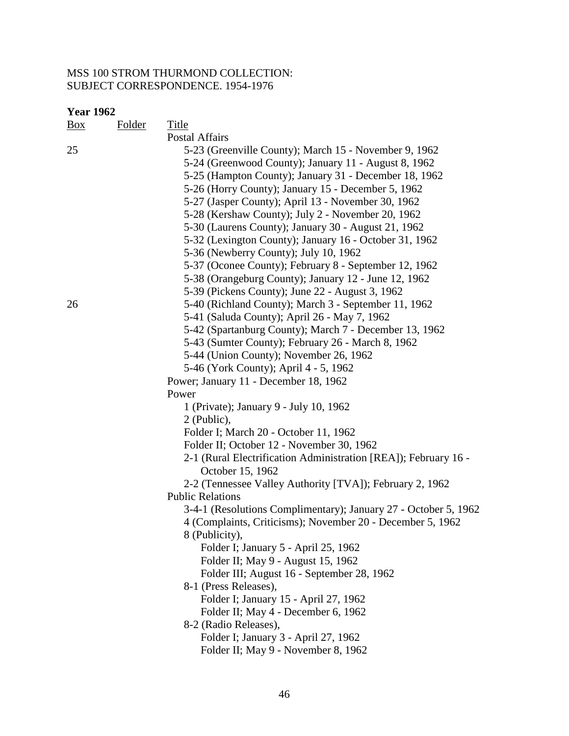MSS 100 STROM THURMOND COLLECTION:
SUBJECT CORRESPONDENCE. 1954-1976

**Year 1962**

| Box | Folder | Title |
|---|---|---|
| | | Postal Affairs |
| 25 | | 5-23 (Greenville County); March 15 - November 9, 1962 |
| | | 5-24 (Greenwood County); January 11 - August 8, 1962 |
| | | 5-25 (Hampton County); January 31 - December 18, 1962 |
| | | 5-26 (Horry County); January 15 - December 5, 1962 |
| | | 5-27 (Jasper County); April 13 - November 30, 1962 |
| | | 5-28 (Kershaw County); July 2 - November 20, 1962 |
| | | 5-30 (Laurens County); January 30 - August 21, 1962 |
| | | 5-32 (Lexington County); January 16 - October 31, 1962 |
| | | 5-36 (Newberry County); July 10, 1962 |
| | | 5-37 (Oconee County); February 8 - September 12, 1962 |
| | | 5-38 (Orangeburg County); January 12 - June 12, 1962 |
| | | 5-39 (Pickens County); June 22 - August 3, 1962 |
| 26 | | 5-40 (Richland County); March 3 - September 11, 1962 |
| | | 5-41 (Saluda County); April 26 - May 7, 1962 |
| | | 5-42 (Spartanburg County); March 7 - December 13, 1962 |
| | | 5-43 (Sumter County); February 26 - March 8, 1962 |
| | | 5-44 (Union County); November 26, 1962 |
| | | 5-46 (York County); April 4 - 5, 1962 |
| | | Power; January 11 - December 18, 1962 |
| | | Power |
| | | 1 (Private); January 9 - July 10, 1962 |
| | | 2 (Public), |
| | | Folder I; March 20 - October 11, 1962 |
| | | Folder II; October 12 - November 30, 1962 |
| | | 2-1 (Rural Electrification Administration [REA]); February 16 - October 15, 1962 |
| | | 2-2 (Tennessee Valley Authority [TVA]); February 2, 1962 |
| | | Public Relations |
| | | 3-4-1 (Resolutions Complimentary); January 27 - October 5, 1962 |
| | | 4 (Complaints, Criticisms); November 20 - December 5, 1962 |
| | | 8 (Publicity), |
| | | Folder I; January 5 - April 25, 1962 |
| | | Folder II; May 9 - August 15, 1962 |
| | | Folder III; August 16 - September 28, 1962 |
| | | 8-1 (Press Releases), |
| | | Folder I; January 15 - April 27, 1962 |
| | | Folder II; May 4 - December 6, 1962 |
| | | 8-2 (Radio Releases), |
| | | Folder I; January 3 - April 27, 1962 |
| | | Folder II; May 9 - November 8, 1962 |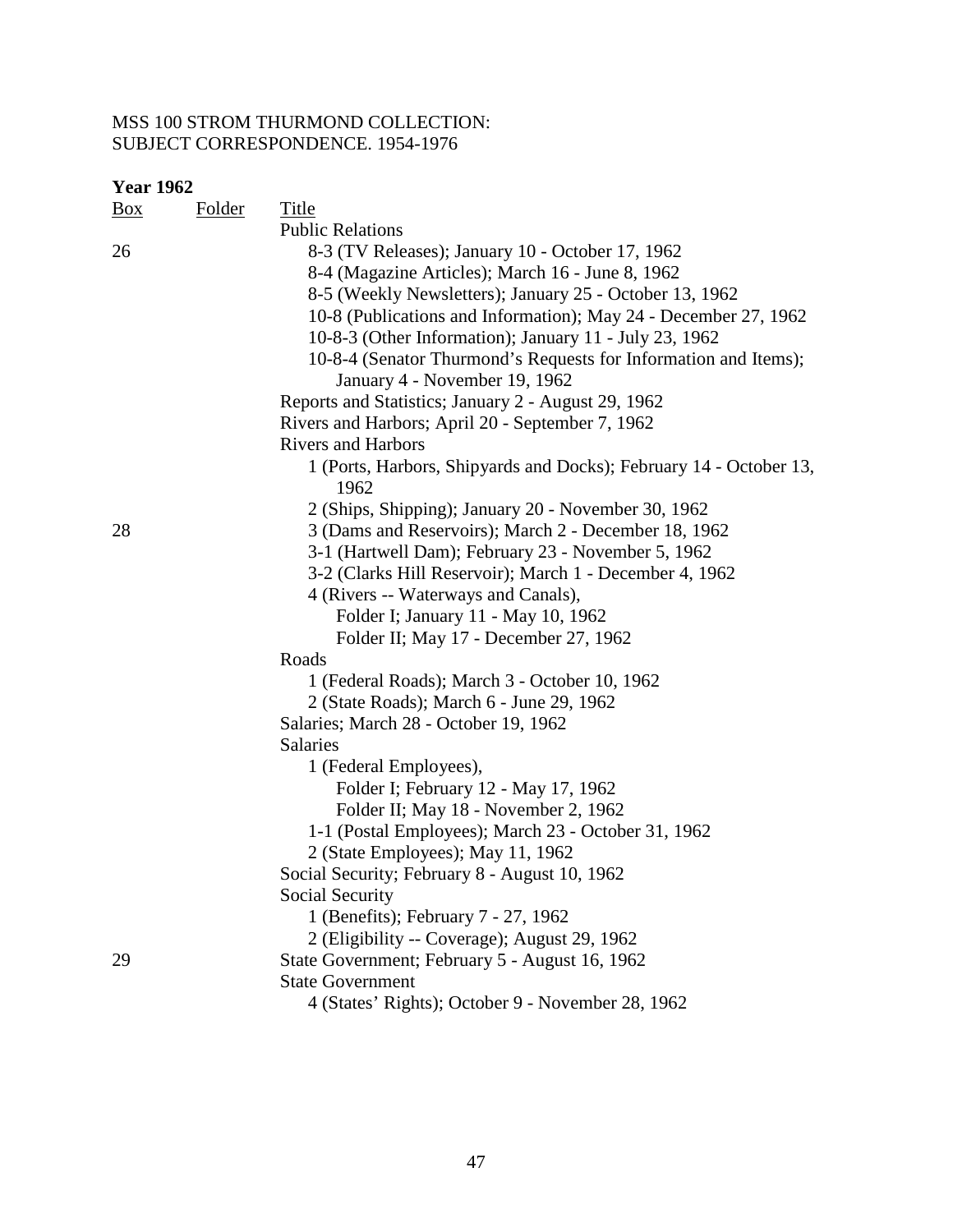MSS 100 STROM THURMOND COLLECTION:
SUBJECT CORRESPONDENCE. 1954-1976

**Year 1962**

| Box | Folder | Title |
|---|---|---|
| | | Public Relations |
| 26 | | 8-3 (TV Releases); January 10 - October 17, 1962 |
| | | 8-4 (Magazine Articles); March 16 - June 8, 1962 |
| | | 8-5 (Weekly Newsletters); January 25 - October 13, 1962 |
| | | 10-8 (Publications and Information); May 24 - December 27, 1962 |
| | | 10-8-3 (Other Information); January 11 - July 23, 1962 |
| | | 10-8-4 (Senator Thurmond's Requests for Information and Items); January 4 - November 19, 1962 |
| | | Reports and Statistics; January 2 - August 29, 1962 |
| | | Rivers and Harbors; April 20 - September 7, 1962 |
| | | Rivers and Harbors |
| | | 1 (Ports, Harbors, Shipyards and Docks); February 14 - October 13, 1962 |
| | | 2 (Ships, Shipping); January 20 - November 30, 1962 |
| 28 | | 3 (Dams and Reservoirs); March 2 - December 18, 1962 |
| | | 3-1 (Hartwell Dam); February 23 - November 5, 1962 |
| | | 3-2 (Clarks Hill Reservoir); March 1 - December 4, 1962 |
| | | 4 (Rivers -- Waterways and Canals), |
| | | Folder I; January 11 - May 10, 1962 |
| | | Folder II; May 17 - December 27, 1962 |
| | | Roads |
| | | 1 (Federal Roads); March 3 - October 10, 1962 |
| | | 2 (State Roads); March 6 - June 29, 1962 |
| | | Salaries; March 28 - October 19, 1962 |
| | | Salaries |
| | | 1 (Federal Employees), |
| | | Folder I; February 12 - May 17, 1962 |
| | | Folder II; May 18 - November 2, 1962 |
| | | 1-1 (Postal Employees); March 23 - October 31, 1962 |
| | | 2 (State Employees); May 11, 1962 |
| | | Social Security; February 8 - August 10, 1962 |
| | | Social Security |
| | | 1 (Benefits); February 7 - 27, 1962 |
| | | 2 (Eligibility -- Coverage); August 29, 1962 |
| 29 | | State Government; February 5 - August 16, 1962 |
| | | State Government |
| | | 4 (States' Rights); October 9 - November 28, 1962 |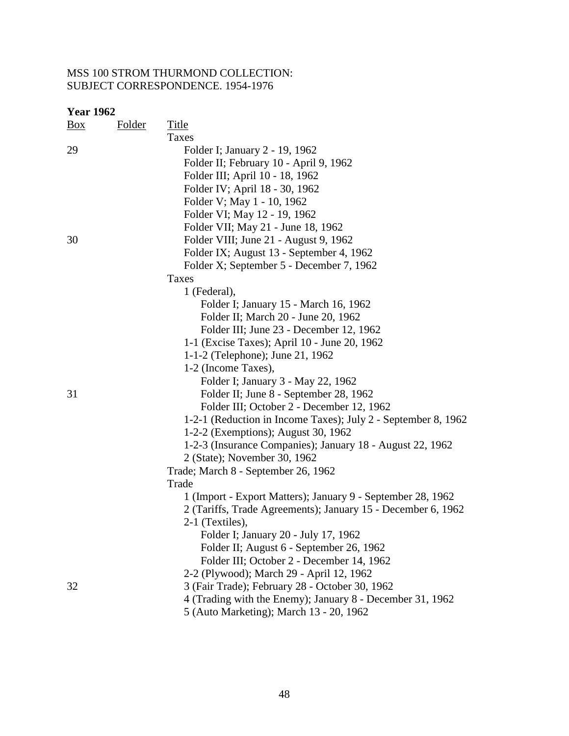MSS 100 STROM THURMOND COLLECTION:
SUBJECT CORRESPONDENCE. 1954-1976

**Year 1962**

| Box | Folder | Title |
|---|---|---|
| | | Taxes |
| 29 | | Folder I; January 2 - 19, 1962 |
| | | Folder II; February 10 - April 9, 1962 |
| | | Folder III; April 10 - 18, 1962 |
| | | Folder IV; April 18 - 30, 1962 |
| | | Folder V; May 1 - 10, 1962 |
| | | Folder VI; May 12 - 19, 1962 |
| | | Folder VII; May 21 - June 18, 1962 |
| 30 | | Folder VIII; June 21 - August 9, 1962 |
| | | Folder IX; August 13 - September 4, 1962 |
| | | Folder X; September 5 - December 7, 1962 |
| | | Taxes |
| | | 1 (Federal), |
| | | Folder I; January 15 - March 16, 1962 |
| | | Folder II; March 20 - June 20, 1962 |
| | | Folder III; June 23 - December 12, 1962 |
| | | 1-1 (Excise Taxes); April 10 - June 20, 1962 |
| | | 1-1-2 (Telephone); June 21, 1962 |
| | | 1-2 (Income Taxes), |
| | | Folder I; January 3 - May 22, 1962 |
| 31 | | Folder II; June 8 - September 28, 1962 |
| | | Folder III; October 2 - December 12, 1962 |
| | | 1-2-1 (Reduction in Income Taxes); July 2 - September 8, 1962 |
| | | 1-2-2 (Exemptions); August 30, 1962 |
| | | 1-2-3 (Insurance Companies); January 18 - August 22, 1962 |
| | | 2 (State); November 30, 1962 |
| | | Trade; March 8 - September 26, 1962 |
| | | Trade |
| | | 1 (Import - Export Matters); January 9 - September 28, 1962 |
| | | 2 (Tariffs, Trade Agreements); January 15 - December 6, 1962 |
| | | 2-1 (Textiles), |
| | | Folder I; January 20 - July 17, 1962 |
| | | Folder II; August 6 - September 26, 1962 |
| | | Folder III; October 2 - December 14, 1962 |
| | | 2-2 (Plywood); March 29 - April 12, 1962 |
| 32 | | 3 (Fair Trade); February 28 - October 30, 1962 |
| | | 4 (Trading with the Enemy); January 8 - December 31, 1962 |
| | | 5 (Auto Marketing); March 13 - 20, 1962 |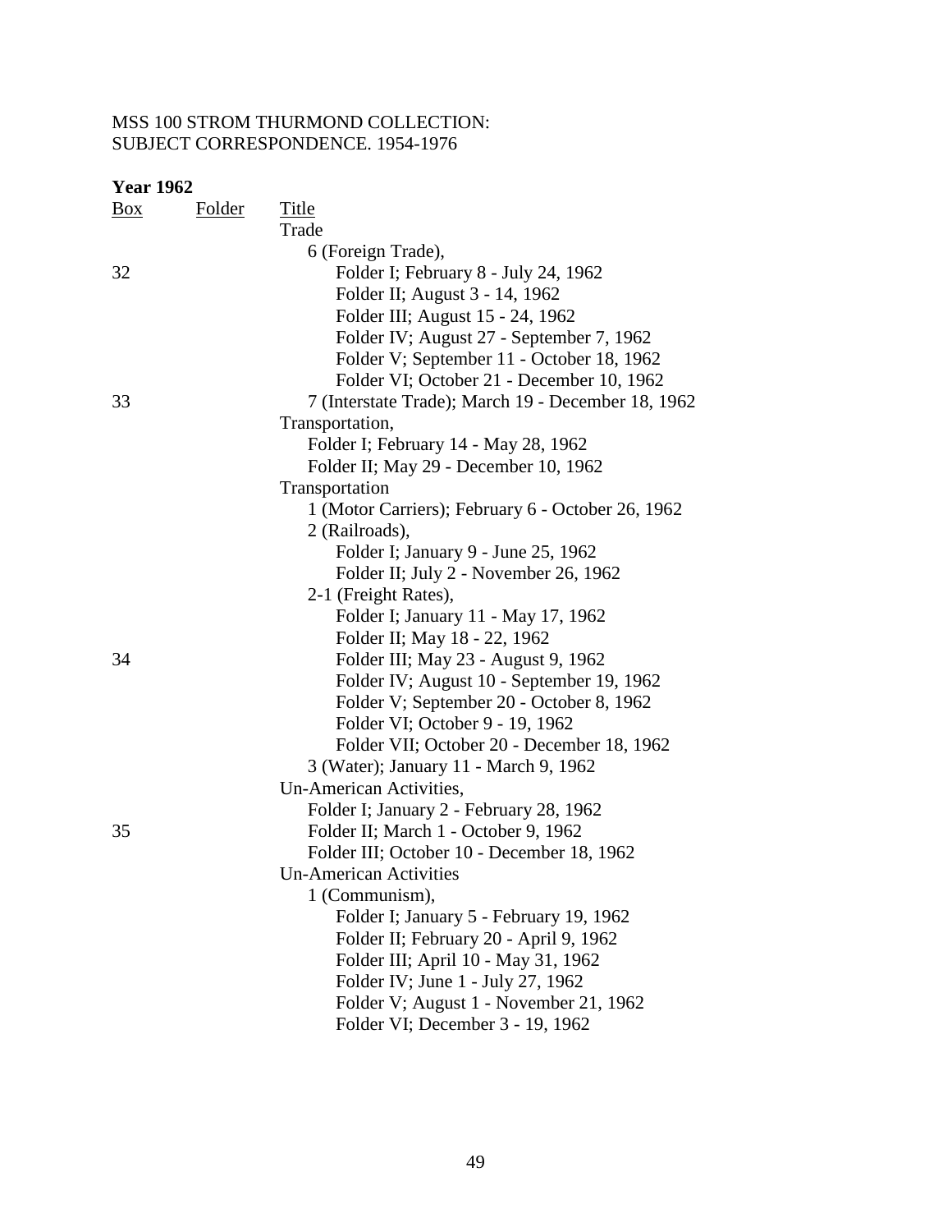MSS 100 STROM THURMOND COLLECTION:
SUBJECT CORRESPONDENCE. 1954-1976

**Year 1962**

| Box | Folder | Title |
|---|---|---|
| | | Trade |
| | | 6 (Foreign Trade), |
| 32 | | Folder I; February 8 - July 24, 1962 |
| | | Folder II; August 3 - 14, 1962 |
| | | Folder III; August 15 - 24, 1962 |
| | | Folder IV; August 27 - September 7, 1962 |
| | | Folder V; September 11 - October 18, 1962 |
| | | Folder VI; October 21 - December 10, 1962 |
| 33 | | 7 (Interstate Trade); March 19 - December 18, 1962 |
| | | Transportation, |
| | | Folder I; February 14 - May 28, 1962 |
| | | Folder II; May 29 - December 10, 1962 |
| | | Transportation |
| | | 1 (Motor Carriers); February 6 - October 26, 1962 |
| | | 2 (Railroads), |
| | | Folder I; January 9 - June 25, 1962 |
| | | Folder II; July 2 - November 26, 1962 |
| | | 2-1 (Freight Rates), |
| | | Folder I; January 11 - May 17, 1962 |
| | | Folder II; May 18 - 22, 1962 |
| 34 | | Folder III; May 23 - August 9, 1962 |
| | | Folder IV; August 10 - September 19, 1962 |
| | | Folder V; September 20 - October 8, 1962 |
| | | Folder VI; October 9 - 19, 1962 |
| | | Folder VII; October 20 - December 18, 1962 |
| | | 3 (Water); January 11 - March 9, 1962 |
| | | Un-American Activities, |
| | | Folder I; January 2 - February 28, 1962 |
| 35 | | Folder II; March 1 - October 9, 1962 |
| | | Folder III; October 10 - December 18, 1962 |
| | | Un-American Activities |
| | | 1 (Communism), |
| | | Folder I; January 5 - February 19, 1962 |
| | | Folder II; February 20 - April 9, 1962 |
| | | Folder III; April 10 - May 31, 1962 |
| | | Folder IV; June 1 - July 27, 1962 |
| | | Folder V; August 1 - November 21, 1962 |
| | | Folder VI; December 3 - 19, 1962 |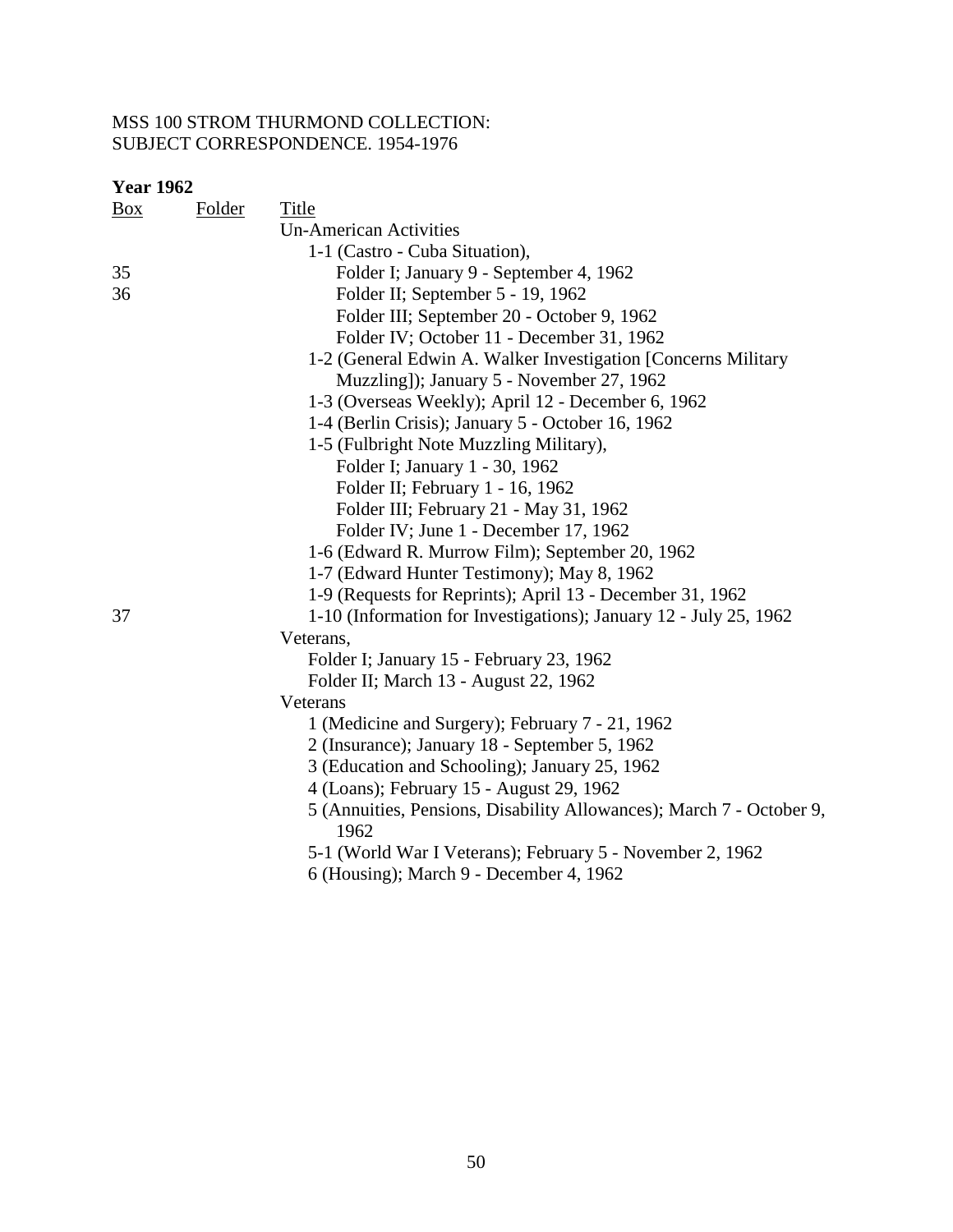MSS 100 STROM THURMOND COLLECTION:
SUBJECT CORRESPONDENCE. 1954-1976

**Year 1962**

| Box | Folder | Title |
|---|---|---|
| | | Un-American Activities |
| | | 1-1 (Castro - Cuba Situation), |
| 35 | | Folder I; January 9 - September 4, 1962 |
| 36 | | Folder II; September 5 - 19, 1962 |
| | | Folder III; September 20 - October 9, 1962 |
| | | Folder IV; October 11 - December 31, 1962 |
| | | 1-2 (General Edwin A. Walker Investigation [Concerns Military Muzzling]); January 5 - November 27, 1962 |
| | | 1-3 (Overseas Weekly); April 12 - December 6, 1962 |
| | | 1-4 (Berlin Crisis); January 5 - October 16, 1962 |
| | | 1-5 (Fulbright Note Muzzling Military), |
| | | Folder I; January 1 - 30, 1962 |
| | | Folder II; February 1 - 16, 1962 |
| | | Folder III; February 21 - May 31, 1962 |
| | | Folder IV; June 1 - December 17, 1962 |
| | | 1-6 (Edward R. Murrow Film); September 20, 1962 |
| | | 1-7 (Edward Hunter Testimony); May 8, 1962 |
| | | 1-9 (Requests for Reprints); April 13 - December 31, 1962 |
| 37 | | 1-10 (Information for Investigations); January 12 - July 25, 1962 |
| | | Veterans, |
| | | Folder I; January 15 - February 23, 1962 |
| | | Folder II; March 13 - August 22, 1962 |
| | | Veterans |
| | | 1 (Medicine and Surgery); February 7 - 21, 1962 |
| | | 2 (Insurance); January 18 - September 5, 1962 |
| | | 3 (Education and Schooling); January 25, 1962 |
| | | 4 (Loans); February 15 - August 29, 1962 |
| | | 5 (Annuities, Pensions, Disability Allowances); March 7 - October 9, 1962 |
| | | 5-1 (World War I Veterans); February 5 - November 2, 1962 |
| | | 6 (Housing); March 9 - December 4, 1962 |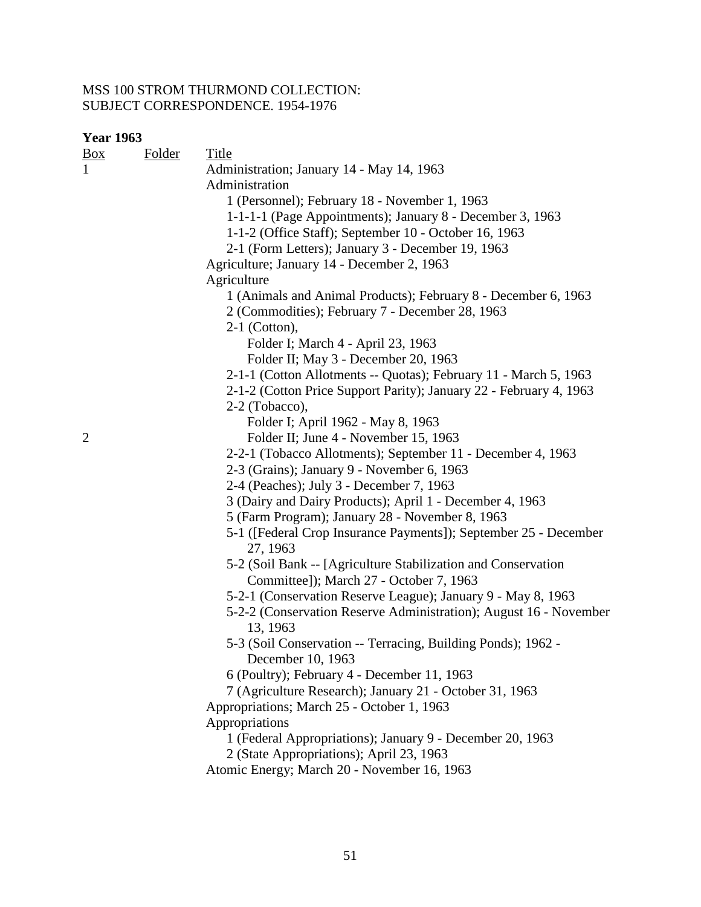MSS 100 STROM THURMOND COLLECTION:
SUBJECT CORRESPONDENCE. 1954-1976

**Year 1963**

| Box | Folder | Title |
|---|---|---|
| 1 | | Administration; January 14 - May 14, 1963 |
| | | Administration |
| | | 1 (Personnel); February 18 - November 1, 1963 |
| | | 1-1-1-1 (Page Appointments); January 8 - December 3, 1963 |
| | | 1-1-2 (Office Staff); September 10 - October 16, 1963 |
| | | 2-1 (Form Letters); January 3 - December 19, 1963 |
| | | Agriculture; January 14 - December 2, 1963 |
| | | Agriculture |
| | | 1 (Animals and Animal Products); February 8 - December 6, 1963 |
| | | 2 (Commodities); February 7 - December 28, 1963 |
| | | 2-1 (Cotton), |
| | | Folder I; March 4 - April 23, 1963 |
| | | Folder II; May 3 - December 20, 1963 |
| | | 2-1-1 (Cotton Allotments -- Quotas); February 11 - March 5, 1963 |
| | | 2-1-2 (Cotton Price Support Parity); January 22 - February 4, 1963 |
| | | 2-2 (Tobacco), |
| | | Folder I; April 1962 - May 8, 1963 |
| 2 | | Folder II; June 4 - November 15, 1963 |
| | | 2-2-1 (Tobacco Allotments); September 11 - December 4, 1963 |
| | | 2-3 (Grains); January 9 - November 6, 1963 |
| | | 2-4 (Peaches); July 3 - December 7, 1963 |
| | | 3 (Dairy and Dairy Products); April 1 - December 4, 1963 |
| | | 5 (Farm Program); January 28 - November 8, 1963 |
| | | 5-1 ([Federal Crop Insurance Payments]); September 25 - December 27, 1963 |
| | | 5-2 (Soil Bank -- [Agriculture Stabilization and Conservation Committee]); March 27 - October 7, 1963 |
| | | 5-2-1 (Conservation Reserve League); January 9 - May 8, 1963 |
| | | 5-2-2 (Conservation Reserve Administration); August 16 - November 13, 1963 |
| | | 5-3 (Soil Conservation -- Terracing, Building Ponds); 1962 - December 10, 1963 |
| | | 6 (Poultry); February 4 - December 11, 1963 |
| | | 7 (Agriculture Research); January 21 - October 31, 1963 |
| | | Appropriations; March 25 - October 1, 1963 |
| | | Appropriations |
| | | 1 (Federal Appropriations); January 9 - December 20, 1963 |
| | | 2 (State Appropriations); April 23, 1963 |
| | | Atomic Energy; March 20 - November 16, 1963 |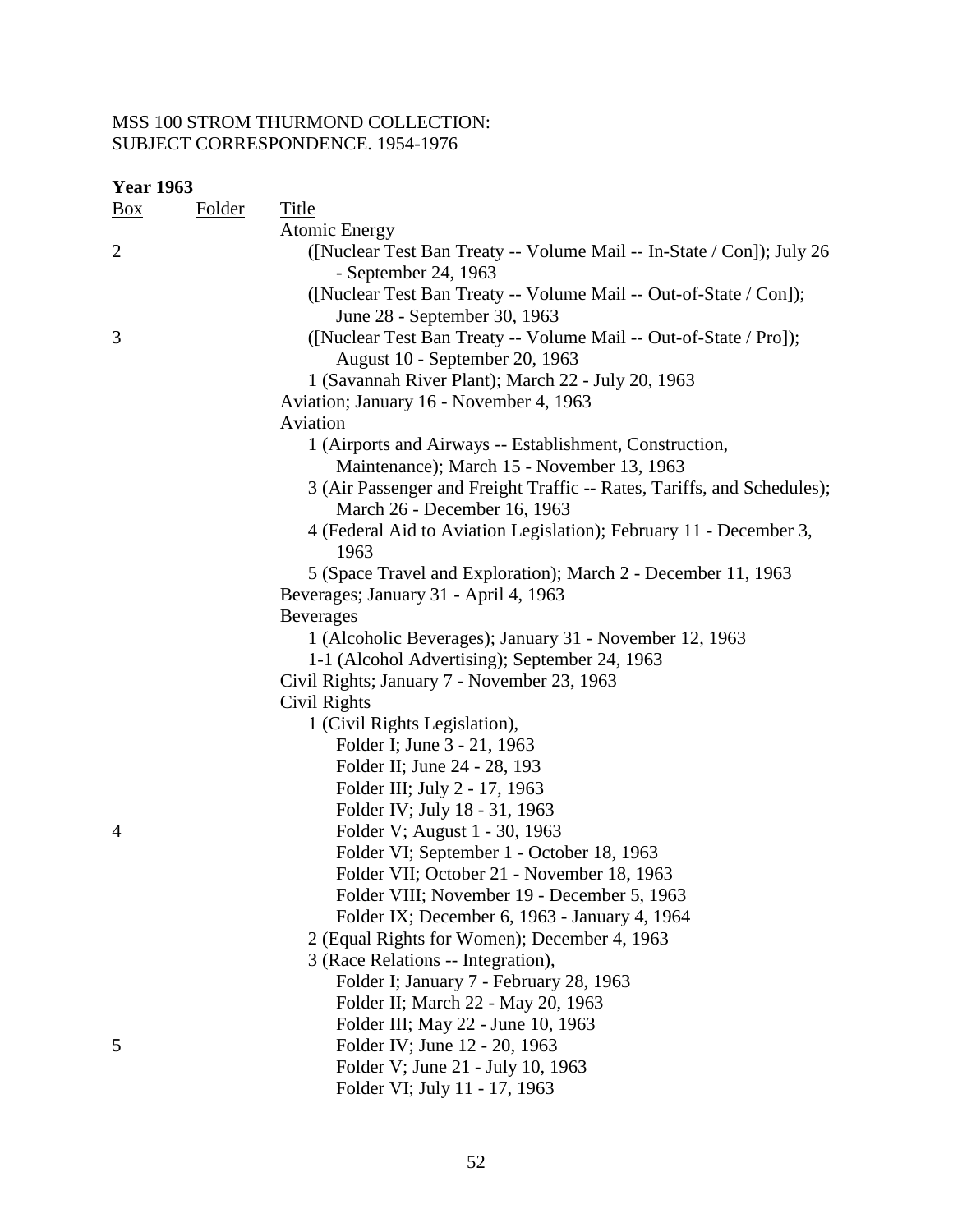MSS 100 STROM THURMOND COLLECTION:
SUBJECT CORRESPONDENCE. 1954-1976

**Year 1963**

| Box | Folder | Title |
|---|---|---|
| | | Atomic Energy |
| 2 | | ([Nuclear Test Ban Treaty -- Volume Mail -- In-State / Con]); July 26 - September 24, 1963 |
| | | ([Nuclear Test Ban Treaty -- Volume Mail -- Out-of-State / Con]); June 28 - September 30, 1963 |
| 3 | | ([Nuclear Test Ban Treaty -- Volume Mail -- Out-of-State / Pro]); August 10 - September 20, 1963 |
| | | 1 (Savannah River Plant); March 22 - July 20, 1963 |
| | | Aviation; January 16 - November 4, 1963 |
| | | Aviation |
| | | 1 (Airports and Airways -- Establishment, Construction, Maintenance); March 15 - November 13, 1963 |
| | | 3 (Air Passenger and Freight Traffic -- Rates, Tariffs, and Schedules); March 26 - December 16, 1963 |
| | | 4 (Federal Aid to Aviation Legislation); February 11 - December 3, 1963 |
| | | 5 (Space Travel and Exploration); March 2 - December 11, 1963 |
| | | Beverages; January 31 - April 4, 1963 |
| | | Beverages |
| | | 1 (Alcoholic Beverages); January 31 - November 12, 1963 |
| | | 1-1 (Alcohol Advertising); September 24, 1963 |
| | | Civil Rights; January 7 - November 23, 1963 |
| | | Civil Rights |
| | | 1 (Civil Rights Legislation), |
| | | Folder I; June 3 - 21, 1963 |
| | | Folder II; June 24 - 28, 193 |
| | | Folder III; July 2 - 17, 1963 |
| | | Folder IV; July 18 - 31, 1963 |
| 4 | | Folder V; August 1 - 30, 1963 |
| | | Folder VI; September 1 - October 18, 1963 |
| | | Folder VII; October 21 - November 18, 1963 |
| | | Folder VIII; November 19 - December 5, 1963 |
| | | Folder IX; December 6, 1963 - January 4, 1964 |
| | | 2 (Equal Rights for Women); December 4, 1963 |
| | | 3 (Race Relations -- Integration), |
| | | Folder I; January 7 - February 28, 1963 |
| | | Folder II; March 22 - May 20, 1963 |
| | | Folder III; May 22 - June 10, 1963 |
| 5 | | Folder IV; June 12 - 20, 1963 |
| | | Folder V; June 21 - July 10, 1963 |
| | | Folder VI; July 11 - 17, 1963 |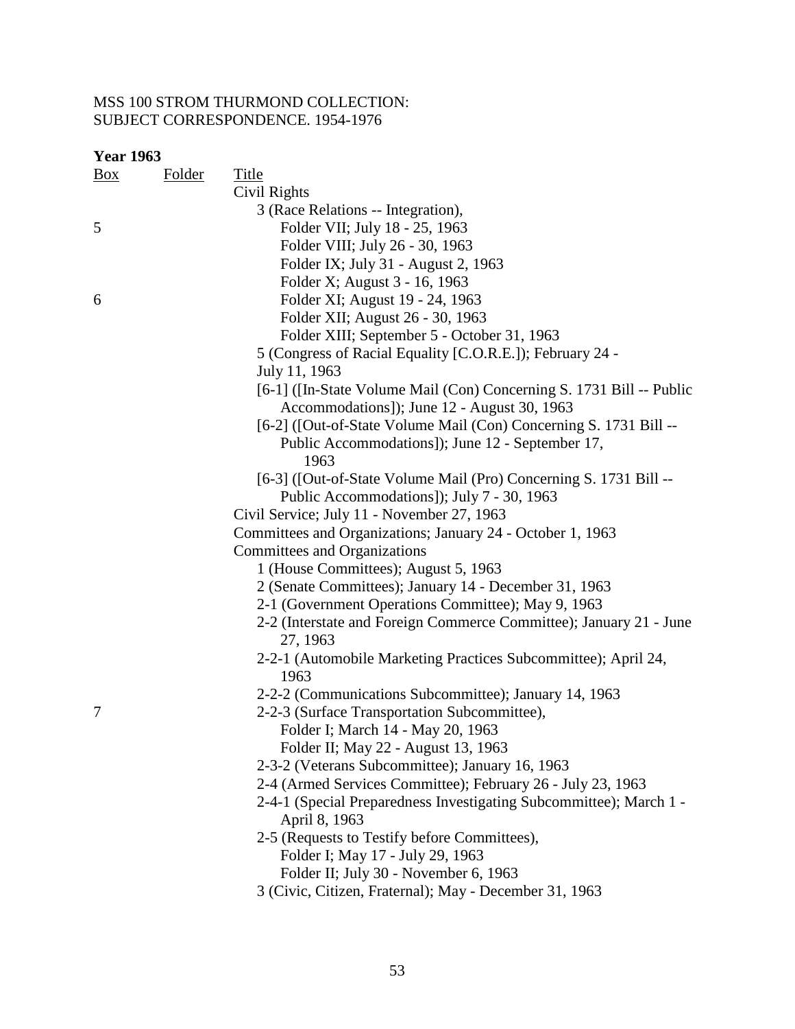MSS 100 STROM THURMOND COLLECTION:
SUBJECT CORRESPONDENCE. 1954-1976

**Year 1963**

| Box | Folder | Title |
|---|---|---|
| | | Civil Rights |
| | | 3 (Race Relations -- Integration), |
| 5 | | Folder VII; July 18 - 25, 1963 |
| | | Folder VIII; July 26 - 30, 1963 |
| | | Folder IX; July 31 - August 2, 1963 |
| | | Folder X; August 3 - 16, 1963 |
| 6 | | Folder XI; August 19 - 24, 1963 |
| | | Folder XII; August 26 - 30, 1963 |
| | | Folder XIII; September 5 - October 31, 1963 |
| | | 5 (Congress of Racial Equality [C.O.R.E.]); February 24 - July 11, 1963 |
| | | [6-1] ([In-State Volume Mail (Con) Concerning S. 1731 Bill -- Public Accommodations]); June 12 - August 30, 1963 |
| | | [6-2] ([Out-of-State Volume Mail (Con) Concerning S. 1731 Bill -- Public Accommodations]); June 12 - September 17, 1963 |
| | | [6-3] ([Out-of-State Volume Mail (Pro) Concerning S. 1731 Bill -- Public Accommodations]); July 7 - 30, 1963 |
| | | Civil Service; July 11 - November 27, 1963 |
| | | Committees and Organizations; January 24 - October 1, 1963 |
| | | Committees and Organizations |
| | | 1 (House Committees); August 5, 1963 |
| | | 2 (Senate Committees); January 14 - December 31, 1963 |
| | | 2-1 (Government Operations Committee); May 9, 1963 |
| | | 2-2 (Interstate and Foreign Commerce Committee); January 21 - June 27, 1963 |
| | | 2-2-1 (Automobile Marketing Practices Subcommittee); April 24, 1963 |
| | | 2-2-2 (Communications Subcommittee); January 14, 1963 |
| 7 | | 2-2-3 (Surface Transportation Subcommittee), |
| | | Folder I; March 14 - May 20, 1963 |
| | | Folder II; May 22 - August 13, 1963 |
| | | 2-3-2 (Veterans Subcommittee); January 16, 1963 |
| | | 2-4 (Armed Services Committee); February 26 - July 23, 1963 |
| | | 2-4-1 (Special Preparedness Investigating Subcommittee); March 1 - April 8, 1963 |
| | | 2-5 (Requests to Testify before Committees), |
| | | Folder I; May 17 - July 29, 1963 |
| | | Folder II; July 30 - November 6, 1963 |
| | | 3 (Civic, Citizen, Fraternal); May - December 31, 1963 |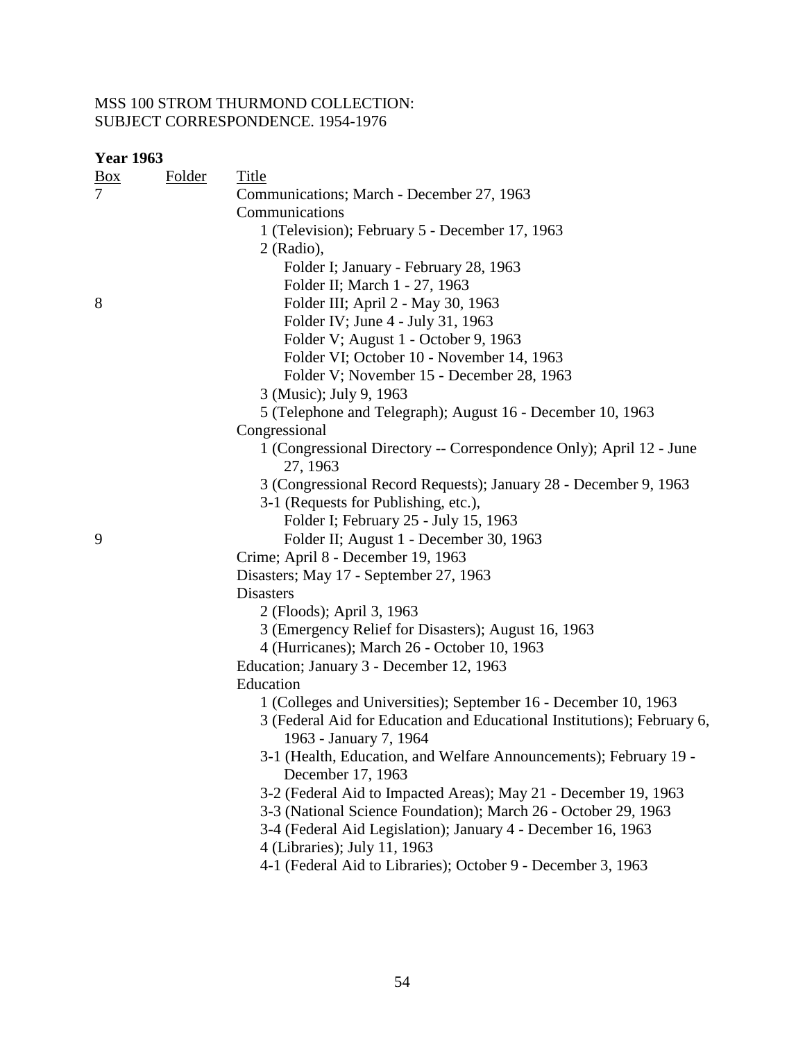MSS 100 STROM THURMOND COLLECTION:
SUBJECT CORRESPONDENCE. 1954-1976

**Year 1963**

| Box | Folder | Title |
|---|---|---|
| 7 | | Communications; March - December 27, 1963 |
| | | Communications |
| | | 1 (Television); February 5 - December 17, 1963 |
| | | 2 (Radio), |
| | | Folder I; January - February 28, 1963 |
| | | Folder II; March 1 - 27, 1963 |
| 8 | | Folder III; April 2 - May 30, 1963 |
| | | Folder IV; June 4 - July 31, 1963 |
| | | Folder V; August 1 - October 9, 1963 |
| | | Folder VI; October 10 - November 14, 1963 |
| | | Folder V; November 15 - December 28, 1963 |
| | | 3 (Music); July 9, 1963 |
| | | 5 (Telephone and Telegraph); August 16 - December 10, 1963 |
| | | Congressional |
| | | 1 (Congressional Directory -- Correspondence Only); April 12 - June 27, 1963 |
| | | 3 (Congressional Record Requests); January 28 - December 9, 1963 |
| | | 3-1 (Requests for Publishing, etc.), |
| | | Folder I; February 25 - July 15, 1963 |
| 9 | | Folder II; August 1 - December 30, 1963 |
| | | Crime; April 8 - December 19, 1963 |
| | | Disasters; May 17 - September 27, 1963 |
| | | Disasters |
| | | 2 (Floods); April 3, 1963 |
| | | 3 (Emergency Relief for Disasters); August 16, 1963 |
| | | 4 (Hurricanes); March 26 - October 10, 1963 |
| | | Education; January 3 - December 12, 1963 |
| | | Education |
| | | 1 (Colleges and Universities); September 16 - December 10, 1963 |
| | | 3 (Federal Aid for Education and Educational Institutions); February 6, 1963 - January 7, 1964 |
| | | 3-1 (Health, Education, and Welfare Announcements); February 19 - December 17, 1963 |
| | | 3-2 (Federal Aid to Impacted Areas); May 21 - December 19, 1963 |
| | | 3-3 (National Science Foundation); March 26 - October 29, 1963 |
| | | 3-4 (Federal Aid Legislation); January 4 - December 16, 1963 |
| | | 4 (Libraries); July 11, 1963 |
| | | 4-1 (Federal Aid to Libraries); October 9 - December 3, 1963 |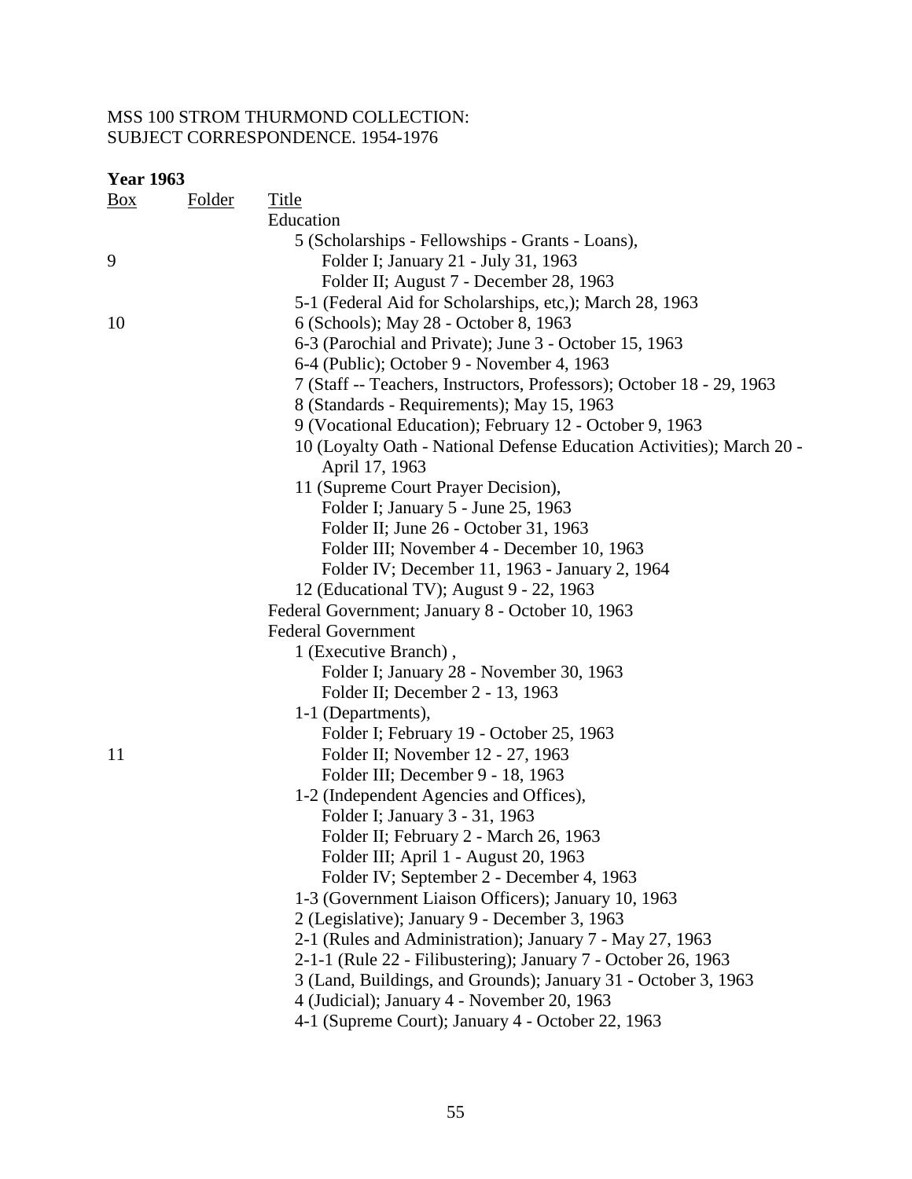MSS 100 STROM THURMOND COLLECTION:
SUBJECT CORRESPONDENCE. 1954-1976

**Year 1963**

| Box | Folder | Title |
|---|---|---|
| | | Education |
| | | 5 (Scholarships - Fellowships - Grants - Loans), |
| 9 | | Folder I; January 21 - July 31, 1963 |
| | | Folder II; August 7 - December 28, 1963 |
| | | 5-1 (Federal Aid for Scholarships, etc,); March 28, 1963 |
| 10 | | 6 (Schools); May 28 - October 8, 1963 |
| | | 6-3 (Parochial and Private); June 3 - October 15, 1963 |
| | | 6-4 (Public); October 9 - November 4, 1963 |
| | | 7 (Staff -- Teachers, Instructors, Professors); October 18 - 29, 1963 |
| | | 8 (Standards - Requirements); May 15, 1963 |
| | | 9 (Vocational Education); February 12 - October 9, 1963 |
| | | 10 (Loyalty Oath - National Defense Education Activities); March 20 - April 17, 1963 |
| | | 11 (Supreme Court Prayer Decision), |
| | | Folder I; January 5 - June 25, 1963 |
| | | Folder II; June 26 - October 31, 1963 |
| | | Folder III; November 4 - December 10, 1963 |
| | | Folder IV; December 11, 1963 - January 2, 1964 |
| | | 12 (Educational TV); August 9 - 22, 1963 |
| | | Federal Government; January 8 - October 10, 1963 |
| | | Federal Government |
| | | 1 (Executive Branch) , |
| | | Folder I; January 28 - November 30, 1963 |
| | | Folder II; December 2 - 13, 1963 |
| | | 1-1 (Departments), |
| | | Folder I; February 19 - October 25, 1963 |
| 11 | | Folder II; November 12 - 27, 1963 |
| | | Folder III; December 9 - 18, 1963 |
| | | 1-2 (Independent Agencies and Offices), |
| | | Folder I; January 3 - 31, 1963 |
| | | Folder II; February 2 - March 26, 1963 |
| | | Folder III; April 1 - August 20, 1963 |
| | | Folder IV; September 2 - December 4, 1963 |
| | | 1-3 (Government Liaison Officers); January 10, 1963 |
| | | 2 (Legislative); January 9 - December 3, 1963 |
| | | 2-1 (Rules and Administration); January 7 - May 27, 1963 |
| | | 2-1-1 (Rule 22 - Filibustering); January 7 - October 26, 1963 |
| | | 3 (Land, Buildings, and Grounds); January 31 - October 3, 1963 |
| | | 4 (Judicial); January 4 - November 20, 1963 |
| | | 4-1 (Supreme Court); January 4 - October 22, 1963 |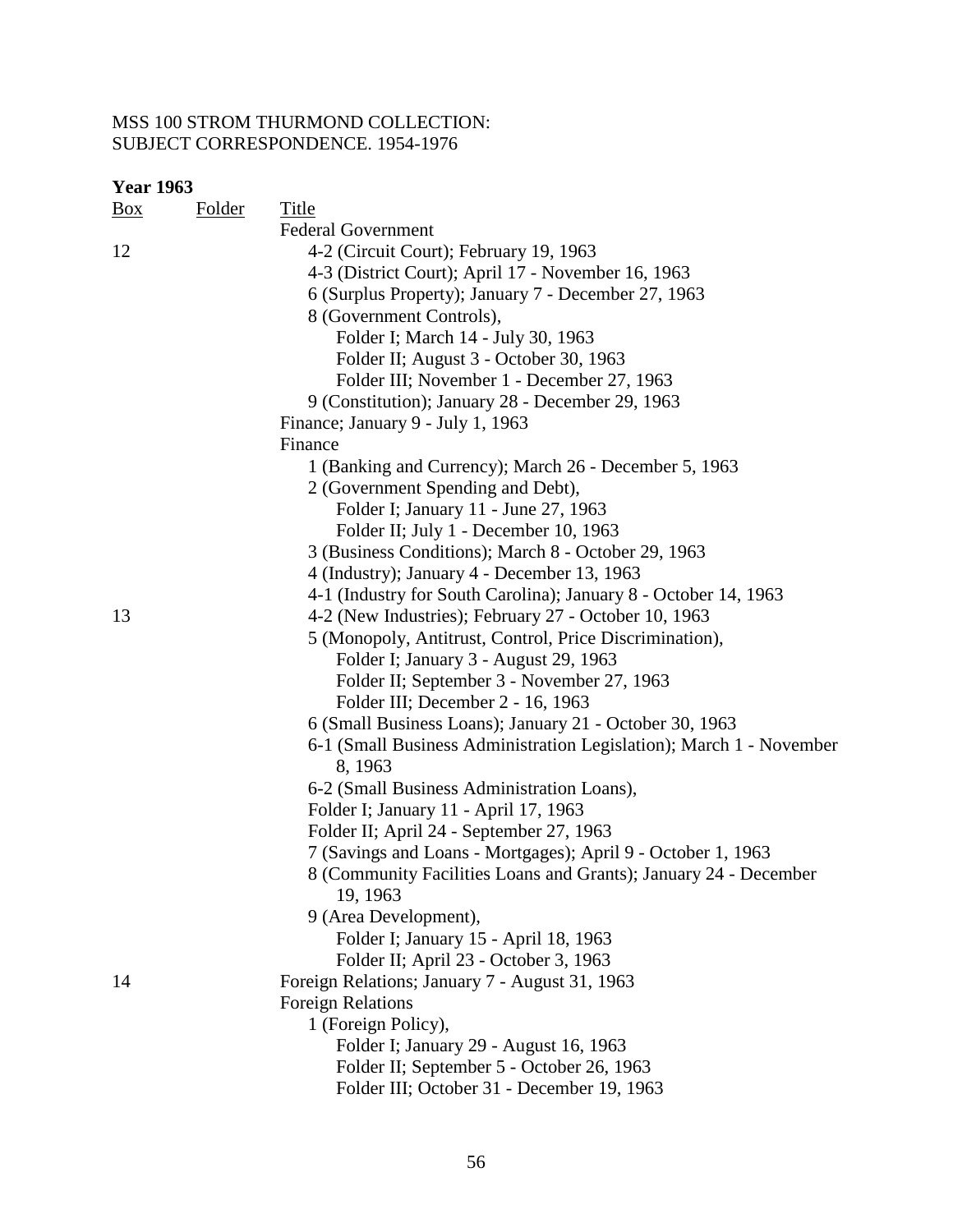MSS 100 STROM THURMOND COLLECTION:
SUBJECT CORRESPONDENCE. 1954-1976

**Year 1963**

| Box | Folder | Title |
|---|---|---|
| | | Federal Government |
| 12 | | 4-2 (Circuit Court); February 19, 1963 |
| | | 4-3 (District Court); April 17 - November 16, 1963 |
| | | 6 (Surplus Property); January 7 - December 27, 1963 |
| | | 8 (Government Controls), |
| | | Folder I; March 14 - July 30, 1963 |
| | | Folder II; August 3 - October 30, 1963 |
| | | Folder III; November 1 - December 27, 1963 |
| | | 9 (Constitution); January 28 - December 29, 1963 |
| | | Finance; January 9 - July 1, 1963 |
| | | Finance |
| | | 1 (Banking and Currency); March 26 - December 5, 1963 |
| | | 2 (Government Spending and Debt), |
| | | Folder I; January 11 - June 27, 1963 |
| | | Folder II; July 1 - December 10, 1963 |
| | | 3 (Business Conditions); March 8 - October 29, 1963 |
| | | 4 (Industry); January 4 - December 13, 1963 |
| | | 4-1 (Industry for South Carolina); January 8 - October 14, 1963 |
| 13 | | 4-2 (New Industries); February 27 - October 10, 1963 |
| | | 5 (Monopoly, Antitrust, Control, Price Discrimination), |
| | | Folder I; January 3 - August 29, 1963 |
| | | Folder II; September 3 - November 27, 1963 |
| | | Folder III; December 2 - 16, 1963 |
| | | 6 (Small Business Loans); January 21 - October 30, 1963 |
| | | 6-1 (Small Business Administration Legislation); March 1 - November 8, 1963 |
| | | 6-2 (Small Business Administration Loans), |
| | | Folder I; January 11 - April 17, 1963 |
| | | Folder II; April 24 - September 27, 1963 |
| | | 7 (Savings and Loans - Mortgages); April 9 - October 1, 1963 |
| | | 8 (Community Facilities Loans and Grants); January 24 - December 19, 1963 |
| | | 9 (Area Development), |
| | | Folder I; January 15 - April 18, 1963 |
| | | Folder II; April 23 - October 3, 1963 |
| 14 | | Foreign Relations; January 7 - August 31, 1963 |
| | | Foreign Relations |
| | | 1 (Foreign Policy), |
| | | Folder I; January 29 - August 16, 1963 |
| | | Folder II; September 5 - October 26, 1963 |
| | | Folder III; October 31 - December 19, 1963 |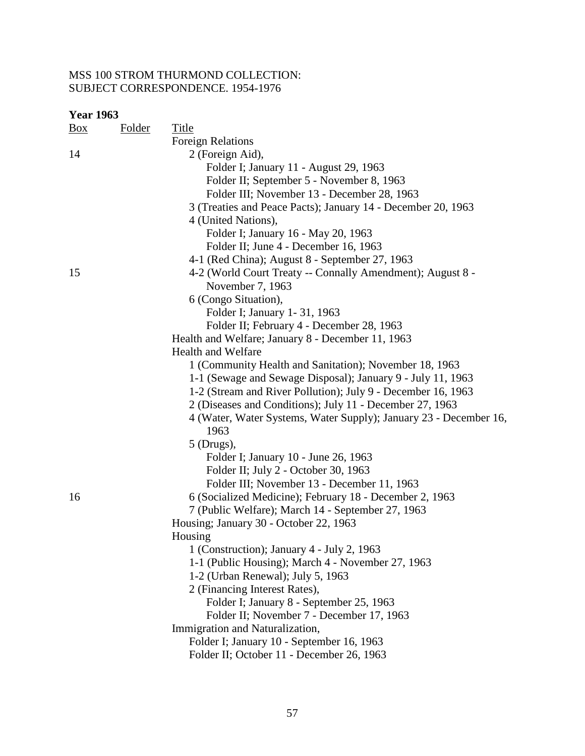MSS 100 STROM THURMOND COLLECTION:
SUBJECT CORRESPONDENCE. 1954-1976

**Year 1963**

| Box | Folder | Title |
|---|---|---|
| | | Foreign Relations |
| 14 | | 2 (Foreign Aid), |
| | | Folder I; January 11 - August 29, 1963 |
| | | Folder II; September 5 - November 8, 1963 |
| | | Folder III; November 13 - December 28, 1963 |
| | | 3 (Treaties and Peace Pacts); January 14 - December 20, 1963 |
| | | 4 (United Nations), |
| | | Folder I; January 16 - May 20, 1963 |
| | | Folder II; June 4 - December 16, 1963 |
| | | 4-1 (Red China); August 8 - September 27, 1963 |
| 15 | | 4-2 (World Court Treaty -- Connally Amendment); August 8 - November 7, 1963 |
| | | 6 (Congo Situation), |
| | | Folder I; January 1- 31, 1963 |
| | | Folder II; February 4 - December 28, 1963 |
| | | Health and Welfare; January 8 - December 11, 1963 |
| | | Health and Welfare |
| | | 1 (Community Health and Sanitation); November 18, 1963 |
| | | 1-1 (Sewage and Sewage Disposal); January 9 - July 11, 1963 |
| | | 1-2 (Stream and River Pollution); July 9 - December 16, 1963 |
| | | 2 (Diseases and Conditions); July 11 - December 27, 1963 |
| | | 4 (Water, Water Systems, Water Supply); January 23 - December 16, 1963 |
| | | 5 (Drugs), |
| | | Folder I; January 10 - June 26, 1963 |
| | | Folder II; July 2 - October 30, 1963 |
| | | Folder III; November 13 - December 11, 1963 |
| 16 | | 6 (Socialized Medicine); February 18 - December 2, 1963 |
| | | 7 (Public Welfare); March 14 - September 27, 1963 |
| | | Housing; January 30 - October 22, 1963 |
| | | Housing |
| | | 1 (Construction); January 4 - July 2, 1963 |
| | | 1-1 (Public Housing); March 4 - November 27, 1963 |
| | | 1-2 (Urban Renewal); July 5, 1963 |
| | | 2 (Financing Interest Rates), |
| | | Folder I; January 8 - September 25, 1963 |
| | | Folder II; November 7 - December 17, 1963 |
| | | Immigration and Naturalization, |
| | | Folder I; January 10 - September 16, 1963 |
| | | Folder II; October 11 - December 26, 1963 |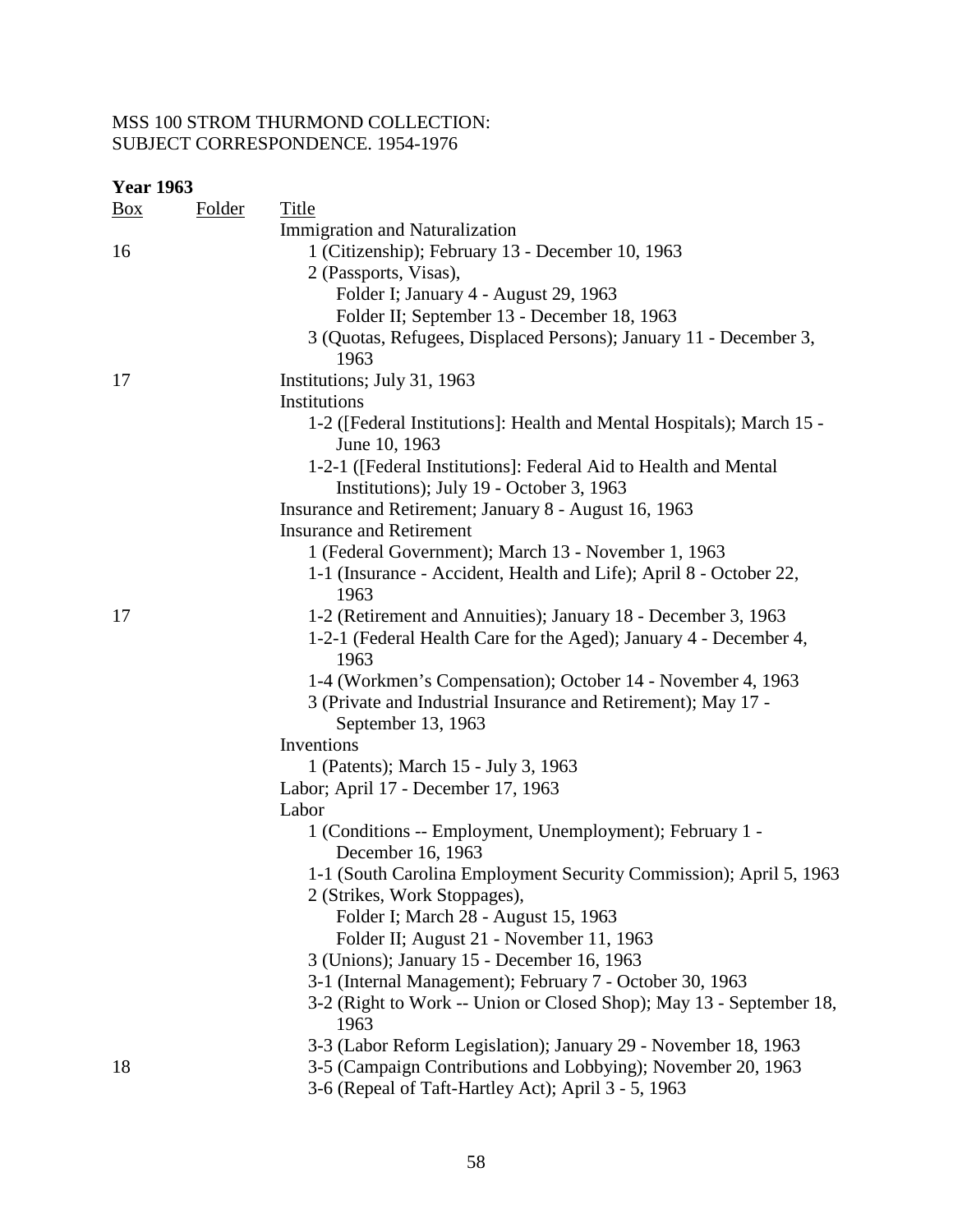MSS 100 STROM THURMOND COLLECTION:
SUBJECT CORRESPONDENCE. 1954-1976

**Year 1963**

| Box | Folder | Title |
|---|---|---|
| | | Immigration and Naturalization |
| 16 | | 1 (Citizenship); February 13 - December 10, 1963 |
| | | 2 (Passports, Visas), |
| | | Folder I; January 4 - August 29, 1963 |
| | | Folder II; September 13 - December 18, 1963 |
| | | 3 (Quotas, Refugees, Displaced Persons); January 11 - December 3, 1963 |
| 17 | | Institutions; July 31, 1963 |
| | | Institutions |
| | | 1-2 ([Federal Institutions]: Health and Mental Hospitals); March 15 - June 10, 1963 |
| | | 1-2-1 ([Federal Institutions]: Federal Aid to Health and Mental Institutions); July 19 - October 3, 1963 |
| | | Insurance and Retirement; January 8 - August 16, 1963 |
| | | Insurance and Retirement |
| | | 1 (Federal Government); March 13 - November 1, 1963 |
| | | 1-1 (Insurance - Accident, Health and Life); April 8 - October 22, 1963 |
| 17 | | 1-2 (Retirement and Annuities); January 18 - December 3, 1963 |
| | | 1-2-1 (Federal Health Care for the Aged); January 4 - December 4, 1963 |
| | | 1-4 (Workmen's Compensation); October 14 - November 4, 1963 |
| | | 3 (Private and Industrial Insurance and Retirement); May 17 - September 13, 1963 |
| | | Inventions |
| | | 1 (Patents); March 15 - July 3, 1963 |
| | | Labor; April 17 - December 17, 1963 |
| | | Labor |
| | | 1 (Conditions -- Employment, Unemployment); February 1 - December 16, 1963 |
| | | 1-1 (South Carolina Employment Security Commission); April 5, 1963 |
| | | 2 (Strikes, Work Stoppages), |
| | | Folder I; March 28 - August 15, 1963 |
| | | Folder II; August 21 - November 11, 1963 |
| | | 3 (Unions); January 15 - December 16, 1963 |
| | | 3-1 (Internal Management); February 7 - October 30, 1963 |
| | | 3-2 (Right to Work -- Union or Closed Shop); May 13 - September 18, 1963 |
| | | 3-3 (Labor Reform Legislation); January 29 - November 18, 1963 |
| 18 | | 3-5 (Campaign Contributions and Lobbying); November 20, 1963 |
| | | 3-6 (Repeal of Taft-Hartley Act); April 3 - 5, 1963 |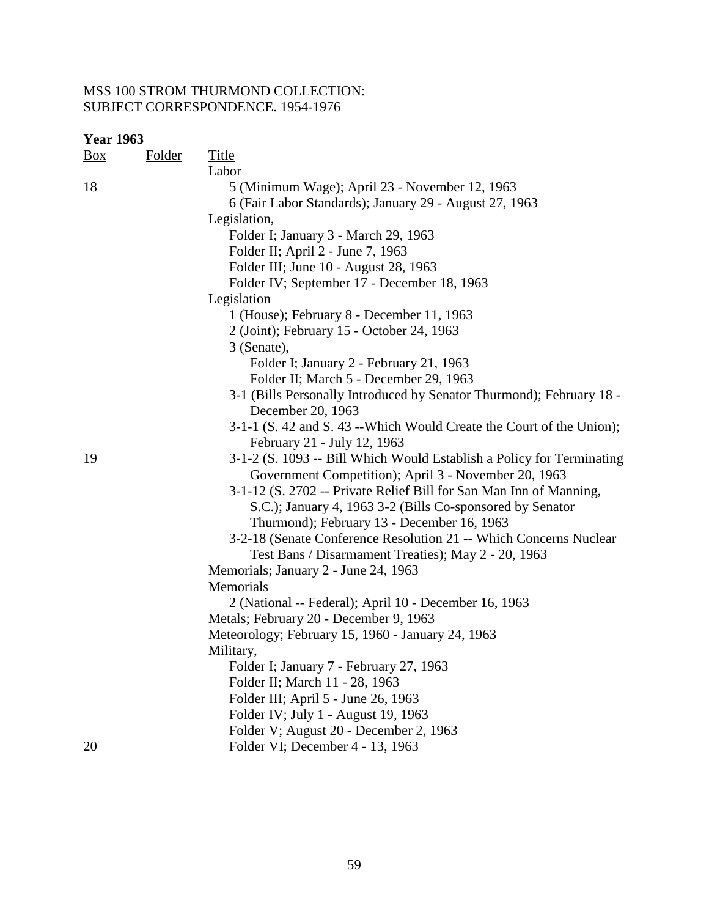MSS 100 STROM THURMOND COLLECTION:
SUBJECT CORRESPONDENCE. 1954-1976

**Year 1963**

| Box | Folder | Title |
|---|---|---|
| | | Labor |
| 18 | | 5 (Minimum Wage); April 23 - November 12, 1963 |
| | | 6 (Fair Labor Standards); January 29 - August 27, 1963 |
| | | Legislation, |
| | | Folder I; January 3 - March 29, 1963 |
| | | Folder II; April 2 - June 7, 1963 |
| | | Folder III; June 10 - August 28, 1963 |
| | | Folder IV; September 17 - December 18, 1963 |
| | | Legislation |
| | | 1 (House); February 8 - December 11, 1963 |
| | | 2 (Joint); February 15 - October 24, 1963 |
| | | 3 (Senate), |
| | | Folder I; January 2 - February 21, 1963 |
| | | Folder II; March 5 - December 29, 1963 |
| | | 3-1 (Bills Personally Introduced by Senator Thurmond); February 18 - December 20, 1963 |
| | | 3-1-1 (S. 42 and S. 43 --Which Would Create the Court of the Union); February 21 - July 12, 1963 |
| 19 | | 3-1-2 (S. 1093 -- Bill Which Would Establish a Policy for Terminating Government Competition); April 3 - November 20, 1963 |
| | | 3-1-12 (S. 2702 -- Private Relief Bill for San Man Inn of Manning, S.C.); January 4, 1963 3-2 (Bills Co-sponsored by Senator Thurmond); February 13 - December 16, 1963 |
| | | 3-2-18 (Senate Conference Resolution 21 -- Which Concerns Nuclear Test Bans / Disarmament Treaties); May 2 - 20, 1963 |
| | | Memorials; January 2 - June 24, 1963 |
| | | Memorials |
| | | 2 (National -- Federal); April 10 - December 16, 1963 |
| | | Metals; February 20 - December 9, 1963 |
| | | Meteorology; February 15, 1960 - January 24, 1963 |
| | | Military, |
| | | Folder I; January 7 - February 27, 1963 |
| | | Folder II; March 11 - 28, 1963 |
| | | Folder III; April 5 - June 26, 1963 |
| | | Folder IV; July 1 - August 19, 1963 |
| | | Folder V; August 20 - December 2, 1963 |
| 20 | | Folder VI; December 4 - 13, 1963 |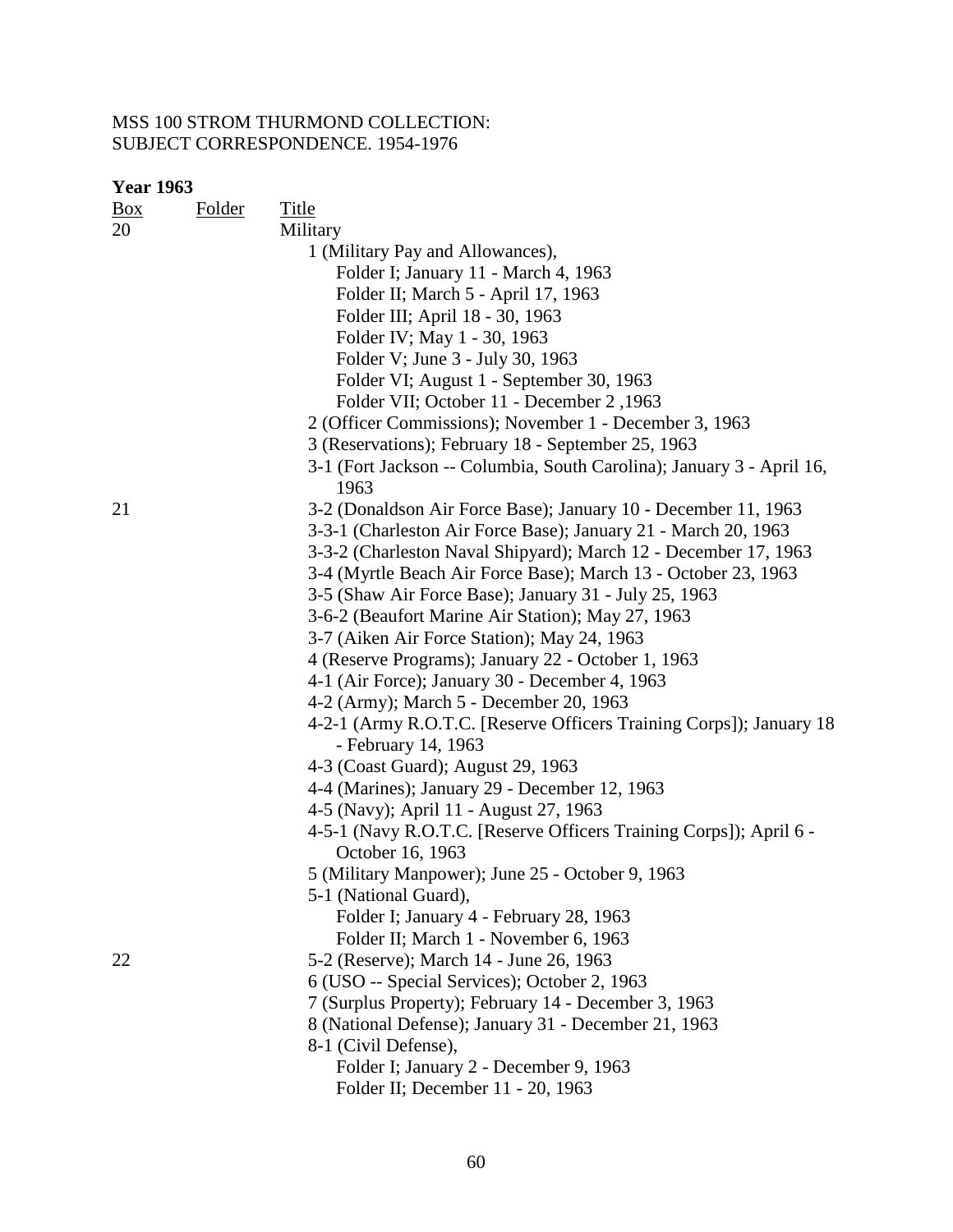MSS 100 STROM THURMOND COLLECTION:
SUBJECT CORRESPONDENCE. 1954-1976

**Year 1963**

| Box | Folder | Title |
|---|---|---|
| 20 | | Military |
| | | 1 (Military Pay and Allowances), |
| | | Folder I; January 11 - March 4, 1963 |
| | | Folder II; March 5 - April 17, 1963 |
| | | Folder III; April 18 - 30, 1963 |
| | | Folder IV; May 1 - 30, 1963 |
| | | Folder V; June 3 - July 30, 1963 |
| | | Folder VI; August 1 - September 30, 1963 |
| | | Folder VII; October 11 - December 2 ,1963 |
| | | 2 (Officer Commissions); November 1 - December 3, 1963 |
| | | 3 (Reservations); February 18 - September 25, 1963 |
| | | 3-1 (Fort Jackson -- Columbia, South Carolina); January 3 - April 16, 1963 |
| 21 | | 3-2 (Donaldson Air Force Base); January 10 - December 11, 1963 |
| | | 3-3-1 (Charleston Air Force Base); January 21 - March 20, 1963 |
| | | 3-3-2 (Charleston Naval Shipyard); March 12 - December 17, 1963 |
| | | 3-4 (Myrtle Beach Air Force Base); March 13 - October 23, 1963 |
| | | 3-5 (Shaw Air Force Base); January 31 - July 25, 1963 |
| | | 3-6-2 (Beaufort Marine Air Station); May 27, 1963 |
| | | 3-7 (Aiken Air Force Station); May 24, 1963 |
| | | 4 (Reserve Programs); January 22 - October 1, 1963 |
| | | 4-1 (Air Force); January 30 - December 4, 1963 |
| | | 4-2 (Army); March 5 - December 20, 1963 |
| | | 4-2-1 (Army R.O.T.C. [Reserve Officers Training Corps]); January 18 - February 14, 1963 |
| | | 4-3 (Coast Guard); August 29, 1963 |
| | | 4-4 (Marines); January 29 - December 12, 1963 |
| | | 4-5 (Navy); April 11 - August 27, 1963 |
| | | 4-5-1 (Navy R.O.T.C. [Reserve Officers Training Corps]); April 6 - October 16, 1963 |
| | | 5 (Military Manpower); June 25 - October 9, 1963 |
| | | 5-1 (National Guard), |
| | | Folder I; January 4 - February 28, 1963 |
| | | Folder II; March 1 - November 6, 1963 |
| 22 | | 5-2 (Reserve); March 14 - June 26, 1963 |
| | | 6 (USO -- Special Services); October 2, 1963 |
| | | 7 (Surplus Property); February 14 - December 3, 1963 |
| | | 8 (National Defense); January 31 - December 21, 1963 |
| | | 8-1 (Civil Defense), |
| | | Folder I; January 2 - December 9, 1963 |
| | | Folder II; December 11 - 20, 1963 |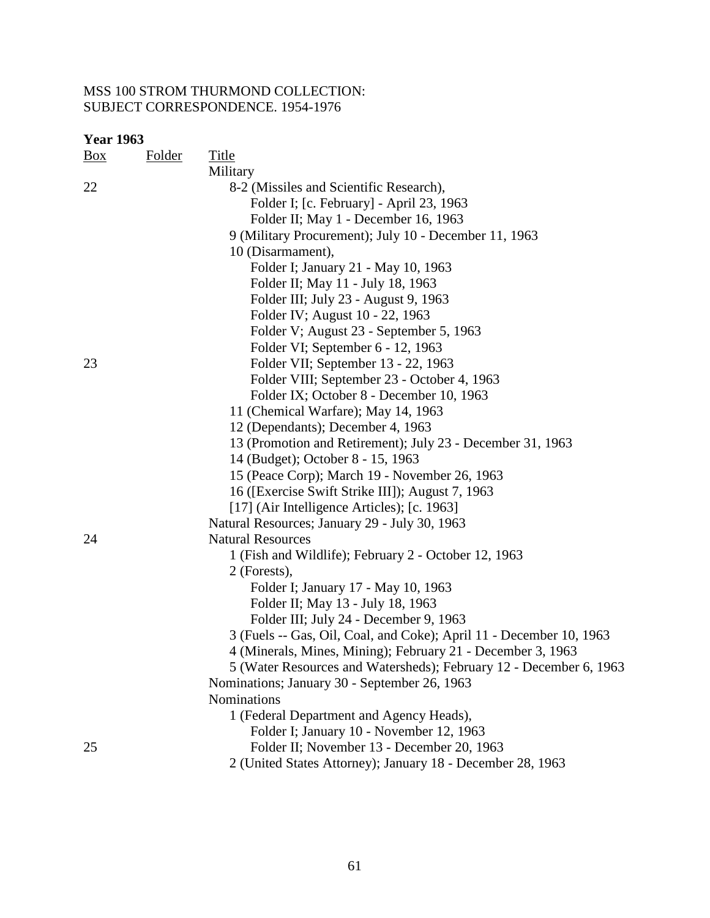MSS 100 STROM THURMOND COLLECTION:
SUBJECT CORRESPONDENCE. 1954-1976

**Year 1963**

| Box | Folder | Title |
|---|---|---|
| | | Military |
| 22 | | 8-2 (Missiles and Scientific Research), |
| | | Folder I; [c. February] - April 23, 1963 |
| | | Folder II; May 1 - December 16, 1963 |
| | | 9 (Military Procurement); July 10 - December 11, 1963 |
| | | 10 (Disarmament), |
| | | Folder I; January 21 - May 10, 1963 |
| | | Folder II; May 11 - July 18, 1963 |
| | | Folder III; July 23 - August 9, 1963 |
| | | Folder IV; August 10 - 22, 1963 |
| | | Folder V; August 23 - September 5, 1963 |
| | | Folder VI; September 6 - 12, 1963 |
| 23 | | Folder VII; September 13 - 22, 1963 |
| | | Folder VIII; September 23 - October 4, 1963 |
| | | Folder IX; October 8 - December 10, 1963 |
| | | 11 (Chemical Warfare); May 14, 1963 |
| | | 12 (Dependants); December 4, 1963 |
| | | 13 (Promotion and Retirement); July 23 - December 31, 1963 |
| | | 14 (Budget); October 8 - 15, 1963 |
| | | 15 (Peace Corp); March 19 - November 26, 1963 |
| | | 16 ([Exercise Swift Strike III]); August 7, 1963 |
| | | [17] (Air Intelligence Articles); [c. 1963] |
| | | Natural Resources; January 29 - July 30, 1963 |
| 24 | | Natural Resources |
| | | 1 (Fish and Wildlife); February 2 - October 12, 1963 |
| | | 2 (Forests), |
| | | Folder I; January 17 - May 10, 1963 |
| | | Folder II; May 13 - July 18, 1963 |
| | | Folder III; July 24 - December 9, 1963 |
| | | 3 (Fuels -- Gas, Oil, Coal, and Coke); April 11 - December 10, 1963 |
| | | 4 (Minerals, Mines, Mining); February 21 - December 3, 1963 |
| | | 5 (Water Resources and Watersheds); February 12 - December 6, 1963 |
| | | Nominations; January 30 - September 26, 1963 |
| | | Nominations |
| | | 1 (Federal Department and Agency Heads), |
| | | Folder I; January 10 - November 12, 1963 |
| 25 | | Folder II; November 13 - December 20, 1963 |
| | | 2 (United States Attorney); January 18 - December 28, 1963 |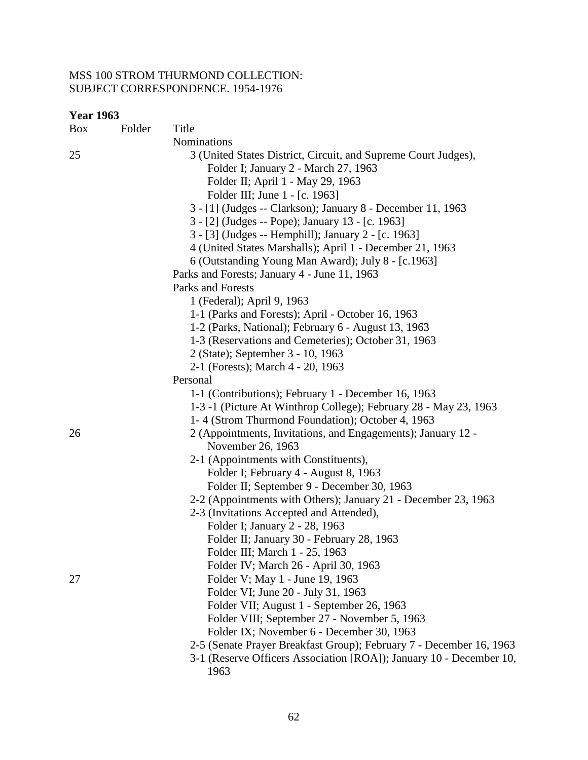MSS 100 STROM THURMOND COLLECTION:
SUBJECT CORRESPONDENCE. 1954-1976

**Year 1963**

| Box | Folder | Title |
|---|---|---|
| | | Nominations |
| 25 | | 3 (United States District, Circuit, and Supreme Court Judges), |
| | | Folder I; January 2 - March 27, 1963 |
| | | Folder II; April 1 - May 29, 1963 |
| | | Folder III; June 1 - [c. 1963] |
| | | 3 - [1] (Judges -- Clarkson); January 8 - December 11, 1963 |
| | | 3 - [2] (Judges -- Pope); January 13 - [c. 1963] |
| | | 3 - [3] (Judges -- Hemphill); January 2 - [c. 1963] |
| | | 4 (United States Marshalls); April 1 - December 21, 1963 |
| | | 6 (Outstanding Young Man Award); July 8 - [c.1963] |
| | | Parks and Forests; January 4 - June 11, 1963 |
| | | Parks and Forests |
| | | 1 (Federal); April 9, 1963 |
| | | 1-1 (Parks and Forests); April - October 16, 1963 |
| | | 1-2 (Parks, National); February 6 - August 13, 1963 |
| | | 1-3 (Reservations and Cemeteries); October 31, 1963 |
| | | 2 (State); September 3 - 10, 1963 |
| | | 2-1 (Forests); March 4 - 20, 1963 |
| | | Personal |
| | | 1-1 (Contributions); February 1 - December 16, 1963 |
| | | 1-3 -1 (Picture At Winthrop College); February 28 - May 23, 1963 |
| | | 1- 4 (Strom Thurmond Foundation); October 4, 1963 |
| 26 | | 2 (Appointments, Invitations, and Engagements); January 12 - November 26, 1963 |
| | | 2-1 (Appointments with Constituents), |
| | | Folder I; February 4 - August 8, 1963 |
| | | Folder II; September 9 - December 30, 1963 |
| | | 2-2 (Appointments with Others); January 21 - December 23, 1963 |
| | | 2-3 (Invitations Accepted and Attended), |
| | | Folder I; January 2 - 28, 1963 |
| | | Folder II; January 30 - February 28, 1963 |
| | | Folder III; March 1 - 25, 1963 |
| | | Folder IV; March 26 - April 30, 1963 |
| 27 | | Folder V; May 1 - June 19, 1963 |
| | | Folder VI; June 20 - July 31, 1963 |
| | | Folder VII; August 1 - September 26, 1963 |
| | | Folder VIII; September 27 - November 5, 1963 |
| | | Folder IX; November 6 - December 30, 1963 |
| | | 2-5 (Senate Prayer Breakfast Group); February 7 - December 16, 1963 |
| | | 3-1 (Reserve Officers Association [ROA]); January 10 - December 10, 1963 |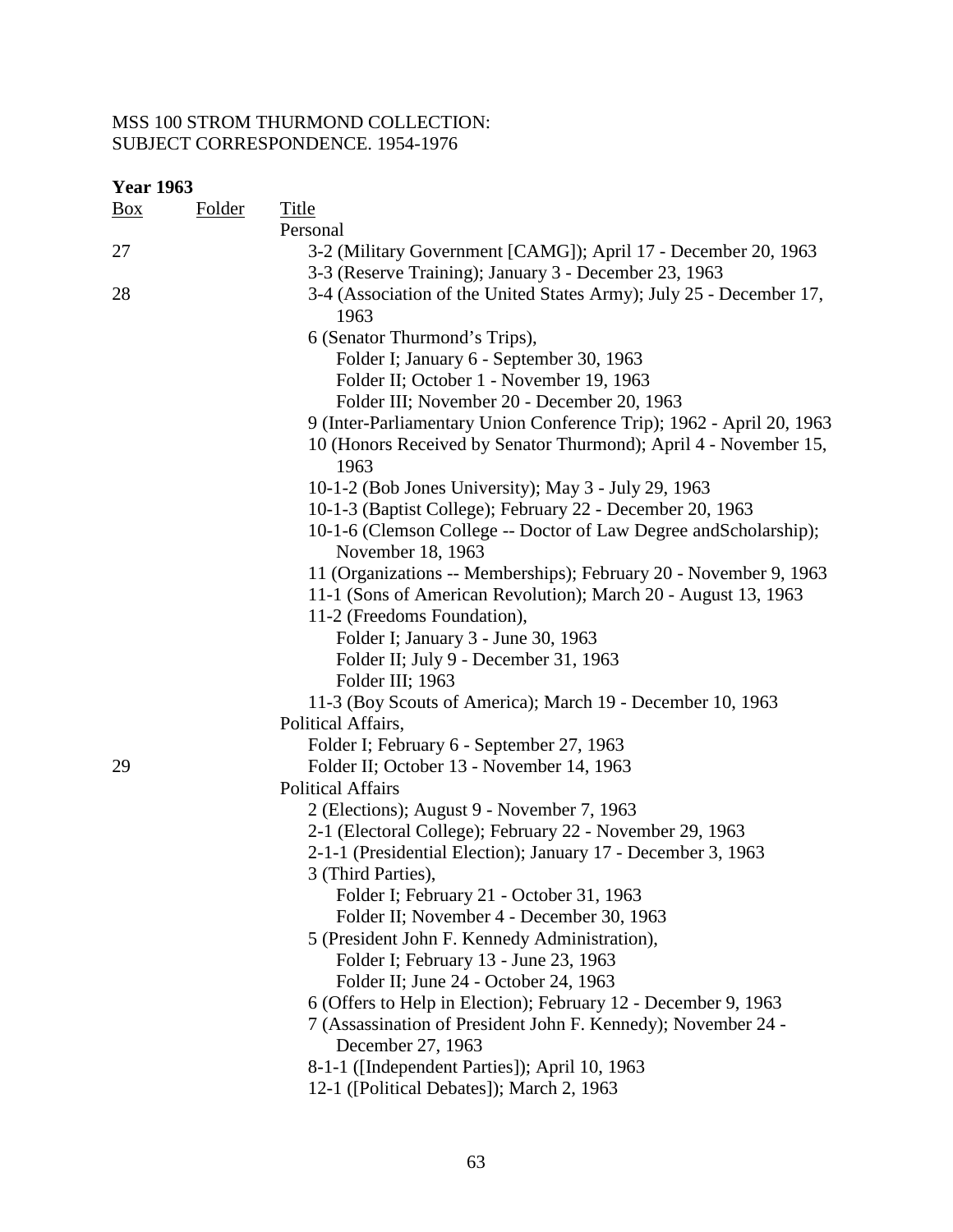MSS 100 STROM THURMOND COLLECTION:
SUBJECT CORRESPONDENCE. 1954-1976

**Year 1963**

| Box | Folder | Title |
|---|---|---|
| | | Personal |
| 27 | | 3-2 (Military Government [CAMG]); April 17 - December 20, 1963 |
| | | 3-3 (Reserve Training); January 3 - December 23, 1963 |
| 28 | | 3-4 (Association of the United States Army); July 25 - December 17, 1963 |
| | | 6 (Senator Thurmond's Trips), |
| | | Folder I; January 6 - September 30, 1963 |
| | | Folder II; October 1 - November 19, 1963 |
| | | Folder III; November 20 - December 20, 1963 |
| | | 9 (Inter-Parliamentary Union Conference Trip); 1962 - April 20, 1963 |
| | | 10 (Honors Received by Senator Thurmond); April 4 - November 15, 1963 |
| | | 10-1-2 (Bob Jones University); May 3 - July 29, 1963 |
| | | 10-1-3 (Baptist College); February 22 - December 20, 1963 |
| | | 10-1-6 (Clemson College -- Doctor of Law Degree andScholarship); November 18, 1963 |
| | | 11 (Organizations -- Memberships); February 20 - November 9, 1963 |
| | | 11-1 (Sons of American Revolution); March 20 - August 13, 1963 |
| | | 11-2 (Freedoms Foundation), |
| | | Folder I; January 3 - June 30, 1963 |
| | | Folder II; July 9 - December 31, 1963 |
| | | Folder III; 1963 |
| | | 11-3 (Boy Scouts of America); March 19 - December 10, 1963 |
| | | Political Affairs, |
| | | Folder I; February 6 - September 27, 1963 |
| 29 | | Folder II; October 13 - November 14, 1963 |
| | | Political Affairs |
| | | 2 (Elections); August 9 - November 7, 1963 |
| | | 2-1 (Electoral College); February 22 - November 29, 1963 |
| | | 2-1-1 (Presidential Election); January 17 - December 3, 1963 |
| | | 3 (Third Parties), |
| | | Folder I; February 21 - October 31, 1963 |
| | | Folder II; November 4 - December 30, 1963 |
| | | 5 (President John F. Kennedy Administration), |
| | | Folder I; February 13 - June 23, 1963 |
| | | Folder II; June 24 - October 24, 1963 |
| | | 6 (Offers to Help in Election); February 12 - December 9, 1963 |
| | | 7 (Assassination of President John F. Kennedy); November 24 - December 27, 1963 |
| | | 8-1-1 ([Independent Parties]); April 10, 1963 |
| | | 12-1 ([Political Debates]); March 2, 1963 |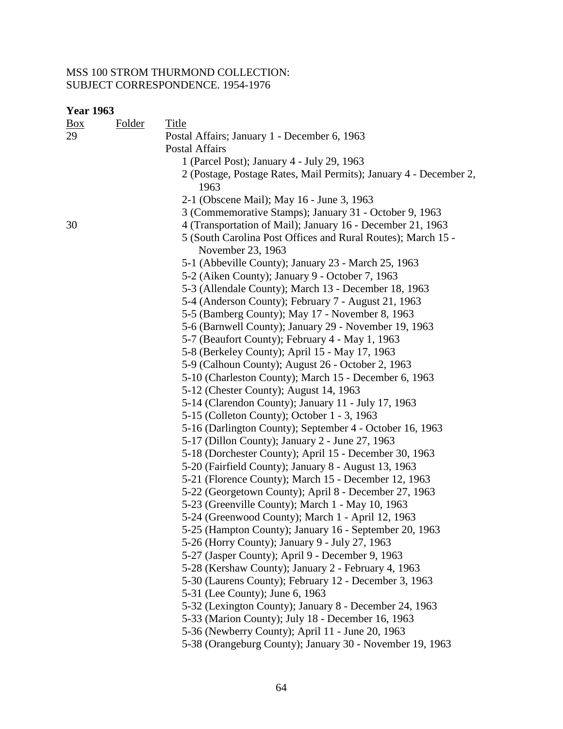MSS 100 STROM THURMOND COLLECTION:
SUBJECT CORRESPONDENCE. 1954-1976

**Year 1963**

| Box | Folder | Title |
|---|---|---|
| 29 | | Postal Affairs; January 1 - December 6, 1963 |
| | | Postal Affairs |
| | | 1 (Parcel Post); January 4 - July 29, 1963 |
| | | 2 (Postage, Postage Rates, Mail Permits); January 4 - December 2, 1963 |
| | | 2-1 (Obscene Mail); May 16 - June 3, 1963 |
| | | 3 (Commemorative Stamps); January 31 - October 9, 1963 |
| 30 | | 4 (Transportation of Mail); January 16 - December 21, 1963 |
| | | 5 (South Carolina Post Offices and Rural Routes); March 15 - November 23, 1963 |
| | | 5-1 (Abbeville County); January 23 - March 25, 1963 |
| | | 5-2 (Aiken County); January 9 - October 7, 1963 |
| | | 5-3 (Allendale County); March 13 - December 18, 1963 |
| | | 5-4 (Anderson County); February 7 - August 21, 1963 |
| | | 5-5 (Bamberg County); May 17 - November 8, 1963 |
| | | 5-6 (Barnwell County); January 29 - November 19, 1963 |
| | | 5-7 (Beaufort County); February 4 - May 1, 1963 |
| | | 5-8 (Berkeley County); April 15 - May 17, 1963 |
| | | 5-9 (Calhoun County); August 26 - October 2, 1963 |
| | | 5-10 (Charleston County); March 15 - December 6, 1963 |
| | | 5-12 (Chester County); August 14, 1963 |
| | | 5-14 (Clarendon County); January 11 - July 17, 1963 |
| | | 5-15 (Colleton County); October 1 - 3, 1963 |
| | | 5-16 (Darlington County); September 4 - October 16, 1963 |
| | | 5-17 (Dillon County); January 2 - June 27, 1963 |
| | | 5-18 (Dorchester County); April 15 - December 30, 1963 |
| | | 5-20 (Fairfield County); January 8 - August 13, 1963 |
| | | 5-21 (Florence County); March 15 - December 12, 1963 |
| | | 5-22 (Georgetown County); April 8 - December 27, 1963 |
| | | 5-23 (Greenville County); March 1 - May 10, 1963 |
| | | 5-24 (Greenwood County); March 1 - April 12, 1963 |
| | | 5-25 (Hampton County); January 16 - September 20, 1963 |
| | | 5-26 (Horry County); January 9 - July 27, 1963 |
| | | 5-27 (Jasper County); April 9 - December 9, 1963 |
| | | 5-28 (Kershaw County); January 2 - February 4, 1963 |
| | | 5-30 (Laurens County); February 12 - December 3, 1963 |
| | | 5-31 (Lee County); June 6, 1963 |
| | | 5-32 (Lexington County); January 8 - December 24, 1963 |
| | | 5-33 (Marion County); July 18 - December 16, 1963 |
| | | 5-36 (Newberry County); April 11 - June 20, 1963 |
| | | 5-38 (Orangeburg County); January 30 - November 19, 1963 |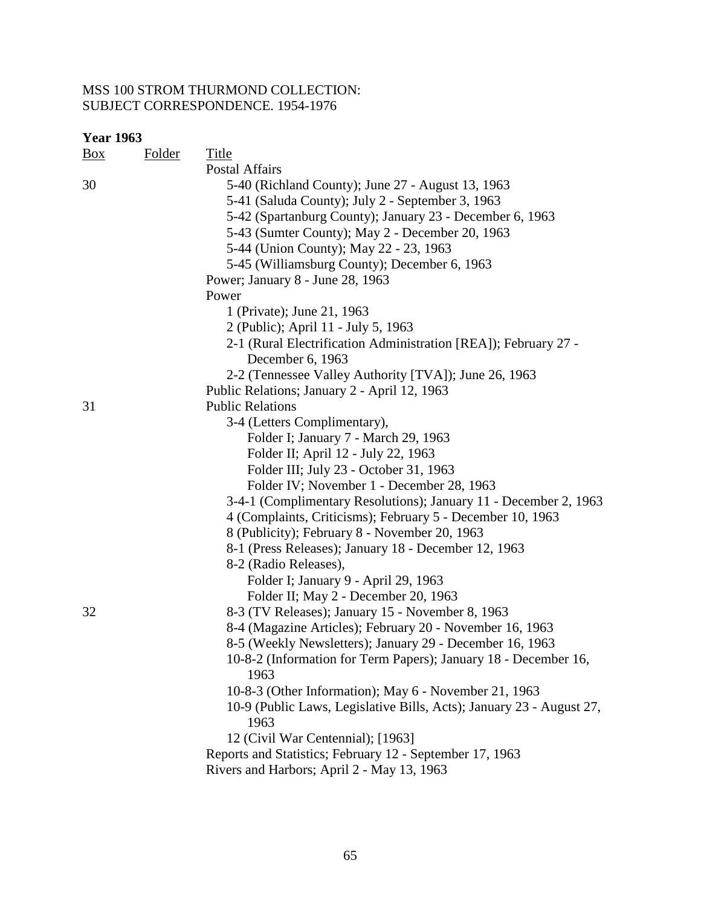MSS 100 STROM THURMOND COLLECTION:
SUBJECT CORRESPONDENCE. 1954-1976

**Year 1963**

| Box | Folder | Title |
|---|---|---|
| | | Postal Affairs |
| 30 | | 5-40 (Richland County); June 27 - August 13, 1963 |
| | | 5-41 (Saluda County); July 2 - September 3, 1963 |
| | | 5-42 (Spartanburg County); January 23 - December 6, 1963 |
| | | 5-43 (Sumter County); May 2 - December 20, 1963 |
| | | 5-44 (Union County); May 22 - 23, 1963 |
| | | 5-45 (Williamsburg County); December 6, 1963 |
| | | Power; January 8 - June 28, 1963 |
| | | Power |
| | | 1 (Private); June 21, 1963 |
| | | 2 (Public); April 11 - July 5, 1963 |
| | | 2-1 (Rural Electrification Administration [REA]); February 27 - December 6, 1963 |
| | | 2-2 (Tennessee Valley Authority [TVA]); June 26, 1963 |
| | | Public Relations; January 2 - April 12, 1963 |
| 31 | | Public Relations |
| | | 3-4 (Letters Complimentary), |
| | | Folder I; January 7 - March 29, 1963 |
| | | Folder II; April 12 - July 22, 1963 |
| | | Folder III; July 23 - October 31, 1963 |
| | | Folder IV; November 1 - December 28, 1963 |
| | | 3-4-1 (Complimentary Resolutions); January 11 - December 2, 1963 |
| | | 4 (Complaints, Criticisms); February 5 - December 10, 1963 |
| | | 8 (Publicity); February 8 - November 20, 1963 |
| | | 8-1 (Press Releases); January 18 - December 12, 1963 |
| | | 8-2 (Radio Releases), |
| | | Folder I; January 9 - April 29, 1963 |
| | | Folder II; May 2 - December 20, 1963 |
| 32 | | 8-3 (TV Releases); January 15 - November 8, 1963 |
| | | 8-4 (Magazine Articles); February 20 - November 16, 1963 |
| | | 8-5 (Weekly Newsletters); January 29 - December 16, 1963 |
| | | 10-8-2 (Information for Term Papers); January 18 - December 16, 1963 |
| | | 10-8-3 (Other Information); May 6 - November 21, 1963 |
| | | 10-9 (Public Laws, Legislative Bills, Acts); January 23 - August 27, 1963 |
| | | 12 (Civil War Centennial); [1963] |
| | | Reports and Statistics; February 12 - September 17, 1963 |
| | | Rivers and Harbors; April 2 - May 13, 1963 |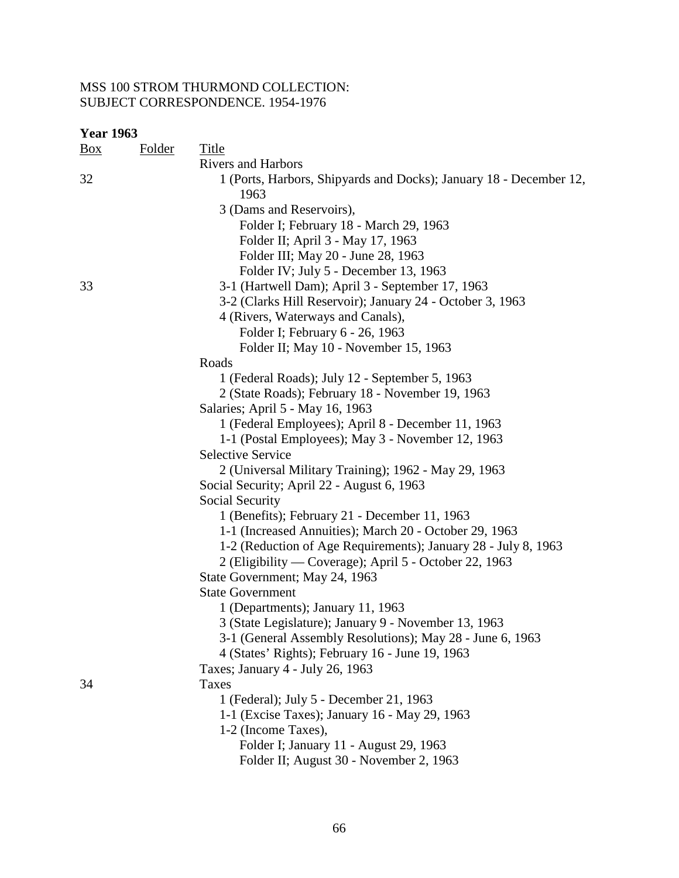MSS 100 STROM THURMOND COLLECTION:
SUBJECT CORRESPONDENCE. 1954-1976

**Year 1963**

| Box | Folder | Title |
|---|---|---|
| | | Rivers and Harbors |
| 32 | | 1 (Ports, Harbors, Shipyards and Docks); January 18 - December 12, 1963 |
| | | 3 (Dams and Reservoirs), |
| | | Folder I; February 18 - March 29, 1963 |
| | | Folder II; April 3 - May 17, 1963 |
| | | Folder III; May 20 - June 28, 1963 |
| | | Folder IV; July 5 - December 13, 1963 |
| 33 | | 3-1 (Hartwell Dam); April 3 - September 17, 1963 |
| | | 3-2 (Clarks Hill Reservoir); January 24 - October 3, 1963 |
| | | 4 (Rivers, Waterways and Canals), |
| | | Folder I; February 6 - 26, 1963 |
| | | Folder II; May 10 - November 15, 1963 |
| | | Roads |
| | | 1 (Federal Roads); July 12 - September 5, 1963 |
| | | 2 (State Roads); February 18 - November 19, 1963 |
| | | Salaries; April 5 - May 16, 1963 |
| | | 1 (Federal Employees); April 8 - December 11, 1963 |
| | | 1-1 (Postal Employees); May 3 - November 12, 1963 |
| | | Selective Service |
| | | 2 (Universal Military Training); 1962 - May 29, 1963 |
| | | Social Security; April 22 - August 6, 1963 |
| | | Social Security |
| | | 1 (Benefits); February 21 - December 11, 1963 |
| | | 1-1 (Increased Annuities); March 20 - October 29, 1963 |
| | | 1-2 (Reduction of Age Requirements); January 28 - July 8, 1963 |
| | | 2 (Eligibility — Coverage); April 5 - October 22, 1963 |
| | | State Government; May 24, 1963 |
| | | State Government |
| | | 1 (Departments); January 11, 1963 |
| | | 3 (State Legislature); January 9 - November 13, 1963 |
| | | 3-1 (General Assembly Resolutions); May 28 - June 6, 1963 |
| | | 4 (States' Rights); February 16 - June 19, 1963 |
| | | Taxes; January 4 - July 26, 1963 |
| 34 | | Taxes |
| | | 1 (Federal); July 5 - December 21, 1963 |
| | | 1-1 (Excise Taxes); January 16 - May 29, 1963 |
| | | 1-2 (Income Taxes), |
| | | Folder I; January 11 - August 29, 1963 |
| | | Folder II; August 30 - November 2, 1963 |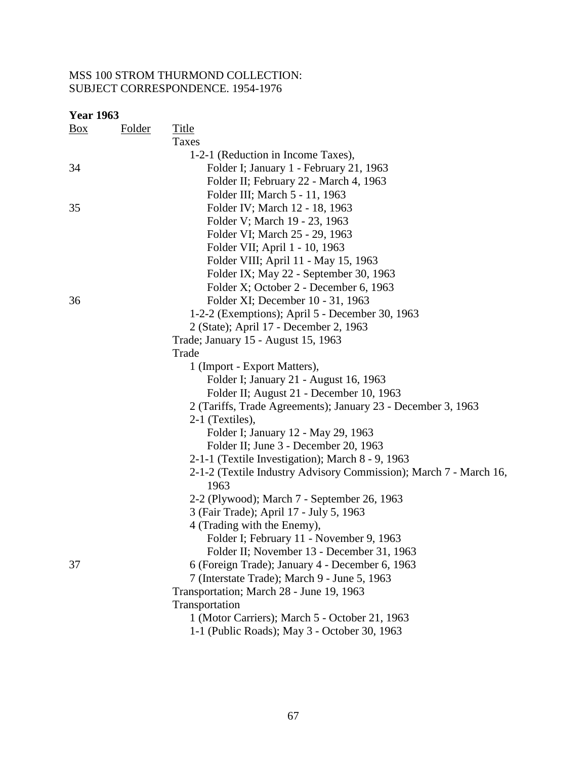MSS 100 STROM THURMOND COLLECTION:
SUBJECT CORRESPONDENCE. 1954-1976

**Year 1963**

| Box | Folder | Title |
|---|---|---|
| | | Taxes |
| | | 1-2-1 (Reduction in Income Taxes), |
| 34 | | Folder I; January 1 - February 21, 1963 |
| | | Folder II; February 22 - March 4, 1963 |
| | | Folder III; March 5 - 11, 1963 |
| 35 | | Folder IV; March 12 - 18, 1963 |
| | | Folder V; March 19 - 23, 1963 |
| | | Folder VI; March 25 - 29, 1963 |
| | | Folder VII; April 1 - 10, 1963 |
| | | Folder VIII; April 11 - May 15, 1963 |
| | | Folder IX; May 22 - September 30, 1963 |
| | | Folder X; October 2 - December 6, 1963 |
| 36 | | Folder XI; December 10 - 31, 1963 |
| | | 1-2-2 (Exemptions); April 5 - December 30, 1963 |
| | | 2 (State); April 17 - December 2, 1963 |
| | | Trade; January 15 - August 15, 1963 |
| | | Trade |
| | | 1 (Import - Export Matters), |
| | | Folder I; January 21 - August 16, 1963 |
| | | Folder II; August 21 - December 10, 1963 |
| | | 2 (Tariffs, Trade Agreements); January 23 - December 3, 1963 |
| | | 2-1 (Textiles), |
| | | Folder I; January 12 - May 29, 1963 |
| | | Folder II; June 3 - December 20, 1963 |
| | | 2-1-1 (Textile Investigation); March 8 - 9, 1963 |
| | | 2-1-2 (Textile Industry Advisory Commission); March 7 - March 16, 1963 |
| | | 2-2 (Plywood); March 7 - September 26, 1963 |
| | | 3 (Fair Trade); April 17 - July 5, 1963 |
| | | 4 (Trading with the Enemy), |
| | | Folder I; February 11 - November 9, 1963 |
| | | Folder II; November 13 - December 31, 1963 |
| 37 | | 6 (Foreign Trade); January 4 - December 6, 1963 |
| | | 7 (Interstate Trade); March 9 - June 5, 1963 |
| | | Transportation; March 28 - June 19, 1963 |
| | | Transportation |
| | | 1 (Motor Carriers); March 5 - October 21, 1963 |
| | | 1-1 (Public Roads); May 3 - October 30, 1963 |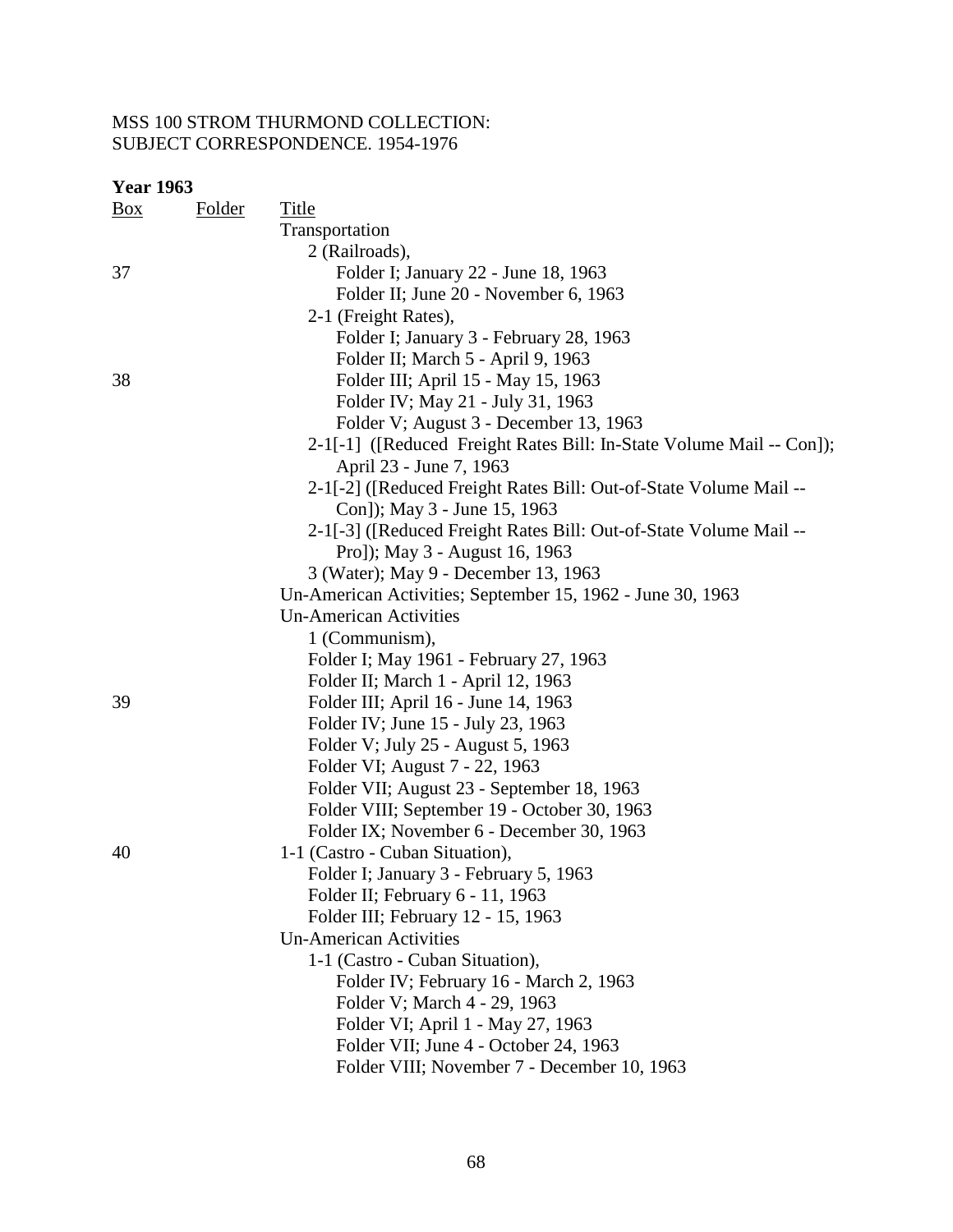MSS 100 STROM THURMOND COLLECTION:
SUBJECT CORRESPONDENCE. 1954-1976

**Year 1963**

| Box | Folder | Title |
|---|---|---|
| | | Transportation |
| | | 2 (Railroads), |
| 37 | | Folder I; January 22 - June 18, 1963 |
| | | Folder II; June 20 - November 6, 1963 |
| | | 2-1 (Freight Rates), |
| | | Folder I; January 3 - February 28, 1963 |
| | | Folder II; March 5 - April 9, 1963 |
| 38 | | Folder III; April 15 - May 15, 1963 |
| | | Folder IV; May 21 - July 31, 1963 |
| | | Folder V; August 3 - December 13, 1963 |
| | | 2-1[-1] ([Reduced Freight Rates Bill: In-State Volume Mail -- Con]); April 23 - June 7, 1963 |
| | | 2-1[-2] ([Reduced Freight Rates Bill: Out-of-State Volume Mail -- Con]); May 3 - June 15, 1963 |
| | | 2-1[-3] ([Reduced Freight Rates Bill: Out-of-State Volume Mail -- Pro]); May 3 - August 16, 1963 |
| | | 3 (Water); May 9 - December 13, 1963 |
| | | Un-American Activities; September 15, 1962 - June 30, 1963 |
| | | Un-American Activities |
| | | 1 (Communism), |
| | | Folder I; May 1961 - February 27, 1963 |
| | | Folder II; March 1 - April 12, 1963 |
| 39 | | Folder III; April 16 - June 14, 1963 |
| | | Folder IV; June 15 - July 23, 1963 |
| | | Folder V; July 25 - August 5, 1963 |
| | | Folder VI; August 7 - 22, 1963 |
| | | Folder VII; August 23 - September 18, 1963 |
| | | Folder VIII; September 19 - October 30, 1963 |
| | | Folder IX; November 6 - December 30, 1963 |
| 40 | | 1-1 (Castro - Cuban Situation), |
| | | Folder I; January 3 - February 5, 1963 |
| | | Folder II; February 6 - 11, 1963 |
| | | Folder III; February 12 - 15, 1963 |
| | | Un-American Activities |
| | | 1-1 (Castro - Cuban Situation), |
| | | Folder IV; February 16 - March 2, 1963 |
| | | Folder V; March 4 - 29, 1963 |
| | | Folder VI; April 1 - May 27, 1963 |
| | | Folder VII; June 4 - October 24, 1963 |
| | | Folder VIII; November 7 - December 10, 1963 |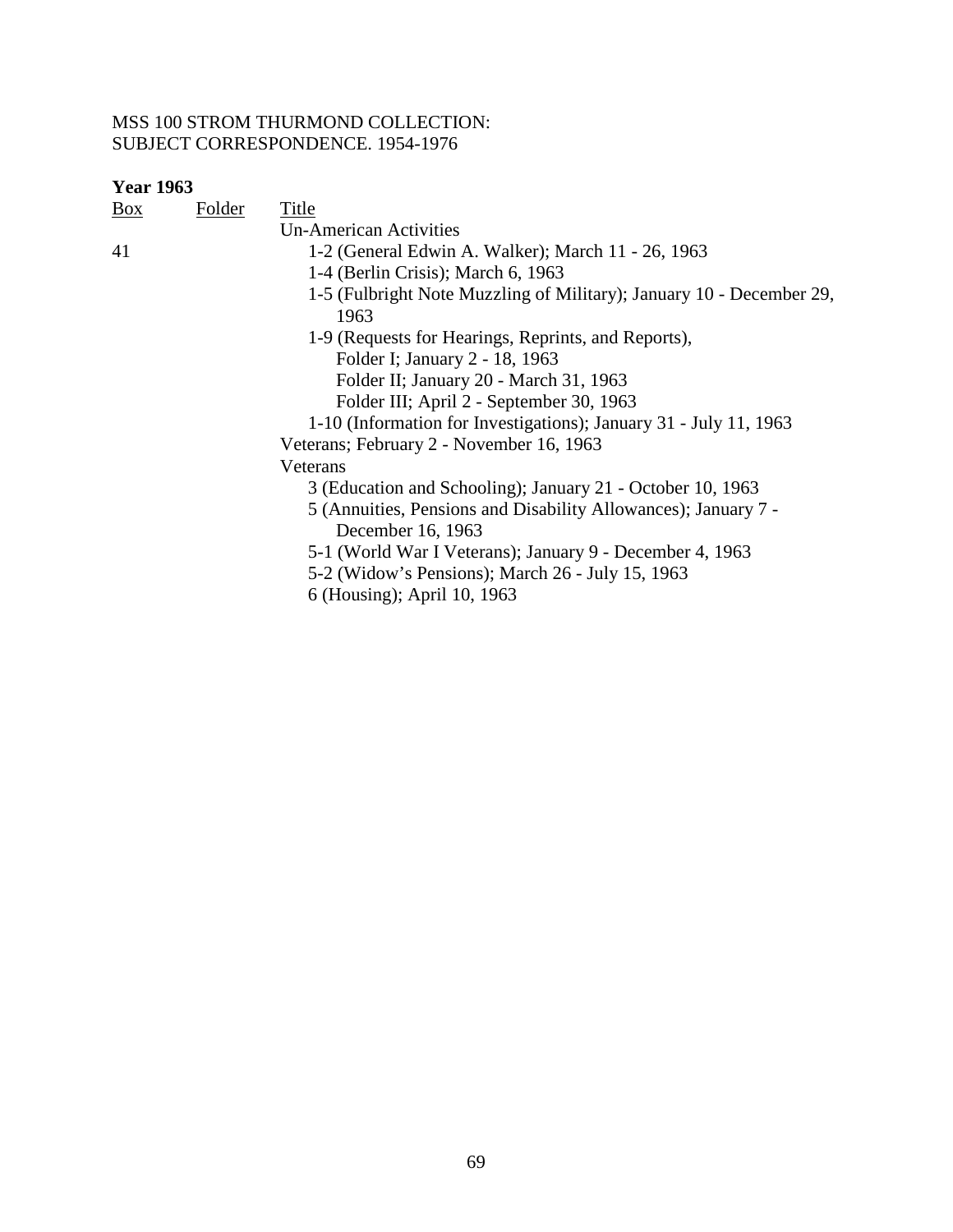MSS 100 STROM THURMOND COLLECTION:
SUBJECT CORRESPONDENCE. 1954-1976

**Year 1963**

| Box | Folder | Title |
|---|---|---|
| | | Un-American Activities |
| 41 | | 1-2 (General Edwin A. Walker); March 11 - 26, 1963 |
| | | 1-4 (Berlin Crisis); March 6, 1963 |
| | | 1-5 (Fulbright Note Muzzling of Military); January 10 - December 29, 1963 |
| | | 1-9 (Requests for Hearings, Reprints, and Reports), |
| | | Folder I; January 2 - 18, 1963 |
| | | Folder II; January 20 - March 31, 1963 |
| | | Folder III; April 2 - September 30, 1963 |
| | | 1-10 (Information for Investigations); January 31 - July 11, 1963 |
| | | Veterans; February 2 - November 16, 1963 |
| | | Veterans |
| | | 3 (Education and Schooling); January 21 - October 10, 1963 |
| | | 5 (Annuities, Pensions and Disability Allowances); January 7 - December 16, 1963 |
| | | 5-1 (World War I Veterans); January 9 - December 4, 1963 |
| | | 5-2 (Widow's Pensions); March 26 - July 15, 1963 |
| | | 6 (Housing); April 10, 1963 |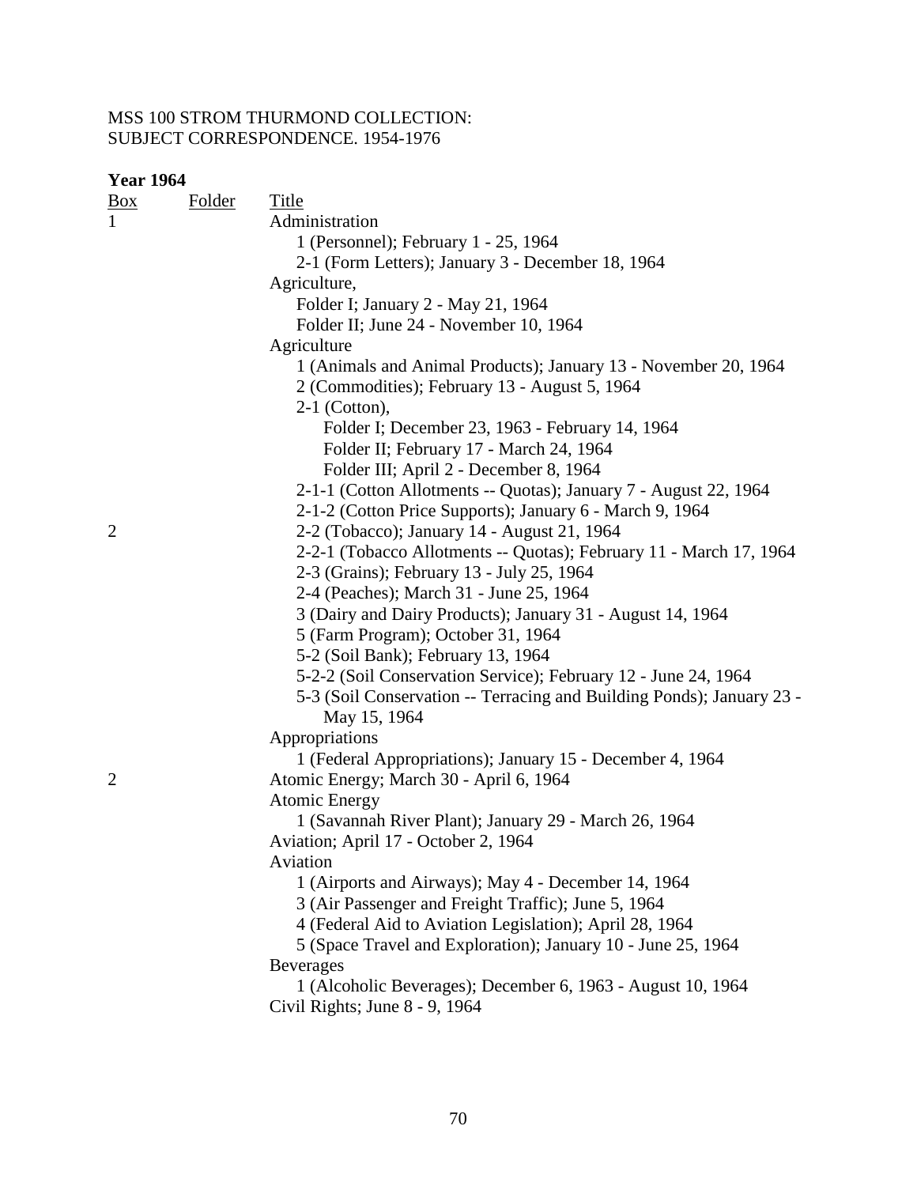MSS 100 STROM THURMOND COLLECTION:
SUBJECT CORRESPONDENCE. 1954-1976

**Year 1964**

| Box | Folder | Title |
|---|---|---|
| 1 | | Administration |
| | | 1 (Personnel); February 1 - 25, 1964 |
| | | 2-1 (Form Letters); January 3 - December 18, 1964 |
| | | Agriculture, |
| | | Folder I; January 2 - May 21, 1964 |
| | | Folder II; June 24 - November 10, 1964 |
| | | Agriculture |
| | | 1 (Animals and Animal Products); January 13 - November 20, 1964 |
| | | 2 (Commodities); February 13 - August 5, 1964 |
| | | 2-1 (Cotton), |
| | | Folder I; December 23, 1963 - February 14, 1964 |
| | | Folder II; February 17 - March 24, 1964 |
| | | Folder III; April 2 - December 8, 1964 |
| | | 2-1-1 (Cotton Allotments -- Quotas); January 7 - August 22, 1964 |
| | | 2-1-2 (Cotton Price Supports); January 6 - March 9, 1964 |
| 2 | | 2-2 (Tobacco); January 14 - August 21, 1964 |
| | | 2-2-1 (Tobacco Allotments -- Quotas); February 11 - March 17, 1964 |
| | | 2-3 (Grains); February 13 - July 25, 1964 |
| | | 2-4 (Peaches); March 31 - June 25, 1964 |
| | | 3 (Dairy and Dairy Products); January 31 - August 14, 1964 |
| | | 5 (Farm Program); October 31, 1964 |
| | | 5-2 (Soil Bank); February 13, 1964 |
| | | 5-2-2 (Soil Conservation Service); February 12 - June 24, 1964 |
| | | 5-3 (Soil Conservation -- Terracing and Building Ponds); January 23 - May 15, 1964 |
| | | Appropriations |
| | | 1 (Federal Appropriations); January 15 - December 4, 1964 |
| 2 | | Atomic Energy; March 30 - April 6, 1964 |
| | | Atomic Energy |
| | | 1 (Savannah River Plant); January 29 - March 26, 1964 |
| | | Aviation; April 17 - October 2, 1964 |
| | | Aviation |
| | | 1 (Airports and Airways); May 4 - December 14, 1964 |
| | | 3 (Air Passenger and Freight Traffic); June 5, 1964 |
| | | 4 (Federal Aid to Aviation Legislation); April 28, 1964 |
| | | 5 (Space Travel and Exploration); January 10 - June 25, 1964 |
| | | Beverages |
| | | 1 (Alcoholic Beverages); December 6, 1963 - August 10, 1964 |
| | | Civil Rights; June 8 - 9, 1964 |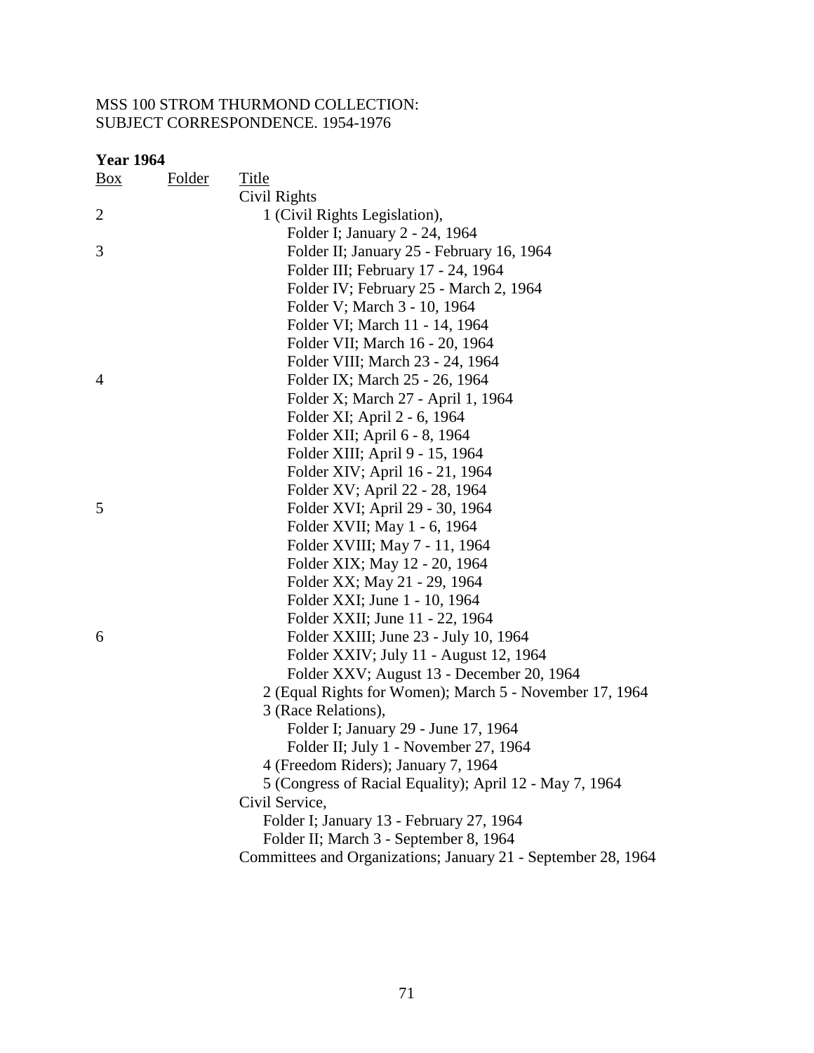MSS 100 STROM THURMOND COLLECTION:
SUBJECT CORRESPONDENCE. 1954-1976

**Year 1964**

| Box | Folder | Title |
|---|---|---|
| | | Civil Rights |
| 2 | | 1 (Civil Rights Legislation), |
| | | Folder I; January 2 - 24, 1964 |
| 3 | | Folder II; January 25 - February 16, 1964 |
| | | Folder III; February 17 - 24, 1964 |
| | | Folder IV; February 25 - March 2, 1964 |
| | | Folder V; March 3 - 10, 1964 |
| | | Folder VI; March 11 - 14, 1964 |
| | | Folder VII; March 16 - 20, 1964 |
| | | Folder VIII; March 23 - 24, 1964 |
| 4 | | Folder IX; March 25 - 26, 1964 |
| | | Folder X; March 27 - April 1, 1964 |
| | | Folder XI; April 2 - 6, 1964 |
| | | Folder XII; April 6 - 8, 1964 |
| | | Folder XIII; April 9 - 15, 1964 |
| | | Folder XIV; April 16 - 21, 1964 |
| | | Folder XV; April 22 - 28, 1964 |
| 5 | | Folder XVI; April 29 - 30, 1964 |
| | | Folder XVII; May 1 - 6, 1964 |
| | | Folder XVIII; May 7 - 11, 1964 |
| | | Folder XIX; May 12 - 20, 1964 |
| | | Folder XX; May 21 - 29, 1964 |
| | | Folder XXI; June 1 - 10, 1964 |
| | | Folder XXII; June 11 - 22, 1964 |
| 6 | | Folder XXIII; June 23 - July 10, 1964 |
| | | Folder XXIV; July 11 - August 12, 1964 |
| | | Folder XXV; August 13 - December 20, 1964 |
| | | 2 (Equal Rights for Women); March 5 - November 17, 1964 |
| | | 3 (Race Relations), |
| | | Folder I; January 29 - June 17, 1964 |
| | | Folder II; July 1 - November 27, 1964 |
| | | 4 (Freedom Riders); January 7, 1964 |
| | | 5 (Congress of Racial Equality); April 12 - May 7, 1964 |
| | | Civil Service, |
| | | Folder I; January 13 - February 27, 1964 |
| | | Folder II; March 3 - September 8, 1964 |
| | | Committees and Organizations; January 21 - September 28, 1964 |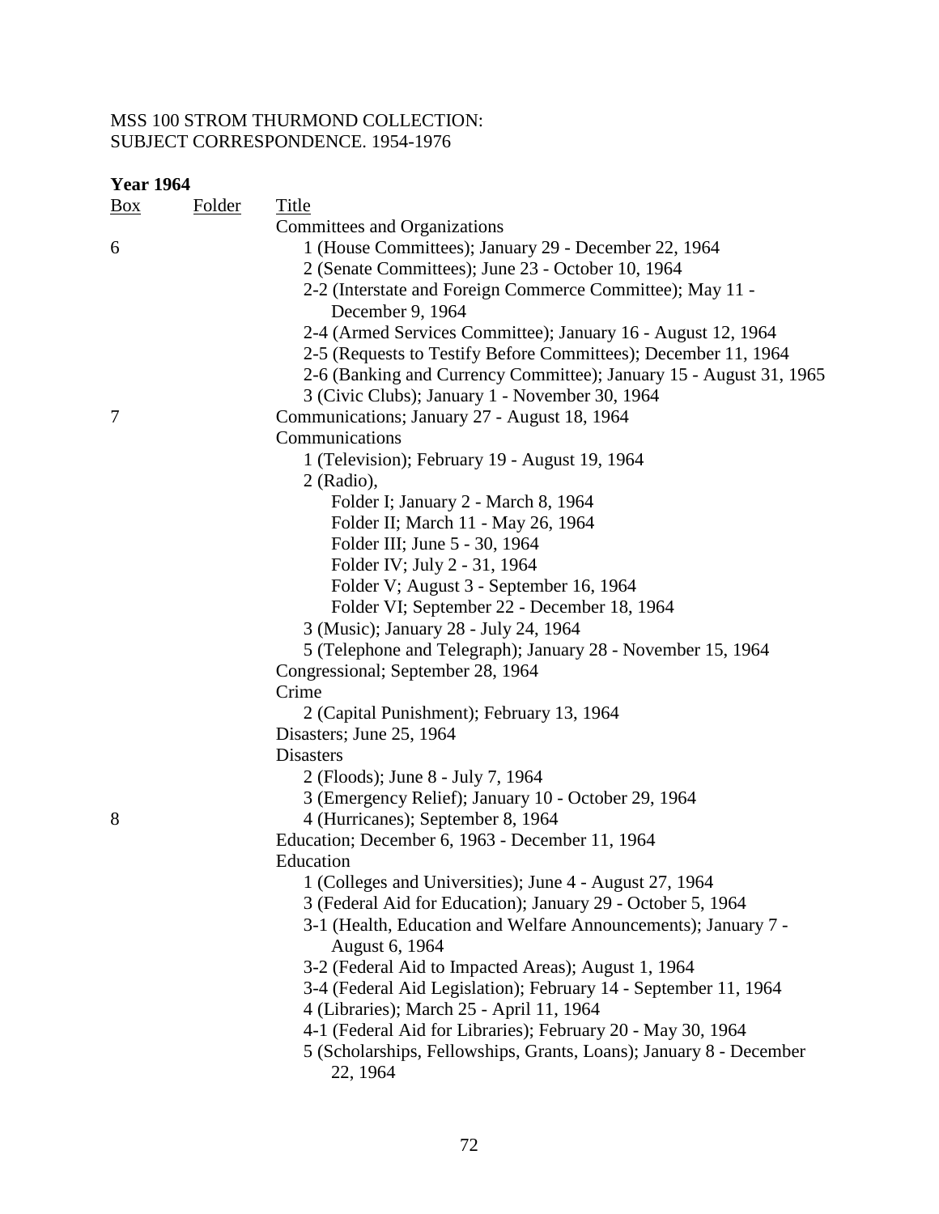MSS 100 STROM THURMOND COLLECTION:
SUBJECT CORRESPONDENCE. 1954-1976

**Year 1964**

| Box | Folder | Title |
|---|---|---|
| | | Committees and Organizations |
| 6 | | 1 (House Committees); January 29 - December 22, 1964 |
| | | 2 (Senate Committees); June 23 - October 10, 1964 |
| | | 2-2 (Interstate and Foreign Commerce Committee); May 11 - December 9, 1964 |
| | | 2-4 (Armed Services Committee); January 16 - August 12, 1964 |
| | | 2-5 (Requests to Testify Before Committees); December 11, 1964 |
| | | 2-6 (Banking and Currency Committee); January 15 - August 31, 1965 |
| | | 3 (Civic Clubs); January 1 - November 30, 1964 |
| 7 | | Communications; January 27 - August 18, 1964 |
| | | Communications |
| | | 1 (Television); February 19 - August 19, 1964 |
| | | 2 (Radio), |
| | | Folder I; January 2 - March 8, 1964 |
| | | Folder II; March 11 - May 26, 1964 |
| | | Folder III; June 5 - 30, 1964 |
| | | Folder IV; July 2 - 31, 1964 |
| | | Folder V; August 3 - September 16, 1964 |
| | | Folder VI; September 22 - December 18, 1964 |
| | | 3 (Music); January 28 - July 24, 1964 |
| | | 5 (Telephone and Telegraph); January 28 - November 15, 1964 |
| | | Congressional; September 28, 1964 |
| | | Crime |
| | | 2 (Capital Punishment); February 13, 1964 |
| | | Disasters; June 25, 1964 |
| | | Disasters |
| | | 2 (Floods); June 8 - July 7, 1964 |
| | | 3 (Emergency Relief); January 10 - October 29, 1964 |
| 8 | | 4 (Hurricanes); September 8, 1964 |
| | | Education; December 6, 1963 - December 11, 1964 |
| | | Education |
| | | 1 (Colleges and Universities); June 4 - August 27, 1964 |
| | | 3 (Federal Aid for Education); January 29 - October 5, 1964 |
| | | 3-1 (Health, Education and Welfare Announcements); January 7 - August 6, 1964 |
| | | 3-2 (Federal Aid to Impacted Areas); August 1, 1964 |
| | | 3-4 (Federal Aid Legislation); February 14 - September 11, 1964 |
| | | 4 (Libraries); March 25 - April 11, 1964 |
| | | 4-1 (Federal Aid for Libraries); February 20 - May 30, 1964 |
| | | 5 (Scholarships, Fellowships, Grants, Loans); January 8 - December 22, 1964 |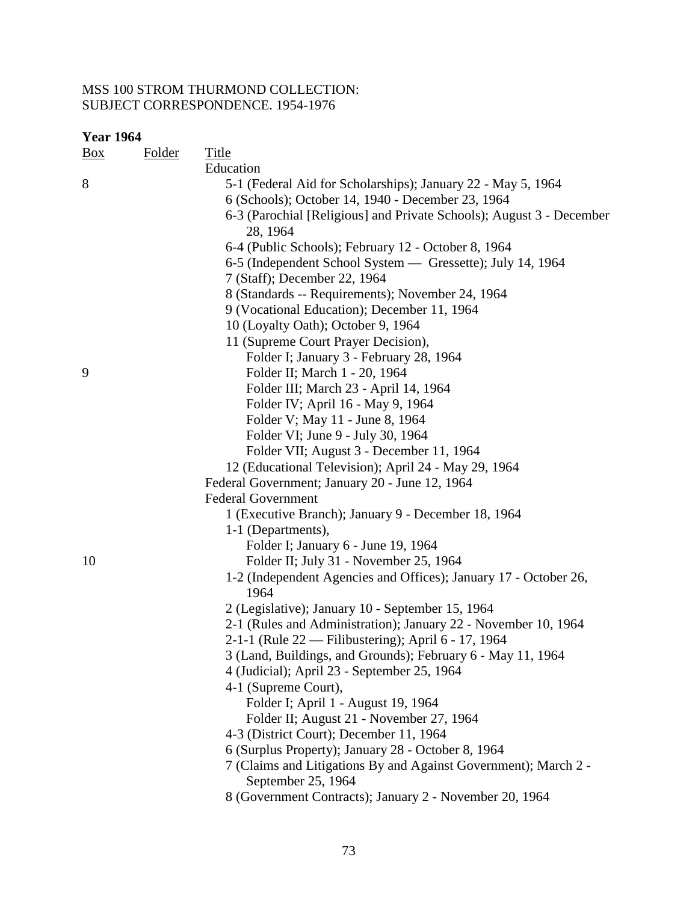MSS 100 STROM THURMOND COLLECTION:
SUBJECT CORRESPONDENCE. 1954-1976

**Year 1964**

| Box | Folder | Title |
|---|---|---|
| | | Education |
| 8 | | 5-1 (Federal Aid for Scholarships); January 22 - May 5, 1964 |
| | | 6 (Schools); October 14, 1940 - December 23, 1964 |
| | | 6-3 (Parochial [Religious] and Private Schools); August 3 - December 28, 1964 |
| | | 6-4 (Public Schools); February 12 - October 8, 1964 |
| | | 6-5 (Independent School System — Gressette); July 14, 1964 |
| | | 7 (Staff); December 22, 1964 |
| | | 8 (Standards -- Requirements); November 24, 1964 |
| | | 9 (Vocational Education); December 11, 1964 |
| | | 10 (Loyalty Oath); October 9, 1964 |
| | | 11 (Supreme Court Prayer Decision), |
| | | Folder I; January 3 - February 28, 1964 |
| 9 | | Folder II; March 1 - 20, 1964 |
| | | Folder III; March 23 - April 14, 1964 |
| | | Folder IV; April 16 - May 9, 1964 |
| | | Folder V; May 11 - June 8, 1964 |
| | | Folder VI; June 9 - July 30, 1964 |
| | | Folder VII; August 3 - December 11, 1964 |
| | | 12 (Educational Television); April 24 - May 29, 1964 |
| | | Federal Government; January 20 - June 12, 1964 |
| | | Federal Government |
| | | 1 (Executive Branch); January 9 - December 18, 1964 |
| | | 1-1 (Departments), |
| | | Folder I; January 6 - June 19, 1964 |
| 10 | | Folder II; July 31 - November 25, 1964 |
| | | 1-2 (Independent Agencies and Offices); January 17 - October 26, 1964 |
| | | 2 (Legislative); January 10 - September 15, 1964 |
| | | 2-1 (Rules and Administration); January 22 - November 10, 1964 |
| | | 2-1-1 (Rule 22 — Filibustering); April 6 - 17, 1964 |
| | | 3 (Land, Buildings, and Grounds); February 6 - May 11, 1964 |
| | | 4 (Judicial); April 23 - September 25, 1964 |
| | | 4-1 (Supreme Court), |
| | | Folder I; April 1 - August 19, 1964 |
| | | Folder II; August 21 - November 27, 1964 |
| | | 4-3 (District Court); December 11, 1964 |
| | | 6 (Surplus Property); January 28 - October 8, 1964 |
| | | 7 (Claims and Litigations By and Against Government); March 2 - September 25, 1964 |
| | | 8 (Government Contracts); January 2 - November 20, 1964 |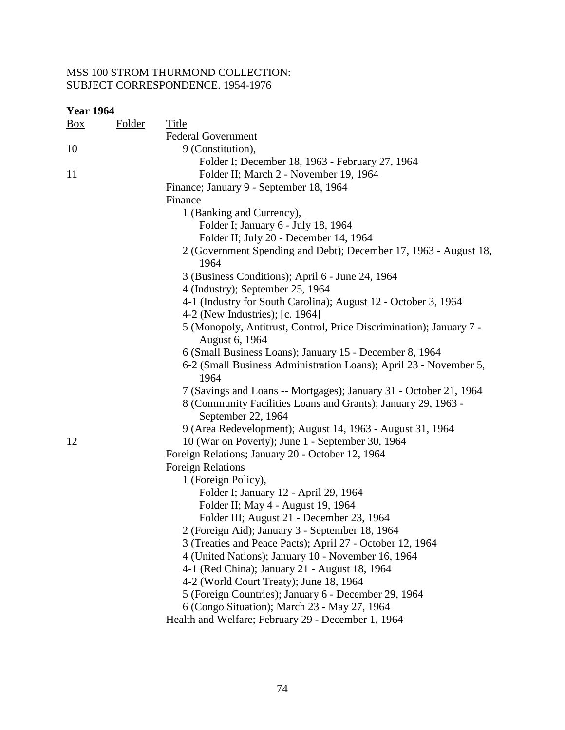MSS 100 STROM THURMOND COLLECTION:
SUBJECT CORRESPONDENCE. 1954-1976

**Year 1964**

| Box | Folder | Title |
|---|---|---|
| | | Federal Government |
| 10 | | 9 (Constitution), |
| | | Folder I; December 18, 1963 - February 27, 1964 |
| 11 | | Folder II; March 2 - November 19, 1964 |
| | | Finance; January 9 - September 18, 1964 |
| | | Finance |
| | | 1 (Banking and Currency), |
| | | Folder I; January 6 - July 18, 1964 |
| | | Folder II; July 20 - December 14, 1964 |
| | | 2 (Government Spending and Debt); December 17, 1963 - August 18, 1964 |
| | | 3 (Business Conditions); April 6 - June 24, 1964 |
| | | 4 (Industry); September 25, 1964 |
| | | 4-1 (Industry for South Carolina); August 12 - October 3, 1964 |
| | | 4-2 (New Industries); [c. 1964] |
| | | 5 (Monopoly, Antitrust, Control, Price Discrimination); January 7 - August 6, 1964 |
| | | 6 (Small Business Loans); January 15 - December 8, 1964 |
| | | 6-2 (Small Business Administration Loans); April 23 - November 5, 1964 |
| | | 7 (Savings and Loans -- Mortgages); January 31 - October 21, 1964 |
| | | 8 (Community Facilities Loans and Grants); January 29, 1963 - September 22, 1964 |
| | | 9 (Area Redevelopment); August 14, 1963 - August 31, 1964 |
| 12 | | 10 (War on Poverty); June 1 - September 30, 1964 |
| | | Foreign Relations; January 20 - October 12, 1964 |
| | | Foreign Relations |
| | | 1 (Foreign Policy), |
| | | Folder I; January 12 - April 29, 1964 |
| | | Folder II; May 4 - August 19, 1964 |
| | | Folder III; August 21 - December 23, 1964 |
| | | 2 (Foreign Aid); January 3 - September 18, 1964 |
| | | 3 (Treaties and Peace Pacts); April 27 - October 12, 1964 |
| | | 4 (United Nations); January 10 - November 16, 1964 |
| | | 4-1 (Red China); January 21 - August 18, 1964 |
| | | 4-2 (World Court Treaty); June 18, 1964 |
| | | 5 (Foreign Countries); January 6 - December 29, 1964 |
| | | 6 (Congo Situation); March 23 - May 27, 1964 |
| | | Health and Welfare; February 29 - December 1, 1964 |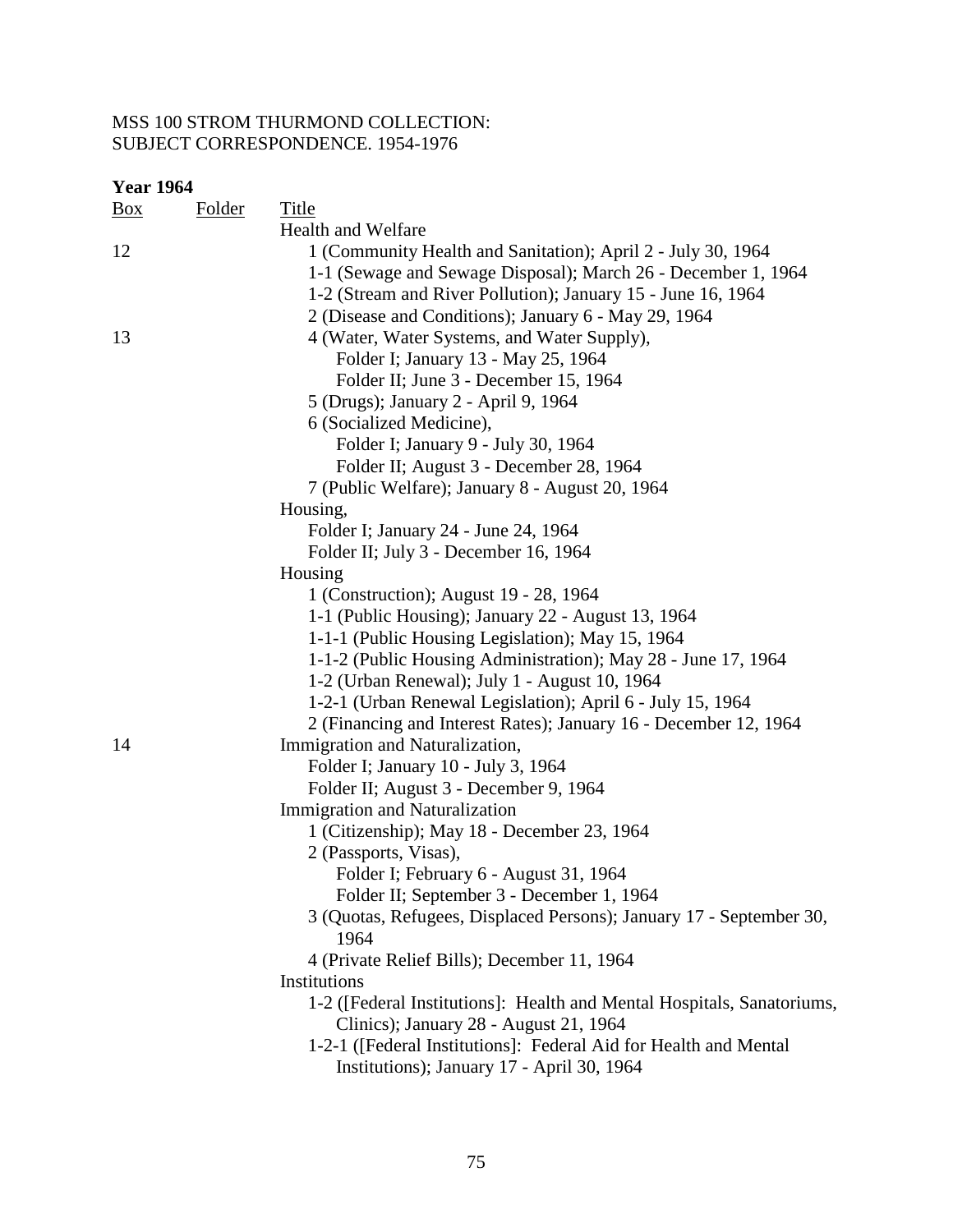MSS 100 STROM THURMOND COLLECTION:
SUBJECT CORRESPONDENCE. 1954-1976

**Year 1964**

| Box | Folder | Title |
|---|---|---|
| | | Health and Welfare |
| 12 | | 1 (Community Health and Sanitation); April 2 - July 30, 1964 |
| | | 1-1 (Sewage and Sewage Disposal); March 26 - December 1, 1964 |
| | | 1-2 (Stream and River Pollution); January 15 - June 16, 1964 |
| | | 2 (Disease and Conditions); January 6 - May 29, 1964 |
| 13 | | 4 (Water, Water Systems, and Water Supply), |
| | | Folder I; January 13 - May 25, 1964 |
| | | Folder II; June 3 - December 15, 1964 |
| | | 5 (Drugs); January 2 - April 9, 1964 |
| | | 6 (Socialized Medicine), |
| | | Folder I; January 9 - July 30, 1964 |
| | | Folder II; August 3 - December 28, 1964 |
| | | 7 (Public Welfare); January 8 - August 20, 1964 |
| | | Housing, |
| | | Folder I; January 24 - June 24, 1964 |
| | | Folder II; July 3 - December 16, 1964 |
| | | Housing |
| | | 1 (Construction); August 19 - 28, 1964 |
| | | 1-1 (Public Housing); January 22 - August 13, 1964 |
| | | 1-1-1 (Public Housing Legislation); May 15, 1964 |
| | | 1-1-2 (Public Housing Administration); May 28 - June 17, 1964 |
| | | 1-2 (Urban Renewal); July 1 - August 10, 1964 |
| | | 1-2-1 (Urban Renewal Legislation); April 6 - July 15, 1964 |
| | | 2 (Financing and Interest Rates); January 16 - December 12, 1964 |
| 14 | | Immigration and Naturalization, |
| | | Folder I; January 10 - July 3, 1964 |
| | | Folder II; August 3 - December 9, 1964 |
| | | Immigration and Naturalization |
| | | 1 (Citizenship); May 18 - December 23, 1964 |
| | | 2 (Passports, Visas), |
| | | Folder I; February 6 - August 31, 1964 |
| | | Folder II; September 3 - December 1, 1964 |
| | | 3 (Quotas, Refugees, Displaced Persons); January 17 - September 30, 1964 |
| | | 4 (Private Relief Bills); December 11, 1964 |
| | | Institutions |
| | | 1-2 ([Federal Institutions]: Health and Mental Hospitals, Sanatoriums, Clinics); January 28 - August 21, 1964 |
| | | 1-2-1 ([Federal Institutions]: Federal Aid for Health and Mental Institutions); January 17 - April 30, 1964 |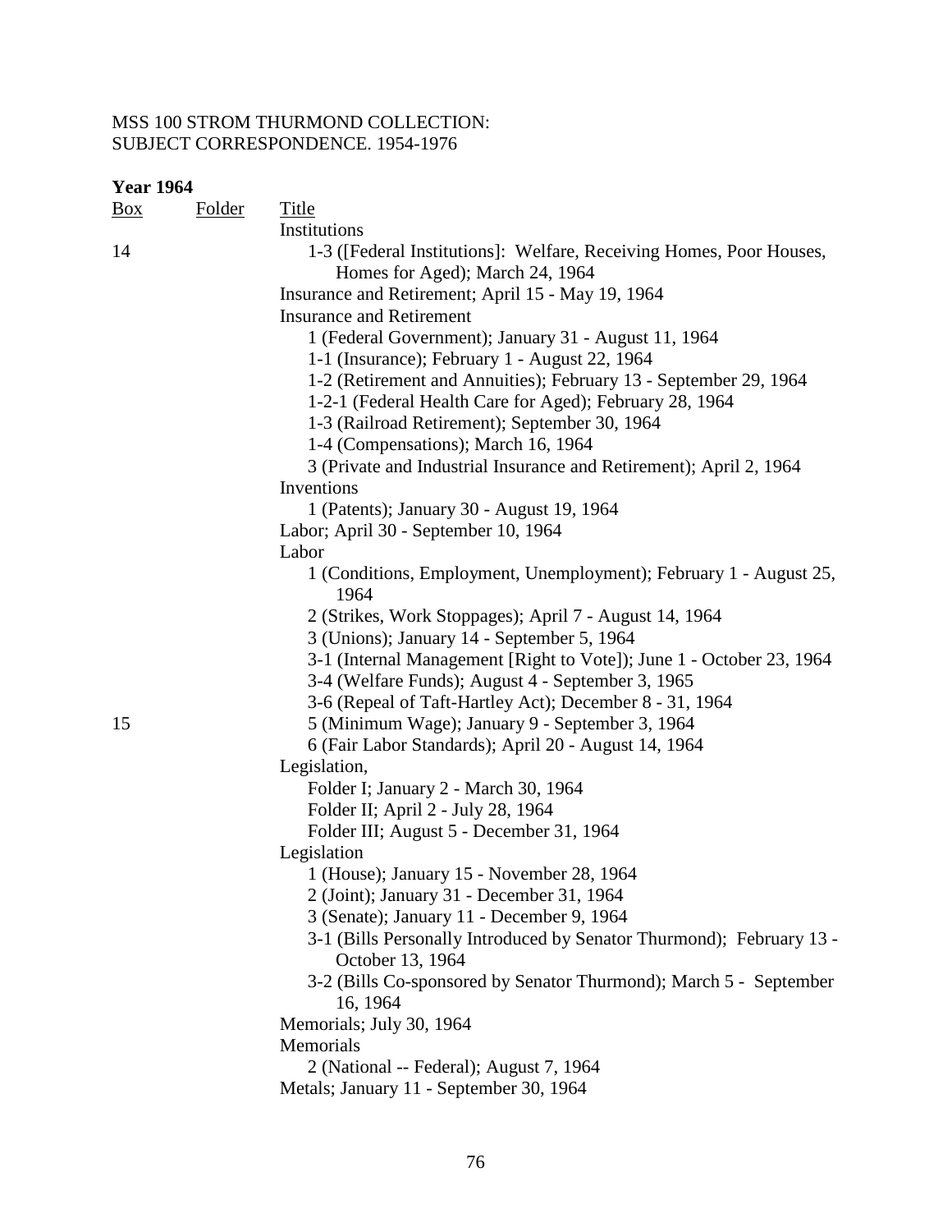MSS 100 STROM THURMOND COLLECTION:
SUBJECT CORRESPONDENCE. 1954-1976

**Year 1964**

| Box | Folder | Title |
|---|---|---|
| | | Institutions |
| 14 | | 1-3 ([Federal Institutions]: Welfare, Receiving Homes, Poor Houses, Homes for Aged); March 24, 1964 |
| | | Insurance and Retirement; April 15 - May 19, 1964 |
| | | Insurance and Retirement |
| | | 1 (Federal Government); January 31 - August 11, 1964 |
| | | 1-1 (Insurance); February 1 - August 22, 1964 |
| | | 1-2 (Retirement and Annuities); February 13 - September 29, 1964 |
| | | 1-2-1 (Federal Health Care for Aged); February 28, 1964 |
| | | 1-3 (Railroad Retirement); September 30, 1964 |
| | | 1-4 (Compensations); March 16, 1964 |
| | | 3 (Private and Industrial Insurance and Retirement); April 2, 1964 |
| | | Inventions |
| | | 1 (Patents); January 30 - August 19, 1964 |
| | | Labor; April 30 - September 10, 1964 |
| | | Labor |
| | | 1 (Conditions, Employment, Unemployment); February 1 - August 25, 1964 |
| | | 2 (Strikes, Work Stoppages); April 7 - August 14, 1964 |
| | | 3 (Unions); January 14 - September 5, 1964 |
| | | 3-1 (Internal Management [Right to Vote]); June 1 - October 23, 1964 |
| | | 3-4 (Welfare Funds); August 4 - September 3, 1965 |
| | | 3-6 (Repeal of Taft-Hartley Act); December 8 - 31, 1964 |
| 15 | | 5 (Minimum Wage); January 9 - September 3, 1964 |
| | | 6 (Fair Labor Standards); April 20 - August 14, 1964 |
| | | Legislation, |
| | | Folder I; January 2 - March 30, 1964 |
| | | Folder II; April 2 - July 28, 1964 |
| | | Folder III; August 5 - December 31, 1964 |
| | | Legislation |
| | | 1 (House); January 15 - November 28, 1964 |
| | | 2 (Joint); January 31 - December 31, 1964 |
| | | 3 (Senate); January 11 - December 9, 1964 |
| | | 3-1 (Bills Personally Introduced by Senator Thurmond); February 13 - October 13, 1964 |
| | | 3-2 (Bills Co-sponsored by Senator Thurmond); March 5 - September 16, 1964 |
| | | Memorials; July 30, 1964 |
| | | Memorials |
| | | 2 (National -- Federal); August 7, 1964 |
| | | Metals; January 11 - September 30, 1964 |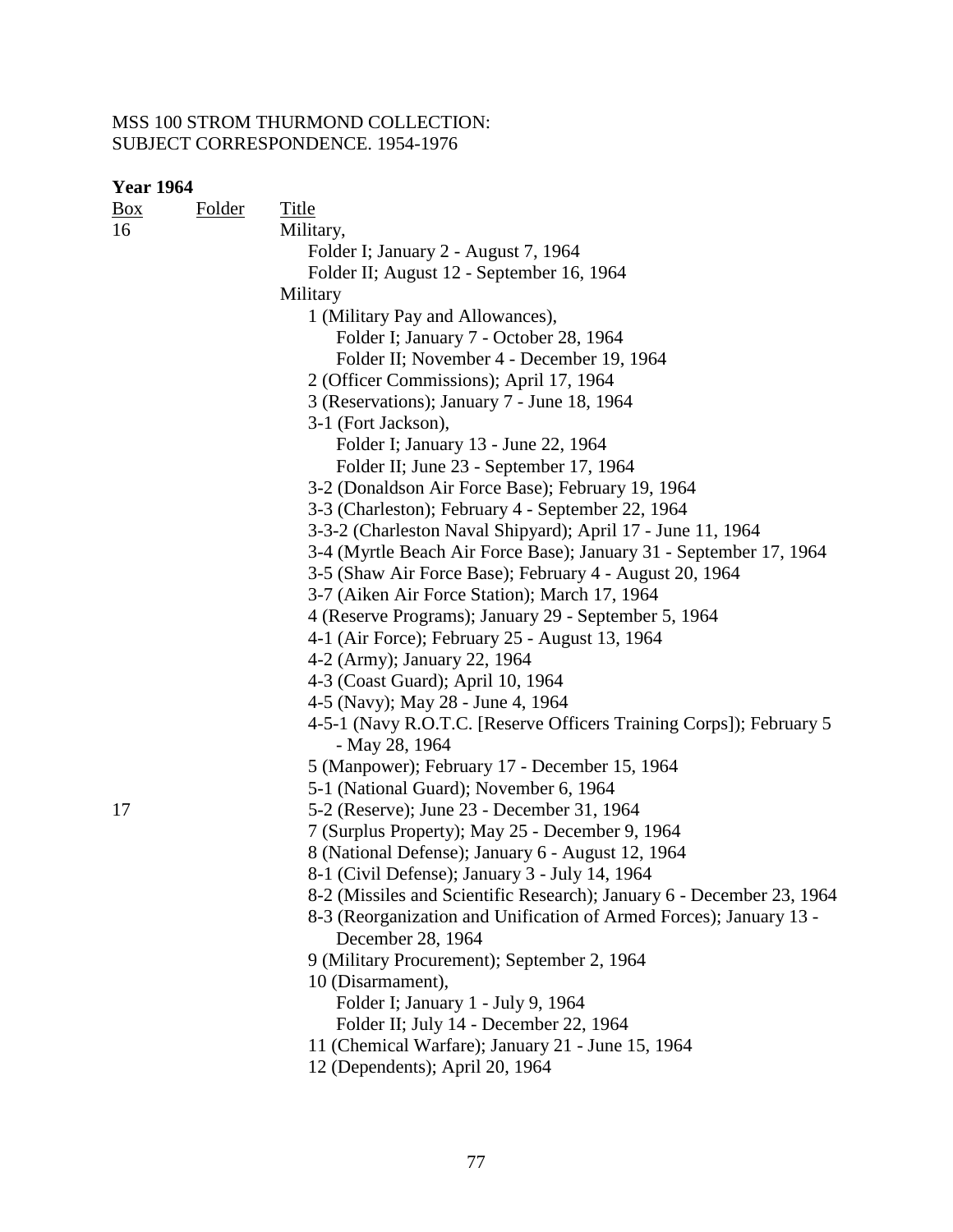MSS 100 STROM THURMOND COLLECTION:
SUBJECT CORRESPONDENCE. 1954-1976

**Year 1964**

| Box | Folder | Title |
|---|---|---|
| 16 | | Military, |
| | | Folder I; January 2 - August 7, 1964 |
| | | Folder II; August 12 - September 16, 1964 |
| | | Military |
| | | 1 (Military Pay and Allowances), |
| | | Folder I; January 7 - October 28, 1964 |
| | | Folder II; November 4 - December 19, 1964 |
| | | 2 (Officer Commissions); April 17, 1964 |
| | | 3 (Reservations); January 7 - June 18, 1964 |
| | | 3-1 (Fort Jackson), |
| | | Folder I; January 13 - June 22, 1964 |
| | | Folder II; June 23 - September 17, 1964 |
| | | 3-2 (Donaldson Air Force Base); February 19, 1964 |
| | | 3-3 (Charleston); February 4 - September 22, 1964 |
| | | 3-3-2 (Charleston Naval Shipyard); April 17 - June 11, 1964 |
| | | 3-4 (Myrtle Beach Air Force Base); January 31 - September 17, 1964 |
| | | 3-5 (Shaw Air Force Base); February 4 - August 20, 1964 |
| | | 3-7 (Aiken Air Force Station); March 17, 1964 |
| | | 4 (Reserve Programs); January 29 - September 5, 1964 |
| | | 4-1 (Air Force); February 25 - August 13, 1964 |
| | | 4-2 (Army); January 22, 1964 |
| | | 4-3 (Coast Guard); April 10, 1964 |
| | | 4-5 (Navy); May 28 - June 4, 1964 |
| | | 4-5-1 (Navy R.O.T.C. [Reserve Officers Training Corps]); February 5 - May 28, 1964 |
| | | 5 (Manpower); February 17 - December 15, 1964 |
| | | 5-1 (National Guard); November 6, 1964 |
| 17 | | 5-2 (Reserve); June 23 - December 31, 1964 |
| | | 7 (Surplus Property); May 25 - December 9, 1964 |
| | | 8 (National Defense); January 6 - August 12, 1964 |
| | | 8-1 (Civil Defense); January 3 - July 14, 1964 |
| | | 8-2 (Missiles and Scientific Research); January 6 - December 23, 1964 |
| | | 8-3 (Reorganization and Unification of Armed Forces); January 13 - December 28, 1964 |
| | | 9 (Military Procurement); September 2, 1964 |
| | | 10 (Disarmament), |
| | | Folder I; January 1 - July 9, 1964 |
| | | Folder II; July 14 - December 22, 1964 |
| | | 11 (Chemical Warfare); January 21 - June 15, 1964 |
| | | 12 (Dependents); April 20, 1964 |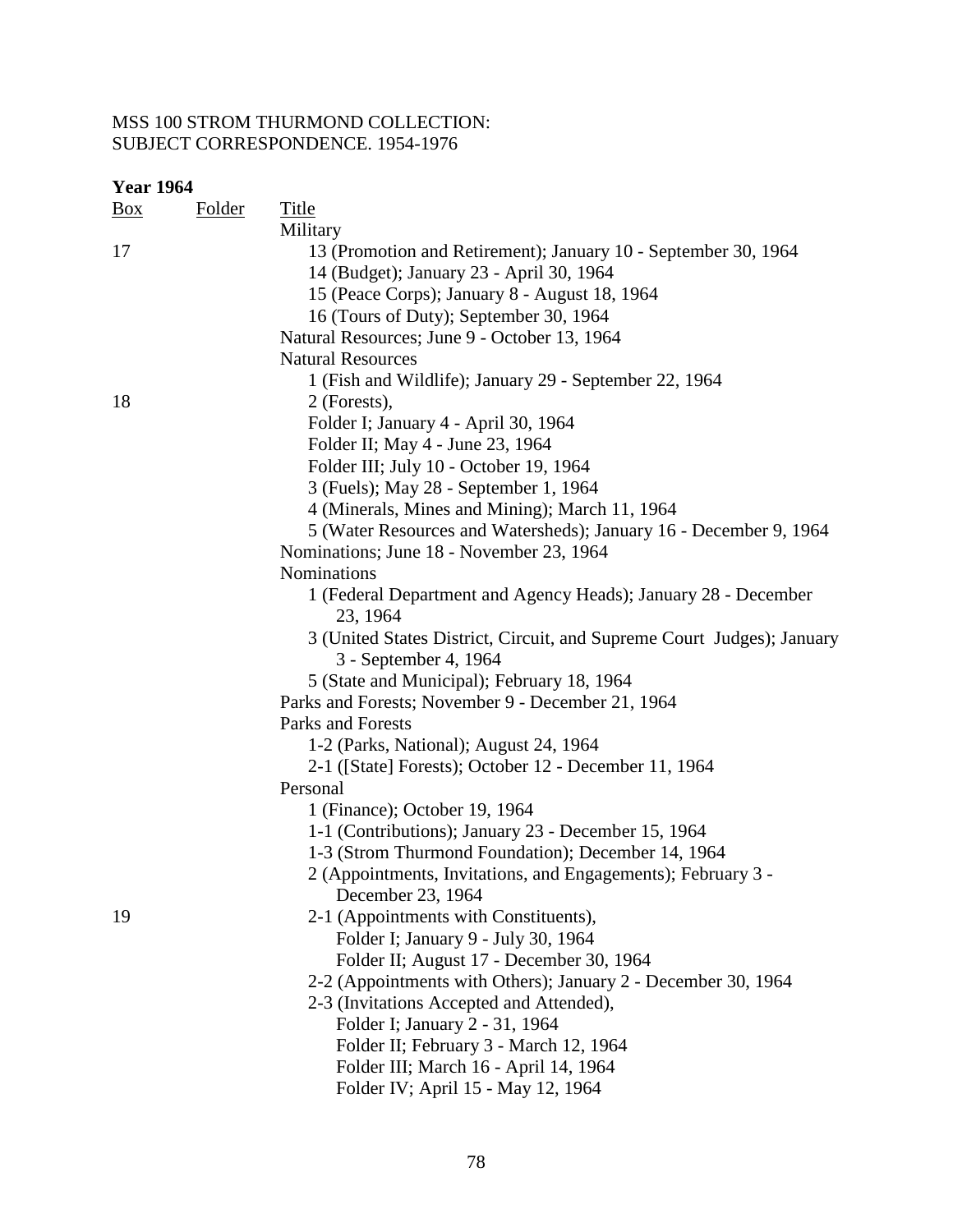MSS 100 STROM THURMOND COLLECTION:
SUBJECT CORRESPONDENCE. 1954-1976

**Year 1964**

| Box | Folder | Title |
|---|---|---|
| | | Military |
| 17 | | 13 (Promotion and Retirement); January 10 - September 30, 1964 |
| | | 14 (Budget); January 23 - April 30, 1964 |
| | | 15 (Peace Corps); January 8 - August 18, 1964 |
| | | 16 (Tours of Duty); September 30, 1964 |
| | | Natural Resources; June 9 - October 13, 1964 |
| | | Natural Resources |
| | | 1 (Fish and Wildlife); January 29 - September 22, 1964 |
| 18 | | 2 (Forests), |
| | | Folder I; January 4 - April 30, 1964 |
| | | Folder II; May 4 - June 23, 1964 |
| | | Folder III; July 10 - October 19, 1964 |
| | | 3 (Fuels); May 28 - September 1, 1964 |
| | | 4 (Minerals, Mines and Mining); March 11, 1964 |
| | | 5 (Water Resources and Watersheds); January 16 - December 9, 1964 |
| | | Nominations; June 18 - November 23, 1964 |
| | | Nominations |
| | | 1 (Federal Department and Agency Heads); January 28 - December 23, 1964 |
| | | 3 (United States District, Circuit, and Supreme Court Judges); January 3 - September 4, 1964 |
| | | 5 (State and Municipal); February 18, 1964 |
| | | Parks and Forests; November 9 - December 21, 1964 |
| | | Parks and Forests |
| | | 1-2 (Parks, National); August 24, 1964 |
| | | 2-1 ([State] Forests); October 12 - December 11, 1964 |
| | | Personal |
| | | 1 (Finance); October 19, 1964 |
| | | 1-1 (Contributions); January 23 - December 15, 1964 |
| | | 1-3 (Strom Thurmond Foundation); December 14, 1964 |
| | | 2 (Appointments, Invitations, and Engagements); February 3 - December 23, 1964 |
| 19 | | 2-1 (Appointments with Constituents), |
| | | Folder I; January 9 - July 30, 1964 |
| | | Folder II; August 17 - December 30, 1964 |
| | | 2-2 (Appointments with Others); January 2 - December 30, 1964 |
| | | 2-3 (Invitations Accepted and Attended), |
| | | Folder I; January 2 - 31, 1964 |
| | | Folder II; February 3 - March 12, 1964 |
| | | Folder III; March 16 - April 14, 1964 |
| | | Folder IV; April 15 - May 12, 1964 |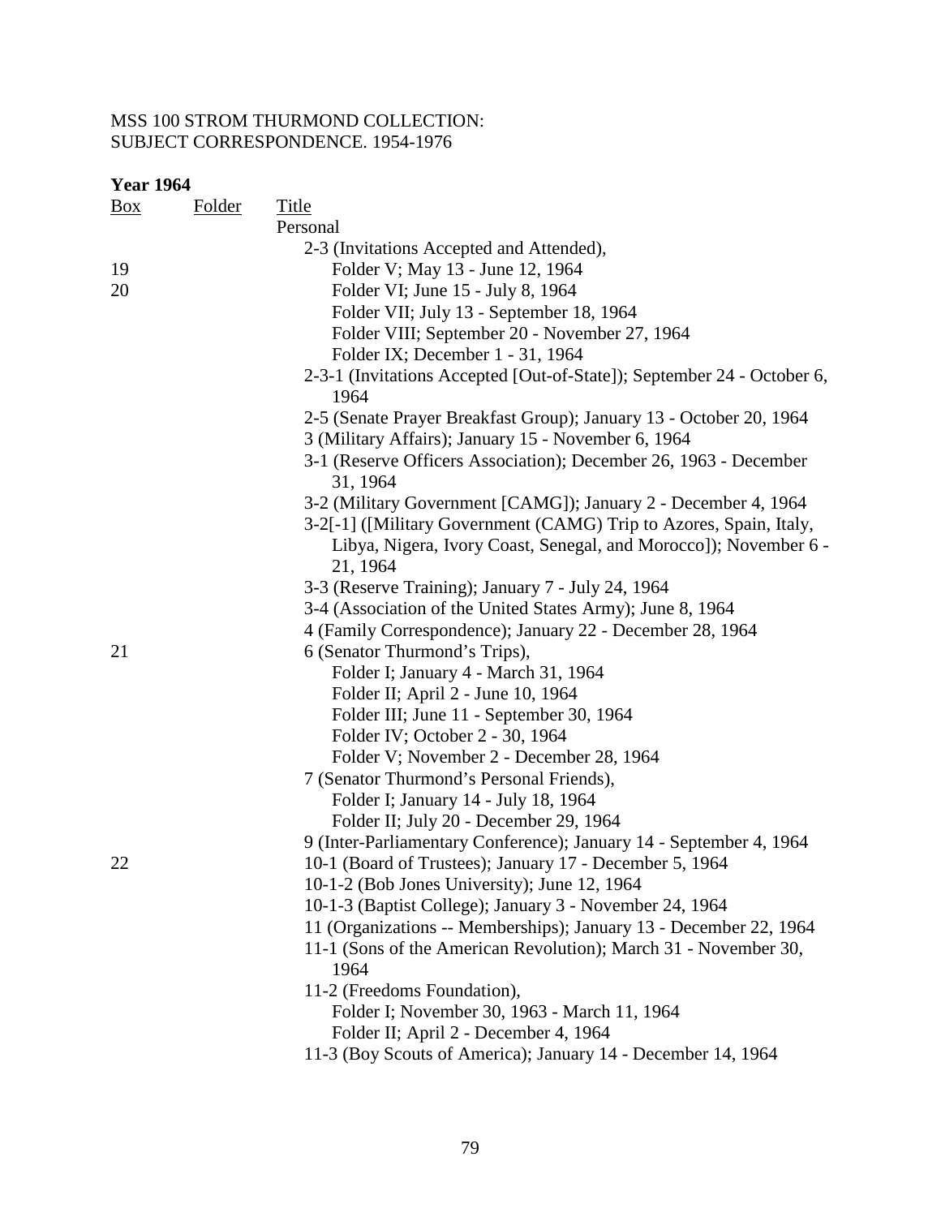MSS 100 STROM THURMOND COLLECTION:
SUBJECT CORRESPONDENCE. 1954-1976

**Year 1964**

| Box | Folder | Title |
|---|---|---|
| | | Personal |
| | | 2-3 (Invitations Accepted and Attended), |
| 19 | | Folder V; May 13 - June 12, 1964 |
| 20 | | Folder VI; June 15 - July 8, 1964 |
| | | Folder VII; July 13 - September 18, 1964 |
| | | Folder VIII; September 20 - November 27, 1964 |
| | | Folder IX; December 1 - 31, 1964 |
| | | 2-3-1 (Invitations Accepted [Out-of-State]); September 24 - October 6, 1964 |
| | | 2-5 (Senate Prayer Breakfast Group); January 13 - October 20, 1964 |
| | | 3 (Military Affairs); January 15 - November 6, 1964 |
| | | 3-1 (Reserve Officers Association); December 26, 1963 - December 31, 1964 |
| | | 3-2 (Military Government [CAMG]); January 2 - December 4, 1964 |
| | | 3-2[-1] ([Military Government (CAMG) Trip to Azores, Spain, Italy, Libya, Nigera, Ivory Coast, Senegal, and Morocco]); November 6 - 21, 1964 |
| | | 3-3 (Reserve Training); January 7 - July 24, 1964 |
| | | 3-4 (Association of the United States Army); June 8, 1964 |
| | | 4 (Family Correspondence); January 22 - December 28, 1964 |
| 21 | | 6 (Senator Thurmond's Trips), |
| | | Folder I; January 4 - March 31, 1964 |
| | | Folder II; April 2 - June 10, 1964 |
| | | Folder III; June 11 - September 30, 1964 |
| | | Folder IV; October 2 - 30, 1964 |
| | | Folder V; November 2 - December 28, 1964 |
| | | 7 (Senator Thurmond's Personal Friends), |
| | | Folder I; January 14 - July 18, 1964 |
| | | Folder II; July 20 - December 29, 1964 |
| | | 9 (Inter-Parliamentary Conference); January 14 - September 4, 1964 |
| 22 | | 10-1 (Board of Trustees); January 17 - December 5, 1964 |
| | | 10-1-2 (Bob Jones University); June 12, 1964 |
| | | 10-1-3 (Baptist College); January 3 - November 24, 1964 |
| | | 11 (Organizations -- Memberships); January 13 - December 22, 1964 |
| | | 11-1 (Sons of the American Revolution); March 31 - November 30, 1964 |
| | | 11-2 (Freedoms Foundation), |
| | | Folder I; November 30, 1963 - March 11, 1964 |
| | | Folder II; April 2 - December 4, 1964 |
| | | 11-3 (Boy Scouts of America); January 14 - December 14, 1964 |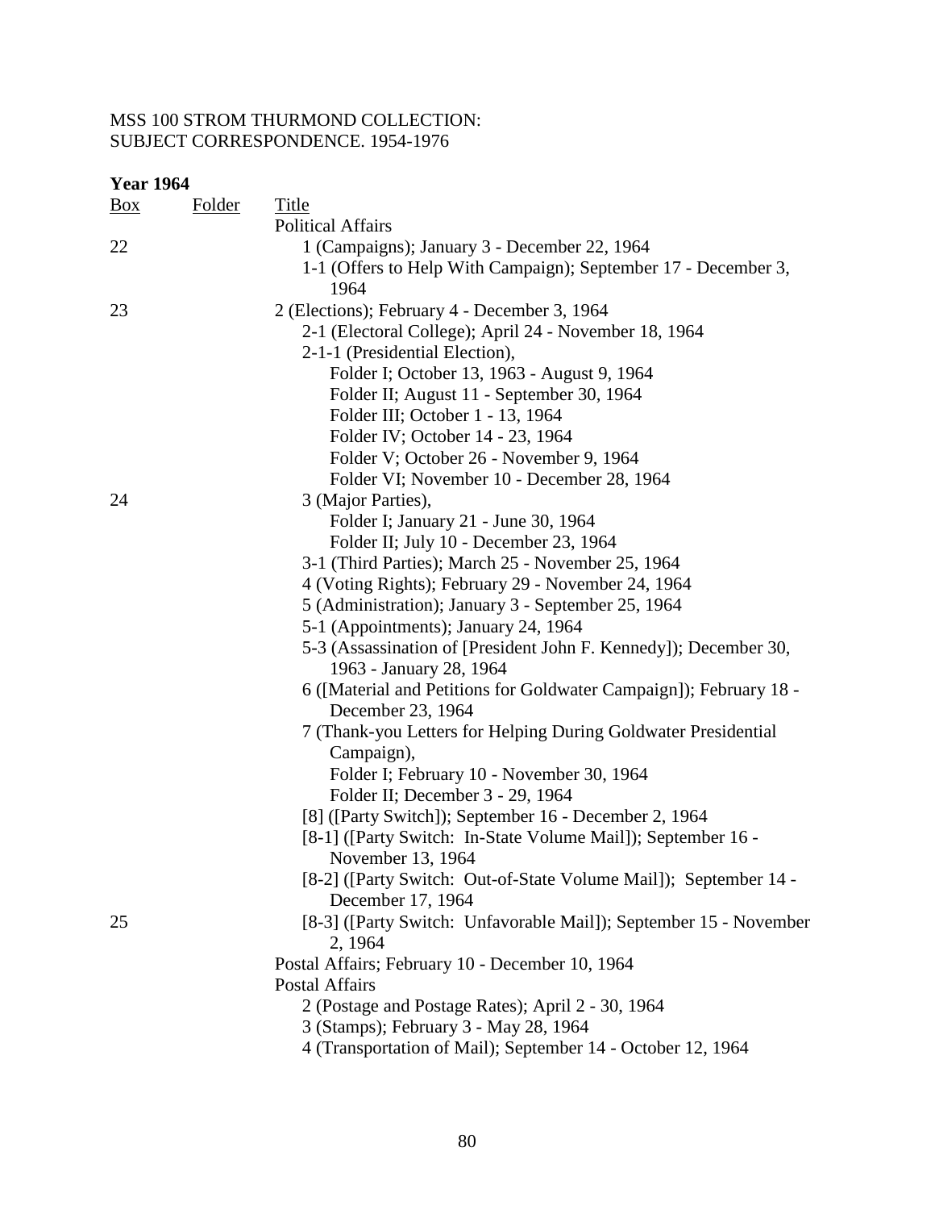MSS 100 STROM THURMOND COLLECTION:
SUBJECT CORRESPONDENCE. 1954-1976

**Year 1964**

| Box | Folder | Title |
|---|---|---|
| | | Political Affairs |
| 22 | | 1 (Campaigns); January 3 - December 22, 1964 |
| | | 1-1 (Offers to Help With Campaign); September 17 - December 3, 1964 |
| 23 | | 2 (Elections); February 4 - December 3, 1964 |
| | | 2-1 (Electoral College); April 24 - November 18, 1964 |
| | | 2-1-1 (Presidential Election), |
| | | Folder I; October 13, 1963 - August 9, 1964 |
| | | Folder II; August 11 - September 30, 1964 |
| | | Folder III; October 1 - 13, 1964 |
| | | Folder IV; October 14 - 23, 1964 |
| | | Folder V; October 26 - November 9, 1964 |
| | | Folder VI; November 10 - December 28, 1964 |
| 24 | | 3 (Major Parties), |
| | | Folder I; January 21 - June 30, 1964 |
| | | Folder II; July 10 - December 23, 1964 |
| | | 3-1 (Third Parties); March 25 - November 25, 1964 |
| | | 4 (Voting Rights); February 29 - November 24, 1964 |
| | | 5 (Administration); January 3 - September 25, 1964 |
| | | 5-1 (Appointments); January 24, 1964 |
| | | 5-3 (Assassination of [President John F. Kennedy]); December 30, 1963 - January 28, 1964 |
| | | 6 ([Material and Petitions for Goldwater Campaign]); February 18 - December 23, 1964 |
| | | 7 (Thank-you Letters for Helping During Goldwater Presidential Campaign), |
| | | Folder I; February 10 - November 30, 1964 |
| | | Folder II; December 3 - 29, 1964 |
| | | [8] ([Party Switch]); September 16 - December 2, 1964 |
| | | [8-1] ([Party Switch: In-State Volume Mail]); September 16 - November 13, 1964 |
| | | [8-2] ([Party Switch: Out-of-State Volume Mail]); September 14 - December 17, 1964 |
| 25 | | [8-3] ([Party Switch: Unfavorable Mail]); September 15 - November 2, 1964 |
| | | Postal Affairs; February 10 - December 10, 1964 |
| | | Postal Affairs |
| | | 2 (Postage and Postage Rates); April 2 - 30, 1964 |
| | | 3 (Stamps); February 3 - May 28, 1964 |
| | | 4 (Transportation of Mail); September 14 - October 12, 1964 |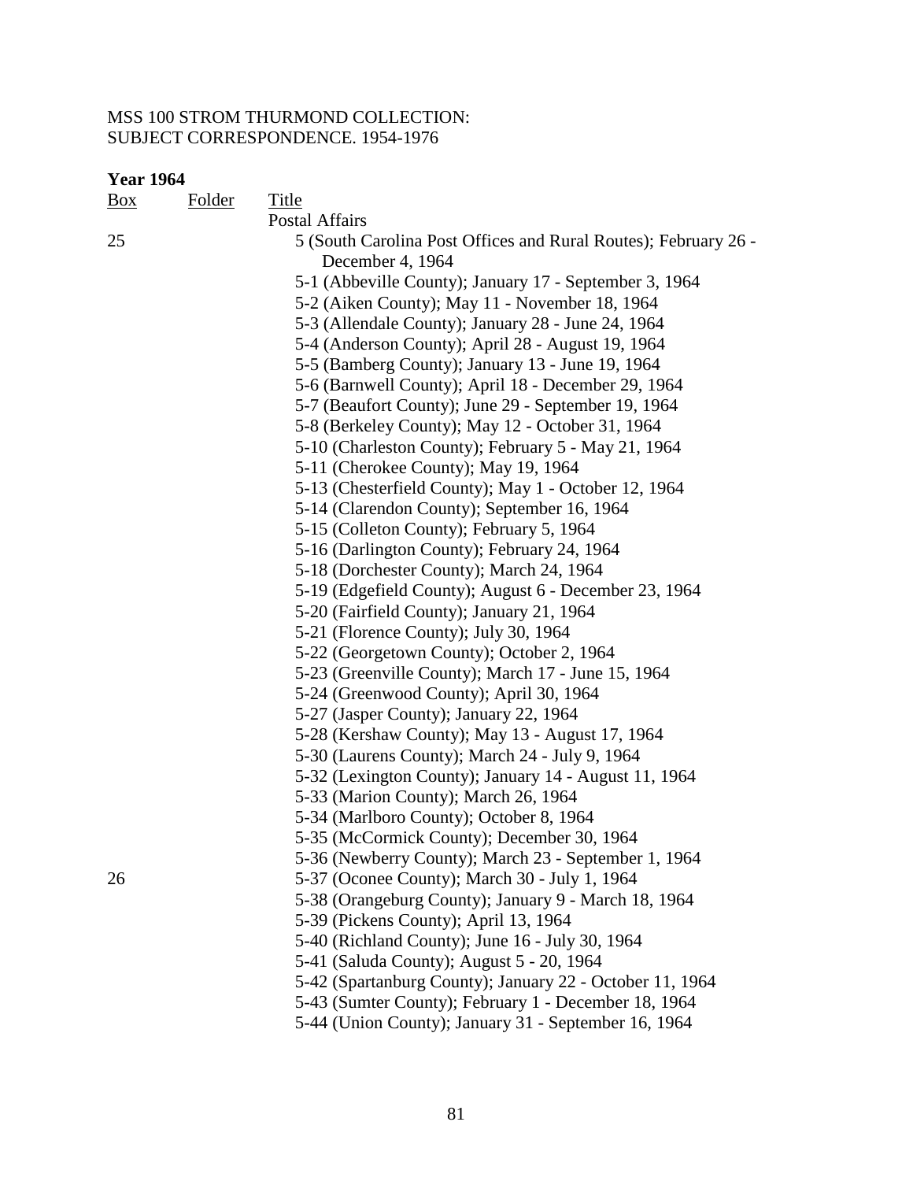MSS 100 STROM THURMOND COLLECTION:
SUBJECT CORRESPONDENCE. 1954-1976

**Year 1964**

| Box | Folder | Title |
|---|---|---|
| | | Postal Affairs |
| 25 | | 5 (South Carolina Post Offices and Rural Routes); February 26 - December 4, 1964 |
| | | 5-1 (Abbeville County); January 17 - September 3, 1964 |
| | | 5-2 (Aiken County); May 11 - November 18, 1964 |
| | | 5-3 (Allendale County); January 28 - June 24, 1964 |
| | | 5-4 (Anderson County); April 28 - August 19, 1964 |
| | | 5-5 (Bamberg County); January 13 - June 19, 1964 |
| | | 5-6 (Barnwell County); April 18 - December 29, 1964 |
| | | 5-7 (Beaufort County); June 29 - September 19, 1964 |
| | | 5-8 (Berkeley County); May 12 - October 31, 1964 |
| | | 5-10 (Charleston County); February 5 - May 21, 1964 |
| | | 5-11 (Cherokee County); May 19, 1964 |
| | | 5-13 (Chesterfield County); May 1 - October 12, 1964 |
| | | 5-14 (Clarendon County); September 16, 1964 |
| | | 5-15 (Colleton County); February 5, 1964 |
| | | 5-16 (Darlington County); February 24, 1964 |
| | | 5-18 (Dorchester County); March 24, 1964 |
| | | 5-19 (Edgefield County); August 6 - December 23, 1964 |
| | | 5-20 (Fairfield County); January 21, 1964 |
| | | 5-21 (Florence County); July 30, 1964 |
| | | 5-22 (Georgetown County); October 2, 1964 |
| | | 5-23 (Greenville County); March 17 - June 15, 1964 |
| | | 5-24 (Greenwood County); April 30, 1964 |
| | | 5-27 (Jasper County); January 22, 1964 |
| | | 5-28 (Kershaw County); May 13 - August 17, 1964 |
| | | 5-30 (Laurens County); March 24 - July 9, 1964 |
| | | 5-32 (Lexington County); January 14 - August 11, 1964 |
| | | 5-33 (Marion County); March 26, 1964 |
| | | 5-34 (Marlboro County); October 8, 1964 |
| | | 5-35 (McCormick County); December 30, 1964 |
| | | 5-36 (Newberry County); March 23 - September 1, 1964 |
| 26 | | 5-37 (Oconee County); March 30 - July 1, 1964 |
| | | 5-38 (Orangeburg County); January 9 - March 18, 1964 |
| | | 5-39 (Pickens County); April 13, 1964 |
| | | 5-40 (Richland County); June 16 - July 30, 1964 |
| | | 5-41 (Saluda County); August 5 - 20, 1964 |
| | | 5-42 (Spartanburg County); January 22 - October 11, 1964 |
| | | 5-43 (Sumter County); February 1 - December 18, 1964 |
| | | 5-44 (Union County); January 31 - September 16, 1964 |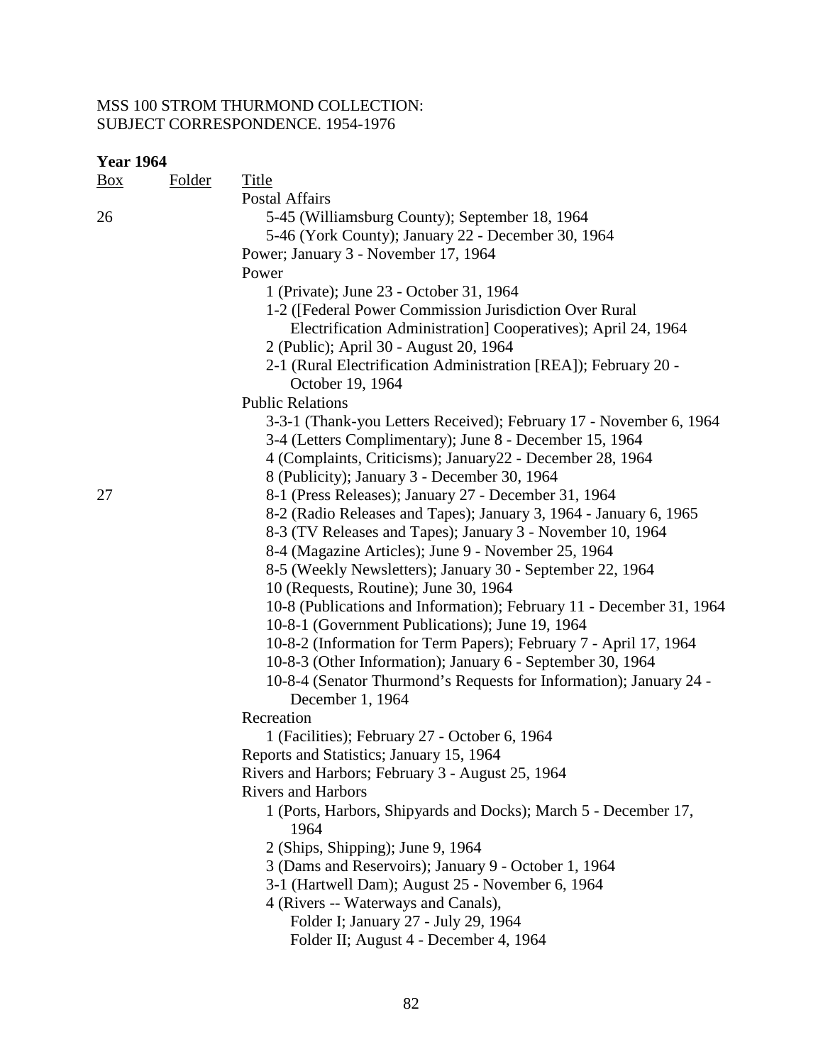MSS 100 STROM THURMOND COLLECTION:
SUBJECT CORRESPONDENCE. 1954-1976

**Year 1964**

| Box | Folder | Title |
|---|---|---|
| | | Postal Affairs |
| 26 | | 5-45 (Williamsburg County); September 18, 1964 |
| | | 5-46 (York County); January 22 - December 30, 1964 |
| | | Power; January 3 - November 17, 1964 |
| | | Power |
| | | 1 (Private); June 23 - October 31, 1964 |
| | | 1-2 ([Federal Power Commission Jurisdiction Over Rural Electrification Administration] Cooperatives); April 24, 1964 |
| | | 2 (Public); April 30 - August 20, 1964 |
| | | 2-1 (Rural Electrification Administration [REA]); February 20 - October 19, 1964 |
| | | Public Relations |
| | | 3-3-1 (Thank-you Letters Received); February 17 - November 6, 1964 |
| | | 3-4 (Letters Complimentary); June 8 - December 15, 1964 |
| | | 4 (Complaints, Criticisms); January22 - December 28, 1964 |
| | | 8 (Publicity); January 3 - December 30, 1964 |
| 27 | | 8-1 (Press Releases); January 27 - December 31, 1964 |
| | | 8-2 (Radio Releases and Tapes); January 3, 1964 - January 6, 1965 |
| | | 8-3 (TV Releases and Tapes); January 3 - November 10, 1964 |
| | | 8-4 (Magazine Articles); June 9 - November 25, 1964 |
| | | 8-5 (Weekly Newsletters); January 30 - September 22, 1964 |
| | | 10 (Requests, Routine); June 30, 1964 |
| | | 10-8 (Publications and Information); February 11 - December 31, 1964 |
| | | 10-8-1 (Government Publications); June 19, 1964 |
| | | 10-8-2 (Information for Term Papers); February 7 - April 17, 1964 |
| | | 10-8-3 (Other Information); January 6 - September 30, 1964 |
| | | 10-8-4 (Senator Thurmond's Requests for Information); January 24 - December 1, 1964 |
| | | Recreation |
| | | 1 (Facilities); February 27 - October 6, 1964 |
| | | Reports and Statistics; January 15, 1964 |
| | | Rivers and Harbors; February 3 - August 25, 1964 |
| | | Rivers and Harbors |
| | | 1 (Ports, Harbors, Shipyards and Docks); March 5 - December 17, 1964 |
| | | 2 (Ships, Shipping); June 9, 1964 |
| | | 3 (Dams and Reservoirs); January 9 - October 1, 1964 |
| | | 3-1 (Hartwell Dam); August 25 - November 6, 1964 |
| | | 4 (Rivers -- Waterways and Canals), |
| | | Folder I; January 27 - July 29, 1964 |
| | | Folder II; August 4 - December 4, 1964 |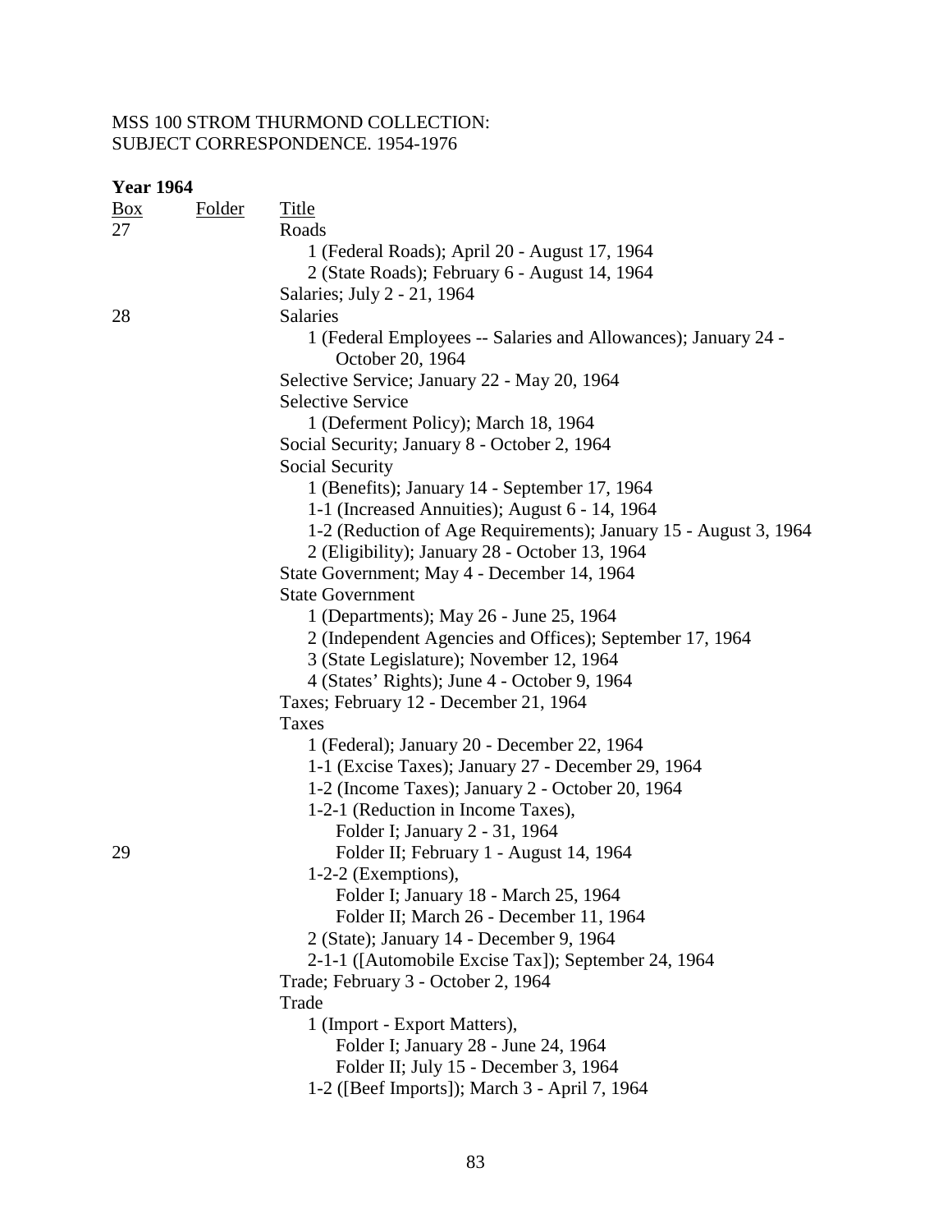MSS 100 STROM THURMOND COLLECTION:
SUBJECT CORRESPONDENCE. 1954-1976

**Year 1964**

| Box | Folder | Title |
|---|---|---|
| 27 | | Roads |
| | | 1 (Federal Roads); April 20 - August 17, 1964 |
| | | 2 (State Roads); February 6 - August 14, 1964 |
| | | Salaries; July 2 - 21, 1964 |
| 28 | | Salaries |
| | | 1 (Federal Employees -- Salaries and Allowances); January 24 - October 20, 1964 |
| | | Selective Service; January 22 - May 20, 1964 |
| | | Selective Service |
| | | 1 (Deferment Policy); March 18, 1964 |
| | | Social Security; January 8 - October 2, 1964 |
| | | Social Security |
| | | 1 (Benefits); January 14 - September 17, 1964 |
| | | 1-1 (Increased Annuities); August 6 - 14, 1964 |
| | | 1-2 (Reduction of Age Requirements); January 15 - August 3, 1964 |
| | | 2 (Eligibility); January 28 - October 13, 1964 |
| | | State Government; May 4 - December 14, 1964 |
| | | State Government |
| | | 1 (Departments); May 26 - June 25, 1964 |
| | | 2 (Independent Agencies and Offices); September 17, 1964 |
| | | 3 (State Legislature); November 12, 1964 |
| | | 4 (States' Rights); June 4 - October 9, 1964 |
| | | Taxes; February 12 - December 21, 1964 |
| | | Taxes |
| | | 1 (Federal); January 20 - December 22, 1964 |
| | | 1-1 (Excise Taxes); January 27 - December 29, 1964 |
| | | 1-2 (Income Taxes); January 2 - October 20, 1964 |
| | | 1-2-1 (Reduction in Income Taxes), |
| | | Folder I; January 2 - 31, 1964 |
| 29 | | Folder II; February 1 - August 14, 1964 |
| | | 1-2-2 (Exemptions), |
| | | Folder I; January 18 - March 25, 1964 |
| | | Folder II; March 26 - December 11, 1964 |
| | | 2 (State); January 14 - December 9, 1964 |
| | | 2-1-1 ([Automobile Excise Tax]); September 24, 1964 |
| | | Trade; February 3 - October 2, 1964 |
| | | Trade |
| | | 1 (Import - Export Matters), |
| | | Folder I; January 28 - June 24, 1964 |
| | | Folder II; July 15 - December 3, 1964 |
| | | 1-2 ([Beef Imports]); March 3 - April 7, 1964 |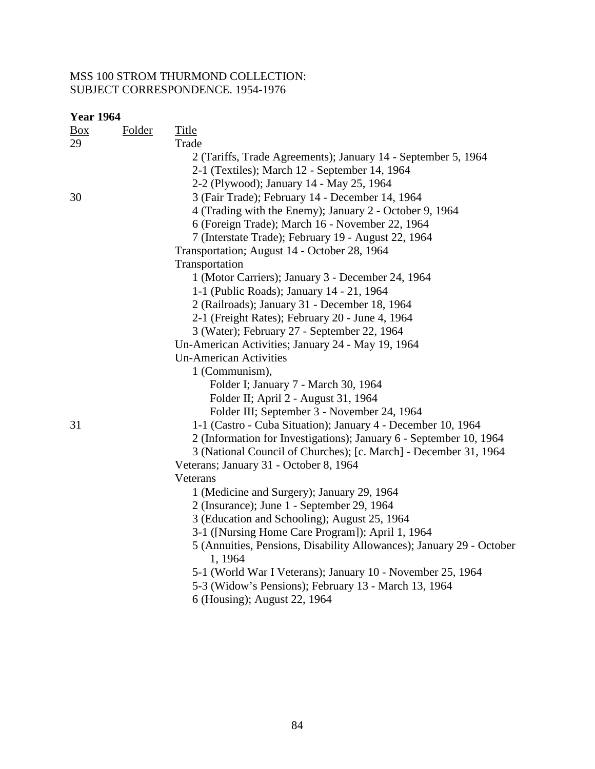MSS 100 STROM THURMOND COLLECTION:
SUBJECT CORRESPONDENCE. 1954-1976

**Year 1964**

| Box | Folder | Title |
|---|---|---|
| 29 | | Trade |
| | | 2 (Tariffs, Trade Agreements); January 14 - September 5, 1964 |
| | | 2-1 (Textiles); March 12 - September 14, 1964 |
| | | 2-2 (Plywood); January 14 - May 25, 1964 |
| 30 | | 3 (Fair Trade); February 14 - December 14, 1964 |
| | | 4 (Trading with the Enemy); January 2 - October 9, 1964 |
| | | 6 (Foreign Trade); March 16 - November 22, 1964 |
| | | 7 (Interstate Trade); February 19 - August 22, 1964 |
| | | Transportation; August 14 - October 28, 1964 |
| | | Transportation |
| | | 1 (Motor Carriers); January 3 - December 24, 1964 |
| | | 1-1 (Public Roads); January 14 - 21, 1964 |
| | | 2 (Railroads); January 31 - December 18, 1964 |
| | | 2-1 (Freight Rates); February 20 - June 4, 1964 |
| | | 3 (Water); February 27 - September 22, 1964 |
| | | Un-American Activities; January 24 - May 19, 1964 |
| | | Un-American Activities |
| | | 1 (Communism), |
| | | Folder I; January 7 - March 30, 1964 |
| | | Folder II; April 2 - August 31, 1964 |
| | | Folder III; September 3 - November 24, 1964 |
| 31 | | 1-1 (Castro - Cuba Situation); January 4 - December 10, 1964 |
| | | 2 (Information for Investigations); January 6 - September 10, 1964 |
| | | 3 (National Council of Churches); [c. March] - December 31, 1964 |
| | | Veterans; January 31 - October 8, 1964 |
| | | Veterans |
| | | 1 (Medicine and Surgery); January 29, 1964 |
| | | 2 (Insurance); June 1 - September 29, 1964 |
| | | 3 (Education and Schooling); August 25, 1964 |
| | | 3-1 ([Nursing Home Care Program]); April 1, 1964 |
| | | 5 (Annuities, Pensions, Disability Allowances); January 29 - October 1, 1964 |
| | | 5-1 (World War I Veterans); January 10 - November 25, 1964 |
| | | 5-3 (Widow's Pensions); February 13 - March 13, 1964 |
| | | 6 (Housing); August 22, 1964 |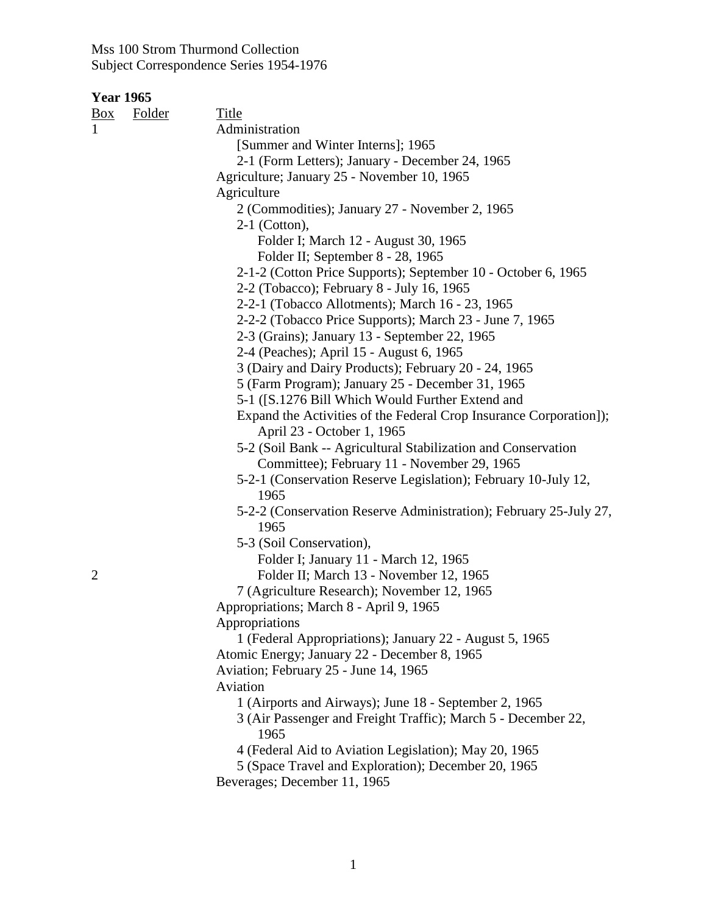Mss 100 Strom Thurmond Collection
Subject Correspondence Series 1954-1976

**Year 1965**

| Box | Folder | Title |
|---|---|---|
| 1 | | Administration |
| | | [Summer and Winter Interns]; 1965 |
| | | 2-1 (Form Letters); January - December 24, 1965 |
| | | Agriculture; January 25 - November 10, 1965 |
| | | Agriculture |
| | | 2 (Commodities); January 27 - November 2, 1965 |
| | | 2-1 (Cotton), |
| | | Folder I; March 12 - August 30, 1965 |
| | | Folder II; September 8 - 28, 1965 |
| | | 2-1-2 (Cotton Price Supports); September 10 - October 6, 1965 |
| | | 2-2 (Tobacco); February 8 - July 16, 1965 |
| | | 2-2-1 (Tobacco Allotments); March 16 - 23, 1965 |
| | | 2-2-2 (Tobacco Price Supports); March 23 - June 7, 1965 |
| | | 2-3 (Grains); January 13 - September 22, 1965 |
| | | 2-4 (Peaches); April 15 - August 6, 1965 |
| | | 3 (Dairy and Dairy Products); February 20 - 24, 1965 |
| | | 5 (Farm Program); January 25 - December 31, 1965 |
| | | 5-1 ([S.1276 Bill Which Would Further Extend and Expand the Activities of the Federal Crop Insurance Corporation]); April 23 - October 1, 1965 |
| | | 5-2 (Soil Bank -- Agricultural Stabilization and Conservation Committee); February 11 - November 29, 1965 |
| | | 5-2-1 (Conservation Reserve Legislation); February 10-July 12, 1965 |
| | | 5-2-2 (Conservation Reserve Administration); February 25-July 27, 1965 |
| | | 5-3 (Soil Conservation), |
| | | Folder I; January 11 - March 12, 1965 |
| 2 | | Folder II; March 13 - November 12, 1965 |
| | | 7 (Agriculture Research); November 12, 1965 |
| | | Appropriations; March 8 - April 9, 1965 |
| | | Appropriations |
| | | 1 (Federal Appropriations); January 22 - August 5, 1965 |
| | | Atomic Energy; January 22 - December 8, 1965 |
| | | Aviation; February 25 - June 14, 1965 |
| | | Aviation |
| | | 1 (Airports and Airways); June 18 - September 2, 1965 |
| | | 3 (Air Passenger and Freight Traffic); March 5 - December 22, 1965 |
| | | 4 (Federal Aid to Aviation Legislation); May 20, 1965 |
| | | 5 (Space Travel and Exploration); December 20, 1965 |
| | | Beverages; December 11, 1965 |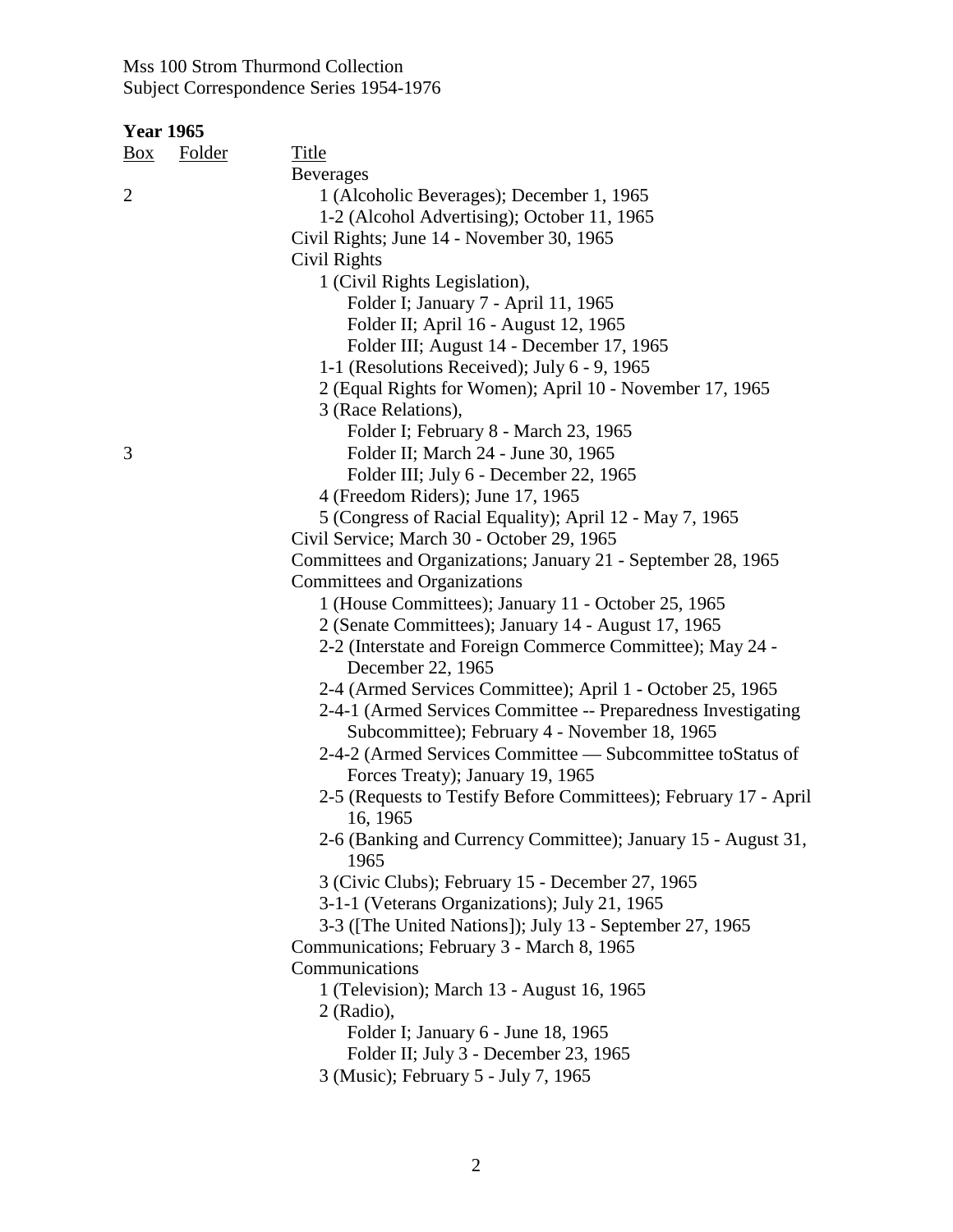Mss 100 Strom Thurmond Collection
Subject Correspondence Series 1954-1976

**Year 1965**

| Box | Folder | Title |
|---|---|---|
| | | Beverages |
| 2 | | 1 (Alcoholic Beverages); December 1, 1965 |
| | | 1-2 (Alcohol Advertising); October 11, 1965 |
| | | Civil Rights; June 14 - November 30, 1965 |
| | | Civil Rights |
| | | 1 (Civil Rights Legislation), |
| | | Folder I; January 7 - April 11, 1965 |
| | | Folder II; April 16 - August 12, 1965 |
| | | Folder III; August 14 - December 17, 1965 |
| | | 1-1 (Resolutions Received); July 6 - 9, 1965 |
| | | 2 (Equal Rights for Women); April 10 - November 17, 1965 |
| | | 3 (Race Relations), |
| | | Folder I; February 8 - March 23, 1965 |
| 3 | | Folder II; March 24 - June 30, 1965 |
| | | Folder III; July 6 - December 22, 1965 |
| | | 4 (Freedom Riders); June 17, 1965 |
| | | 5 (Congress of Racial Equality); April 12 - May 7, 1965 |
| | | Civil Service; March 30 - October 29, 1965 |
| | | Committees and Organizations; January 21 - September 28, 1965 |
| | | Committees and Organizations |
| | | 1 (House Committees); January 11 - October 25, 1965 |
| | | 2 (Senate Committees); January 14 - August 17, 1965 |
| | | 2-2 (Interstate and Foreign Commerce Committee); May 24 - December 22, 1965 |
| | | 2-4 (Armed Services Committee); April 1 - October 25, 1965 |
| | | 2-4-1 (Armed Services Committee -- Preparedness Investigating Subcommittee); February 4 - November 18, 1965 |
| | | 2-4-2 (Armed Services Committee — Subcommittee toStatus of Forces Treaty); January 19, 1965 |
| | | 2-5 (Requests to Testify Before Committees); February 17 - April 16, 1965 |
| | | 2-6 (Banking and Currency Committee); January 15 - August 31, 1965 |
| | | 3 (Civic Clubs); February 15 - December 27, 1965 |
| | | 3-1-1 (Veterans Organizations); July 21, 1965 |
| | | 3-3 ([The United Nations]); July 13 - September 27, 1965 |
| | | Communications; February 3 - March 8, 1965 |
| | | Communications |
| | | 1 (Television); March 13 - August 16, 1965 |
| | | 2 (Radio), |
| | | Folder I; January 6 - June 18, 1965 |
| | | Folder II; July 3 - December 23, 1965 |
| | | 3 (Music); February 5 - July 7, 1965 |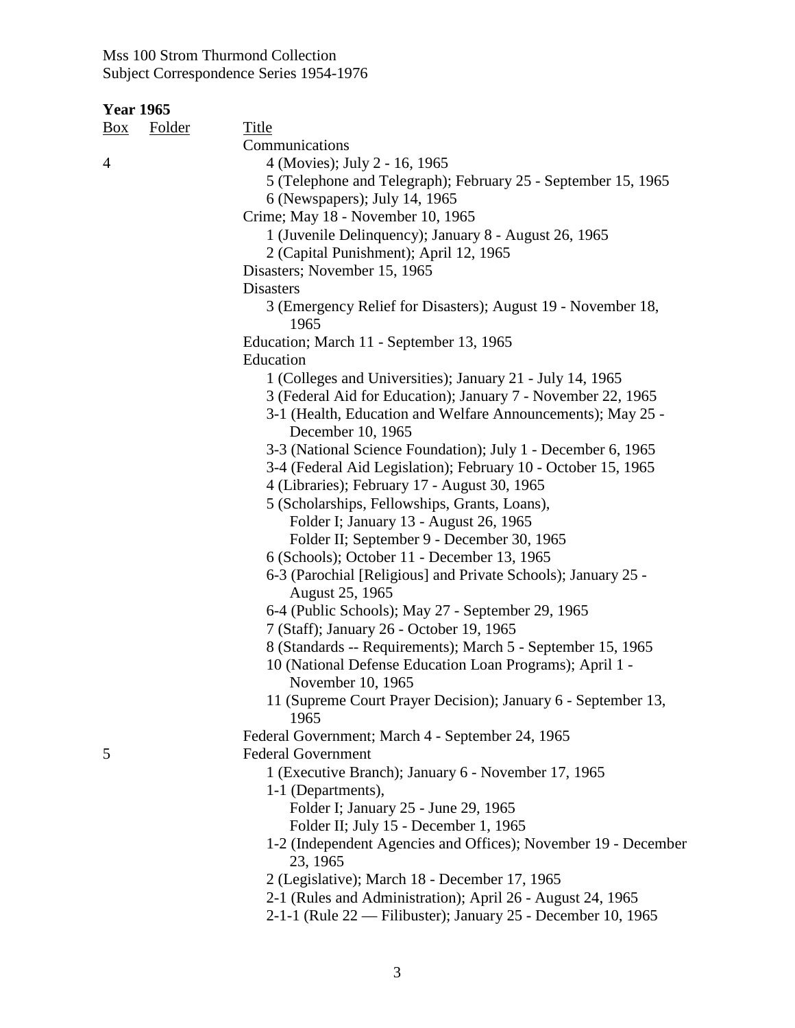Mss 100 Strom Thurmond Collection
Subject Correspondence Series 1954-1976

**Year 1965**

| Box | Folder | Title |
|---|---|---|
| | | Communications |
| 4 | | 4 (Movies); July 2 - 16, 1965 |
| | | 5 (Telephone and Telegraph); February 25 - September 15, 1965 |
| | | 6 (Newspapers); July 14, 1965 |
| | | Crime; May 18 - November 10, 1965 |
| | | 1 (Juvenile Delinquency); January 8 - August 26, 1965 |
| | | 2 (Capital Punishment); April 12, 1965 |
| | | Disasters; November 15, 1965 |
| | | Disasters |
| | | 3 (Emergency Relief for Disasters); August 19 - November 18, 1965 |
| | | Education; March 11 - September 13, 1965 |
| | | Education |
| | | 1 (Colleges and Universities); January 21 - July 14, 1965 |
| | | 3 (Federal Aid for Education); January 7 - November 22, 1965 |
| | | 3-1 (Health, Education and Welfare Announcements); May 25 - December 10, 1965 |
| | | 3-3 (National Science Foundation); July 1 - December 6, 1965 |
| | | 3-4 (Federal Aid Legislation); February 10 - October 15, 1965 |
| | | 4 (Libraries); February 17 - August 30, 1965 |
| | | 5 (Scholarships, Fellowships, Grants, Loans), |
| | | Folder I; January 13 - August 26, 1965 |
| | | Folder II; September 9 - December 30, 1965 |
| | | 6 (Schools); October 11 - December 13, 1965 |
| | | 6-3 (Parochial [Religious] and Private Schools); January 25 - August 25, 1965 |
| | | 6-4 (Public Schools); May 27 - September 29, 1965 |
| | | 7 (Staff); January 26 - October 19, 1965 |
| | | 8 (Standards -- Requirements); March 5 - September 15, 1965 |
| | | 10 (National Defense Education Loan Programs); April 1 - November 10, 1965 |
| | | 11 (Supreme Court Prayer Decision); January 6 - September 13, 1965 |
| | | Federal Government; March 4 - September 24, 1965 |
| 5 | | Federal Government |
| | | 1 (Executive Branch); January 6 - November 17, 1965 |
| | | 1-1 (Departments), |
| | | Folder I; January 25 - June 29, 1965 |
| | | Folder II; July 15 - December 1, 1965 |
| | | 1-2 (Independent Agencies and Offices); November 19 - December 23, 1965 |
| | | 2 (Legislative); March 18 - December 17, 1965 |
| | | 2-1 (Rules and Administration); April 26 - August 24, 1965 |
| | | 2-1-1 (Rule 22 — Filibuster); January 25 - December 10, 1965 |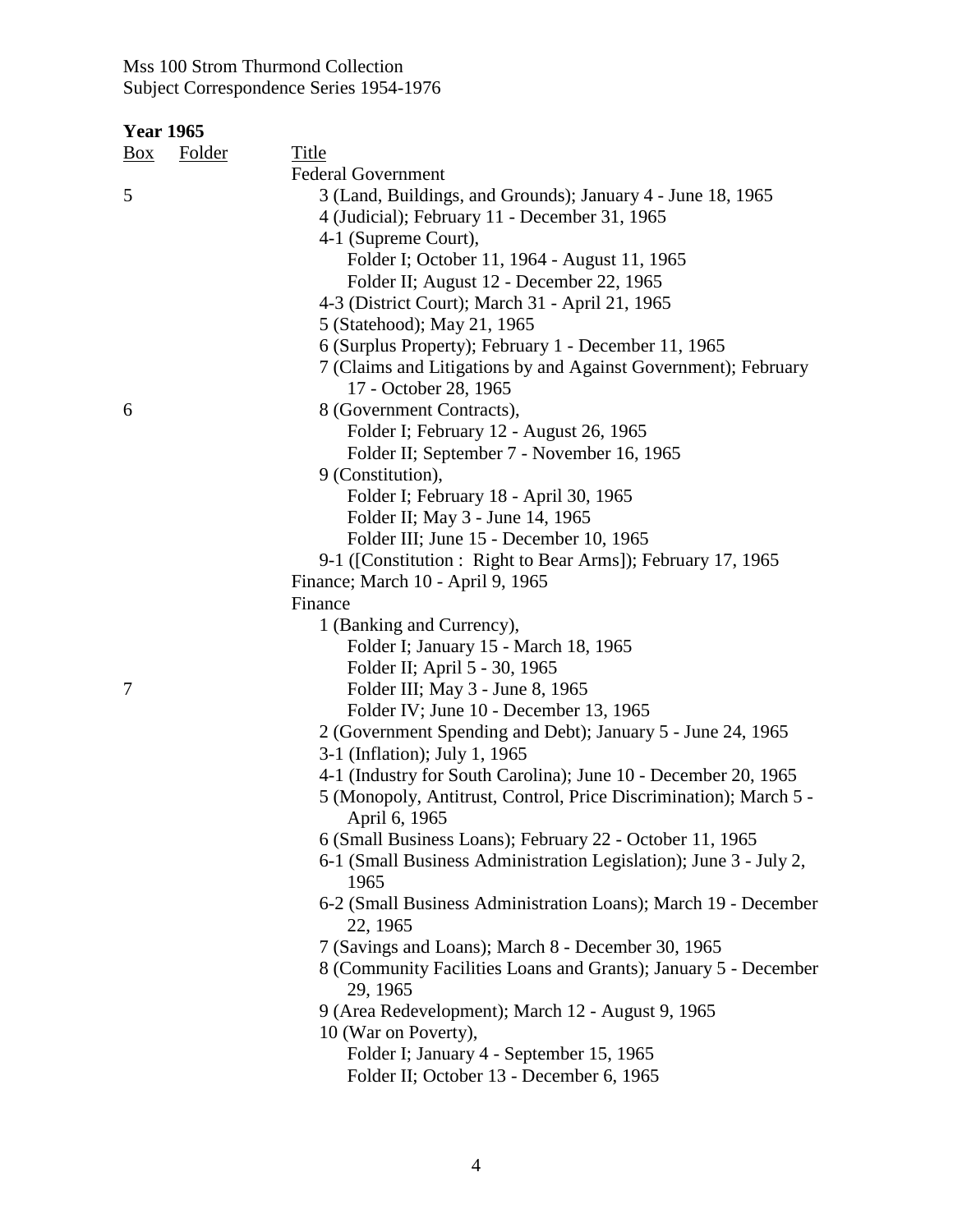Mss 100 Strom Thurmond Collection
Subject Correspondence Series 1954-1976

**Year 1965**

| Box | Folder | Title |
|---|---|---|
| | | Federal Government |
| 5 | | 3 (Land, Buildings, and Grounds); January 4 - June 18, 1965 |
| | | 4 (Judicial); February 11 - December 31, 1965 |
| | | 4-1 (Supreme Court), |
| | | Folder I; October 11, 1964 - August 11, 1965 |
| | | Folder II; August 12 - December 22, 1965 |
| | | 4-3 (District Court); March 31 - April 21, 1965 |
| | | 5 (Statehood); May 21, 1965 |
| | | 6 (Surplus Property); February 1 - December 11, 1965 |
| | | 7 (Claims and Litigations by and Against Government); February 17 - October 28, 1965 |
| 6 | | 8 (Government Contracts), |
| | | Folder I; February 12 - August 26, 1965 |
| | | Folder II; September 7 - November 16, 1965 |
| | | 9 (Constitution), |
| | | Folder I; February 18 - April 30, 1965 |
| | | Folder II; May 3 - June 14, 1965 |
| | | Folder III; June 15 - December 10, 1965 |
| | | 9-1 ([Constitution : Right to Bear Arms]); February 17, 1965 |
| | | Finance; March 10 - April 9, 1965 |
| | | Finance |
| | | 1 (Banking and Currency), |
| | | Folder I; January 15 - March 18, 1965 |
| | | Folder II; April 5 - 30, 1965 |
| 7 | | Folder III; May 3 - June 8, 1965 |
| | | Folder IV; June 10 - December 13, 1965 |
| | | 2 (Government Spending and Debt); January 5 - June 24, 1965 |
| | | 3-1 (Inflation); July 1, 1965 |
| | | 4-1 (Industry for South Carolina); June 10 - December 20, 1965 |
| | | 5 (Monopoly, Antitrust, Control, Price Discrimination); March 5 - April 6, 1965 |
| | | 6 (Small Business Loans); February 22 - October 11, 1965 |
| | | 6-1 (Small Business Administration Legislation); June 3 - July 2, 1965 |
| | | 6-2 (Small Business Administration Loans); March 19 - December 22, 1965 |
| | | 7 (Savings and Loans); March 8 - December 30, 1965 |
| | | 8 (Community Facilities Loans and Grants); January 5 - December 29, 1965 |
| | | 9 (Area Redevelopment); March 12 - August 9, 1965 |
| | | 10 (War on Poverty), |
| | | Folder I; January 4 - September 15, 1965 |
| | | Folder II; October 13 - December 6, 1965 |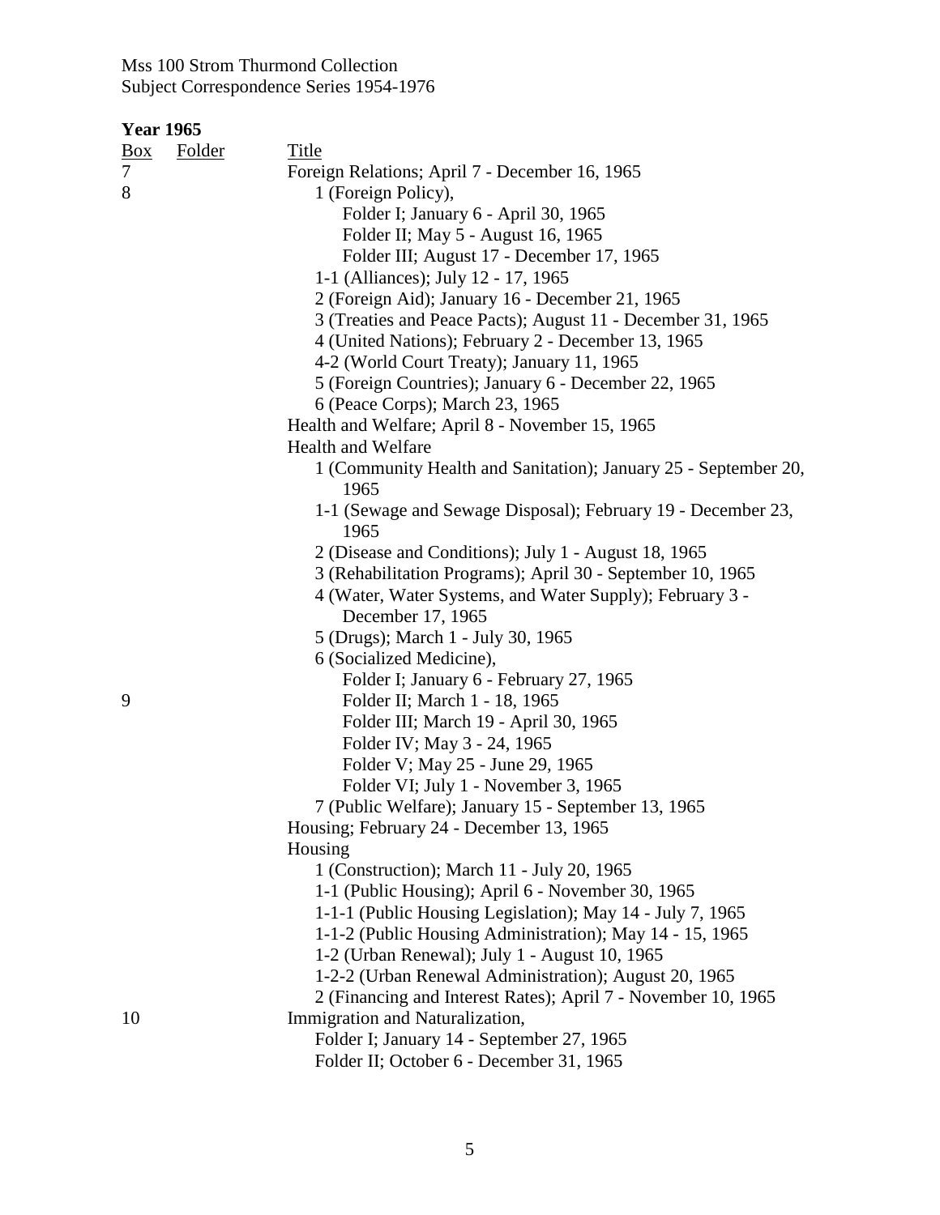Mss 100 Strom Thurmond Collection
Subject Correspondence Series 1954-1976

**Year 1965**

| Box | Folder | Title |
|---|---|---|
| 7 | | Foreign Relations; April 7 - December 16, 1965 |
| 8 | | 1 (Foreign Policy), |
| | | Folder I; January 6 - April 30, 1965 |
| | | Folder II; May 5 - August 16, 1965 |
| | | Folder III; August 17 - December 17, 1965 |
| | | 1-1 (Alliances); July 12 - 17, 1965 |
| | | 2 (Foreign Aid); January 16 - December 21, 1965 |
| | | 3 (Treaties and Peace Pacts); August 11 - December 31, 1965 |
| | | 4 (United Nations); February 2 - December 13, 1965 |
| | | 4-2 (World Court Treaty); January 11, 1965 |
| | | 5 (Foreign Countries); January 6 - December 22, 1965 |
| | | 6 (Peace Corps); March 23, 1965 |
| | | Health and Welfare; April 8 - November 15, 1965 |
| | | Health and Welfare |
| | | 1 (Community Health and Sanitation); January 25 - September 20, 1965 |
| | | 1-1 (Sewage and Sewage Disposal); February 19 - December 23, 1965 |
| | | 2 (Disease and Conditions); July 1 - August 18, 1965 |
| | | 3 (Rehabilitation Programs); April 30 - September 10, 1965 |
| | | 4 (Water, Water Systems, and Water Supply); February 3 - December 17, 1965 |
| | | 5 (Drugs); March 1 - July 30, 1965 |
| | | 6 (Socialized Medicine), |
| | | Folder I; January 6 - February 27, 1965 |
| 9 | | Folder II; March 1 - 18, 1965 |
| | | Folder III; March 19 - April 30, 1965 |
| | | Folder IV; May 3 - 24, 1965 |
| | | Folder V; May 25 - June 29, 1965 |
| | | Folder VI; July 1 - November 3, 1965 |
| | | 7 (Public Welfare); January 15 - September 13, 1965 |
| | | Housing; February 24 - December 13, 1965 |
| | | Housing |
| | | 1 (Construction); March 11 - July 20, 1965 |
| | | 1-1 (Public Housing); April 6 - November 30, 1965 |
| | | 1-1-1 (Public Housing Legislation); May 14 - July 7, 1965 |
| | | 1-1-2 (Public Housing Administration); May 14 - 15, 1965 |
| | | 1-2 (Urban Renewal); July 1 - August 10, 1965 |
| | | 1-2-2 (Urban Renewal Administration); August 20, 1965 |
| | | 2 (Financing and Interest Rates); April 7 - November 10, 1965 |
| 10 | | Immigration and Naturalization, |
| | | Folder I; January 14 - September 27, 1965 |
| | | Folder II; October 6 - December 31, 1965 |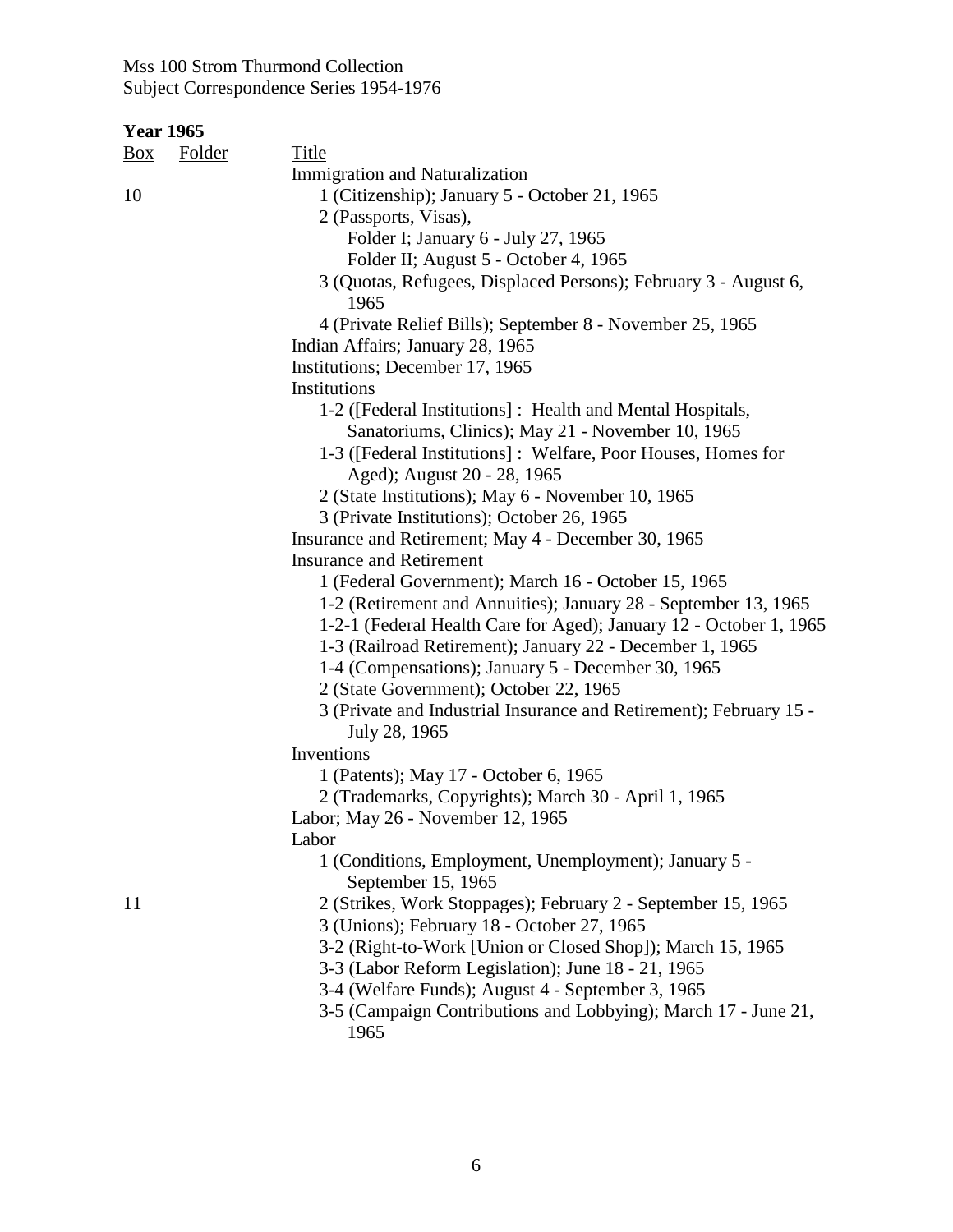Mss 100 Strom Thurmond Collection
Subject Correspondence Series 1954-1976

**Year 1965**

| Box | Folder | Title |
|---|---|---|
| | | Immigration and Naturalization |
| 10 | | 1 (Citizenship); January 5 - October 21, 1965 |
| | | 2 (Passports, Visas), |
| | | Folder I; January 6 - July 27, 1965 |
| | | Folder II; August 5 - October 4, 1965 |
| | | 3 (Quotas, Refugees, Displaced Persons); February 3 - August 6, 1965 |
| | | 4 (Private Relief Bills); September 8 - November 25, 1965 |
| | | Indian Affairs; January 28, 1965 |
| | | Institutions; December 17, 1965 |
| | | Institutions |
| | | 1-2 ([Federal Institutions] : Health and Mental Hospitals, Sanatoriums, Clinics); May 21 - November 10, 1965 |
| | | 1-3 ([Federal Institutions] : Welfare, Poor Houses, Homes for Aged); August 20 - 28, 1965 |
| | | 2 (State Institutions); May 6 - November 10, 1965 |
| | | 3 (Private Institutions); October 26, 1965 |
| | | Insurance and Retirement; May 4 - December 30, 1965 |
| | | Insurance and Retirement |
| | | 1 (Federal Government); March 16 - October 15, 1965 |
| | | 1-2 (Retirement and Annuities); January 28 - September 13, 1965 |
| | | 1-2-1 (Federal Health Care for Aged); January 12 - October 1, 1965 |
| | | 1-3 (Railroad Retirement); January 22 - December 1, 1965 |
| | | 1-4 (Compensations); January 5 - December 30, 1965 |
| | | 2 (State Government); October 22, 1965 |
| | | 3 (Private and Industrial Insurance and Retirement); February 15 - July 28, 1965 |
| | | Inventions |
| | | 1 (Patents); May 17 - October 6, 1965 |
| | | 2 (Trademarks, Copyrights); March 30 - April 1, 1965 |
| | | Labor; May 26 - November 12, 1965 |
| | | Labor |
| | | 1 (Conditions, Employment, Unemployment); January 5 - September 15, 1965 |
| 11 | | 2 (Strikes, Work Stoppages); February 2 - September 15, 1965 |
| | | 3 (Unions); February 18 - October 27, 1965 |
| | | 3-2 (Right-to-Work [Union or Closed Shop]); March 15, 1965 |
| | | 3-3 (Labor Reform Legislation); June 18 - 21, 1965 |
| | | 3-4 (Welfare Funds); August 4 - September 3, 1965 |
| | | 3-5 (Campaign Contributions and Lobbying); March 17 - June 21, 1965 |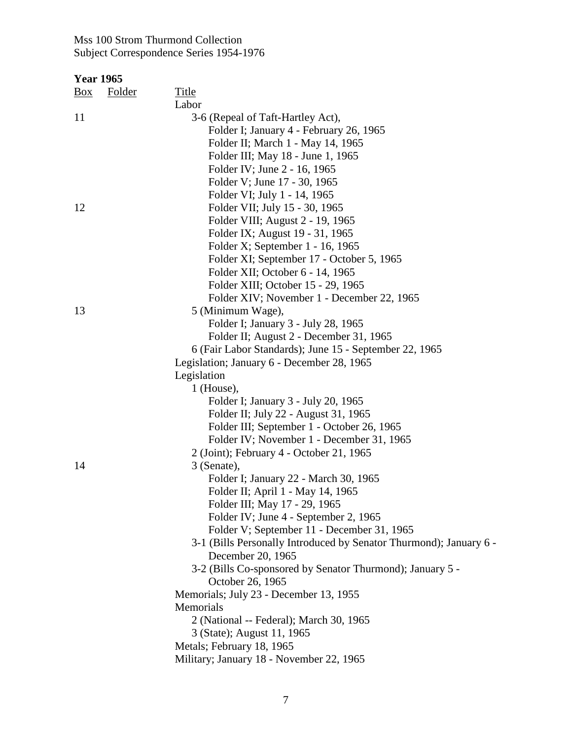Mss 100 Strom Thurmond Collection
Subject Correspondence Series 1954-1976

**Year 1965**

| Box | Folder | Title |
|---|---|---|
| | | Labor |
| 11 | | 3-6 (Repeal of Taft-Hartley Act), |
| | | Folder I; January 4 - February 26, 1965 |
| | | Folder II; March 1 - May 14, 1965 |
| | | Folder III; May 18 - June 1, 1965 |
| | | Folder IV; June 2 - 16, 1965 |
| | | Folder V; June 17 - 30, 1965 |
| | | Folder VI; July 1 - 14, 1965 |
| 12 | | Folder VII; July 15 - 30, 1965 |
| | | Folder VIII; August 2 - 19, 1965 |
| | | Folder IX; August 19 - 31, 1965 |
| | | Folder X; September 1 - 16, 1965 |
| | | Folder XI; September 17 - October 5, 1965 |
| | | Folder XII; October 6 - 14, 1965 |
| | | Folder XIII; October 15 - 29, 1965 |
| | | Folder XIV; November 1 - December 22, 1965 |
| 13 | | 5 (Minimum Wage), |
| | | Folder I; January 3 - July 28, 1965 |
| | | Folder II; August 2 - December 31, 1965 |
| | | 6 (Fair Labor Standards); June 15 - September 22, 1965 |
| | | Legislation; January 6 - December 28, 1965 |
| | | Legislation |
| | | 1 (House), |
| | | Folder I; January 3 - July 20, 1965 |
| | | Folder II; July 22 - August 31, 1965 |
| | | Folder III; September 1 - October 26, 1965 |
| | | Folder IV; November 1 - December 31, 1965 |
| | | 2 (Joint); February 4 - October 21, 1965 |
| 14 | | 3 (Senate), |
| | | Folder I; January 22 - March 30, 1965 |
| | | Folder II; April 1 - May 14, 1965 |
| | | Folder III; May 17 - 29, 1965 |
| | | Folder IV; June 4 - September 2, 1965 |
| | | Folder V; September 11 - December 31, 1965 |
| | | 3-1 (Bills Personally Introduced by Senator Thurmond); January 6 - December 20, 1965 |
| | | 3-2 (Bills Co-sponsored by Senator Thurmond); January 5 - October 26, 1965 |
| | | Memorials; July 23 - December 13, 1955 |
| | | Memorials |
| | | 2 (National -- Federal); March 30, 1965 |
| | | 3 (State); August 11, 1965 |
| | | Metals; February 18, 1965 |
| | | Military; January 18 - November 22, 1965 |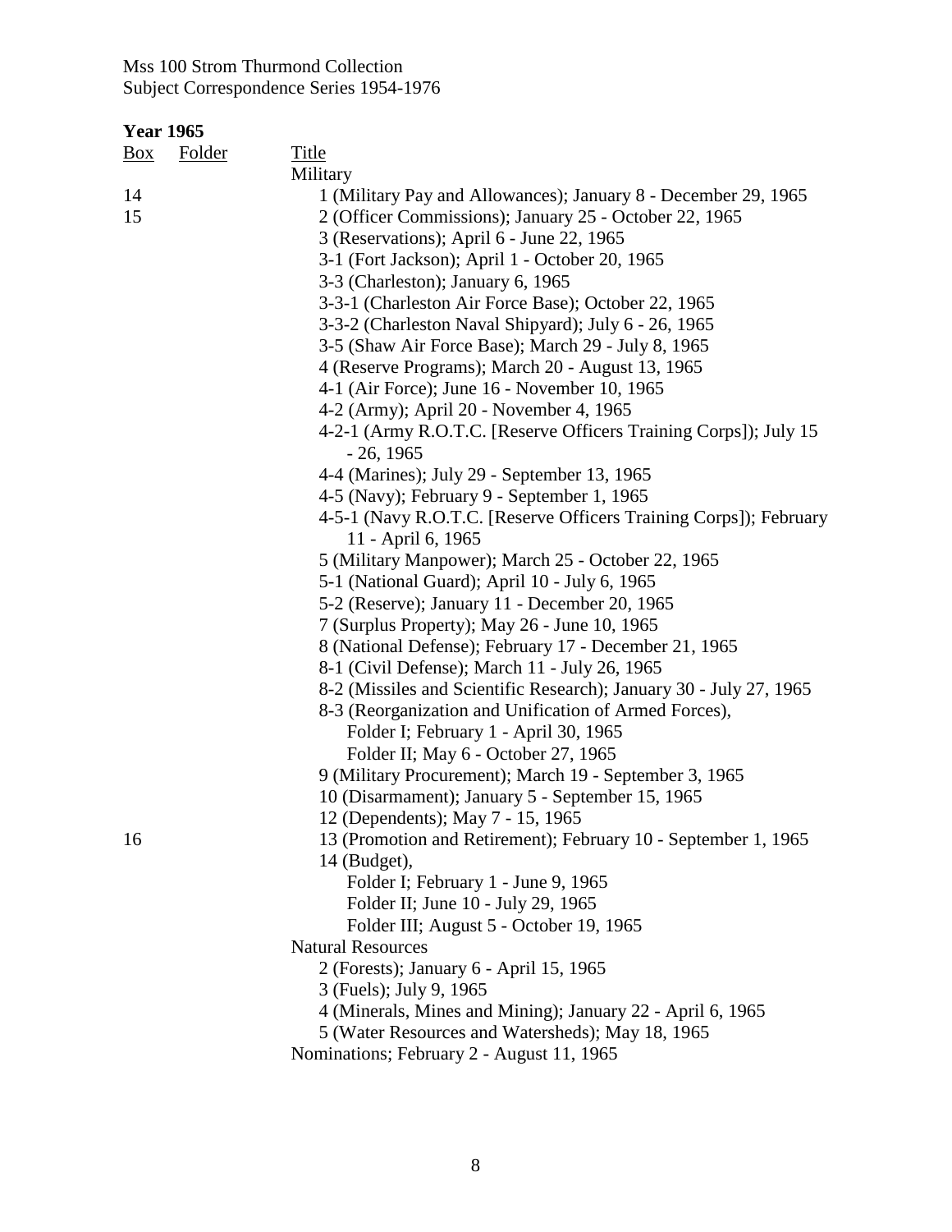Mss 100 Strom Thurmond Collection
Subject Correspondence Series 1954-1976

**Year 1965**

| Box | Folder | Title |
|---|---|---|
| | | Military |
| 14 | | 1 (Military Pay and Allowances); January 8 - December 29, 1965 |
| 15 | | 2 (Officer Commissions); January 25 - October 22, 1965 |
| | | 3 (Reservations); April 6 - June 22, 1965 |
| | | 3-1 (Fort Jackson); April 1 - October 20, 1965 |
| | | 3-3 (Charleston); January 6, 1965 |
| | | 3-3-1 (Charleston Air Force Base); October 22, 1965 |
| | | 3-3-2 (Charleston Naval Shipyard); July 6 - 26, 1965 |
| | | 3-5 (Shaw Air Force Base); March 29 - July 8, 1965 |
| | | 4 (Reserve Programs); March 20 - August 13, 1965 |
| | | 4-1 (Air Force); June 16 - November 10, 1965 |
| | | 4-2 (Army); April 20 - November 4, 1965 |
| | | 4-2-1 (Army R.O.T.C. [Reserve Officers Training Corps]); July 15 - 26, 1965 |
| | | 4-4 (Marines); July 29 - September 13, 1965 |
| | | 4-5 (Navy); February 9 - September 1, 1965 |
| | | 4-5-1 (Navy R.O.T.C. [Reserve Officers Training Corps]); February 11 - April 6, 1965 |
| | | 5 (Military Manpower); March 25 - October 22, 1965 |
| | | 5-1 (National Guard); April 10 - July 6, 1965 |
| | | 5-2 (Reserve); January 11 - December 20, 1965 |
| | | 7 (Surplus Property); May 26 - June 10, 1965 |
| | | 8 (National Defense); February 17 - December 21, 1965 |
| | | 8-1 (Civil Defense); March 11 - July 26, 1965 |
| | | 8-2 (Missiles and Scientific Research); January 30 - July 27, 1965 |
| | | 8-3 (Reorganization and Unification of Armed Forces), |
| | | Folder I; February 1 - April 30, 1965 |
| | | Folder II; May 6 - October 27, 1965 |
| | | 9 (Military Procurement); March 19 - September 3, 1965 |
| | | 10 (Disarmament); January 5 - September 15, 1965 |
| | | 12 (Dependents); May 7 - 15, 1965 |
| 16 | | 13 (Promotion and Retirement); February 10 - September 1, 1965 |
| | | 14 (Budget), |
| | | Folder I; February 1 - June 9, 1965 |
| | | Folder II; June 10 - July 29, 1965 |
| | | Folder III; August 5 - October 19, 1965 |
| | | Natural Resources |
| | | 2 (Forests); January 6 - April 15, 1965 |
| | | 3 (Fuels); July 9, 1965 |
| | | 4 (Minerals, Mines and Mining); January 22 - April 6, 1965 |
| | | 5 (Water Resources and Watersheds); May 18, 1965 |
| | | Nominations; February 2 - August 11, 1965 |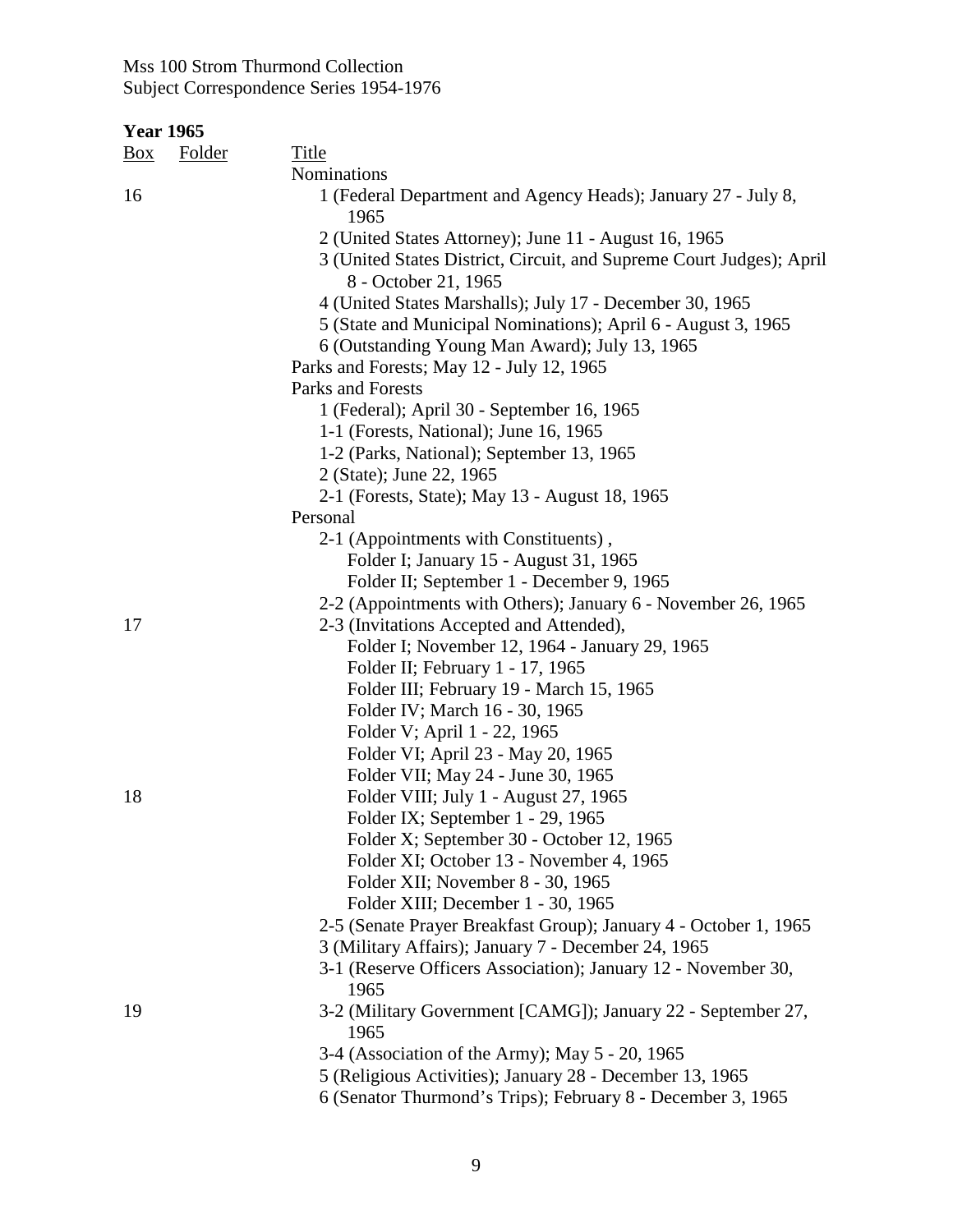Mss 100 Strom Thurmond Collection
Subject Correspondence Series 1954-1976

**Year 1965**

| Box | Folder | Title |
|---|---|---|
| | | Nominations |
| 16 | | 1 (Federal Department and Agency Heads); January 27 - July 8, 1965 |
| | | 2 (United States Attorney); June 11 - August 16, 1965 |
| | | 3 (United States District, Circuit, and Supreme Court Judges); April 8 - October 21, 1965 |
| | | 4 (United States Marshalls); July 17 - December 30, 1965 |
| | | 5 (State and Municipal Nominations); April 6 - August 3, 1965 |
| | | 6 (Outstanding Young Man Award); July 13, 1965 |
| | | Parks and Forests; May 12 - July 12, 1965 |
| | | Parks and Forests |
| | | 1 (Federal); April 30 - September 16, 1965 |
| | | 1-1 (Forests, National); June 16, 1965 |
| | | 1-2 (Parks, National); September 13, 1965 |
| | | 2 (State); June 22, 1965 |
| | | 2-1 (Forests, State); May 13 - August 18, 1965 |
| | | Personal |
| | | 2-1 (Appointments with Constituents) , |
| | | Folder I; January 15 - August 31, 1965 |
| | | Folder II; September 1 - December 9, 1965 |
| | | 2-2 (Appointments with Others); January 6 - November 26, 1965 |
| 17 | | 2-3 (Invitations Accepted and Attended), |
| | | Folder I; November 12, 1964 - January 29, 1965 |
| | | Folder II; February 1 - 17, 1965 |
| | | Folder III; February 19 - March 15, 1965 |
| | | Folder IV; March 16 - 30, 1965 |
| | | Folder V; April 1 - 22, 1965 |
| | | Folder VI; April 23 - May 20, 1965 |
| | | Folder VII; May 24 - June 30, 1965 |
| 18 | | Folder VIII; July 1 - August 27, 1965 |
| | | Folder IX; September 1 - 29, 1965 |
| | | Folder X; September 30 - October 12, 1965 |
| | | Folder XI; October 13 - November 4, 1965 |
| | | Folder XII; November 8 - 30, 1965 |
| | | Folder XIII; December 1 - 30, 1965 |
| | | 2-5 (Senate Prayer Breakfast Group); January 4 - October 1, 1965 |
| | | 3 (Military Affairs); January 7 - December 24, 1965 |
| | | 3-1 (Reserve Officers Association); January 12 - November 30, 1965 |
| 19 | | 3-2 (Military Government [CAMG]); January 22 - September 27, 1965 |
| | | 3-4 (Association of the Army); May 5 - 20, 1965 |
| | | 5 (Religious Activities); January 28 - December 13, 1965 |
| | | 6 (Senator Thurmond's Trips); February 8 - December 3, 1965 |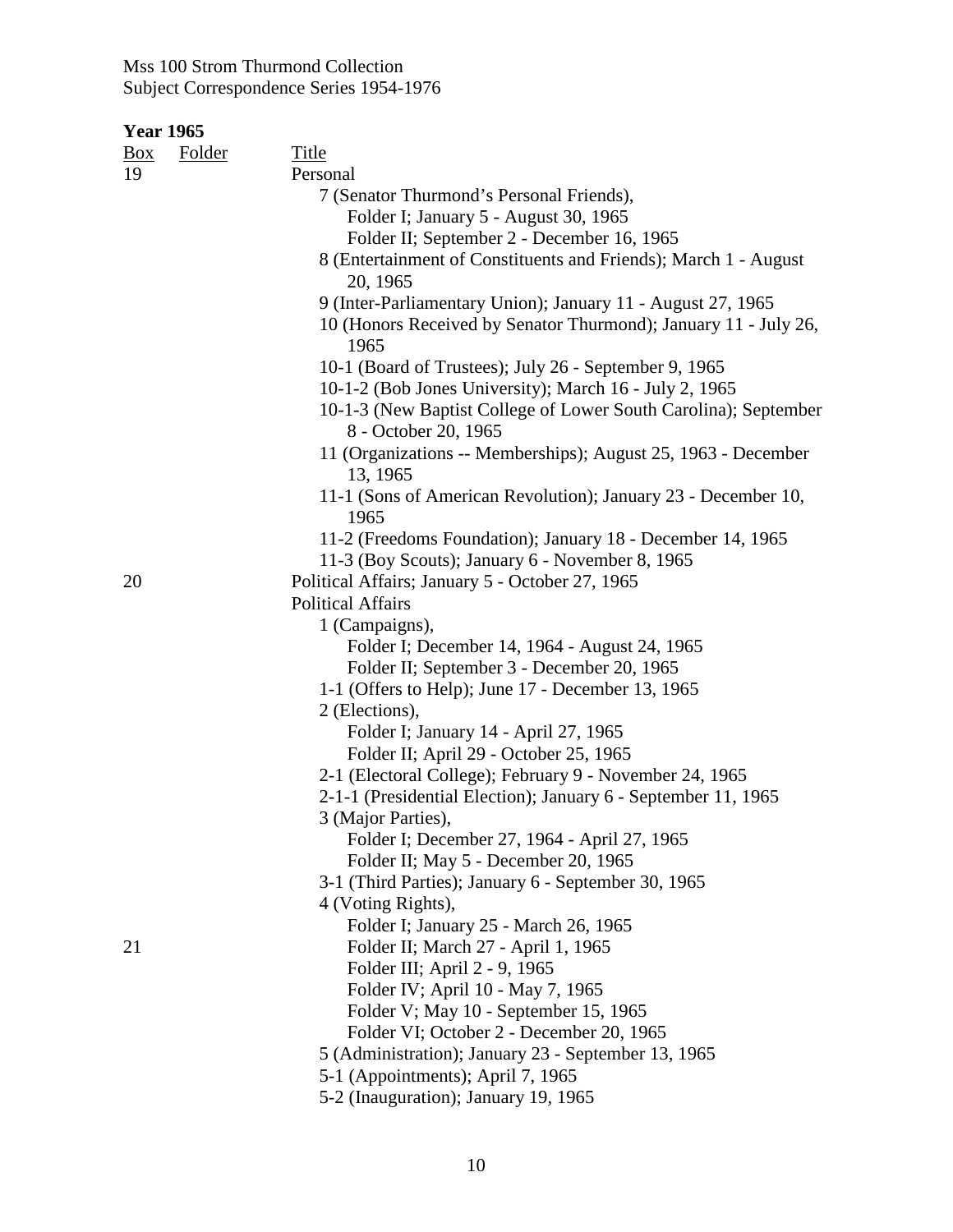Mss 100 Strom Thurmond Collection
Subject Correspondence Series 1954-1976

**Year 1965**

| Box | Folder | Title |
|---|---|---|
| 19 | | Personal |
| | | 7 (Senator Thurmond's Personal Friends), |
| | | Folder I; January 5 - August 30, 1965 |
| | | Folder II; September 2 - December 16, 1965 |
| | | 8 (Entertainment of Constituents and Friends); March 1 - August 20, 1965 |
| | | 9 (Inter-Parliamentary Union); January 11 - August 27, 1965 |
| | | 10 (Honors Received by Senator Thurmond); January 11 - July 26, 1965 |
| | | 10-1 (Board of Trustees); July 26 - September 9, 1965 |
| | | 10-1-2 (Bob Jones University); March 16 - July 2, 1965 |
| | | 10-1-3 (New Baptist College of Lower South Carolina); September 8 - October 20, 1965 |
| | | 11 (Organizations -- Memberships); August 25, 1963 - December 13, 1965 |
| | | 11-1 (Sons of American Revolution); January 23 - December 10, 1965 |
| | | 11-2 (Freedoms Foundation); January 18 - December 14, 1965 |
| | | 11-3 (Boy Scouts); January 6 - November 8, 1965 |
| 20 | | Political Affairs; January 5 - October 27, 1965 |
| | | Political Affairs |
| | | 1 (Campaigns), |
| | | Folder I; December 14, 1964 - August 24, 1965 |
| | | Folder II; September 3 - December 20, 1965 |
| | | 1-1 (Offers to Help); June 17 - December 13, 1965 |
| | | 2 (Elections), |
| | | Folder I; January 14 - April 27, 1965 |
| | | Folder II; April 29 - October 25, 1965 |
| | | 2-1 (Electoral College); February 9 - November 24, 1965 |
| | | 2-1-1 (Presidential Election); January 6 - September 11, 1965 |
| | | 3 (Major Parties), |
| | | Folder I; December 27, 1964 - April 27, 1965 |
| | | Folder II; May 5 - December 20, 1965 |
| | | 3-1 (Third Parties); January 6 - September 30, 1965 |
| | | 4 (Voting Rights), |
| | | Folder I; January 25 - March 26, 1965 |
| 21 | | Folder II; March 27 - April 1, 1965 |
| | | Folder III; April 2 - 9, 1965 |
| | | Folder IV; April 10 - May 7, 1965 |
| | | Folder V; May 10 - September 15, 1965 |
| | | Folder VI; October 2 - December 20, 1965 |
| | | 5 (Administration); January 23 - September 13, 1965 |
| | | 5-1 (Appointments); April 7, 1965 |
| | | 5-2 (Inauguration); January 19, 1965 |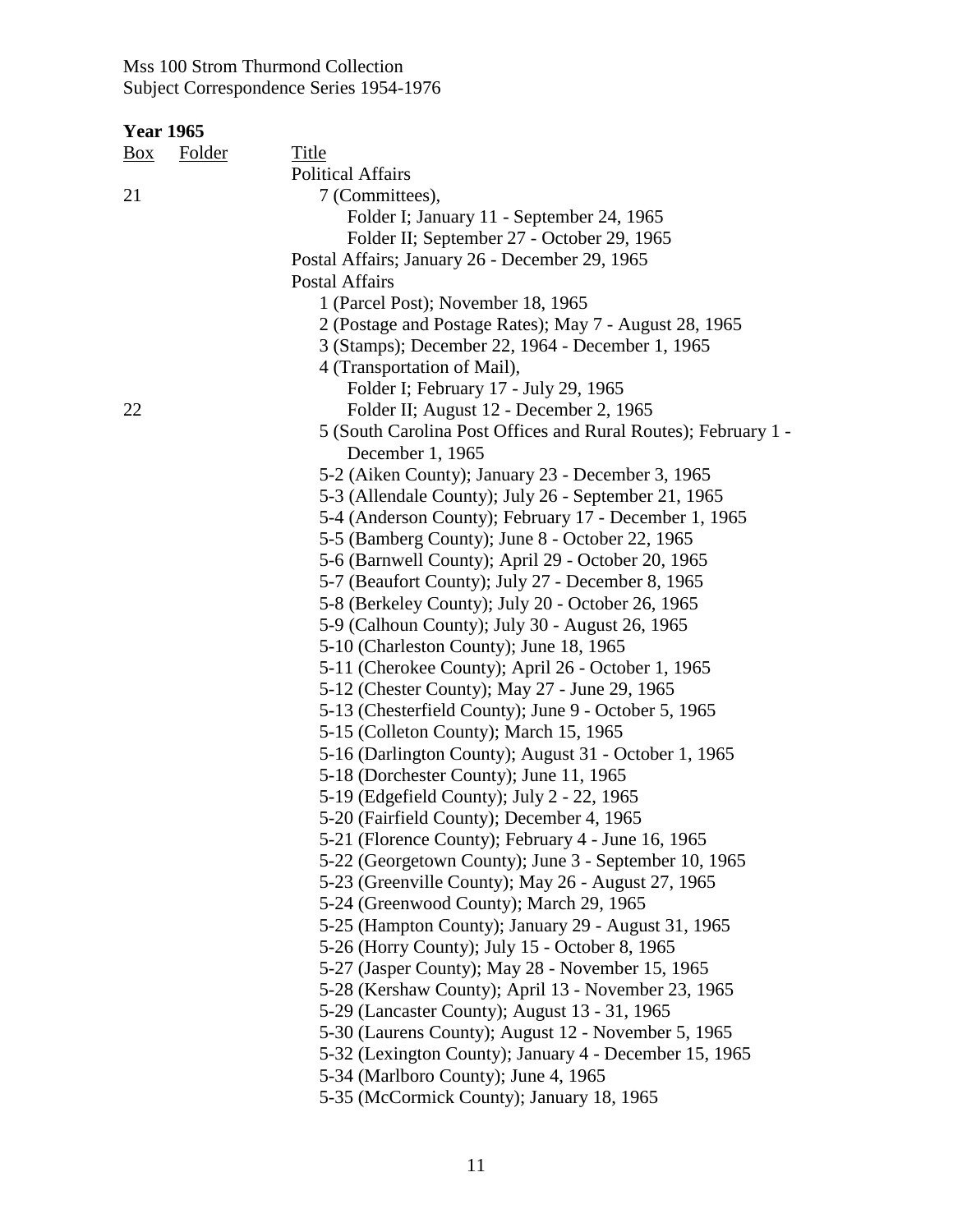Mss 100 Strom Thurmond Collection
Subject Correspondence Series 1954-1976

**Year 1965**

| Box | Folder | Title |
|---|---|---|
| | | Political Affairs |
| 21 | | 7 (Committees), |
| | | Folder I; January 11 - September 24, 1965 |
| | | Folder II; September 27 - October 29, 1965 |
| | | Postal Affairs; January 26 - December 29, 1965 |
| | | Postal Affairs |
| | | 1 (Parcel Post); November 18, 1965 |
| | | 2 (Postage and Postage Rates); May 7 - August 28, 1965 |
| | | 3 (Stamps); December 22, 1964 - December 1, 1965 |
| | | 4 (Transportation of Mail), |
| | | Folder I; February 17 - July 29, 1965 |
| 22 | | Folder II; August 12 - December 2, 1965 |
| | | 5 (South Carolina Post Offices and Rural Routes); February 1 - December 1, 1965 |
| | | 5-2 (Aiken County); January 23 - December 3, 1965 |
| | | 5-3 (Allendale County); July 26 - September 21, 1965 |
| | | 5-4 (Anderson County); February 17 - December 1, 1965 |
| | | 5-5 (Bamberg County); June 8 - October 22, 1965 |
| | | 5-6 (Barnwell County); April 29 - October 20, 1965 |
| | | 5-7 (Beaufort County); July 27 - December 8, 1965 |
| | | 5-8 (Berkeley County); July 20 - October 26, 1965 |
| | | 5-9 (Calhoun County); July 30 - August 26, 1965 |
| | | 5-10 (Charleston County); June 18, 1965 |
| | | 5-11 (Cherokee County); April 26 - October 1, 1965 |
| | | 5-12 (Chester County); May 27 - June 29, 1965 |
| | | 5-13 (Chesterfield County); June 9 - October 5, 1965 |
| | | 5-15 (Colleton County); March 15, 1965 |
| | | 5-16 (Darlington County); August 31 - October 1, 1965 |
| | | 5-18 (Dorchester County); June 11, 1965 |
| | | 5-19 (Edgefield County); July 2 - 22, 1965 |
| | | 5-20 (Fairfield County); December 4, 1965 |
| | | 5-21 (Florence County); February 4 - June 16, 1965 |
| | | 5-22 (Georgetown County); June 3 - September 10, 1965 |
| | | 5-23 (Greenville County); May 26 - August 27, 1965 |
| | | 5-24 (Greenwood County); March 29, 1965 |
| | | 5-25 (Hampton County); January 29 - August 31, 1965 |
| | | 5-26 (Horry County); July 15 - October 8, 1965 |
| | | 5-27 (Jasper County); May 28 - November 15, 1965 |
| | | 5-28 (Kershaw County); April 13 - November 23, 1965 |
| | | 5-29 (Lancaster County); August 13 - 31, 1965 |
| | | 5-30 (Laurens County); August 12 - November 5, 1965 |
| | | 5-32 (Lexington County); January 4 - December 15, 1965 |
| | | 5-34 (Marlboro County); June 4, 1965 |
| | | 5-35 (McCormick County); January 18, 1965 |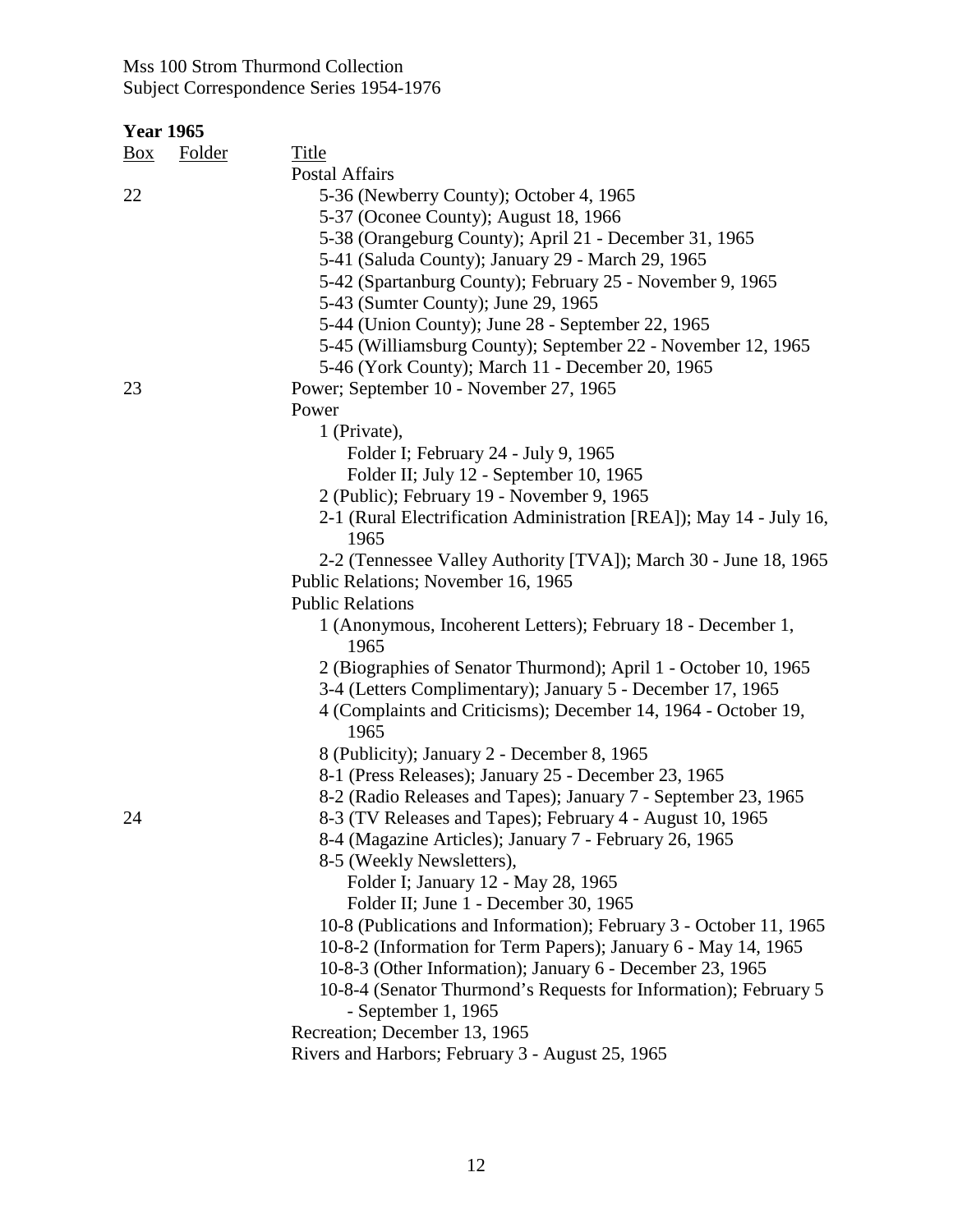## Year 1965

| Box | Folder | Title |
|---|---|---|
| | | Postal Affairs |
| 22 | | 5-36 (Newberry County); October 4, 1965 |
| | | 5-37 (Oconee County); August 18, 1966 |
| | | 5-38 (Orangeburg County); April 21 - December 31, 1965 |
| | | 5-41 (Saluda County); January 29 - March 29, 1965 |
| | | 5-42 (Spartanburg County); February 25 - November 9, 1965 |
| | | 5-43 (Sumter County); June 29, 1965 |
| | | 5-44 (Union County); June 28 - September 22, 1965 |
| | | 5-45 (Williamsburg County); September 22 - November 12, 1965 |
| | | 5-46 (York County); March 11 - December 20, 1965 |
| 23 | | Power; September 10 - November 27, 1965 |
| | | Power |
| | | 1 (Private), |
| | | Folder I; February 24 - July 9, 1965 |
| | | Folder II; July 12 - September 10, 1965 |
| | | 2 (Public); February 19 - November 9, 1965 |
| | | 2-1 (Rural Electrification Administration [REA]); May 14 - July 16, 1965 |
| | | 2-2 (Tennessee Valley Authority [TVA]); March 30 - June 18, 1965 |
| | | Public Relations; November 16, 1965 |
| | | Public Relations |
| | | 1 (Anonymous, Incoherent Letters); February 18 - December 1, 1965 |
| | | 2 (Biographies of Senator Thurmond); April 1 - October 10, 1965 |
| | | 3-4 (Letters Complimentary); January 5 - December 17, 1965 |
| | | 4 (Complaints and Criticisms); December 14, 1964 - October 19, 1965 |
| | | 8 (Publicity); January 2 - December 8, 1965 |
| | | 8-1 (Press Releases); January 25 - December 23, 1965 |
| | | 8-2 (Radio Releases and Tapes); January 7 - September 23, 1965 |
| 24 | | 8-3 (TV Releases and Tapes); February 4 - August 10, 1965 |
| | | 8-4 (Magazine Articles); January 7 - February 26, 1965 |
| | | 8-5 (Weekly Newsletters), |
| | | Folder I; January 12 - May 28, 1965 |
| | | Folder II; June 1 - December 30, 1965 |
| | | 10-8 (Publications and Information); February 3 - October 11, 1965 |
| | | 10-8-2 (Information for Term Papers); January 6 - May 14, 1965 |
| | | 10-8-3 (Other Information); January 6 - December 23, 1965 |
| | | 10-8-4 (Senator Thurmond's Requests for Information); February 5 - September 1, 1965 |
| | | Recreation; December 13, 1965 |
| | | Rivers and Harbors; February 3 - August 25, 1965 |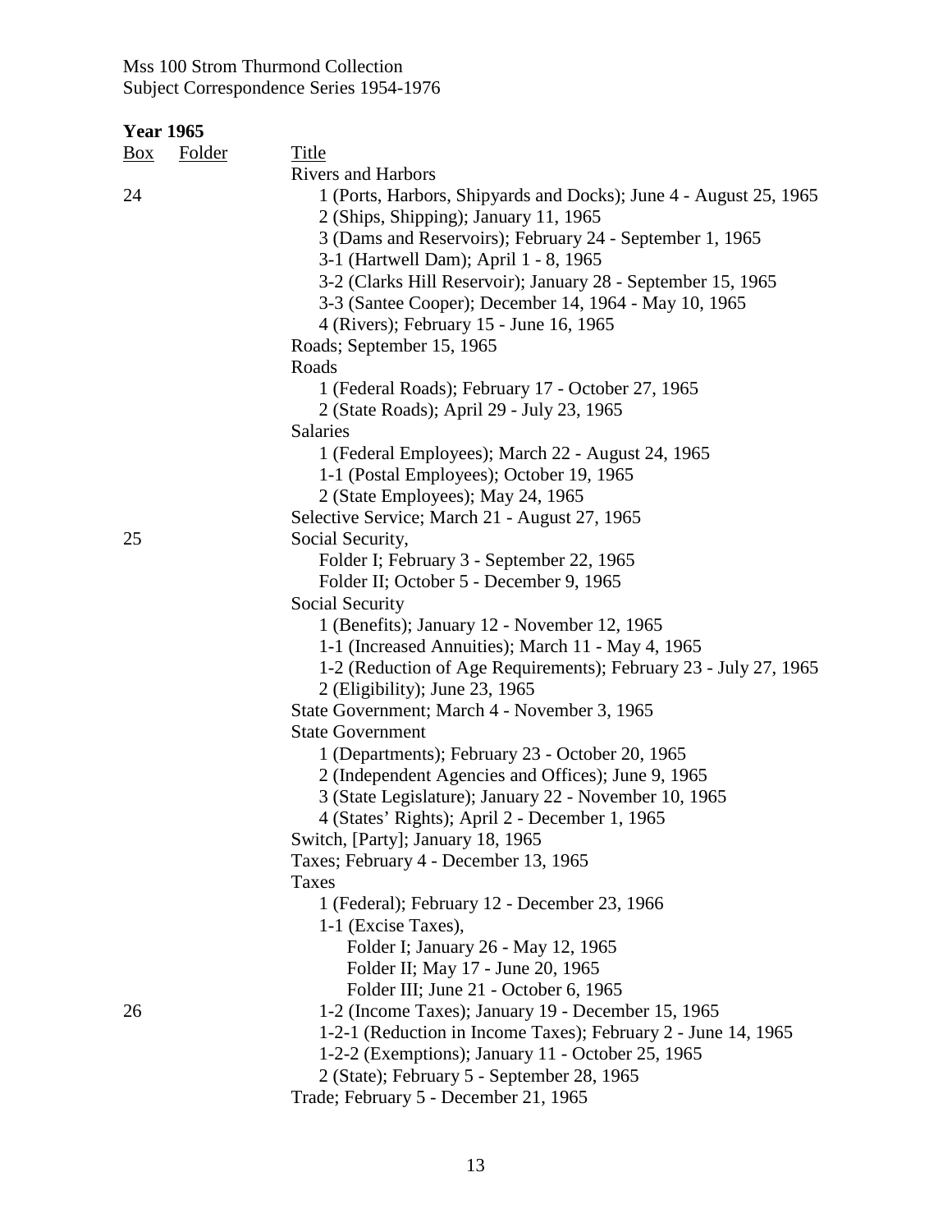Mss 100 Strom Thurmond Collection
Subject Correspondence Series 1954-1976

**Year 1965**

| Box | Folder | Title |
|---|---|---|
| | | Rivers and Harbors |
| 24 | | 1 (Ports, Harbors, Shipyards and Docks); June 4 - August 25, 1965 |
| | | 2 (Ships, Shipping); January 11, 1965 |
| | | 3 (Dams and Reservoirs); February 24 - September 1, 1965 |
| | | 3-1 (Hartwell Dam); April 1 - 8, 1965 |
| | | 3-2 (Clarks Hill Reservoir); January 28 - September 15, 1965 |
| | | 3-3 (Santee Cooper); December 14, 1964 - May 10, 1965 |
| | | 4 (Rivers); February 15 - June 16, 1965 |
| | | Roads; September 15, 1965 |
| | | Roads |
| | | 1 (Federal Roads); February 17 - October 27, 1965 |
| | | 2 (State Roads); April 29 - July 23, 1965 |
| | | Salaries |
| | | 1 (Federal Employees); March 22 - August 24, 1965 |
| | | 1-1 (Postal Employees); October 19, 1965 |
| | | 2 (State Employees); May 24, 1965 |
| | | Selective Service; March 21 - August 27, 1965 |
| 25 | | Social Security, |
| | | Folder I; February 3 - September 22, 1965 |
| | | Folder II; October 5 - December 9, 1965 |
| | | Social Security |
| | | 1 (Benefits); January 12 - November 12, 1965 |
| | | 1-1 (Increased Annuities); March 11 - May 4, 1965 |
| | | 1-2 (Reduction of Age Requirements); February 23 - July 27, 1965 |
| | | 2 (Eligibility); June 23, 1965 |
| | | State Government; March 4 - November 3, 1965 |
| | | State Government |
| | | 1 (Departments); February 23 - October 20, 1965 |
| | | 2 (Independent Agencies and Offices); June 9, 1965 |
| | | 3 (State Legislature); January 22 - November 10, 1965 |
| | | 4 (States' Rights); April 2 - December 1, 1965 |
| | | Switch, [Party]; January 18, 1965 |
| | | Taxes; February 4 - December 13, 1965 |
| | | Taxes |
| | | 1 (Federal); February 12 - December 23, 1966 |
| | | 1-1 (Excise Taxes), |
| | | Folder I; January 26 - May 12, 1965 |
| | | Folder II; May 17 - June 20, 1965 |
| | | Folder III; June 21 - October 6, 1965 |
| 26 | | 1-2 (Income Taxes); January 19 - December 15, 1965 |
| | | 1-2-1 (Reduction in Income Taxes); February 2 - June 14, 1965 |
| | | 1-2-2 (Exemptions); January 11 - October 25, 1965 |
| | | 2 (State); February 5 - September 28, 1965 |
| | | Trade; February 5 - December 21, 1965 |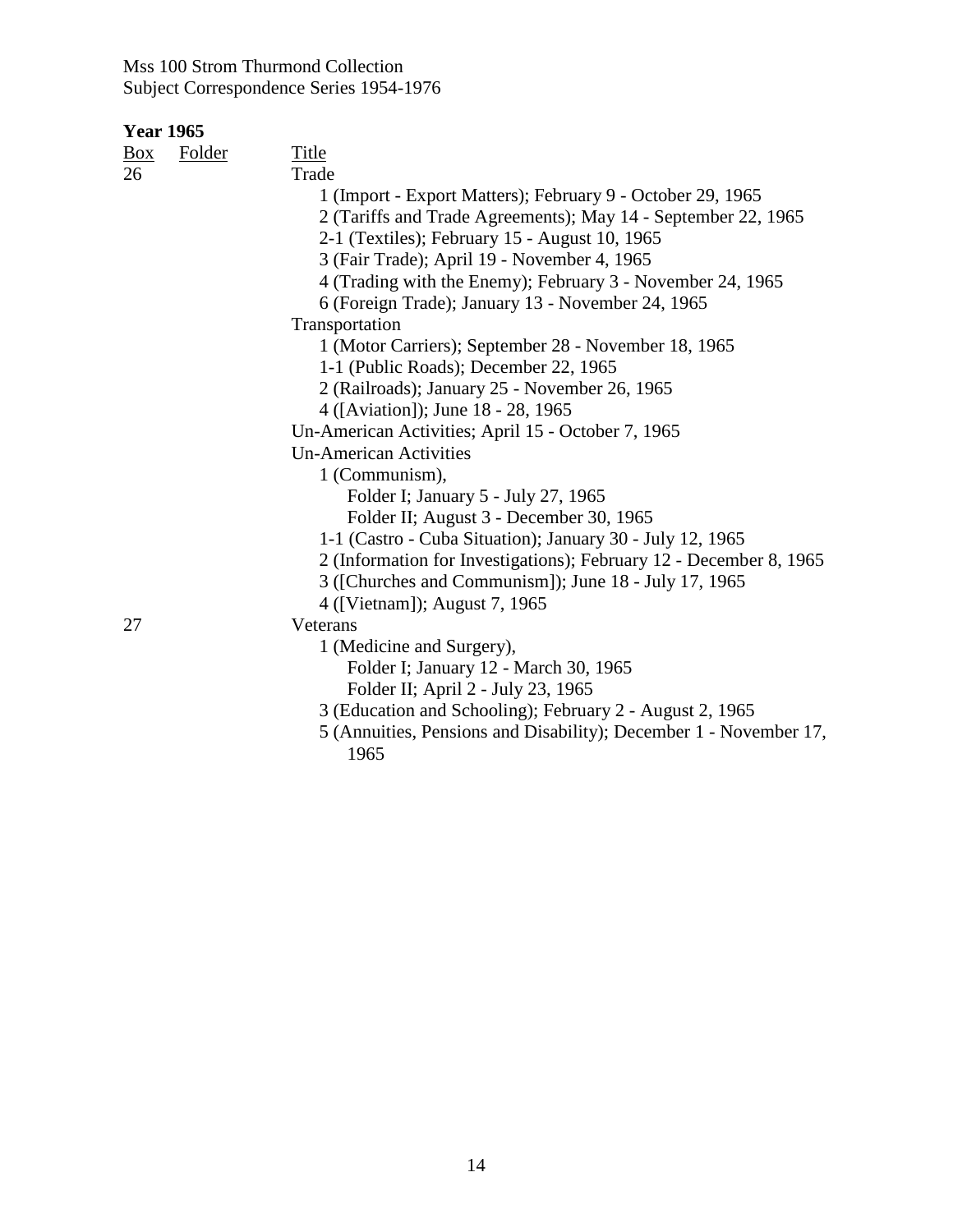Mss 100 Strom Thurmond Collection
Subject Correspondence Series 1954-1976

**Year 1965**

| Box | Folder | Title |
|---|---|---|
| 26 | | Trade |
| | | 1 (Import - Export Matters); February 9 - October 29, 1965 |
| | | 2 (Tariffs and Trade Agreements); May 14 - September 22, 1965 |
| | | 2-1 (Textiles); February 15 - August 10, 1965 |
| | | 3 (Fair Trade); April 19 - November 4, 1965 |
| | | 4 (Trading with the Enemy); February 3 - November 24, 1965 |
| | | 6 (Foreign Trade); January 13 - November 24, 1965 |
| | | Transportation |
| | | 1 (Motor Carriers); September 28 - November 18, 1965 |
| | | 1-1 (Public Roads); December 22, 1965 |
| | | 2 (Railroads); January 25 - November 26, 1965 |
| | | 4 ([Aviation]); June 18 - 28, 1965 |
| | | Un-American Activities; April 15 - October 7, 1965 |
| | | Un-American Activities |
| | | 1 (Communism), |
| | | Folder I; January 5 - July 27, 1965 |
| | | Folder II; August 3 - December 30, 1965 |
| | | 1-1 (Castro - Cuba Situation); January 30 - July 12, 1965 |
| | | 2 (Information for Investigations); February 12 - December 8, 1965 |
| | | 3 ([Churches and Communism]); June 18 - July 17, 1965 |
| | | 4 ([Vietnam]); August 7, 1965 |
| 27 | | Veterans |
| | | 1 (Medicine and Surgery), |
| | | Folder I; January 12 - March 30, 1965 |
| | | Folder II; April 2 - July 23, 1965 |
| | | 3 (Education and Schooling); February 2 - August 2, 1965 |
| | | 5 (Annuities, Pensions and Disability); December 1 - November 17, 1965 |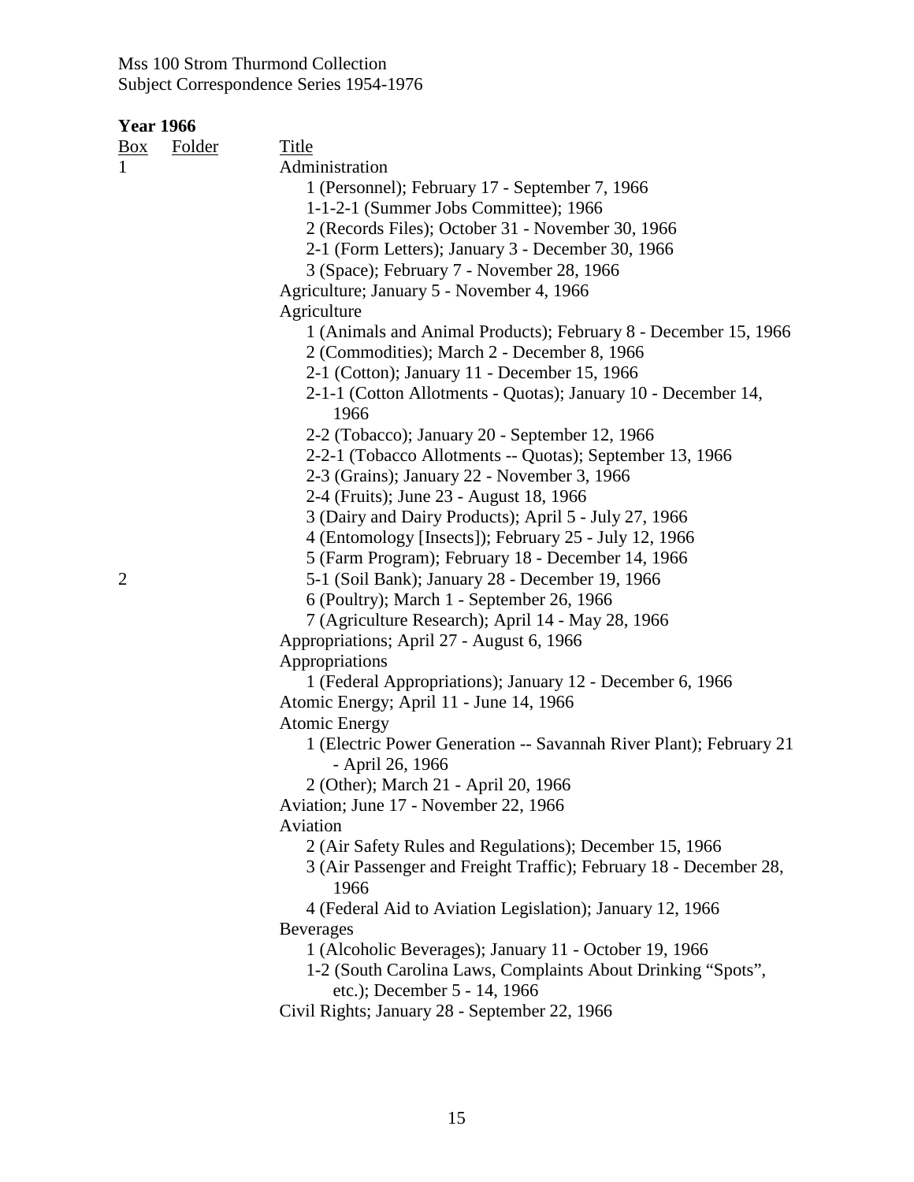Mss 100 Strom Thurmond Collection
Subject Correspondence Series 1954-1976

**Year 1966**

| Box | Folder | Title |
|---|---|---|
| 1 | | Administration |
| | | 1 (Personnel); February 17 - September 7, 1966 |
| | | 1-1-2-1 (Summer Jobs Committee); 1966 |
| | | 2 (Records Files); October 31 - November 30, 1966 |
| | | 2-1 (Form Letters); January 3 - December 30, 1966 |
| | | 3 (Space); February 7 - November 28, 1966 |
| | | Agriculture; January 5 - November 4, 1966 |
| | | Agriculture |
| | | 1 (Animals and Animal Products); February 8 - December 15, 1966 |
| | | 2 (Commodities); March 2 - December 8, 1966 |
| | | 2-1 (Cotton); January 11 - December 15, 1966 |
| | | 2-1-1 (Cotton Allotments - Quotas); January 10 - December 14, 1966 |
| | | 2-2 (Tobacco); January 20 - September 12, 1966 |
| | | 2-2-1 (Tobacco Allotments -- Quotas); September 13, 1966 |
| | | 2-3 (Grains); January 22 - November 3, 1966 |
| | | 2-4 (Fruits); June 23 - August 18, 1966 |
| | | 3 (Dairy and Dairy Products); April 5 - July 27, 1966 |
| | | 4 (Entomology [Insects]); February 25 - July 12, 1966 |
| | | 5 (Farm Program); February 18 - December 14, 1966 |
| 2 | | 5-1 (Soil Bank); January 28 - December 19, 1966 |
| | | 6 (Poultry); March 1 - September 26, 1966 |
| | | 7 (Agriculture Research); April 14 - May 28, 1966 |
| | | Appropriations; April 27 - August 6, 1966 |
| | | Appropriations |
| | | 1 (Federal Appropriations); January 12 - December 6, 1966 |
| | | Atomic Energy; April 11 - June 14, 1966 |
| | | Atomic Energy |
| | | 1 (Electric Power Generation -- Savannah River Plant); February 21 - April 26, 1966 |
| | | 2 (Other); March 21 - April 20, 1966 |
| | | Aviation; June 17 - November 22, 1966 |
| | | Aviation |
| | | 2 (Air Safety Rules and Regulations); December 15, 1966 |
| | | 3 (Air Passenger and Freight Traffic); February 18 - December 28, 1966 |
| | | 4 (Federal Aid to Aviation Legislation); January 12, 1966 |
| | | Beverages |
| | | 1 (Alcoholic Beverages); January 11 - October 19, 1966 |
| | | 1-2 (South Carolina Laws, Complaints About Drinking "Spots", etc.); December 5 - 14, 1966 |
| | | Civil Rights; January 28 - September 22, 1966 |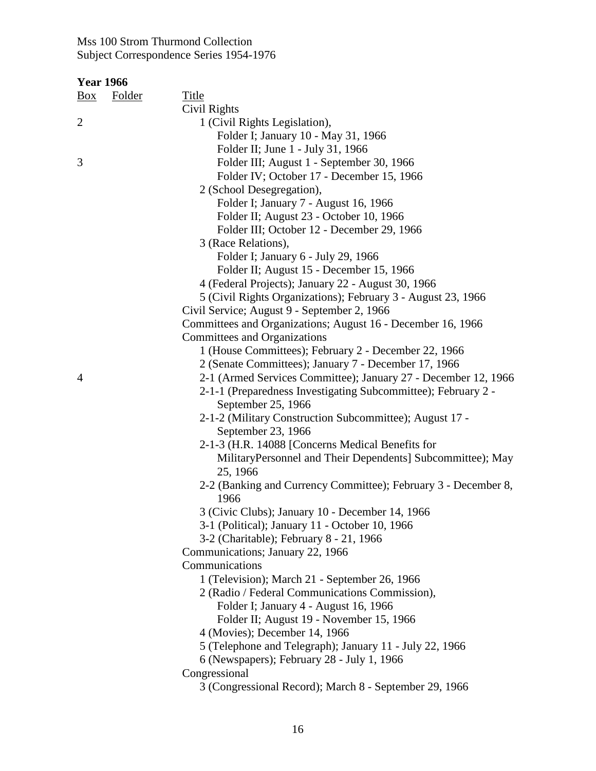Mss 100 Strom Thurmond Collection
Subject Correspondence Series 1954-1976

**Year 1966**

| Box | Folder | Title |
|---|---|---|
| | | Civil Rights |
| 2 | | 1 (Civil Rights Legislation), |
| | | Folder I; January 10 - May 31, 1966 |
| | | Folder II; June 1 - July 31, 1966 |
| 3 | | Folder III; August 1 - September 30, 1966 |
| | | Folder IV; October 17 - December 15, 1966 |
| | | 2 (School Desegregation), |
| | | Folder I; January 7 - August 16, 1966 |
| | | Folder II; August 23 - October 10, 1966 |
| | | Folder III; October 12 - December 29, 1966 |
| | | 3 (Race Relations), |
| | | Folder I; January 6 - July 29, 1966 |
| | | Folder II; August 15 - December 15, 1966 |
| | | 4 (Federal Projects); January 22 - August 30, 1966 |
| | | 5 (Civil Rights Organizations); February 3 - August 23, 1966 |
| | | Civil Service; August 9 - September 2, 1966 |
| | | Committees and Organizations; August 16 - December 16, 1966 |
| | | Committees and Organizations |
| | | 1 (House Committees); February 2 - December 22, 1966 |
| | | 2 (Senate Committees); January 7 - December 17, 1966 |
| 4 | | 2-1 (Armed Services Committee); January 27 - December 12, 1966 |
| | | 2-1-1 (Preparedness Investigating Subcommittee); February 2 - September 25, 1966 |
| | | 2-1-2 (Military Construction Subcommittee); August 17 - September 23, 1966 |
| | | 2-1-3 (H.R. 14088 [Concerns Medical Benefits for MilitaryPersonnel and Their Dependents] Subcommittee); May 25, 1966 |
| | | 2-2 (Banking and Currency Committee); February 3 - December 8, 1966 |
| | | 3 (Civic Clubs); January 10 - December 14, 1966 |
| | | 3-1 (Political); January 11 - October 10, 1966 |
| | | 3-2 (Charitable); February 8 - 21, 1966 |
| | | Communications; January 22, 1966 |
| | | Communications |
| | | 1 (Television); March 21 - September 26, 1966 |
| | | 2 (Radio / Federal Communications Commission), |
| | | Folder I; January 4 - August 16, 1966 |
| | | Folder II; August 19 - November 15, 1966 |
| | | 4 (Movies); December 14, 1966 |
| | | 5 (Telephone and Telegraph); January 11 - July 22, 1966 |
| | | 6 (Newspapers); February 28 - July 1, 1966 |
| | | Congressional |
| | | 3 (Congressional Record); March 8 - September 29, 1966 |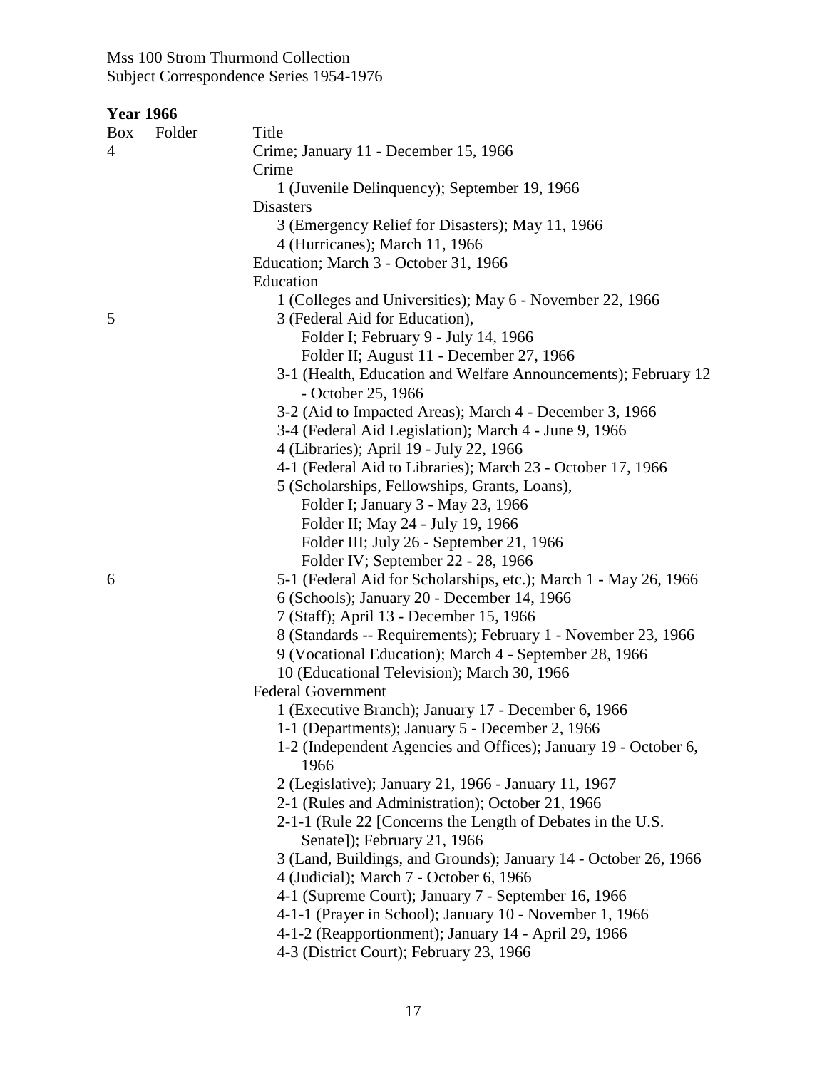Mss 100 Strom Thurmond Collection
Subject Correspondence Series 1954-1976

**Year 1966**

| Box | Folder | Title |
|---|---|---|
| 4 | | Crime; January 11 - December 15, 1966 |
| | | Crime |
| | | 1 (Juvenile Delinquency); September 19, 1966 |
| | | Disasters |
| | | 3 (Emergency Relief for Disasters); May 11, 1966 |
| | | 4 (Hurricanes); March 11, 1966 |
| | | Education; March 3 - October 31, 1966 |
| | | Education |
| | | 1 (Colleges and Universities); May 6 - November 22, 1966 |
| 5 | | 3 (Federal Aid for Education), |
| | | Folder I; February 9 - July 14, 1966 |
| | | Folder II; August 11 - December 27, 1966 |
| | | 3-1 (Health, Education and Welfare Announcements); February 12 - October 25, 1966 |
| | | 3-2 (Aid to Impacted Areas); March 4 - December 3, 1966 |
| | | 3-4 (Federal Aid Legislation); March 4 - June 9, 1966 |
| | | 4 (Libraries); April 19 - July 22, 1966 |
| | | 4-1 (Federal Aid to Libraries); March 23 - October 17, 1966 |
| | | 5 (Scholarships, Fellowships, Grants, Loans), |
| | | Folder I; January 3 - May 23, 1966 |
| | | Folder II; May 24 - July 19, 1966 |
| | | Folder III; July 26 - September 21, 1966 |
| | | Folder IV; September 22 - 28, 1966 |
| 6 | | 5-1 (Federal Aid for Scholarships, etc.); March 1 - May 26, 1966 |
| | | 6 (Schools); January 20 - December 14, 1966 |
| | | 7 (Staff); April 13 - December 15, 1966 |
| | | 8 (Standards -- Requirements); February 1 - November 23, 1966 |
| | | 9 (Vocational Education); March 4 - September 28, 1966 |
| | | 10 (Educational Television); March 30, 1966 |
| | | Federal Government |
| | | 1 (Executive Branch); January 17 - December 6, 1966 |
| | | 1-1 (Departments); January 5 - December 2, 1966 |
| | | 1-2 (Independent Agencies and Offices); January 19 - October 6, 1966 |
| | | 2 (Legislative); January 21, 1966 - January 11, 1967 |
| | | 2-1 (Rules and Administration); October 21, 1966 |
| | | 2-1-1 (Rule 22 [Concerns the Length of Debates in the U.S. Senate]); February 21, 1966 |
| | | 3 (Land, Buildings, and Grounds); January 14 - October 26, 1966 |
| | | 4 (Judicial); March 7 - October 6, 1966 |
| | | 4-1 (Supreme Court); January 7 - September 16, 1966 |
| | | 4-1-1 (Prayer in School); January 10 - November 1, 1966 |
| | | 4-1-2 (Reapportionment); January 14 - April 29, 1966 |
| | | 4-3 (District Court); February 23, 1966 |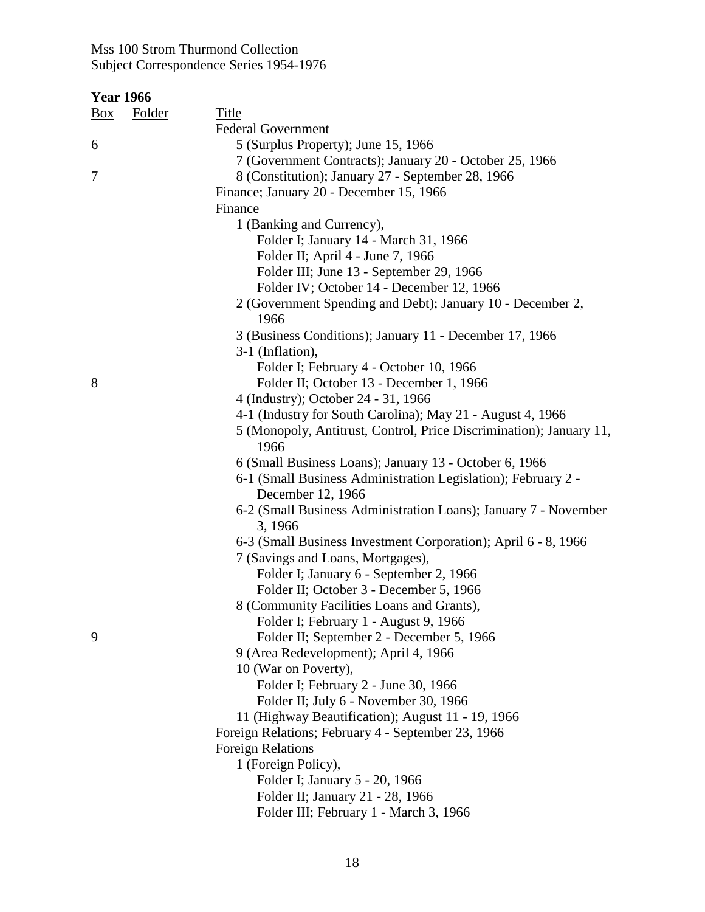Mss 100 Strom Thurmond Collection
Subject Correspondence Series 1954-1976

**Year 1966**

| Box | Folder | Title |
|---|---|---|
| | | Federal Government |
| 6 | | 5 (Surplus Property); June 15, 1966 |
| | | 7 (Government Contracts); January 20 - October 25, 1966 |
| 7 | | 8 (Constitution); January 27 - September 28, 1966 |
| | | Finance; January 20 - December 15, 1966 |
| | | Finance |
| | | 1 (Banking and Currency), |
| | | Folder I; January 14 - March 31, 1966 |
| | | Folder II; April 4 - June 7, 1966 |
| | | Folder III; June 13 - September 29, 1966 |
| | | Folder IV; October 14 - December 12, 1966 |
| | | 2 (Government Spending and Debt); January 10 - December 2, 1966 |
| | | 3 (Business Conditions); January 11 - December 17, 1966 |
| | | 3-1 (Inflation), |
| | | Folder I; February 4 - October 10, 1966 |
| 8 | | Folder II; October 13 - December 1, 1966 |
| | | 4 (Industry); October 24 - 31, 1966 |
| | | 4-1 (Industry for South Carolina); May 21 - August 4, 1966 |
| | | 5 (Monopoly, Antitrust, Control, Price Discrimination); January 11, 1966 |
| | | 6 (Small Business Loans); January 13 - October 6, 1966 |
| | | 6-1 (Small Business Administration Legislation); February 2 - December 12, 1966 |
| | | 6-2 (Small Business Administration Loans); January 7 - November 3, 1966 |
| | | 6-3 (Small Business Investment Corporation); April 6 - 8, 1966 |
| | | 7 (Savings and Loans, Mortgages), |
| | | Folder I; January 6 - September 2, 1966 |
| | | Folder II; October 3 - December 5, 1966 |
| | | 8 (Community Facilities Loans and Grants), |
| | | Folder I; February 1 - August 9, 1966 |
| 9 | | Folder II; September 2 - December 5, 1966 |
| | | 9 (Area Redevelopment); April 4, 1966 |
| | | 10 (War on Poverty), |
| | | Folder I; February 2 - June 30, 1966 |
| | | Folder II; July 6 - November 30, 1966 |
| | | 11 (Highway Beautification); August 11 - 19, 1966 |
| | | Foreign Relations; February 4 - September 23, 1966 |
| | | Foreign Relations |
| | | 1 (Foreign Policy), |
| | | Folder I; January 5 - 20, 1966 |
| | | Folder II; January 21 - 28, 1966 |
| | | Folder III; February 1 - March 3, 1966 |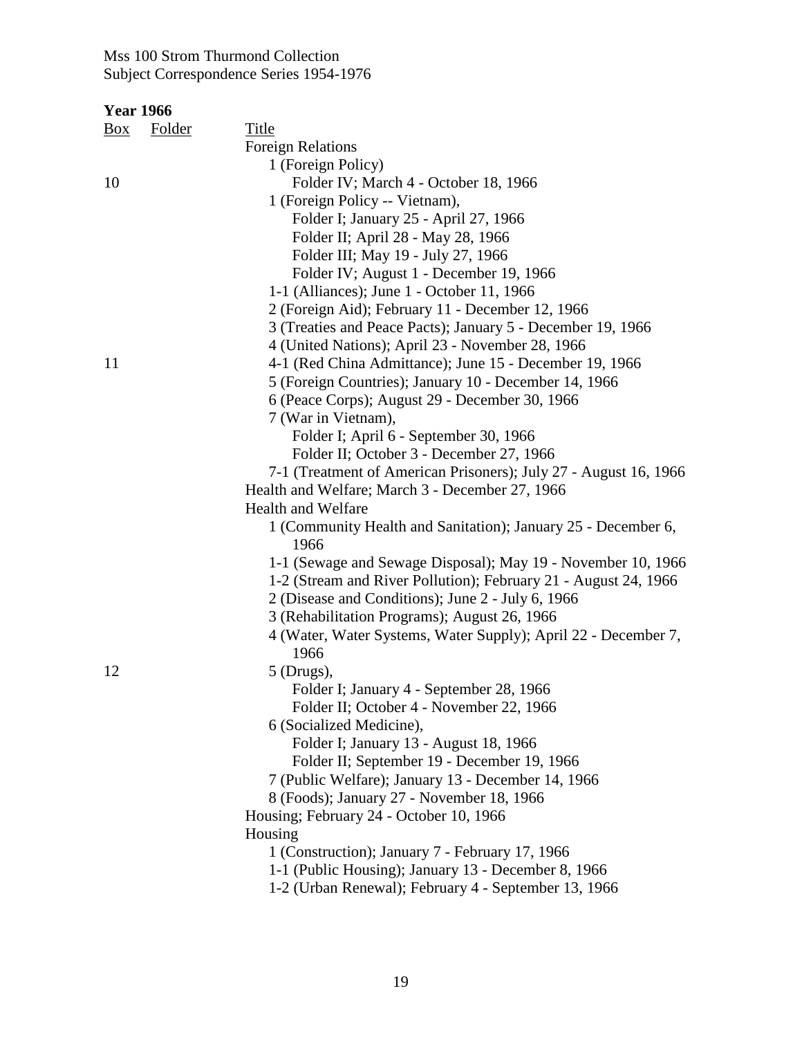Mss 100 Strom Thurmond Collection
Subject Correspondence Series 1954-1976

**Year 1966**

| Box | Folder | Title |
|---|---|---|
| | | Foreign Relations |
| | | 1 (Foreign Policy) |
| 10 | | Folder IV; March 4 - October 18, 1966 |
| | | 1 (Foreign Policy -- Vietnam), |
| | | Folder I; January 25 - April 27, 1966 |
| | | Folder II; April 28 - May 28, 1966 |
| | | Folder III; May 19 - July 27, 1966 |
| | | Folder IV; August 1 - December 19, 1966 |
| | | 1-1 (Alliances); June 1 - October 11, 1966 |
| | | 2 (Foreign Aid); February 11 - December 12, 1966 |
| | | 3 (Treaties and Peace Pacts); January 5 - December 19, 1966 |
| | | 4 (United Nations); April 23 - November 28, 1966 |
| 11 | | 4-1 (Red China Admittance); June 15 - December 19, 1966 |
| | | 5 (Foreign Countries); January 10 - December 14, 1966 |
| | | 6 (Peace Corps); August 29 - December 30, 1966 |
| | | 7 (War in Vietnam), |
| | | Folder I; April 6 - September 30, 1966 |
| | | Folder II; October 3 - December 27, 1966 |
| | | 7-1 (Treatment of American Prisoners); July 27 - August 16, 1966 |
| | | Health and Welfare; March 3 - December 27, 1966 |
| | | Health and Welfare |
| | | 1 (Community Health and Sanitation); January 25 - December 6, 1966 |
| | | 1-1 (Sewage and Sewage Disposal); May 19 - November 10, 1966 |
| | | 1-2 (Stream and River Pollution); February 21 - August 24, 1966 |
| | | 2 (Disease and Conditions); June 2 - July 6, 1966 |
| | | 3 (Rehabilitation Programs); August 26, 1966 |
| | | 4 (Water, Water Systems, Water Supply); April 22 - December 7, 1966 |
| 12 | | 5 (Drugs), |
| | | Folder I; January 4 - September 28, 1966 |
| | | Folder II; October 4 - November 22, 1966 |
| | | 6 (Socialized Medicine), |
| | | Folder I; January 13 - August 18, 1966 |
| | | Folder II; September 19 - December 19, 1966 |
| | | 7 (Public Welfare); January 13 - December 14, 1966 |
| | | 8 (Foods); January 27 - November 18, 1966 |
| | | Housing; February 24 - October 10, 1966 |
| | | Housing |
| | | 1 (Construction); January 7 - February 17, 1966 |
| | | 1-1 (Public Housing); January 13 - December 8, 1966 |
| | | 1-2 (Urban Renewal); February 4 - September 13, 1966 |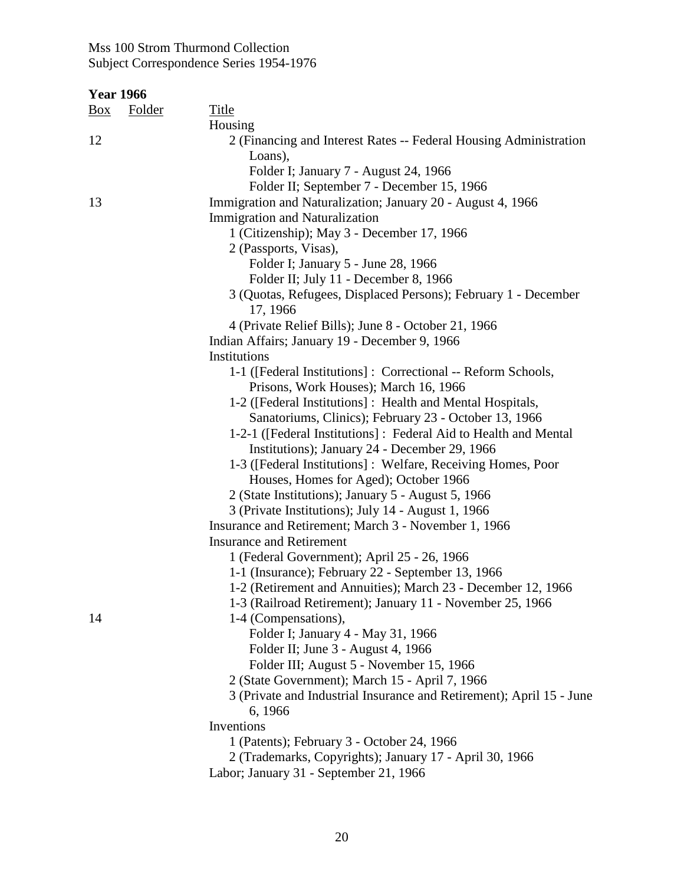Mss 100 Strom Thurmond Collection
Subject Correspondence Series 1954-1976

**Year 1966**

| Box | Folder | Title |
|---|---|---|
| | | Housing |
| 12 | | 2 (Financing and Interest Rates -- Federal Housing Administration Loans), |
| | | Folder I; January 7 - August 24, 1966 |
| | | Folder II; September 7 - December 15, 1966 |
| 13 | | Immigration and Naturalization; January 20 - August 4, 1966 |
| | | Immigration and Naturalization |
| | | 1 (Citizenship); May 3 - December 17, 1966 |
| | | 2 (Passports, Visas), |
| | | Folder I; January 5 - June 28, 1966 |
| | | Folder II; July 11 - December 8, 1966 |
| | | 3 (Quotas, Refugees, Displaced Persons); February 1 - December 17, 1966 |
| | | 4 (Private Relief Bills); June 8 - October 21, 1966 |
| | | Indian Affairs; January 19 - December 9, 1966 |
| | | Institutions |
| | | 1-1 ([Federal Institutions] : Correctional -- Reform Schools, Prisons, Work Houses); March 16, 1966 |
| | | 1-2 ([Federal Institutions] : Health and Mental Hospitals, Sanatoriums, Clinics); February 23 - October 13, 1966 |
| | | 1-2-1 ([Federal Institutions] : Federal Aid to Health and Mental Institutions); January 24 - December 29, 1966 |
| | | 1-3 ([Federal Institutions] : Welfare, Receiving Homes, Poor Houses, Homes for Aged); October 1966 |
| | | 2 (State Institutions); January 5 - August 5, 1966 |
| | | 3 (Private Institutions); July 14 - August 1, 1966 |
| | | Insurance and Retirement; March 3 - November 1, 1966 |
| | | Insurance and Retirement |
| | | 1 (Federal Government); April 25 - 26, 1966 |
| | | 1-1 (Insurance); February 22 - September 13, 1966 |
| | | 1-2 (Retirement and Annuities); March 23 - December 12, 1966 |
| | | 1-3 (Railroad Retirement); January 11 - November 25, 1966 |
| 14 | | 1-4 (Compensations), |
| | | Folder I; January 4 - May 31, 1966 |
| | | Folder II; June 3 - August 4, 1966 |
| | | Folder III; August 5 - November 15, 1966 |
| | | 2 (State Government); March 15 - April 7, 1966 |
| | | 3 (Private and Industrial Insurance and Retirement); April 15 - June 6, 1966 |
| | | Inventions |
| | | 1 (Patents); February 3 - October 24, 1966 |
| | | 2 (Trademarks, Copyrights); January 17 - April 30, 1966 |
| | | Labor; January 31 - September 21, 1966 |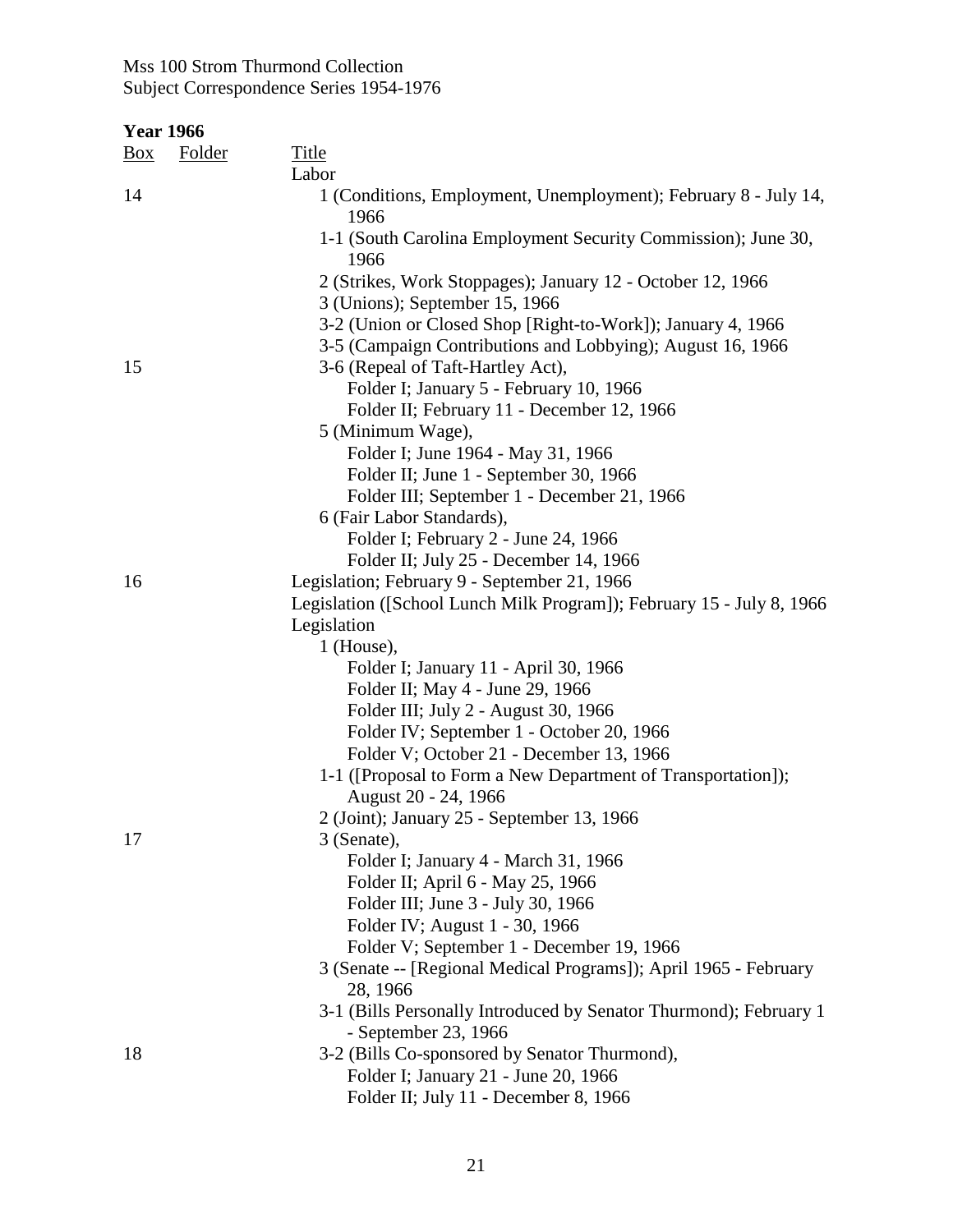Mss 100 Strom Thurmond Collection
Subject Correspondence Series 1954-1976

**Year 1966**

| Box | Folder | Title |
|---|---|---|
| | | Labor |
| 14 | | 1 (Conditions, Employment, Unemployment); February 8 - July 14, 1966 |
| | | 1-1 (South Carolina Employment Security Commission); June 30, 1966 |
| | | 2 (Strikes, Work Stoppages); January 12 - October 12, 1966 |
| | | 3 (Unions); September 15, 1966 |
| | | 3-2 (Union or Closed Shop [Right-to-Work]); January 4, 1966 |
| | | 3-5 (Campaign Contributions and Lobbying); August 16, 1966 |
| 15 | | 3-6 (Repeal of Taft-Hartley Act), |
| | | Folder I; January 5 - February 10, 1966 |
| | | Folder II; February 11 - December 12, 1966 |
| | | 5 (Minimum Wage), |
| | | Folder I; June 1964 - May 31, 1966 |
| | | Folder II; June 1 - September 30, 1966 |
| | | Folder III; September 1 - December 21, 1966 |
| | | 6 (Fair Labor Standards), |
| | | Folder I; February 2 - June 24, 1966 |
| | | Folder II; July 25 - December 14, 1966 |
| 16 | | Legislation; February 9 - September 21, 1966 |
| | | Legislation ([School Lunch Milk Program]); February 15 - July 8, 1966 |
| | | Legislation |
| | | 1 (House), |
| | | Folder I; January 11 - April 30, 1966 |
| | | Folder II; May 4 - June 29, 1966 |
| | | Folder III; July 2 - August 30, 1966 |
| | | Folder IV; September 1 - October 20, 1966 |
| | | Folder V; October 21 - December 13, 1966 |
| | | 1-1 ([Proposal to Form a New Department of Transportation]); August 20 - 24, 1966 |
| | | 2 (Joint); January 25 - September 13, 1966 |
| 17 | | 3 (Senate), |
| | | Folder I; January 4 - March 31, 1966 |
| | | Folder II; April 6 - May 25, 1966 |
| | | Folder III; June 3 - July 30, 1966 |
| | | Folder IV; August 1 - 30, 1966 |
| | | Folder V; September 1 - December 19, 1966 |
| | | 3 (Senate -- [Regional Medical Programs]); April 1965 - February 28, 1966 |
| | | 3-1 (Bills Personally Introduced by Senator Thurmond); February 1 - September 23, 1966 |
| 18 | | 3-2 (Bills Co-sponsored by Senator Thurmond), |
| | | Folder I; January 21 - June 20, 1966 |
| | | Folder II; July 11 - December 8, 1966 |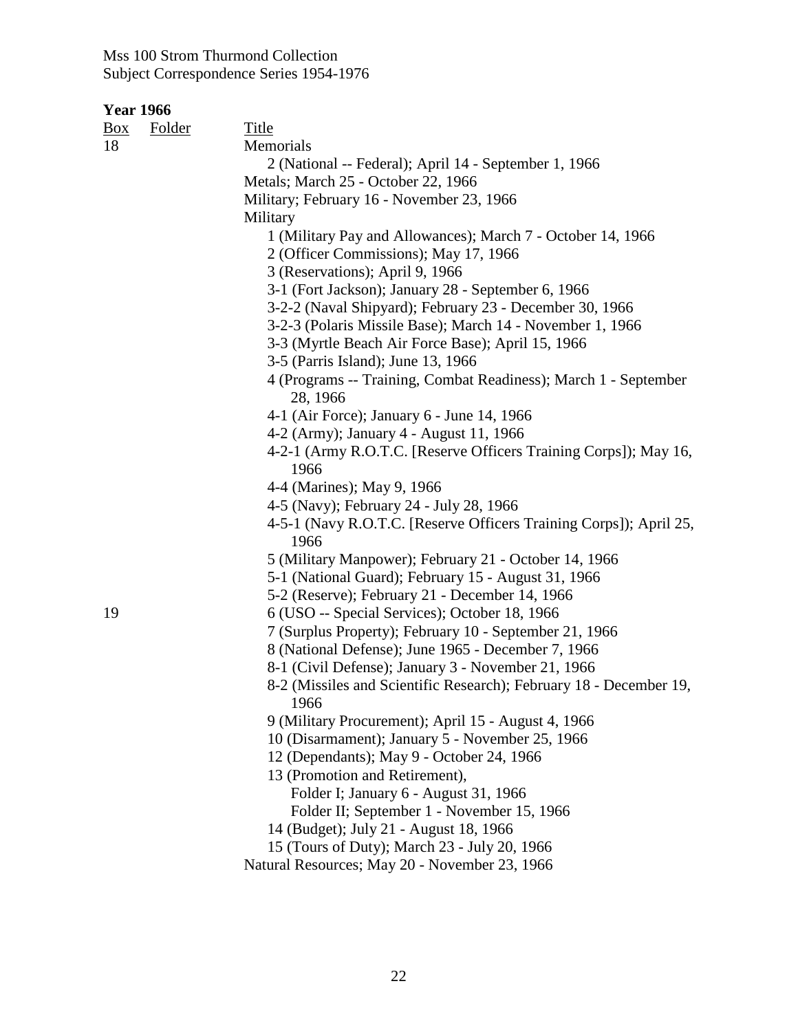**Year 1966**

| Box | Folder | Title |
|---|---|---|
| 18 | | Memorials |
| | | 2 (National -- Federal); April 14 - September 1, 1966 |
| | | Metals; March 25 - October 22, 1966 |
| | | Military; February 16 - November 23, 1966 |
| | | Military |
| | | 1 (Military Pay and Allowances); March 7 - October 14, 1966 |
| | | 2 (Officer Commissions); May 17, 1966 |
| | | 3 (Reservations); April 9, 1966 |
| | | 3-1 (Fort Jackson); January 28 - September 6, 1966 |
| | | 3-2-2 (Naval Shipyard); February 23 - December 30, 1966 |
| | | 3-2-3 (Polaris Missile Base); March 14 - November 1, 1966 |
| | | 3-3 (Myrtle Beach Air Force Base); April 15, 1966 |
| | | 3-5 (Parris Island); June 13, 1966 |
| | | 4 (Programs -- Training, Combat Readiness); March 1 - September 28, 1966 |
| | | 4-1 (Air Force); January 6 - June 14, 1966 |
| | | 4-2 (Army); January 4 - August 11, 1966 |
| | | 4-2-1 (Army R.O.T.C. [Reserve Officers Training Corps]); May 16, 1966 |
| | | 4-4 (Marines); May 9, 1966 |
| | | 4-5 (Navy); February 24 - July 28, 1966 |
| | | 4-5-1 (Navy R.O.T.C. [Reserve Officers Training Corps]); April 25, 1966 |
| | | 5 (Military Manpower); February 21 - October 14, 1966 |
| | | 5-1 (National Guard); February 15 - August 31, 1966 |
| | | 5-2 (Reserve); February 21 - December 14, 1966 |
| 19 | | 6 (USO -- Special Services); October 18, 1966 |
| | | 7 (Surplus Property); February 10 - September 21, 1966 |
| | | 8 (National Defense); June 1965 - December 7, 1966 |
| | | 8-1 (Civil Defense); January 3 - November 21, 1966 |
| | | 8-2 (Missiles and Scientific Research); February 18 - December 19, 1966 |
| | | 9 (Military Procurement); April 15 - August 4, 1966 |
| | | 10 (Disarmament); January 5 - November 25, 1966 |
| | | 12 (Dependants); May 9 - October 24, 1966 |
| | | 13 (Promotion and Retirement), |
| | | Folder I; January 6 - August 31, 1966 |
| | | Folder II; September 1 - November 15, 1966 |
| | | 14 (Budget); July 21 - August 18, 1966 |
| | | 15 (Tours of Duty); March 23 - July 20, 1966 |
| | | Natural Resources; May 20 - November 23, 1966 |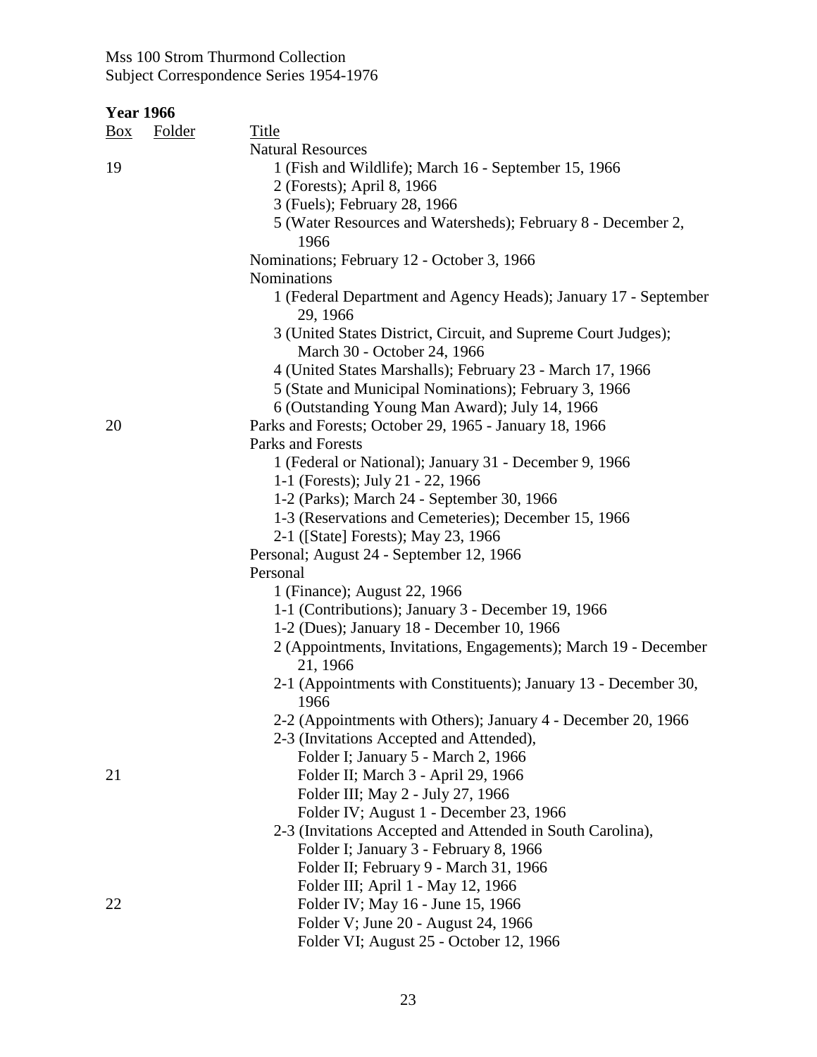Mss 100 Strom Thurmond Collection
Subject Correspondence Series 1954-1976

**Year 1966**

| Box | Folder | Title |
|---|---|---|
| | | Natural Resources |
| 19 | | 1 (Fish and Wildlife); March 16 - September 15, 1966 |
| | | 2 (Forests); April 8, 1966 |
| | | 3 (Fuels); February 28, 1966 |
| | | 5 (Water Resources and Watersheds); February 8 - December 2, 1966 |
| | | Nominations; February 12 - October 3, 1966 |
| | | Nominations |
| | | 1 (Federal Department and Agency Heads); January 17 - September 29, 1966 |
| | | 3 (United States District, Circuit, and Supreme Court Judges); March 30 - October 24, 1966 |
| | | 4 (United States Marshalls); February 23 - March 17, 1966 |
| | | 5 (State and Municipal Nominations); February 3, 1966 |
| | | 6 (Outstanding Young Man Award); July 14, 1966 |
| 20 | | Parks and Forests; October 29, 1965 - January 18, 1966 |
| | | Parks and Forests |
| | | 1 (Federal or National); January 31 - December 9, 1966 |
| | | 1-1 (Forests); July 21 - 22, 1966 |
| | | 1-2 (Parks); March 24 - September 30, 1966 |
| | | 1-3 (Reservations and Cemeteries); December 15, 1966 |
| | | 2-1 ([State] Forests); May 23, 1966 |
| | | Personal; August 24 - September 12, 1966 |
| | | Personal |
| | | 1 (Finance); August 22, 1966 |
| | | 1-1 (Contributions); January 3 - December 19, 1966 |
| | | 1-2 (Dues); January 18 - December 10, 1966 |
| | | 2 (Appointments, Invitations, Engagements); March 19 - December 21, 1966 |
| | | 2-1 (Appointments with Constituents); January 13 - December 30, 1966 |
| | | 2-2 (Appointments with Others); January 4 - December 20, 1966 |
| | | 2-3 (Invitations Accepted and Attended), |
| | | Folder I; January 5 - March 2, 1966 |
| 21 | | Folder II; March 3 - April 29, 1966 |
| | | Folder III; May 2 - July 27, 1966 |
| | | Folder IV; August 1 - December 23, 1966 |
| | | 2-3 (Invitations Accepted and Attended in South Carolina), |
| | | Folder I; January 3 - February 8, 1966 |
| | | Folder II; February 9 - March 31, 1966 |
| | | Folder III; April 1 - May 12, 1966 |
| 22 | | Folder IV; May 16 - June 15, 1966 |
| | | Folder V; June 20 - August 24, 1966 |
| | | Folder VI; August 25 - October 12, 1966 |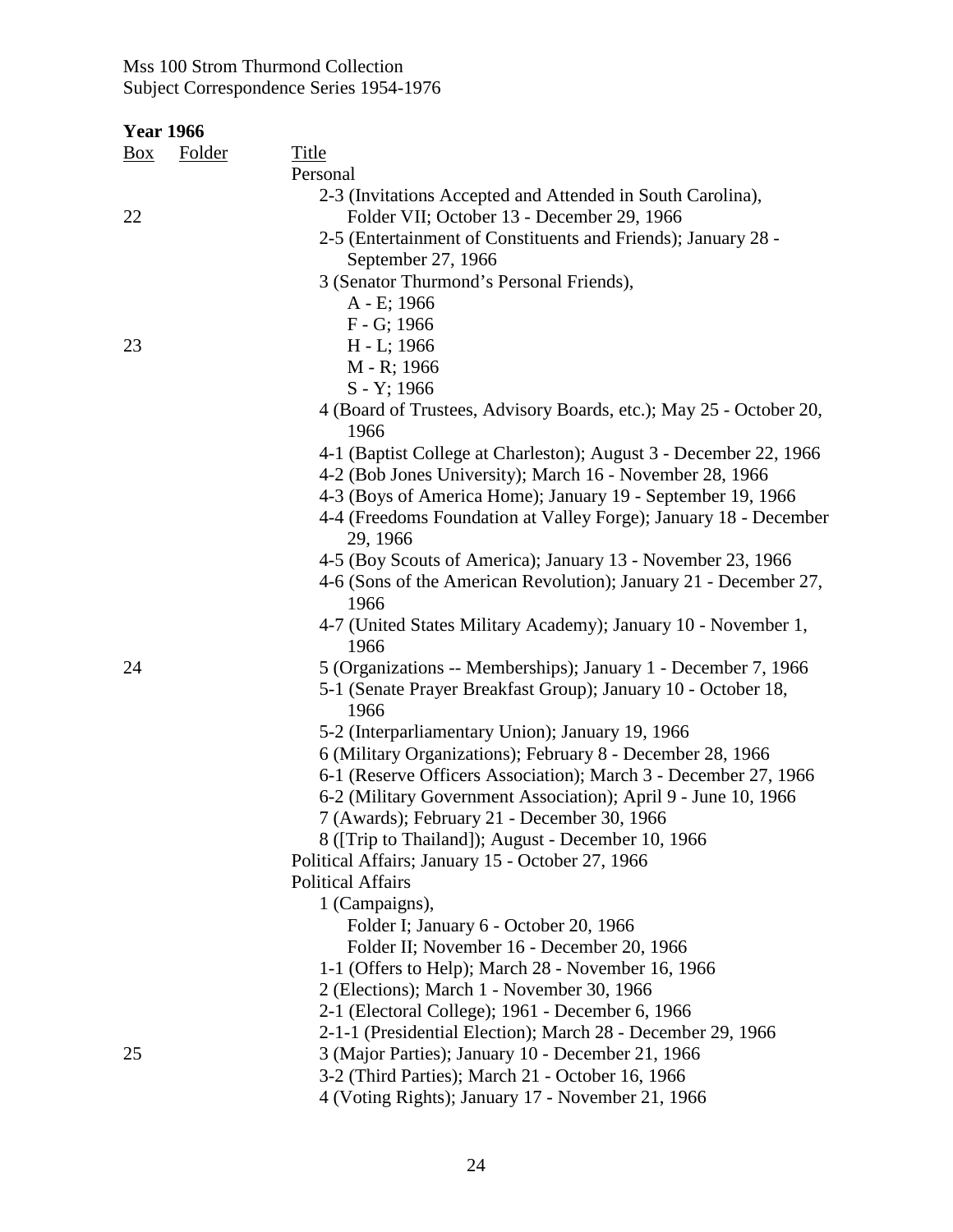Mss 100 Strom Thurmond Collection
Subject Correspondence Series 1954-1976

**Year 1966**

| Box | Folder | Title |
|---|---|---|
| | | Personal |
| 22 | | 2-3 (Invitations Accepted and Attended in South Carolina), Folder VII; October 13 - December 29, 1966 |
| | | 2-5 (Entertainment of Constituents and Friends); January 28 - September 27, 1966 |
| | | 3 (Senator Thurmond's Personal Friends), |
| | | A - E; 1966 |
| | | F - G; 1966 |
| 23 | | H - L; 1966 |
| | | M - R; 1966 |
| | | S - Y; 1966 |
| | | 4 (Board of Trustees, Advisory Boards, etc.); May 25 - October 20, 1966 |
| | | 4-1 (Baptist College at Charleston); August 3 - December 22, 1966 |
| | | 4-2 (Bob Jones University); March 16 - November 28, 1966 |
| | | 4-3 (Boys of America Home); January 19 - September 19, 1966 |
| | | 4-4 (Freedoms Foundation at Valley Forge); January 18 - December 29, 1966 |
| | | 4-5 (Boy Scouts of America); January 13 - November 23, 1966 |
| | | 4-6 (Sons of the American Revolution); January 21 - December 27, 1966 |
| | | 4-7 (United States Military Academy); January 10 - November 1, 1966 |
| 24 | | 5 (Organizations -- Memberships); January 1 - December 7, 1966 |
| | | 5-1 (Senate Prayer Breakfast Group); January 10 - October 18, 1966 |
| | | 5-2 (Interparliamentary Union); January 19, 1966 |
| | | 6 (Military Organizations); February 8 - December 28, 1966 |
| | | 6-1 (Reserve Officers Association); March 3 - December 27, 1966 |
| | | 6-2 (Military Government Association); April 9 - June 10, 1966 |
| | | 7 (Awards); February 21 - December 30, 1966 |
| | | 8 ([Trip to Thailand]); August - December 10, 1966 |
| | | Political Affairs; January 15 - October 27, 1966 |
| | | Political Affairs |
| | | 1 (Campaigns), |
| | | Folder I; January 6 - October 20, 1966 |
| | | Folder II; November 16 - December 20, 1966 |
| | | 1-1 (Offers to Help); March 28 - November 16, 1966 |
| | | 2 (Elections); March 1 - November 30, 1966 |
| | | 2-1 (Electoral College); 1961 - December 6, 1966 |
| | | 2-1-1 (Presidential Election); March 28 - December 29, 1966 |
| 25 | | 3 (Major Parties); January 10 - December 21, 1966 |
| | | 3-2 (Third Parties); March 21 - October 16, 1966 |
| | | 4 (Voting Rights); January 17 - November 21, 1966 |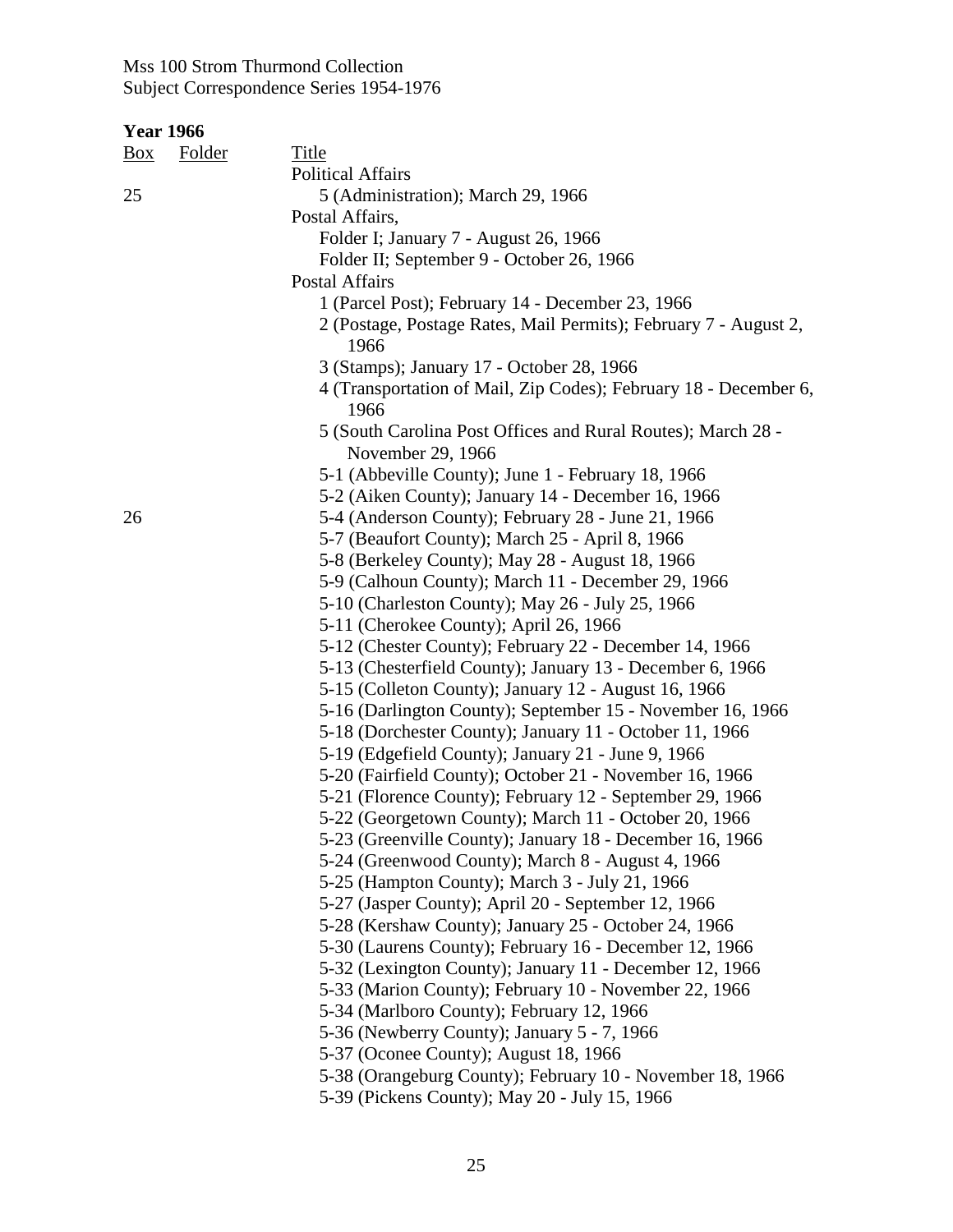Mss 100 Strom Thurmond Collection
Subject Correspondence Series 1954-1976

**Year 1966**

| Box | Folder | Title |
|---|---|---|
| | | Political Affairs |
| 25 | | 5 (Administration); March 29, 1966 |
| | | Postal Affairs, |
| | | Folder I; January 7 - August 26, 1966 |
| | | Folder II; September 9 - October 26, 1966 |
| | | Postal Affairs |
| | | 1 (Parcel Post); February 14 - December 23, 1966 |
| | | 2 (Postage, Postage Rates, Mail Permits); February 7 - August 2, 1966 |
| | | 3 (Stamps); January 17 - October 28, 1966 |
| | | 4 (Transportation of Mail, Zip Codes); February 18 - December 6, 1966 |
| | | 5 (South Carolina Post Offices and Rural Routes); March 28 - November 29, 1966 |
| | | 5-1 (Abbeville County); June 1 - February 18, 1966 |
| | | 5-2 (Aiken County); January 14 - December 16, 1966 |
| 26 | | 5-4 (Anderson County); February 28 - June 21, 1966 |
| | | 5-7 (Beaufort County); March 25 - April 8, 1966 |
| | | 5-8 (Berkeley County); May 28 - August 18, 1966 |
| | | 5-9 (Calhoun County); March 11 - December 29, 1966 |
| | | 5-10 (Charleston County); May 26 - July 25, 1966 |
| | | 5-11 (Cherokee County); April 26, 1966 |
| | | 5-12 (Chester County); February 22 - December 14, 1966 |
| | | 5-13 (Chesterfield County); January 13 - December 6, 1966 |
| | | 5-15 (Colleton County); January 12 - August 16, 1966 |
| | | 5-16 (Darlington County); September 15 - November 16, 1966 |
| | | 5-18 (Dorchester County); January 11 - October 11, 1966 |
| | | 5-19 (Edgefield County); January 21 - June 9, 1966 |
| | | 5-20 (Fairfield County); October 21 - November 16, 1966 |
| | | 5-21 (Florence County); February 12 - September 29, 1966 |
| | | 5-22 (Georgetown County); March 11 - October 20, 1966 |
| | | 5-23 (Greenville County); January 18 - December 16, 1966 |
| | | 5-24 (Greenwood County); March 8 - August 4, 1966 |
| | | 5-25 (Hampton County); March 3 - July 21, 1966 |
| | | 5-27 (Jasper County); April 20 - September 12, 1966 |
| | | 5-28 (Kershaw County); January 25 - October 24, 1966 |
| | | 5-30 (Laurens County); February 16 - December 12, 1966 |
| | | 5-32 (Lexington County); January 11 - December 12, 1966 |
| | | 5-33 (Marion County); February 10 - November 22, 1966 |
| | | 5-34 (Marlboro County); February 12, 1966 |
| | | 5-36 (Newberry County); January 5 - 7, 1966 |
| | | 5-37 (Oconee County); August 18, 1966 |
| | | 5-38 (Orangeburg County); February 10 - November 18, 1966 |
| | | 5-39 (Pickens County); May 20 - July 15, 1966 |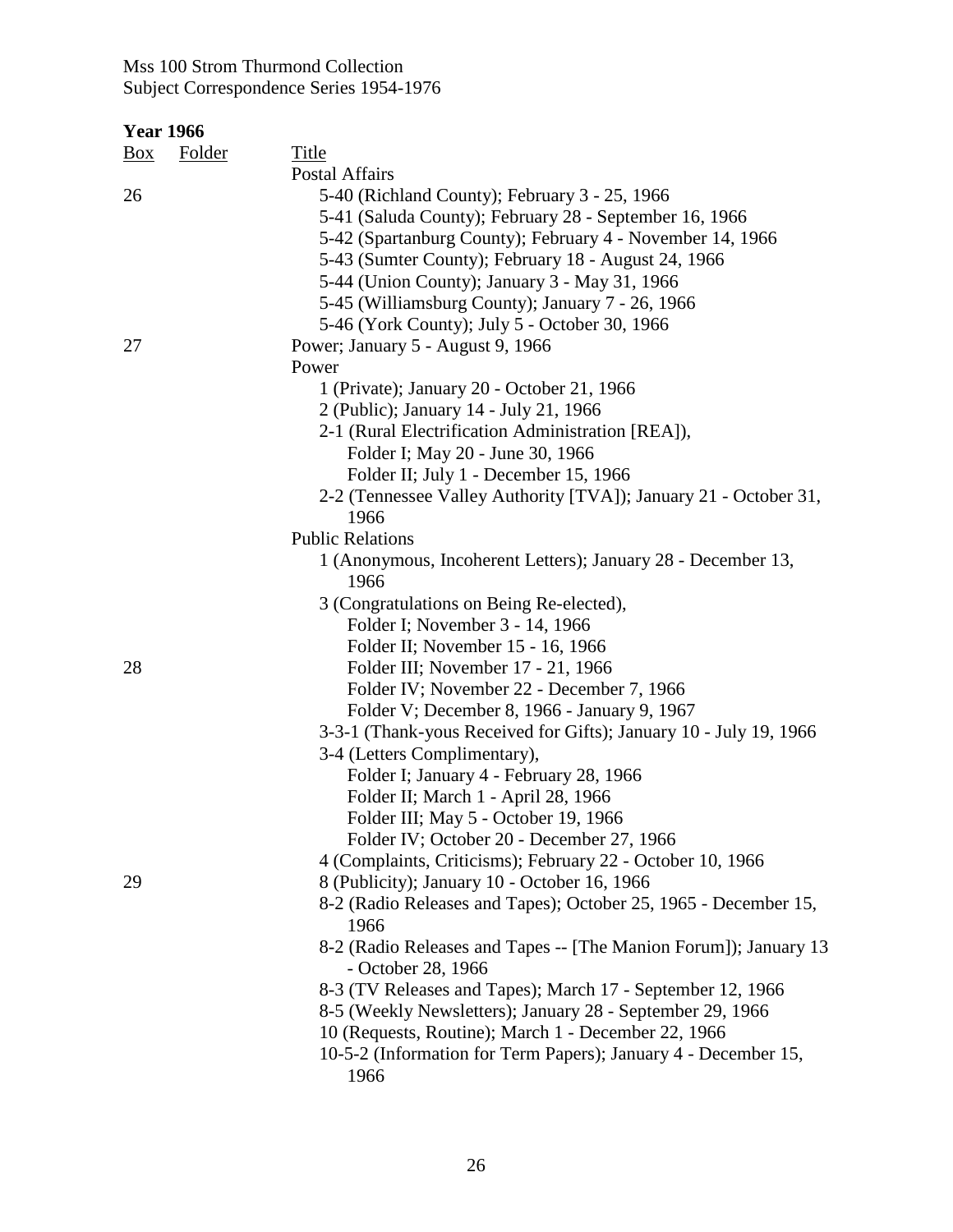Mss 100 Strom Thurmond Collection
Subject Correspondence Series 1954-1976

**Year 1966**

| Box | Folder | Title |
|---|---|---|
| | | Postal Affairs |
| 26 | | 5-40 (Richland County); February 3 - 25, 1966 |
| | | 5-41 (Saluda County); February 28 - September 16, 1966 |
| | | 5-42 (Spartanburg County); February 4 - November 14, 1966 |
| | | 5-43 (Sumter County); February 18 - August 24, 1966 |
| | | 5-44 (Union County); January 3 - May 31, 1966 |
| | | 5-45 (Williamsburg County); January 7 - 26, 1966 |
| | | 5-46 (York County); July 5 - October 30, 1966 |
| 27 | | Power; January 5 - August 9, 1966 |
| | | Power |
| | | 1 (Private); January 20 - October 21, 1966 |
| | | 2 (Public); January 14 - July 21, 1966 |
| | | 2-1 (Rural Electrification Administration [REA]), |
| | | Folder I; May 20 - June 30, 1966 |
| | | Folder II; July 1 - December 15, 1966 |
| | | 2-2 (Tennessee Valley Authority [TVA]); January 21 - October 31, 1966 |
| | | Public Relations |
| | | 1 (Anonymous, Incoherent Letters); January 28 - December 13, 1966 |
| | | 3 (Congratulations on Being Re-elected), |
| | | Folder I; November 3 - 14, 1966 |
| | | Folder II; November 15 - 16, 1966 |
| 28 | | Folder III; November 17 - 21, 1966 |
| | | Folder IV; November 22 - December 7, 1966 |
| | | Folder V; December 8, 1966 - January 9, 1967 |
| | | 3-3-1 (Thank-yous Received for Gifts); January 10 - July 19, 1966 |
| | | 3-4 (Letters Complimentary), |
| | | Folder I; January 4 - February 28, 1966 |
| | | Folder II; March 1 - April 28, 1966 |
| | | Folder III; May 5 - October 19, 1966 |
| | | Folder IV; October 20 - December 27, 1966 |
| | | 4 (Complaints, Criticisms); February 22 - October 10, 1966 |
| 29 | | 8 (Publicity); January 10 - October 16, 1966 |
| | | 8-2 (Radio Releases and Tapes); October 25, 1965 - December 15, 1966 |
| | | 8-2 (Radio Releases and Tapes -- [The Manion Forum]); January 13 - October 28, 1966 |
| | | 8-3 (TV Releases and Tapes); March 17 - September 12, 1966 |
| | | 8-5 (Weekly Newsletters); January 28 - September 29, 1966 |
| | | 10 (Requests, Routine); March 1 - December 22, 1966 |
| | | 10-5-2 (Information for Term Papers); January 4 - December 15, 1966 |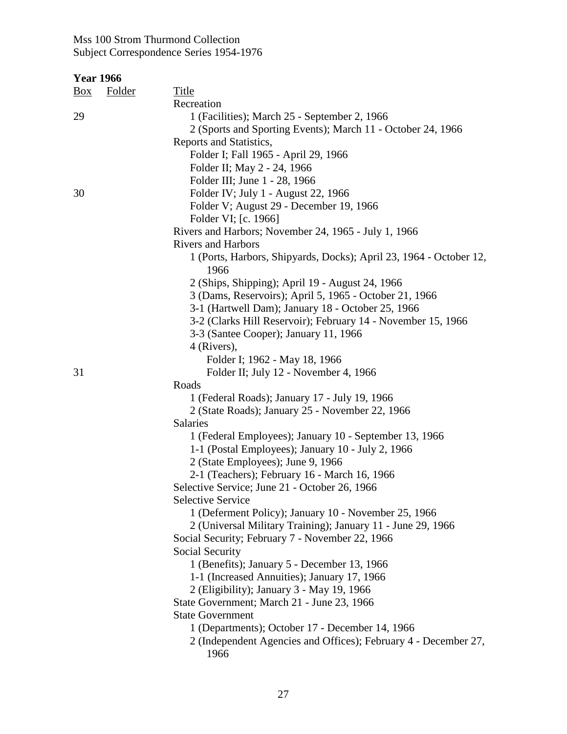Mss 100 Strom Thurmond Collection
Subject Correspondence Series 1954-1976

**Year 1966**

| Box | Folder | Title |
|---|---|---|
| | | Recreation |
| 29 | | 1 (Facilities); March 25 - September 2, 1966 |
| | | 2 (Sports and Sporting Events); March 11 - October 24, 1966 |
| | | Reports and Statistics, |
| | | Folder I; Fall 1965 - April 29, 1966 |
| | | Folder II; May 2 - 24, 1966 |
| | | Folder III; June 1 - 28, 1966 |
| 30 | | Folder IV; July 1 - August 22, 1966 |
| | | Folder V; August 29 - December 19, 1966 |
| | | Folder VI; [c. 1966] |
| | | Rivers and Harbors; November 24, 1965 - July 1, 1966 |
| | | Rivers and Harbors |
| | | 1 (Ports, Harbors, Shipyards, Docks); April 23, 1964 - October 12, 1966 |
| | | 2 (Ships, Shipping); April 19 - August 24, 1966 |
| | | 3 (Dams, Reservoirs); April 5, 1965 - October 21, 1966 |
| | | 3-1 (Hartwell Dam); January 18 - October 25, 1966 |
| | | 3-2 (Clarks Hill Reservoir); February 14 - November 15, 1966 |
| | | 3-3 (Santee Cooper); January 11, 1966 |
| | | 4 (Rivers), |
| | | Folder I; 1962 - May 18, 1966 |
| 31 | | Folder II; July 12 - November 4, 1966 |
| | | Roads |
| | | 1 (Federal Roads); January 17 - July 19, 1966 |
| | | 2 (State Roads); January 25 - November 22, 1966 |
| | | Salaries |
| | | 1 (Federal Employees); January 10 - September 13, 1966 |
| | | 1-1 (Postal Employees); January 10 - July 2, 1966 |
| | | 2 (State Employees); June 9, 1966 |
| | | 2-1 (Teachers); February 16 - March 16, 1966 |
| | | Selective Service; June 21 - October 26, 1966 |
| | | Selective Service |
| | | 1 (Deferment Policy); January 10 - November 25, 1966 |
| | | 2 (Universal Military Training); January 11 - June 29, 1966 |
| | | Social Security; February 7 - November 22, 1966 |
| | | Social Security |
| | | 1 (Benefits); January 5 - December 13, 1966 |
| | | 1-1 (Increased Annuities); January 17, 1966 |
| | | 2 (Eligibility); January 3 - May 19, 1966 |
| | | State Government; March 21 - June 23, 1966 |
| | | State Government |
| | | 1 (Departments); October 17 - December 14, 1966 |
| | | 2 (Independent Agencies and Offices); February 4 - December 27, 1966 |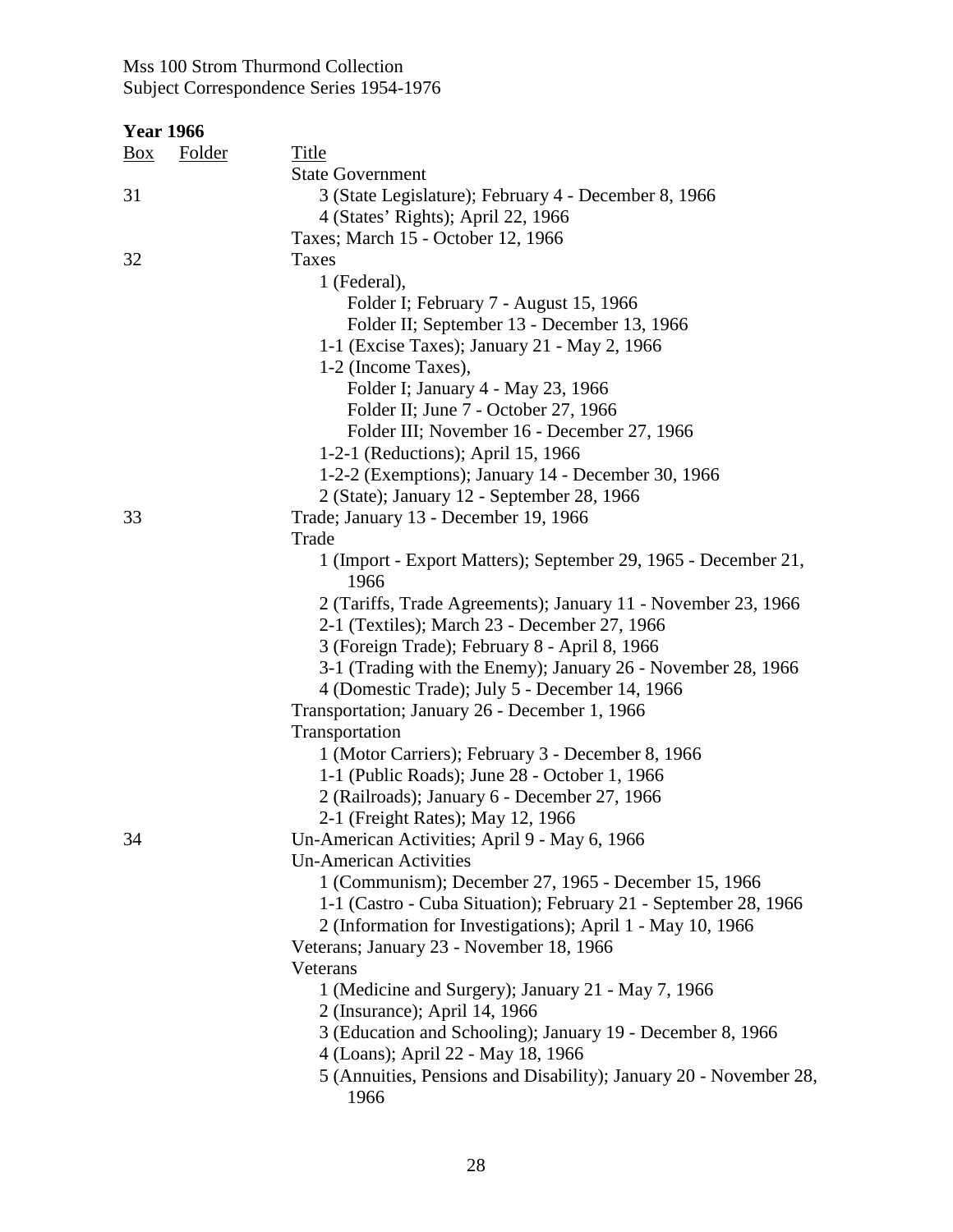Mss 100 Strom Thurmond Collection
Subject Correspondence Series 1954-1976

**Year 1966**

| Box | Folder | Title |
|---|---|---|
| | | State Government |
| 31 | | 3 (State Legislature); February 4 - December 8, 1966 |
| | | 4 (States' Rights); April 22, 1966 |
| | | Taxes; March 15 - October 12, 1966 |
| 32 | | Taxes |
| | | 1 (Federal), |
| | | Folder I; February 7 - August 15, 1966 |
| | | Folder II; September 13 - December 13, 1966 |
| | | 1-1 (Excise Taxes); January 21 - May 2, 1966 |
| | | 1-2 (Income Taxes), |
| | | Folder I; January 4 - May 23, 1966 |
| | | Folder II; June 7 - October 27, 1966 |
| | | Folder III; November 16 - December 27, 1966 |
| | | 1-2-1 (Reductions); April 15, 1966 |
| | | 1-2-2 (Exemptions); January 14 - December 30, 1966 |
| | | 2 (State); January 12 - September 28, 1966 |
| 33 | | Trade; January 13 - December 19, 1966 |
| | | Trade |
| | | 1 (Import - Export Matters); September 29, 1965 - December 21, 1966 |
| | | 2 (Tariffs, Trade Agreements); January 11 - November 23, 1966 |
| | | 2-1 (Textiles); March 23 - December 27, 1966 |
| | | 3 (Foreign Trade); February 8 - April 8, 1966 |
| | | 3-1 (Trading with the Enemy); January 26 - November 28, 1966 |
| | | 4 (Domestic Trade); July 5 - December 14, 1966 |
| | | Transportation; January 26 - December 1, 1966 |
| | | Transportation |
| | | 1 (Motor Carriers); February 3 - December 8, 1966 |
| | | 1-1 (Public Roads); June 28 - October 1, 1966 |
| | | 2 (Railroads); January 6 - December 27, 1966 |
| | | 2-1 (Freight Rates); May 12, 1966 |
| 34 | | Un-American Activities; April 9 - May 6, 1966 |
| | | Un-American Activities |
| | | 1 (Communism); December 27, 1965 - December 15, 1966 |
| | | 1-1 (Castro - Cuba Situation); February 21 - September 28, 1966 |
| | | 2 (Information for Investigations); April 1 - May 10, 1966 |
| | | Veterans; January 23 - November 18, 1966 |
| | | Veterans |
| | | 1 (Medicine and Surgery); January 21 - May 7, 1966 |
| | | 2 (Insurance); April 14, 1966 |
| | | 3 (Education and Schooling); January 19 - December 8, 1966 |
| | | 4 (Loans); April 22 - May 18, 1966 |
| | | 5 (Annuities, Pensions and Disability); January 20 - November 28, 1966 |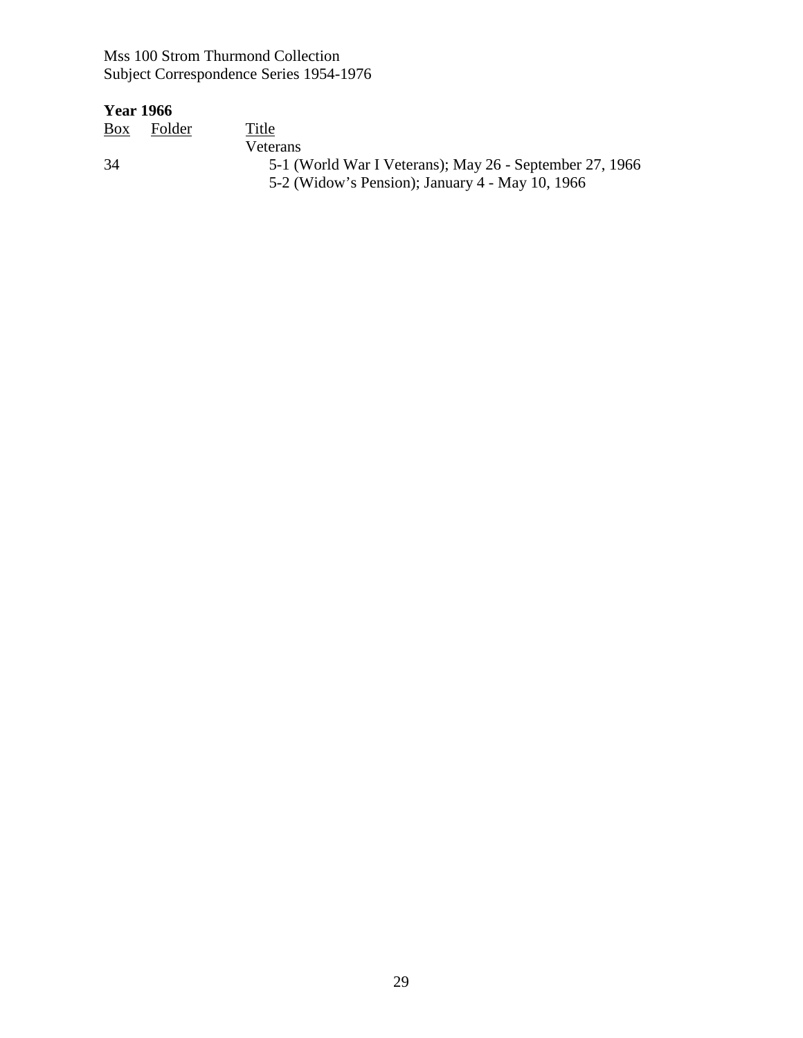Mss 100 Strom Thurmond Collection
Subject Correspondence Series 1954-1976

**Year 1966**

| Box | Folder | Title |
|---|---|---|
| | | Veterans |
| 34 | | 5-1 (World War I Veterans); May 26 - September 27, 1966 |
| | | 5-2 (Widow's Pension); January 4 - May 10, 1966 |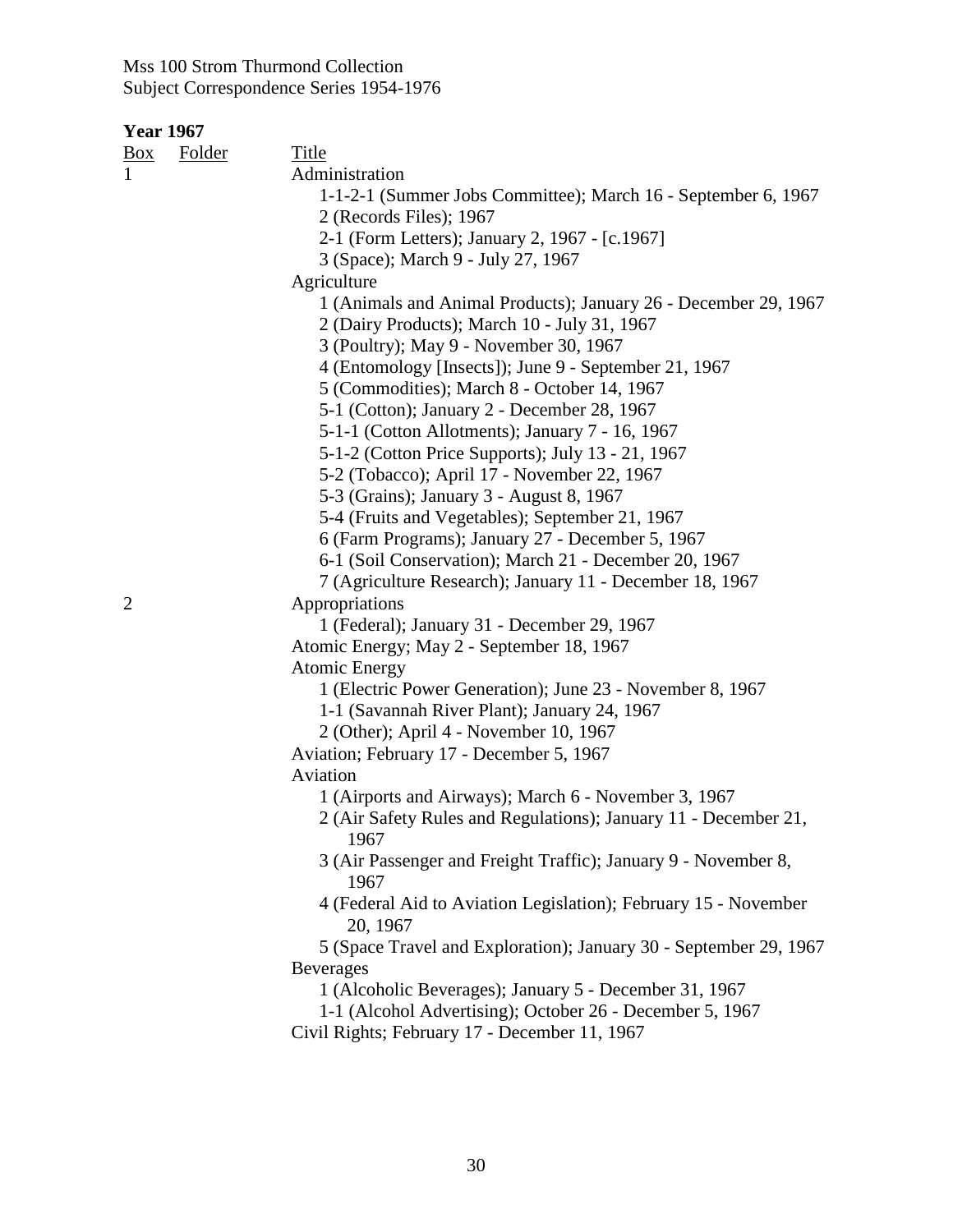Mss 100 Strom Thurmond Collection
Subject Correspondence Series 1954-1976

**Year 1967**

| Box | Folder | Title |
|---|---|---|
| 1 | | Administration |
| | | 1-1-2-1 (Summer Jobs Committee); March 16 - September 6, 1967 |
| | | 2 (Records Files); 1967 |
| | | 2-1 (Form Letters); January 2, 1967 - [c.1967] |
| | | 3 (Space); March 9 - July 27, 1967 |
| | | Agriculture |
| | | 1 (Animals and Animal Products); January 26 - December 29, 1967 |
| | | 2 (Dairy Products); March 10 - July 31, 1967 |
| | | 3 (Poultry); May 9 - November 30, 1967 |
| | | 4 (Entomology [Insects]); June 9 - September 21, 1967 |
| | | 5 (Commodities); March 8 - October 14, 1967 |
| | | 5-1 (Cotton); January 2 - December 28, 1967 |
| | | 5-1-1 (Cotton Allotments); January 7 - 16, 1967 |
| | | 5-1-2 (Cotton Price Supports); July 13 - 21, 1967 |
| | | 5-2 (Tobacco); April 17 - November 22, 1967 |
| | | 5-3 (Grains); January 3 - August 8, 1967 |
| | | 5-4 (Fruits and Vegetables); September 21, 1967 |
| | | 6 (Farm Programs); January 27 - December 5, 1967 |
| | | 6-1 (Soil Conservation); March 21 - December 20, 1967 |
| | | 7 (Agriculture Research); January 11 - December 18, 1967 |
| 2 | | Appropriations |
| | | 1 (Federal); January 31 - December 29, 1967 |
| | | Atomic Energy; May 2 - September 18, 1967 |
| | | Atomic Energy |
| | | 1 (Electric Power Generation); June 23 - November 8, 1967 |
| | | 1-1 (Savannah River Plant); January 24, 1967 |
| | | 2 (Other); April 4 - November 10, 1967 |
| | | Aviation; February 17 - December 5, 1967 |
| | | Aviation |
| | | 1 (Airports and Airways); March 6 - November 3, 1967 |
| | | 2 (Air Safety Rules and Regulations); January 11 - December 21, 1967 |
| | | 3 (Air Passenger and Freight Traffic); January 9 - November 8, 1967 |
| | | 4 (Federal Aid to Aviation Legislation); February 15 - November 20, 1967 |
| | | 5 (Space Travel and Exploration); January 30 - September 29, 1967 |
| | | Beverages |
| | | 1 (Alcoholic Beverages); January 5 - December 31, 1967 |
| | | 1-1 (Alcohol Advertising); October 26 - December 5, 1967 |
| | | Civil Rights; February 17 - December 11, 1967 |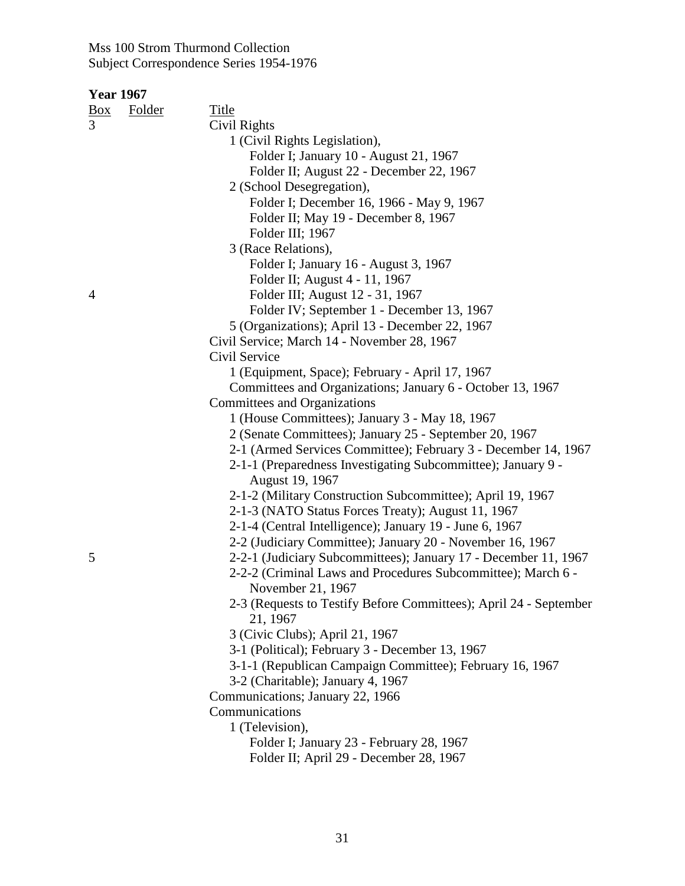Mss 100 Strom Thurmond Collection
Subject Correspondence Series 1954-1976

**Year 1967**

| Box | Folder | Title |
|---|---|---|
| 3 | | Civil Rights |
| | | 1 (Civil Rights Legislation), |
| | | Folder I; January 10 - August 21, 1967 |
| | | Folder II; August 22 - December 22, 1967 |
| | | 2 (School Desegregation), |
| | | Folder I; December 16, 1966 - May 9, 1967 |
| | | Folder II; May 19 - December 8, 1967 |
| | | Folder III; 1967 |
| | | 3 (Race Relations), |
| | | Folder I; January 16 - August 3, 1967 |
| | | Folder II; August 4 - 11, 1967 |
| 4 | | Folder III; August 12 - 31, 1967 |
| | | Folder IV; September 1 - December 13, 1967 |
| | | 5 (Organizations); April 13 - December 22, 1967 |
| | | Civil Service; March 14 - November 28, 1967 |
| | | Civil Service |
| | | 1 (Equipment, Space); February - April 17, 1967 |
| | | Committees and Organizations; January 6 - October 13, 1967 |
| | | Committees and Organizations |
| | | 1 (House Committees); January 3 - May 18, 1967 |
| | | 2 (Senate Committees); January 25 - September 20, 1967 |
| | | 2-1 (Armed Services Committee); February 3 - December 14, 1967 |
| | | 2-1-1 (Preparedness Investigating Subcommittee); January 9 - August 19, 1967 |
| | | 2-1-2 (Military Construction Subcommittee); April 19, 1967 |
| | | 2-1-3 (NATO Status Forces Treaty); August 11, 1967 |
| | | 2-1-4 (Central Intelligence); January 19 - June 6, 1967 |
| | | 2-2 (Judiciary Committee); January 20 - November 16, 1967 |
| 5 | | 2-2-1 (Judiciary Subcommittees); January 17 - December 11, 1967 |
| | | 2-2-2 (Criminal Laws and Procedures Subcommittee); March 6 - November 21, 1967 |
| | | 2-3 (Requests to Testify Before Committees); April 24 - September 21, 1967 |
| | | 3 (Civic Clubs); April 21, 1967 |
| | | 3-1 (Political); February 3 - December 13, 1967 |
| | | 3-1-1 (Republican Campaign Committee); February 16, 1967 |
| | | 3-2 (Charitable); January 4, 1967 |
| | | Communications; January 22, 1966 |
| | | Communications |
| | | 1 (Television), |
| | | Folder I; January 23 - February 28, 1967 |
| | | Folder II; April 29 - December 28, 1967 |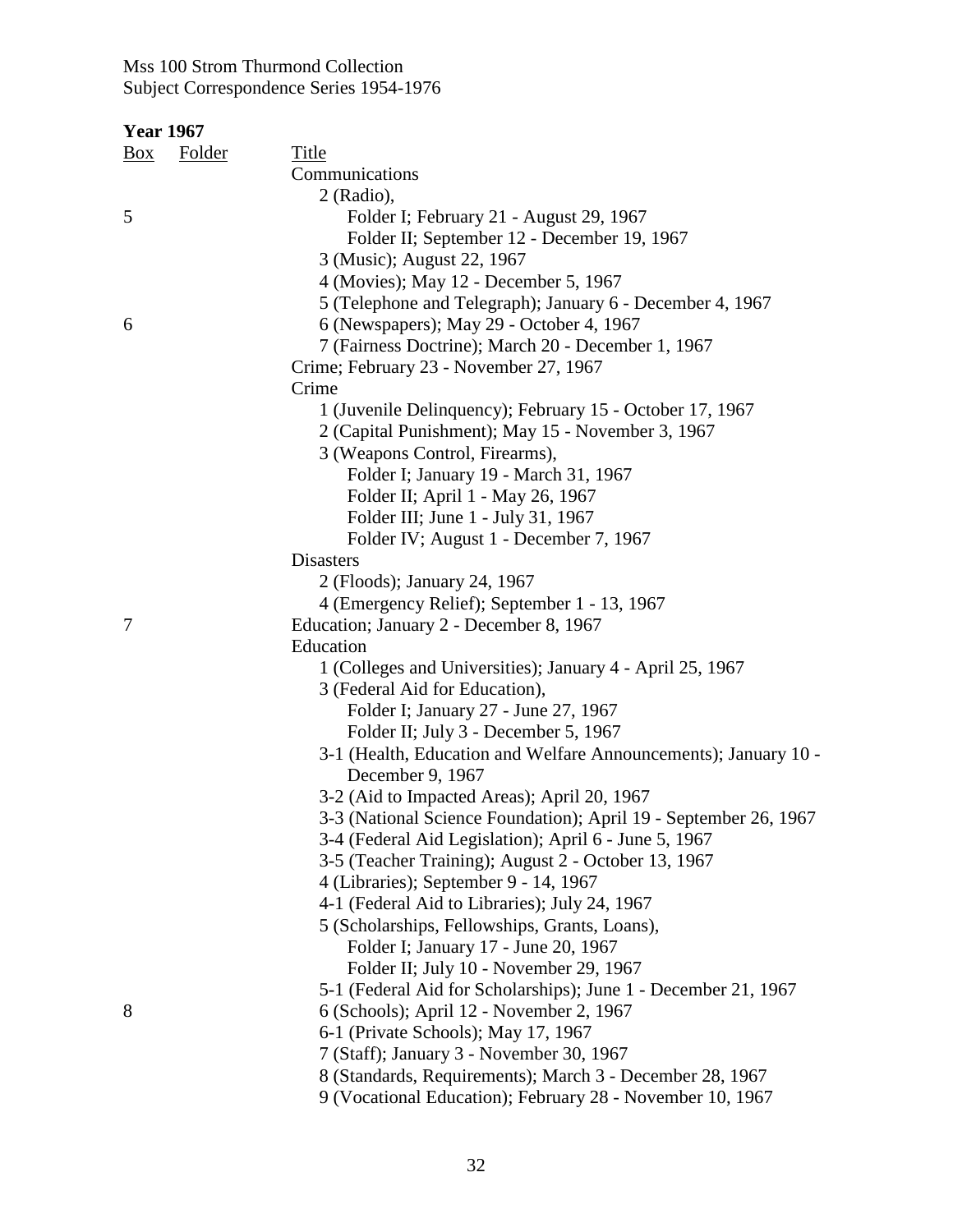Mss 100 Strom Thurmond Collection
Subject Correspondence Series 1954-1976

**Year 1967**

| Box | Folder | Title |
|---|---|---|
| | | Communications |
| | | 2 (Radio), |
| 5 | | Folder I; February 21 - August 29, 1967 |
| | | Folder II; September 12 - December 19, 1967 |
| | | 3 (Music); August 22, 1967 |
| | | 4 (Movies); May 12 - December 5, 1967 |
| | | 5 (Telephone and Telegraph); January 6 - December 4, 1967 |
| 6 | | 6 (Newspapers); May 29 - October 4, 1967 |
| | | 7 (Fairness Doctrine); March 20 - December 1, 1967 |
| | | Crime; February 23 - November 27, 1967 |
| | | Crime |
| | | 1 (Juvenile Delinquency); February 15 - October 17, 1967 |
| | | 2 (Capital Punishment); May 15 - November 3, 1967 |
| | | 3 (Weapons Control, Firearms), |
| | | Folder I; January 19 - March 31, 1967 |
| | | Folder II; April 1 - May 26, 1967 |
| | | Folder III; June 1 - July 31, 1967 |
| | | Folder IV; August 1 - December 7, 1967 |
| | | Disasters |
| | | 2 (Floods); January 24, 1967 |
| | | 4 (Emergency Relief); September 1 - 13, 1967 |
| 7 | | Education; January 2 - December 8, 1967 |
| | | Education |
| | | 1 (Colleges and Universities); January 4 - April 25, 1967 |
| | | 3 (Federal Aid for Education), |
| | | Folder I; January 27 - June 27, 1967 |
| | | Folder II; July 3 - December 5, 1967 |
| | | 3-1 (Health, Education and Welfare Announcements); January 10 - December 9, 1967 |
| | | 3-2 (Aid to Impacted Areas); April 20, 1967 |
| | | 3-3 (National Science Foundation); April 19 - September 26, 1967 |
| | | 3-4 (Federal Aid Legislation); April 6 - June 5, 1967 |
| | | 3-5 (Teacher Training); August 2 - October 13, 1967 |
| | | 4 (Libraries); September 9 - 14, 1967 |
| | | 4-1 (Federal Aid to Libraries); July 24, 1967 |
| | | 5 (Scholarships, Fellowships, Grants, Loans), |
| | | Folder I; January 17 - June 20, 1967 |
| | | Folder II; July 10 - November 29, 1967 |
| | | 5-1 (Federal Aid for Scholarships); June 1 - December 21, 1967 |
| 8 | | 6 (Schools); April 12 - November 2, 1967 |
| | | 6-1 (Private Schools); May 17, 1967 |
| | | 7 (Staff); January 3 - November 30, 1967 |
| | | 8 (Standards, Requirements); March 3 - December 28, 1967 |
| | | 9 (Vocational Education); February 28 - November 10, 1967 |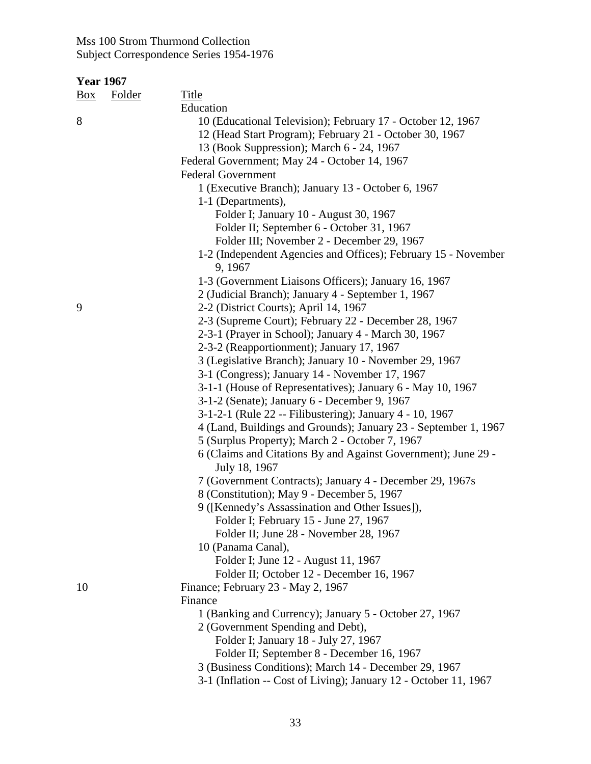Mss 100 Strom Thurmond Collection
Subject Correspondence Series 1954-1976

**Year 1967**

| Box | Folder | Title |
|---|---|---|
| | | Education |
| 8 | | 10 (Educational Television); February 17 - October 12, 1967 |
| | | 12 (Head Start Program); February 21 - October 30, 1967 |
| | | 13 (Book Suppression); March 6 - 24, 1967 |
| | | Federal Government; May 24 - October 14, 1967 |
| | | Federal Government |
| | | 1 (Executive Branch); January 13 - October 6, 1967 |
| | | 1-1 (Departments), |
| | | Folder I; January 10 - August 30, 1967 |
| | | Folder II; September 6 - October 31, 1967 |
| | | Folder III; November 2 - December 29, 1967 |
| | | 1-2 (Independent Agencies and Offices); February 15 - November 9, 1967 |
| | | 1-3 (Government Liaisons Officers); January 16, 1967 |
| | | 2 (Judicial Branch); January 4 - September 1, 1967 |
| 9 | | 2-2 (District Courts); April 14, 1967 |
| | | 2-3 (Supreme Court); February 22 - December 28, 1967 |
| | | 2-3-1 (Prayer in School); January 4 - March 30, 1967 |
| | | 2-3-2 (Reapportionment); January 17, 1967 |
| | | 3 (Legislative Branch); January 10 - November 29, 1967 |
| | | 3-1 (Congress); January 14 - November 17, 1967 |
| | | 3-1-1 (House of Representatives); January 6 - May 10, 1967 |
| | | 3-1-2 (Senate); January 6 - December 9, 1967 |
| | | 3-1-2-1 (Rule 22 -- Filibustering); January 4 - 10, 1967 |
| | | 4 (Land, Buildings and Grounds); January 23 - September 1, 1967 |
| | | 5 (Surplus Property); March 2 - October 7, 1967 |
| | | 6 (Claims and Citations By and Against Government); June 29 - July 18, 1967 |
| | | 7 (Government Contracts); January 4 - December 29, 1967s |
| | | 8 (Constitution); May 9 - December 5, 1967 |
| | | 9 ([Kennedy's Assassination and Other Issues]), |
| | | Folder I; February 15 - June 27, 1967 |
| | | Folder II; June 28 - November 28, 1967 |
| | | 10 (Panama Canal), |
| | | Folder I; June 12 - August 11, 1967 |
| | | Folder II; October 12 - December 16, 1967 |
| 10 | | Finance; February 23 - May 2, 1967 |
| | | Finance |
| | | 1 (Banking and Currency); January 5 - October 27, 1967 |
| | | 2 (Government Spending and Debt), |
| | | Folder I; January 18 - July 27, 1967 |
| | | Folder II; September 8 - December 16, 1967 |
| | | 3 (Business Conditions); March 14 - December 29, 1967 |
| | | 3-1 (Inflation -- Cost of Living); January 12 - October 11, 1967 |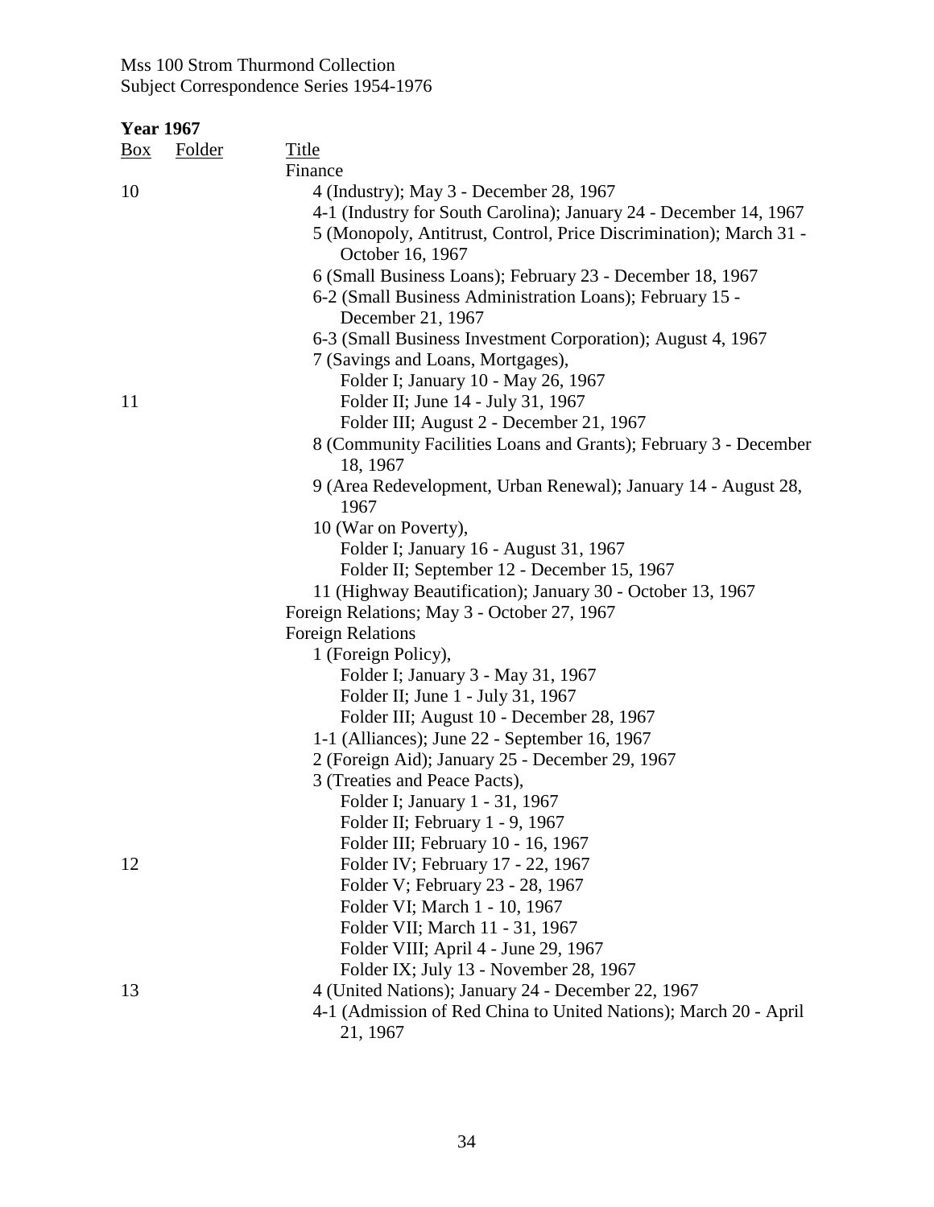Mss 100 Strom Thurmond Collection
Subject Correspondence Series 1954-1976

**Year 1967**

| Box | Folder | Title |
|---|---|---|
| | | Finance |
| 10 | | 4 (Industry); May 3 - December 28, 1967 |
| | | 4-1 (Industry for South Carolina); January 24 - December 14, 1967 |
| | | 5 (Monopoly, Antitrust, Control, Price Discrimination); March 31 - October 16, 1967 |
| | | 6 (Small Business Loans); February 23 - December 18, 1967 |
| | | 6-2 (Small Business Administration Loans); February 15 - December 21, 1967 |
| | | 6-3 (Small Business Investment Corporation); August 4, 1967 |
| | | 7 (Savings and Loans, Mortgages), |
| | | Folder I; January 10 - May 26, 1967 |
| 11 | | Folder II; June 14 - July 31, 1967 |
| | | Folder III; August 2 - December 21, 1967 |
| | | 8 (Community Facilities Loans and Grants); February 3 - December 18, 1967 |
| | | 9 (Area Redevelopment, Urban Renewal); January 14 - August 28, 1967 |
| | | 10 (War on Poverty), |
| | | Folder I; January 16 - August 31, 1967 |
| | | Folder II; September 12 - December 15, 1967 |
| | | 11 (Highway Beautification); January 30 - October 13, 1967 |
| | | Foreign Relations; May 3 - October 27, 1967 |
| | | Foreign Relations |
| | | 1 (Foreign Policy), |
| | | Folder I; January 3 - May 31, 1967 |
| | | Folder II; June 1 - July 31, 1967 |
| | | Folder III; August 10 - December 28, 1967 |
| | | 1-1 (Alliances); June 22 - September 16, 1967 |
| | | 2 (Foreign Aid); January 25 - December 29, 1967 |
| | | 3 (Treaties and Peace Pacts), |
| | | Folder I; January 1 - 31, 1967 |
| | | Folder II; February 1 - 9, 1967 |
| | | Folder III; February 10 - 16, 1967 |
| 12 | | Folder IV; February 17 - 22, 1967 |
| | | Folder V; February 23 - 28, 1967 |
| | | Folder VI; March 1 - 10, 1967 |
| | | Folder VII; March 11 - 31, 1967 |
| | | Folder VIII; April 4 - June 29, 1967 |
| | | Folder IX; July 13 - November 28, 1967 |
| 13 | | 4 (United Nations); January 24 - December 22, 1967 |
| | | 4-1 (Admission of Red China to United Nations); March 20 - April 21, 1967 |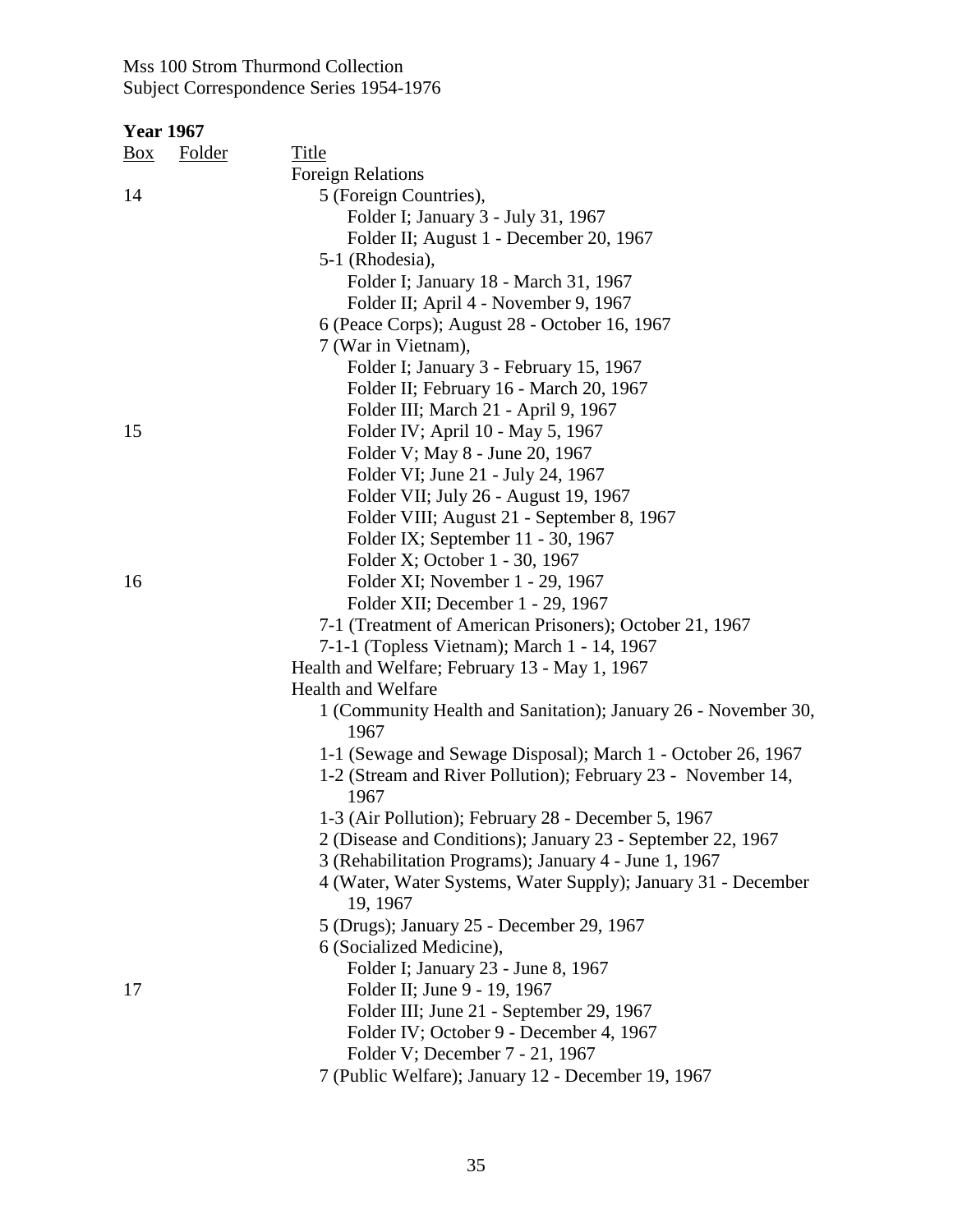Mss 100 Strom Thurmond Collection
Subject Correspondence Series 1954-1976

**Year 1967**

| Box | Folder | Title |
|---|---|---|
| | | Foreign Relations |
| 14 | | 5 (Foreign Countries), |
| | | Folder I; January 3 - July 31, 1967 |
| | | Folder II; August 1 - December 20, 1967 |
| | | 5-1 (Rhodesia), |
| | | Folder I; January 18 - March 31, 1967 |
| | | Folder II; April 4 - November 9, 1967 |
| | | 6 (Peace Corps); August 28 - October 16, 1967 |
| | | 7 (War in Vietnam), |
| | | Folder I; January 3 - February 15, 1967 |
| | | Folder II; February 16 - March 20, 1967 |
| | | Folder III; March 21 - April 9, 1967 |
| 15 | | Folder IV; April 10 - May 5, 1967 |
| | | Folder V; May 8 - June 20, 1967 |
| | | Folder VI; June 21 - July 24, 1967 |
| | | Folder VII; July 26 - August 19, 1967 |
| | | Folder VIII; August 21 - September 8, 1967 |
| | | Folder IX; September 11 - 30, 1967 |
| | | Folder X; October 1 - 30, 1967 |
| 16 | | Folder XI; November 1 - 29, 1967 |
| | | Folder XII; December 1 - 29, 1967 |
| | | 7-1 (Treatment of American Prisoners); October 21, 1967 |
| | | 7-1-1 (Topless Vietnam); March 1 - 14, 1967 |
| | | Health and Welfare; February 13 - May 1, 1967 |
| | | Health and Welfare |
| | | 1 (Community Health and Sanitation); January 26 - November 30, 1967 |
| | | 1-1 (Sewage and Sewage Disposal); March 1 - October 26, 1967 |
| | | 1-2 (Stream and River Pollution); February 23 - November 14, 1967 |
| | | 1-3 (Air Pollution); February 28 - December 5, 1967 |
| | | 2 (Disease and Conditions); January 23 - September 22, 1967 |
| | | 3 (Rehabilitation Programs); January 4 - June 1, 1967 |
| | | 4 (Water, Water Systems, Water Supply); January 31 - December 19, 1967 |
| | | 5 (Drugs); January 25 - December 29, 1967 |
| | | 6 (Socialized Medicine), |
| | | Folder I; January 23 - June 8, 1967 |
| 17 | | Folder II; June 9 - 19, 1967 |
| | | Folder III; June 21 - September 29, 1967 |
| | | Folder IV; October 9 - December 4, 1967 |
| | | Folder V; December 7 - 21, 1967 |
| | | 7 (Public Welfare); January 12 - December 19, 1967 |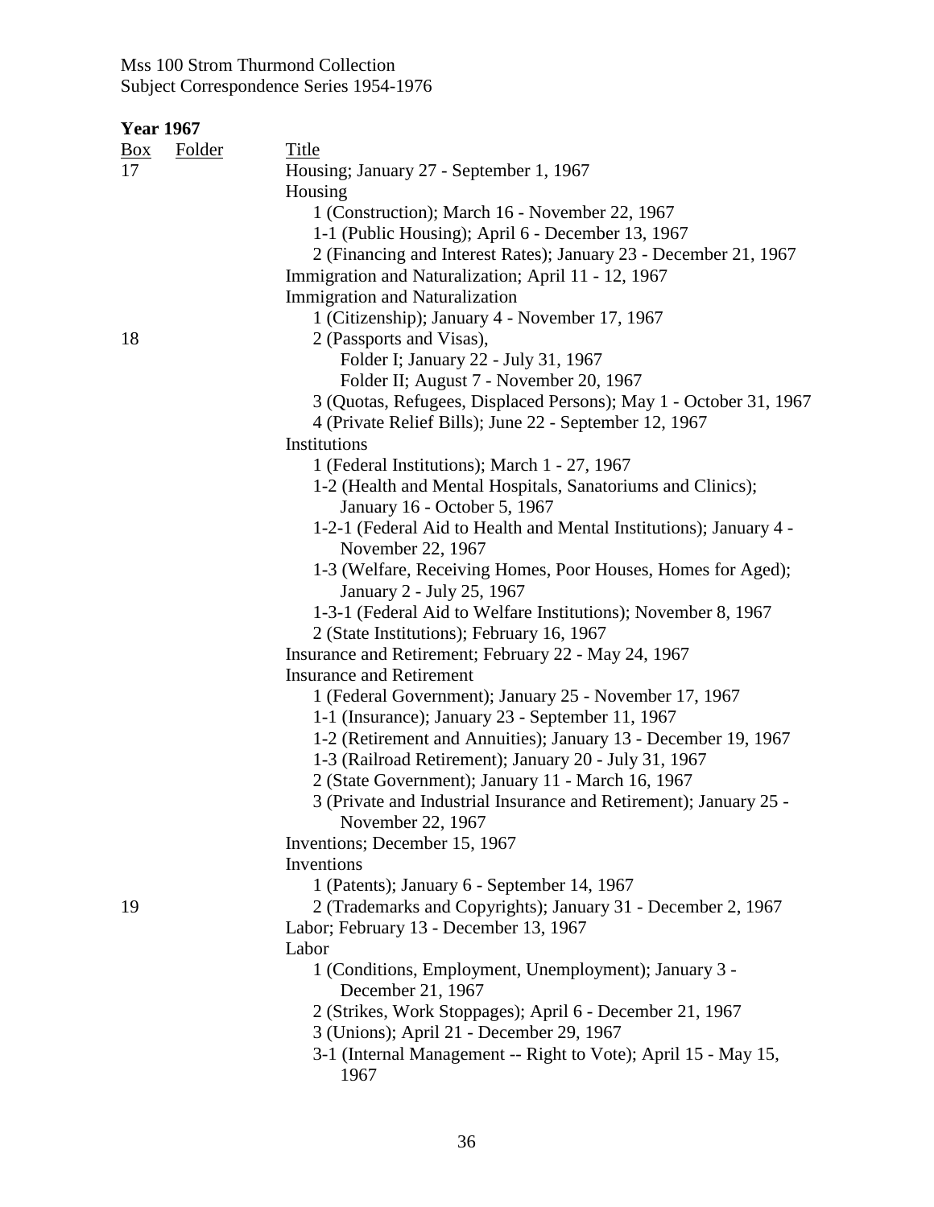Mss 100 Strom Thurmond Collection
Subject Correspondence Series 1954-1976

**Year 1967**

| Box | Folder | Title |
|---|---|---|
| 17 | | Housing; January 27 - September 1, 1967 |
| | | Housing |
| | | 1 (Construction); March 16 - November 22, 1967 |
| | | 1-1 (Public Housing); April 6 - December 13, 1967 |
| | | 2 (Financing and Interest Rates); January 23 - December 21, 1967 |
| | | Immigration and Naturalization; April 11 - 12, 1967 |
| | | Immigration and Naturalization |
| | | 1 (Citizenship); January 4 - November 17, 1967 |
| 18 | | 2 (Passports and Visas), |
| | | Folder I; January 22 - July 31, 1967 |
| | | Folder II; August 7 - November 20, 1967 |
| | | 3 (Quotas, Refugees, Displaced Persons); May 1 - October 31, 1967 |
| | | 4 (Private Relief Bills); June 22 - September 12, 1967 |
| | | Institutions |
| | | 1 (Federal Institutions); March 1 - 27, 1967 |
| | | 1-2 (Health and Mental Hospitals, Sanatoriums and Clinics); January 16 - October 5, 1967 |
| | | 1-2-1 (Federal Aid to Health and Mental Institutions); January 4 - November 22, 1967 |
| | | 1-3 (Welfare, Receiving Homes, Poor Houses, Homes for Aged); January 2 - July 25, 1967 |
| | | 1-3-1 (Federal Aid to Welfare Institutions); November 8, 1967 |
| | | 2 (State Institutions); February 16, 1967 |
| | | Insurance and Retirement; February 22 - May 24, 1967 |
| | | Insurance and Retirement |
| | | 1 (Federal Government); January 25 - November 17, 1967 |
| | | 1-1 (Insurance); January 23 - September 11, 1967 |
| | | 1-2 (Retirement and Annuities); January 13 - December 19, 1967 |
| | | 1-3 (Railroad Retirement); January 20 - July 31, 1967 |
| | | 2 (State Government); January 11 - March 16, 1967 |
| | | 3 (Private and Industrial Insurance and Retirement); January 25 - November 22, 1967 |
| | | Inventions; December 15, 1967 |
| | | Inventions |
| | | 1 (Patents); January 6 - September 14, 1967 |
| 19 | | 2 (Trademarks and Copyrights); January 31 - December 2, 1967 |
| | | Labor; February 13 - December 13, 1967 |
| | | Labor |
| | | 1 (Conditions, Employment, Unemployment); January 3 - December 21, 1967 |
| | | 2 (Strikes, Work Stoppages); April 6 - December 21, 1967 |
| | | 3 (Unions); April 21 - December 29, 1967 |
| | | 3-1 (Internal Management -- Right to Vote); April 15 - May 15, 1967 |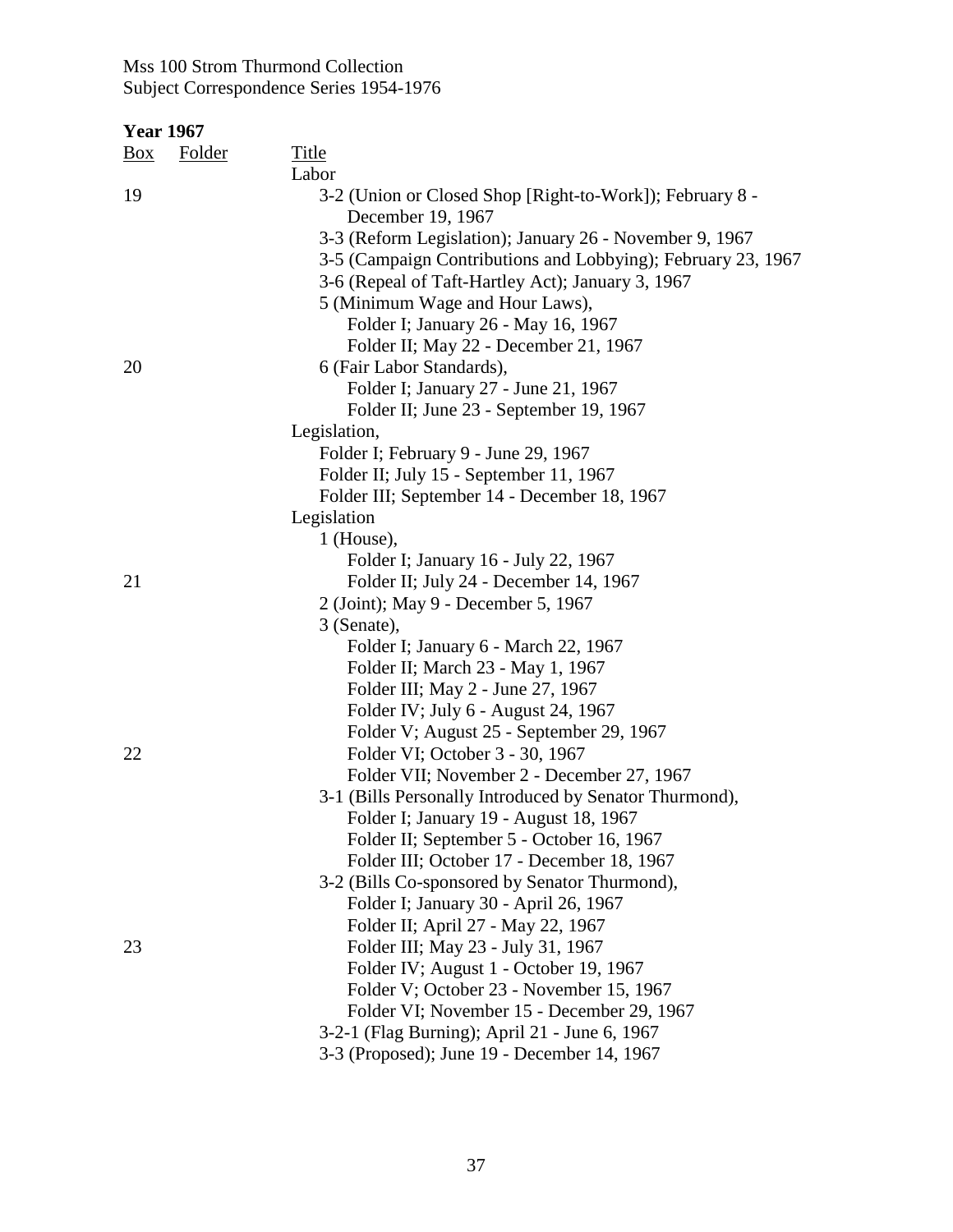Mss 100 Strom Thurmond Collection
Subject Correspondence Series 1954-1976

**Year 1967**

| Box | Folder | Title |
|---|---|---|
| | | Labor |
| 19 | | 3-2 (Union or Closed Shop [Right-to-Work]); February 8 - December 19, 1967 |
| | | 3-3 (Reform Legislation); January 26 - November 9, 1967 |
| | | 3-5 (Campaign Contributions and Lobbying); February 23, 1967 |
| | | 3-6 (Repeal of Taft-Hartley Act); January 3, 1967 |
| | | 5 (Minimum Wage and Hour Laws), |
| | | Folder I; January 26 - May 16, 1967 |
| | | Folder II; May 22 - December 21, 1967 |
| 20 | | 6 (Fair Labor Standards), |
| | | Folder I; January 27 - June 21, 1967 |
| | | Folder II; June 23 - September 19, 1967 |
| | | Legislation, |
| | | Folder I; February 9 - June 29, 1967 |
| | | Folder II; July 15 - September 11, 1967 |
| | | Folder III; September 14 - December 18, 1967 |
| | | Legislation |
| | | 1 (House), |
| | | Folder I; January 16 - July 22, 1967 |
| 21 | | Folder II; July 24 - December 14, 1967 |
| | | 2 (Joint); May 9 - December 5, 1967 |
| | | 3 (Senate), |
| | | Folder I; January 6 - March 22, 1967 |
| | | Folder II; March 23 - May 1, 1967 |
| | | Folder III; May 2 - June 27, 1967 |
| | | Folder IV; July 6 - August 24, 1967 |
| | | Folder V; August 25 - September 29, 1967 |
| 22 | | Folder VI; October 3 - 30, 1967 |
| | | Folder VII; November 2 - December 27, 1967 |
| | | 3-1 (Bills Personally Introduced by Senator Thurmond), |
| | | Folder I; January 19 - August 18, 1967 |
| | | Folder II; September 5 - October 16, 1967 |
| | | Folder III; October 17 - December 18, 1967 |
| | | 3-2 (Bills Co-sponsored by Senator Thurmond), |
| | | Folder I; January 30 - April 26, 1967 |
| | | Folder II; April 27 - May 22, 1967 |
| 23 | | Folder III; May 23 - July 31, 1967 |
| | | Folder IV; August 1 - October 19, 1967 |
| | | Folder V; October 23 - November 15, 1967 |
| | | Folder VI; November 15 - December 29, 1967 |
| | | 3-2-1 (Flag Burning); April 21 - June 6, 1967 |
| | | 3-3 (Proposed); June 19 - December 14, 1967 |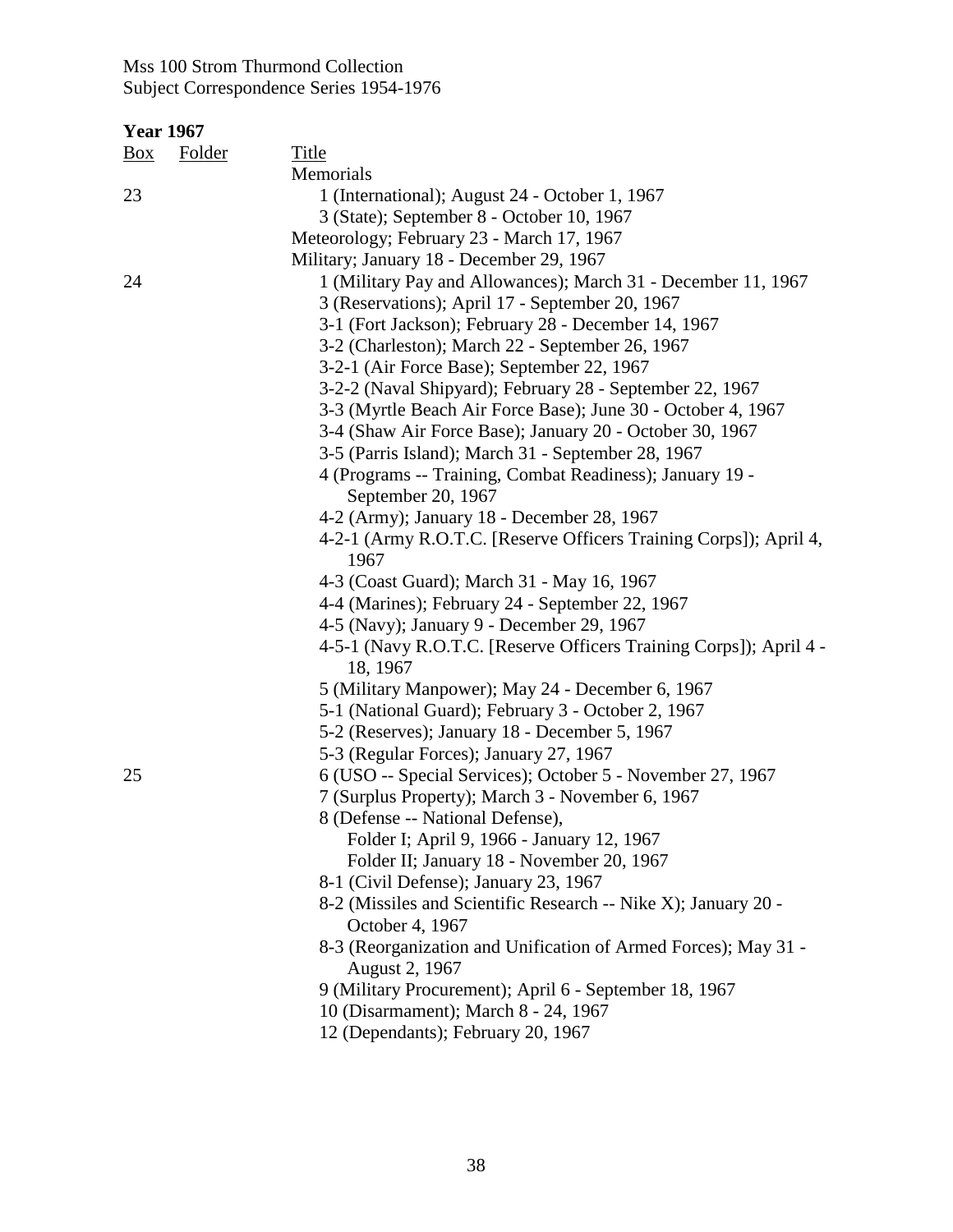Mss 100 Strom Thurmond Collection
Subject Correspondence Series 1954-1976

**Year 1967**

| Box | Folder | Title |
|---|---|---|
| | | Memorials |
| 23 | | 1 (International); August 24 - October 1, 1967 |
| | | 3 (State); September 8 - October 10, 1967 |
| | | Meteorology; February 23 - March 17, 1967 |
| | | Military; January 18 - December 29, 1967 |
| 24 | | 1 (Military Pay and Allowances); March 31 - December 11, 1967 |
| | | 3 (Reservations); April 17 - September 20, 1967 |
| | | 3-1 (Fort Jackson); February 28 - December 14, 1967 |
| | | 3-2 (Charleston); March 22 - September 26, 1967 |
| | | 3-2-1 (Air Force Base); September 22, 1967 |
| | | 3-2-2 (Naval Shipyard); February 28 - September 22, 1967 |
| | | 3-3 (Myrtle Beach Air Force Base); June 30 - October 4, 1967 |
| | | 3-4 (Shaw Air Force Base); January 20 - October 30, 1967 |
| | | 3-5 (Parris Island); March 31 - September 28, 1967 |
| | | 4 (Programs -- Training, Combat Readiness); January 19 - September 20, 1967 |
| | | 4-2 (Army); January 18 - December 28, 1967 |
| | | 4-2-1 (Army R.O.T.C. [Reserve Officers Training Corps]); April 4, 1967 |
| | | 4-3 (Coast Guard); March 31 - May 16, 1967 |
| | | 4-4 (Marines); February 24 - September 22, 1967 |
| | | 4-5 (Navy); January 9 - December 29, 1967 |
| | | 4-5-1 (Navy R.O.T.C. [Reserve Officers Training Corps]); April 4 - 18, 1967 |
| | | 5 (Military Manpower); May 24 - December 6, 1967 |
| | | 5-1 (National Guard); February 3 - October 2, 1967 |
| | | 5-2 (Reserves); January 18 - December 5, 1967 |
| | | 5-3 (Regular Forces); January 27, 1967 |
| 25 | | 6 (USO -- Special Services); October 5 - November 27, 1967 |
| | | 7 (Surplus Property); March 3 - November 6, 1967 |
| | | 8 (Defense -- National Defense), |
| | | Folder I; April 9, 1966 - January 12, 1967 |
| | | Folder II; January 18 - November 20, 1967 |
| | | 8-1 (Civil Defense); January 23, 1967 |
| | | 8-2 (Missiles and Scientific Research -- Nike X); January 20 - October 4, 1967 |
| | | 8-3 (Reorganization and Unification of Armed Forces); May 31 - August 2, 1967 |
| | | 9 (Military Procurement); April 6 - September 18, 1967 |
| | | 10 (Disarmament); March 8 - 24, 1967 |
| | | 12 (Dependants); February 20, 1967 |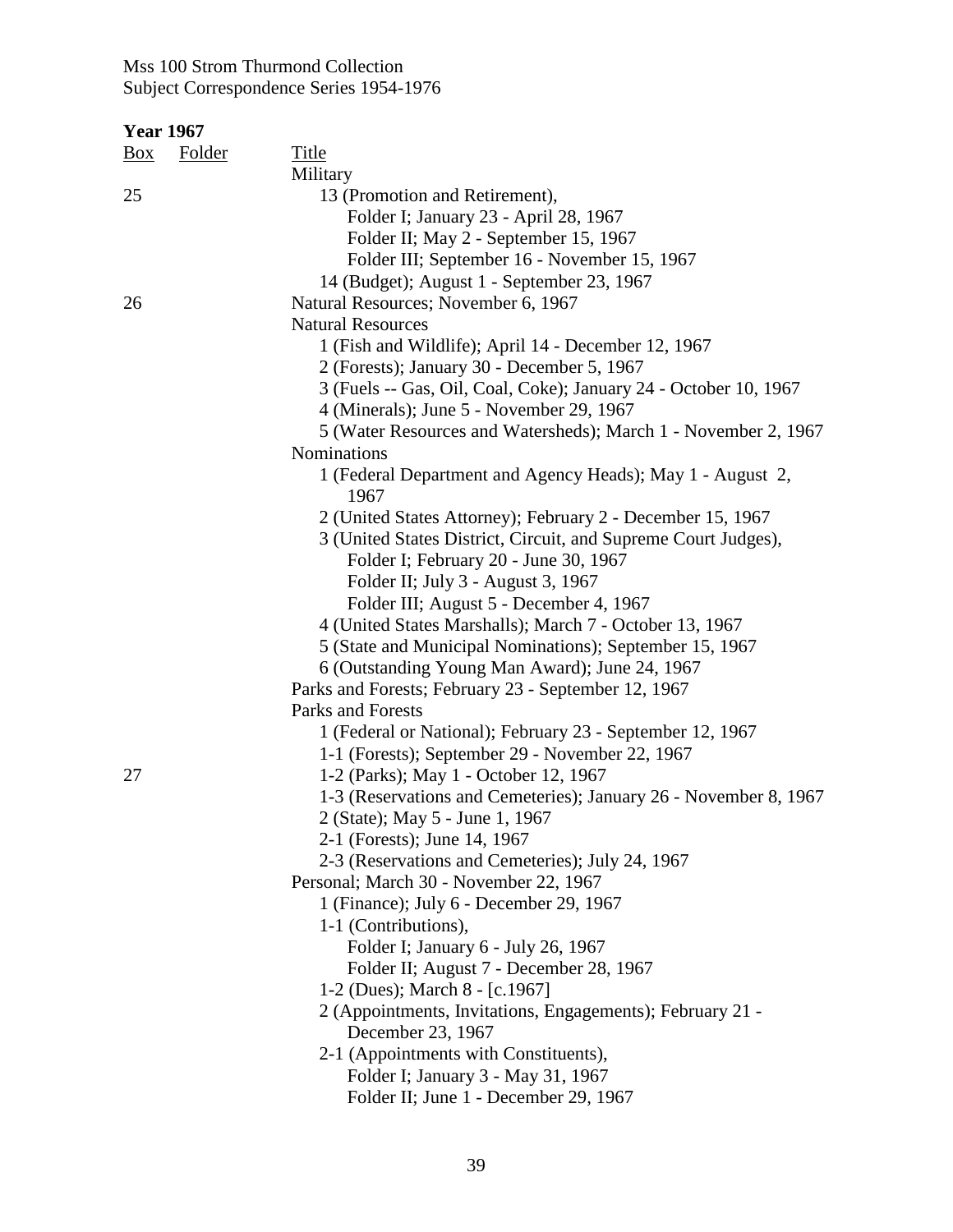Mss 100 Strom Thurmond Collection
Subject Correspondence Series 1954-1976

**Year 1967**

| Box | Folder | Title |
|---|---|---|
| | | Military |
| 25 | | 13 (Promotion and Retirement), |
| | | Folder I; January 23 - April 28, 1967 |
| | | Folder II; May 2 - September 15, 1967 |
| | | Folder III; September 16 - November 15, 1967 |
| | | 14 (Budget); August 1 - September 23, 1967 |
| 26 | | Natural Resources; November 6, 1967 |
| | | Natural Resources |
| | | 1 (Fish and Wildlife); April 14 - December 12, 1967 |
| | | 2 (Forests); January 30 - December 5, 1967 |
| | | 3 (Fuels -- Gas, Oil, Coal, Coke); January 24 - October 10, 1967 |
| | | 4 (Minerals); June 5 - November 29, 1967 |
| | | 5 (Water Resources and Watersheds); March 1 - November 2, 1967 |
| | | Nominations |
| | | 1 (Federal Department and Agency Heads); May 1 - August 2, 1967 |
| | | 2 (United States Attorney); February 2 - December 15, 1967 |
| | | 3 (United States District, Circuit, and Supreme Court Judges), |
| | | Folder I; February 20 - June 30, 1967 |
| | | Folder II; July 3 - August 3, 1967 |
| | | Folder III; August 5 - December 4, 1967 |
| | | 4 (United States Marshalls); March 7 - October 13, 1967 |
| | | 5 (State and Municipal Nominations); September 15, 1967 |
| | | 6 (Outstanding Young Man Award); June 24, 1967 |
| | | Parks and Forests; February 23 - September 12, 1967 |
| | | Parks and Forests |
| | | 1 (Federal or National); February 23 - September 12, 1967 |
| | | 1-1 (Forests); September 29 - November 22, 1967 |
| 27 | | 1-2 (Parks); May 1 - October 12, 1967 |
| | | 1-3 (Reservations and Cemeteries); January 26 - November 8, 1967 |
| | | 2 (State); May 5 - June 1, 1967 |
| | | 2-1 (Forests); June 14, 1967 |
| | | 2-3 (Reservations and Cemeteries); July 24, 1967 |
| | | Personal; March 30 - November 22, 1967 |
| | | 1 (Finance); July 6 - December 29, 1967 |
| | | 1-1 (Contributions), |
| | | Folder I; January 6 - July 26, 1967 |
| | | Folder II; August 7 - December 28, 1967 |
| | | 1-2 (Dues); March 8 - [c.1967] |
| | | 2 (Appointments, Invitations, Engagements); February 21 - December 23, 1967 |
| | | 2-1 (Appointments with Constituents), |
| | | Folder I; January 3 - May 31, 1967 |
| | | Folder II; June 1 - December 29, 1967 |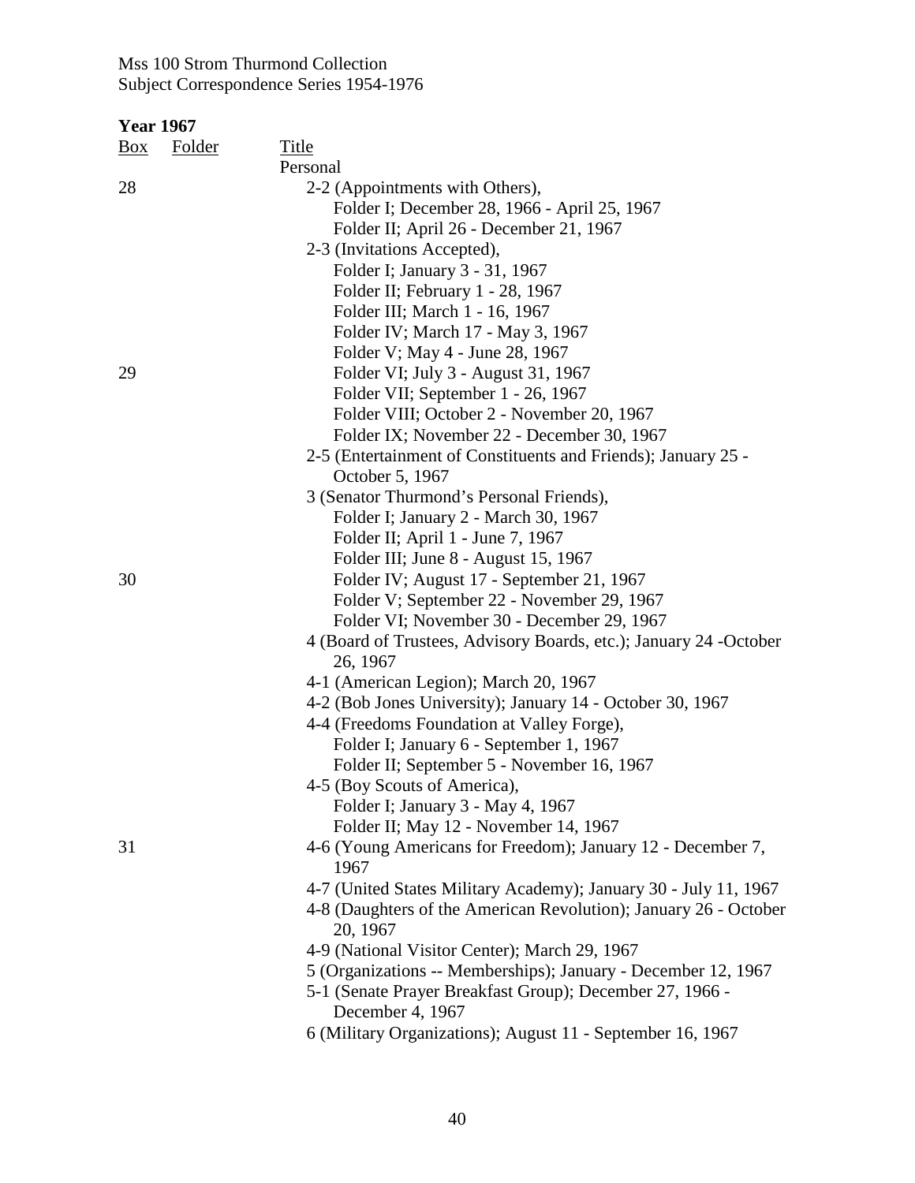Mss 100 Strom Thurmond Collection
Subject Correspondence Series 1954-1976

**Year 1967**

| Box | Folder | Title |
|---|---|---|
| | | Personal |
| 28 | | 2-2 (Appointments with Others), |
| | | Folder I; December 28, 1966 - April 25, 1967 |
| | | Folder II; April 26 - December 21, 1967 |
| | | 2-3 (Invitations Accepted), |
| | | Folder I; January 3 - 31, 1967 |
| | | Folder II; February 1 - 28, 1967 |
| | | Folder III; March 1 - 16, 1967 |
| | | Folder IV; March 17 - May 3, 1967 |
| | | Folder V; May 4 - June 28, 1967 |
| 29 | | Folder VI; July 3 - August 31, 1967 |
| | | Folder VII; September 1 - 26, 1967 |
| | | Folder VIII; October 2 - November 20, 1967 |
| | | Folder IX; November 22 - December 30, 1967 |
| | | 2-5 (Entertainment of Constituents and Friends); January 25 - October 5, 1967 |
| | | 3 (Senator Thurmond's Personal Friends), |
| | | Folder I; January 2 - March 30, 1967 |
| | | Folder II; April 1 - June 7, 1967 |
| | | Folder III; June 8 - August 15, 1967 |
| 30 | | Folder IV; August 17 - September 21, 1967 |
| | | Folder V; September 22 - November 29, 1967 |
| | | Folder VI; November 30 - December 29, 1967 |
| | | 4 (Board of Trustees, Advisory Boards, etc.); January 24 -October 26, 1967 |
| | | 4-1 (American Legion); March 20, 1967 |
| | | 4-2 (Bob Jones University); January 14 - October 30, 1967 |
| | | 4-4 (Freedoms Foundation at Valley Forge), |
| | | Folder I; January 6 - September 1, 1967 |
| | | Folder II; September 5 - November 16, 1967 |
| | | 4-5 (Boy Scouts of America), |
| | | Folder I; January 3 - May 4, 1967 |
| | | Folder II; May 12 - November 14, 1967 |
| 31 | | 4-6 (Young Americans for Freedom); January 12 - December 7, 1967 |
| | | 4-7 (United States Military Academy); January 30 - July 11, 1967 |
| | | 4-8 (Daughters of the American Revolution); January 26 - October 20, 1967 |
| | | 4-9 (National Visitor Center); March 29, 1967 |
| | | 5 (Organizations -- Memberships); January - December 12, 1967 |
| | | 5-1 (Senate Prayer Breakfast Group); December 27, 1966 - December 4, 1967 |
| | | 6 (Military Organizations); August 11 - September 16, 1967 |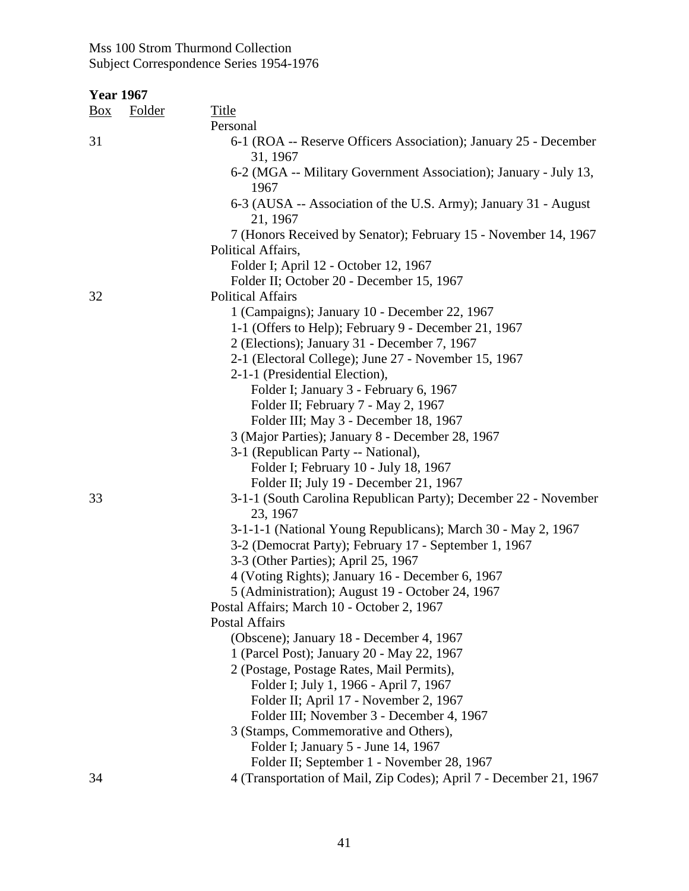Mss 100 Strom Thurmond Collection
Subject Correspondence Series 1954-1976

**Year 1967**

| Box | Folder | Title |
|---|---|---|
| | | Personal |
| 31 | | 6-1 (ROA -- Reserve Officers Association); January 25 - December 31, 1967 |
| | | 6-2 (MGA -- Military Government Association); January - July 13, 1967 |
| | | 6-3 (AUSA -- Association of the U.S. Army); January 31 - August 21, 1967 |
| | | 7 (Honors Received by Senator); February 15 - November 14, 1967 |
| | | Political Affairs, |
| | | Folder I; April 12 - October 12, 1967 |
| | | Folder II; October 20 - December 15, 1967 |
| 32 | | Political Affairs |
| | | 1 (Campaigns); January 10 - December 22, 1967 |
| | | 1-1 (Offers to Help); February 9 - December 21, 1967 |
| | | 2 (Elections); January 31 - December 7, 1967 |
| | | 2-1 (Electoral College); June 27 - November 15, 1967 |
| | | 2-1-1 (Presidential Election), |
| | | Folder I; January 3 - February 6, 1967 |
| | | Folder II; February 7 - May 2, 1967 |
| | | Folder III; May 3 - December 18, 1967 |
| | | 3 (Major Parties); January 8 - December 28, 1967 |
| | | 3-1 (Republican Party -- National), |
| | | Folder I; February 10 - July 18, 1967 |
| | | Folder II; July 19 - December 21, 1967 |
| 33 | | 3-1-1 (South Carolina Republican Party); December 22 - November 23, 1967 |
| | | 3-1-1-1 (National Young Republicans); March 30 - May 2, 1967 |
| | | 3-2 (Democrat Party); February 17 - September 1, 1967 |
| | | 3-3 (Other Parties); April 25, 1967 |
| | | 4 (Voting Rights); January 16 - December 6, 1967 |
| | | 5 (Administration); August 19 - October 24, 1967 |
| | | Postal Affairs; March 10 - October 2, 1967 |
| | | Postal Affairs |
| | | (Obscene); January 18 - December 4, 1967 |
| | | 1 (Parcel Post); January 20 - May 22, 1967 |
| | | 2 (Postage, Postage Rates, Mail Permits), |
| | | Folder I; July 1, 1966 - April 7, 1967 |
| | | Folder II; April 17 - November 2, 1967 |
| | | Folder III; November 3 - December 4, 1967 |
| | | 3 (Stamps, Commemorative and Others), |
| | | Folder I; January 5 - June 14, 1967 |
| | | Folder II; September 1 - November 28, 1967 |
| 34 | | 4 (Transportation of Mail, Zip Codes); April 7 - December 21, 1967 |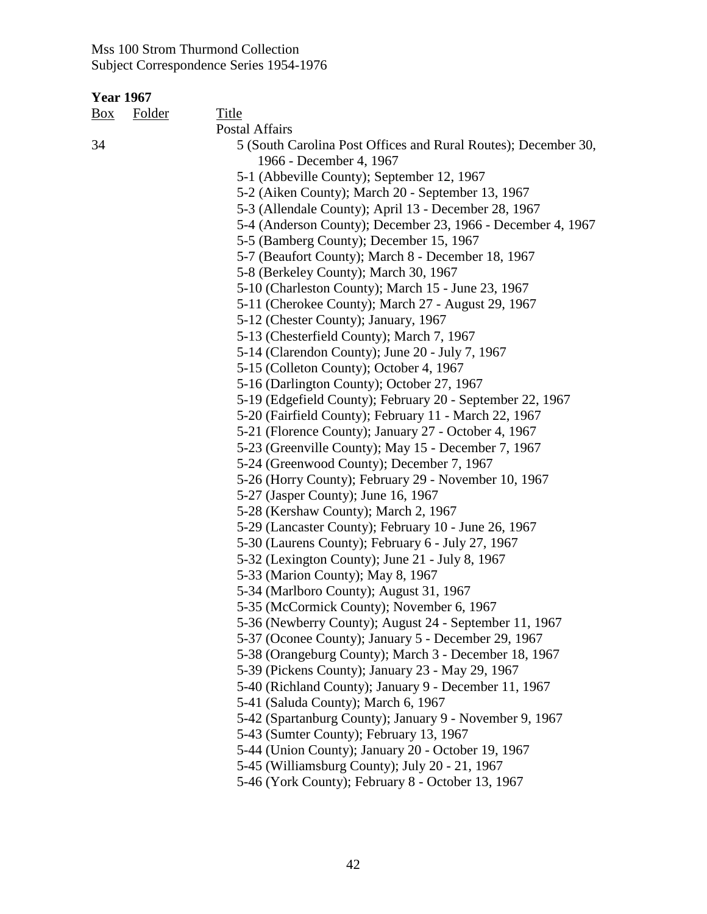Mss 100 Strom Thurmond Collection
Subject Correspondence Series 1954-1976

**Year 1967**

| Box | Folder | Title |
|---|---|---|
| | | Postal Affairs |
| 34 | | 5 (South Carolina Post Offices and Rural Routes); December 30, 1966 - December 4, 1967 |
| | | 5-1 (Abbeville County); September 12, 1967 |
| | | 5-2 (Aiken County); March 20 - September 13, 1967 |
| | | 5-3 (Allendale County); April 13 - December 28, 1967 |
| | | 5-4 (Anderson County); December 23, 1966 - December 4, 1967 |
| | | 5-5 (Bamberg County); December 15, 1967 |
| | | 5-7 (Beaufort County); March 8 - December 18, 1967 |
| | | 5-8 (Berkeley County); March 30, 1967 |
| | | 5-10 (Charleston County); March 15 - June 23, 1967 |
| | | 5-11 (Cherokee County); March 27 - August 29, 1967 |
| | | 5-12 (Chester County); January, 1967 |
| | | 5-13 (Chesterfield County); March 7, 1967 |
| | | 5-14 (Clarendon County); June 20 - July 7, 1967 |
| | | 5-15 (Colleton County); October 4, 1967 |
| | | 5-16 (Darlington County); October 27, 1967 |
| | | 5-19 (Edgefield County); February 20 - September 22, 1967 |
| | | 5-20 (Fairfield County); February 11 - March 22, 1967 |
| | | 5-21 (Florence County); January 27 - October 4, 1967 |
| | | 5-23 (Greenville County); May 15 - December 7, 1967 |
| | | 5-24 (Greenwood County); December 7, 1967 |
| | | 5-26 (Horry County); February 29 - November 10, 1967 |
| | | 5-27 (Jasper County); June 16, 1967 |
| | | 5-28 (Kershaw County); March 2, 1967 |
| | | 5-29 (Lancaster County); February 10 - June 26, 1967 |
| | | 5-30 (Laurens County); February 6 - July 27, 1967 |
| | | 5-32 (Lexington County); June 21 - July 8, 1967 |
| | | 5-33 (Marion County); May 8, 1967 |
| | | 5-34 (Marlboro County); August 31, 1967 |
| | | 5-35 (McCormick County); November 6, 1967 |
| | | 5-36 (Newberry County); August 24 - September 11, 1967 |
| | | 5-37 (Oconee County); January 5 - December 29, 1967 |
| | | 5-38 (Orangeburg County); March 3 - December 18, 1967 |
| | | 5-39 (Pickens County); January 23 - May 29, 1967 |
| | | 5-40 (Richland County); January 9 - December 11, 1967 |
| | | 5-41 (Saluda County); March 6, 1967 |
| | | 5-42 (Spartanburg County); January 9 - November 9, 1967 |
| | | 5-43 (Sumter County); February 13, 1967 |
| | | 5-44 (Union County); January 20 - October 19, 1967 |
| | | 5-45 (Williamsburg County); July 20 - 21, 1967 |
| | | 5-46 (York County); February 8 - October 13, 1967 |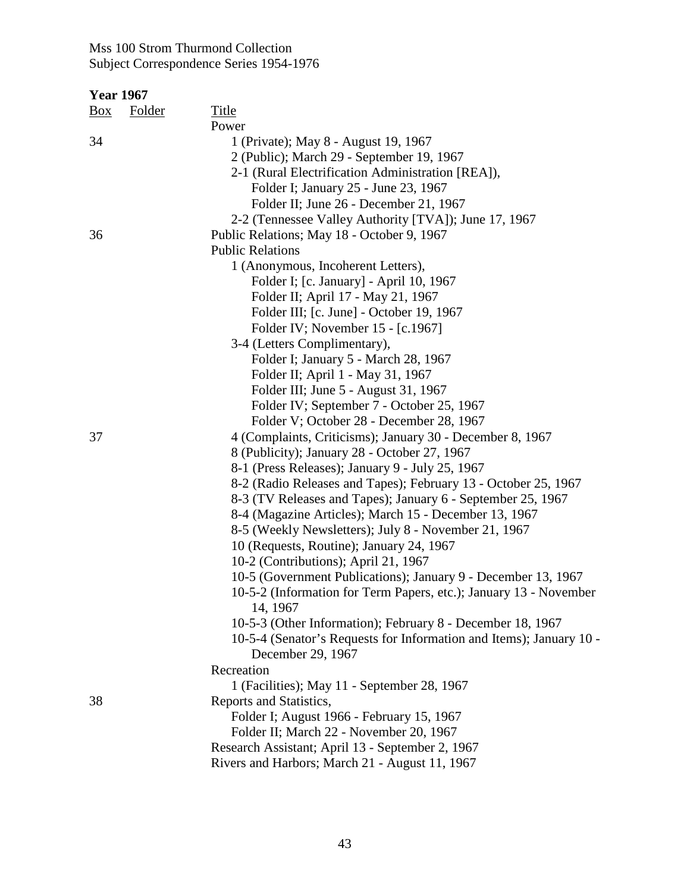**Year 1967**

| Box | Folder | Title |
|---|---|---|
| | | Power |
| 34 | | 1 (Private); May 8 - August 19, 1967 |
| | | 2 (Public); March 29 - September 19, 1967 |
| | | 2-1 (Rural Electrification Administration [REA]), |
| | | Folder I; January 25 - June 23, 1967 |
| | | Folder II; June 26 - December 21, 1967 |
| | | 2-2 (Tennessee Valley Authority [TVA]); June 17, 1967 |
| 36 | | Public Relations; May 18 - October 9, 1967 |
| | | Public Relations |
| | | 1 (Anonymous, Incoherent Letters), |
| | | Folder I; [c. January] - April 10, 1967 |
| | | Folder II; April 17 - May 21, 1967 |
| | | Folder III; [c. June] - October 19, 1967 |
| | | Folder IV; November 15 - [c.1967] |
| | | 3-4 (Letters Complimentary), |
| | | Folder I; January 5 - March 28, 1967 |
| | | Folder II; April 1 - May 31, 1967 |
| | | Folder III; June 5 - August 31, 1967 |
| | | Folder IV; September 7 - October 25, 1967 |
| | | Folder V; October 28 - December 28, 1967 |
| 37 | | 4 (Complaints, Criticisms); January 30 - December 8, 1967 |
| | | 8 (Publicity); January 28 - October 27, 1967 |
| | | 8-1 (Press Releases); January 9 - July 25, 1967 |
| | | 8-2 (Radio Releases and Tapes); February 13 - October 25, 1967 |
| | | 8-3 (TV Releases and Tapes); January 6 - September 25, 1967 |
| | | 8-4 (Magazine Articles); March 15 - December 13, 1967 |
| | | 8-5 (Weekly Newsletters); July 8 - November 21, 1967 |
| | | 10 (Requests, Routine); January 24, 1967 |
| | | 10-2 (Contributions); April 21, 1967 |
| | | 10-5 (Government Publications); January 9 - December 13, 1967 |
| | | 10-5-2 (Information for Term Papers, etc.); January 13 - November 14, 1967 |
| | | 10-5-3 (Other Information); February 8 - December 18, 1967 |
| | | 10-5-4 (Senator's Requests for Information and Items); January 10 - December 29, 1967 |
| | | Recreation |
| | | 1 (Facilities); May 11 - September 28, 1967 |
| 38 | | Reports and Statistics, |
| | | Folder I; August 1966 - February 15, 1967 |
| | | Folder II; March 22 - November 20, 1967 |
| | | Research Assistant; April 13 - September 2, 1967 |
| | | Rivers and Harbors; March 21 - August 11, 1967 |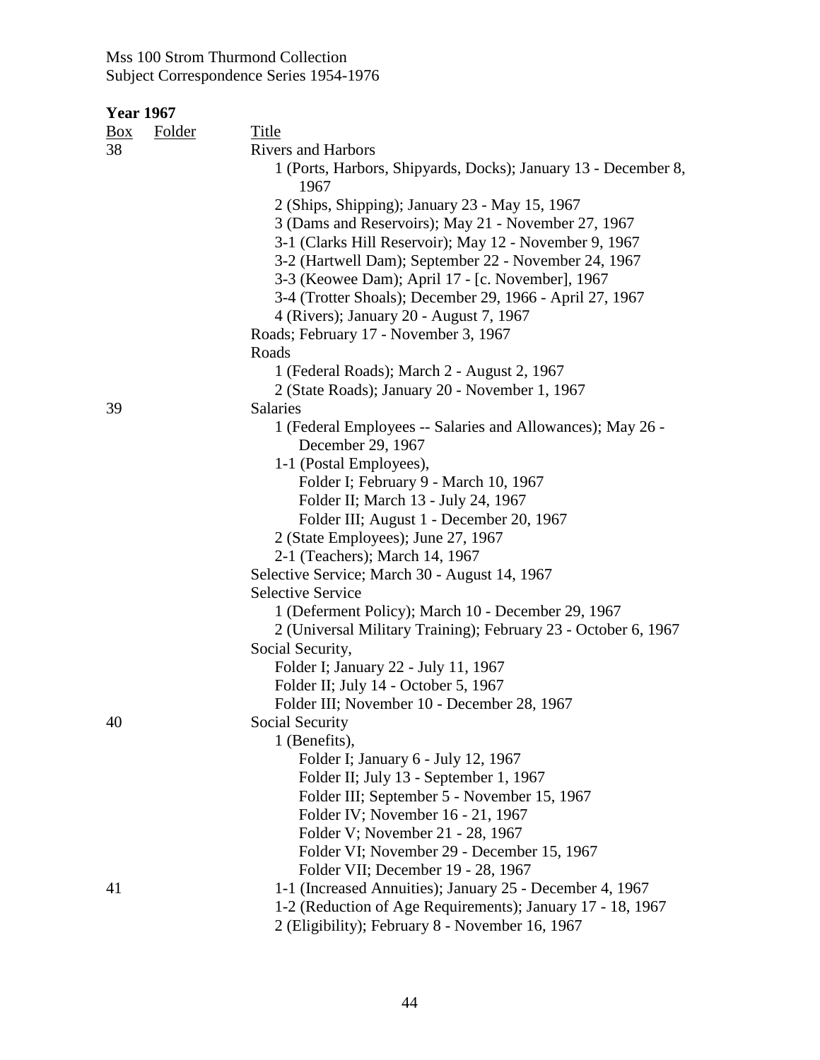Mss 100 Strom Thurmond Collection
Subject Correspondence Series 1954-1976

**Year 1967**

| Box | Folder | Title |
|---|---|---|
| 38 | | Rivers and Harbors |
| | | 1 (Ports, Harbors, Shipyards, Docks); January 13 - December 8, 1967 |
| | | 2 (Ships, Shipping); January 23 - May 15, 1967 |
| | | 3 (Dams and Reservoirs); May 21 - November 27, 1967 |
| | | 3-1 (Clarks Hill Reservoir); May 12 - November 9, 1967 |
| | | 3-2 (Hartwell Dam); September 22 - November 24, 1967 |
| | | 3-3 (Keowee Dam); April 17 - [c. November], 1967 |
| | | 3-4 (Trotter Shoals); December 29, 1966 - April 27, 1967 |
| | | 4 (Rivers); January 20 - August 7, 1967 |
| | | Roads; February 17 - November 3, 1967 |
| | | Roads |
| | | 1 (Federal Roads); March 2 - August 2, 1967 |
| | | 2 (State Roads); January 20 - November 1, 1967 |
| 39 | | Salaries |
| | | 1 (Federal Employees -- Salaries and Allowances); May 26 - December 29, 1967 |
| | | 1-1 (Postal Employees), |
| | | Folder I; February 9 - March 10, 1967 |
| | | Folder II; March 13 - July 24, 1967 |
| | | Folder III; August 1 - December 20, 1967 |
| | | 2 (State Employees); June 27, 1967 |
| | | 2-1 (Teachers); March 14, 1967 |
| | | Selective Service; March 30 - August 14, 1967 |
| | | Selective Service |
| | | 1 (Deferment Policy); March 10 - December 29, 1967 |
| | | 2 (Universal Military Training); February 23 - October 6, 1967 |
| | | Social Security, |
| | | Folder I; January 22 - July 11, 1967 |
| | | Folder II; July 14 - October 5, 1967 |
| | | Folder III; November 10 - December 28, 1967 |
| 40 | | Social Security |
| | | 1 (Benefits), |
| | | Folder I; January 6 - July 12, 1967 |
| | | Folder II; July 13 - September 1, 1967 |
| | | Folder III; September 5 - November 15, 1967 |
| | | Folder IV; November 16 - 21, 1967 |
| | | Folder V; November 21 - 28, 1967 |
| | | Folder VI; November 29 - December 15, 1967 |
| | | Folder VII; December 19 - 28, 1967 |
| 41 | | 1-1 (Increased Annuities); January 25 - December 4, 1967 |
| | | 1-2 (Reduction of Age Requirements); January 17 - 18, 1967 |
| | | 2 (Eligibility); February 8 - November 16, 1967 |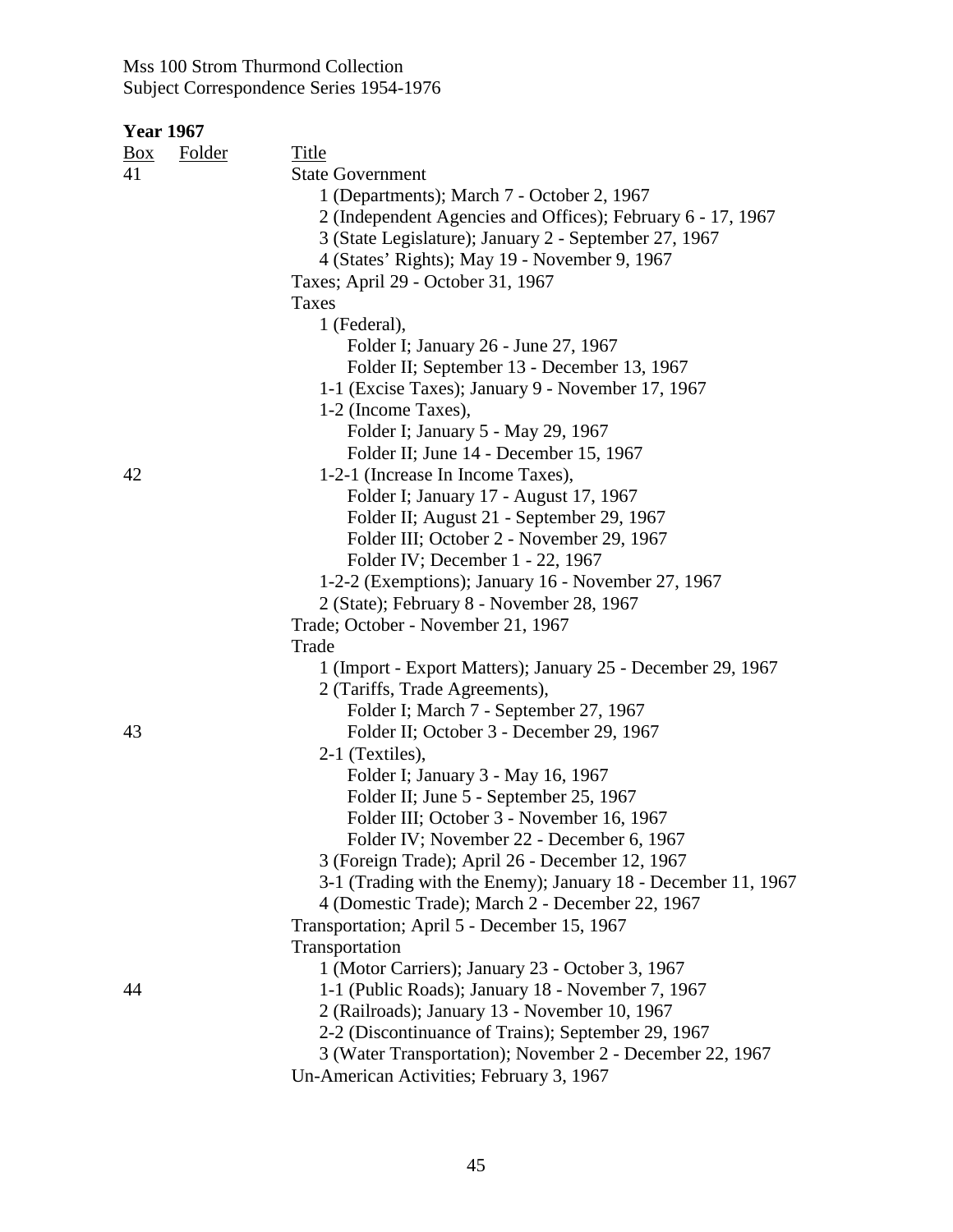Mss 100 Strom Thurmond Collection
Subject Correspondence Series 1954-1976

**Year 1967**

| Box | Folder | Title |
|---|---|---|
| 41 | | State Government |
| | | 1 (Departments); March 7 - October 2, 1967 |
| | | 2 (Independent Agencies and Offices); February 6 - 17, 1967 |
| | | 3 (State Legislature); January 2 - September 27, 1967 |
| | | 4 (States' Rights); May 19 - November 9, 1967 |
| | | Taxes; April 29 - October 31, 1967 |
| | | Taxes |
| | | 1 (Federal), |
| | | Folder I; January 26 - June 27, 1967 |
| | | Folder II; September 13 - December 13, 1967 |
| | | 1-1 (Excise Taxes); January 9 - November 17, 1967 |
| | | 1-2 (Income Taxes), |
| | | Folder I; January 5 - May 29, 1967 |
| | | Folder II; June 14 - December 15, 1967 |
| 42 | | 1-2-1 (Increase In Income Taxes), |
| | | Folder I; January 17 - August 17, 1967 |
| | | Folder II; August 21 - September 29, 1967 |
| | | Folder III; October 2 - November 29, 1967 |
| | | Folder IV; December 1 - 22, 1967 |
| | | 1-2-2 (Exemptions); January 16 - November 27, 1967 |
| | | 2 (State); February 8 - November 28, 1967 |
| | | Trade; October - November 21, 1967 |
| | | Trade |
| | | 1 (Import - Export Matters); January 25 - December 29, 1967 |
| | | 2 (Tariffs, Trade Agreements), |
| | | Folder I; March 7 - September 27, 1967 |
| 43 | | Folder II; October 3 - December 29, 1967 |
| | | 2-1 (Textiles), |
| | | Folder I; January 3 - May 16, 1967 |
| | | Folder II; June 5 - September 25, 1967 |
| | | Folder III; October 3 - November 16, 1967 |
| | | Folder IV; November 22 - December 6, 1967 |
| | | 3 (Foreign Trade); April 26 - December 12, 1967 |
| | | 3-1 (Trading with the Enemy); January 18 - December 11, 1967 |
| | | 4 (Domestic Trade); March 2 - December 22, 1967 |
| | | Transportation; April 5 - December 15, 1967 |
| | | Transportation |
| | | 1 (Motor Carriers); January 23 - October 3, 1967 |
| 44 | | 1-1 (Public Roads); January 18 - November 7, 1967 |
| | | 2 (Railroads); January 13 - November 10, 1967 |
| | | 2-2 (Discontinuance of Trains); September 29, 1967 |
| | | 3 (Water Transportation); November 2 - December 22, 1967 |
| | | Un-American Activities; February 3, 1967 |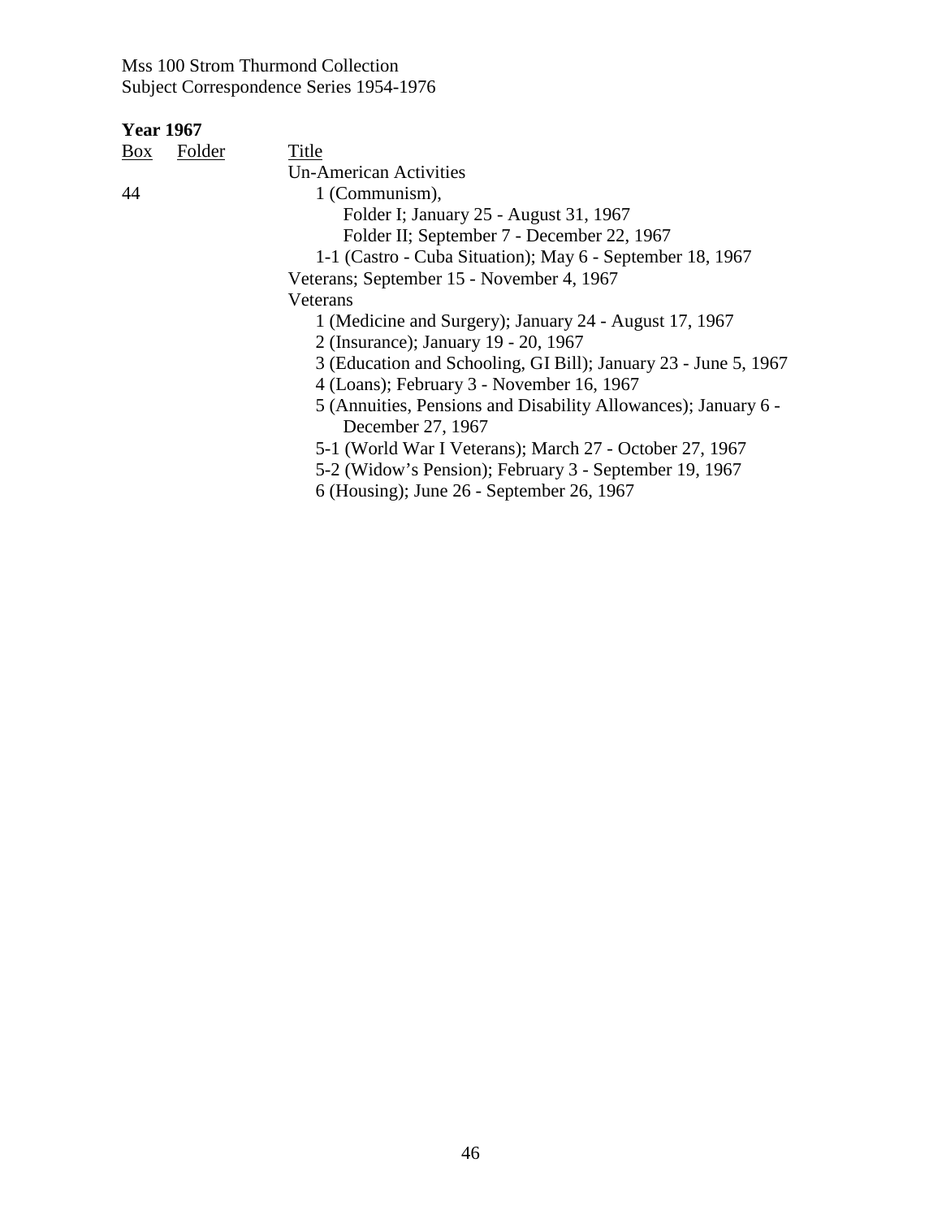Mss 100 Strom Thurmond Collection
Subject Correspondence Series 1954-1976

**Year 1967**

| Box | Folder | Title |
|---|---|---|
| | | Un-American Activities |
| 44 | | 1 (Communism), |
| | | Folder I; January 25 - August 31, 1967 |
| | | Folder II; September 7 - December 22, 1967 |
| | | 1-1 (Castro - Cuba Situation); May 6 - September 18, 1967 |
| | | Veterans; September 15 - November 4, 1967 |
| | | Veterans |
| | | 1 (Medicine and Surgery); January 24 - August 17, 1967 |
| | | 2 (Insurance); January 19 - 20, 1967 |
| | | 3 (Education and Schooling, GI Bill); January 23 - June 5, 1967 |
| | | 4 (Loans); February 3 - November 16, 1967 |
| | | 5 (Annuities, Pensions and Disability Allowances); January 6 - December 27, 1967 |
| | | 5-1 (World War I Veterans); March 27 - October 27, 1967 |
| | | 5-2 (Widow's Pension); February 3 - September 19, 1967 |
| | | 6 (Housing); June 26 - September 26, 1967 |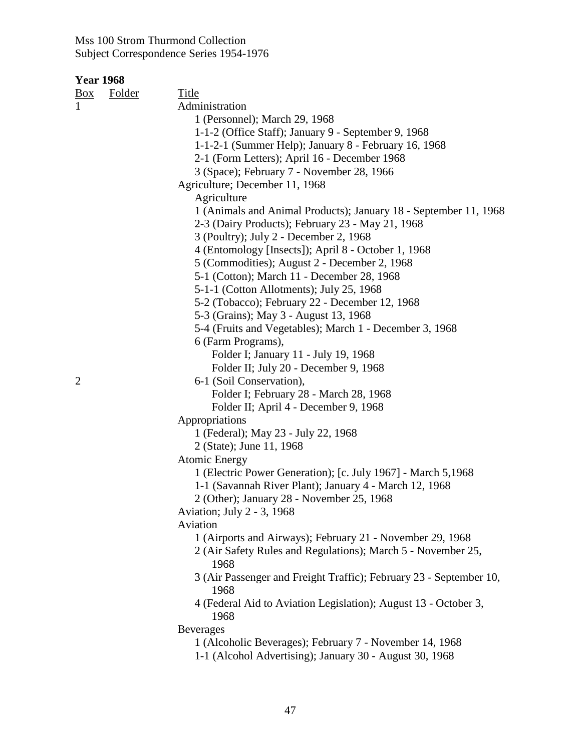Mss 100 Strom Thurmond Collection
Subject Correspondence Series 1954-1976

**Year 1968**

| Box | Folder | Title |
|---|---|---|
| 1 | | Administration |
| | | 1 (Personnel); March 29, 1968 |
| | | 1-1-2 (Office Staff); January 9 - September 9, 1968 |
| | | 1-1-2-1 (Summer Help); January 8 - February 16, 1968 |
| | | 2-1 (Form Letters); April 16 - December 1968 |
| | | 3 (Space); February 7 - November 28, 1966 |
| | | Agriculture; December 11, 1968 |
| | | Agriculture |
| | | 1 (Animals and Animal Products); January 18 - September 11, 1968 |
| | | 2-3 (Dairy Products); February 23 - May 21, 1968 |
| | | 3 (Poultry); July 2 - December 2, 1968 |
| | | 4 (Entomology [Insects]); April 8 - October 1, 1968 |
| | | 5 (Commodities); August 2 - December 2, 1968 |
| | | 5-1 (Cotton); March 11 - December 28, 1968 |
| | | 5-1-1 (Cotton Allotments); July 25, 1968 |
| | | 5-2 (Tobacco); February 22 - December 12, 1968 |
| | | 5-3 (Grains); May 3 - August 13, 1968 |
| | | 5-4 (Fruits and Vegetables); March 1 - December 3, 1968 |
| | | 6 (Farm Programs), |
| | | Folder I; January 11 - July 19, 1968 |
| | | Folder II; July 20 - December 9, 1968 |
| 2 | | 6-1 (Soil Conservation), |
| | | Folder I; February 28 - March 28, 1968 |
| | | Folder II; April 4 - December 9, 1968 |
| | | Appropriations |
| | | 1 (Federal); May 23 - July 22, 1968 |
| | | 2 (State); June 11, 1968 |
| | | Atomic Energy |
| | | 1 (Electric Power Generation); [c. July 1967] - March 5,1968 |
| | | 1-1 (Savannah River Plant); January 4 - March 12, 1968 |
| | | 2 (Other); January 28 - November 25, 1968 |
| | | Aviation; July 2 - 3, 1968 |
| | | Aviation |
| | | 1 (Airports and Airways); February 21 - November 29, 1968 |
| | | 2 (Air Safety Rules and Regulations); March 5 - November 25, 1968 |
| | | 3 (Air Passenger and Freight Traffic); February 23 - September 10, 1968 |
| | | 4 (Federal Aid to Aviation Legislation); August 13 - October 3, 1968 |
| | | Beverages |
| | | 1 (Alcoholic Beverages); February 7 - November 14, 1968 |
| | | 1-1 (Alcohol Advertising); January 30 - August 30, 1968 |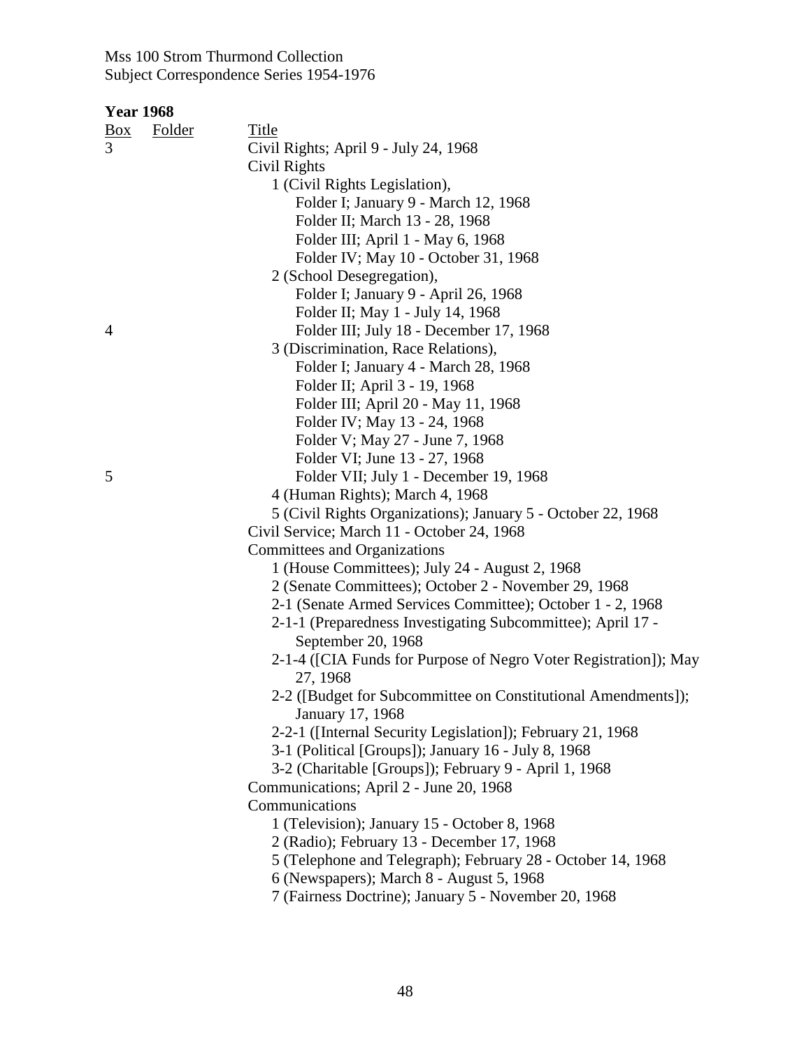Mss 100 Strom Thurmond Collection
Subject Correspondence Series 1954-1976

**Year 1968**

| Box | Folder | Title |
|---|---|---|
| 3 | | Civil Rights; April 9 - July 24, 1968 |
| | | Civil Rights |
| | | 1 (Civil Rights Legislation), |
| | | Folder I; January 9 - March 12, 1968 |
| | | Folder II; March 13 - 28, 1968 |
| | | Folder III; April 1 - May 6, 1968 |
| | | Folder IV; May 10 - October 31, 1968 |
| | | 2 (School Desegregation), |
| | | Folder I; January 9 - April 26, 1968 |
| | | Folder II; May 1 - July 14, 1968 |
| 4 | | Folder III; July 18 - December 17, 1968 |
| | | 3 (Discrimination, Race Relations), |
| | | Folder I; January 4 - March 28, 1968 |
| | | Folder II; April 3 - 19, 1968 |
| | | Folder III; April 20 - May 11, 1968 |
| | | Folder IV; May 13 - 24, 1968 |
| | | Folder V; May 27 - June 7, 1968 |
| | | Folder VI; June 13 - 27, 1968 |
| 5 | | Folder VII; July 1 - December 19, 1968 |
| | | 4 (Human Rights); March 4, 1968 |
| | | 5 (Civil Rights Organizations); January 5 - October 22, 1968 |
| | | Civil Service; March 11 - October 24, 1968 |
| | | Committees and Organizations |
| | | 1 (House Committees); July 24 - August 2, 1968 |
| | | 2 (Senate Committees); October 2 - November 29, 1968 |
| | | 2-1 (Senate Armed Services Committee); October 1 - 2, 1968 |
| | | 2-1-1 (Preparedness Investigating Subcommittee); April 17 - September 20, 1968 |
| | | 2-1-4 ([CIA Funds for Purpose of Negro Voter Registration]); May 27, 1968 |
| | | 2-2 ([Budget for Subcommittee on Constitutional Amendments]); January 17, 1968 |
| | | 2-2-1 ([Internal Security Legislation]); February 21, 1968 |
| | | 3-1 (Political [Groups]); January 16 - July 8, 1968 |
| | | 3-2 (Charitable [Groups]); February 9 - April 1, 1968 |
| | | Communications; April 2 - June 20, 1968 |
| | | Communications |
| | | 1 (Television); January 15 - October 8, 1968 |
| | | 2 (Radio); February 13 - December 17, 1968 |
| | | 5 (Telephone and Telegraph); February 28 - October 14, 1968 |
| | | 6 (Newspapers); March 8 - August 5, 1968 |
| | | 7 (Fairness Doctrine); January 5 - November 20, 1968 |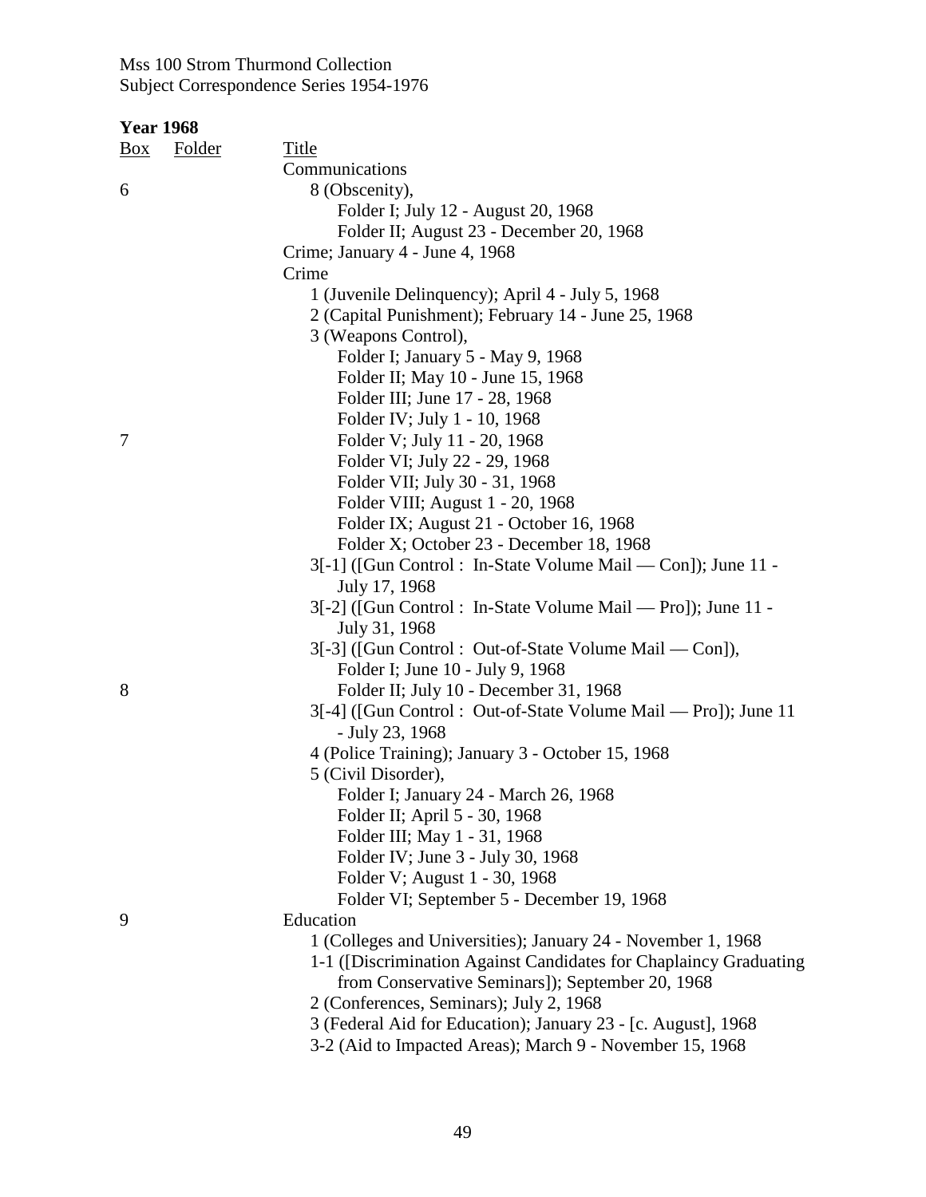Mss 100 Strom Thurmond Collection
Subject Correspondence Series 1954-1976

**Year 1968**

| Box | Folder | Title |
|---|---|---|
| | | Communications |
| 6 | | 8 (Obscenity), |
| | | Folder I; July 12 - August 20, 1968 |
| | | Folder II; August 23 - December 20, 1968 |
| | | Crime; January 4 - June 4, 1968 |
| | | Crime |
| | | 1 (Juvenile Delinquency); April 4 - July 5, 1968 |
| | | 2 (Capital Punishment); February 14 - June 25, 1968 |
| | | 3 (Weapons Control), |
| | | Folder I; January 5 - May 9, 1968 |
| | | Folder II; May 10 - June 15, 1968 |
| | | Folder III; June 17 - 28, 1968 |
| | | Folder IV; July 1 - 10, 1968 |
| 7 | | Folder V; July 11 - 20, 1968 |
| | | Folder VI; July 22 - 29, 1968 |
| | | Folder VII; July 30 - 31, 1968 |
| | | Folder VIII; August 1 - 20, 1968 |
| | | Folder IX; August 21 - October 16, 1968 |
| | | Folder X; October 23 - December 18, 1968 |
| | | 3[-1] ([Gun Control : In-State Volume Mail — Con]); June 11 - July 17, 1968 |
| | | 3[-2] ([Gun Control : In-State Volume Mail — Pro]); June 11 - July 31, 1968 |
| | | 3[-3] ([Gun Control : Out-of-State Volume Mail — Con]), |
| | | Folder I; June 10 - July 9, 1968 |
| 8 | | Folder II; July 10 - December 31, 1968 |
| | | 3[-4] ([Gun Control : Out-of-State Volume Mail — Pro]); June 11 - July 23, 1968 |
| | | 4 (Police Training); January 3 - October 15, 1968 |
| | | 5 (Civil Disorder), |
| | | Folder I; January 24 - March 26, 1968 |
| | | Folder II; April 5 - 30, 1968 |
| | | Folder III; May 1 - 31, 1968 |
| | | Folder IV; June 3 - July 30, 1968 |
| | | Folder V; August 1 - 30, 1968 |
| | | Folder VI; September 5 - December 19, 1968 |
| 9 | | Education |
| | | 1 (Colleges and Universities); January 24 - November 1, 1968 |
| | | 1-1 ([Discrimination Against Candidates for Chaplaincy Graduating from Conservative Seminars]); September 20, 1968 |
| | | 2 (Conferences, Seminars); July 2, 1968 |
| | | 3 (Federal Aid for Education); January 23 - [c. August], 1968 |
| | | 3-2 (Aid to Impacted Areas); March 9 - November 15, 1968 |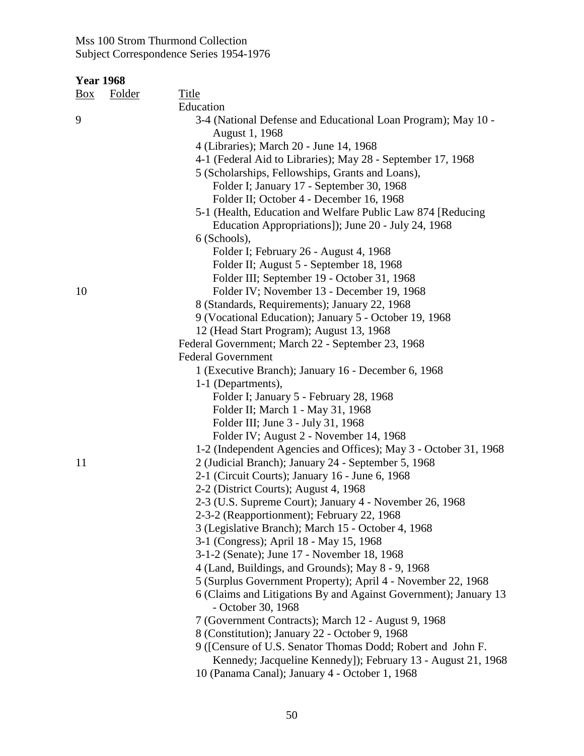Mss 100 Strom Thurmond Collection
Subject Correspondence Series 1954-1976

**Year 1968**

| Box | Folder | Title |
|---|---|---|
| | | Education |
| 9 | | 3-4 (National Defense and Educational Loan Program); May 10 - August 1, 1968 |
| | | 4 (Libraries); March 20 - June 14, 1968 |
| | | 4-1 (Federal Aid to Libraries); May 28 - September 17, 1968 |
| | | 5 (Scholarships, Fellowships, Grants and Loans), |
| | | Folder I; January 17 - September 30, 1968 |
| | | Folder II; October 4 - December 16, 1968 |
| | | 5-1 (Health, Education and Welfare Public Law 874 [Reducing Education Appropriations]); June 20 - July 24, 1968 |
| | | 6 (Schools), |
| | | Folder I; February 26 - August 4, 1968 |
| | | Folder II; August 5 - September 18, 1968 |
| | | Folder III; September 19 - October 31, 1968 |
| 10 | | Folder IV; November 13 - December 19, 1968 |
| | | 8 (Standards, Requirements); January 22, 1968 |
| | | 9 (Vocational Education); January 5 - October 19, 1968 |
| | | 12 (Head Start Program); August 13, 1968 |
| | | Federal Government; March 22 - September 23, 1968 |
| | | Federal Government |
| | | 1 (Executive Branch); January 16 - December 6, 1968 |
| | | 1-1 (Departments), |
| | | Folder I; January 5 - February 28, 1968 |
| | | Folder II; March 1 - May 31, 1968 |
| | | Folder III; June 3 - July 31, 1968 |
| | | Folder IV; August 2 - November 14, 1968 |
| | | 1-2 (Independent Agencies and Offices); May 3 - October 31, 1968 |
| 11 | | 2 (Judicial Branch); January 24 - September 5, 1968 |
| | | 2-1 (Circuit Courts); January 16 - June 6, 1968 |
| | | 2-2 (District Courts); August 4, 1968 |
| | | 2-3 (U.S. Supreme Court); January 4 - November 26, 1968 |
| | | 2-3-2 (Reapportionment); February 22, 1968 |
| | | 3 (Legislative Branch); March 15 - October 4, 1968 |
| | | 3-1 (Congress); April 18 - May 15, 1968 |
| | | 3-1-2 (Senate); June 17 - November 18, 1968 |
| | | 4 (Land, Buildings, and Grounds); May 8 - 9, 1968 |
| | | 5 (Surplus Government Property); April 4 - November 22, 1968 |
| | | 6 (Claims and Litigations By and Against Government); January 13 - October 30, 1968 |
| | | 7 (Government Contracts); March 12 - August 9, 1968 |
| | | 8 (Constitution); January 22 - October 9, 1968 |
| | | 9 ([Censure of U.S. Senator Thomas Dodd; Robert and John F. Kennedy; Jacqueline Kennedy]); February 13 - August 21, 1968 |
| | | 10 (Panama Canal); January 4 - October 1, 1968 |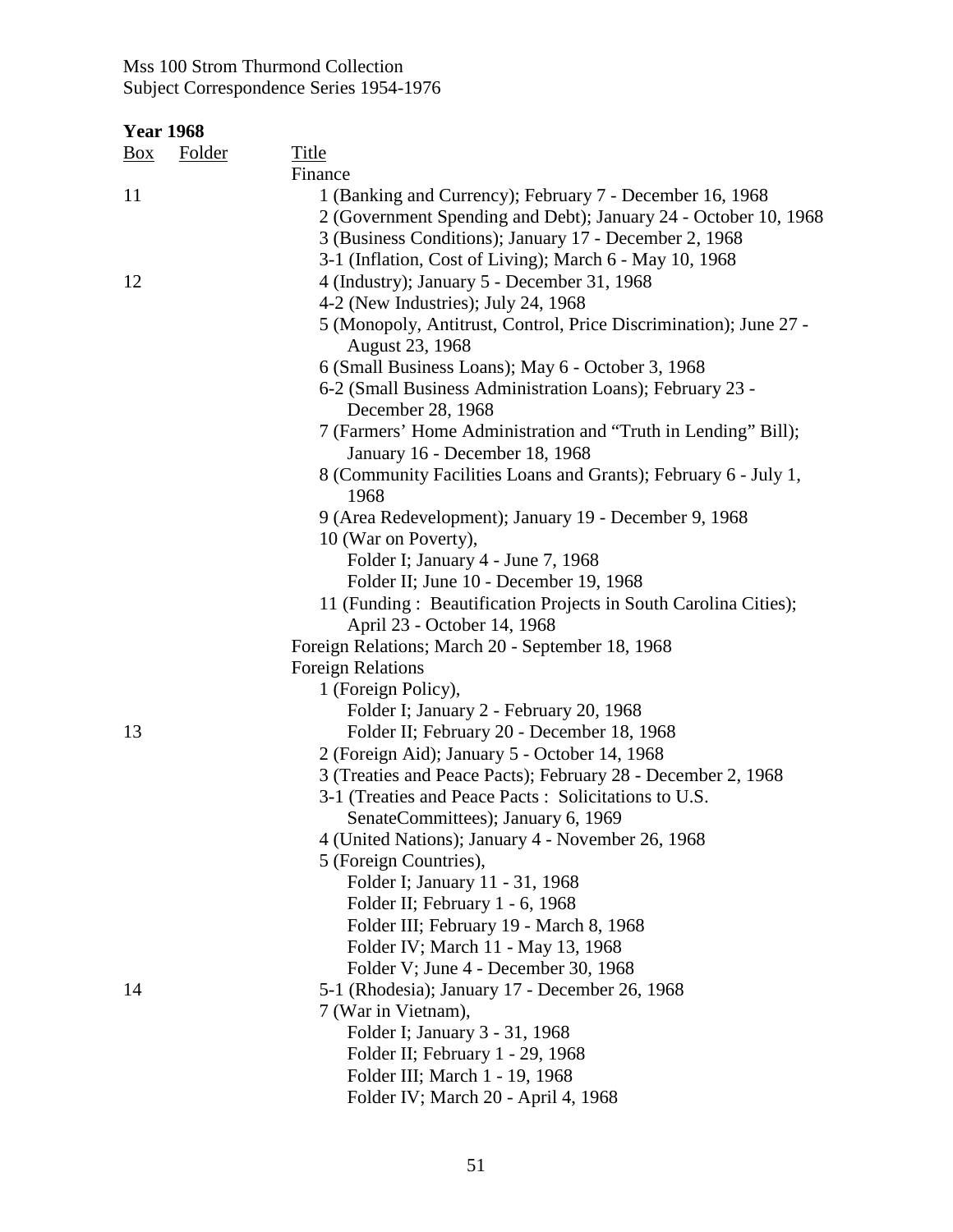Mss 100 Strom Thurmond Collection
Subject Correspondence Series 1954-1976

**Year 1968**

| Box | Folder | Title |
|---|---|---|
| | | Finance |
| 11 | | 1 (Banking and Currency); February 7 - December 16, 1968 |
| | | 2 (Government Spending and Debt); January 24 - October 10, 1968 |
| | | 3 (Business Conditions); January 17 - December 2, 1968 |
| | | 3-1 (Inflation, Cost of Living); March 6 - May 10, 1968 |
| 12 | | 4 (Industry); January 5 - December 31, 1968 |
| | | 4-2 (New Industries); July 24, 1968 |
| | | 5 (Monopoly, Antitrust, Control, Price Discrimination); June 27 - August 23, 1968 |
| | | 6 (Small Business Loans); May 6 - October 3, 1968 |
| | | 6-2 (Small Business Administration Loans); February 23 - December 28, 1968 |
| | | 7 (Farmers' Home Administration and "Truth in Lending" Bill); January 16 - December 18, 1968 |
| | | 8 (Community Facilities Loans and Grants); February 6 - July 1, 1968 |
| | | 9 (Area Redevelopment); January 19 - December 9, 1968 |
| | | 10 (War on Poverty), |
| | | Folder I; January 4 - June 7, 1968 |
| | | Folder II; June 10 - December 19, 1968 |
| | | 11 (Funding : Beautification Projects in South Carolina Cities); April 23 - October 14, 1968 |
| | | Foreign Relations; March 20 - September 18, 1968 |
| | | Foreign Relations |
| | | 1 (Foreign Policy), |
| | | Folder I; January 2 - February 20, 1968 |
| 13 | | Folder II; February 20 - December 18, 1968 |
| | | 2 (Foreign Aid); January 5 - October 14, 1968 |
| | | 3 (Treaties and Peace Pacts); February 28 - December 2, 1968 |
| | | 3-1 (Treaties and Peace Pacts : Solicitations to U.S. SenateCommittees); January 6, 1969 |
| | | 4 (United Nations); January 4 - November 26, 1968 |
| | | 5 (Foreign Countries), |
| | | Folder I; January 11 - 31, 1968 |
| | | Folder II; February 1 - 6, 1968 |
| | | Folder III; February 19 - March 8, 1968 |
| | | Folder IV; March 11 - May 13, 1968 |
| | | Folder V; June 4 - December 30, 1968 |
| 14 | | 5-1 (Rhodesia); January 17 - December 26, 1968 |
| | | 7 (War in Vietnam), |
| | | Folder I; January 3 - 31, 1968 |
| | | Folder II; February 1 - 29, 1968 |
| | | Folder III; March 1 - 19, 1968 |
| | | Folder IV; March 20 - April 4, 1968 |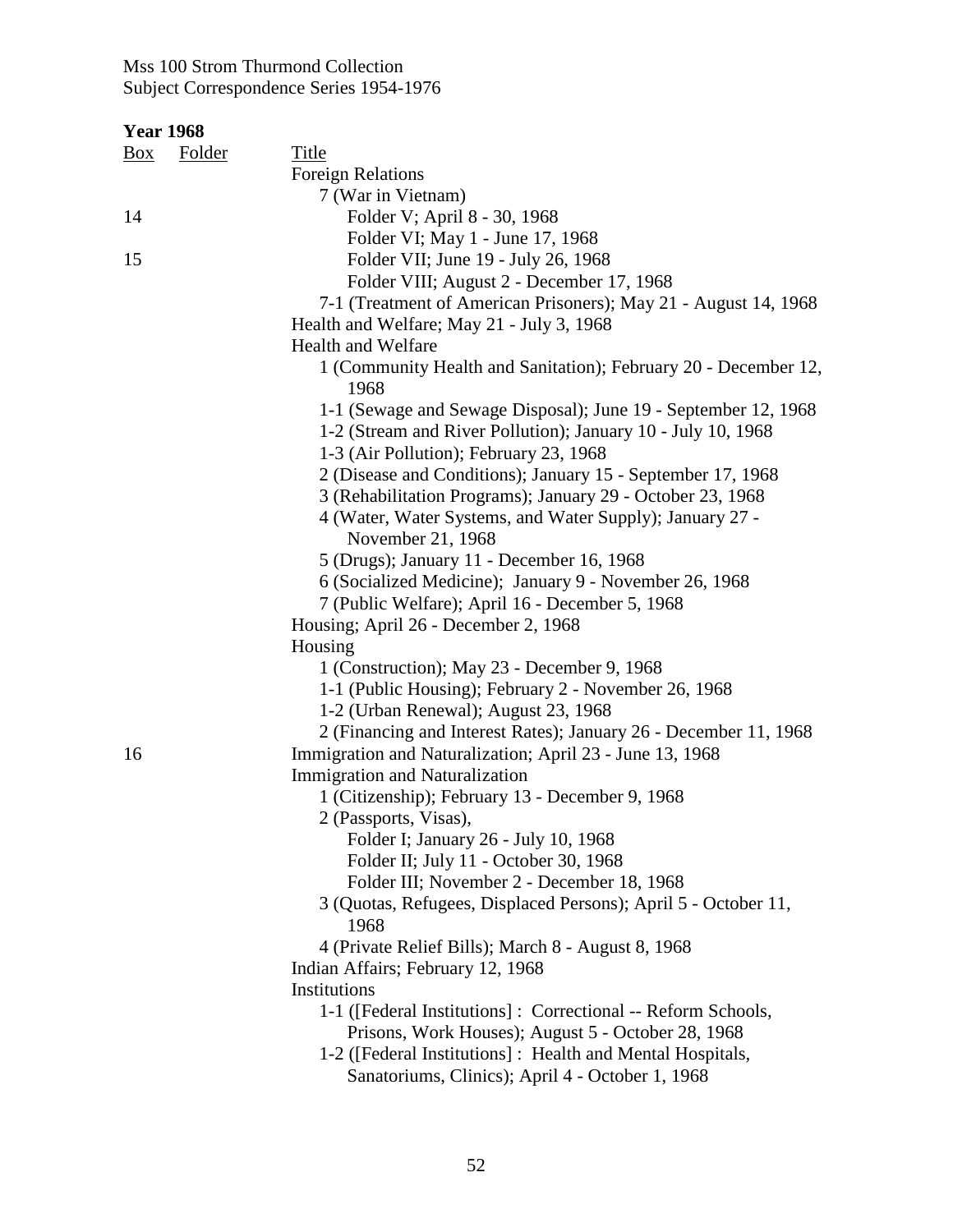Mss 100 Strom Thurmond Collection
Subject Correspondence Series 1954-1976

**Year 1968**

| Box | Folder | Title |
|---|---|---|
| | | Foreign Relations |
| | | 7 (War in Vietnam) |
| 14 | | Folder V; April 8 - 30, 1968 |
| | | Folder VI; May 1 - June 17, 1968 |
| 15 | | Folder VII; June 19 - July 26, 1968 |
| | | Folder VIII; August 2 - December 17, 1968 |
| | | 7-1 (Treatment of American Prisoners); May 21 - August 14, 1968 |
| | | Health and Welfare; May 21 - July 3, 1968 |
| | | Health and Welfare |
| | | 1 (Community Health and Sanitation); February 20 - December 12, 1968 |
| | | 1-1 (Sewage and Sewage Disposal); June 19 - September 12, 1968 |
| | | 1-2 (Stream and River Pollution); January 10 - July 10, 1968 |
| | | 1-3 (Air Pollution); February 23, 1968 |
| | | 2 (Disease and Conditions); January 15 - September 17, 1968 |
| | | 3 (Rehabilitation Programs); January 29 - October 23, 1968 |
| | | 4 (Water, Water Systems, and Water Supply); January 27 - November 21, 1968 |
| | | 5 (Drugs); January 11 - December 16, 1968 |
| | | 6 (Socialized Medicine); January 9 - November 26, 1968 |
| | | 7 (Public Welfare); April 16 - December 5, 1968 |
| | | Housing; April 26 - December 2, 1968 |
| | | Housing |
| | | 1 (Construction); May 23 - December 9, 1968 |
| | | 1-1 (Public Housing); February 2 - November 26, 1968 |
| | | 1-2 (Urban Renewal); August 23, 1968 |
| | | 2 (Financing and Interest Rates); January 26 - December 11, 1968 |
| 16 | | Immigration and Naturalization; April 23 - June 13, 1968 |
| | | Immigration and Naturalization |
| | | 1 (Citizenship); February 13 - December 9, 1968 |
| | | 2 (Passports, Visas), |
| | | Folder I; January 26 - July 10, 1968 |
| | | Folder II; July 11 - October 30, 1968 |
| | | Folder III; November 2 - December 18, 1968 |
| | | 3 (Quotas, Refugees, Displaced Persons); April 5 - October 11, 1968 |
| | | 4 (Private Relief Bills); March 8 - August 8, 1968 |
| | | Indian Affairs; February 12, 1968 |
| | | Institutions |
| | | 1-1 ([Federal Institutions] : Correctional -- Reform Schools, Prisons, Work Houses); August 5 - October 28, 1968 |
| | | 1-2 ([Federal Institutions] : Health and Mental Hospitals, Sanatoriums, Clinics); April 4 - October 1, 1968 |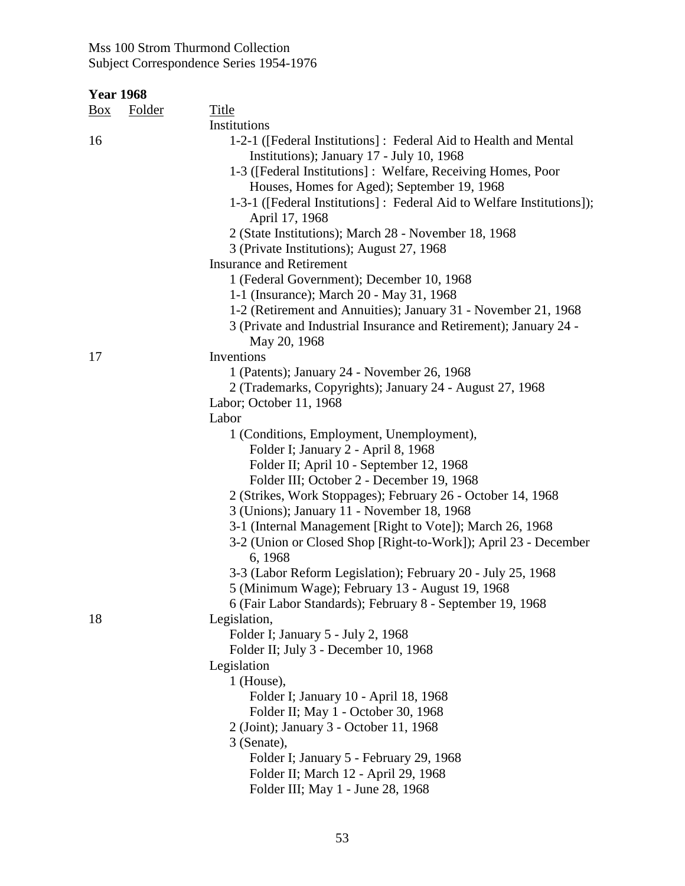Mss 100 Strom Thurmond Collection
Subject Correspondence Series 1954-1976

**Year 1968**

| Box | Folder | Title |
|---|---|---|
| | | Institutions |
| 16 | | 1-2-1 ([Federal Institutions] : Federal Aid to Health and Mental Institutions); January 17 - July 10, 1968 |
| | | 1-3 ([Federal Institutions] : Welfare, Receiving Homes, Poor Houses, Homes for Aged); September 19, 1968 |
| | | 1-3-1 ([Federal Institutions] : Federal Aid to Welfare Institutions]); April 17, 1968 |
| | | 2 (State Institutions); March 28 - November 18, 1968 |
| | | 3 (Private Institutions); August 27, 1968 |
| | | Insurance and Retirement |
| | | 1 (Federal Government); December 10, 1968 |
| | | 1-1 (Insurance); March 20 - May 31, 1968 |
| | | 1-2 (Retirement and Annuities); January 31 - November 21, 1968 |
| | | 3 (Private and Industrial Insurance and Retirement); January 24 - May 20, 1968 |
| 17 | | Inventions |
| | | 1 (Patents); January 24 - November 26, 1968 |
| | | 2 (Trademarks, Copyrights); January 24 - August 27, 1968 |
| | | Labor; October 11, 1968 |
| | | Labor |
| | | 1 (Conditions, Employment, Unemployment), |
| | | Folder I; January 2 - April 8, 1968 |
| | | Folder II; April 10 - September 12, 1968 |
| | | Folder III; October 2 - December 19, 1968 |
| | | 2 (Strikes, Work Stoppages); February 26 - October 14, 1968 |
| | | 3 (Unions); January 11 - November 18, 1968 |
| | | 3-1 (Internal Management [Right to Vote]); March 26, 1968 |
| | | 3-2 (Union or Closed Shop [Right-to-Work]); April 23 - December 6, 1968 |
| | | 3-3 (Labor Reform Legislation); February 20 - July 25, 1968 |
| | | 5 (Minimum Wage); February 13 - August 19, 1968 |
| | | 6 (Fair Labor Standards); February 8 - September 19, 1968 |
| 18 | | Legislation, |
| | | Folder I; January 5 - July 2, 1968 |
| | | Folder II; July 3 - December 10, 1968 |
| | | Legislation |
| | | 1 (House), |
| | | Folder I; January 10 - April 18, 1968 |
| | | Folder II; May 1 - October 30, 1968 |
| | | 2 (Joint); January 3 - October 11, 1968 |
| | | 3 (Senate), |
| | | Folder I; January 5 - February 29, 1968 |
| | | Folder II; March 12 - April 29, 1968 |
| | | Folder III; May 1 - June 28, 1968 |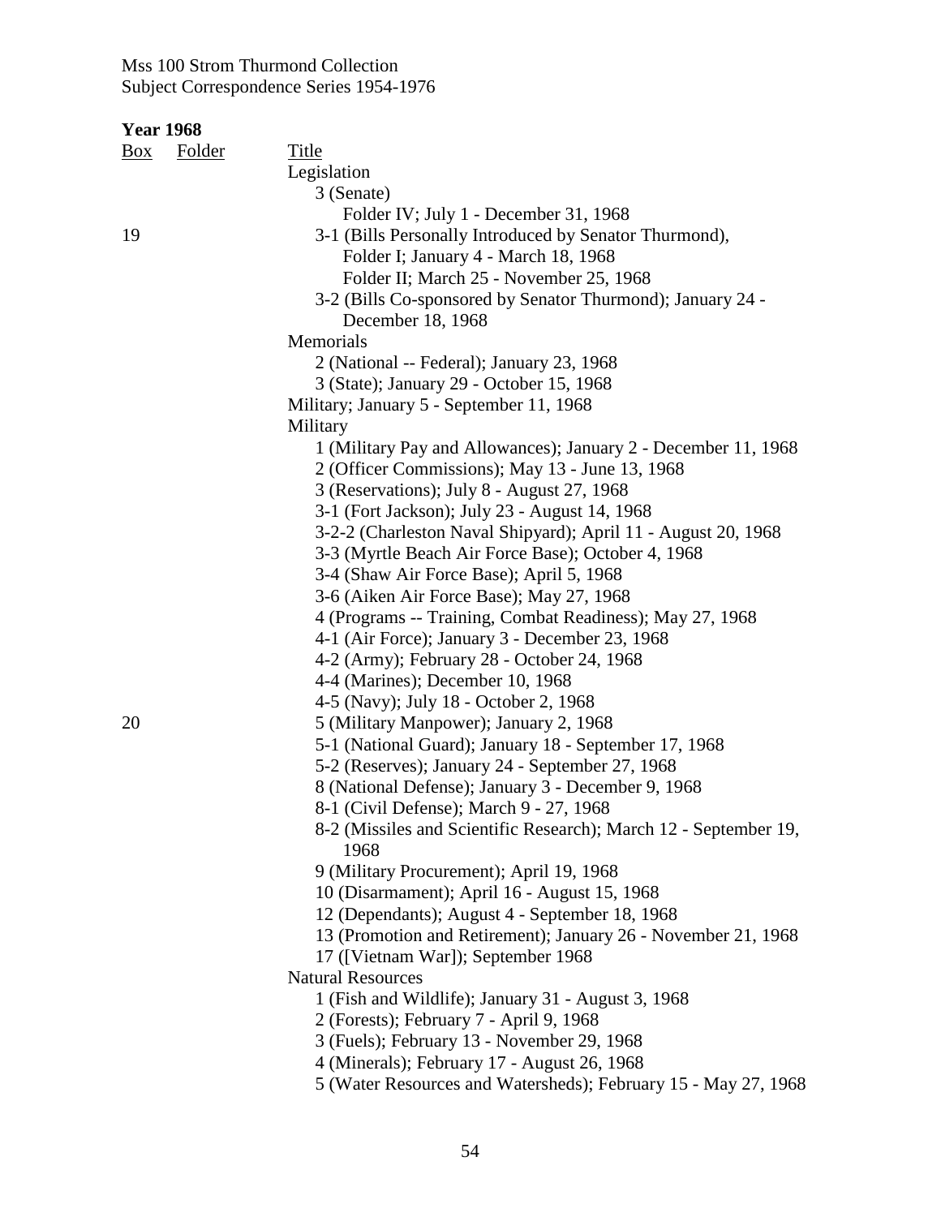**Year 1968**

| Box | Folder | Title |
|---|---|---|
| | | Legislation |
| | | 3 (Senate) |
| | | Folder IV; July 1 - December 31, 1968 |
| 19 | | 3-1 (Bills Personally Introduced by Senator Thurmond), |
| | | Folder I; January 4 - March 18, 1968 |
| | | Folder II; March 25 - November 25, 1968 |
| | | 3-2 (Bills Co-sponsored by Senator Thurmond); January 24 - December 18, 1968 |
| | | Memorials |
| | | 2 (National -- Federal); January 23, 1968 |
| | | 3 (State); January 29 - October 15, 1968 |
| | | Military; January 5 - September 11, 1968 |
| | | Military |
| | | 1 (Military Pay and Allowances); January 2 - December 11, 1968 |
| | | 2 (Officer Commissions); May 13 - June 13, 1968 |
| | | 3 (Reservations); July 8 - August 27, 1968 |
| | | 3-1 (Fort Jackson); July 23 - August 14, 1968 |
| | | 3-2-2 (Charleston Naval Shipyard); April 11 - August 20, 1968 |
| | | 3-3 (Myrtle Beach Air Force Base); October 4, 1968 |
| | | 3-4 (Shaw Air Force Base); April 5, 1968 |
| | | 3-6 (Aiken Air Force Base); May 27, 1968 |
| | | 4 (Programs -- Training, Combat Readiness); May 27, 1968 |
| | | 4-1 (Air Force); January 3 - December 23, 1968 |
| | | 4-2 (Army); February 28 - October 24, 1968 |
| | | 4-4 (Marines); December 10, 1968 |
| | | 4-5 (Navy); July 18 - October 2, 1968 |
| 20 | | 5 (Military Manpower); January 2, 1968 |
| | | 5-1 (National Guard); January 18 - September 17, 1968 |
| | | 5-2 (Reserves); January 24 - September 27, 1968 |
| | | 8 (National Defense); January 3 - December 9, 1968 |
| | | 8-1 (Civil Defense); March 9 - 27, 1968 |
| | | 8-2 (Missiles and Scientific Research); March 12 - September 19, 1968 |
| | | 9 (Military Procurement); April 19, 1968 |
| | | 10 (Disarmament); April 16 - August 15, 1968 |
| | | 12 (Dependants); August 4 - September 18, 1968 |
| | | 13 (Promotion and Retirement); January 26 - November 21, 1968 |
| | | 17 ([Vietnam War]); September 1968 |
| | | Natural Resources |
| | | 1 (Fish and Wildlife); January 31 - August 3, 1968 |
| | | 2 (Forests); February 7 - April 9, 1968 |
| | | 3 (Fuels); February 13 - November 29, 1968 |
| | | 4 (Minerals); February 17 - August 26, 1968 |
| | | 5 (Water Resources and Watersheds); February 15 - May 27, 1968 |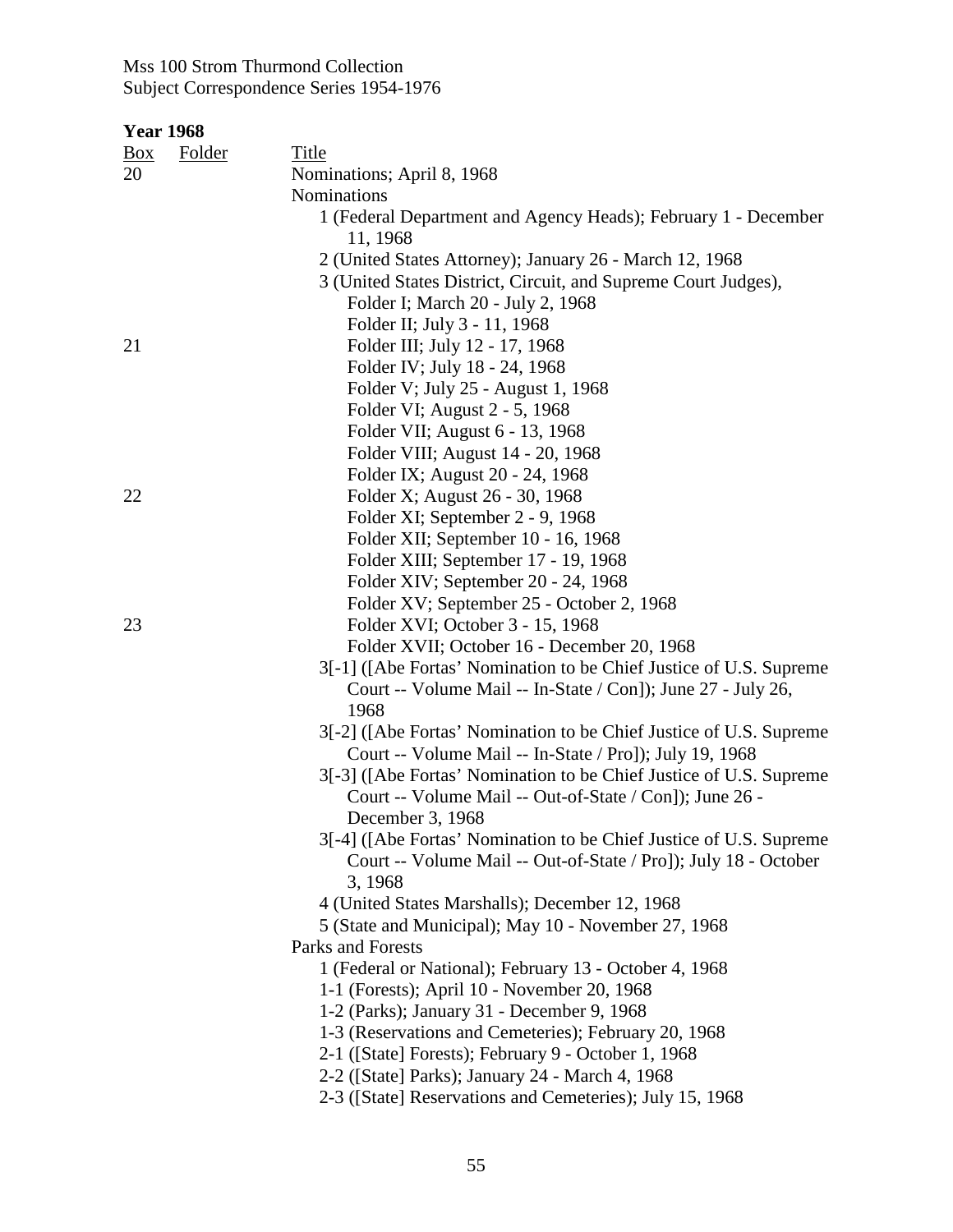**Year 1968**

| Box | Folder | Title |
|---|---|---|
| 20 | | Nominations; April 8, 1968 |
| | | Nominations |
| | | 1 (Federal Department and Agency Heads); February 1 - December 11, 1968 |
| | | 2 (United States Attorney); January 26 - March 12, 1968 |
| | | 3 (United States District, Circuit, and Supreme Court Judges), |
| | | Folder I; March 20 - July 2, 1968 |
| | | Folder II; July 3 - 11, 1968 |
| 21 | | Folder III; July 12 - 17, 1968 |
| | | Folder IV; July 18 - 24, 1968 |
| | | Folder V; July 25 - August 1, 1968 |
| | | Folder VI; August 2 - 5, 1968 |
| | | Folder VII; August 6 - 13, 1968 |
| | | Folder VIII; August 14 - 20, 1968 |
| | | Folder IX; August 20 - 24, 1968 |
| 22 | | Folder X; August 26 - 30, 1968 |
| | | Folder XI; September 2 - 9, 1968 |
| | | Folder XII; September 10 - 16, 1968 |
| | | Folder XIII; September 17 - 19, 1968 |
| | | Folder XIV; September 20 - 24, 1968 |
| | | Folder XV; September 25 - October 2, 1968 |
| 23 | | Folder XVI; October 3 - 15, 1968 |
| | | Folder XVII; October 16 - December 20, 1968 |
| | | 3[-1] ([Abe Fortas' Nomination to be Chief Justice of U.S. Supreme Court -- Volume Mail -- In-State / Con]); June 27 - July 26, 1968 |
| | | 3[-2] ([Abe Fortas' Nomination to be Chief Justice of U.S. Supreme Court -- Volume Mail -- In-State / Pro]); July 19, 1968 |
| | | 3[-3] ([Abe Fortas' Nomination to be Chief Justice of U.S. Supreme Court -- Volume Mail -- Out-of-State / Con]); June 26 - December 3, 1968 |
| | | 3[-4] ([Abe Fortas' Nomination to be Chief Justice of U.S. Supreme Court -- Volume Mail -- Out-of-State / Pro]); July 18 - October 3, 1968 |
| | | 4 (United States Marshalls); December 12, 1968 |
| | | 5 (State and Municipal); May 10 - November 27, 1968 |
| | | Parks and Forests |
| | | 1 (Federal or National); February 13 - October 4, 1968 |
| | | 1-1 (Forests); April 10 - November 20, 1968 |
| | | 1-2 (Parks); January 31 - December 9, 1968 |
| | | 1-3 (Reservations and Cemeteries); February 20, 1968 |
| | | 2-1 ([State] Forests); February 9 - October 1, 1968 |
| | | 2-2 ([State] Parks); January 24 - March 4, 1968 |
| | | 2-3 ([State] Reservations and Cemeteries); July 15, 1968 |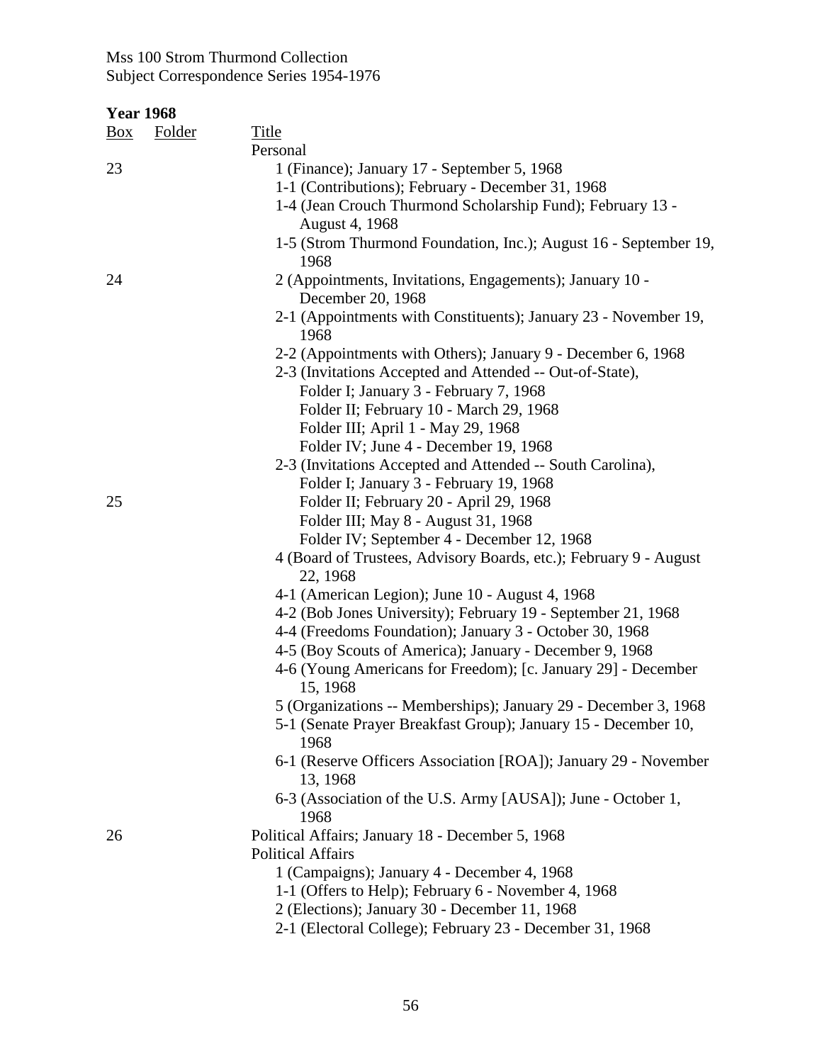Mss 100 Strom Thurmond Collection
Subject Correspondence Series 1954-1976

**Year 1968**

| Box | Folder | Title |
|---|---|---|
| | | Personal |
| 23 | | 1 (Finance); January 17 - September 5, 1968 |
| | | 1-1 (Contributions); February - December 31, 1968 |
| | | 1-4 (Jean Crouch Thurmond Scholarship Fund); February 13 - August 4, 1968 |
| | | 1-5 (Strom Thurmond Foundation, Inc.); August 16 - September 19, 1968 |
| 24 | | 2 (Appointments, Invitations, Engagements); January 10 - December 20, 1968 |
| | | 2-1 (Appointments with Constituents); January 23 - November 19, 1968 |
| | | 2-2 (Appointments with Others); January 9 - December 6, 1968 |
| | | 2-3 (Invitations Accepted and Attended -- Out-of-State), |
| | | Folder I; January 3 - February 7, 1968 |
| | | Folder II; February 10 - March 29, 1968 |
| | | Folder III; April 1 - May 29, 1968 |
| | | Folder IV; June 4 - December 19, 1968 |
| | | 2-3 (Invitations Accepted and Attended -- South Carolina), |
| | | Folder I; January 3 - February 19, 1968 |
| 25 | | Folder II; February 20 - April 29, 1968 |
| | | Folder III; May 8 - August 31, 1968 |
| | | Folder IV; September 4 - December 12, 1968 |
| | | 4 (Board of Trustees, Advisory Boards, etc.); February 9 - August 22, 1968 |
| | | 4-1 (American Legion); June 10 - August 4, 1968 |
| | | 4-2 (Bob Jones University); February 19 - September 21, 1968 |
| | | 4-4 (Freedoms Foundation); January 3 - October 30, 1968 |
| | | 4-5 (Boy Scouts of America); January - December 9, 1968 |
| | | 4-6 (Young Americans for Freedom); [c. January 29] - December 15, 1968 |
| | | 5 (Organizations -- Memberships); January 29 - December 3, 1968 |
| | | 5-1 (Senate Prayer Breakfast Group); January 15 - December 10, 1968 |
| | | 6-1 (Reserve Officers Association [ROA]); January 29 - November 13, 1968 |
| | | 6-3 (Association of the U.S. Army [AUSA]); June - October 1, 1968 |
| 26 | | Political Affairs; January 18 - December 5, 1968 |
| | | Political Affairs |
| | | 1 (Campaigns); January 4 - December 4, 1968 |
| | | 1-1 (Offers to Help); February 6 - November 4, 1968 |
| | | 2 (Elections); January 30 - December 11, 1968 |
| | | 2-1 (Electoral College); February 23 - December 31, 1968 |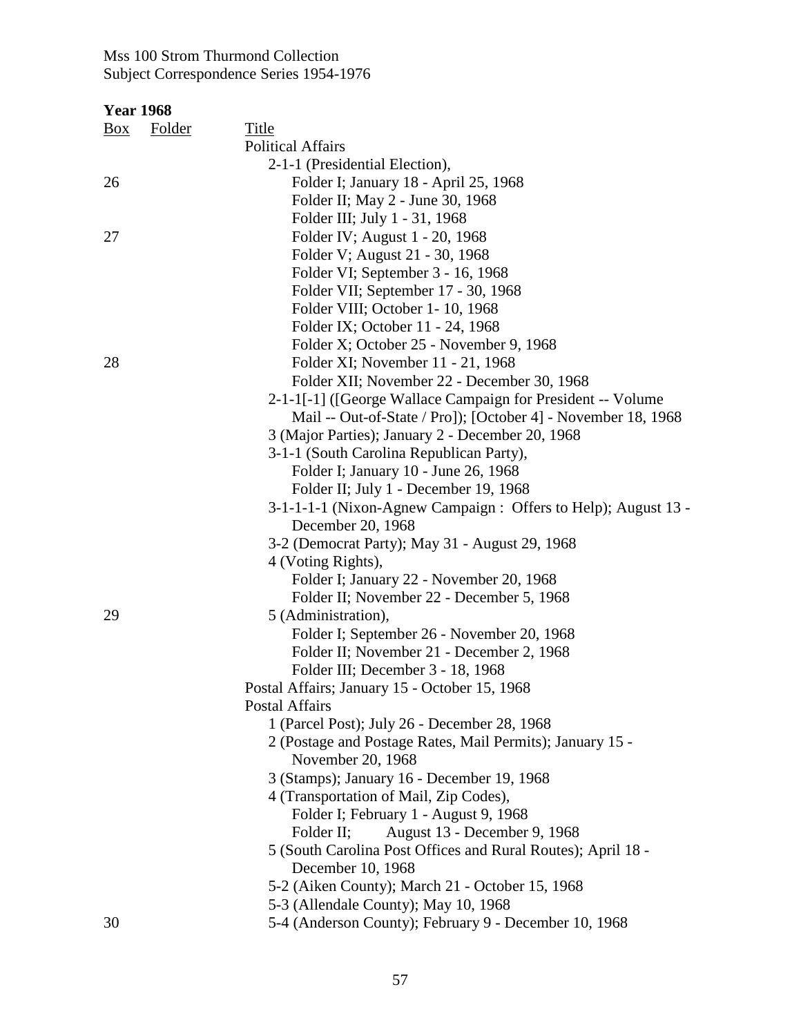Mss 100 Strom Thurmond Collection
Subject Correspondence Series 1954-1976

**Year 1968**

| Box | Folder | Title |
|---|---|---|
| | | Political Affairs |
| | | 2-1-1 (Presidential Election), |
| 26 | | Folder I; January 18 - April 25, 1968 |
| | | Folder II; May 2 - June 30, 1968 |
| | | Folder III; July 1 - 31, 1968 |
| 27 | | Folder IV; August 1 - 20, 1968 |
| | | Folder V; August 21 - 30, 1968 |
| | | Folder VI; September 3 - 16, 1968 |
| | | Folder VII; September 17 - 30, 1968 |
| | | Folder VIII; October 1- 10, 1968 |
| | | Folder IX; October 11 - 24, 1968 |
| | | Folder X; October 25 - November 9, 1968 |
| 28 | | Folder XI; November 11 - 21, 1968 |
| | | Folder XII; November 22 - December 30, 1968 |
| | | 2-1-1[-1] ([George Wallace Campaign for President -- Volume Mail -- Out-of-State / Pro]); [October 4] - November 18, 1968 |
| | | 3 (Major Parties); January 2 - December 20, 1968 |
| | | 3-1-1 (South Carolina Republican Party), |
| | | Folder I; January 10 - June 26, 1968 |
| | | Folder II; July 1 - December 19, 1968 |
| | | 3-1-1-1-1 (Nixon-Agnew Campaign : Offers to Help); August 13 - December 20, 1968 |
| | | 3-2 (Democrat Party); May 31 - August 29, 1968 |
| | | 4 (Voting Rights), |
| | | Folder I; January 22 - November 20, 1968 |
| | | Folder II; November 22 - December 5, 1968 |
| 29 | | 5 (Administration), |
| | | Folder I; September 26 - November 20, 1968 |
| | | Folder II; November 21 - December 2, 1968 |
| | | Folder III; December 3 - 18, 1968 |
| | | Postal Affairs; January 15 - October 15, 1968 |
| | | Postal Affairs |
| | | 1 (Parcel Post); July 26 - December 28, 1968 |
| | | 2 (Postage and Postage Rates, Mail Permits); January 15 - November 20, 1968 |
| | | 3 (Stamps); January 16 - December 19, 1968 |
| | | 4 (Transportation of Mail, Zip Codes), |
| | | Folder I; February 1 - August 9, 1968 |
| | | Folder II; August 13 - December 9, 1968 |
| | | 5 (South Carolina Post Offices and Rural Routes); April 18 - December 10, 1968 |
| | | 5-2 (Aiken County); March 21 - October 15, 1968 |
| | | 5-3 (Allendale County); May 10, 1968 |
| 30 | | 5-4 (Anderson County); February 9 - December 10, 1968 |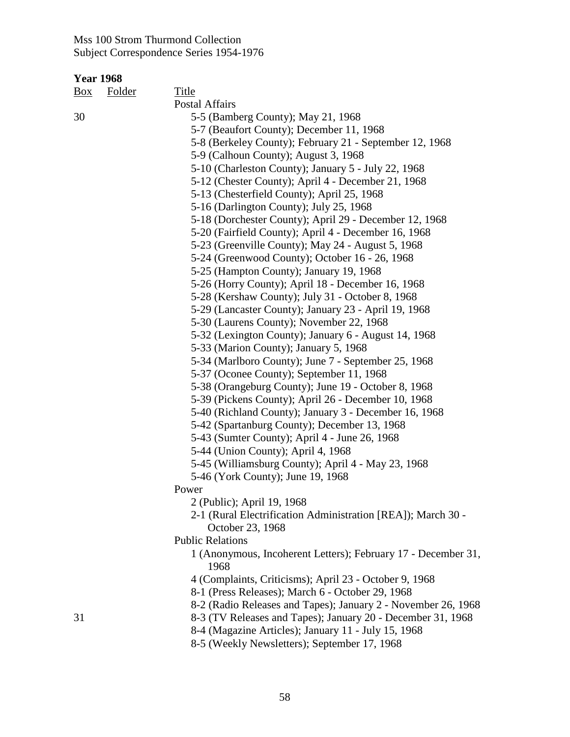Mss 100 Strom Thurmond Collection
Subject Correspondence Series 1954-1976

**Year 1968**

| Box | Folder | Title |
|---|---|---|
| | | Postal Affairs |
| 30 | | 5-5 (Bamberg County); May 21, 1968 |
| | | 5-7 (Beaufort County); December 11, 1968 |
| | | 5-8 (Berkeley County); February 21 - September 12, 1968 |
| | | 5-9 (Calhoun County); August 3, 1968 |
| | | 5-10 (Charleston County); January 5 - July 22, 1968 |
| | | 5-12 (Chester County); April 4 - December 21, 1968 |
| | | 5-13 (Chesterfield County); April 25, 1968 |
| | | 5-16 (Darlington County); July 25, 1968 |
| | | 5-18 (Dorchester County); April 29 - December 12, 1968 |
| | | 5-20 (Fairfield County); April 4 - December 16, 1968 |
| | | 5-23 (Greenville County); May 24 - August 5, 1968 |
| | | 5-24 (Greenwood County); October 16 - 26, 1968 |
| | | 5-25 (Hampton County); January 19, 1968 |
| | | 5-26 (Horry County); April 18 - December 16, 1968 |
| | | 5-28 (Kershaw County); July 31 - October 8, 1968 |
| | | 5-29 (Lancaster County); January 23 - April 19, 1968 |
| | | 5-30 (Laurens County); November 22, 1968 |
| | | 5-32 (Lexington County); January 6 - August 14, 1968 |
| | | 5-33 (Marion County); January 5, 1968 |
| | | 5-34 (Marlboro County); June 7 - September 25, 1968 |
| | | 5-37 (Oconee County); September 11, 1968 |
| | | 5-38 (Orangeburg County); June 19 - October 8, 1968 |
| | | 5-39 (Pickens County); April 26 - December 10, 1968 |
| | | 5-40 (Richland County); January 3 - December 16, 1968 |
| | | 5-42 (Spartanburg County); December 13, 1968 |
| | | 5-43 (Sumter County); April 4 - June 26, 1968 |
| | | 5-44 (Union County); April 4, 1968 |
| | | 5-45 (Williamsburg County); April 4 - May 23, 1968 |
| | | 5-46 (York County); June 19, 1968 |
| | | Power |
| | | 2 (Public); April 19, 1968 |
| | | 2-1 (Rural Electrification Administration [REA]); March 30 - October 23, 1968 |
| | | Public Relations |
| | | 1 (Anonymous, Incoherent Letters); February 17 - December 31, 1968 |
| | | 4 (Complaints, Criticisms); April 23 - October 9, 1968 |
| | | 8-1 (Press Releases); March 6 - October 29, 1968 |
| | | 8-2 (Radio Releases and Tapes); January 2 - November 26, 1968 |
| 31 | | 8-3 (TV Releases and Tapes); January 20 - December 31, 1968 |
| | | 8-4 (Magazine Articles); January 11 - July 15, 1968 |
| | | 8-5 (Weekly Newsletters); September 17, 1968 |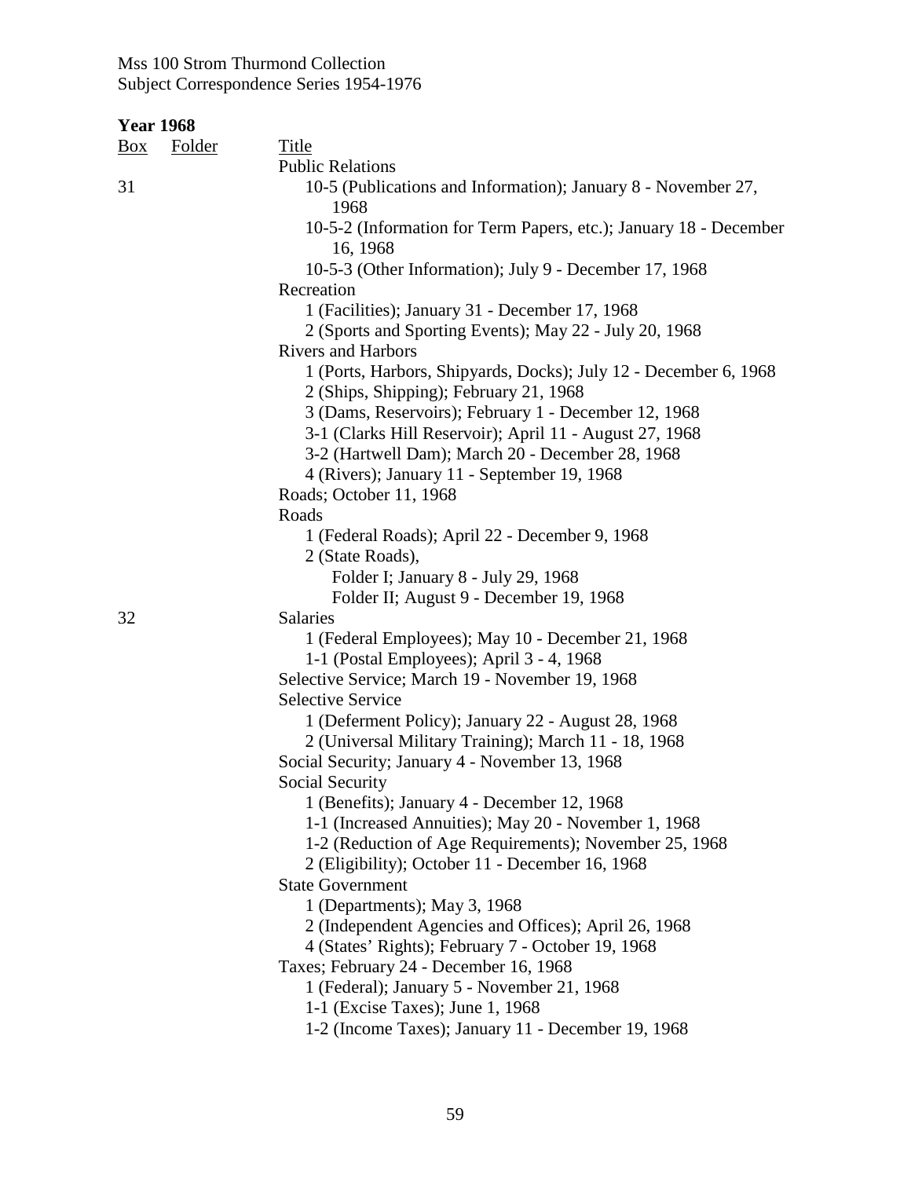## Year 1968

| Box | Folder | Title |
|---|---|---|
| | | Public Relations |
| 31 | | 10-5 (Publications and Information); January 8 - November 27, 1968 |
| | | 10-5-2 (Information for Term Papers, etc.); January 18 - December 16, 1968 |
| | | 10-5-3 (Other Information); July 9 - December 17, 1968 |
| | | Recreation |
| | | 1 (Facilities); January 31 - December 17, 1968 |
| | | 2 (Sports and Sporting Events); May 22 - July 20, 1968 |
| | | Rivers and Harbors |
| | | 1 (Ports, Harbors, Shipyards, Docks); July 12 - December 6, 1968 |
| | | 2 (Ships, Shipping); February 21, 1968 |
| | | 3 (Dams, Reservoirs); February 1 - December 12, 1968 |
| | | 3-1 (Clarks Hill Reservoir); April 11 - August 27, 1968 |
| | | 3-2 (Hartwell Dam); March 20 - December 28, 1968 |
| | | 4 (Rivers); January 11 - September 19, 1968 |
| | | Roads; October 11, 1968 |
| | | Roads |
| | | 1 (Federal Roads); April 22 - December 9, 1968 |
| | | 2 (State Roads), |
| | | Folder I; January 8 - July 29, 1968 |
| | | Folder II; August 9 - December 19, 1968 |
| 32 | | Salaries |
| | | 1 (Federal Employees); May 10 - December 21, 1968 |
| | | 1-1 (Postal Employees); April 3 - 4, 1968 |
| | | Selective Service; March 19 - November 19, 1968 |
| | | Selective Service |
| | | 1 (Deferment Policy); January 22 - August 28, 1968 |
| | | 2 (Universal Military Training); March 11 - 18, 1968 |
| | | Social Security; January 4 - November 13, 1968 |
| | | Social Security |
| | | 1 (Benefits); January 4 - December 12, 1968 |
| | | 1-1 (Increased Annuities); May 20 - November 1, 1968 |
| | | 1-2 (Reduction of Age Requirements); November 25, 1968 |
| | | 2 (Eligibility); October 11 - December 16, 1968 |
| | | State Government |
| | | 1 (Departments); May 3, 1968 |
| | | 2 (Independent Agencies and Offices); April 26, 1968 |
| | | 4 (States' Rights); February 7 - October 19, 1968 |
| | | Taxes; February 24 - December 16, 1968 |
| | | 1 (Federal); January 5 - November 21, 1968 |
| | | 1-1 (Excise Taxes); June 1, 1968 |
| | | 1-2 (Income Taxes); January 11 - December 19, 1968 |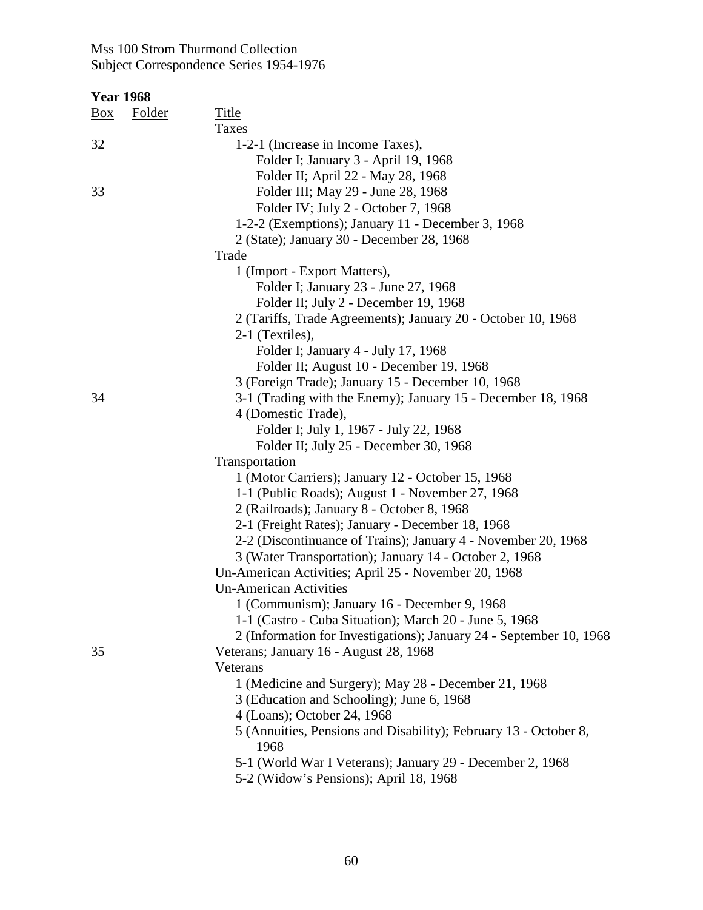Mss 100 Strom Thurmond Collection
Subject Correspondence Series 1954-1976

**Year 1968**

| Box | Folder | Title |
|---|---|---|
| | | Taxes |
| 32 | | 1-2-1 (Increase in Income Taxes), |
| | | Folder I; January 3 - April 19, 1968 |
| | | Folder II; April 22 - May 28, 1968 |
| 33 | | Folder III; May 29 - June 28, 1968 |
| | | Folder IV; July 2 - October 7, 1968 |
| | | 1-2-2 (Exemptions); January 11 - December 3, 1968 |
| | | 2 (State); January 30 - December 28, 1968 |
| | | Trade |
| | | 1 (Import - Export Matters), |
| | | Folder I; January 23 - June 27, 1968 |
| | | Folder II; July 2 - December 19, 1968 |
| | | 2 (Tariffs, Trade Agreements); January 20 - October 10, 1968 |
| | | 2-1 (Textiles), |
| | | Folder I; January 4 - July 17, 1968 |
| | | Folder II; August 10 - December 19, 1968 |
| | | 3 (Foreign Trade); January 15 - December 10, 1968 |
| 34 | | 3-1 (Trading with the Enemy); January 15 - December 18, 1968 |
| | | 4 (Domestic Trade), |
| | | Folder I; July 1, 1967 - July 22, 1968 |
| | | Folder II; July 25 - December 30, 1968 |
| | | Transportation |
| | | 1 (Motor Carriers); January 12 - October 15, 1968 |
| | | 1-1 (Public Roads); August 1 - November 27, 1968 |
| | | 2 (Railroads); January 8 - October 8, 1968 |
| | | 2-1 (Freight Rates); January - December 18, 1968 |
| | | 2-2 (Discontinuance of Trains); January 4 - November 20, 1968 |
| | | 3 (Water Transportation); January 14 - October 2, 1968 |
| | | Un-American Activities; April 25 - November 20, 1968 |
| | | Un-American Activities |
| | | 1 (Communism); January 16 - December 9, 1968 |
| | | 1-1 (Castro - Cuba Situation); March 20 - June 5, 1968 |
| | | 2 (Information for Investigations); January 24 - September 10, 1968 |
| 35 | | Veterans; January 16 - August 28, 1968 |
| | | Veterans |
| | | 1 (Medicine and Surgery); May 28 - December 21, 1968 |
| | | 3 (Education and Schooling); June 6, 1968 |
| | | 4 (Loans); October 24, 1968 |
| | | 5 (Annuities, Pensions and Disability); February 13 - October 8, 1968 |
| | | 5-1 (World War I Veterans); January 29 - December 2, 1968 |
| | | 5-2 (Widow's Pensions); April 18, 1968 |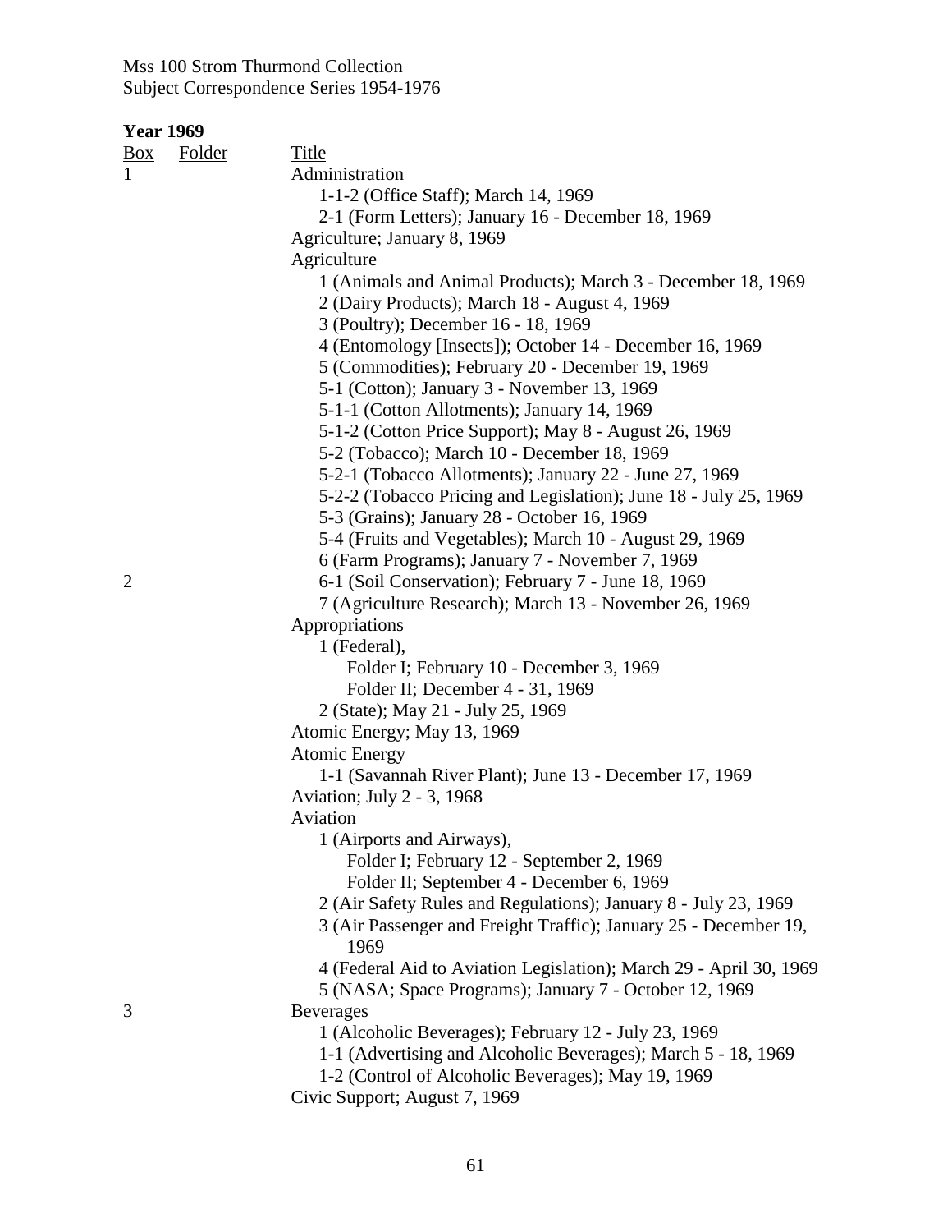## Year 1969

| Box | Folder | Title |
|---|---|---|
| 1 | | Administration |
| | | 1-1-2 (Office Staff); March 14, 1969 |
| | | 2-1 (Form Letters); January 16 - December 18, 1969 |
| | | Agriculture; January 8, 1969 |
| | | Agriculture |
| | | 1 (Animals and Animal Products); March 3 - December 18, 1969 |
| | | 2 (Dairy Products); March 18 - August 4, 1969 |
| | | 3 (Poultry); December 16 - 18, 1969 |
| | | 4 (Entomology [Insects]); October 14 - December 16, 1969 |
| | | 5 (Commodities); February 20 - December 19, 1969 |
| | | 5-1 (Cotton); January 3 - November 13, 1969 |
| | | 5-1-1 (Cotton Allotments); January 14, 1969 |
| | | 5-1-2 (Cotton Price Support); May 8 - August 26, 1969 |
| | | 5-2 (Tobacco); March 10 - December 18, 1969 |
| | | 5-2-1 (Tobacco Allotments); January 22 - June 27, 1969 |
| | | 5-2-2 (Tobacco Pricing and Legislation); June 18 - July 25, 1969 |
| | | 5-3 (Grains); January 28 - October 16, 1969 |
| | | 5-4 (Fruits and Vegetables); March 10 - August 29, 1969 |
| | | 6 (Farm Programs); January 7 - November 7, 1969 |
| 2 | | 6-1 (Soil Conservation); February 7 - June 18, 1969 |
| | | 7 (Agriculture Research); March 13 - November 26, 1969 |
| | | Appropriations |
| | | 1 (Federal), |
| | | Folder I; February 10 - December 3, 1969 |
| | | Folder II; December 4 - 31, 1969 |
| | | 2 (State); May 21 - July 25, 1969 |
| | | Atomic Energy; May 13, 1969 |
| | | Atomic Energy |
| | | 1-1 (Savannah River Plant); June 13 - December 17, 1969 |
| | | Aviation; July 2 - 3, 1968 |
| | | Aviation |
| | | 1 (Airports and Airways), |
| | | Folder I; February 12 - September 2, 1969 |
| | | Folder II; September 4 - December 6, 1969 |
| | | 2 (Air Safety Rules and Regulations); January 8 - July 23, 1969 |
| | | 3 (Air Passenger and Freight Traffic); January 25 - December 19, 1969 |
| | | 4 (Federal Aid to Aviation Legislation); March 29 - April 30, 1969 |
| | | 5 (NASA; Space Programs); January 7 - October 12, 1969 |
| 3 | | Beverages |
| | | 1 (Alcoholic Beverages); February 12 - July 23, 1969 |
| | | 1-1 (Advertising and Alcoholic Beverages); March 5 - 18, 1969 |
| | | 1-2 (Control of Alcoholic Beverages); May 19, 1969 |
| | | Civic Support; August 7, 1969 |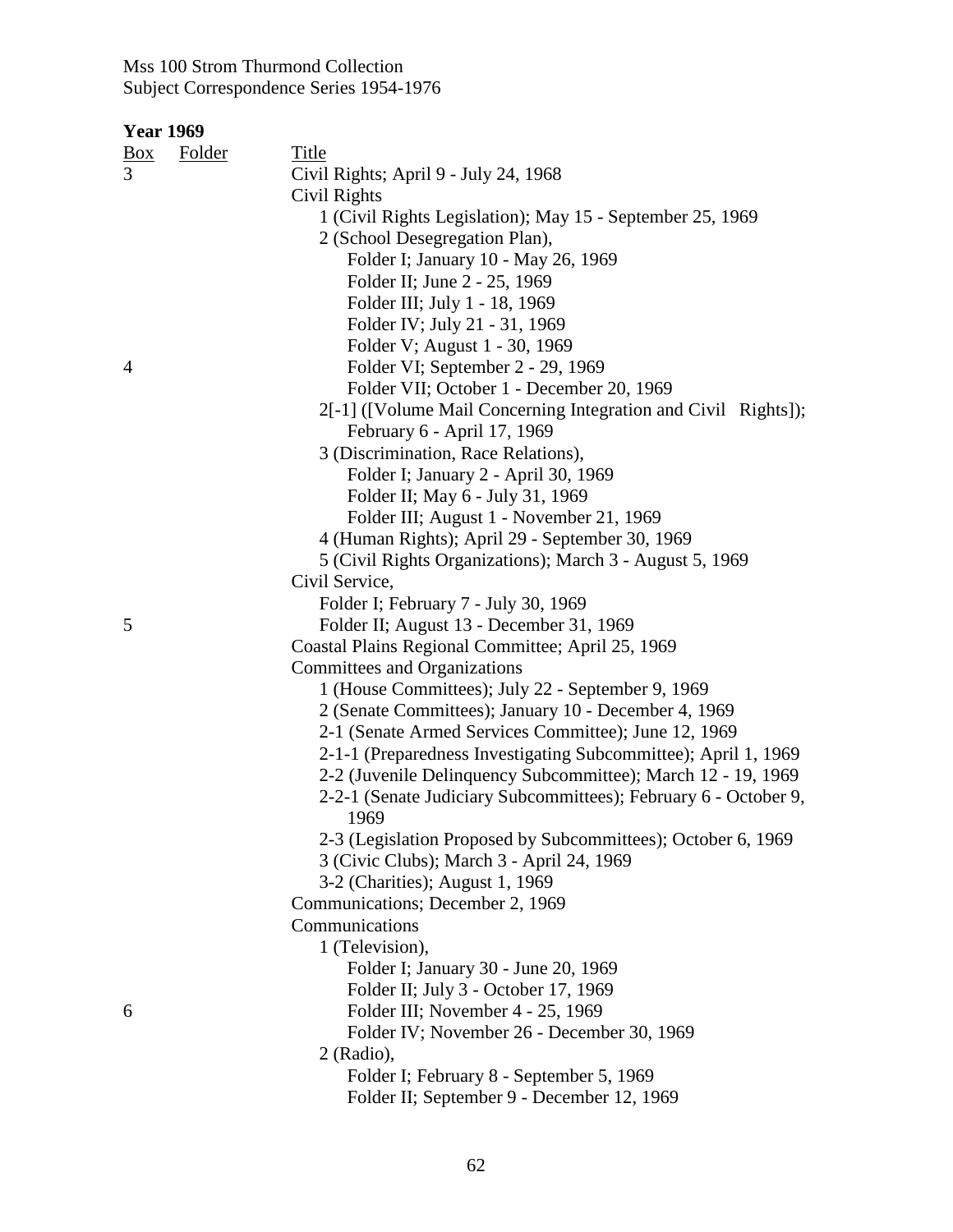Mss 100 Strom Thurmond Collection
Subject Correspondence Series 1954-1976

**Year 1969**

| Box | Folder | Title |
|---|---|---|
| 3 | | Civil Rights; April 9 - July 24, 1968 |
| | | Civil Rights |
| | | 1 (Civil Rights Legislation); May 15 - September 25, 1969 |
| | | 2 (School Desegregation Plan), |
| | | Folder I; January 10 - May 26, 1969 |
| | | Folder II; June 2 - 25, 1969 |
| | | Folder III; July 1 - 18, 1969 |
| | | Folder IV; July 21 - 31, 1969 |
| | | Folder V; August 1 - 30, 1969 |
| 4 | | Folder VI; September 2 - 29, 1969 |
| | | Folder VII; October 1 - December 20, 1969 |
| | | 2[-1] ([Volume Mail Concerning Integration and Civil Rights]); February 6 - April 17, 1969 |
| | | 3 (Discrimination, Race Relations), |
| | | Folder I; January 2 - April 30, 1969 |
| | | Folder II; May 6 - July 31, 1969 |
| | | Folder III; August 1 - November 21, 1969 |
| | | 4 (Human Rights); April 29 - September 30, 1969 |
| | | 5 (Civil Rights Organizations); March 3 - August 5, 1969 |
| | | Civil Service, |
| | | Folder I; February 7 - July 30, 1969 |
| 5 | | Folder II; August 13 - December 31, 1969 |
| | | Coastal Plains Regional Committee; April 25, 1969 |
| | | Committees and Organizations |
| | | 1 (House Committees); July 22 - September 9, 1969 |
| | | 2 (Senate Committees); January 10 - December 4, 1969 |
| | | 2-1 (Senate Armed Services Committee); June 12, 1969 |
| | | 2-1-1 (Preparedness Investigating Subcommittee); April 1, 1969 |
| | | 2-2 (Juvenile Delinquency Subcommittee); March 12 - 19, 1969 |
| | | 2-2-1 (Senate Judiciary Subcommittees); February 6 - October 9, 1969 |
| | | 2-3 (Legislation Proposed by Subcommittees); October 6, 1969 |
| | | 3 (Civic Clubs); March 3 - April 24, 1969 |
| | | 3-2 (Charities); August 1, 1969 |
| | | Communications; December 2, 1969 |
| | | Communications |
| | | 1 (Television), |
| | | Folder I; January 30 - June 20, 1969 |
| | | Folder II; July 3 - October 17, 1969 |
| 6 | | Folder III; November 4 - 25, 1969 |
| | | Folder IV; November 26 - December 30, 1969 |
| | | 2 (Radio), |
| | | Folder I; February 8 - September 5, 1969 |
| | | Folder II; September 9 - December 12, 1969 |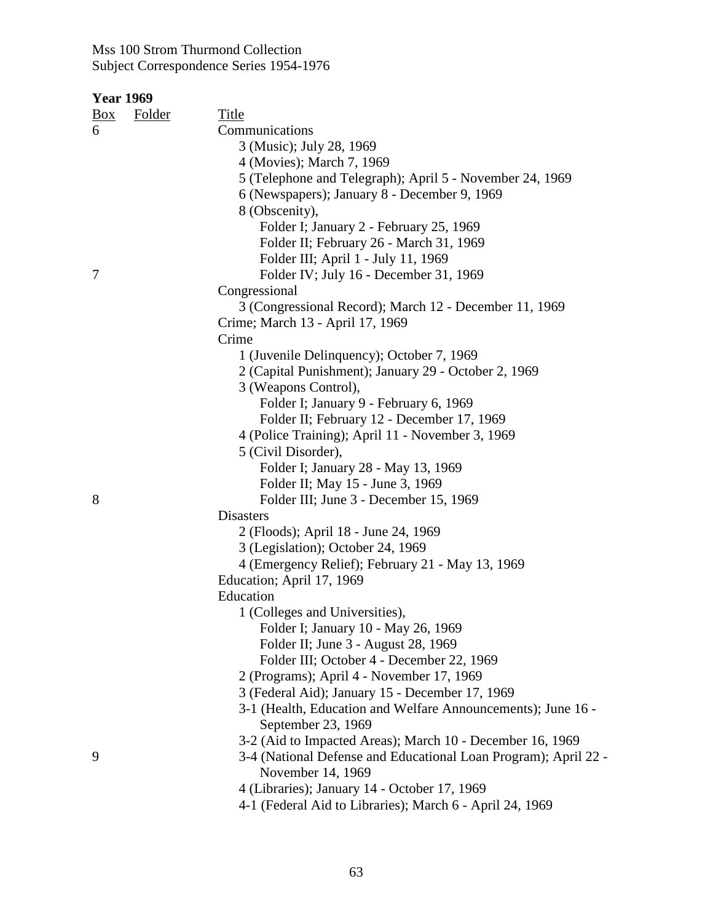Mss 100 Strom Thurmond Collection
Subject Correspondence Series 1954-1976

**Year 1969**

| Box | Folder | Title |
|---|---|---|
| 6 | | Communications |
| | | 3 (Music); July 28, 1969 |
| | | 4 (Movies); March 7, 1969 |
| | | 5 (Telephone and Telegraph); April 5 - November 24, 1969 |
| | | 6 (Newspapers); January 8 - December 9, 1969 |
| | | 8 (Obscenity), |
| | | Folder I; January 2 - February 25, 1969 |
| | | Folder II; February 26 - March 31, 1969 |
| | | Folder III; April 1 - July 11, 1969 |
| 7 | | Folder IV; July 16 - December 31, 1969 |
| | | Congressional |
| | | 3 (Congressional Record); March 12 - December 11, 1969 |
| | | Crime; March 13 - April 17, 1969 |
| | | Crime |
| | | 1 (Juvenile Delinquency); October 7, 1969 |
| | | 2 (Capital Punishment); January 29 - October 2, 1969 |
| | | 3 (Weapons Control), |
| | | Folder I; January 9 - February 6, 1969 |
| | | Folder II; February 12 - December 17, 1969 |
| | | 4 (Police Training); April 11 - November 3, 1969 |
| | | 5 (Civil Disorder), |
| | | Folder I; January 28 - May 13, 1969 |
| | | Folder II; May 15 - June 3, 1969 |
| 8 | | Folder III; June 3 - December 15, 1969 |
| | | Disasters |
| | | 2 (Floods); April 18 - June 24, 1969 |
| | | 3 (Legislation); October 24, 1969 |
| | | 4 (Emergency Relief); February 21 - May 13, 1969 |
| | | Education; April 17, 1969 |
| | | Education |
| | | 1 (Colleges and Universities), |
| | | Folder I; January 10 - May 26, 1969 |
| | | Folder II; June 3 - August 28, 1969 |
| | | Folder III; October 4 - December 22, 1969 |
| | | 2 (Programs); April 4 - November 17, 1969 |
| | | 3 (Federal Aid); January 15 - December 17, 1969 |
| | | 3-1 (Health, Education and Welfare Announcements); June 16 - September 23, 1969 |
| | | 3-2 (Aid to Impacted Areas); March 10 - December 16, 1969 |
| 9 | | 3-4 (National Defense and Educational Loan Program); April 22 - November 14, 1969 |
| | | 4 (Libraries); January 14 - October 17, 1969 |
| | | 4-1 (Federal Aid to Libraries); March 6 - April 24, 1969 |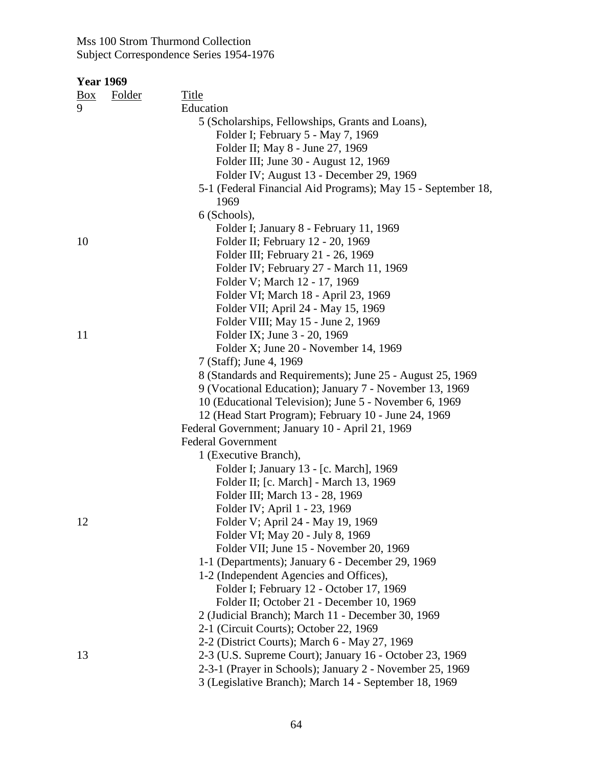Mss 100 Strom Thurmond Collection
Subject Correspondence Series 1954-1976

**Year 1969**

| Box | Folder | Title |
|---|---|---|
| 9 | | Education |
| | | 5 (Scholarships, Fellowships, Grants and Loans), |
| | | Folder I; February 5 - May 7, 1969 |
| | | Folder II; May 8 - June 27, 1969 |
| | | Folder III; June 30 - August 12, 1969 |
| | | Folder IV; August 13 - December 29, 1969 |
| | | 5-1 (Federal Financial Aid Programs); May 15 - September 18, 1969 |
| | | 6 (Schools), |
| | | Folder I; January 8 - February 11, 1969 |
| 10 | | Folder II; February 12 - 20, 1969 |
| | | Folder III; February 21 - 26, 1969 |
| | | Folder IV; February 27 - March 11, 1969 |
| | | Folder V; March 12 - 17, 1969 |
| | | Folder VI; March 18 - April 23, 1969 |
| | | Folder VII; April 24 - May 15, 1969 |
| | | Folder VIII; May 15 - June 2, 1969 |
| 11 | | Folder IX; June 3 - 20, 1969 |
| | | Folder X; June 20 - November 14, 1969 |
| | | 7 (Staff); June 4, 1969 |
| | | 8 (Standards and Requirements); June 25 - August 25, 1969 |
| | | 9 (Vocational Education); January 7 - November 13, 1969 |
| | | 10 (Educational Television); June 5 - November 6, 1969 |
| | | 12 (Head Start Program); February 10 - June 24, 1969 |
| | | Federal Government; January 10 - April 21, 1969 |
| | | Federal Government |
| | | 1 (Executive Branch), |
| | | Folder I; January 13 - [c. March], 1969 |
| | | Folder II; [c. March] - March 13, 1969 |
| | | Folder III; March 13 - 28, 1969 |
| | | Folder IV; April 1 - 23, 1969 |
| 12 | | Folder V; April 24 - May 19, 1969 |
| | | Folder VI; May 20 - July 8, 1969 |
| | | Folder VII; June 15 - November 20, 1969 |
| | | 1-1 (Departments); January 6 - December 29, 1969 |
| | | 1-2 (Independent Agencies and Offices), |
| | | Folder I; February 12 - October 17, 1969 |
| | | Folder II; October 21 - December 10, 1969 |
| | | 2 (Judicial Branch); March 11 - December 30, 1969 |
| | | 2-1 (Circuit Courts); October 22, 1969 |
| | | 2-2 (District Courts); March 6 - May 27, 1969 |
| 13 | | 2-3 (U.S. Supreme Court); January 16 - October 23, 1969 |
| | | 2-3-1 (Prayer in Schools); January 2 - November 25, 1969 |
| | | 3 (Legislative Branch); March 14 - September 18, 1969 |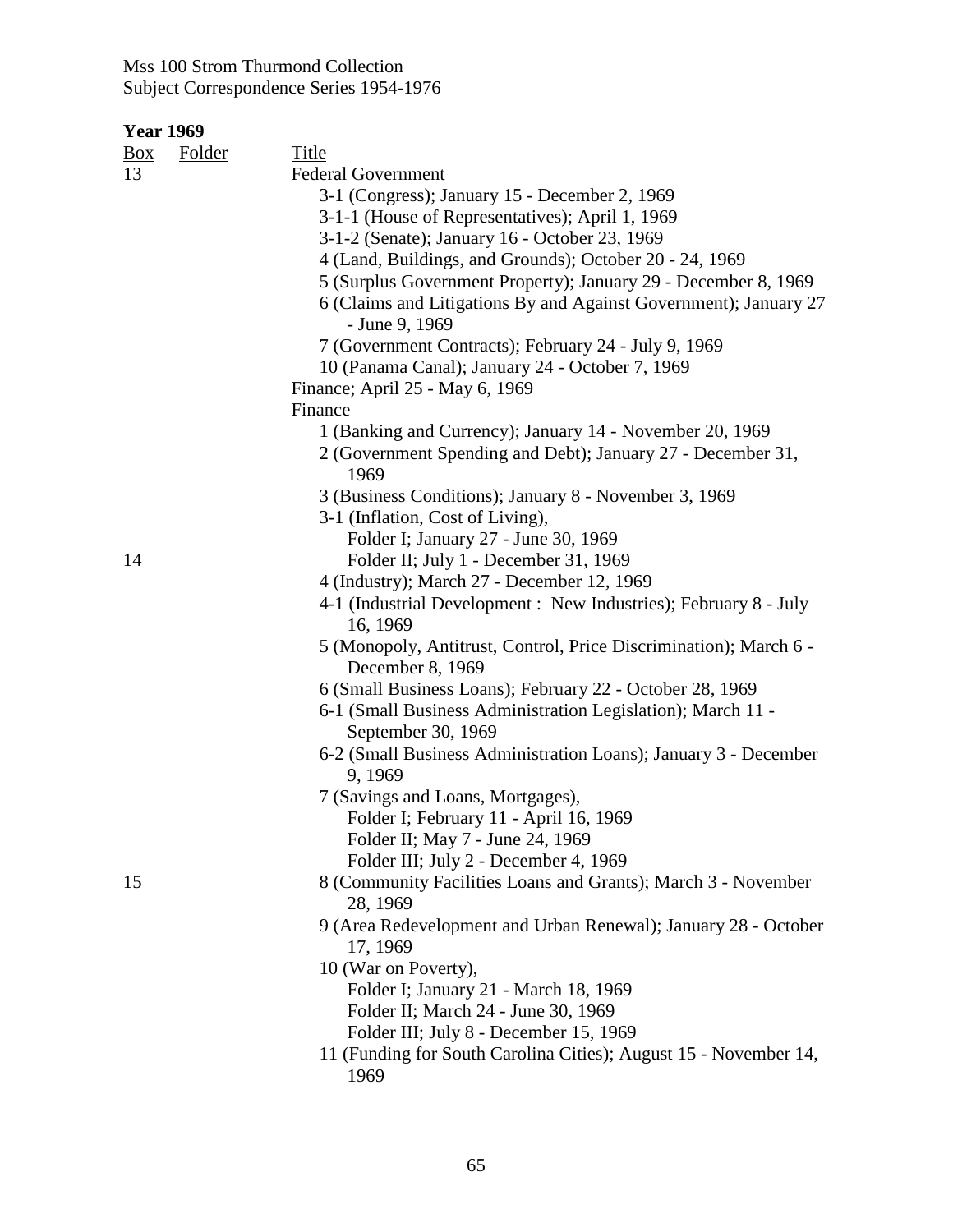Mss 100 Strom Thurmond Collection
Subject Correspondence Series 1954-1976

**Year 1969**

| Box | Folder | Title |
|---|---|---|
| 13 | | Federal Government |
| | | 3-1 (Congress); January 15 - December 2, 1969 |
| | | 3-1-1 (House of Representatives); April 1, 1969 |
| | | 3-1-2 (Senate); January 16 - October 23, 1969 |
| | | 4 (Land, Buildings, and Grounds); October 20 - 24, 1969 |
| | | 5 (Surplus Government Property); January 29 - December 8, 1969 |
| | | 6 (Claims and Litigations By and Against Government); January 27 - June 9, 1969 |
| | | 7 (Government Contracts); February 24 - July 9, 1969 |
| | | 10 (Panama Canal); January 24 - October 7, 1969 |
| | | Finance; April 25 - May 6, 1969 |
| | | Finance |
| | | 1 (Banking and Currency); January 14 - November 20, 1969 |
| | | 2 (Government Spending and Debt); January 27 - December 31, 1969 |
| | | 3 (Business Conditions); January 8 - November 3, 1969 |
| | | 3-1 (Inflation, Cost of Living), |
| | | Folder I; January 27 - June 30, 1969 |
| 14 | | Folder II; July 1 - December 31, 1969 |
| | | 4 (Industry); March 27 - December 12, 1969 |
| | | 4-1 (Industrial Development : New Industries); February 8 - July 16, 1969 |
| | | 5 (Monopoly, Antitrust, Control, Price Discrimination); March 6 - December 8, 1969 |
| | | 6 (Small Business Loans); February 22 - October 28, 1969 |
| | | 6-1 (Small Business Administration Legislation); March 11 - September 30, 1969 |
| | | 6-2 (Small Business Administration Loans); January 3 - December 9, 1969 |
| | | 7 (Savings and Loans, Mortgages), |
| | | Folder I; February 11 - April 16, 1969 |
| | | Folder II; May 7 - June 24, 1969 |
| | | Folder III; July 2 - December 4, 1969 |
| 15 | | 8 (Community Facilities Loans and Grants); March 3 - November 28, 1969 |
| | | 9 (Area Redevelopment and Urban Renewal); January 28 - October 17, 1969 |
| | | 10 (War on Poverty), |
| | | Folder I; January 21 - March 18, 1969 |
| | | Folder II; March 24 - June 30, 1969 |
| | | Folder III; July 8 - December 15, 1969 |
| | | 11 (Funding for South Carolina Cities); August 15 - November 14, 1969 |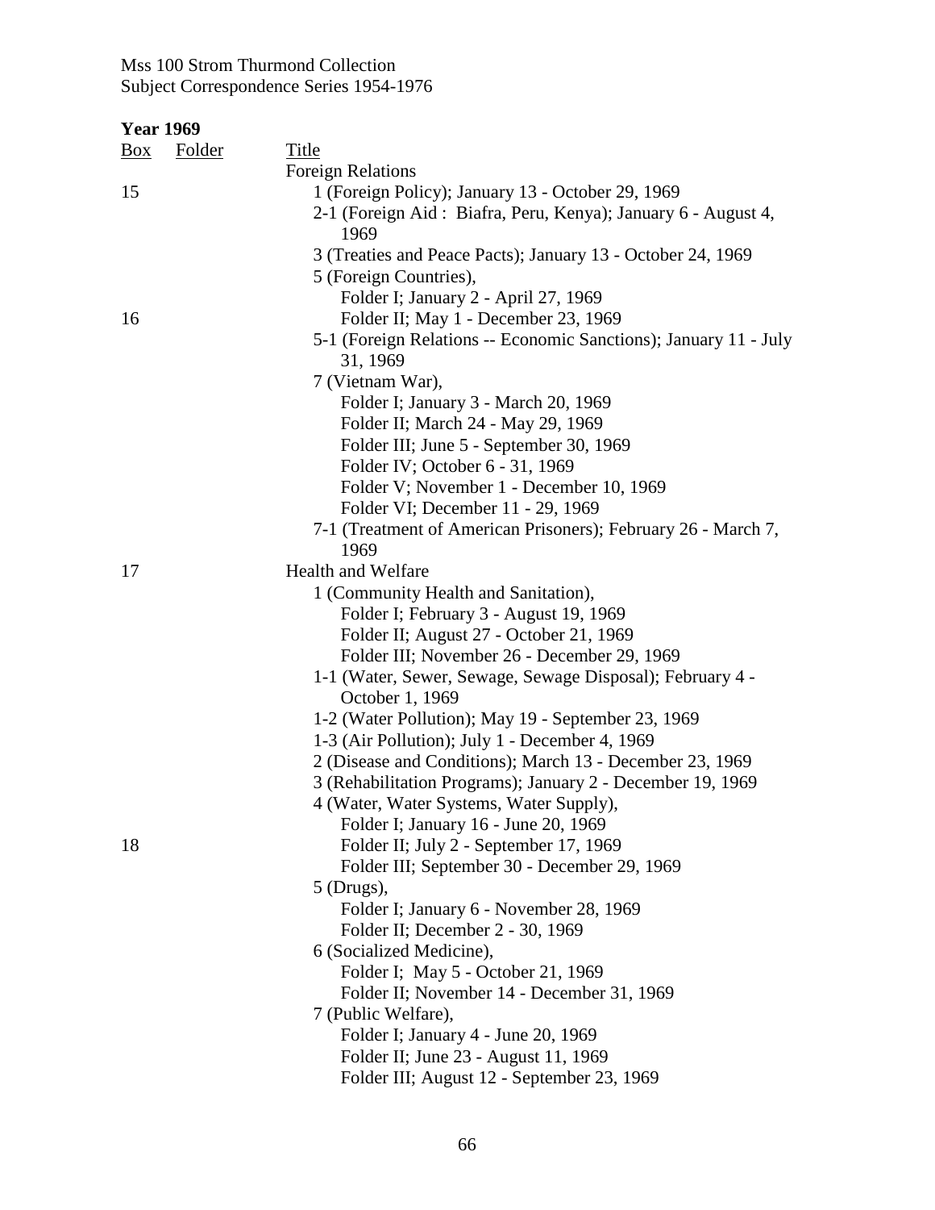Mss 100 Strom Thurmond Collection
Subject Correspondence Series 1954-1976

**Year 1969**

| Box | Folder | Title |
|---|---|---|
| | | Foreign Relations |
| 15 | | 1 (Foreign Policy); January 13 - October 29, 1969 |
| | | 2-1 (Foreign Aid : Biafra, Peru, Kenya); January 6 - August 4, 1969 |
| | | 3 (Treaties and Peace Pacts); January 13 - October 24, 1969 |
| | | 5 (Foreign Countries), |
| | | Folder I; January 2 - April 27, 1969 |
| 16 | | Folder II; May 1 - December 23, 1969 |
| | | 5-1 (Foreign Relations -- Economic Sanctions); January 11 - July 31, 1969 |
| | | 7 (Vietnam War), |
| | | Folder I; January 3 - March 20, 1969 |
| | | Folder II; March 24 - May 29, 1969 |
| | | Folder III; June 5 - September 30, 1969 |
| | | Folder IV; October 6 - 31, 1969 |
| | | Folder V; November 1 - December 10, 1969 |
| | | Folder VI; December 11 - 29, 1969 |
| | | 7-1 (Treatment of American Prisoners); February 26 - March 7, 1969 |
| 17 | | Health and Welfare |
| | | 1 (Community Health and Sanitation), |
| | | Folder I; February 3 - August 19, 1969 |
| | | Folder II; August 27 - October 21, 1969 |
| | | Folder III; November 26 - December 29, 1969 |
| | | 1-1 (Water, Sewer, Sewage, Sewage Disposal); February 4 - October 1, 1969 |
| | | 1-2 (Water Pollution); May 19 - September 23, 1969 |
| | | 1-3 (Air Pollution); July 1 - December 4, 1969 |
| | | 2 (Disease and Conditions); March 13 - December 23, 1969 |
| | | 3 (Rehabilitation Programs); January 2 - December 19, 1969 |
| | | 4 (Water, Water Systems, Water Supply), |
| | | Folder I; January 16 - June 20, 1969 |
| 18 | | Folder II; July 2 - September 17, 1969 |
| | | Folder III; September 30 - December 29, 1969 |
| | | 5 (Drugs), |
| | | Folder I; January 6 - November 28, 1969 |
| | | Folder II; December 2 - 30, 1969 |
| | | 6 (Socialized Medicine), |
| | | Folder I; May 5 - October 21, 1969 |
| | | Folder II; November 14 - December 31, 1969 |
| | | 7 (Public Welfare), |
| | | Folder I; January 4 - June 20, 1969 |
| | | Folder II; June 23 - August 11, 1969 |
| | | Folder III; August 12 - September 23, 1969 |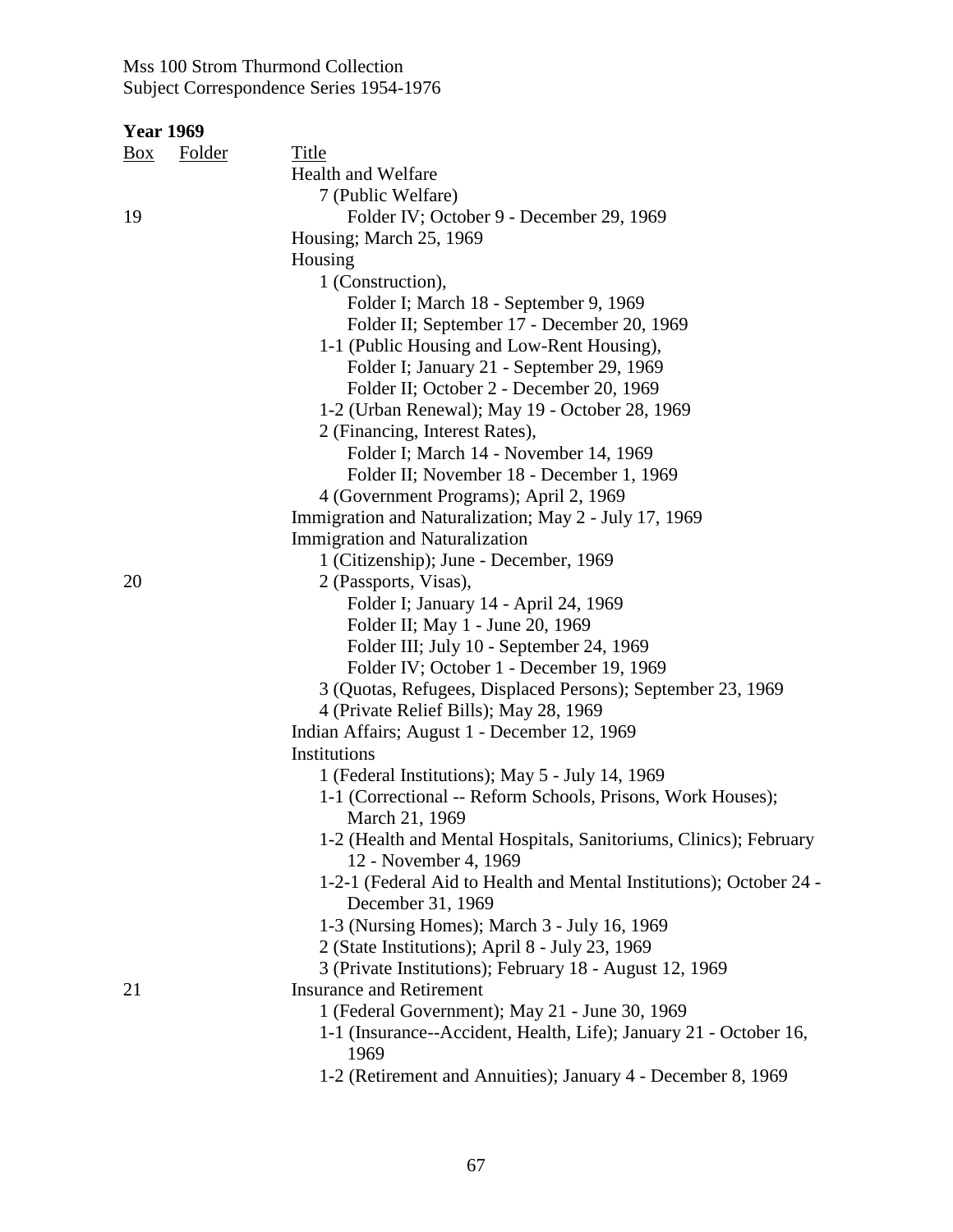Mss 100 Strom Thurmond Collection
Subject Correspondence Series 1954-1976

**Year 1969**

| Box | Folder | Title |
|---|---|---|
| | | Health and Welfare |
| | | 7 (Public Welfare) |
| 19 | | Folder IV; October 9 - December 29, 1969 |
| | | Housing; March 25, 1969 |
| | | Housing |
| | | 1 (Construction), |
| | | Folder I; March 18 - September 9, 1969 |
| | | Folder II; September 17 - December 20, 1969 |
| | | 1-1 (Public Housing and Low-Rent Housing), |
| | | Folder I; January 21 - September 29, 1969 |
| | | Folder II; October 2 - December 20, 1969 |
| | | 1-2 (Urban Renewal); May 19 - October 28, 1969 |
| | | 2 (Financing, Interest Rates), |
| | | Folder I; March 14 - November 14, 1969 |
| | | Folder II; November 18 - December 1, 1969 |
| | | 4 (Government Programs); April 2, 1969 |
| | | Immigration and Naturalization; May 2 - July 17, 1969 |
| | | Immigration and Naturalization |
| | | 1 (Citizenship); June - December, 1969 |
| 20 | | 2 (Passports, Visas), |
| | | Folder I; January 14 - April 24, 1969 |
| | | Folder II; May 1 - June 20, 1969 |
| | | Folder III; July 10 - September 24, 1969 |
| | | Folder IV; October 1 - December 19, 1969 |
| | | 3 (Quotas, Refugees, Displaced Persons); September 23, 1969 |
| | | 4 (Private Relief Bills); May 28, 1969 |
| | | Indian Affairs; August 1 - December 12, 1969 |
| | | Institutions |
| | | 1 (Federal Institutions); May 5 - July 14, 1969 |
| | | 1-1 (Correctional -- Reform Schools, Prisons, Work Houses); March 21, 1969 |
| | | 1-2 (Health and Mental Hospitals, Sanitoriums, Clinics); February 12 - November 4, 1969 |
| | | 1-2-1 (Federal Aid to Health and Mental Institutions); October 24 - December 31, 1969 |
| | | 1-3 (Nursing Homes); March 3 - July 16, 1969 |
| | | 2 (State Institutions); April 8 - July 23, 1969 |
| | | 3 (Private Institutions); February 18 - August 12, 1969 |
| 21 | | Insurance and Retirement |
| | | 1 (Federal Government); May 21 - June 30, 1969 |
| | | 1-1 (Insurance--Accident, Health, Life); January 21 - October 16, 1969 |
| | | 1-2 (Retirement and Annuities); January 4 - December 8, 1969 |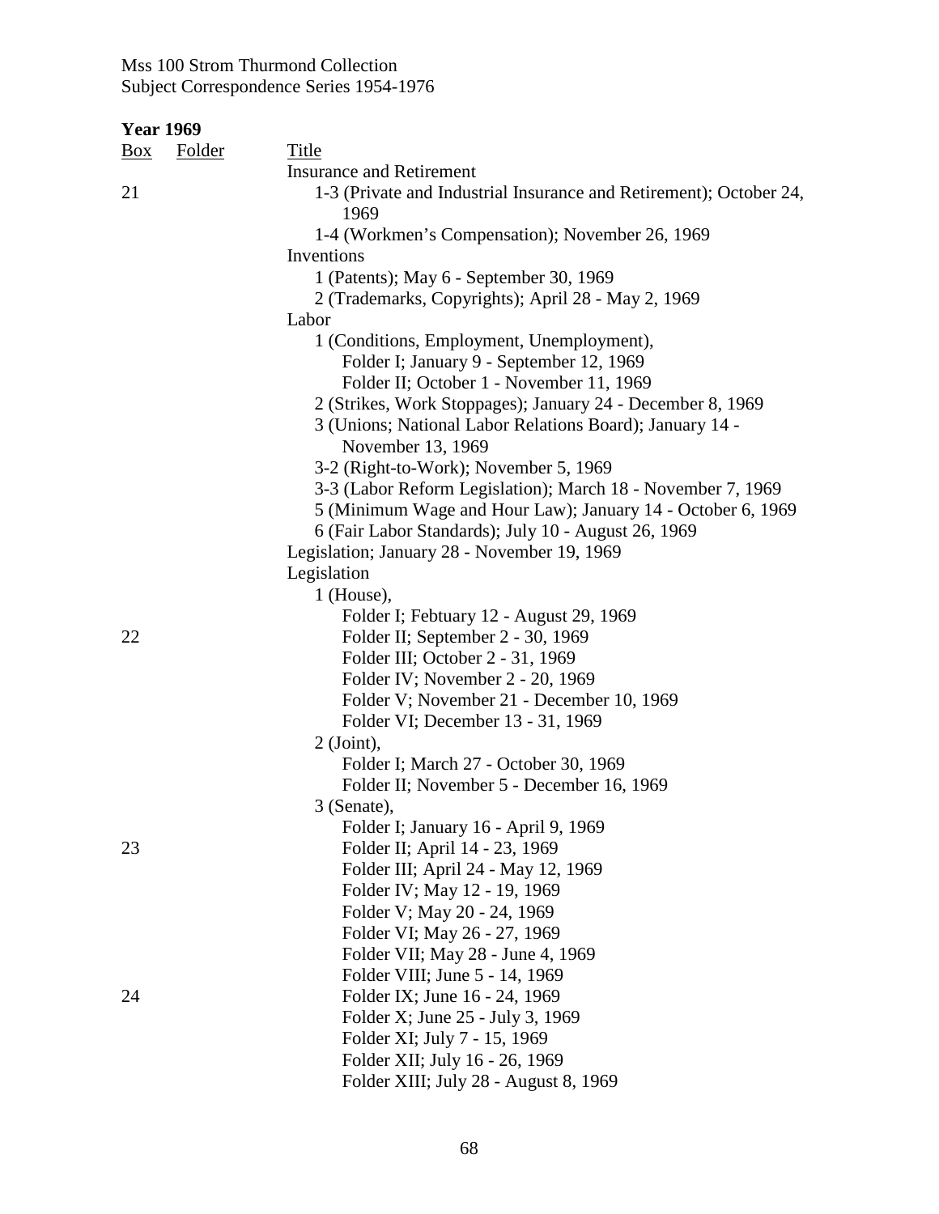Mss 100 Strom Thurmond Collection
Subject Correspondence Series 1954-1976

**Year 1969**

| Box | Folder | Title |
|---|---|---|
| | | Insurance and Retirement |
| 21 | | 1-3 (Private and Industrial Insurance and Retirement); October 24, 1969 |
| | | 1-4 (Workmen's Compensation); November 26, 1969 |
| | | Inventions |
| | | 1 (Patents); May 6 - September 30, 1969 |
| | | 2 (Trademarks, Copyrights); April 28 - May 2, 1969 |
| | | Labor |
| | | 1 (Conditions, Employment, Unemployment), |
| | | Folder I; January 9 - September 12, 1969 |
| | | Folder II; October 1 - November 11, 1969 |
| | | 2 (Strikes, Work Stoppages); January 24 - December 8, 1969 |
| | | 3 (Unions; National Labor Relations Board); January 14 - November 13, 1969 |
| | | 3-2 (Right-to-Work); November 5, 1969 |
| | | 3-3 (Labor Reform Legislation); March 18 - November 7, 1969 |
| | | 5 (Minimum Wage and Hour Law); January 14 - October 6, 1969 |
| | | 6 (Fair Labor Standards); July 10 - August 26, 1969 |
| | | Legislation; January 28 - November 19, 1969 |
| | | Legislation |
| | | 1 (House), |
| | | Folder I; Febtuary 12 - August 29, 1969 |
| 22 | | Folder II; September 2 - 30, 1969 |
| | | Folder III; October 2 - 31, 1969 |
| | | Folder IV; November 2 - 20, 1969 |
| | | Folder V; November 21 - December 10, 1969 |
| | | Folder VI; December 13 - 31, 1969 |
| | | 2 (Joint), |
| | | Folder I; March 27 - October 30, 1969 |
| | | Folder II; November 5 - December 16, 1969 |
| | | 3 (Senate), |
| | | Folder I; January 16 - April 9, 1969 |
| 23 | | Folder II; April 14 - 23, 1969 |
| | | Folder III; April 24 - May 12, 1969 |
| | | Folder IV; May 12 - 19, 1969 |
| | | Folder V; May 20 - 24, 1969 |
| | | Folder VI; May 26 - 27, 1969 |
| | | Folder VII; May 28 - June 4, 1969 |
| | | Folder VIII; June 5 - 14, 1969 |
| 24 | | Folder IX; June 16 - 24, 1969 |
| | | Folder X; June 25 - July 3, 1969 |
| | | Folder XI; July 7 - 15, 1969 |
| | | Folder XII; July 16 - 26, 1969 |
| | | Folder XIII; July 28 - August 8, 1969 |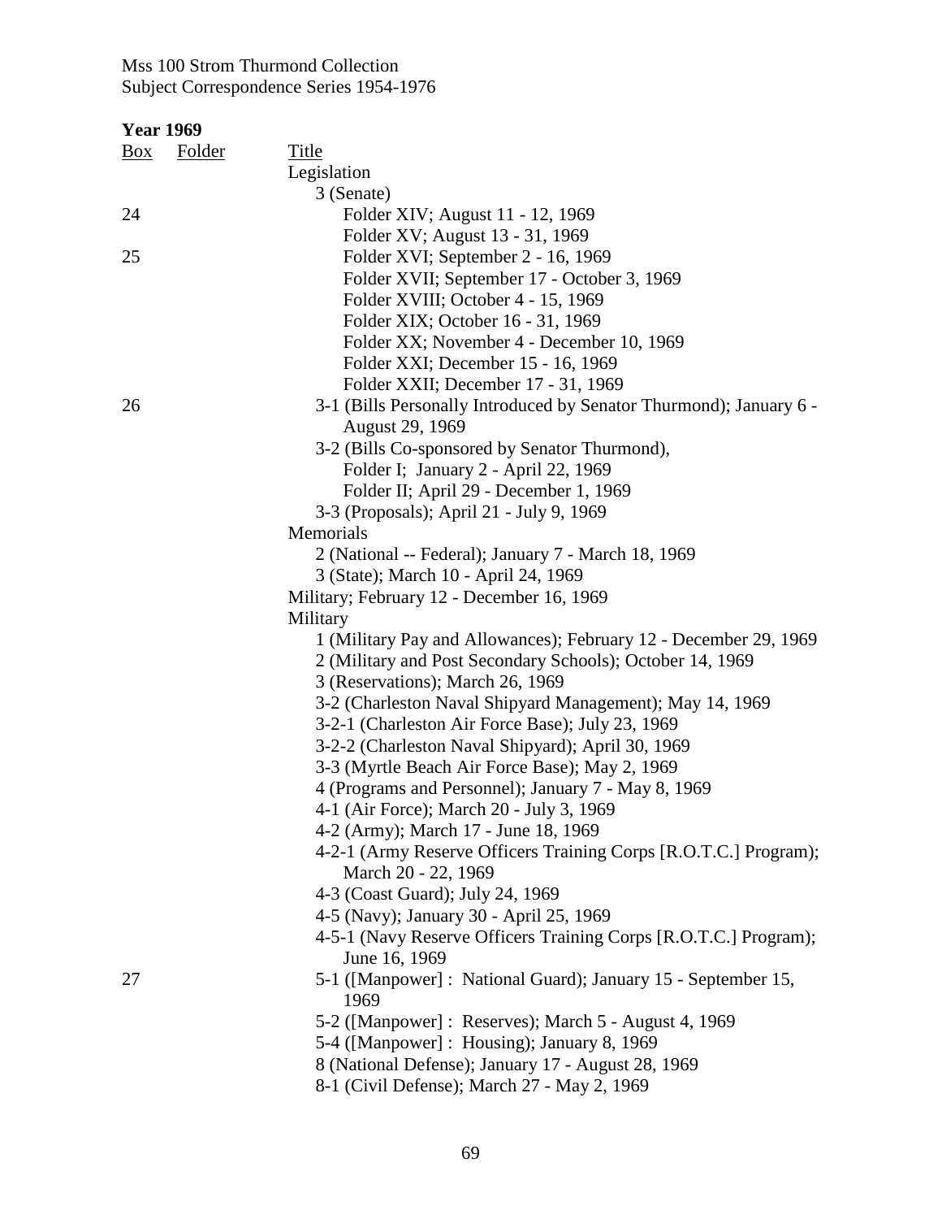Mss 100 Strom Thurmond Collection
Subject Correspondence Series 1954-1976

**Year 1969**

| Box | Folder | Title |
|---|---|---|
| | | Legislation |
| | | 3 (Senate) |
| 24 | | Folder XIV; August 11 - 12, 1969 |
| | | Folder XV; August 13 - 31, 1969 |
| 25 | | Folder XVI; September 2 - 16, 1969 |
| | | Folder XVII; September 17 - October 3, 1969 |
| | | Folder XVIII; October 4 - 15, 1969 |
| | | Folder XIX; October 16 - 31, 1969 |
| | | Folder XX; November 4 - December 10, 1969 |
| | | Folder XXI; December 15 - 16, 1969 |
| | | Folder XXII; December 17 - 31, 1969 |
| 26 | | 3-1 (Bills Personally Introduced by Senator Thurmond); January 6 - August 29, 1969 |
| | | 3-2 (Bills Co-sponsored by Senator Thurmond), |
| | | Folder I; January 2 - April 22, 1969 |
| | | Folder II; April 29 - December 1, 1969 |
| | | 3-3 (Proposals); April 21 - July 9, 1969 |
| | | Memorials |
| | | 2 (National -- Federal); January 7 - March 18, 1969 |
| | | 3 (State); March 10 - April 24, 1969 |
| | | Military; February 12 - December 16, 1969 |
| | | Military |
| | | 1 (Military Pay and Allowances); February 12 - December 29, 1969 |
| | | 2 (Military and Post Secondary Schools); October 14, 1969 |
| | | 3 (Reservations); March 26, 1969 |
| | | 3-2 (Charleston Naval Shipyard Management); May 14, 1969 |
| | | 3-2-1 (Charleston Air Force Base); July 23, 1969 |
| | | 3-2-2 (Charleston Naval Shipyard); April 30, 1969 |
| | | 3-3 (Myrtle Beach Air Force Base); May 2, 1969 |
| | | 4 (Programs and Personnel); January 7 - May 8, 1969 |
| | | 4-1 (Air Force); March 20 - July 3, 1969 |
| | | 4-2 (Army); March 17 - June 18, 1969 |
| | | 4-2-1 (Army Reserve Officers Training Corps [R.O.T.C.] Program); March 20 - 22, 1969 |
| | | 4-3 (Coast Guard); July 24, 1969 |
| | | 4-5 (Navy); January 30 - April 25, 1969 |
| | | 4-5-1 (Navy Reserve Officers Training Corps [R.O.T.C.] Program); June 16, 1969 |
| 27 | | 5-1 ([Manpower] : National Guard); January 15 - September 15, 1969 |
| | | 5-2 ([Manpower] : Reserves); March 5 - August 4, 1969 |
| | | 5-4 ([Manpower] : Housing); January 8, 1969 |
| | | 8 (National Defense); January 17 - August 28, 1969 |
| | | 8-1 (Civil Defense); March 27 - May 2, 1969 |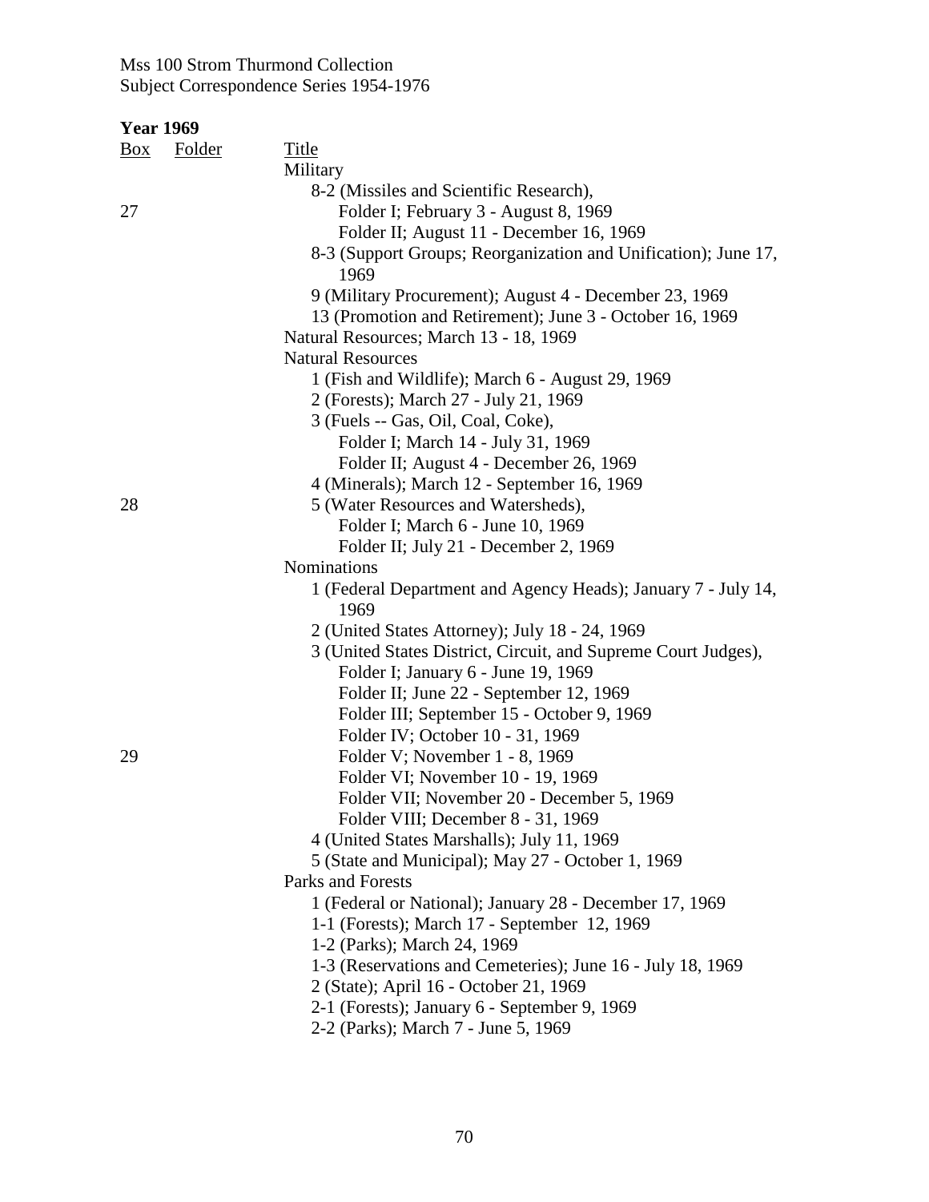Mss 100 Strom Thurmond Collection
Subject Correspondence Series 1954-1976

**Year 1969**

| Box | Folder | Title |
|---|---|---|
| | | Military |
| | | 8-2 (Missiles and Scientific Research), |
| 27 | | Folder I; February 3 - August 8, 1969 |
| | | Folder II; August 11 - December 16, 1969 |
| | | 8-3 (Support Groups; Reorganization and Unification); June 17, 1969 |
| | | 9 (Military Procurement); August 4 - December 23, 1969 |
| | | 13 (Promotion and Retirement); June 3 - October 16, 1969 |
| | | Natural Resources; March 13 - 18, 1969 |
| | | Natural Resources |
| | | 1 (Fish and Wildlife); March 6 - August 29, 1969 |
| | | 2 (Forests); March 27 - July 21, 1969 |
| | | 3 (Fuels -- Gas, Oil, Coal, Coke), |
| | | Folder I; March 14 - July 31, 1969 |
| | | Folder II; August 4 - December 26, 1969 |
| | | 4 (Minerals); March 12 - September 16, 1969 |
| 28 | | 5 (Water Resources and Watersheds), |
| | | Folder I; March 6 - June 10, 1969 |
| | | Folder II; July 21 - December 2, 1969 |
| | | Nominations |
| | | 1 (Federal Department and Agency Heads); January 7 - July 14, 1969 |
| | | 2 (United States Attorney); July 18 - 24, 1969 |
| | | 3 (United States District, Circuit, and Supreme Court Judges), |
| | | Folder I; January 6 - June 19, 1969 |
| | | Folder II; June 22 - September 12, 1969 |
| | | Folder III; September 15 - October 9, 1969 |
| | | Folder IV; October 10 - 31, 1969 |
| 29 | | Folder V; November 1 - 8, 1969 |
| | | Folder VI; November 10 - 19, 1969 |
| | | Folder VII; November 20 - December 5, 1969 |
| | | Folder VIII; December 8 - 31, 1969 |
| | | 4 (United States Marshalls); July 11, 1969 |
| | | 5 (State and Municipal); May 27 - October 1, 1969 |
| | | Parks and Forests |
| | | 1 (Federal or National); January 28 - December 17, 1969 |
| | | 1-1 (Forests); March 17 - September 12, 1969 |
| | | 1-2 (Parks); March 24, 1969 |
| | | 1-3 (Reservations and Cemeteries); June 16 - July 18, 1969 |
| | | 2 (State); April 16 - October 21, 1969 |
| | | 2-1 (Forests); January 6 - September 9, 1969 |
| | | 2-2 (Parks); March 7 - June 5, 1969 |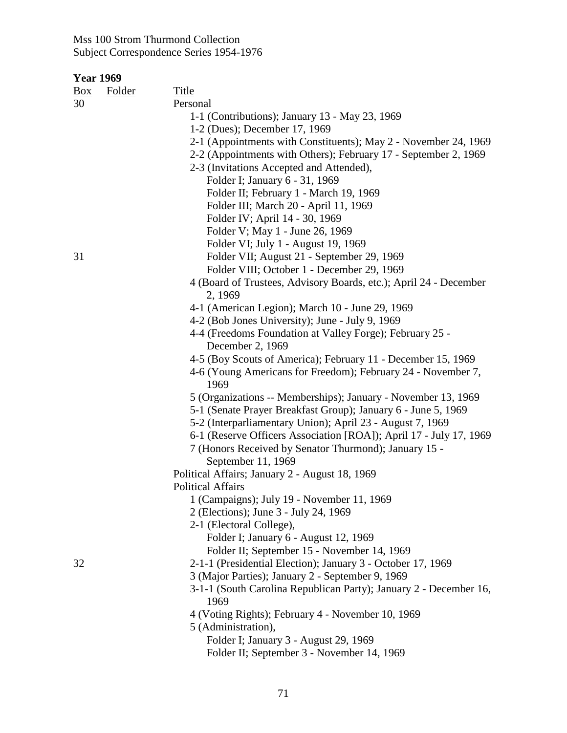Mss 100 Strom Thurmond Collection
Subject Correspondence Series 1954-1976

**Year 1969**

| Box | Folder | Title |
|---|---|---|
| 30 | | Personal |
| | | 1-1 (Contributions); January 13 - May 23, 1969 |
| | | 1-2 (Dues); December 17, 1969 |
| | | 2-1 (Appointments with Constituents); May 2 - November 24, 1969 |
| | | 2-2 (Appointments with Others); February 17 - September 2, 1969 |
| | | 2-3 (Invitations Accepted and Attended), |
| | | Folder I; January 6 - 31, 1969 |
| | | Folder II; February 1 - March 19, 1969 |
| | | Folder III; March 20 - April 11, 1969 |
| | | Folder IV; April 14 - 30, 1969 |
| | | Folder V; May 1 - June 26, 1969 |
| | | Folder VI; July 1 - August 19, 1969 |
| 31 | | Folder VII; August 21 - September 29, 1969 |
| | | Folder VIII; October 1 - December 29, 1969 |
| | | 4 (Board of Trustees, Advisory Boards, etc.); April 24 - December 2, 1969 |
| | | 4-1 (American Legion); March 10 - June 29, 1969 |
| | | 4-2 (Bob Jones University); June - July 9, 1969 |
| | | 4-4 (Freedoms Foundation at Valley Forge); February 25 - December 2, 1969 |
| | | 4-5 (Boy Scouts of America); February 11 - December 15, 1969 |
| | | 4-6 (Young Americans for Freedom); February 24 - November 7, 1969 |
| | | 5 (Organizations -- Memberships); January - November 13, 1969 |
| | | 5-1 (Senate Prayer Breakfast Group); January 6 - June 5, 1969 |
| | | 5-2 (Interparliamentary Union); April 23 - August 7, 1969 |
| | | 6-1 (Reserve Officers Association [ROA]); April 17 - July 17, 1969 |
| | | 7 (Honors Received by Senator Thurmond); January 15 - September 11, 1969 |
| | | Political Affairs; January 2 - August 18, 1969 |
| | | Political Affairs |
| | | 1 (Campaigns); July 19 - November 11, 1969 |
| | | 2 (Elections); June 3 - July 24, 1969 |
| | | 2-1 (Electoral College), |
| | | Folder I; January 6 - August 12, 1969 |
| | | Folder II; September 15 - November 14, 1969 |
| 32 | | 2-1-1 (Presidential Election); January 3 - October 17, 1969 |
| | | 3 (Major Parties); January 2 - September 9, 1969 |
| | | 3-1-1 (South Carolina Republican Party); January 2 - December 16, 1969 |
| | | 4 (Voting Rights); February 4 - November 10, 1969 |
| | | 5 (Administration), |
| | | Folder I; January 3 - August 29, 1969 |
| | | Folder II; September 3 - November 14, 1969 |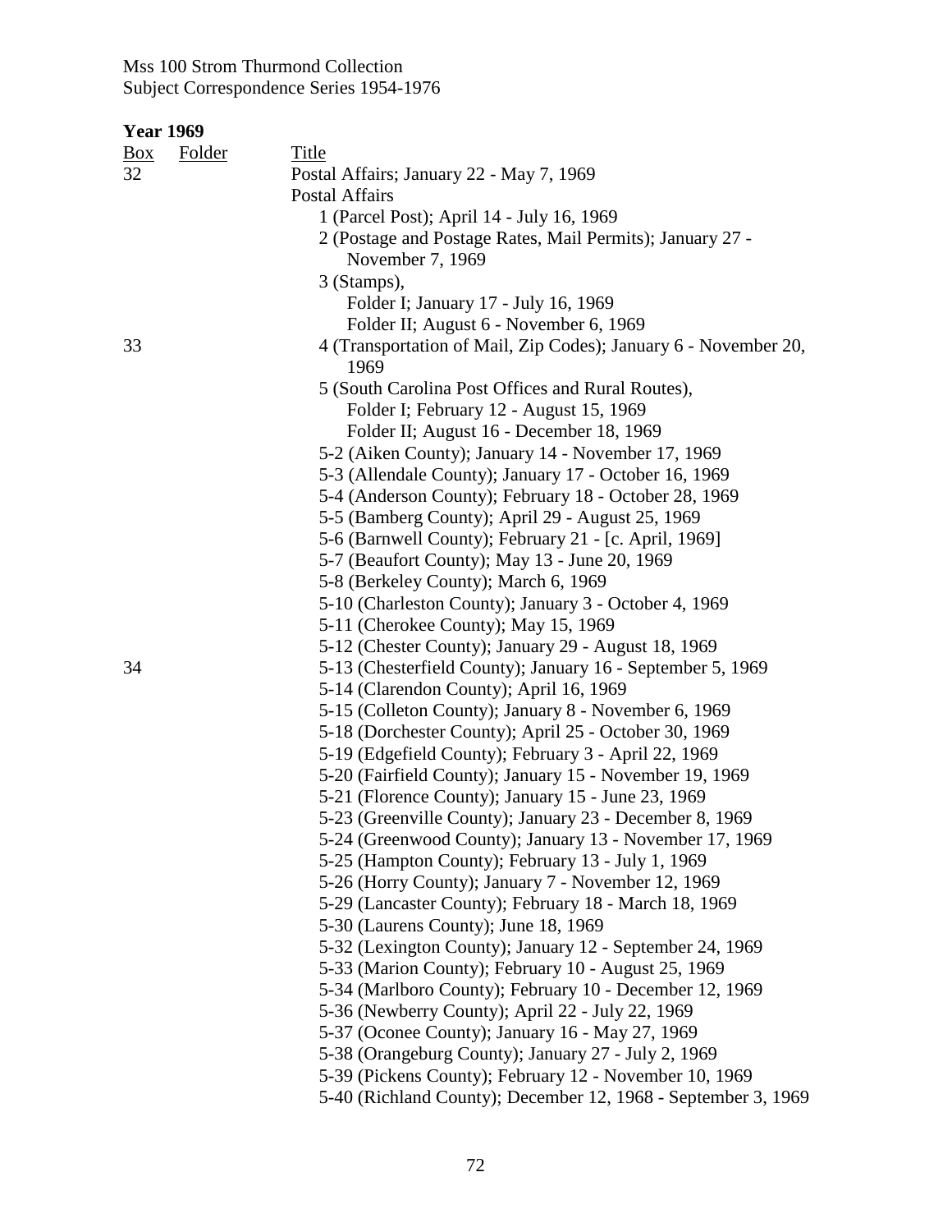Mss 100 Strom Thurmond Collection
Subject Correspondence Series 1954-1976

**Year 1969**

| Box | Folder | Title |
|---|---|---|
| 32 | | Postal Affairs; January 22 - May 7, 1969 |
| | | Postal Affairs |
| | | 1 (Parcel Post); April 14 - July 16, 1969 |
| | | 2 (Postage and Postage Rates, Mail Permits); January 27 - November 7, 1969 |
| | | 3 (Stamps), |
| | | Folder I; January 17 - July 16, 1969 |
| | | Folder II; August 6 - November 6, 1969 |
| 33 | | 4 (Transportation of Mail, Zip Codes); January 6 - November 20, 1969 |
| | | 5 (South Carolina Post Offices and Rural Routes), |
| | | Folder I; February 12 - August 15, 1969 |
| | | Folder II; August 16 - December 18, 1969 |
| | | 5-2 (Aiken County); January 14 - November 17, 1969 |
| | | 5-3 (Allendale County); January 17 - October 16, 1969 |
| | | 5-4 (Anderson County); February 18 - October 28, 1969 |
| | | 5-5 (Bamberg County); April 29 - August 25, 1969 |
| | | 5-6 (Barnwell County); February 21 - [c. April, 1969] |
| | | 5-7 (Beaufort County); May 13 - June 20, 1969 |
| | | 5-8 (Berkeley County); March 6, 1969 |
| | | 5-10 (Charleston County); January 3 - October 4, 1969 |
| | | 5-11 (Cherokee County); May 15, 1969 |
| | | 5-12 (Chester County); January 29 - August 18, 1969 |
| 34 | | 5-13 (Chesterfield County); January 16 - September 5, 1969 |
| | | 5-14 (Clarendon County); April 16, 1969 |
| | | 5-15 (Colleton County); January 8 - November 6, 1969 |
| | | 5-18 (Dorchester County); April 25 - October 30, 1969 |
| | | 5-19 (Edgefield County); February 3 - April 22, 1969 |
| | | 5-20 (Fairfield County); January 15 - November 19, 1969 |
| | | 5-21 (Florence County); January 15 - June 23, 1969 |
| | | 5-23 (Greenville County); January 23 - December 8, 1969 |
| | | 5-24 (Greenwood County); January 13 - November 17, 1969 |
| | | 5-25 (Hampton County); February 13 - July 1, 1969 |
| | | 5-26 (Horry County); January 7 - November 12, 1969 |
| | | 5-29 (Lancaster County); February 18 - March 18, 1969 |
| | | 5-30 (Laurens County); June 18, 1969 |
| | | 5-32 (Lexington County); January 12 - September 24, 1969 |
| | | 5-33 (Marion County); February 10 - August 25, 1969 |
| | | 5-34 (Marlboro County); February 10 - December 12, 1969 |
| | | 5-36 (Newberry County); April 22 - July 22, 1969 |
| | | 5-37 (Oconee County); January 16 - May 27, 1969 |
| | | 5-38 (Orangeburg County); January 27 - July 2, 1969 |
| | | 5-39 (Pickens County); February 12 - November 10, 1969 |
| | | 5-40 (Richland County); December 12, 1968 - September 3, 1969 |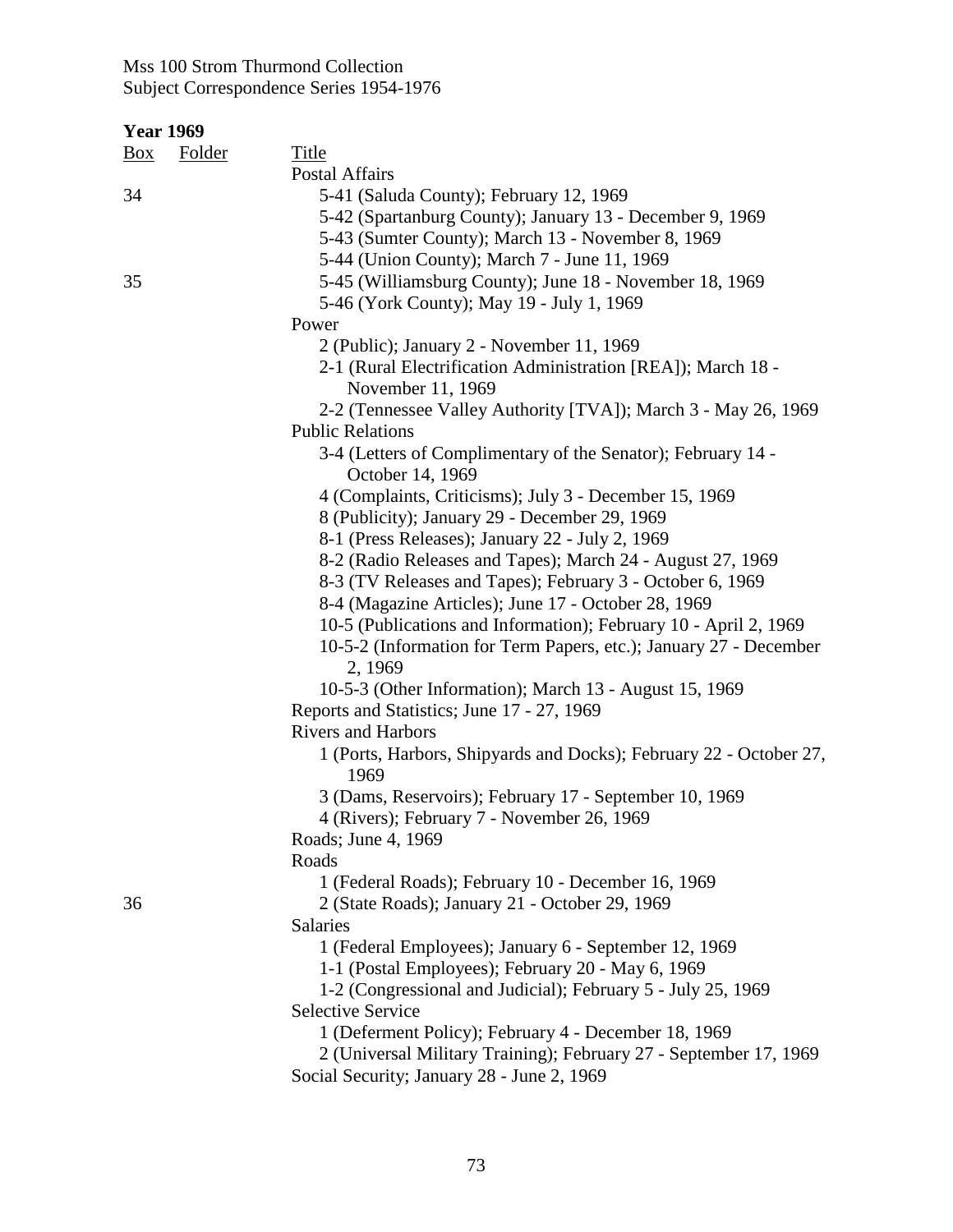Mss 100 Strom Thurmond Collection
Subject Correspondence Series 1954-1976

**Year 1969**

| Box | Folder | Title |
|---|---|---|
| | | Postal Affairs |
| 34 | | 5-41 (Saluda County); February 12, 1969 |
| | | 5-42 (Spartanburg County); January 13 - December 9, 1969 |
| | | 5-43 (Sumter County); March 13 - November 8, 1969 |
| | | 5-44 (Union County); March 7 - June 11, 1969 |
| 35 | | 5-45 (Williamsburg County); June 18 - November 18, 1969 |
| | | 5-46 (York County); May 19 - July 1, 1969 |
| | | Power |
| | | 2 (Public); January 2 - November 11, 1969 |
| | | 2-1 (Rural Electrification Administration [REA]); March 18 - November 11, 1969 |
| | | 2-2 (Tennessee Valley Authority [TVA]); March 3 - May 26, 1969 |
| | | Public Relations |
| | | 3-4 (Letters of Complimentary of the Senator); February 14 - October 14, 1969 |
| | | 4 (Complaints, Criticisms); July 3 - December 15, 1969 |
| | | 8 (Publicity); January 29 - December 29, 1969 |
| | | 8-1 (Press Releases); January 22 - July 2, 1969 |
| | | 8-2 (Radio Releases and Tapes); March 24 - August 27, 1969 |
| | | 8-3 (TV Releases and Tapes); February 3 - October 6, 1969 |
| | | 8-4 (Magazine Articles); June 17 - October 28, 1969 |
| | | 10-5 (Publications and Information); February 10 - April 2, 1969 |
| | | 10-5-2 (Information for Term Papers, etc.); January 27 - December 2, 1969 |
| | | 10-5-3 (Other Information); March 13 - August 15, 1969 |
| | | Reports and Statistics; June 17 - 27, 1969 |
| | | Rivers and Harbors |
| | | 1 (Ports, Harbors, Shipyards and Docks); February 22 - October 27, 1969 |
| | | 3 (Dams, Reservoirs); February 17 - September 10, 1969 |
| | | 4 (Rivers); February 7 - November 26, 1969 |
| | | Roads; June 4, 1969 |
| | | Roads |
| | | 1 (Federal Roads); February 10 - December 16, 1969 |
| 36 | | 2 (State Roads); January 21 - October 29, 1969 |
| | | Salaries |
| | | 1 (Federal Employees); January 6 - September 12, 1969 |
| | | 1-1 (Postal Employees); February 20 - May 6, 1969 |
| | | 1-2 (Congressional and Judicial); February 5 - July 25, 1969 |
| | | Selective Service |
| | | 1 (Deferment Policy); February 4 - December 18, 1969 |
| | | 2 (Universal Military Training); February 27 - September 17, 1969 |
| | | Social Security; January 28 - June 2, 1969 |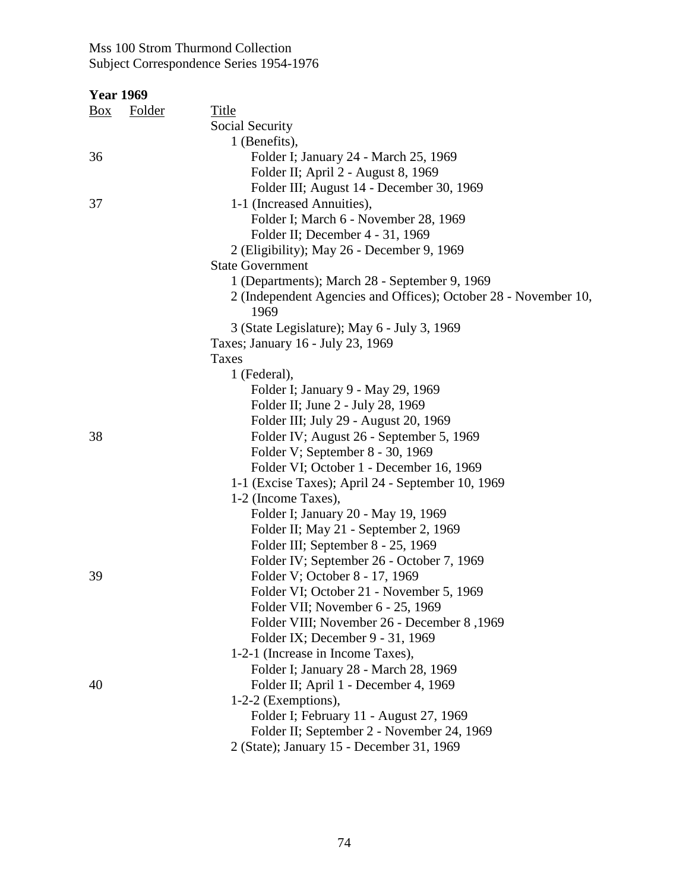Mss 100 Strom Thurmond Collection
Subject Correspondence Series 1954-1976

**Year 1969**

| Box | Folder | Title |
|---|---|---|
| | | Social Security |
| | | 1 (Benefits), |
| 36 | | Folder I; January 24 - March 25, 1969 |
| | | Folder II; April 2 - August 8, 1969 |
| | | Folder III; August 14 - December 30, 1969 |
| 37 | | 1-1 (Increased Annuities), |
| | | Folder I; March 6 - November 28, 1969 |
| | | Folder II; December 4 - 31, 1969 |
| | | 2 (Eligibility); May 26 - December 9, 1969 |
| | | State Government |
| | | 1 (Departments); March 28 - September 9, 1969 |
| | | 2 (Independent Agencies and Offices); October 28 - November 10, 1969 |
| | | 3 (State Legislature); May 6 - July 3, 1969 |
| | | Taxes; January 16 - July 23, 1969 |
| | | Taxes |
| | | 1 (Federal), |
| | | Folder I; January 9 - May 29, 1969 |
| | | Folder II; June 2 - July 28, 1969 |
| | | Folder III; July 29 - August 20, 1969 |
| 38 | | Folder IV; August 26 - September 5, 1969 |
| | | Folder V; September 8 - 30, 1969 |
| | | Folder VI; October 1 - December 16, 1969 |
| | | 1-1 (Excise Taxes); April 24 - September 10, 1969 |
| | | 1-2 (Income Taxes), |
| | | Folder I; January 20 - May 19, 1969 |
| | | Folder II; May 21 - September 2, 1969 |
| | | Folder III; September 8 - 25, 1969 |
| | | Folder IV; September 26 - October 7, 1969 |
| 39 | | Folder V; October 8 - 17, 1969 |
| | | Folder VI; October 21 - November 5, 1969 |
| | | Folder VII; November 6 - 25, 1969 |
| | | Folder VIII; November 26 - December 8 ,1969 |
| | | Folder IX; December 9 - 31, 1969 |
| | | 1-2-1 (Increase in Income Taxes), |
| | | Folder I; January 28 - March 28, 1969 |
| 40 | | Folder II; April 1 - December 4, 1969 |
| | | 1-2-2 (Exemptions), |
| | | Folder I; February 11 - August 27, 1969 |
| | | Folder II; September 2 - November 24, 1969 |
| | | 2 (State); January 15 - December 31, 1969 |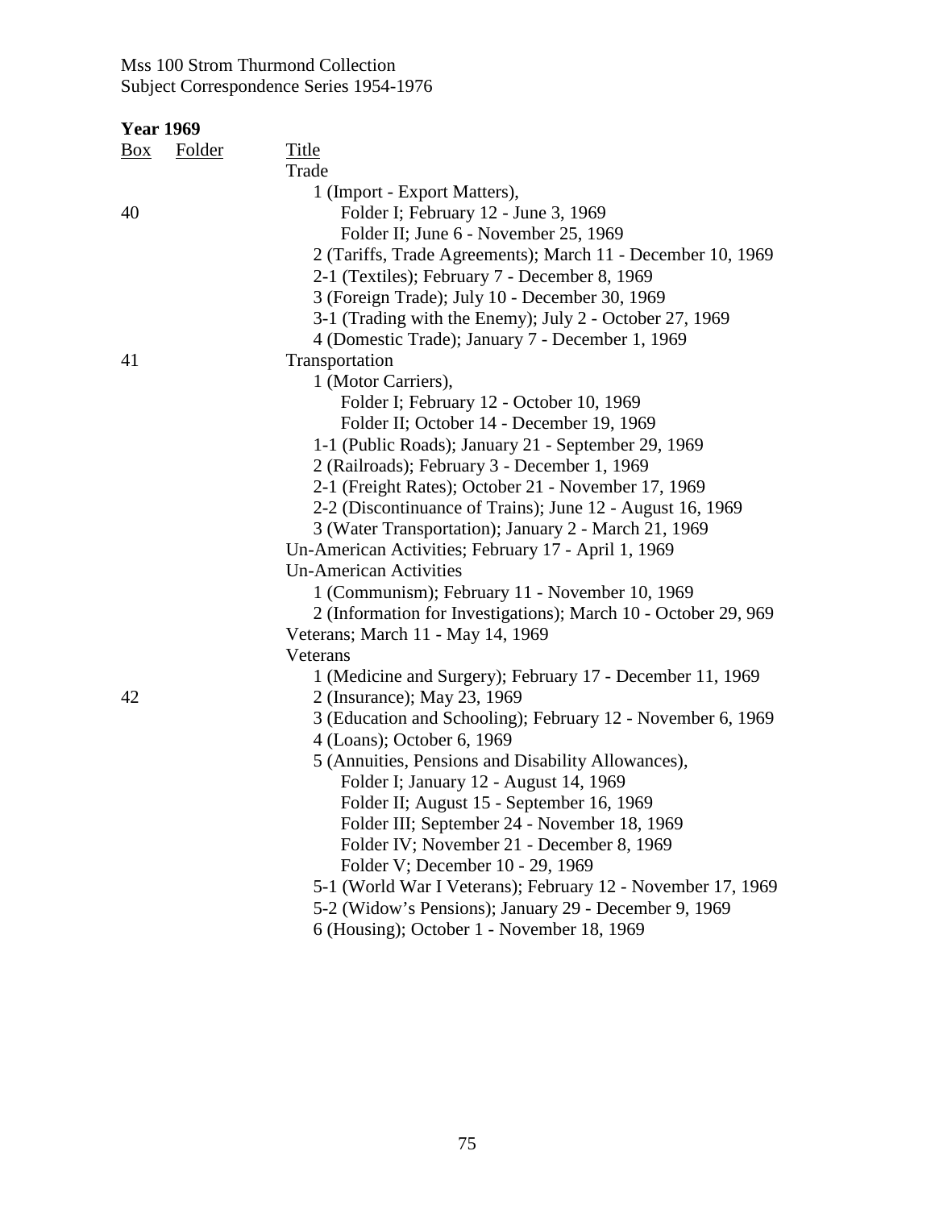Mss 100 Strom Thurmond Collection
Subject Correspondence Series 1954-1976

**Year 1969**

| Box | Folder | Title |
|---|---|---|
| | | Trade |
| | | 1 (Import - Export Matters), |
| 40 | | Folder I; February 12 - June 3, 1969 |
| | | Folder II; June 6 - November 25, 1969 |
| | | 2 (Tariffs, Trade Agreements); March 11 - December 10, 1969 |
| | | 2-1 (Textiles); February 7 - December 8, 1969 |
| | | 3 (Foreign Trade); July 10 - December 30, 1969 |
| | | 3-1 (Trading with the Enemy); July 2 - October 27, 1969 |
| | | 4 (Domestic Trade); January 7 - December 1, 1969 |
| 41 | | Transportation |
| | | 1 (Motor Carriers), |
| | | Folder I; February 12 - October 10, 1969 |
| | | Folder II; October 14 - December 19, 1969 |
| | | 1-1 (Public Roads); January 21 - September 29, 1969 |
| | | 2 (Railroads); February 3 - December 1, 1969 |
| | | 2-1 (Freight Rates); October 21 - November 17, 1969 |
| | | 2-2 (Discontinuance of Trains); June 12 - August 16, 1969 |
| | | 3 (Water Transportation); January 2 - March 21, 1969 |
| | | Un-American Activities; February 17 - April 1, 1969 |
| | | Un-American Activities |
| | | 1 (Communism); February 11 - November 10, 1969 |
| | | 2 (Information for Investigations); March 10 - October 29, 969 |
| | | Veterans; March 11 - May 14, 1969 |
| | | Veterans |
| | | 1 (Medicine and Surgery); February 17 - December 11, 1969 |
| 42 | | 2 (Insurance); May 23, 1969 |
| | | 3 (Education and Schooling); February 12 - November 6, 1969 |
| | | 4 (Loans); October 6, 1969 |
| | | 5 (Annuities, Pensions and Disability Allowances), |
| | | Folder I; January 12 - August 14, 1969 |
| | | Folder II; August 15 - September 16, 1969 |
| | | Folder III; September 24 - November 18, 1969 |
| | | Folder IV; November 21 - December 8, 1969 |
| | | Folder V; December 10 - 29, 1969 |
| | | 5-1 (World War I Veterans); February 12 - November 17, 1969 |
| | | 5-2 (Widow's Pensions); January 29 - December 9, 1969 |
| | | 6 (Housing); October 1 - November 18, 1969 |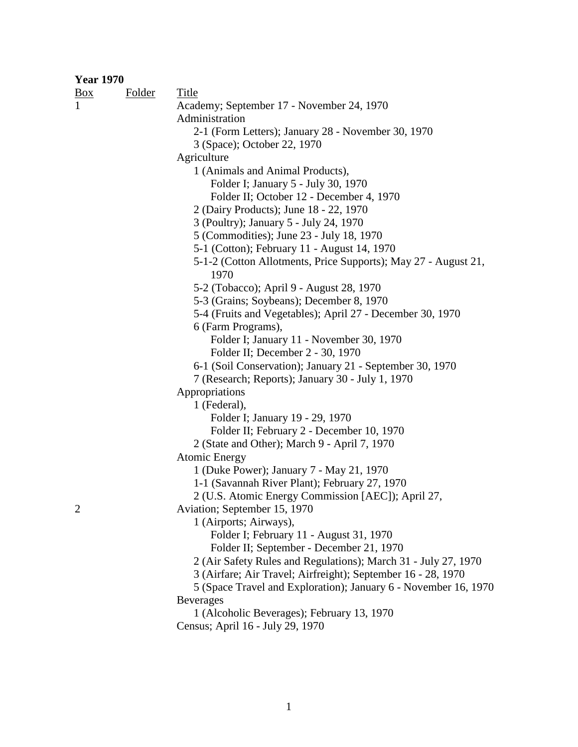**Year 1970**

| Box | Folder | Title |
|---|---|---|
| 1 | | Academy; September 17 - November 24, 1970 |
| | | Administration |
| | | 2-1 (Form Letters); January 28 - November 30, 1970 |
| | | 3 (Space); October 22, 1970 |
| | | Agriculture |
| | | 1 (Animals and Animal Products), |
| | | Folder I; January 5 - July 30, 1970 |
| | | Folder II; October 12 - December 4, 1970 |
| | | 2 (Dairy Products); June 18 - 22, 1970 |
| | | 3 (Poultry); January 5 - July 24, 1970 |
| | | 5 (Commodities); June 23 - July 18, 1970 |
| | | 5-1 (Cotton); February 11 - August 14, 1970 |
| | | 5-1-2 (Cotton Allotments, Price Supports); May 27 - August 21, 1970 |
| | | 5-2 (Tobacco); April 9 - August 28, 1970 |
| | | 5-3 (Grains; Soybeans); December 8, 1970 |
| | | 5-4 (Fruits and Vegetables); April 27 - December 30, 1970 |
| | | 6 (Farm Programs), |
| | | Folder I; January 11 - November 30, 1970 |
| | | Folder II; December 2 - 30, 1970 |
| | | 6-1 (Soil Conservation); January 21 - September 30, 1970 |
| | | 7 (Research; Reports); January 30 - July 1, 1970 |
| | | Appropriations |
| | | 1 (Federal), |
| | | Folder I; January 19 - 29, 1970 |
| | | Folder II; February 2 - December 10, 1970 |
| | | 2 (State and Other); March 9 - April 7, 1970 |
| | | Atomic Energy |
| | | 1 (Duke Power); January 7 - May 21, 1970 |
| | | 1-1 (Savannah River Plant); February 27, 1970 |
| | | 2 (U.S. Atomic Energy Commission [AEC]); April 27, |
| 2 | | Aviation; September 15, 1970 |
| | | 1 (Airports; Airways), |
| | | Folder I; February 11 - August 31, 1970 |
| | | Folder II; September - December 21, 1970 |
| | | 2 (Air Safety Rules and Regulations); March 31 - July 27, 1970 |
| | | 3 (Airfare; Air Travel; Airfreight); September 16 - 28, 1970 |
| | | 5 (Space Travel and Exploration); January 6 - November 16, 1970 |
| | | Beverages |
| | | 1 (Alcoholic Beverages); February 13, 1970 |
| | | Census; April 16 - July 29, 1970 |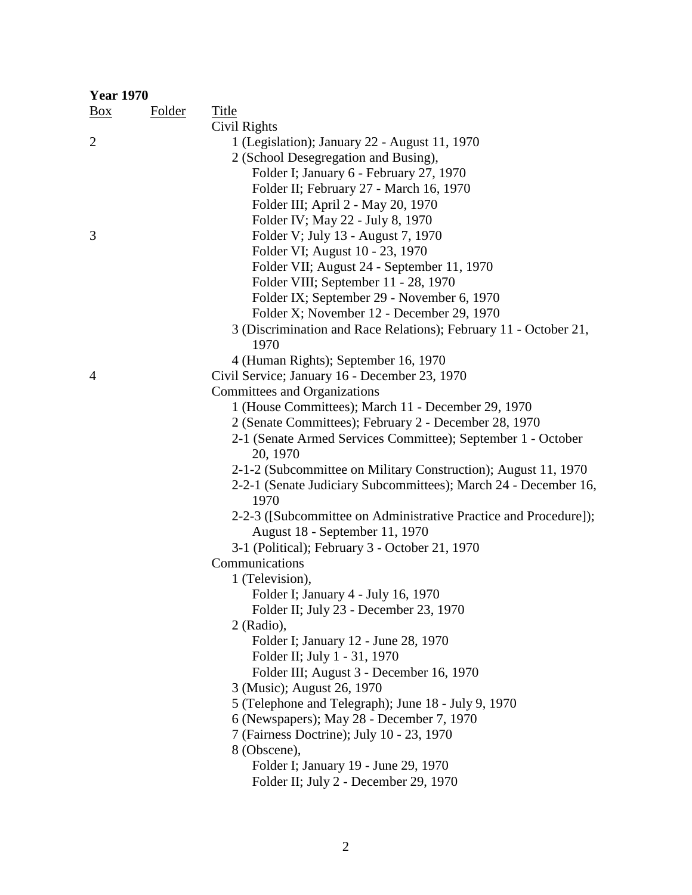**Year 1970**

| Box | Folder | Title |
|---|---|---|
| | | Civil Rights |
| 2 | | 1 (Legislation); January 22 - August 11, 1970 |
| | | 2 (School Desegregation and Busing), |
| | | Folder I; January 6 - February 27, 1970 |
| | | Folder II; February 27 - March 16, 1970 |
| | | Folder III; April 2 - May 20, 1970 |
| | | Folder IV; May 22 - July 8, 1970 |
| 3 | | Folder V; July 13 - August 7, 1970 |
| | | Folder VI; August 10 - 23, 1970 |
| | | Folder VII; August 24 - September 11, 1970 |
| | | Folder VIII; September 11 - 28, 1970 |
| | | Folder IX; September 29 - November 6, 1970 |
| | | Folder X; November 12 - December 29, 1970 |
| | | 3 (Discrimination and Race Relations); February 11 - October 21, 1970 |
| | | 4 (Human Rights); September 16, 1970 |
| 4 | | Civil Service; January 16 - December 23, 1970 |
| | | Committees and Organizations |
| | | 1 (House Committees); March 11 - December 29, 1970 |
| | | 2 (Senate Committees); February 2 - December 28, 1970 |
| | | 2-1 (Senate Armed Services Committee); September 1 - October 20, 1970 |
| | | 2-1-2 (Subcommittee on Military Construction); August 11, 1970 |
| | | 2-2-1 (Senate Judiciary Subcommittees); March 24 - December 16, 1970 |
| | | 2-2-3 ([Subcommittee on Administrative Practice and Procedure]); August 18 - September 11, 1970 |
| | | 3-1 (Political); February 3 - October 21, 1970 |
| | | Communications |
| | | 1 (Television), |
| | | Folder I; January 4 - July 16, 1970 |
| | | Folder II; July 23 - December 23, 1970 |
| | | 2 (Radio), |
| | | Folder I; January 12 - June 28, 1970 |
| | | Folder II; July 1 - 31, 1970 |
| | | Folder III; August 3 - December 16, 1970 |
| | | 3 (Music); August 26, 1970 |
| | | 5 (Telephone and Telegraph); June 18 - July 9, 1970 |
| | | 6 (Newspapers); May 28 - December 7, 1970 |
| | | 7 (Fairness Doctrine); July 10 - 23, 1970 |
| | | 8 (Obscene), |
| | | Folder I; January 19 - June 29, 1970 |
| | | Folder II; July 2 - December 29, 1970 |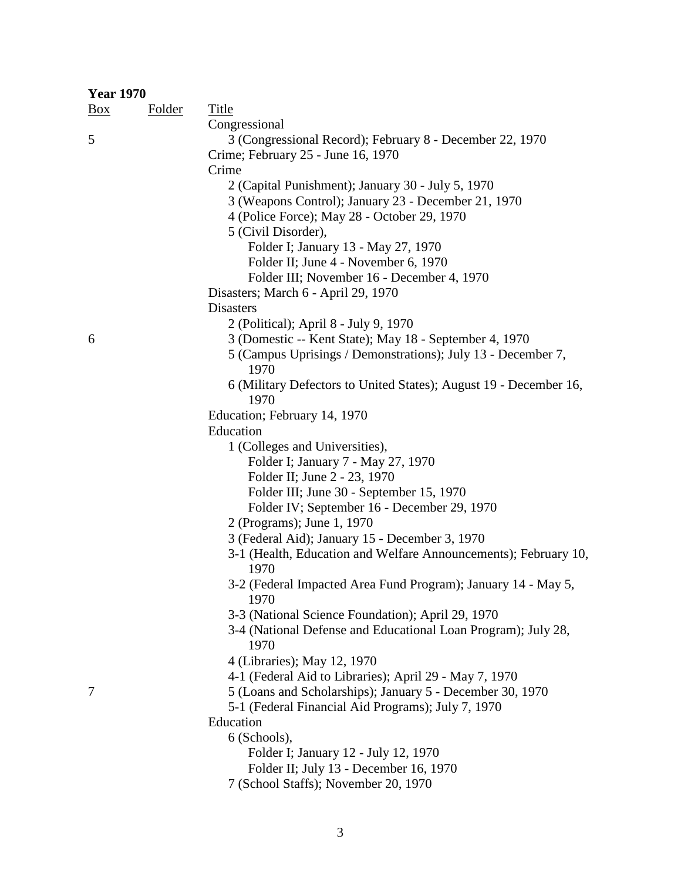**Year 1970**

| Box | Folder | Title |
|---|---|---|
| | | Congressional |
| 5 | | 3 (Congressional Record); February 8 - December 22, 1970 |
| | | Crime; February 25 - June 16, 1970 |
| | | Crime |
| | | 2 (Capital Punishment); January 30 - July 5, 1970 |
| | | 3 (Weapons Control); January 23 - December 21, 1970 |
| | | 4 (Police Force); May 28 - October 29, 1970 |
| | | 5 (Civil Disorder), |
| | | Folder I; January 13 - May 27, 1970 |
| | | Folder II; June 4 - November 6, 1970 |
| | | Folder III; November 16 - December 4, 1970 |
| | | Disasters; March 6 - April 29, 1970 |
| | | Disasters |
| | | 2 (Political); April 8 - July 9, 1970 |
| 6 | | 3 (Domestic -- Kent State); May 18 - September 4, 1970 |
| | | 5 (Campus Uprisings / Demonstrations); July 13 - December 7, 1970 |
| | | 6 (Military Defectors to United States); August 19 - December 16, 1970 |
| | | Education; February 14, 1970 |
| | | Education |
| | | 1 (Colleges and Universities), |
| | | Folder I; January 7 - May 27, 1970 |
| | | Folder II; June 2 - 23, 1970 |
| | | Folder III; June 30 - September 15, 1970 |
| | | Folder IV; September 16 - December 29, 1970 |
| | | 2 (Programs); June 1, 1970 |
| | | 3 (Federal Aid); January 15 - December 3, 1970 |
| | | 3-1 (Health, Education and Welfare Announcements); February 10, 1970 |
| | | 3-2 (Federal Impacted Area Fund Program); January 14 - May 5, 1970 |
| | | 3-3 (National Science Foundation); April 29, 1970 |
| | | 3-4 (National Defense and Educational Loan Program); July 28, 1970 |
| | | 4 (Libraries); May 12, 1970 |
| | | 4-1 (Federal Aid to Libraries); April 29 - May 7, 1970 |
| 7 | | 5 (Loans and Scholarships); January 5 - December 30, 1970 |
| | | 5-1 (Federal Financial Aid Programs); July 7, 1970 |
| | | Education |
| | | 6 (Schools), |
| | | Folder I; January 12 - July 12, 1970 |
| | | Folder II; July 13 - December 16, 1970 |
| | | 7 (School Staffs); November 20, 1970 |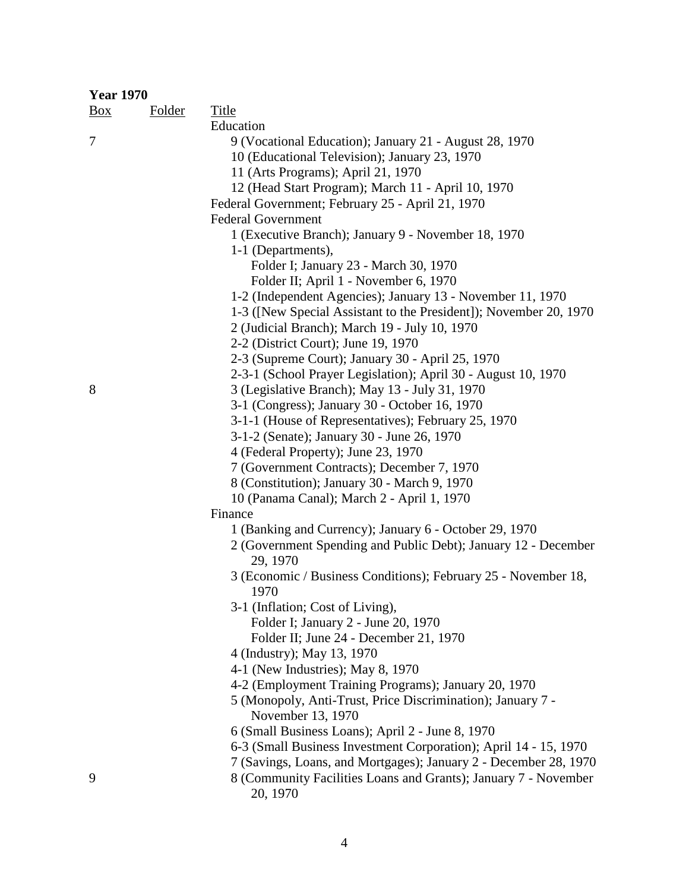**Year 1970**

| Box | Folder | Title |
|---|---|---|
| | | Education |
| 7 | | 9 (Vocational Education); January 21 - August 28, 1970 |
| | | 10 (Educational Television); January 23, 1970 |
| | | 11 (Arts Programs); April 21, 1970 |
| | | 12 (Head Start Program); March 11 - April 10, 1970 |
| | | Federal Government; February 25 - April 21, 1970 |
| | | Federal Government |
| | | 1 (Executive Branch); January 9 - November 18, 1970 |
| | | 1-1 (Departments), |
| | | Folder I; January 23 - March 30, 1970 |
| | | Folder II; April 1 - November 6, 1970 |
| | | 1-2 (Independent Agencies); January 13 - November 11, 1970 |
| | | 1-3 ([New Special Assistant to the President]); November 20, 1970 |
| | | 2 (Judicial Branch); March 19 - July 10, 1970 |
| | | 2-2 (District Court); June 19, 1970 |
| | | 2-3 (Supreme Court); January 30 - April 25, 1970 |
| | | 2-3-1 (School Prayer Legislation); April 30 - August 10, 1970 |
| 8 | | 3 (Legislative Branch); May 13 - July 31, 1970 |
| | | 3-1 (Congress); January 30 - October 16, 1970 |
| | | 3-1-1 (House of Representatives); February 25, 1970 |
| | | 3-1-2 (Senate); January 30 - June 26, 1970 |
| | | 4 (Federal Property); June 23, 1970 |
| | | 7 (Government Contracts); December 7, 1970 |
| | | 8 (Constitution); January 30 - March 9, 1970 |
| | | 10 (Panama Canal); March 2 - April 1, 1970 |
| | | Finance |
| | | 1 (Banking and Currency); January 6 - October 29, 1970 |
| | | 2 (Government Spending and Public Debt); January 12 - December 29, 1970 |
| | | 3 (Economic / Business Conditions); February 25 - November 18, 1970 |
| | | 3-1 (Inflation; Cost of Living), |
| | | Folder I; January 2 - June 20, 1970 |
| | | Folder II; June 24 - December 21, 1970 |
| | | 4 (Industry); May 13, 1970 |
| | | 4-1 (New Industries); May 8, 1970 |
| | | 4-2 (Employment Training Programs); January 20, 1970 |
| | | 5 (Monopoly, Anti-Trust, Price Discrimination); January 7 - November 13, 1970 |
| | | 6 (Small Business Loans); April 2 - June 8, 1970 |
| | | 6-3 (Small Business Investment Corporation); April 14 - 15, 1970 |
| | | 7 (Savings, Loans, and Mortgages); January 2 - December 28, 1970 |
| 9 | | 8 (Community Facilities Loans and Grants); January 7 - November 20, 1970 |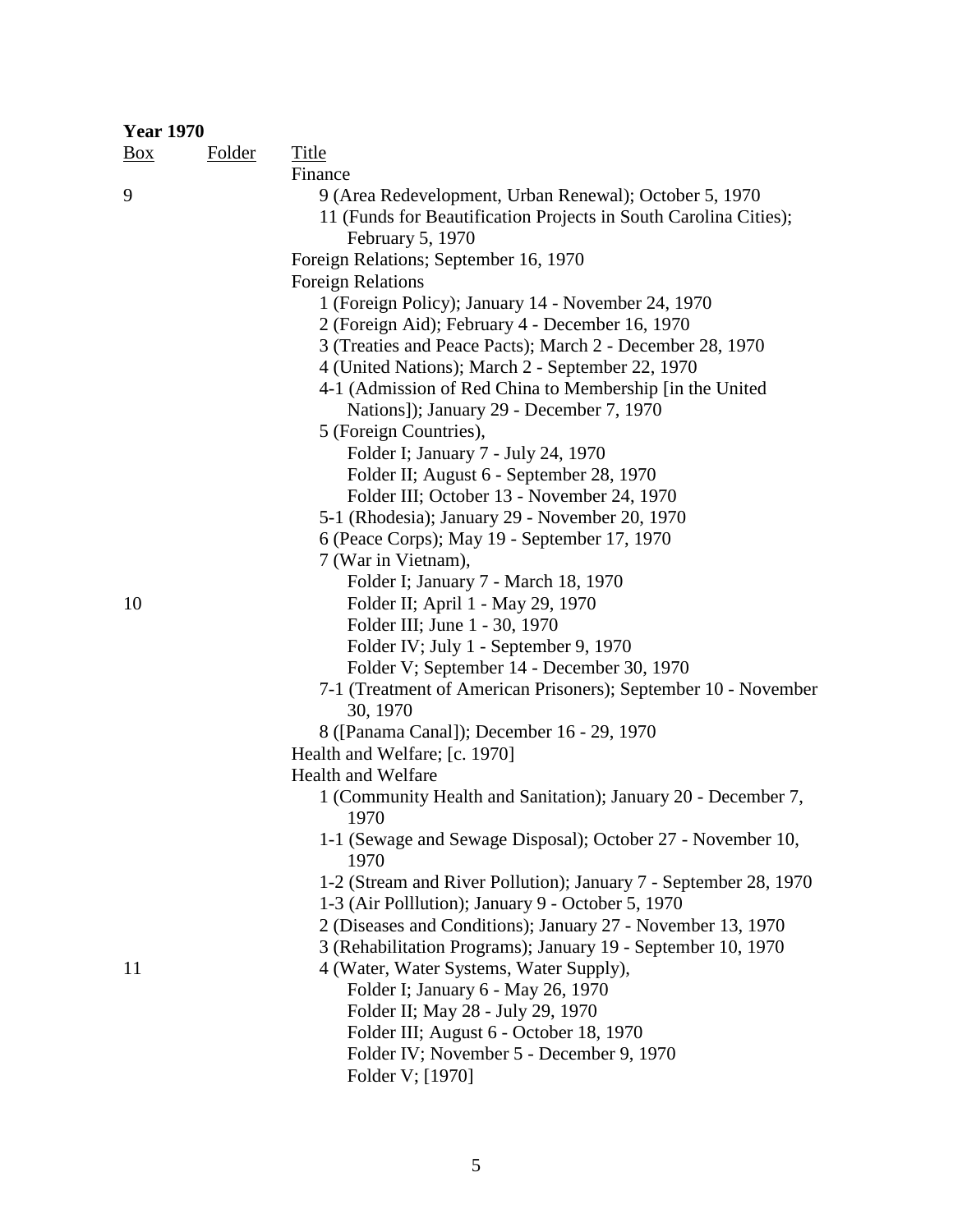**Year 1970**

| Box | Folder | Title |
|---|---|---|
| | | Finance |
| 9 | | 9 (Area Redevelopment, Urban Renewal); October 5, 1970 |
| | | 11 (Funds for Beautification Projects in South Carolina Cities); February 5, 1970 |
| | | Foreign Relations; September 16, 1970 |
| | | Foreign Relations |
| | | 1 (Foreign Policy); January 14 - November 24, 1970 |
| | | 2 (Foreign Aid); February 4 - December 16, 1970 |
| | | 3 (Treaties and Peace Pacts); March 2 - December 28, 1970 |
| | | 4 (United Nations); March 2 - September 22, 1970 |
| | | 4-1 (Admission of Red China to Membership [in the United Nations]); January 29 - December 7, 1970 |
| | | 5 (Foreign Countries), |
| | | Folder I; January 7 - July 24, 1970 |
| | | Folder II; August 6 - September 28, 1970 |
| | | Folder III; October 13 - November 24, 1970 |
| | | 5-1 (Rhodesia); January 29 - November 20, 1970 |
| | | 6 (Peace Corps); May 19 - September 17, 1970 |
| | | 7 (War in Vietnam), |
| | | Folder I; January 7 - March 18, 1970 |
| 10 | | Folder II; April 1 - May 29, 1970 |
| | | Folder III; June 1 - 30, 1970 |
| | | Folder IV; July 1 - September 9, 1970 |
| | | Folder V; September 14 - December 30, 1970 |
| | | 7-1 (Treatment of American Prisoners); September 10 - November 30, 1970 |
| | | 8 ([Panama Canal]); December 16 - 29, 1970 |
| | | Health and Welfare; [c. 1970] |
| | | Health and Welfare |
| | | 1 (Community Health and Sanitation); January 20 - December 7, 1970 |
| | | 1-1 (Sewage and Sewage Disposal); October 27 - November 10, 1970 |
| | | 1-2 (Stream and River Pollution); January 7 - September 28, 1970 |
| | | 1-3 (Air Polllution); January 9 - October 5, 1970 |
| | | 2 (Diseases and Conditions); January 27 - November 13, 1970 |
| | | 3 (Rehabilitation Programs); January 19 - September 10, 1970 |
| 11 | | 4 (Water, Water Systems, Water Supply), |
| | | Folder I; January 6 - May 26, 1970 |
| | | Folder II; May 28 - July 29, 1970 |
| | | Folder III; August 6 - October 18, 1970 |
| | | Folder IV; November 5 - December 9, 1970 |
| | | Folder V; [1970] |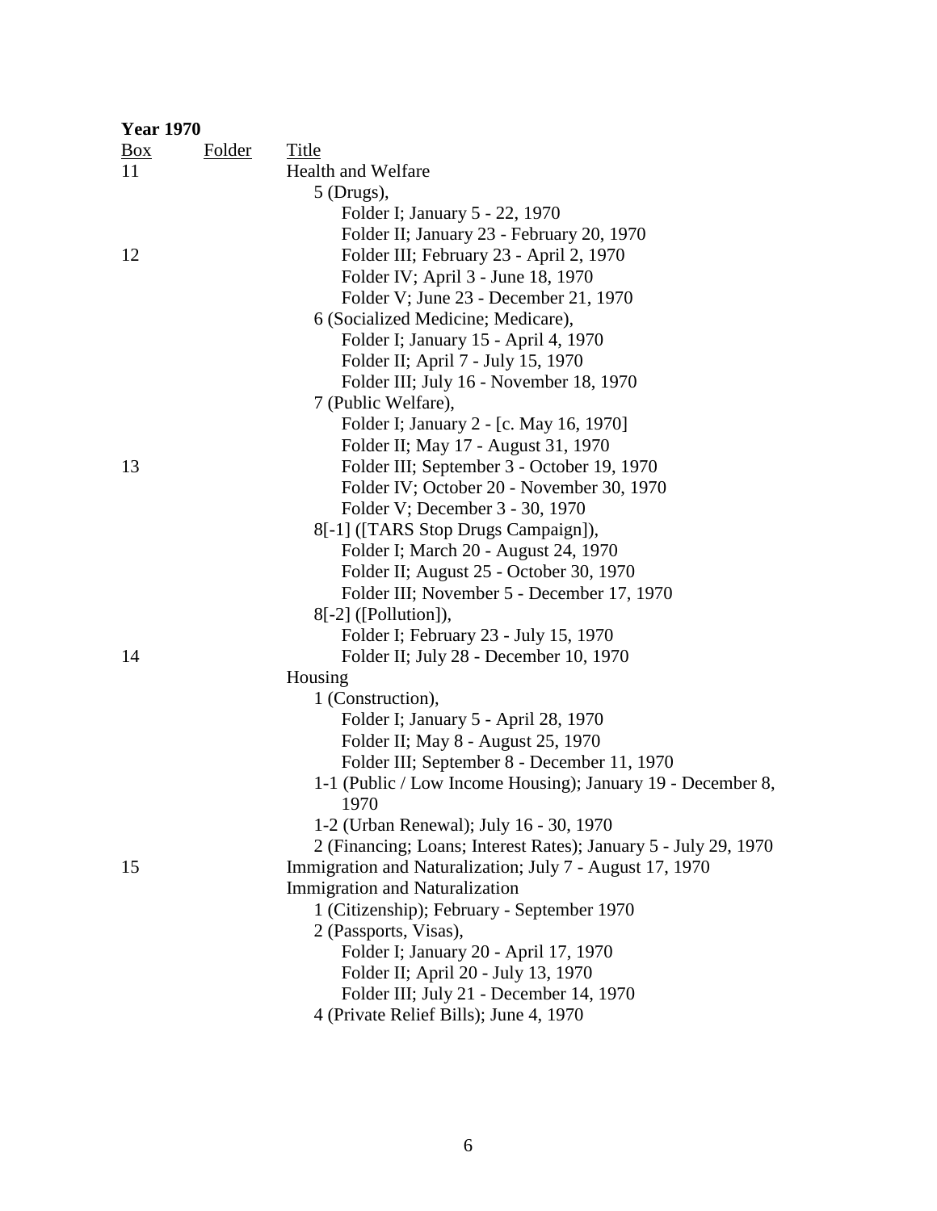**Year 1970**

| Box | Folder | Title |
|---|---|---|
| 11 | | Health and Welfare |
| | | 5 (Drugs), |
| | | Folder I; January 5 - 22, 1970 |
| | | Folder II; January 23 - February 20, 1970 |
| 12 | | Folder III; February 23 - April 2, 1970 |
| | | Folder IV; April 3 - June 18, 1970 |
| | | Folder V; June 23 - December 21, 1970 |
| | | 6 (Socialized Medicine; Medicare), |
| | | Folder I; January 15 - April 4, 1970 |
| | | Folder II; April 7 - July 15, 1970 |
| | | Folder III; July 16 - November 18, 1970 |
| | | 7 (Public Welfare), |
| | | Folder I; January 2 - [c. May 16, 1970] |
| | | Folder II; May 17 - August 31, 1970 |
| 13 | | Folder III; September 3 - October 19, 1970 |
| | | Folder IV; October 20 - November 30, 1970 |
| | | Folder V; December 3 - 30, 1970 |
| | | 8[-1] ([TARS Stop Drugs Campaign]), |
| | | Folder I; March 20 - August 24, 1970 |
| | | Folder II; August 25 - October 30, 1970 |
| | | Folder III; November 5 - December 17, 1970 |
| | | 8[-2] ([Pollution]), |
| | | Folder I; February 23 - July 15, 1970 |
| 14 | | Folder II; July 28 - December 10, 1970 |
| | | Housing |
| | | 1 (Construction), |
| | | Folder I; January 5 - April 28, 1970 |
| | | Folder II; May 8 - August 25, 1970 |
| | | Folder III; September 8 - December 11, 1970 |
| | | 1-1 (Public / Low Income Housing); January 19 - December 8, 1970 |
| | | 1-2 (Urban Renewal); July 16 - 30, 1970 |
| | | 2 (Financing; Loans; Interest Rates); January 5 - July 29, 1970 |
| 15 | | Immigration and Naturalization; July 7 - August 17, 1970 |
| | | Immigration and Naturalization |
| | | 1 (Citizenship); February - September 1970 |
| | | 2 (Passports, Visas), |
| | | Folder I; January 20 - April 17, 1970 |
| | | Folder II; April 20 - July 13, 1970 |
| | | Folder III; July 21 - December 14, 1970 |
| | | 4 (Private Relief Bills); June 4, 1970 |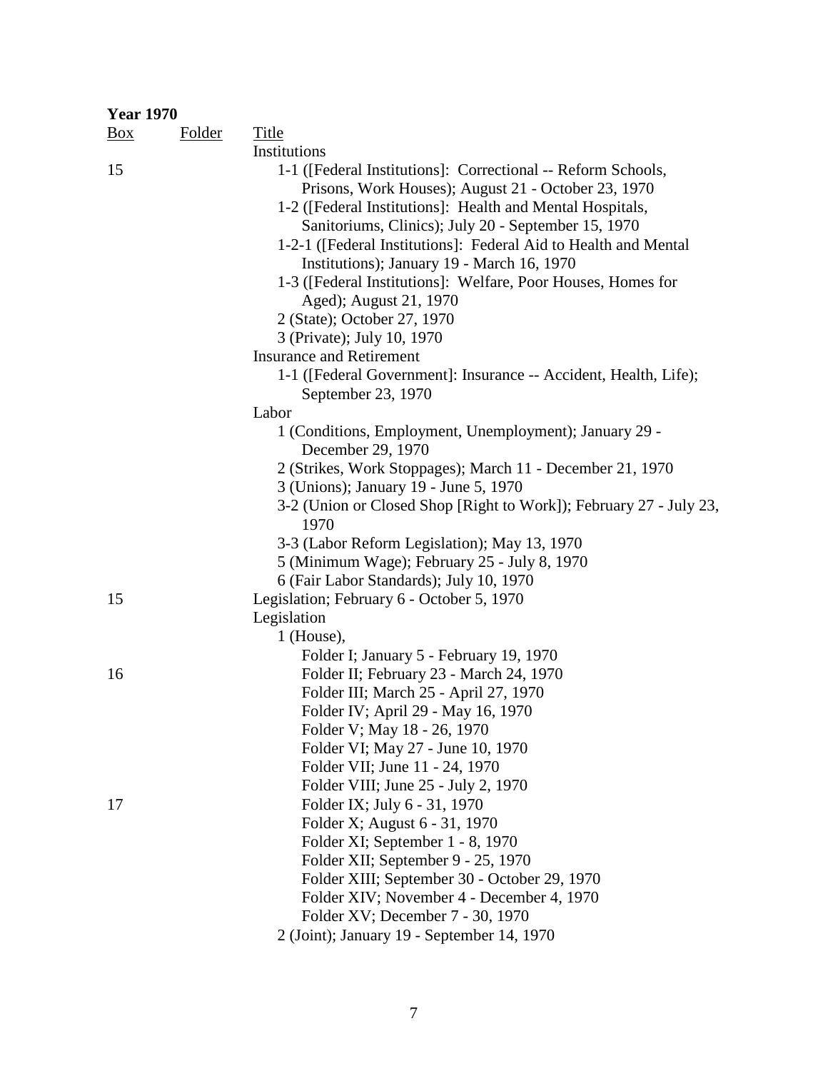**Year 1970**

| Box | Folder | Title |
|---|---|---|
| | | Institutions |
| 15 | | 1-1 ([Federal Institutions]: Correctional -- Reform Schools, Prisons, Work Houses); August 21 - October 23, 1970 |
| | | 1-2 ([Federal Institutions]: Health and Mental Hospitals, Sanitoriums, Clinics); July 20 - September 15, 1970 |
| | | 1-2-1 ([Federal Institutions]: Federal Aid to Health and Mental Institutions); January 19 - March 16, 1970 |
| | | 1-3 ([Federal Institutions]: Welfare, Poor Houses, Homes for Aged); August 21, 1970 |
| | | 2 (State); October 27, 1970 |
| | | 3 (Private); July 10, 1970 |
| | | Insurance and Retirement |
| | | 1-1 ([Federal Government]: Insurance -- Accident, Health, Life); September 23, 1970 |
| | | Labor |
| | | 1 (Conditions, Employment, Unemployment); January 29 - December 29, 1970 |
| | | 2 (Strikes, Work Stoppages); March 11 - December 21, 1970 |
| | | 3 (Unions); January 19 - June 5, 1970 |
| | | 3-2 (Union or Closed Shop [Right to Work]); February 27 - July 23, 1970 |
| | | 3-3 (Labor Reform Legislation); May 13, 1970 |
| | | 5 (Minimum Wage); February 25 - July 8, 1970 |
| | | 6 (Fair Labor Standards); July 10, 1970 |
| 15 | | Legislation; February 6 - October 5, 1970 |
| | | Legislation |
| | | 1 (House), |
| | | Folder I; January 5 - February 19, 1970 |
| 16 | | Folder II; February 23 - March 24, 1970 |
| | | Folder III; March 25 - April 27, 1970 |
| | | Folder IV; April 29 - May 16, 1970 |
| | | Folder V; May 18 - 26, 1970 |
| | | Folder VI; May 27 - June 10, 1970 |
| | | Folder VII; June 11 - 24, 1970 |
| | | Folder VIII; June 25 - July 2, 1970 |
| 17 | | Folder IX; July 6 - 31, 1970 |
| | | Folder X; August 6 - 31, 1970 |
| | | Folder XI; September 1 - 8, 1970 |
| | | Folder XII; September 9 - 25, 1970 |
| | | Folder XIII; September 30 - October 29, 1970 |
| | | Folder XIV; November 4 - December 4, 1970 |
| | | Folder XV; December 7 - 30, 1970 |
| | | 2 (Joint); January 19 - September 14, 1970 |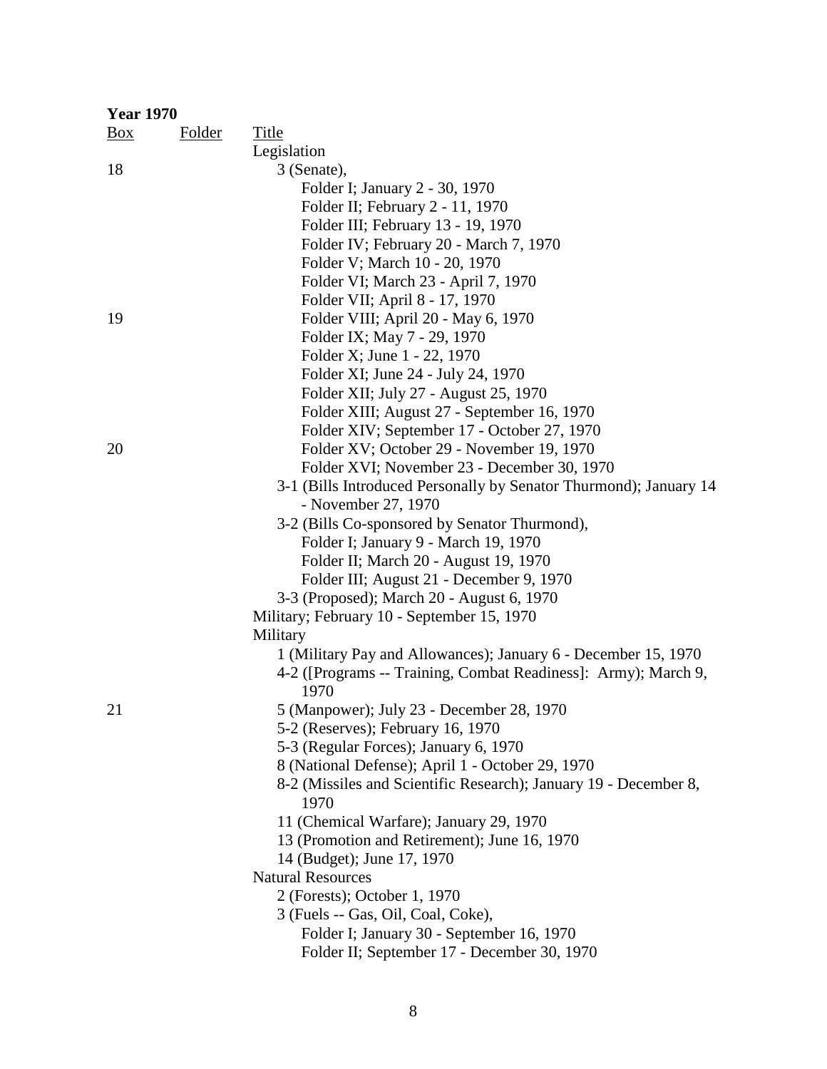**Year 1970**

| Box | Folder | Title |
|---|---|---|
| | | Legislation |
| 18 | | 3 (Senate), |
| | | Folder I; January 2 - 30, 1970 |
| | | Folder II; February 2 - 11, 1970 |
| | | Folder III; February 13 - 19, 1970 |
| | | Folder IV; February 20 - March 7, 1970 |
| | | Folder V; March 10 - 20, 1970 |
| | | Folder VI; March 23 - April 7, 1970 |
| | | Folder VII; April 8 - 17, 1970 |
| 19 | | Folder VIII; April 20 - May 6, 1970 |
| | | Folder IX; May 7 - 29, 1970 |
| | | Folder X; June 1 - 22, 1970 |
| | | Folder XI; June 24 - July 24, 1970 |
| | | Folder XII; July 27 - August 25, 1970 |
| | | Folder XIII; August 27 - September 16, 1970 |
| | | Folder XIV; September 17 - October 27, 1970 |
| 20 | | Folder XV; October 29 - November 19, 1970 |
| | | Folder XVI; November 23 - December 30, 1970 |
| | | 3-1 (Bills Introduced Personally by Senator Thurmond); January 14 - November 27, 1970 |
| | | 3-2 (Bills Co-sponsored by Senator Thurmond), |
| | | Folder I; January 9 - March 19, 1970 |
| | | Folder II; March 20 - August 19, 1970 |
| | | Folder III; August 21 - December 9, 1970 |
| | | 3-3 (Proposed); March 20 - August 6, 1970 |
| | | Military; February 10 - September 15, 1970 |
| | | Military |
| | | 1 (Military Pay and Allowances); January 6 - December 15, 1970 |
| | | 4-2 ([Programs -- Training, Combat Readiness]: Army); March 9, 1970 |
| 21 | | 5 (Manpower); July 23 - December 28, 1970 |
| | | 5-2 (Reserves); February 16, 1970 |
| | | 5-3 (Regular Forces); January 6, 1970 |
| | | 8 (National Defense); April 1 - October 29, 1970 |
| | | 8-2 (Missiles and Scientific Research); January 19 - December 8, 1970 |
| | | 11 (Chemical Warfare); January 29, 1970 |
| | | 13 (Promotion and Retirement); June 16, 1970 |
| | | 14 (Budget); June 17, 1970 |
| | | Natural Resources |
| | | 2 (Forests); October 1, 1970 |
| | | 3 (Fuels -- Gas, Oil, Coal, Coke), |
| | | Folder I; January 30 - September 16, 1970 |
| | | Folder II; September 17 - December 30, 1970 |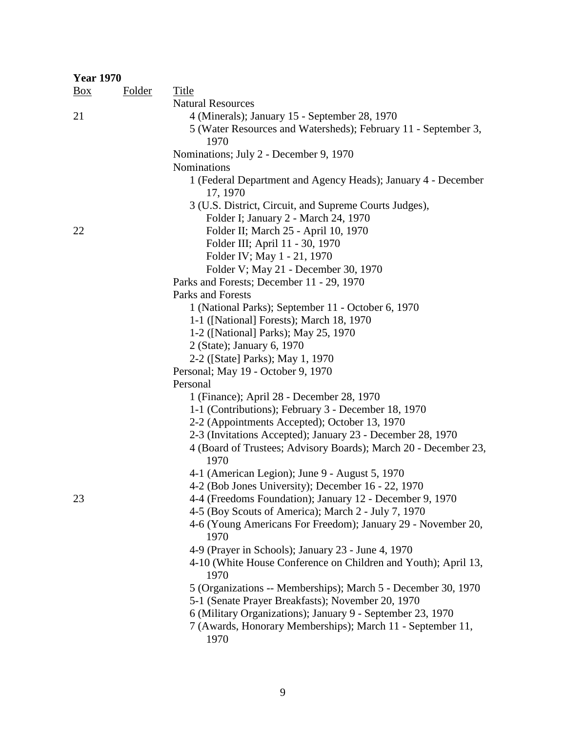**Year 1970**

| Box | Folder | Title |
|---|---|---|
| | | Natural Resources |
| 21 | | 4 (Minerals); January 15 - September 28, 1970 |
| | | 5 (Water Resources and Watersheds); February 11 - September 3, 1970 |
| | | Nominations; July 2 - December 9, 1970 |
| | | Nominations |
| | | 1 (Federal Department and Agency Heads); January 4 - December 17, 1970 |
| | | 3 (U.S. District, Circuit, and Supreme Courts Judges), |
| | | Folder I; January 2 - March 24, 1970 |
| 22 | | Folder II; March 25 - April 10, 1970 |
| | | Folder III; April 11 - 30, 1970 |
| | | Folder IV; May 1 - 21, 1970 |
| | | Folder V; May 21 - December 30, 1970 |
| | | Parks and Forests; December 11 - 29, 1970 |
| | | Parks and Forests |
| | | 1 (National Parks); September 11 - October 6, 1970 |
| | | 1-1 ([National] Forests); March 18, 1970 |
| | | 1-2 ([National] Parks); May 25, 1970 |
| | | 2 (State); January 6, 1970 |
| | | 2-2 ([State] Parks); May 1, 1970 |
| | | Personal; May 19 - October 9, 1970 |
| | | Personal |
| | | 1 (Finance); April 28 - December 28, 1970 |
| | | 1-1 (Contributions); February 3 - December 18, 1970 |
| | | 2-2 (Appointments Accepted); October 13, 1970 |
| | | 2-3 (Invitations Accepted); January 23 - December 28, 1970 |
| | | 4 (Board of Trustees; Advisory Boards); March 20 - December 23, 1970 |
| | | 4-1 (American Legion); June 9 - August 5, 1970 |
| | | 4-2 (Bob Jones University); December 16 - 22, 1970 |
| 23 | | 4-4 (Freedoms Foundation); January 12 - December 9, 1970 |
| | | 4-5 (Boy Scouts of America); March 2 - July 7, 1970 |
| | | 4-6 (Young Americans For Freedom); January 29 - November 20, 1970 |
| | | 4-9 (Prayer in Schools); January 23 - June 4, 1970 |
| | | 4-10 (White House Conference on Children and Youth); April 13, 1970 |
| | | 5 (Organizations -- Memberships); March 5 - December 30, 1970 |
| | | 5-1 (Senate Prayer Breakfasts); November 20, 1970 |
| | | 6 (Military Organizations); January 9 - September 23, 1970 |
| | | 7 (Awards, Honorary Memberships); March 11 - September 11, 1970 |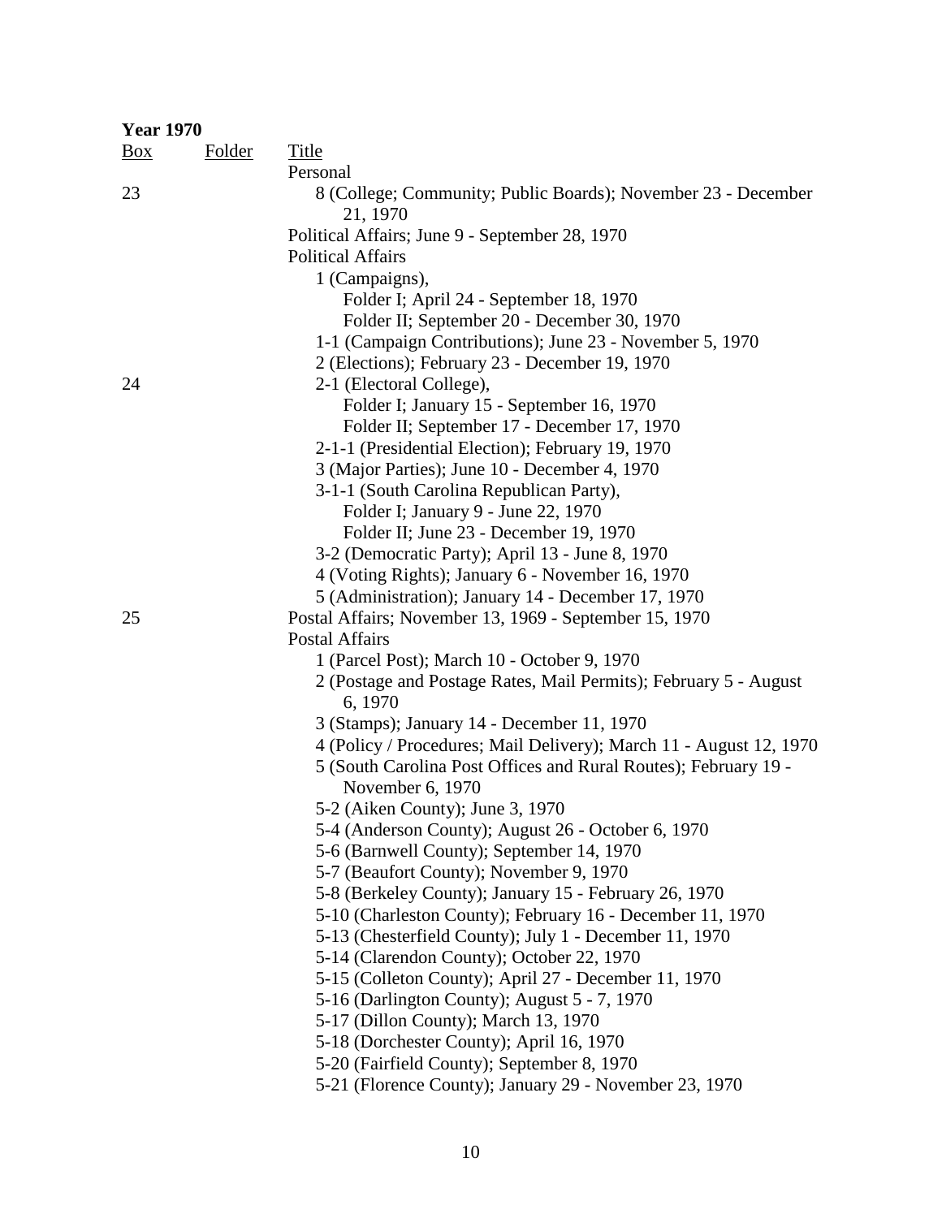**Year 1970**

| Box | Folder | Title |
|---|---|---|
| | | Personal |
| 23 | | 8 (College; Community; Public Boards); November 23 - December 21, 1970 |
| | | Political Affairs; June 9 - September 28, 1970 |
| | | Political Affairs |
| | | 1 (Campaigns), |
| | | Folder I; April 24 - September 18, 1970 |
| | | Folder II; September 20 - December 30, 1970 |
| | | 1-1 (Campaign Contributions); June 23 - November 5, 1970 |
| | | 2 (Elections); February 23 - December 19, 1970 |
| 24 | | 2-1 (Electoral College), |
| | | Folder I; January 15 - September 16, 1970 |
| | | Folder II; September 17 - December 17, 1970 |
| | | 2-1-1 (Presidential Election); February 19, 1970 |
| | | 3 (Major Parties); June 10 - December 4, 1970 |
| | | 3-1-1 (South Carolina Republican Party), |
| | | Folder I; January 9 - June 22, 1970 |
| | | Folder II; June 23 - December 19, 1970 |
| | | 3-2 (Democratic Party); April 13 - June 8, 1970 |
| | | 4 (Voting Rights); January 6 - November 16, 1970 |
| | | 5 (Administration); January 14 - December 17, 1970 |
| 25 | | Postal Affairs; November 13, 1969 - September 15, 1970 |
| | | Postal Affairs |
| | | 1 (Parcel Post); March 10 - October 9, 1970 |
| | | 2 (Postage and Postage Rates, Mail Permits); February 5 - August 6, 1970 |
| | | 3 (Stamps); January 14 - December 11, 1970 |
| | | 4 (Policy / Procedures; Mail Delivery); March 11 - August 12, 1970 |
| | | 5 (South Carolina Post Offices and Rural Routes); February 19 - November 6, 1970 |
| | | 5-2 (Aiken County); June 3, 1970 |
| | | 5-4 (Anderson County); August 26 - October 6, 1970 |
| | | 5-6 (Barnwell County); September 14, 1970 |
| | | 5-7 (Beaufort County); November 9, 1970 |
| | | 5-8 (Berkeley County); January 15 - February 26, 1970 |
| | | 5-10 (Charleston County); February 16 - December 11, 1970 |
| | | 5-13 (Chesterfield County); July 1 - December 11, 1970 |
| | | 5-14 (Clarendon County); October 22, 1970 |
| | | 5-15 (Colleton County); April 27 - December 11, 1970 |
| | | 5-16 (Darlington County); August 5 - 7, 1970 |
| | | 5-17 (Dillon County); March 13, 1970 |
| | | 5-18 (Dorchester County); April 16, 1970 |
| | | 5-20 (Fairfield County); September 8, 1970 |
| | | 5-21 (Florence County); January 29 - November 23, 1970 |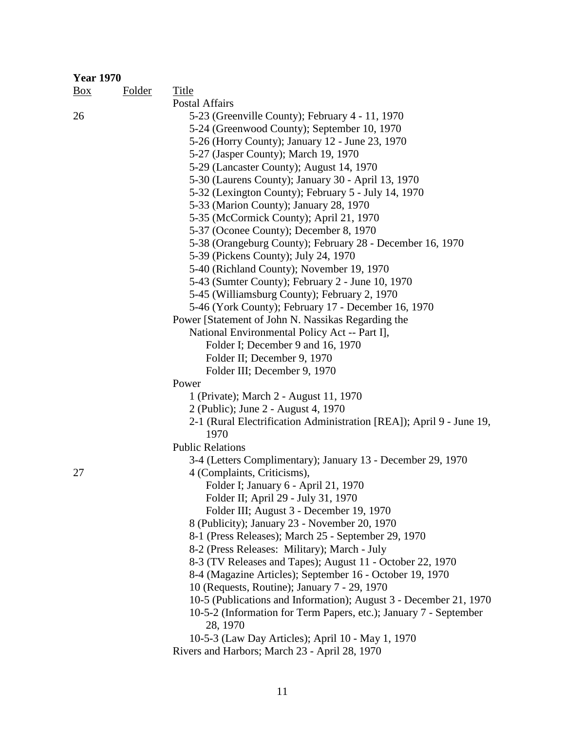**Year 1970**

| Box | Folder | Title |
|---|---|---|
| | | Postal Affairs |
| 26 | | 5-23 (Greenville County); February 4 - 11, 1970 |
| | | 5-24 (Greenwood County); September 10, 1970 |
| | | 5-26 (Horry County); January 12 - June 23, 1970 |
| | | 5-27 (Jasper County); March 19, 1970 |
| | | 5-29 (Lancaster County); August 14, 1970 |
| | | 5-30 (Laurens County); January 30 - April 13, 1970 |
| | | 5-32 (Lexington County); February 5 - July 14, 1970 |
| | | 5-33 (Marion County); January 28, 1970 |
| | | 5-35 (McCormick County); April 21, 1970 |
| | | 5-37 (Oconee County); December 8, 1970 |
| | | 5-38 (Orangeburg County); February 28 - December 16, 1970 |
| | | 5-39 (Pickens County); July 24, 1970 |
| | | 5-40 (Richland County); November 19, 1970 |
| | | 5-43 (Sumter County); February 2 - June 10, 1970 |
| | | 5-45 (Williamsburg County); February 2, 1970 |
| | | 5-46 (York County); February 17 - December 16, 1970 |
| | | Power [Statement of John N. Nassikas Regarding the National Environmental Policy Act -- Part I], |
| | | Folder I; December 9 and 16, 1970 |
| | | Folder II; December 9, 1970 |
| | | Folder III; December 9, 1970 |
| | | Power |
| | | 1 (Private); March 2 - August 11, 1970 |
| | | 2 (Public); June 2 - August 4, 1970 |
| | | 2-1 (Rural Electrification Administration [REA]); April 9 - June 19, 1970 |
| | | Public Relations |
| | | 3-4 (Letters Complimentary); January 13 - December 29, 1970 |
| 27 | | 4 (Complaints, Criticisms), |
| | | Folder I; January 6 - April 21, 1970 |
| | | Folder II; April 29 - July 31, 1970 |
| | | Folder III; August 3 - December 19, 1970 |
| | | 8 (Publicity); January 23 - November 20, 1970 |
| | | 8-1 (Press Releases); March 25 - September 29, 1970 |
| | | 8-2 (Press Releases: Military); March - July |
| | | 8-3 (TV Releases and Tapes); August 11 - October 22, 1970 |
| | | 8-4 (Magazine Articles); September 16 - October 19, 1970 |
| | | 10 (Requests, Routine); January 7 - 29, 1970 |
| | | 10-5 (Publications and Information); August 3 - December 21, 1970 |
| | | 10-5-2 (Information for Term Papers, etc.); January 7 - September 28, 1970 |
| | | 10-5-3 (Law Day Articles); April 10 - May 1, 1970 |
| | | Rivers and Harbors; March 23 - April 28, 1970 |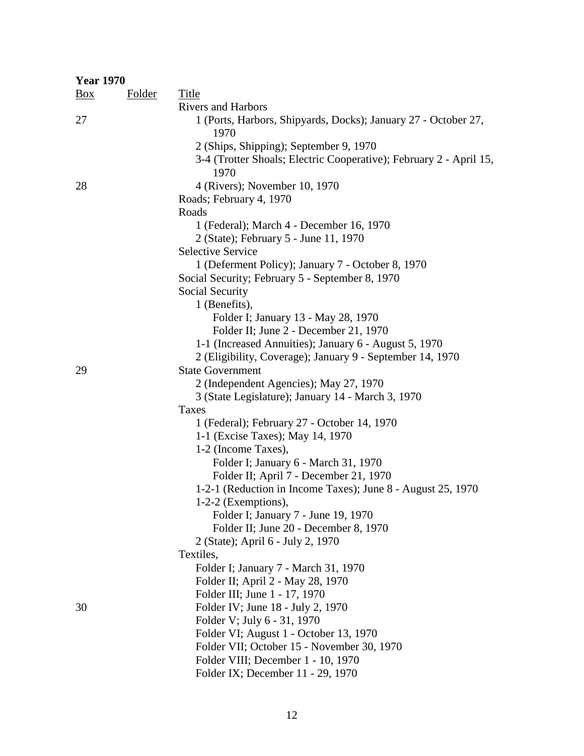**Year 1970**

| Box | Folder | Title |
|---|---|---|
| | | Rivers and Harbors |
| 27 | | 1 (Ports, Harbors, Shipyards, Docks); January 27 - October 27, 1970 |
| | | 2 (Ships, Shipping); September 9, 1970 |
| | | 3-4 (Trotter Shoals; Electric Cooperative); February 2 - April 15, 1970 |
| 28 | | 4 (Rivers); November 10, 1970 |
| | | Roads; February 4, 1970 |
| | | Roads |
| | | 1 (Federal); March 4 - December 16, 1970 |
| | | 2 (State); February 5 - June 11, 1970 |
| | | Selective Service |
| | | 1 (Deferment Policy); January 7 - October 8, 1970 |
| | | Social Security; February 5 - September 8, 1970 |
| | | Social Security |
| | | 1 (Benefits), |
| | | Folder I; January 13 - May 28, 1970 |
| | | Folder II; June 2 - December 21, 1970 |
| | | 1-1 (Increased Annuities); January 6 - August 5, 1970 |
| | | 2 (Eligibility, Coverage); January 9 - September 14, 1970 |
| 29 | | State Government |
| | | 2 (Independent Agencies); May 27, 1970 |
| | | 3 (State Legislature); January 14 - March 3, 1970 |
| | | Taxes |
| | | 1 (Federal); February 27 - October 14, 1970 |
| | | 1-1 (Excise Taxes); May 14, 1970 |
| | | 1-2 (Income Taxes), |
| | | Folder I; January 6 - March 31, 1970 |
| | | Folder II; April 7 - December 21, 1970 |
| | | 1-2-1 (Reduction in Income Taxes); June 8 - August 25, 1970 |
| | | 1-2-2 (Exemptions), |
| | | Folder I; January 7 - June 19, 1970 |
| | | Folder II; June 20 - December 8, 1970 |
| | | 2 (State); April 6 - July 2, 1970 |
| | | Textiles, |
| | | Folder I; January 7 - March 31, 1970 |
| | | Folder II; April 2 - May 28, 1970 |
| | | Folder III; June 1 - 17, 1970 |
| 30 | | Folder IV; June 18 - July 2, 1970 |
| | | Folder V; July 6 - 31, 1970 |
| | | Folder VI; August 1 - October 13, 1970 |
| | | Folder VII; October 15 - November 30, 1970 |
| | | Folder VIII; December 1 - 10, 1970 |
| | | Folder IX; December 11 - 29, 1970 |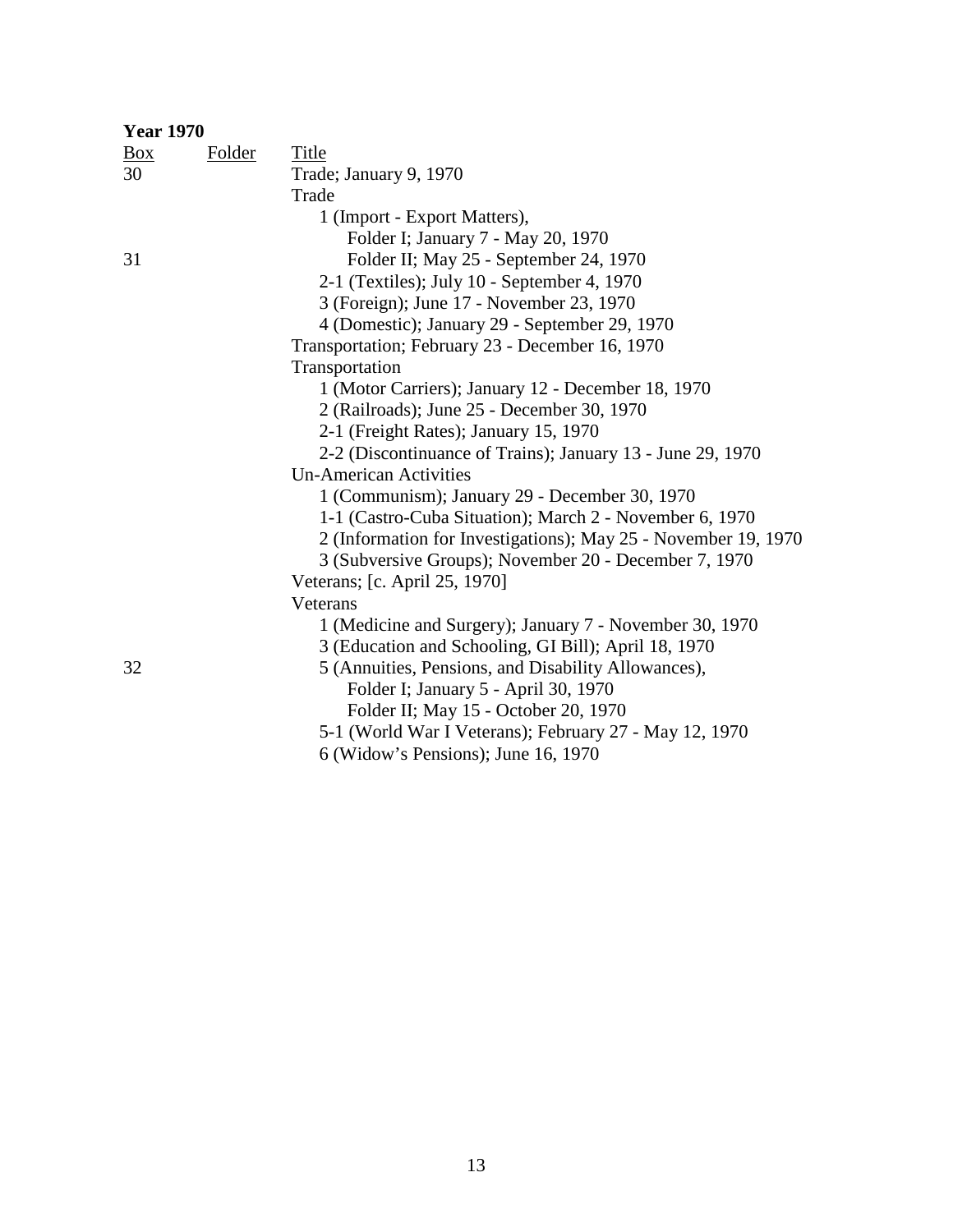**Year 1970**

| Box | Folder | Title |
|---|---|---|
| 30 | | Trade; January 9, 1970 |
| | | Trade |
| | | 1 (Import - Export Matters), |
| | | Folder I; January 7 - May 20, 1970 |
| 31 | | Folder II; May 25 - September 24, 1970 |
| | | 2-1 (Textiles); July 10 - September 4, 1970 |
| | | 3 (Foreign); June 17 - November 23, 1970 |
| | | 4 (Domestic); January 29 - September 29, 1970 |
| | | Transportation; February 23 - December 16, 1970 |
| | | Transportation |
| | | 1 (Motor Carriers); January 12 - December 18, 1970 |
| | | 2 (Railroads); June 25 - December 30, 1970 |
| | | 2-1 (Freight Rates); January 15, 1970 |
| | | 2-2 (Discontinuance of Trains); January 13 - June 29, 1970 |
| | | Un-American Activities |
| | | 1 (Communism); January 29 - December 30, 1970 |
| | | 1-1 (Castro-Cuba Situation); March 2 - November 6, 1970 |
| | | 2 (Information for Investigations); May 25 - November 19, 1970 |
| | | 3 (Subversive Groups); November 20 - December 7, 1970 |
| | | Veterans; [c. April 25, 1970] |
| | | Veterans |
| | | 1 (Medicine and Surgery); January 7 - November 30, 1970 |
| | | 3 (Education and Schooling, GI Bill); April 18, 1970 |
| 32 | | 5 (Annuities, Pensions, and Disability Allowances), |
| | | Folder I; January 5 - April 30, 1970 |
| | | Folder II; May 15 - October 20, 1970 |
| | | 5-1 (World War I Veterans); February 27 - May 12, 1970 |
| | | 6 (Widow's Pensions); June 16, 1970 |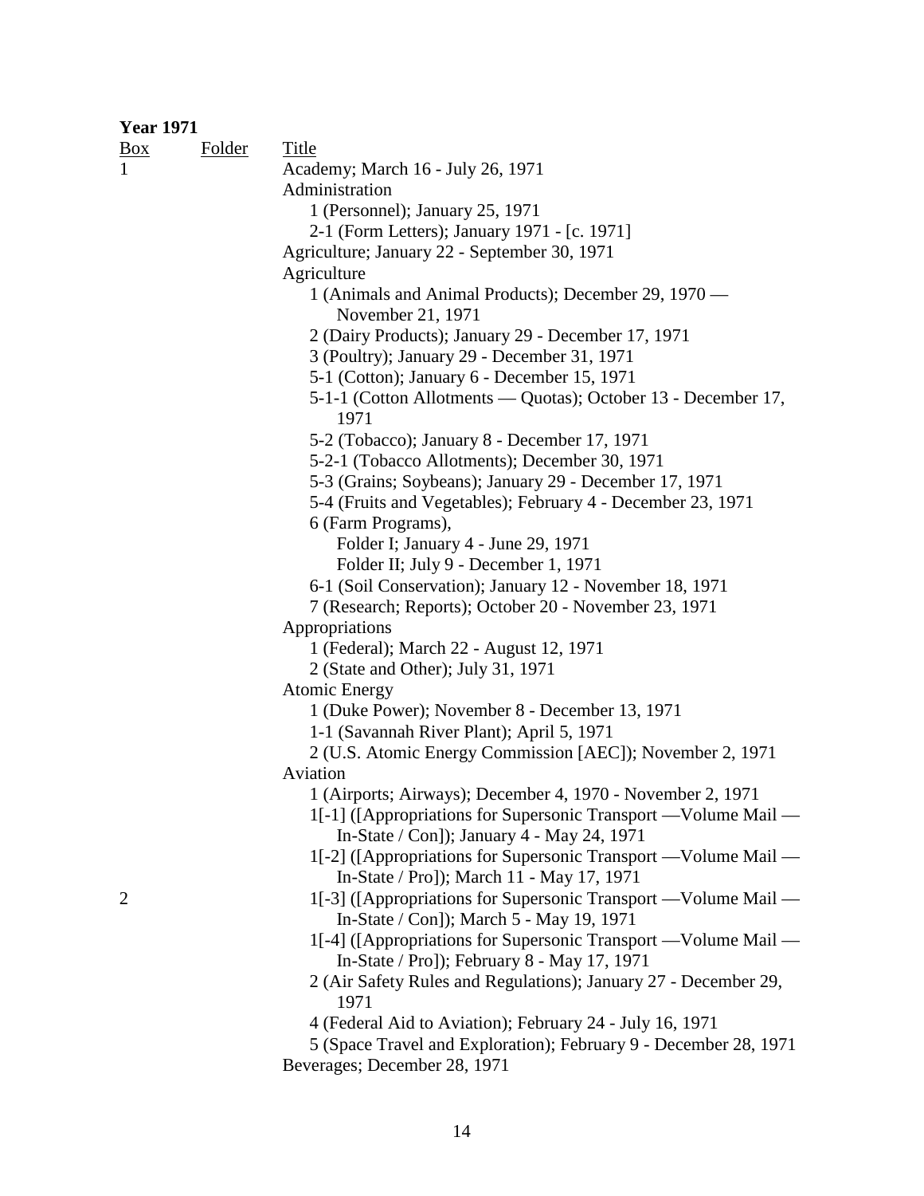**Year 1971**

| Box | Folder | Title |
|---|---|---|
| 1 | | Academy; March 16 - July 26, 1971 |
| | | Administration |
| | | 1 (Personnel); January 25, 1971 |
| | | 2-1 (Form Letters); January 1971 - [c. 1971] |
| | | Agriculture; January 22 - September 30, 1971 |
| | | Agriculture |
| | | 1 (Animals and Animal Products); December 29, 1970 — November 21, 1971 |
| | | 2 (Dairy Products); January 29 - December 17, 1971 |
| | | 3 (Poultry); January 29 - December 31, 1971 |
| | | 5-1 (Cotton); January 6 - December 15, 1971 |
| | | 5-1-1 (Cotton Allotments — Quotas); October 13 - December 17, 1971 |
| | | 5-2 (Tobacco); January 8 - December 17, 1971 |
| | | 5-2-1 (Tobacco Allotments); December 30, 1971 |
| | | 5-3 (Grains; Soybeans); January 29 - December 17, 1971 |
| | | 5-4 (Fruits and Vegetables); February 4 - December 23, 1971 |
| | | 6 (Farm Programs), |
| | | Folder I; January 4 - June 29, 1971 |
| | | Folder II; July 9 - December 1, 1971 |
| | | 6-1 (Soil Conservation); January 12 - November 18, 1971 |
| | | 7 (Research; Reports); October 20 - November 23, 1971 |
| | | Appropriations |
| | | 1 (Federal); March 22 - August 12, 1971 |
| | | 2 (State and Other); July 31, 1971 |
| | | Atomic Energy |
| | | 1 (Duke Power); November 8 - December 13, 1971 |
| | | 1-1 (Savannah River Plant); April 5, 1971 |
| | | 2 (U.S. Atomic Energy Commission [AEC]); November 2, 1971 |
| | | Aviation |
| | | 1 (Airports; Airways); December 4, 1970 - November 2, 1971 |
| | | 1[-1] ([Appropriations for Supersonic Transport —Volume Mail — In-State / Con]); January 4 - May 24, 1971 |
| | | 1[-2] ([Appropriations for Supersonic Transport —Volume Mail — In-State / Pro]); March 11 - May 17, 1971 |
| 2 | | 1[-3] ([Appropriations for Supersonic Transport —Volume Mail — In-State / Con]); March 5 - May 19, 1971 |
| | | 1[-4] ([Appropriations for Supersonic Transport —Volume Mail — In-State / Pro]); February 8 - May 17, 1971 |
| | | 2 (Air Safety Rules and Regulations); January 27 - December 29, 1971 |
| | | 4 (Federal Aid to Aviation); February 24 - July 16, 1971 |
| | | 5 (Space Travel and Exploration); February 9 - December 28, 1971 |
| | | Beverages; December 28, 1971 |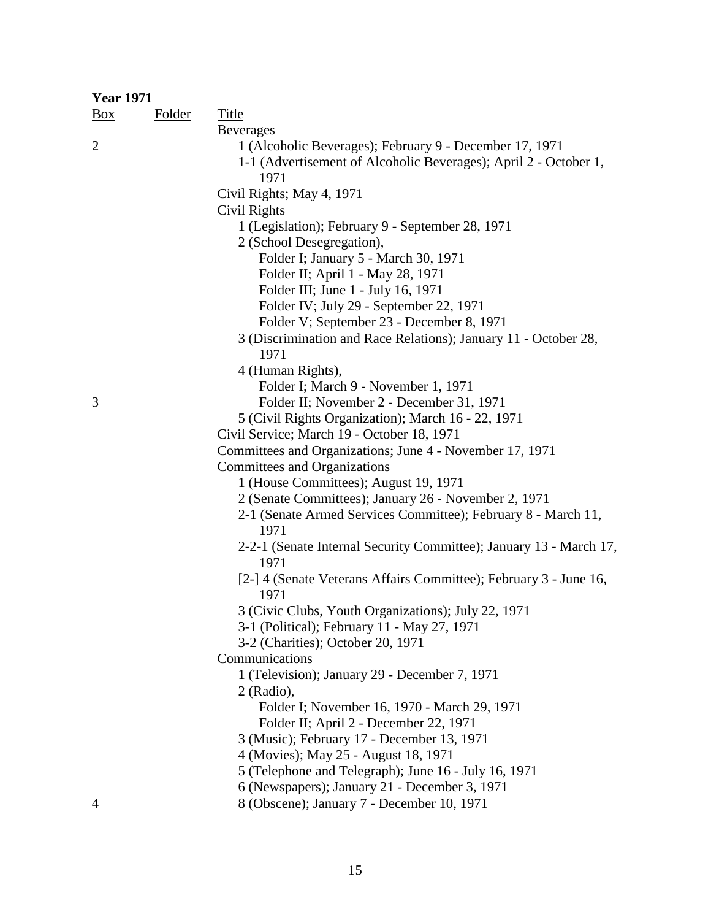**Year 1971**

| Box | Folder | Title |
|---|---|---|
| | | Beverages |
| 2 | | 1 (Alcoholic Beverages); February 9 - December 17, 1971 |
| | | 1-1 (Advertisement of Alcoholic Beverages); April 2 - October 1, 1971 |
| | | Civil Rights; May 4, 1971 |
| | | Civil Rights |
| | | 1 (Legislation); February 9 - September 28, 1971 |
| | | 2 (School Desegregation), |
| | | Folder I; January 5 - March 30, 1971 |
| | | Folder II; April 1 - May 28, 1971 |
| | | Folder III; June 1 - July 16, 1971 |
| | | Folder IV; July 29 - September 22, 1971 |
| | | Folder V; September 23 - December 8, 1971 |
| | | 3 (Discrimination and Race Relations); January 11 - October 28, 1971 |
| | | 4 (Human Rights), |
| | | Folder I; March 9 - November 1, 1971 |
| 3 | | Folder II; November 2 - December 31, 1971 |
| | | 5 (Civil Rights Organization); March 16 - 22, 1971 |
| | | Civil Service; March 19 - October 18, 1971 |
| | | Committees and Organizations; June 4 - November 17, 1971 |
| | | Committees and Organizations |
| | | 1 (House Committees); August 19, 1971 |
| | | 2 (Senate Committees); January 26 - November 2, 1971 |
| | | 2-1 (Senate Armed Services Committee); February 8 - March 11, 1971 |
| | | 2-2-1 (Senate Internal Security Committee); January 13 - March 17, 1971 |
| | | [2-] 4 (Senate Veterans Affairs Committee); February 3 - June 16, 1971 |
| | | 3 (Civic Clubs, Youth Organizations); July 22, 1971 |
| | | 3-1 (Political); February 11 - May 27, 1971 |
| | | 3-2 (Charities); October 20, 1971 |
| | | Communications |
| | | 1 (Television); January 29 - December 7, 1971 |
| | | 2 (Radio), |
| | | Folder I; November 16, 1970 - March 29, 1971 |
| | | Folder II; April 2 - December 22, 1971 |
| | | 3 (Music); February 17 - December 13, 1971 |
| | | 4 (Movies); May 25 - August 18, 1971 |
| | | 5 (Telephone and Telegraph); June 16 - July 16, 1971 |
| | | 6 (Newspapers); January 21 - December 3, 1971 |
| 4 | | 8 (Obscene); January 7 - December 10, 1971 |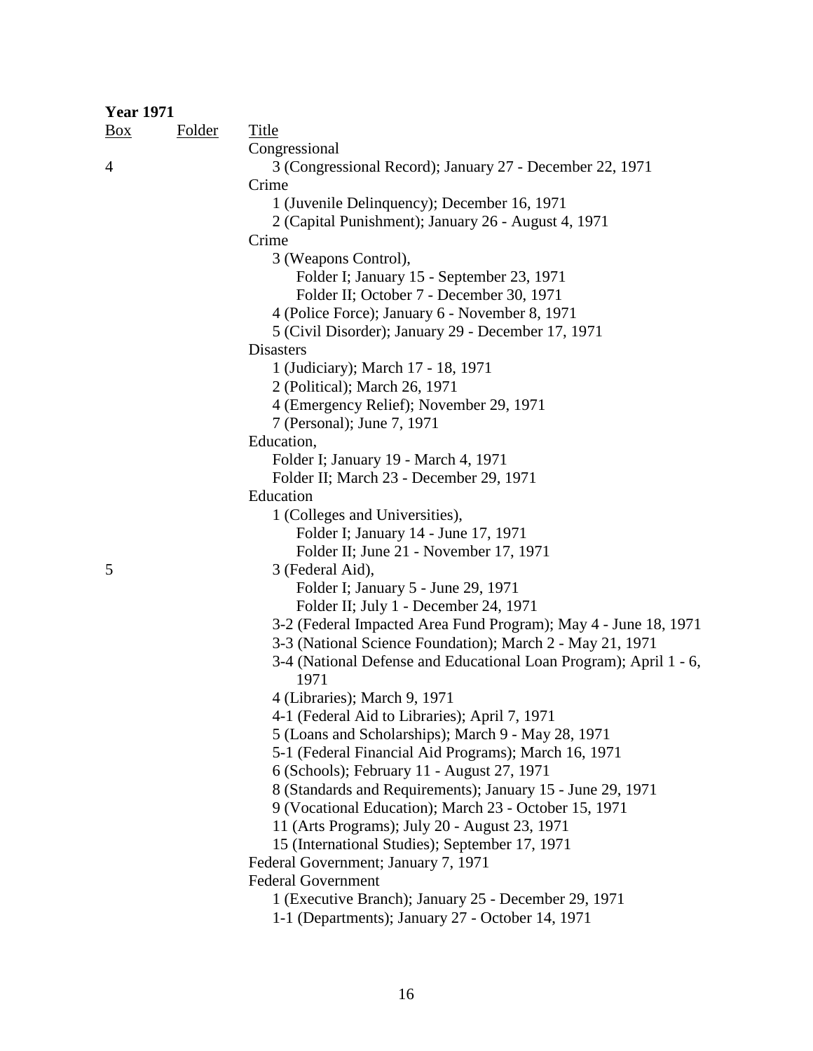**Year 1971**

| Box | Folder | Title |
|---|---|---|
| | | Congressional |
| 4 | | 3 (Congressional Record); January 27 - December 22, 1971 |
| | | Crime |
| | | 1 (Juvenile Delinquency); December 16, 1971 |
| | | 2 (Capital Punishment); January 26 - August 4, 1971 |
| | | Crime |
| | | 3 (Weapons Control), |
| | | Folder I; January 15 - September 23, 1971 |
| | | Folder II; October 7 - December 30, 1971 |
| | | 4 (Police Force); January 6 - November 8, 1971 |
| | | 5 (Civil Disorder); January 29 - December 17, 1971 |
| | | Disasters |
| | | 1 (Judiciary); March 17 - 18, 1971 |
| | | 2 (Political); March 26, 1971 |
| | | 4 (Emergency Relief); November 29, 1971 |
| | | 7 (Personal); June 7, 1971 |
| | | Education, |
| | | Folder I; January 19 - March 4, 1971 |
| | | Folder II; March 23 - December 29, 1971 |
| | | Education |
| | | 1 (Colleges and Universities), |
| | | Folder I; January 14 - June 17, 1971 |
| | | Folder II; June 21 - November 17, 1971 |
| 5 | | 3 (Federal Aid), |
| | | Folder I; January 5 - June 29, 1971 |
| | | Folder II; July 1 - December 24, 1971 |
| | | 3-2 (Federal Impacted Area Fund Program); May 4 - June 18, 1971 |
| | | 3-3 (National Science Foundation); March 2 - May 21, 1971 |
| | | 3-4 (National Defense and Educational Loan Program); April 1 - 6, 1971 |
| | | 4 (Libraries); March 9, 1971 |
| | | 4-1 (Federal Aid to Libraries); April 7, 1971 |
| | | 5 (Loans and Scholarships); March 9 - May 28, 1971 |
| | | 5-1 (Federal Financial Aid Programs); March 16, 1971 |
| | | 6 (Schools); February 11 - August 27, 1971 |
| | | 8 (Standards and Requirements); January 15 - June 29, 1971 |
| | | 9 (Vocational Education); March 23 - October 15, 1971 |
| | | 11 (Arts Programs); July 20 - August 23, 1971 |
| | | 15 (International Studies); September 17, 1971 |
| | | Federal Government; January 7, 1971 |
| | | Federal Government |
| | | 1 (Executive Branch); January 25 - December 29, 1971 |
| | | 1-1 (Departments); January 27 - October 14, 1971 |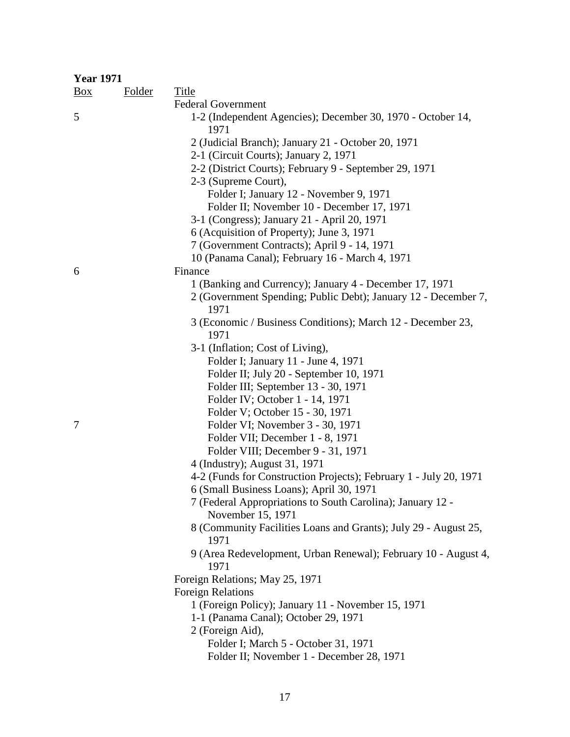**Year 1971**

| Box | Folder | Title |
|---|---|---|
| | | Federal Government |
| 5 | | 1-2 (Independent Agencies); December 30, 1970 - October 14, 1971 |
| | | 2 (Judicial Branch); January 21 - October 20, 1971 |
| | | 2-1 (Circuit Courts); January 2, 1971 |
| | | 2-2 (District Courts); February 9 - September 29, 1971 |
| | | 2-3 (Supreme Court), |
| | | Folder I; January 12 - November 9, 1971 |
| | | Folder II; November 10 - December 17, 1971 |
| | | 3-1 (Congress); January 21 - April 20, 1971 |
| | | 6 (Acquisition of Property); June 3, 1971 |
| | | 7 (Government Contracts); April 9 - 14, 1971 |
| | | 10 (Panama Canal); February 16 - March 4, 1971 |
| 6 | | Finance |
| | | 1 (Banking and Currency); January 4 - December 17, 1971 |
| | | 2 (Government Spending; Public Debt); January 12 - December 7, 1971 |
| | | 3 (Economic / Business Conditions); March 12 - December 23, 1971 |
| | | 3-1 (Inflation; Cost of Living), |
| | | Folder I; January 11 - June 4, 1971 |
| | | Folder II; July 20 - September 10, 1971 |
| | | Folder III; September 13 - 30, 1971 |
| | | Folder IV; October 1 - 14, 1971 |
| | | Folder V; October 15 - 30, 1971 |
| 7 | | Folder VI; November 3 - 30, 1971 |
| | | Folder VII; December 1 - 8, 1971 |
| | | Folder VIII; December 9 - 31, 1971 |
| | | 4 (Industry); August 31, 1971 |
| | | 4-2 (Funds for Construction Projects); February 1 - July 20, 1971 |
| | | 6 (Small Business Loans); April 30, 1971 |
| | | 7 (Federal Appropriations to South Carolina); January 12 - November 15, 1971 |
| | | 8 (Community Facilities Loans and Grants); July 29 - August 25, 1971 |
| | | 9 (Area Redevelopment, Urban Renewal); February 10 - August 4, 1971 |
| | | Foreign Relations; May 25, 1971 |
| | | Foreign Relations |
| | | 1 (Foreign Policy); January 11 - November 15, 1971 |
| | | 1-1 (Panama Canal); October 29, 1971 |
| | | 2 (Foreign Aid), |
| | | Folder I; March 5 - October 31, 1971 |
| | | Folder II; November 1 - December 28, 1971 |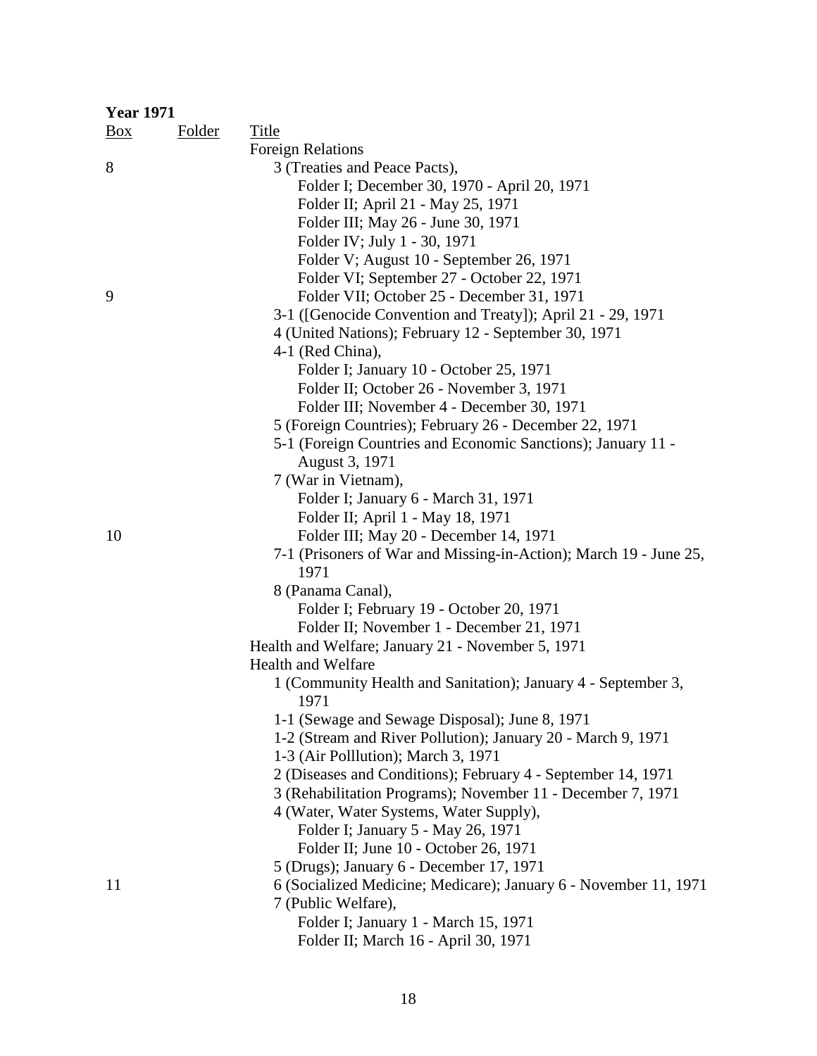**Year 1971**

| Box | Folder | Title |
|---|---|---|
| | | Foreign Relations |
| 8 | | 3 (Treaties and Peace Pacts), |
| | | Folder I; December 30, 1970 - April 20, 1971 |
| | | Folder II; April 21 - May 25, 1971 |
| | | Folder III; May 26 - June 30, 1971 |
| | | Folder IV; July 1 - 30, 1971 |
| | | Folder V; August 10 - September 26, 1971 |
| | | Folder VI; September 27 - October 22, 1971 |
| 9 | | Folder VII; October 25 - December 31, 1971 |
| | | 3-1 ([Genocide Convention and Treaty]); April 21 - 29, 1971 |
| | | 4 (United Nations); February 12 - September 30, 1971 |
| | | 4-1 (Red China), |
| | | Folder I; January 10 - October 25, 1971 |
| | | Folder II; October 26 - November 3, 1971 |
| | | Folder III; November 4 - December 30, 1971 |
| | | 5 (Foreign Countries); February 26 - December 22, 1971 |
| | | 5-1 (Foreign Countries and Economic Sanctions); January 11 - August 3, 1971 |
| | | 7 (War in Vietnam), |
| | | Folder I; January 6 - March 31, 1971 |
| | | Folder II; April 1 - May 18, 1971 |
| 10 | | Folder III; May 20 - December 14, 1971 |
| | | 7-1 (Prisoners of War and Missing-in-Action); March 19 - June 25, 1971 |
| | | 8 (Panama Canal), |
| | | Folder I; February 19 - October 20, 1971 |
| | | Folder II; November 1 - December 21, 1971 |
| | | Health and Welfare; January 21 - November 5, 1971 |
| | | Health and Welfare |
| | | 1 (Community Health and Sanitation); January 4 - September 3, 1971 |
| | | 1-1 (Sewage and Sewage Disposal); June 8, 1971 |
| | | 1-2 (Stream and River Pollution); January 20 - March 9, 1971 |
| | | 1-3 (Air Polllution); March 3, 1971 |
| | | 2 (Diseases and Conditions); February 4 - September 14, 1971 |
| | | 3 (Rehabilitation Programs); November 11 - December 7, 1971 |
| | | 4 (Water, Water Systems, Water Supply), |
| | | Folder I; January 5 - May 26, 1971 |
| | | Folder II; June 10 - October 26, 1971 |
| | | 5 (Drugs); January 6 - December 17, 1971 |
| 11 | | 6 (Socialized Medicine; Medicare); January 6 - November 11, 1971 |
| | | 7 (Public Welfare), |
| | | Folder I; January 1 - March 15, 1971 |
| | | Folder II; March 16 - April 30, 1971 |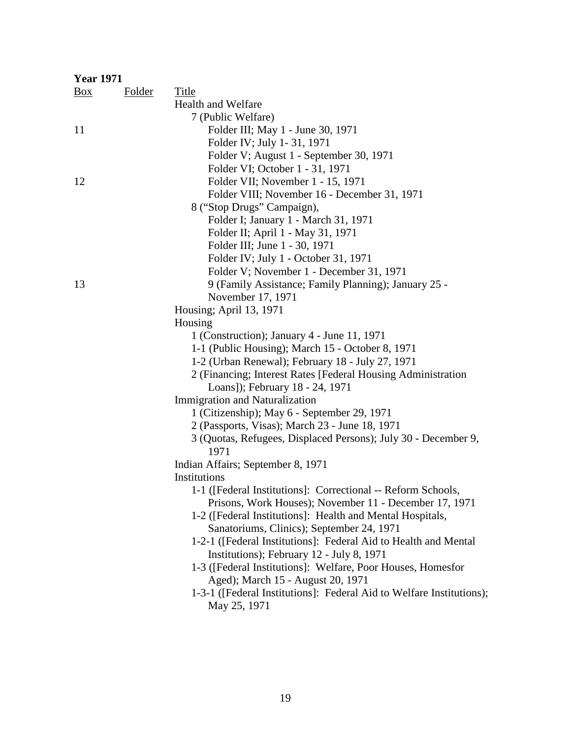**Year 1971**

| Box | Folder | Title |
|---|---|---|
| | | Health and Welfare |
| | | 7 (Public Welfare) |
| 11 | | Folder III; May 1 - June 30, 1971 |
| | | Folder IV; July 1- 31, 1971 |
| | | Folder V; August 1 - September 30, 1971 |
| | | Folder VI; October 1 - 31, 1971 |
| 12 | | Folder VII; November 1 - 15, 1971 |
| | | Folder VIII; November 16 - December 31, 1971 |
| | | 8 ("Stop Drugs" Campaign), |
| | | Folder I; January 1 - March 31, 1971 |
| | | Folder II; April 1 - May 31, 1971 |
| | | Folder III; June 1 - 30, 1971 |
| | | Folder IV; July 1 - October 31, 1971 |
| | | Folder V; November 1 - December 31, 1971 |
| 13 | | 9 (Family Assistance; Family Planning); January 25 - November 17, 1971 |
| | | Housing; April 13, 1971 |
| | | Housing |
| | | 1 (Construction); January 4 - June 11, 1971 |
| | | 1-1 (Public Housing); March 15 - October 8, 1971 |
| | | 1-2 (Urban Renewal); February 18 - July 27, 1971 |
| | | 2 (Financing; Interest Rates [Federal Housing Administration Loans]); February 18 - 24, 1971 |
| | | Immigration and Naturalization |
| | | 1 (Citizenship); May 6 - September 29, 1971 |
| | | 2 (Passports, Visas); March 23 - June 18, 1971 |
| | | 3 (Quotas, Refugees, Displaced Persons); July 30 - December 9, 1971 |
| | | Indian Affairs; September 8, 1971 |
| | | Institutions |
| | | 1-1 ([Federal Institutions]: Correctional -- Reform Schools, Prisons, Work Houses); November 11 - December 17, 1971 |
| | | 1-2 ([Federal Institutions]: Health and Mental Hospitals, Sanatoriums, Clinics); September 24, 1971 |
| | | 1-2-1 ([Federal Institutions]: Federal Aid to Health and Mental Institutions); February 12 - July 8, 1971 |
| | | 1-3 ([Federal Institutions]: Welfare, Poor Houses, Homesfor Aged); March 15 - August 20, 1971 |
| | | 1-3-1 ([Federal Institutions]: Federal Aid to Welfare Institutions); May 25, 1971 |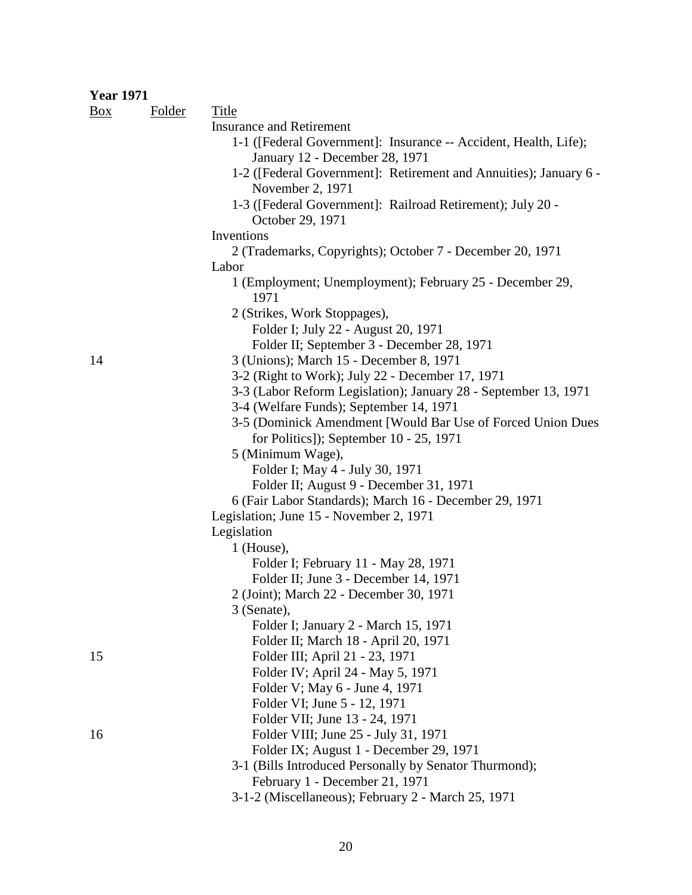**Year 1971**

| Box | Folder | Title |
|---|---|---|
| | | Insurance and Retirement |
| | | 1-1 ([Federal Government]: Insurance -- Accident, Health, Life); January 12 - December 28, 1971 |
| | | 1-2 ([Federal Government]: Retirement and Annuities); January 6 - November 2, 1971 |
| | | 1-3 ([Federal Government]: Railroad Retirement); July 20 - October 29, 1971 |
| | | Inventions |
| | | 2 (Trademarks, Copyrights); October 7 - December 20, 1971 |
| | | Labor |
| | | 1 (Employment; Unemployment); February 25 - December 29, 1971 |
| | | 2 (Strikes, Work Stoppages), |
| | | Folder I; July 22 - August 20, 1971 |
| | | Folder II; September 3 - December 28, 1971 |
| 14 | | 3 (Unions); March 15 - December 8, 1971 |
| | | 3-2 (Right to Work); July 22 - December 17, 1971 |
| | | 3-3 (Labor Reform Legislation); January 28 - September 13, 1971 |
| | | 3-4 (Welfare Funds); September 14, 1971 |
| | | 3-5 (Dominick Amendment [Would Bar Use of Forced Union Dues for Politics]); September 10 - 25, 1971 |
| | | 5 (Minimum Wage), |
| | | Folder I; May 4 - July 30, 1971 |
| | | Folder II; August 9 - December 31, 1971 |
| | | 6 (Fair Labor Standards); March 16 - December 29, 1971 |
| | | Legislation; June 15 - November 2, 1971 |
| | | Legislation |
| | | 1 (House), |
| | | Folder I; February 11 - May 28, 1971 |
| | | Folder II; June 3 - December 14, 1971 |
| | | 2 (Joint); March 22 - December 30, 1971 |
| | | 3 (Senate), |
| | | Folder I; January 2 - March 15, 1971 |
| | | Folder II; March 18 - April 20, 1971 |
| 15 | | Folder III; April 21 - 23, 1971 |
| | | Folder IV; April 24 - May 5, 1971 |
| | | Folder V; May 6 - June 4, 1971 |
| | | Folder VI; June 5 - 12, 1971 |
| | | Folder VII; June 13 - 24, 1971 |
| 16 | | Folder VIII; June 25 - July 31, 1971 |
| | | Folder IX; August 1 - December 29, 1971 |
| | | 3-1 (Bills Introduced Personally by Senator Thurmond); February 1 - December 21, 1971 |
| | | 3-1-2 (Miscellaneous); February 2 - March 25, 1971 |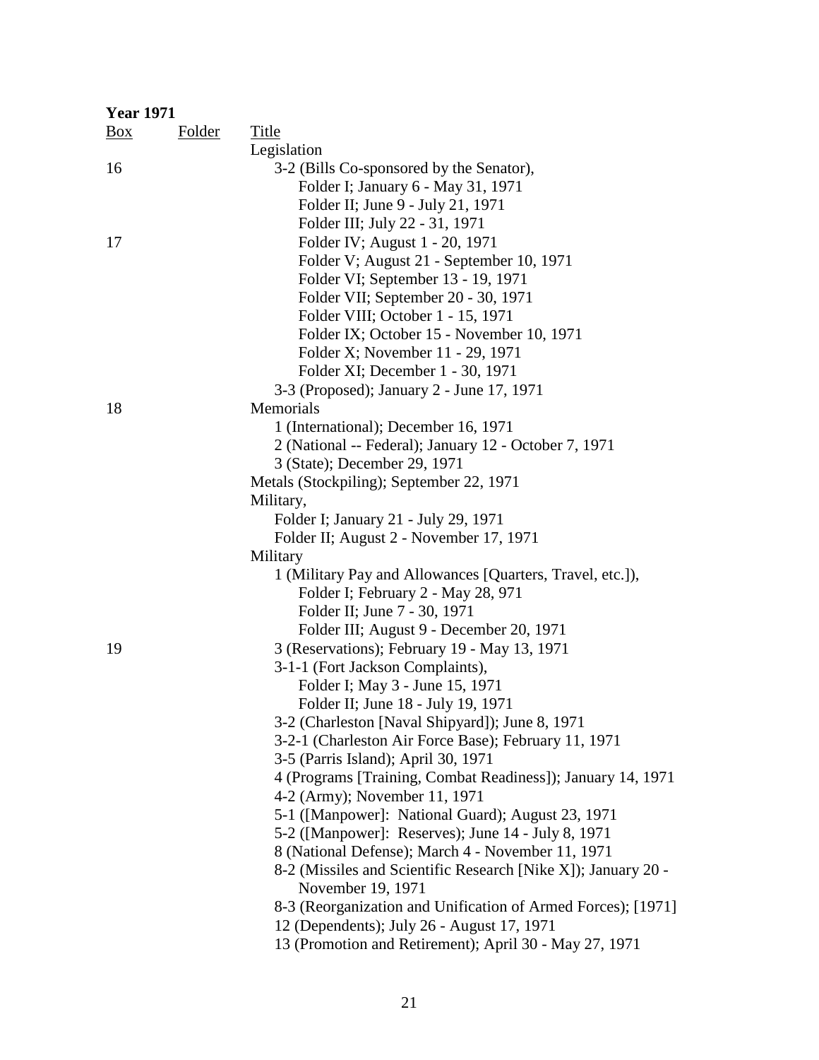**Year 1971**

| Box | Folder | Title |
|---|---|---|
| | | Legislation |
| 16 | | 3-2 (Bills Co-sponsored by the Senator), |
| | | Folder I; January 6 - May 31, 1971 |
| | | Folder II; June 9 - July 21, 1971 |
| | | Folder III; July 22 - 31, 1971 |
| 17 | | Folder IV; August 1 - 20, 1971 |
| | | Folder V; August 21 - September 10, 1971 |
| | | Folder VI; September 13 - 19, 1971 |
| | | Folder VII; September 20 - 30, 1971 |
| | | Folder VIII; October 1 - 15, 1971 |
| | | Folder IX; October 15 - November 10, 1971 |
| | | Folder X; November 11 - 29, 1971 |
| | | Folder XI; December 1 - 30, 1971 |
| | | 3-3 (Proposed); January 2 - June 17, 1971 |
| 18 | | Memorials |
| | | 1 (International); December 16, 1971 |
| | | 2 (National -- Federal); January 12 - October 7, 1971 |
| | | 3 (State); December 29, 1971 |
| | | Metals (Stockpiling); September 22, 1971 |
| | | Military, |
| | | Folder I; January 21 - July 29, 1971 |
| | | Folder II; August 2 - November 17, 1971 |
| | | Military |
| | | 1 (Military Pay and Allowances [Quarters, Travel, etc.]), |
| | | Folder I; February 2 - May 28, 971 |
| | | Folder II; June 7 - 30, 1971 |
| | | Folder III; August 9 - December 20, 1971 |
| 19 | | 3 (Reservations); February 19 - May 13, 1971 |
| | | 3-1-1 (Fort Jackson Complaints), |
| | | Folder I; May 3 - June 15, 1971 |
| | | Folder II; June 18 - July 19, 1971 |
| | | 3-2 (Charleston [Naval Shipyard]); June 8, 1971 |
| | | 3-2-1 (Charleston Air Force Base); February 11, 1971 |
| | | 3-5 (Parris Island); April 30, 1971 |
| | | 4 (Programs [Training, Combat Readiness]); January 14, 1971 |
| | | 4-2 (Army); November 11, 1971 |
| | | 5-1 ([Manpower]: National Guard); August 23, 1971 |
| | | 5-2 ([Manpower]: Reserves); June 14 - July 8, 1971 |
| | | 8 (National Defense); March 4 - November 11, 1971 |
| | | 8-2 (Missiles and Scientific Research [Nike X]); January 20 - November 19, 1971 |
| | | 8-3 (Reorganization and Unification of Armed Forces); [1971] |
| | | 12 (Dependents); July 26 - August 17, 1971 |
| | | 13 (Promotion and Retirement); April 30 - May 27, 1971 |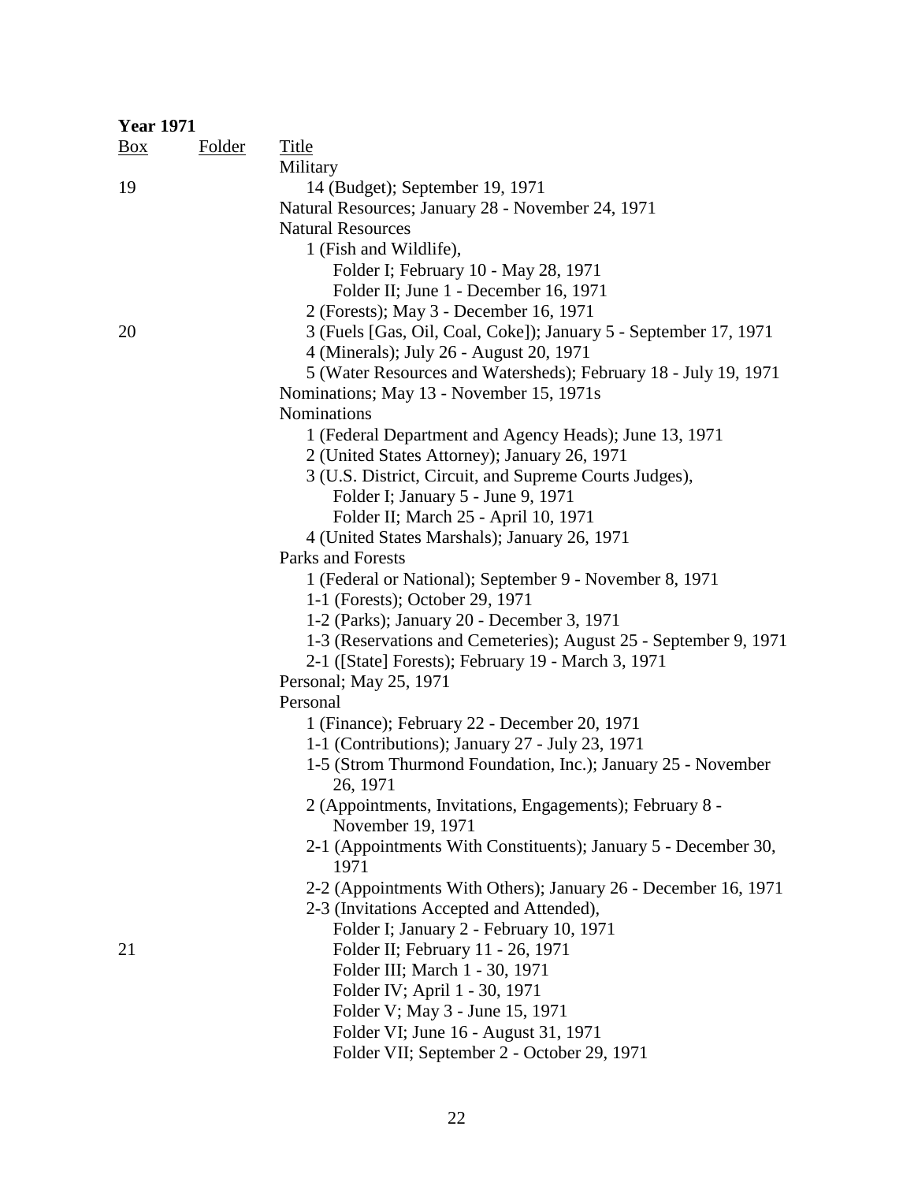**Year 1971**

| Box | Folder | Title |
|---|---|---|
| | | Military |
| 19 | | 14 (Budget); September 19, 1971 |
| | | Natural Resources; January 28 - November 24, 1971 |
| | | Natural Resources |
| | | 1 (Fish and Wildlife), |
| | | Folder I; February 10 - May 28, 1971 |
| | | Folder II; June 1 - December 16, 1971 |
| | | 2 (Forests); May 3 - December 16, 1971 |
| 20 | | 3 (Fuels [Gas, Oil, Coal, Coke]); January 5 - September 17, 1971 |
| | | 4 (Minerals); July 26 - August 20, 1971 |
| | | 5 (Water Resources and Watersheds); February 18 - July 19, 1971 |
| | | Nominations; May 13 - November 15, 1971s |
| | | Nominations |
| | | 1 (Federal Department and Agency Heads); June 13, 1971 |
| | | 2 (United States Attorney); January 26, 1971 |
| | | 3 (U.S. District, Circuit, and Supreme Courts Judges), |
| | | Folder I; January 5 - June 9, 1971 |
| | | Folder II; March 25 - April 10, 1971 |
| | | 4 (United States Marshals); January 26, 1971 |
| | | Parks and Forests |
| | | 1 (Federal or National); September 9 - November 8, 1971 |
| | | 1-1 (Forests); October 29, 1971 |
| | | 1-2 (Parks); January 20 - December 3, 1971 |
| | | 1-3 (Reservations and Cemeteries); August 25 - September 9, 1971 |
| | | 2-1 ([State] Forests); February 19 - March 3, 1971 |
| | | Personal; May 25, 1971 |
| | | Personal |
| | | 1 (Finance); February 22 - December 20, 1971 |
| | | 1-1 (Contributions); January 27 - July 23, 1971 |
| | | 1-5 (Strom Thurmond Foundation, Inc.); January 25 - November 26, 1971 |
| | | 2 (Appointments, Invitations, Engagements); February 8 - November 19, 1971 |
| | | 2-1 (Appointments With Constituents); January 5 - December 30, 1971 |
| | | 2-2 (Appointments With Others); January 26 - December 16, 1971 |
| | | 2-3 (Invitations Accepted and Attended), |
| | | Folder I; January 2 - February 10, 1971 |
| 21 | | Folder II; February 11 - 26, 1971 |
| | | Folder III; March 1 - 30, 1971 |
| | | Folder IV; April 1 - 30, 1971 |
| | | Folder V; May 3 - June 15, 1971 |
| | | Folder VI; June 16 - August 31, 1971 |
| | | Folder VII; September 2 - October 29, 1971 |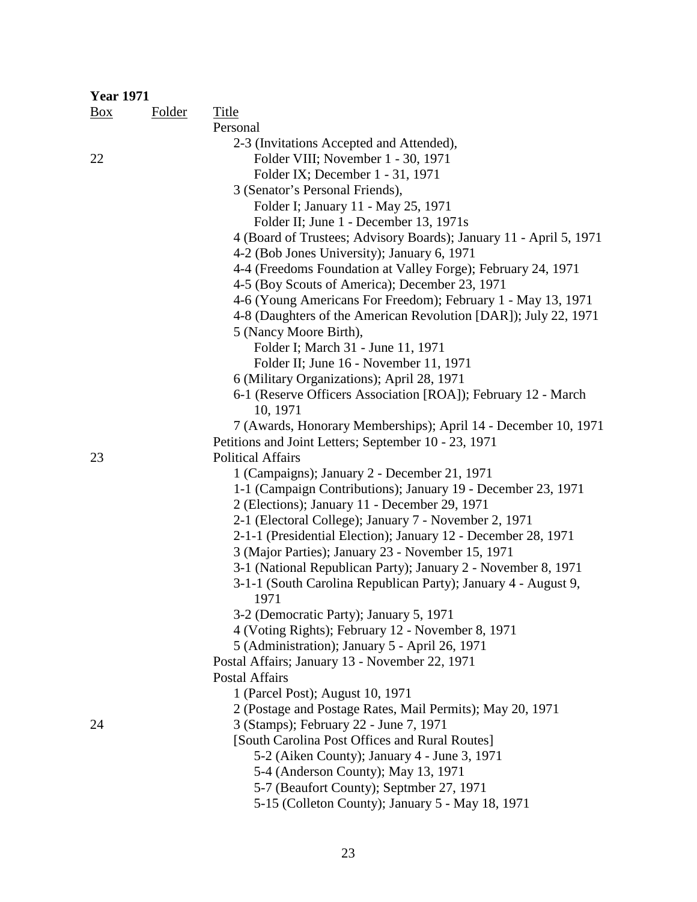**Year 1971**

| Box | Folder | Title |
|---|---|---|
| | | Personal |
| | | 2-3 (Invitations Accepted and Attended), |
| 22 | | Folder VIII; November 1 - 30, 1971 |
| | | Folder IX; December 1 - 31, 1971 |
| | | 3 (Senator's Personal Friends), |
| | | Folder I; January 11 - May 25, 1971 |
| | | Folder II; June 1 - December 13, 1971s |
| | | 4 (Board of Trustees; Advisory Boards); January 11 - April 5, 1971 |
| | | 4-2 (Bob Jones University); January 6, 1971 |
| | | 4-4 (Freedoms Foundation at Valley Forge); February 24, 1971 |
| | | 4-5 (Boy Scouts of America); December 23, 1971 |
| | | 4-6 (Young Americans For Freedom); February 1 - May 13, 1971 |
| | | 4-8 (Daughters of the American Revolution [DAR]); July 22, 1971 |
| | | 5 (Nancy Moore Birth), |
| | | Folder I; March 31 - June 11, 1971 |
| | | Folder II; June 16 - November 11, 1971 |
| | | 6 (Military Organizations); April 28, 1971 |
| | | 6-1 (Reserve Officers Association [ROA]); February 12 - March 10, 1971 |
| | | 7 (Awards, Honorary Memberships); April 14 - December 10, 1971 |
| | | Petitions and Joint Letters; September 10 - 23, 1971 |
| 23 | | Political Affairs |
| | | 1 (Campaigns); January 2 - December 21, 1971 |
| | | 1-1 (Campaign Contributions); January 19 - December 23, 1971 |
| | | 2 (Elections); January 11 - December 29, 1971 |
| | | 2-1 (Electoral College); January 7 - November 2, 1971 |
| | | 2-1-1 (Presidential Election); January 12 - December 28, 1971 |
| | | 3 (Major Parties); January 23 - November 15, 1971 |
| | | 3-1 (National Republican Party); January 2 - November 8, 1971 |
| | | 3-1-1 (South Carolina Republican Party); January 4 - August 9, 1971 |
| | | 3-2 (Democratic Party); January 5, 1971 |
| | | 4 (Voting Rights); February 12 - November 8, 1971 |
| | | 5 (Administration); January 5 - April 26, 1971 |
| | | Postal Affairs; January 13 - November 22, 1971 |
| | | Postal Affairs |
| | | 1 (Parcel Post); August 10, 1971 |
| | | 2 (Postage and Postage Rates, Mail Permits); May 20, 1971 |
| 24 | | 3 (Stamps); February 22 - June 7, 1971 |
| | | [South Carolina Post Offices and Rural Routes] |
| | | 5-2 (Aiken County); January 4 - June 3, 1971 |
| | | 5-4 (Anderson County); May 13, 1971 |
| | | 5-7 (Beaufort County); Septmber 27, 1971 |
| | | 5-15 (Colleton County); January 5 - May 18, 1971 |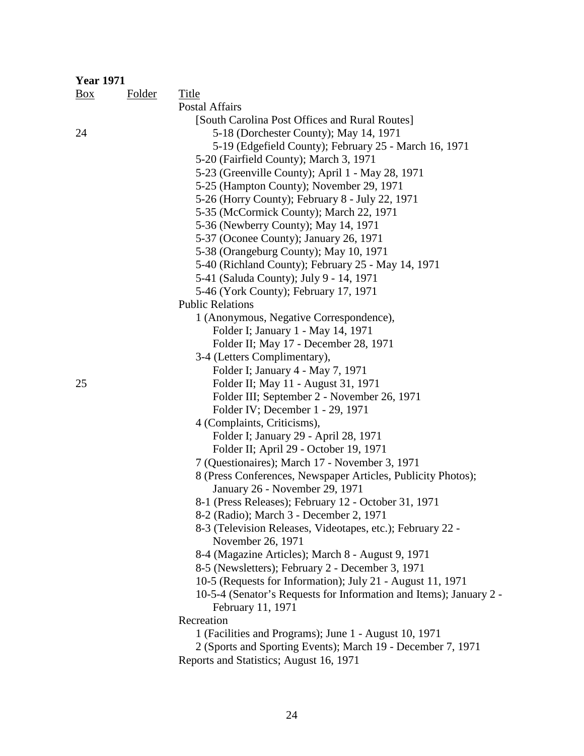**Year 1971**

| Box | Folder | Title |
|---|---|---|
| | | Postal Affairs |
| | | [South Carolina Post Offices and Rural Routes] |
| 24 | | 5-18 (Dorchester County); May 14, 1971 |
| | | 5-19 (Edgefield County); February 25 - March 16, 1971 |
| | | 5-20 (Fairfield County); March 3, 1971 |
| | | 5-23 (Greenville County); April 1 - May 28, 1971 |
| | | 5-25 (Hampton County); November 29, 1971 |
| | | 5-26 (Horry County); February 8 - July 22, 1971 |
| | | 5-35 (McCormick County); March 22, 1971 |
| | | 5-36 (Newberry County); May 14, 1971 |
| | | 5-37 (Oconee County); January 26, 1971 |
| | | 5-38 (Orangeburg County); May 10, 1971 |
| | | 5-40 (Richland County); February 25 - May 14, 1971 |
| | | 5-41 (Saluda County); July 9 - 14, 1971 |
| | | 5-46 (York County); February 17, 1971 |
| | | Public Relations |
| | | 1 (Anonymous, Negative Correspondence), |
| | | Folder I; January 1 - May 14, 1971 |
| | | Folder II; May 17 - December 28, 1971 |
| | | 3-4 (Letters Complimentary), |
| | | Folder I; January 4 - May 7, 1971 |
| 25 | | Folder II; May 11 - August 31, 1971 |
| | | Folder III; September 2 - November 26, 1971 |
| | | Folder IV; December 1 - 29, 1971 |
| | | 4 (Complaints, Criticisms), |
| | | Folder I; January 29 - April 28, 1971 |
| | | Folder II; April 29 - October 19, 1971 |
| | | 7 (Questionaires); March 17 - November 3, 1971 |
| | | 8 (Press Conferences, Newspaper Articles, Publicity Photos); January 26 - November 29, 1971 |
| | | 8-1 (Press Releases); February 12 - October 31, 1971 |
| | | 8-2 (Radio); March 3 - December 2, 1971 |
| | | 8-3 (Television Releases, Videotapes, etc.); February 22 - November 26, 1971 |
| | | 8-4 (Magazine Articles); March 8 - August 9, 1971 |
| | | 8-5 (Newsletters); February 2 - December 3, 1971 |
| | | 10-5 (Requests for Information); July 21 - August 11, 1971 |
| | | 10-5-4 (Senator's Requests for Information and Items); January 2 - February 11, 1971 |
| | | Recreation |
| | | 1 (Facilities and Programs); June 1 - August 10, 1971 |
| | | 2 (Sports and Sporting Events); March 19 - December 7, 1971 |
| | | Reports and Statistics; August 16, 1971 |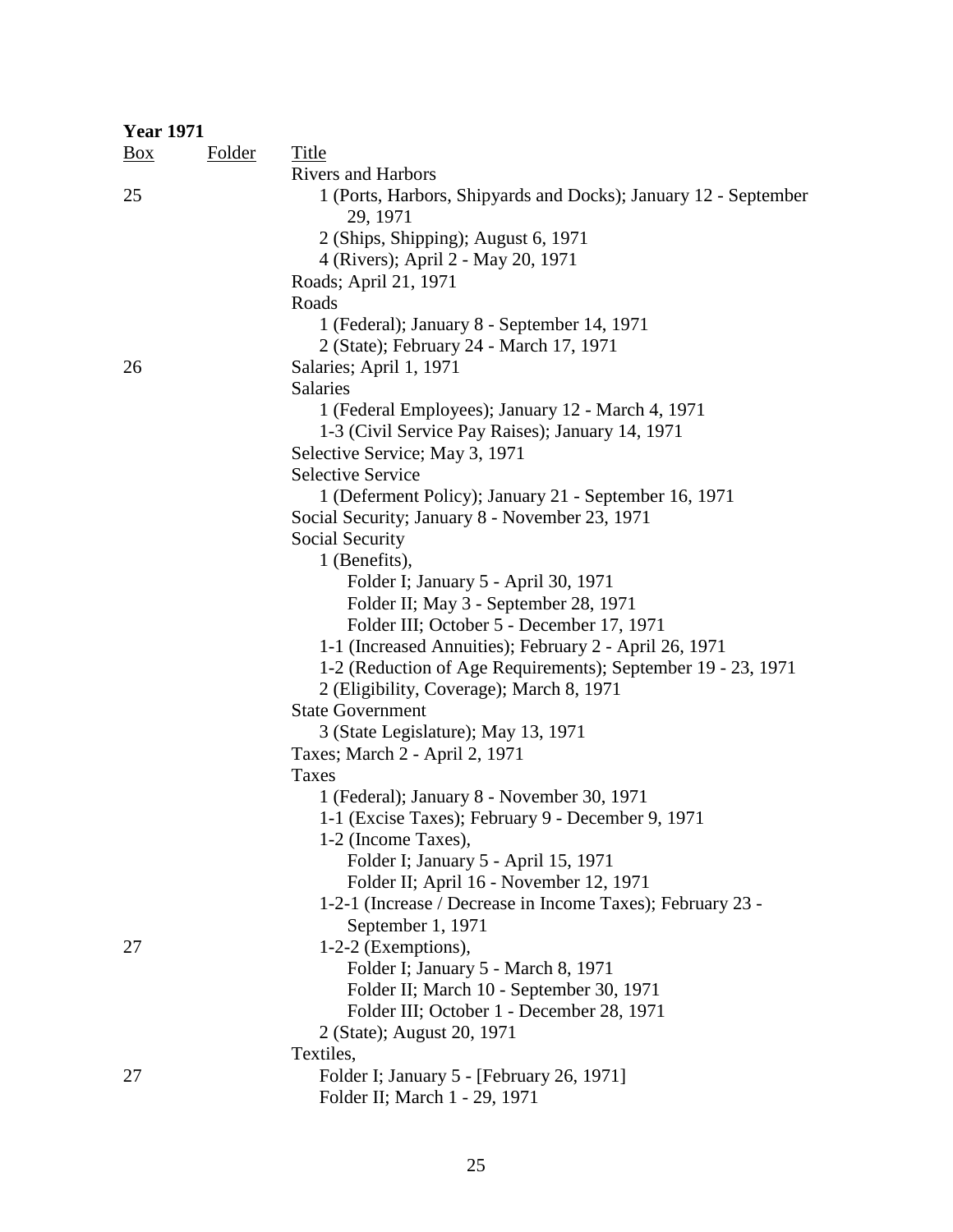**Year 1971**

| Box | Folder | Title |
|---|---|---|
| | | Rivers and Harbors |
| 25 | | 1 (Ports, Harbors, Shipyards and Docks); January 12 - September 29, 1971 |
| | | 2 (Ships, Shipping); August 6, 1971 |
| | | 4 (Rivers); April 2 - May 20, 1971 |
| | | Roads; April 21, 1971 |
| | | Roads |
| | | 1 (Federal); January 8 - September 14, 1971 |
| | | 2 (State); February 24 - March 17, 1971 |
| 26 | | Salaries; April 1, 1971 |
| | | Salaries |
| | | 1 (Federal Employees); January 12 - March 4, 1971 |
| | | 1-3 (Civil Service Pay Raises); January 14, 1971 |
| | | Selective Service; May 3, 1971 |
| | | Selective Service |
| | | 1 (Deferment Policy); January 21 - September 16, 1971 |
| | | Social Security; January 8 - November 23, 1971 |
| | | Social Security |
| | | 1 (Benefits), |
| | | Folder I; January 5 - April 30, 1971 |
| | | Folder II; May 3 - September 28, 1971 |
| | | Folder III; October 5 - December 17, 1971 |
| | | 1-1 (Increased Annuities); February 2 - April 26, 1971 |
| | | 1-2 (Reduction of Age Requirements); September 19 - 23, 1971 |
| | | 2 (Eligibility, Coverage); March 8, 1971 |
| | | State Government |
| | | 3 (State Legislature); May 13, 1971 |
| | | Taxes; March 2 - April 2, 1971 |
| | | Taxes |
| | | 1 (Federal); January 8 - November 30, 1971 |
| | | 1-1 (Excise Taxes); February 9 - December 9, 1971 |
| | | 1-2 (Income Taxes), |
| | | Folder I; January 5 - April 15, 1971 |
| | | Folder II; April 16 - November 12, 1971 |
| | | 1-2-1 (Increase / Decrease in Income Taxes); February 23 - September 1, 1971 |
| 27 | | 1-2-2 (Exemptions), |
| | | Folder I; January 5 - March 8, 1971 |
| | | Folder II; March 10 - September 30, 1971 |
| | | Folder III; October 1 - December 28, 1971 |
| | | 2 (State); August 20, 1971 |
| | | Textiles, |
| 27 | | Folder I; January 5 - [February 26, 1971] |
| | | Folder II; March 1 - 29, 1971 |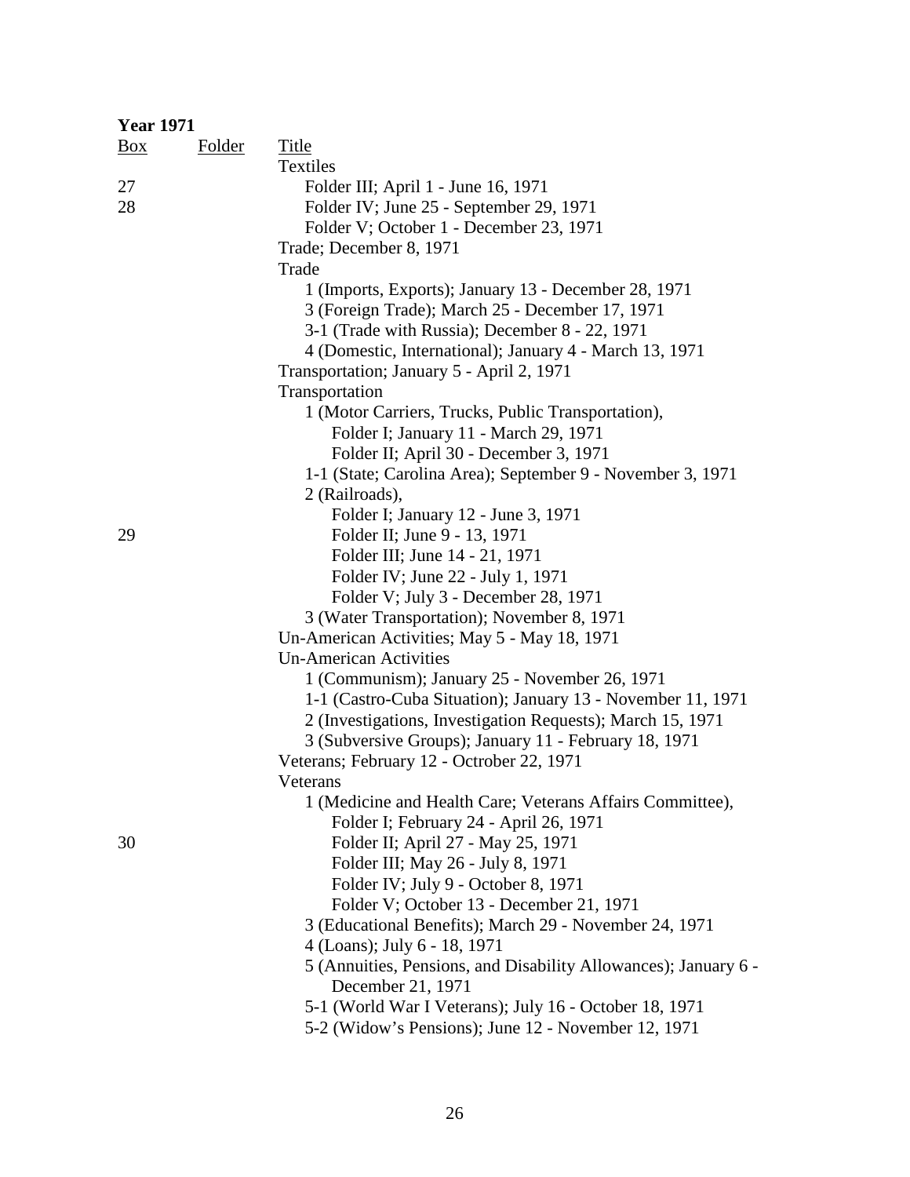**Year 1971**

| Box | Folder | Title |
|---|---|---|
| | | Textiles |
| 27 | | Folder III; April 1 - June 16, 1971 |
| 28 | | Folder IV; June 25 - September 29, 1971 |
| | | Folder V; October 1 - December 23, 1971 |
| | | Trade; December 8, 1971 |
| | | Trade |
| | | 1 (Imports, Exports); January 13 - December 28, 1971 |
| | | 3 (Foreign Trade); March 25 - December 17, 1971 |
| | | 3-1 (Trade with Russia); December 8 - 22, 1971 |
| | | 4 (Domestic, International); January 4 - March 13, 1971 |
| | | Transportation; January 5 - April 2, 1971 |
| | | Transportation |
| | | 1 (Motor Carriers, Trucks, Public Transportation), |
| | | Folder I; January 11 - March 29, 1971 |
| | | Folder II; April 30 - December 3, 1971 |
| | | 1-1 (State; Carolina Area); September 9 - November 3, 1971 |
| | | 2 (Railroads), |
| | | Folder I; January 12 - June 3, 1971 |
| 29 | | Folder II; June 9 - 13, 1971 |
| | | Folder III; June 14 - 21, 1971 |
| | | Folder IV; June 22 - July 1, 1971 |
| | | Folder V; July 3 - December 28, 1971 |
| | | 3 (Water Transportation); November 8, 1971 |
| | | Un-American Activities; May 5 - May 18, 1971 |
| | | Un-American Activities |
| | | 1 (Communism); January 25 - November 26, 1971 |
| | | 1-1 (Castro-Cuba Situation); January 13 - November 11, 1971 |
| | | 2 (Investigations, Investigation Requests); March 15, 1971 |
| | | 3 (Subversive Groups); January 11 - February 18, 1971 |
| | | Veterans; February 12 - Octrober 22, 1971 |
| | | Veterans |
| | | 1 (Medicine and Health Care; Veterans Affairs Committee), |
| | | Folder I; February 24 - April 26, 1971 |
| 30 | | Folder II; April 27 - May 25, 1971 |
| | | Folder III; May 26 - July 8, 1971 |
| | | Folder IV; July 9 - October 8, 1971 |
| | | Folder V; October 13 - December 21, 1971 |
| | | 3 (Educational Benefits); March 29 - November 24, 1971 |
| | | 4 (Loans); July 6 - 18, 1971 |
| | | 5 (Annuities, Pensions, and Disability Allowances); January 6 - December 21, 1971 |
| | | 5-1 (World War I Veterans); July 16 - October 18, 1971 |
| | | 5-2 (Widow's Pensions); June 12 - November 12, 1971 |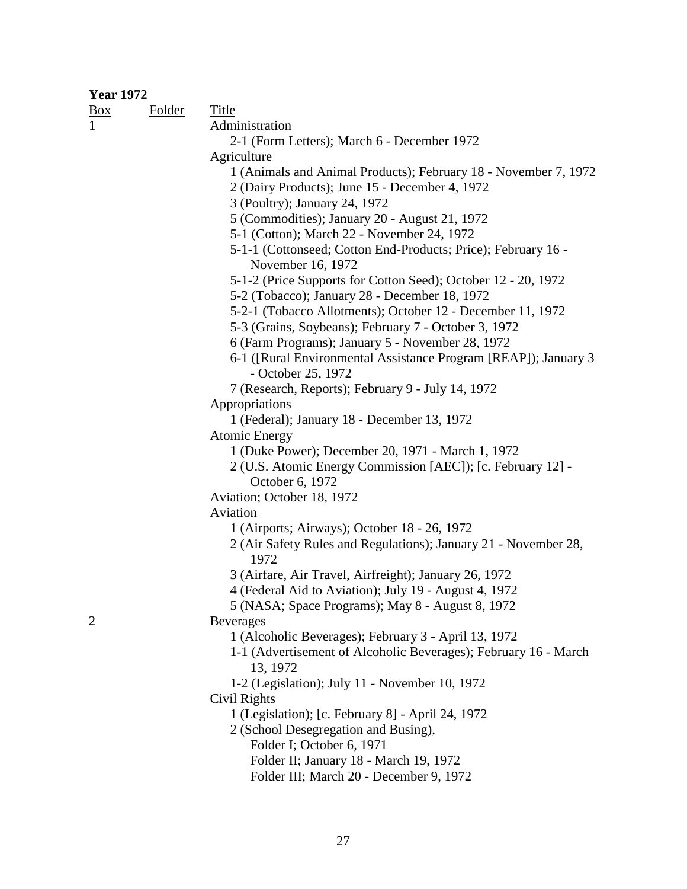**Year 1972**

| Box | Folder | Title |
|---|---|---|
| 1 | | Administration |
| | | 2-1 (Form Letters); March 6 - December 1972 |
| | | Agriculture |
| | | 1 (Animals and Animal Products); February 18 - November 7, 1972 |
| | | 2 (Dairy Products); June 15 - December 4, 1972 |
| | | 3 (Poultry); January 24, 1972 |
| | | 5 (Commodities); January 20 - August 21, 1972 |
| | | 5-1 (Cotton); March 22 - November 24, 1972 |
| | | 5-1-1 (Cottonseed; Cotton End-Products; Price); February 16 - November 16, 1972 |
| | | 5-1-2 (Price Supports for Cotton Seed); October 12 - 20, 1972 |
| | | 5-2 (Tobacco); January 28 - December 18, 1972 |
| | | 5-2-1 (Tobacco Allotments); October 12 - December 11, 1972 |
| | | 5-3 (Grains, Soybeans); February 7 - October 3, 1972 |
| | | 6 (Farm Programs); January 5 - November 28, 1972 |
| | | 6-1 ([Rural Environmental Assistance Program [REAP]); January 3 - October 25, 1972 |
| | | 7 (Research, Reports); February 9 - July 14, 1972 |
| | | Appropriations |
| | | 1 (Federal); January 18 - December 13, 1972 |
| | | Atomic Energy |
| | | 1 (Duke Power); December 20, 1971 - March 1, 1972 |
| | | 2 (U.S. Atomic Energy Commission [AEC]); [c. February 12] - October 6, 1972 |
| | | Aviation; October 18, 1972 |
| | | Aviation |
| | | 1 (Airports; Airways); October 18 - 26, 1972 |
| | | 2 (Air Safety Rules and Regulations); January 21 - November 28, 1972 |
| | | 3 (Airfare, Air Travel, Airfreight); January 26, 1972 |
| | | 4 (Federal Aid to Aviation); July 19 - August 4, 1972 |
| | | 5 (NASA; Space Programs); May 8 - August 8, 1972 |
| 2 | | Beverages |
| | | 1 (Alcoholic Beverages); February 3 - April 13, 1972 |
| | | 1-1 (Advertisement of Alcoholic Beverages); February 16 - March 13, 1972 |
| | | 1-2 (Legislation); July 11 - November 10, 1972 |
| | | Civil Rights |
| | | 1 (Legislation); [c. February 8] - April 24, 1972 |
| | | 2 (School Desegregation and Busing), |
| | | Folder I; October 6, 1971 |
| | | Folder II; January 18 - March 19, 1972 |
| | | Folder III; March 20 - December 9, 1972 |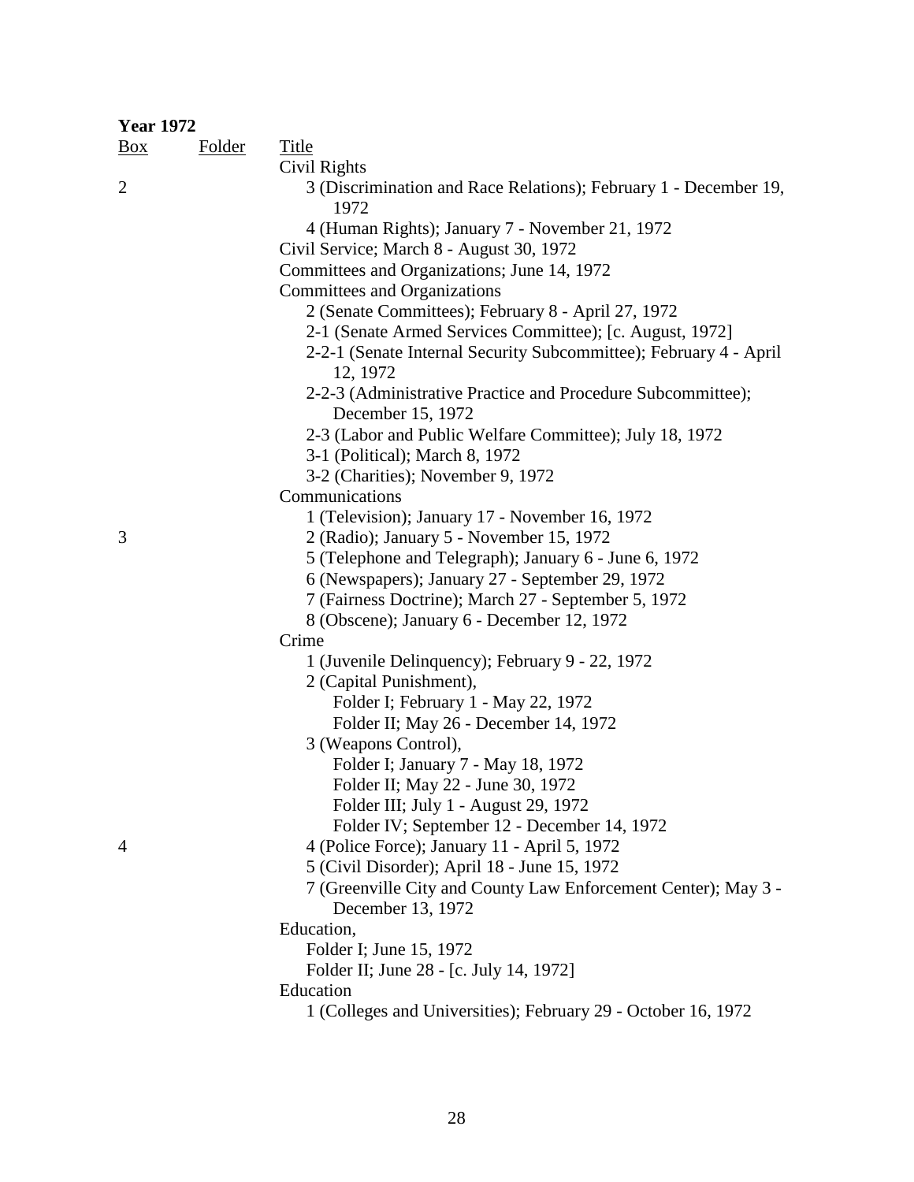**Year 1972**

| Box | Folder | Title |
|---|---|---|
| | | Civil Rights |
| 2 | | 3 (Discrimination and Race Relations); February 1 - December 19, 1972 |
| | | 4 (Human Rights); January 7 - November 21, 1972 |
| | | Civil Service; March 8 - August 30, 1972 |
| | | Committees and Organizations; June 14, 1972 |
| | | Committees and Organizations |
| | | 2 (Senate Committees); February 8 - April 27, 1972 |
| | | 2-1 (Senate Armed Services Committee); [c. August, 1972] |
| | | 2-2-1 (Senate Internal Security Subcommittee); February 4 - April 12, 1972 |
| | | 2-2-3 (Administrative Practice and Procedure Subcommittee); December 15, 1972 |
| | | 2-3 (Labor and Public Welfare Committee); July 18, 1972 |
| | | 3-1 (Political); March 8, 1972 |
| | | 3-2 (Charities); November 9, 1972 |
| | | Communications |
| | | 1 (Television); January 17 - November 16, 1972 |
| 3 | | 2 (Radio); January 5 - November 15, 1972 |
| | | 5 (Telephone and Telegraph); January 6 - June 6, 1972 |
| | | 6 (Newspapers); January 27 - September 29, 1972 |
| | | 7 (Fairness Doctrine); March 27 - September 5, 1972 |
| | | 8 (Obscene); January 6 - December 12, 1972 |
| | | Crime |
| | | 1 (Juvenile Delinquency); February 9 - 22, 1972 |
| | | 2 (Capital Punishment), |
| | | Folder I; February 1 - May 22, 1972 |
| | | Folder II; May 26 - December 14, 1972 |
| | | 3 (Weapons Control), |
| | | Folder I; January 7 - May 18, 1972 |
| | | Folder II; May 22 - June 30, 1972 |
| | | Folder III; July 1 - August 29, 1972 |
| | | Folder IV; September 12 - December 14, 1972 |
| 4 | | 4 (Police Force); January 11 - April 5, 1972 |
| | | 5 (Civil Disorder); April 18 - June 15, 1972 |
| | | 7 (Greenville City and County Law Enforcement Center); May 3 - December 13, 1972 |
| | | Education, |
| | | Folder I; June 15, 1972 |
| | | Folder II; June 28 - [c. July 14, 1972] |
| | | Education |
| | | 1 (Colleges and Universities); February 29 - October 16, 1972 |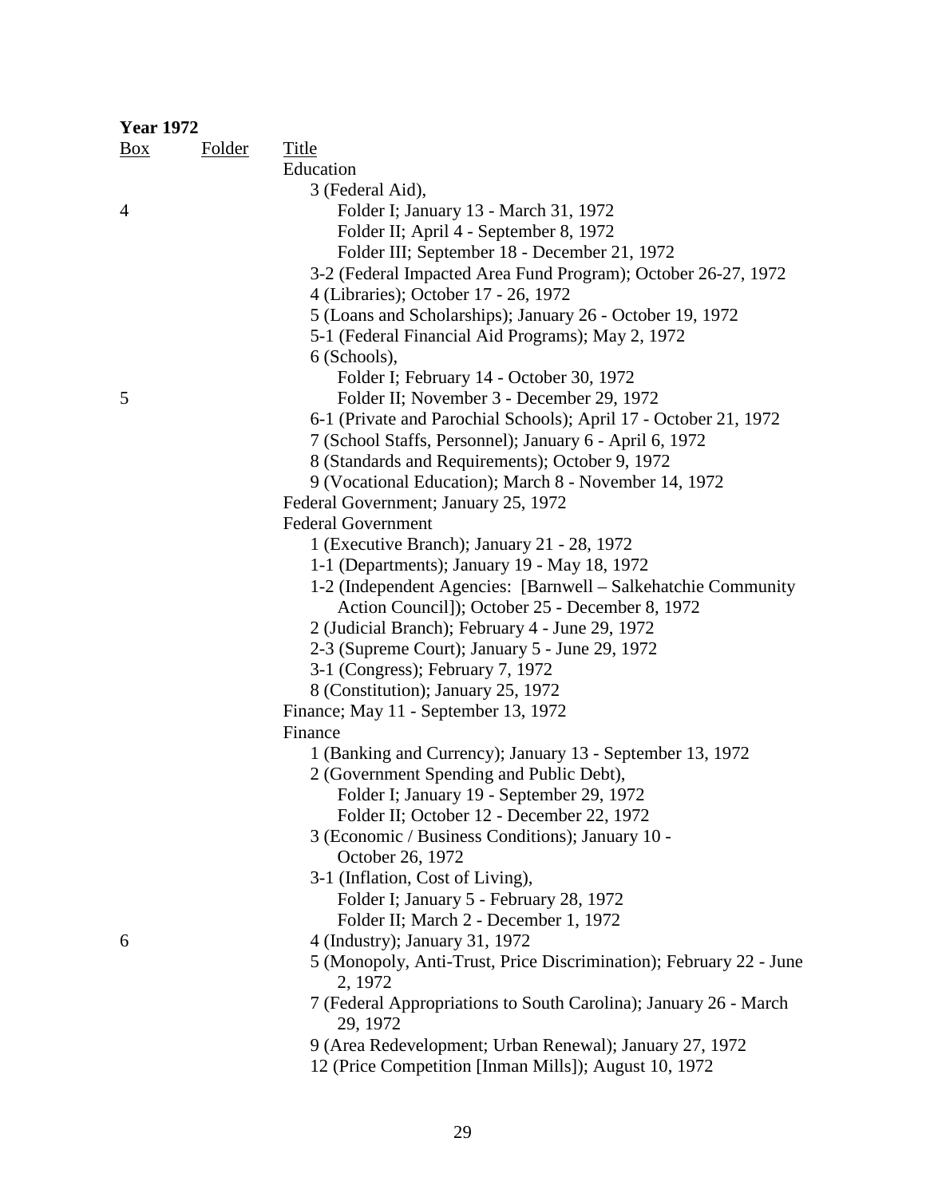**Year 1972**

| Box | Folder | Title |
|---|---|---|
| | | Education |
| | | 3 (Federal Aid), |
| 4 | | Folder I; January 13 - March 31, 1972 |
| | | Folder II; April 4 - September 8, 1972 |
| | | Folder III; September 18 - December 21, 1972 |
| | | 3-2 (Federal Impacted Area Fund Program); October 26-27, 1972 |
| | | 4 (Libraries); October 17 - 26, 1972 |
| | | 5 (Loans and Scholarships); January 26 - October 19, 1972 |
| | | 5-1 (Federal Financial Aid Programs); May 2, 1972 |
| | | 6 (Schools), |
| | | Folder I; February 14 - October 30, 1972 |
| 5 | | Folder II; November 3 - December 29, 1972 |
| | | 6-1 (Private and Parochial Schools); April 17 - October 21, 1972 |
| | | 7 (School Staffs, Personnel); January 6 - April 6, 1972 |
| | | 8 (Standards and Requirements); October 9, 1972 |
| | | 9 (Vocational Education); March 8 - November 14, 1972 |
| | | Federal Government; January 25, 1972 |
| | | Federal Government |
| | | 1 (Executive Branch); January 21 - 28, 1972 |
| | | 1-1 (Departments); January 19 - May 18, 1972 |
| | | 1-2 (Independent Agencies: [Barnwell – Salkehatchie Community Action Council]); October 25 - December 8, 1972 |
| | | 2 (Judicial Branch); February 4 - June 29, 1972 |
| | | 2-3 (Supreme Court); January 5 - June 29, 1972 |
| | | 3-1 (Congress); February 7, 1972 |
| | | 8 (Constitution); January 25, 1972 |
| | | Finance; May 11 - September 13, 1972 |
| | | Finance |
| | | 1 (Banking and Currency); January 13 - September 13, 1972 |
| | | 2 (Government Spending and Public Debt), |
| | | Folder I; January 19 - September 29, 1972 |
| | | Folder II; October 12 - December 22, 1972 |
| | | 3 (Economic / Business Conditions); January 10 - October 26, 1972 |
| | | 3-1 (Inflation, Cost of Living), |
| | | Folder I; January 5 - February 28, 1972 |
| | | Folder II; March 2 - December 1, 1972 |
| 6 | | 4 (Industry); January 31, 1972 |
| | | 5 (Monopoly, Anti-Trust, Price Discrimination); February 22 - June 2, 1972 |
| | | 7 (Federal Appropriations to South Carolina); January 26 - March 29, 1972 |
| | | 9 (Area Redevelopment; Urban Renewal); January 27, 1972 |
| | | 12 (Price Competition [Inman Mills]); August 10, 1972 |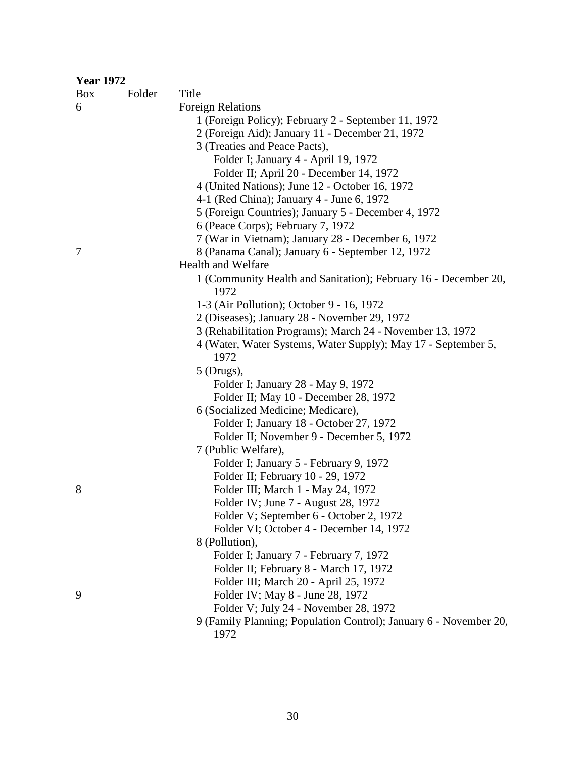**Year 1972**

| Box | Folder | Title |
|---|---|---|
| 6 | | Foreign Relations |
| | | 1 (Foreign Policy); February 2 - September 11, 1972 |
| | | 2 (Foreign Aid); January 11 - December 21, 1972 |
| | | 3 (Treaties and Peace Pacts), |
| | | Folder I; January 4 - April 19, 1972 |
| | | Folder II; April 20 - December 14, 1972 |
| | | 4 (United Nations); June 12 - October 16, 1972 |
| | | 4-1 (Red China); January 4 - June 6, 1972 |
| | | 5 (Foreign Countries); January 5 - December 4, 1972 |
| | | 6 (Peace Corps); February 7, 1972 |
| | | 7 (War in Vietnam); January 28 - December 6, 1972 |
| 7 | | 8 (Panama Canal); January 6 - September 12, 1972 |
| | | Health and Welfare |
| | | 1 (Community Health and Sanitation); February 16 - December 20, 1972 |
| | | 1-3 (Air Pollution); October 9 - 16, 1972 |
| | | 2 (Diseases); January 28 - November 29, 1972 |
| | | 3 (Rehabilitation Programs); March 24 - November 13, 1972 |
| | | 4 (Water, Water Systems, Water Supply); May 17 - September 5, 1972 |
| | | 5 (Drugs), |
| | | Folder I; January 28 - May 9, 1972 |
| | | Folder II; May 10 - December 28, 1972 |
| | | 6 (Socialized Medicine; Medicare), |
| | | Folder I; January 18 - October 27, 1972 |
| | | Folder II; November 9 - December 5, 1972 |
| | | 7 (Public Welfare), |
| | | Folder I; January 5 - February 9, 1972 |
| | | Folder II; February 10 - 29, 1972 |
| 8 | | Folder III; March 1 - May 24, 1972 |
| | | Folder IV; June 7 - August 28, 1972 |
| | | Folder V; September 6 - October 2, 1972 |
| | | Folder VI; October 4 - December 14, 1972 |
| | | 8 (Pollution), |
| | | Folder I; January 7 - February 7, 1972 |
| | | Folder II; February 8 - March 17, 1972 |
| | | Folder III; March 20 - April 25, 1972 |
| 9 | | Folder IV; May 8 - June 28, 1972 |
| | | Folder V; July 24 - November 28, 1972 |
| | | 9 (Family Planning; Population Control); January 6 - November 20, 1972 |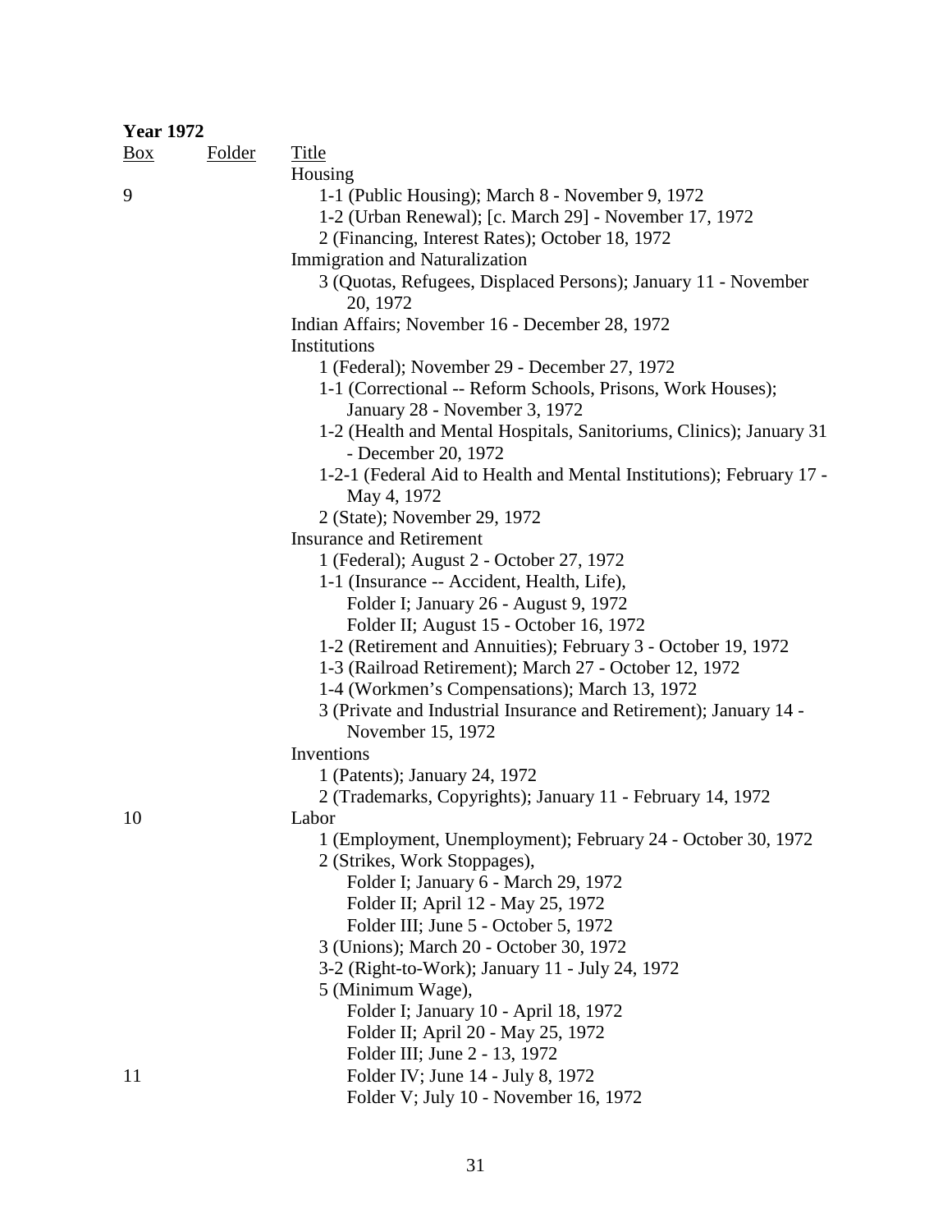**Year 1972**

| Box | Folder | Title |
|---|---|---|
| | | Housing |
| 9 | | 1-1 (Public Housing); March 8 - November 9, 1972 |
| | | 1-2 (Urban Renewal); [c. March 29] - November 17, 1972 |
| | | 2 (Financing, Interest Rates); October 18, 1972 |
| | | Immigration and Naturalization |
| | | 3 (Quotas, Refugees, Displaced Persons); January 11 - November 20, 1972 |
| | | Indian Affairs; November 16 - December 28, 1972 |
| | | Institutions |
| | | 1 (Federal); November 29 - December 27, 1972 |
| | | 1-1 (Correctional -- Reform Schools, Prisons, Work Houses); January 28 - November 3, 1972 |
| | | 1-2 (Health and Mental Hospitals, Sanitoriums, Clinics); January 31 - December 20, 1972 |
| | | 1-2-1 (Federal Aid to Health and Mental Institutions); February 17 - May 4, 1972 |
| | | 2 (State); November 29, 1972 |
| | | Insurance and Retirement |
| | | 1 (Federal); August 2 - October 27, 1972 |
| | | 1-1 (Insurance -- Accident, Health, Life), |
| | | Folder I; January 26 - August 9, 1972 |
| | | Folder II; August 15 - October 16, 1972 |
| | | 1-2 (Retirement and Annuities); February 3 - October 19, 1972 |
| | | 1-3 (Railroad Retirement); March 27 - October 12, 1972 |
| | | 1-4 (Workmen's Compensations); March 13, 1972 |
| | | 3 (Private and Industrial Insurance and Retirement); January 14 - November 15, 1972 |
| | | Inventions |
| | | 1 (Patents); January 24, 1972 |
| | | 2 (Trademarks, Copyrights); January 11 - February 14, 1972 |
| 10 | | Labor |
| | | 1 (Employment, Unemployment); February 24 - October 30, 1972 |
| | | 2 (Strikes, Work Stoppages), |
| | | Folder I; January 6 - March 29, 1972 |
| | | Folder II; April 12 - May 25, 1972 |
| | | Folder III; June 5 - October 5, 1972 |
| | | 3 (Unions); March 20 - October 30, 1972 |
| | | 3-2 (Right-to-Work); January 11 - July 24, 1972 |
| | | 5 (Minimum Wage), |
| | | Folder I; January 10 - April 18, 1972 |
| | | Folder II; April 20 - May 25, 1972 |
| | | Folder III; June 2 - 13, 1972 |
| 11 | | Folder IV; June 14 - July 8, 1972 |
| | | Folder V; July 10 - November 16, 1972 |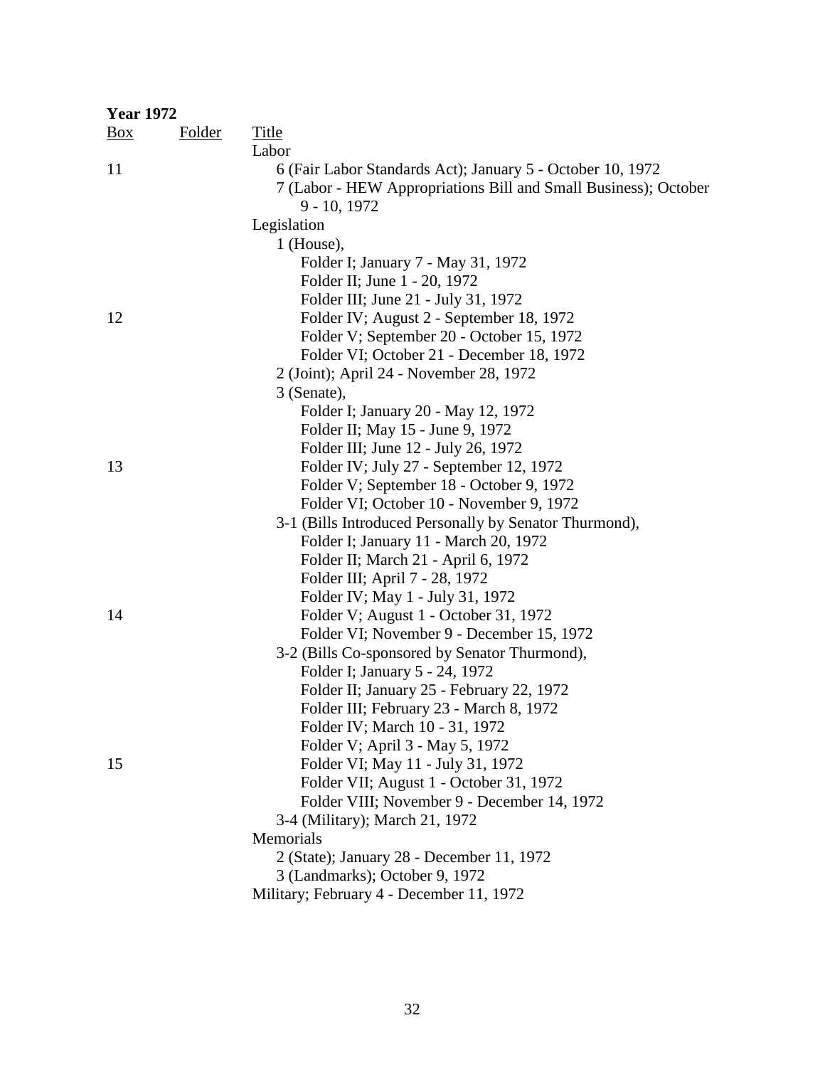**Year 1972**

| Box | Folder | Title |
|---|---|---|
| | | Labor |
| 11 | | 6 (Fair Labor Standards Act); January 5 - October 10, 1972 |
| | | 7 (Labor - HEW Appropriations Bill and Small Business); October 9 - 10, 1972 |
| | | Legislation |
| | | 1 (House), |
| | | Folder I; January 7 - May 31, 1972 |
| | | Folder II; June 1 - 20, 1972 |
| | | Folder III; June 21 - July 31, 1972 |
| 12 | | Folder IV; August 2 - September 18, 1972 |
| | | Folder V; September 20 - October 15, 1972 |
| | | Folder VI; October 21 - December 18, 1972 |
| | | 2 (Joint); April 24 - November 28, 1972 |
| | | 3 (Senate), |
| | | Folder I; January 20 - May 12, 1972 |
| | | Folder II; May 15 - June 9, 1972 |
| | | Folder III; June 12 - July 26, 1972 |
| 13 | | Folder IV; July 27 - September 12, 1972 |
| | | Folder V; September 18 - October 9, 1972 |
| | | Folder VI; October 10 - November 9, 1972 |
| | | 3-1 (Bills Introduced Personally by Senator Thurmond), |
| | | Folder I; January 11 - March 20, 1972 |
| | | Folder II; March 21 - April 6, 1972 |
| | | Folder III; April 7 - 28, 1972 |
| | | Folder IV; May 1 - July 31, 1972 |
| 14 | | Folder V; August 1 - October 31, 1972 |
| | | Folder VI; November 9 - December 15, 1972 |
| | | 3-2 (Bills Co-sponsored by Senator Thurmond), |
| | | Folder I; January 5 - 24, 1972 |
| | | Folder II; January 25 - February 22, 1972 |
| | | Folder III; February 23 - March 8, 1972 |
| | | Folder IV; March 10 - 31, 1972 |
| | | Folder V; April 3 - May 5, 1972 |
| 15 | | Folder VI; May 11 - July 31, 1972 |
| | | Folder VII; August 1 - October 31, 1972 |
| | | Folder VIII; November 9 - December 14, 1972 |
| | | 3-4 (Military); March 21, 1972 |
| | | Memorials |
| | | 2 (State); January 28 - December 11, 1972 |
| | | 3 (Landmarks); October 9, 1972 |
| | | Military; February 4 - December 11, 1972 |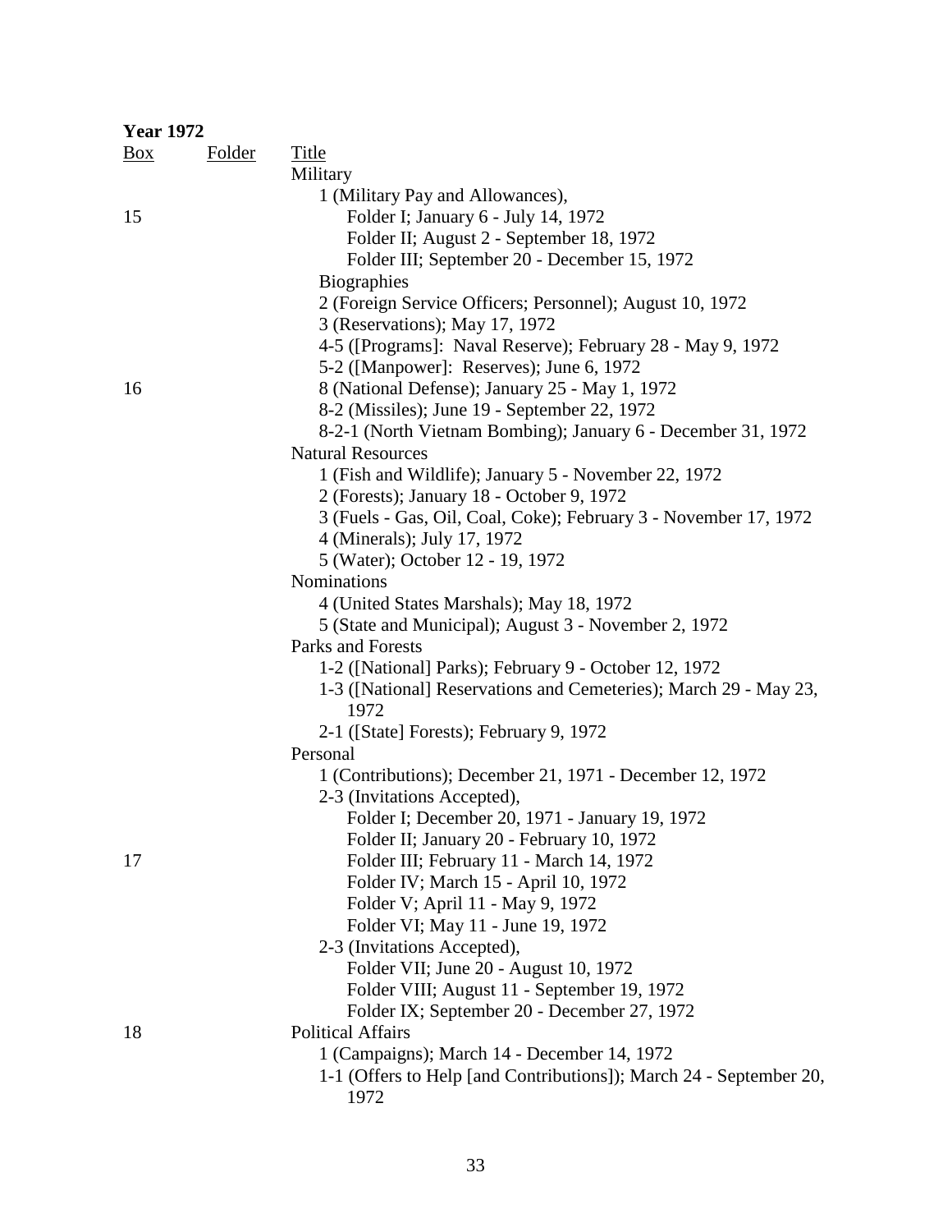**Year 1972**

| Box | Folder | Title |
|---|---|---|
| | | Military |
| | | 1 (Military Pay and Allowances), |
| 15 | | Folder I; January 6 - July 14, 1972 |
| | | Folder II; August 2 - September 18, 1972 |
| | | Folder III; September 20 - December 15, 1972 |
| | | Biographies |
| | | 2 (Foreign Service Officers; Personnel); August 10, 1972 |
| | | 3 (Reservations); May 17, 1972 |
| | | 4-5 ([Programs]: Naval Reserve); February 28 - May 9, 1972 |
| | | 5-2 ([Manpower]: Reserves); June 6, 1972 |
| 16 | | 8 (National Defense); January 25 - May 1, 1972 |
| | | 8-2 (Missiles); June 19 - September 22, 1972 |
| | | 8-2-1 (North Vietnam Bombing); January 6 - December 31, 1972 |
| | | Natural Resources |
| | | 1 (Fish and Wildlife); January 5 - November 22, 1972 |
| | | 2 (Forests); January 18 - October 9, 1972 |
| | | 3 (Fuels - Gas, Oil, Coal, Coke); February 3 - November 17, 1972 |
| | | 4 (Minerals); July 17, 1972 |
| | | 5 (Water); October 12 - 19, 1972 |
| | | Nominations |
| | | 4 (United States Marshals); May 18, 1972 |
| | | 5 (State and Municipal); August 3 - November 2, 1972 |
| | | Parks and Forests |
| | | 1-2 ([National] Parks); February 9 - October 12, 1972 |
| | | 1-3 ([National] Reservations and Cemeteries); March 29 - May 23, 1972 |
| | | 2-1 ([State] Forests); February 9, 1972 |
| | | Personal |
| | | 1 (Contributions); December 21, 1971 - December 12, 1972 |
| | | 2-3 (Invitations Accepted), |
| | | Folder I; December 20, 1971 - January 19, 1972 |
| | | Folder II; January 20 - February 10, 1972 |
| 17 | | Folder III; February 11 - March 14, 1972 |
| | | Folder IV; March 15 - April 10, 1972 |
| | | Folder V; April 11 - May 9, 1972 |
| | | Folder VI; May 11 - June 19, 1972 |
| | | 2-3 (Invitations Accepted), |
| | | Folder VII; June 20 - August 10, 1972 |
| | | Folder VIII; August 11 - September 19, 1972 |
| | | Folder IX; September 20 - December 27, 1972 |
| 18 | | Political Affairs |
| | | 1 (Campaigns); March 14 - December 14, 1972 |
| | | 1-1 (Offers to Help [and Contributions]); March 24 - September 20, 1972 |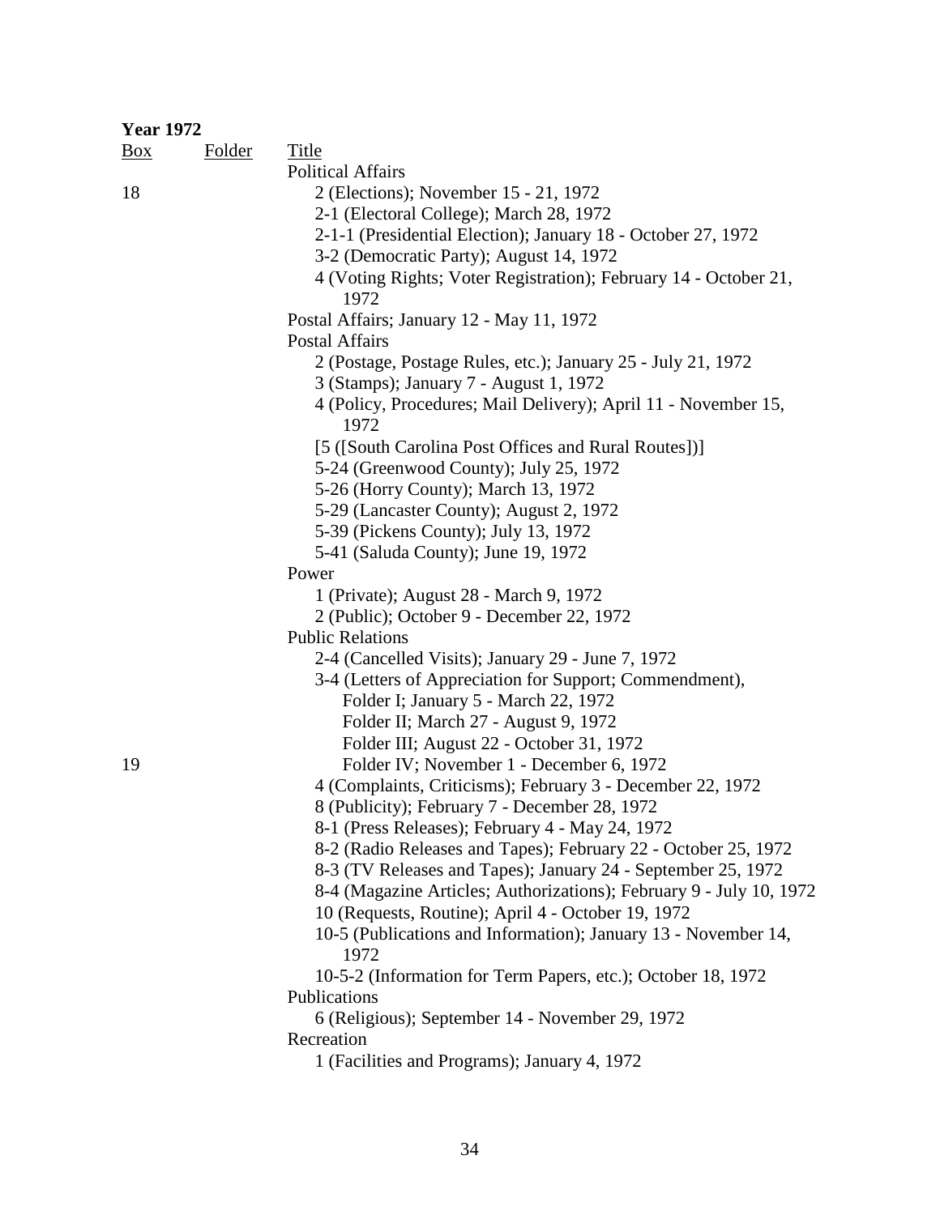**Year 1972**

| Box | Folder | Title |
|---|---|---|
| | | Political Affairs |
| 18 | | 2 (Elections); November 15 - 21, 1972 |
| | | 2-1 (Electoral College); March 28, 1972 |
| | | 2-1-1 (Presidential Election); January 18 - October 27, 1972 |
| | | 3-2 (Democratic Party); August 14, 1972 |
| | | 4 (Voting Rights; Voter Registration); February 14 - October 21, 1972 |
| | | Postal Affairs; January 12 - May 11, 1972 |
| | | Postal Affairs |
| | | 2 (Postage, Postage Rules, etc.); January 25 - July 21, 1972 |
| | | 3 (Stamps); January 7 - August 1, 1972 |
| | | 4 (Policy, Procedures; Mail Delivery); April 11 - November 15, 1972 |
| | | [5 ([South Carolina Post Offices and Rural Routes])] |
| | | 5-24 (Greenwood County); July 25, 1972 |
| | | 5-26 (Horry County); March 13, 1972 |
| | | 5-29 (Lancaster County); August 2, 1972 |
| | | 5-39 (Pickens County); July 13, 1972 |
| | | 5-41 (Saluda County); June 19, 1972 |
| | | Power |
| | | 1 (Private); August 28 - March 9, 1972 |
| | | 2 (Public); October 9 - December 22, 1972 |
| | | Public Relations |
| | | 2-4 (Cancelled Visits); January 29 - June 7, 1972 |
| | | 3-4 (Letters of Appreciation for Support; Commendment), |
| | | Folder I; January 5 - March 22, 1972 |
| | | Folder II; March 27 - August 9, 1972 |
| | | Folder III; August 22 - October 31, 1972 |
| 19 | | Folder IV; November 1 - December 6, 1972 |
| | | 4 (Complaints, Criticisms); February 3 - December 22, 1972 |
| | | 8 (Publicity); February 7 - December 28, 1972 |
| | | 8-1 (Press Releases); February 4 - May 24, 1972 |
| | | 8-2 (Radio Releases and Tapes); February 22 - October 25, 1972 |
| | | 8-3 (TV Releases and Tapes); January 24 - September 25, 1972 |
| | | 8-4 (Magazine Articles; Authorizations); February 9 - July 10, 1972 |
| | | 10 (Requests, Routine); April 4 - October 19, 1972 |
| | | 10-5 (Publications and Information); January 13 - November 14, 1972 |
| | | 10-5-2 (Information for Term Papers, etc.); October 18, 1972 |
| | | Publications |
| | | 6 (Religious); September 14 - November 29, 1972 |
| | | Recreation |
| | | 1 (Facilities and Programs); January 4, 1972 |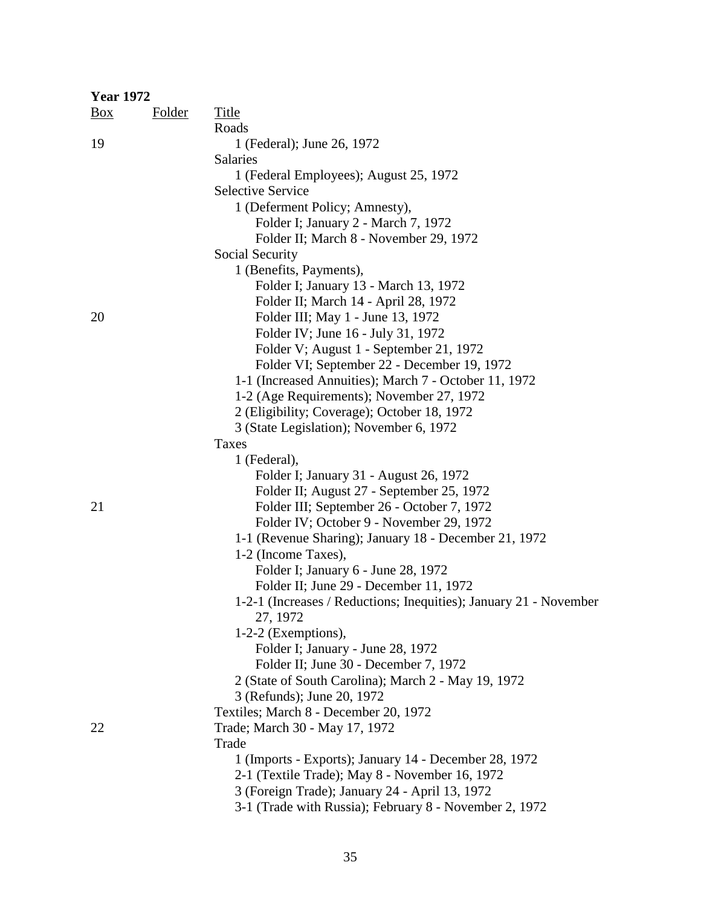**Year 1972**

| Box | Folder | Title |
|---|---|---|
| | | Roads |
| 19 | | 1 (Federal); June 26, 1972 |
| | | Salaries |
| | | 1 (Federal Employees); August 25, 1972 |
| | | Selective Service |
| | | 1 (Deferment Policy; Amnesty), |
| | | Folder I; January 2 - March 7, 1972 |
| | | Folder II; March 8 - November 29, 1972 |
| | | Social Security |
| | | 1 (Benefits, Payments), |
| | | Folder I; January 13 - March 13, 1972 |
| | | Folder II; March 14 - April 28, 1972 |
| 20 | | Folder III; May 1 - June 13, 1972 |
| | | Folder IV; June 16 - July 31, 1972 |
| | | Folder V; August 1 - September 21, 1972 |
| | | Folder VI; September 22 - December 19, 1972 |
| | | 1-1 (Increased Annuities); March 7 - October 11, 1972 |
| | | 1-2 (Age Requirements); November 27, 1972 |
| | | 2 (Eligibility; Coverage); October 18, 1972 |
| | | 3 (State Legislation); November 6, 1972 |
| | | Taxes |
| | | 1 (Federal), |
| | | Folder I; January 31 - August 26, 1972 |
| | | Folder II; August 27 - September 25, 1972 |
| 21 | | Folder III; September 26 - October 7, 1972 |
| | | Folder IV; October 9 - November 29, 1972 |
| | | 1-1 (Revenue Sharing); January 18 - December 21, 1972 |
| | | 1-2 (Income Taxes), |
| | | Folder I; January 6 - June 28, 1972 |
| | | Folder II; June 29 - December 11, 1972 |
| | | 1-2-1 (Increases / Reductions; Inequities); January 21 - November 27, 1972 |
| | | 1-2-2 (Exemptions), |
| | | Folder I; January - June 28, 1972 |
| | | Folder II; June 30 - December 7, 1972 |
| | | 2 (State of South Carolina); March 2 - May 19, 1972 |
| | | 3 (Refunds); June 20, 1972 |
| | | Textiles; March 8 - December 20, 1972 |
| 22 | | Trade; March 30 - May 17, 1972 |
| | | Trade |
| | | 1 (Imports - Exports); January 14 - December 28, 1972 |
| | | 2-1 (Textile Trade); May 8 - November 16, 1972 |
| | | 3 (Foreign Trade); January 24 - April 13, 1972 |
| | | 3-1 (Trade with Russia); February 8 - November 2, 1972 |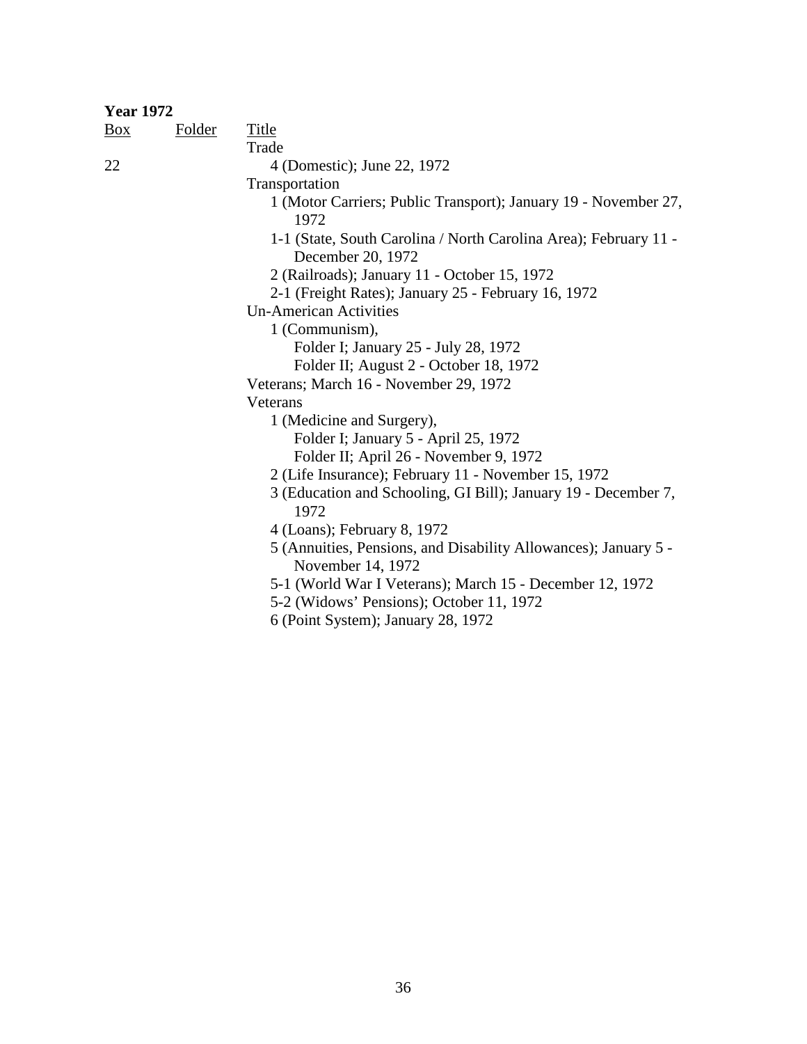**Year 1972**

| Box | Folder | Title |
|---|---|---|
| | | Trade |
| 22 | | 4 (Domestic); June 22, 1972 |
| | | Transportation |
| | | 1 (Motor Carriers; Public Transport); January 19 - November 27, 1972 |
| | | 1-1 (State, South Carolina / North Carolina Area); February 11 - December 20, 1972 |
| | | 2 (Railroads); January 11 - October 15, 1972 |
| | | 2-1 (Freight Rates); January 25 - February 16, 1972 |
| | | Un-American Activities |
| | | 1 (Communism), |
| | | Folder I; January 25 - July 28, 1972 |
| | | Folder II; August 2 - October 18, 1972 |
| | | Veterans; March 16 - November 29, 1972 |
| | | Veterans |
| | | 1 (Medicine and Surgery), |
| | | Folder I; January 5 - April 25, 1972 |
| | | Folder II; April 26 - November 9, 1972 |
| | | 2 (Life Insurance); February 11 - November 15, 1972 |
| | | 3 (Education and Schooling, GI Bill); January 19 - December 7, 1972 |
| | | 4 (Loans); February 8, 1972 |
| | | 5 (Annuities, Pensions, and Disability Allowances); January 5 - November 14, 1972 |
| | | 5-1 (World War I Veterans); March 15 - December 12, 1972 |
| | | 5-2 (Widows' Pensions); October 11, 1972 |
| | | 6 (Point System); January 28, 1972 |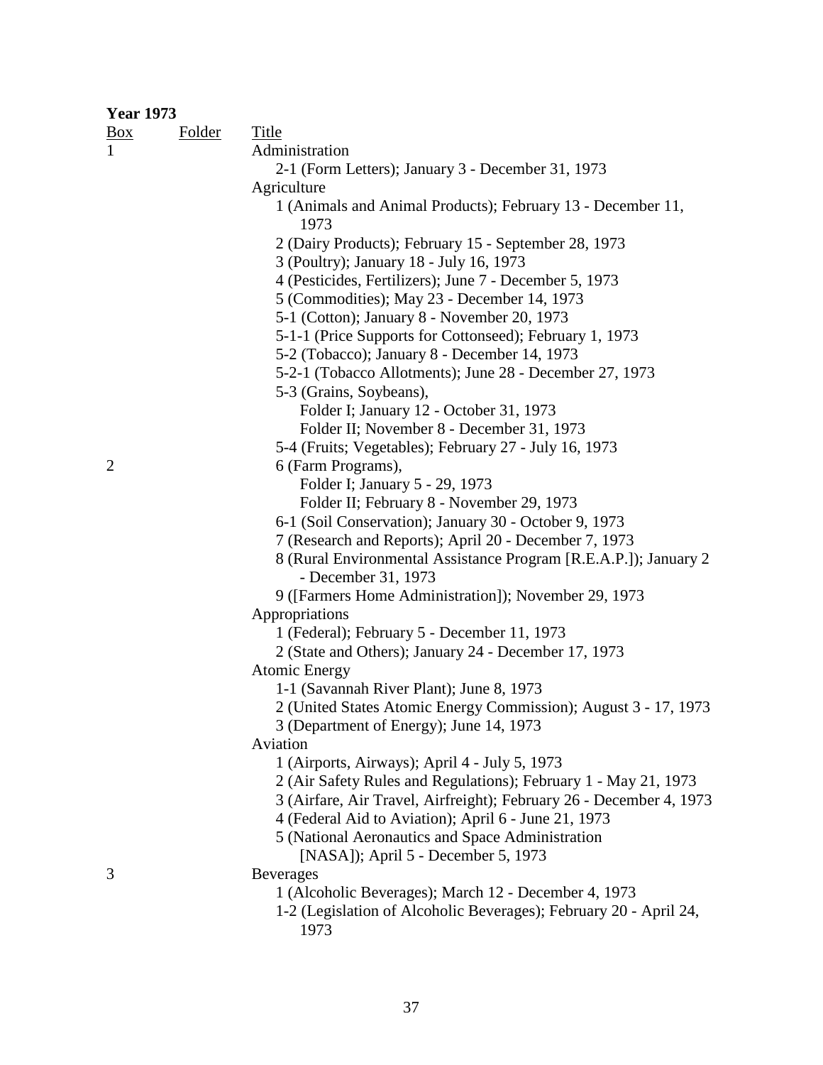**Year 1973**

| Box | Folder | Title |
|---|---|---|
| 1 | | Administration |
| | | 2-1 (Form Letters); January 3 - December 31, 1973 |
| | | Agriculture |
| | | 1 (Animals and Animal Products); February 13 - December 11, 1973 |
| | | 2 (Dairy Products); February 15 - September 28, 1973 |
| | | 3 (Poultry); January 18 - July 16, 1973 |
| | | 4 (Pesticides, Fertilizers); June 7 - December 5, 1973 |
| | | 5 (Commodities); May 23 - December 14, 1973 |
| | | 5-1 (Cotton); January 8 - November 20, 1973 |
| | | 5-1-1 (Price Supports for Cottonseed); February 1, 1973 |
| | | 5-2 (Tobacco); January 8 - December 14, 1973 |
| | | 5-2-1 (Tobacco Allotments); June 28 - December 27, 1973 |
| | | 5-3 (Grains, Soybeans), |
| | | Folder I; January 12 - October 31, 1973 |
| | | Folder II; November 8 - December 31, 1973 |
| | | 5-4 (Fruits; Vegetables); February 27 - July 16, 1973 |
| 2 | | 6 (Farm Programs), |
| | | Folder I; January 5 - 29, 1973 |
| | | Folder II; February 8 - November 29, 1973 |
| | | 6-1 (Soil Conservation); January 30 - October 9, 1973 |
| | | 7 (Research and Reports); April 20 - December 7, 1973 |
| | | 8 (Rural Environmental Assistance Program [R.E.A.P.]); January 2 - December 31, 1973 |
| | | 9 ([Farmers Home Administration]); November 29, 1973 |
| | | Appropriations |
| | | 1 (Federal); February 5 - December 11, 1973 |
| | | 2 (State and Others); January 24 - December 17, 1973 |
| | | Atomic Energy |
| | | 1-1 (Savannah River Plant); June 8, 1973 |
| | | 2 (United States Atomic Energy Commission); August 3 - 17, 1973 |
| | | 3 (Department of Energy); June 14, 1973 |
| | | Aviation |
| | | 1 (Airports, Airways); April 4 - July 5, 1973 |
| | | 2 (Air Safety Rules and Regulations); February 1 - May 21, 1973 |
| | | 3 (Airfare, Air Travel, Airfreight); February 26 - December 4, 1973 |
| | | 4 (Federal Aid to Aviation); April 6 - June 21, 1973 |
| | | 5 (National Aeronautics and Space Administration [NASA]); April 5 - December 5, 1973 |
| 3 | | Beverages |
| | | 1 (Alcoholic Beverages); March 12 - December 4, 1973 |
| | | 1-2 (Legislation of Alcoholic Beverages); February 20 - April 24, 1973 |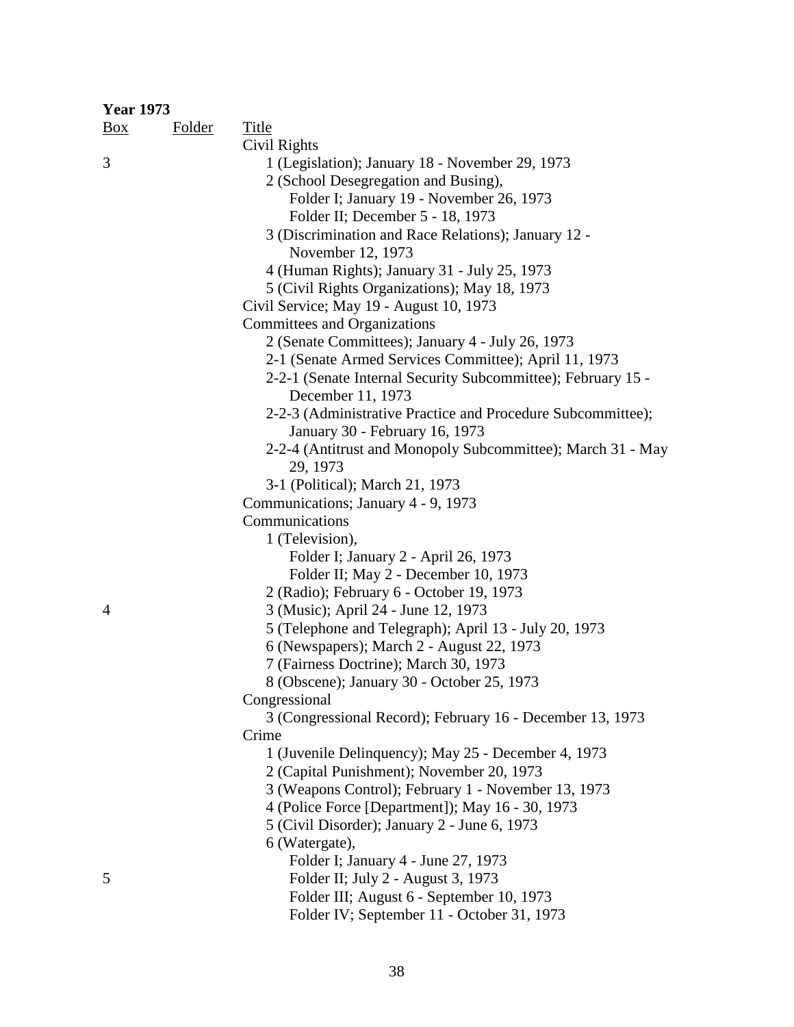**Year 1973**

| Box | Folder | Title |
|---|---|---|
| | | Civil Rights |
| 3 | | 1 (Legislation); January 18 - November 29, 1973 |
| | | 2 (School Desegregation and Busing), |
| | | Folder I; January 19 - November 26, 1973 |
| | | Folder II; December 5 - 18, 1973 |
| | | 3 (Discrimination and Race Relations); January 12 - November 12, 1973 |
| | | 4 (Human Rights); January 31 - July 25, 1973 |
| | | 5 (Civil Rights Organizations); May 18, 1973 |
| | | Civil Service; May 19 - August 10, 1973 |
| | | Committees and Organizations |
| | | 2 (Senate Committees); January 4 - July 26, 1973 |
| | | 2-1 (Senate Armed Services Committee); April 11, 1973 |
| | | 2-2-1 (Senate Internal Security Subcommittee); February 15 - December 11, 1973 |
| | | 2-2-3 (Administrative Practice and Procedure Subcommittee); January 30 - February 16, 1973 |
| | | 2-2-4 (Antitrust and Monopoly Subcommittee); March 31 - May 29, 1973 |
| | | 3-1 (Political); March 21, 1973 |
| | | Communications; January 4 - 9, 1973 |
| | | Communications |
| | | 1 (Television), |
| | | Folder I; January 2 - April 26, 1973 |
| | | Folder II; May 2 - December 10, 1973 |
| | | 2 (Radio); February 6 - October 19, 1973 |
| 4 | | 3 (Music); April 24 - June 12, 1973 |
| | | 5 (Telephone and Telegraph); April 13 - July 20, 1973 |
| | | 6 (Newspapers); March 2 - August 22, 1973 |
| | | 7 (Fairness Doctrine); March 30, 1973 |
| | | 8 (Obscene); January 30 - October 25, 1973 |
| | | Congressional |
| | | 3 (Congressional Record); February 16 - December 13, 1973 |
| | | Crime |
| | | 1 (Juvenile Delinquency); May 25 - December 4, 1973 |
| | | 2 (Capital Punishment); November 20, 1973 |
| | | 3 (Weapons Control); February 1 - November 13, 1973 |
| | | 4 (Police Force [Department]); May 16 - 30, 1973 |
| | | 5 (Civil Disorder); January 2 - June 6, 1973 |
| | | 6 (Watergate), |
| | | Folder I; January 4 - June 27, 1973 |
| 5 | | Folder II; July 2 - August 3, 1973 |
| | | Folder III; August 6 - September 10, 1973 |
| | | Folder IV; September 11 - October 31, 1973 |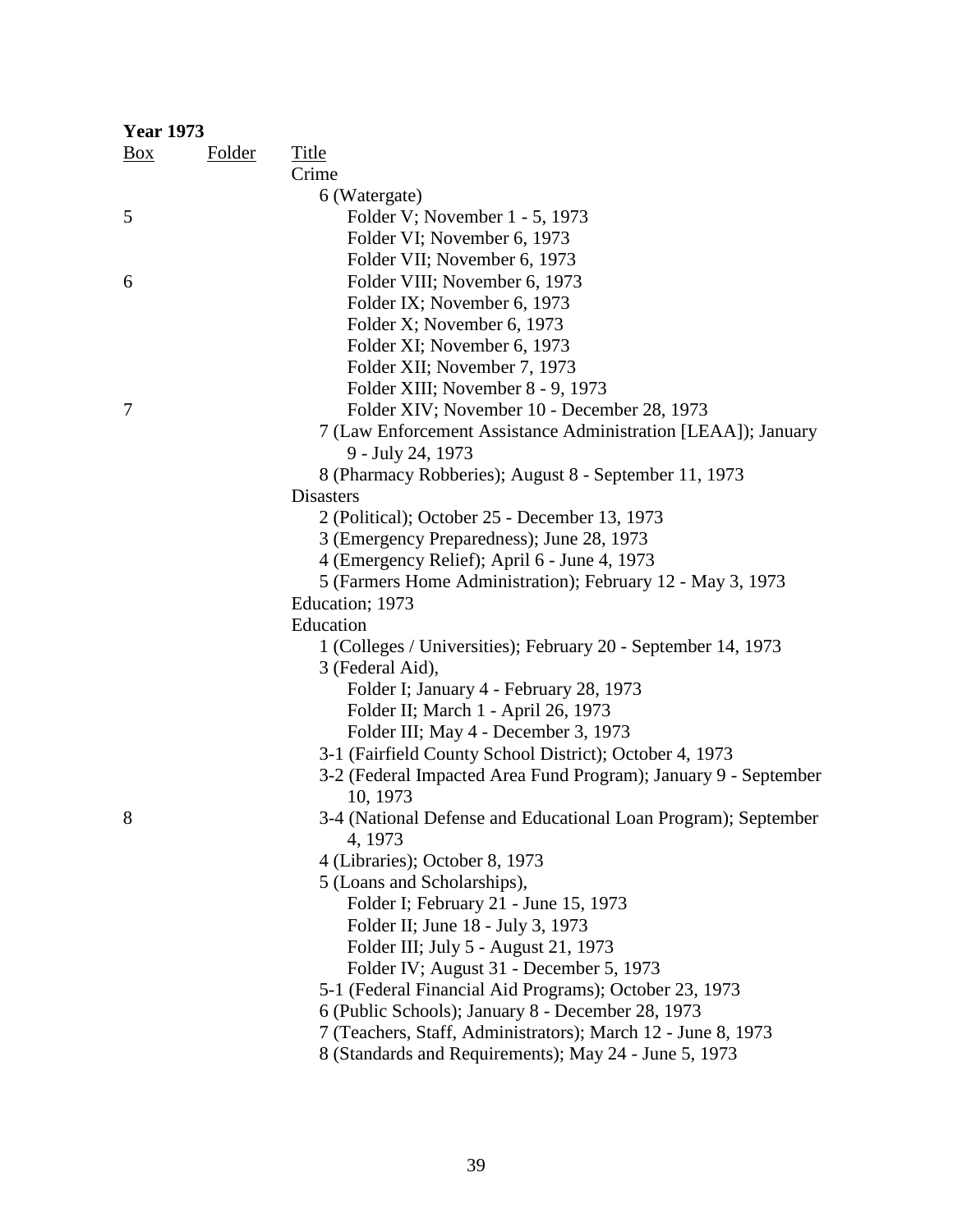**Year 1973**

| Box | Folder | Title |
|---|---|---|
| | | Crime |
| | | 6 (Watergate) |
| 5 | | Folder V; November 1 - 5, 1973 |
| | | Folder VI; November 6, 1973 |
| | | Folder VII; November 6, 1973 |
| 6 | | Folder VIII; November 6, 1973 |
| | | Folder IX; November 6, 1973 |
| | | Folder X; November 6, 1973 |
| | | Folder XI; November 6, 1973 |
| | | Folder XII; November 7, 1973 |
| | | Folder XIII; November 8 - 9, 1973 |
| 7 | | Folder XIV; November 10 - December 28, 1973 |
| | | 7 (Law Enforcement Assistance Administration [LEAA]); January 9 - July 24, 1973 |
| | | 8 (Pharmacy Robberies); August 8 - September 11, 1973 |
| | | Disasters |
| | | 2 (Political); October 25 - December 13, 1973 |
| | | 3 (Emergency Preparedness); June 28, 1973 |
| | | 4 (Emergency Relief); April 6 - June 4, 1973 |
| | | 5 (Farmers Home Administration); February 12 - May 3, 1973 |
| | | Education; 1973 |
| | | Education |
| | | 1 (Colleges / Universities); February 20 - September 14, 1973 |
| | | 3 (Federal Aid), |
| | | Folder I; January 4 - February 28, 1973 |
| | | Folder II; March 1 - April 26, 1973 |
| | | Folder III; May 4 - December 3, 1973 |
| | | 3-1 (Fairfield County School District); October 4, 1973 |
| | | 3-2 (Federal Impacted Area Fund Program); January 9 - September 10, 1973 |
| 8 | | 3-4 (National Defense and Educational Loan Program); September 4, 1973 |
| | | 4 (Libraries); October 8, 1973 |
| | | 5 (Loans and Scholarships), |
| | | Folder I; February 21 - June 15, 1973 |
| | | Folder II; June 18 - July 3, 1973 |
| | | Folder III; July 5 - August 21, 1973 |
| | | Folder IV; August 31 - December 5, 1973 |
| | | 5-1 (Federal Financial Aid Programs); October 23, 1973 |
| | | 6 (Public Schools); January 8 - December 28, 1973 |
| | | 7 (Teachers, Staff, Administrators); March 12 - June 8, 1973 |
| | | 8 (Standards and Requirements); May 24 - June 5, 1973 |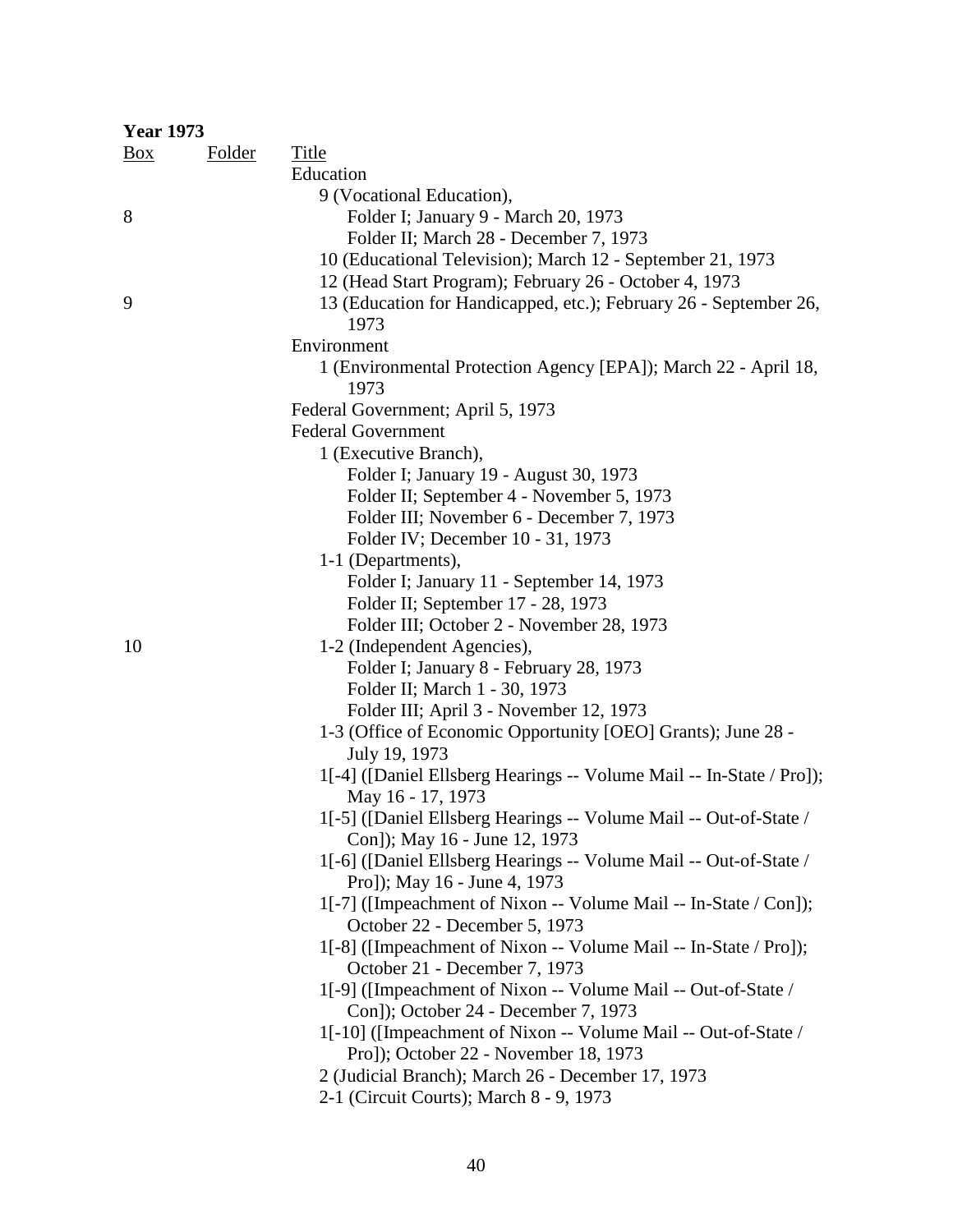**Year 1973**

| Box | Folder | Title |
|---|---|---|
| | | Education |
| | | 9 (Vocational Education), |
| 8 | | Folder I; January 9 - March 20, 1973 |
| | | Folder II; March 28 - December 7, 1973 |
| | | 10 (Educational Television); March 12 - September 21, 1973 |
| | | 12 (Head Start Program); February 26 - October 4, 1973 |
| 9 | | 13 (Education for Handicapped, etc.); February 26 - September 26, 1973 |
| | | Environment |
| | | 1 (Environmental Protection Agency [EPA]); March 22 - April 18, 1973 |
| | | Federal Government; April 5, 1973 |
| | | Federal Government |
| | | 1 (Executive Branch), |
| | | Folder I; January 19 - August 30, 1973 |
| | | Folder II; September 4 - November 5, 1973 |
| | | Folder III; November 6 - December 7, 1973 |
| | | Folder IV; December 10 - 31, 1973 |
| | | 1-1 (Departments), |
| | | Folder I; January 11 - September 14, 1973 |
| | | Folder II; September 17 - 28, 1973 |
| | | Folder III; October 2 - November 28, 1973 |
| 10 | | 1-2 (Independent Agencies), |
| | | Folder I; January 8 - February 28, 1973 |
| | | Folder II; March 1 - 30, 1973 |
| | | Folder III; April 3 - November 12, 1973 |
| | | 1-3 (Office of Economic Opportunity [OEO] Grants); June 28 - July 19, 1973 |
| | | 1[-4] ([Daniel Ellsberg Hearings -- Volume Mail -- In-State / Pro]); May 16 - 17, 1973 |
| | | 1[-5] ([Daniel Ellsberg Hearings -- Volume Mail -- Out-of-State / Con]); May 16 - June 12, 1973 |
| | | 1[-6] ([Daniel Ellsberg Hearings -- Volume Mail -- Out-of-State / Pro]); May 16 - June 4, 1973 |
| | | 1[-7] ([Impeachment of Nixon -- Volume Mail -- In-State / Con]); October 22 - December 5, 1973 |
| | | 1[-8] ([Impeachment of Nixon -- Volume Mail -- In-State / Pro]); October 21 - December 7, 1973 |
| | | 1[-9] ([Impeachment of Nixon -- Volume Mail -- Out-of-State / Con]); October 24 - December 7, 1973 |
| | | 1[-10] ([Impeachment of Nixon -- Volume Mail -- Out-of-State / Pro]); October 22 - November 18, 1973 |
| | | 2 (Judicial Branch); March 26 - December 17, 1973 |
| | | 2-1 (Circuit Courts); March 8 - 9, 1973 |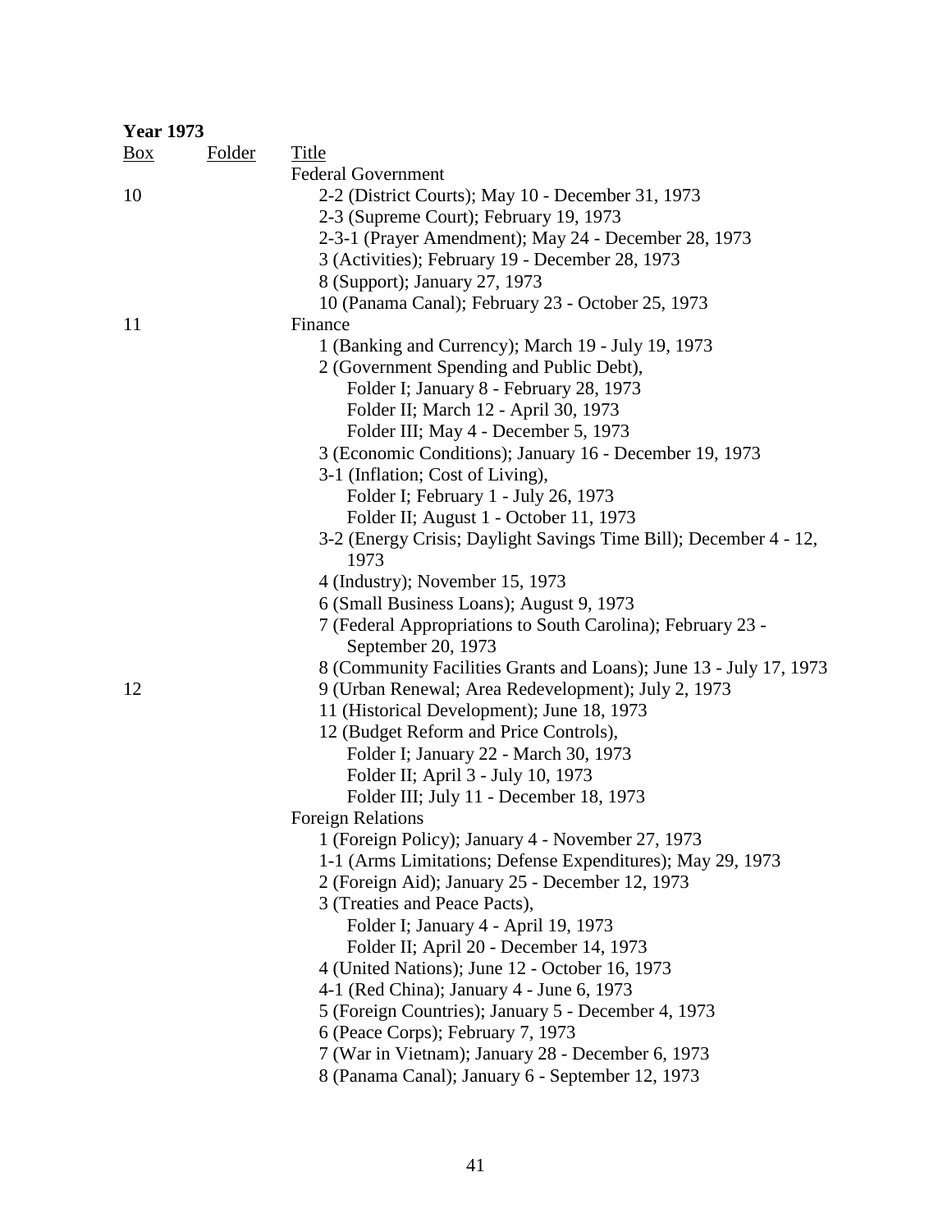**Year 1973**

| Box | Folder | Title |
|---|---|---|
| | | Federal Government |
| 10 | | 2-2 (District Courts); May 10 - December 31, 1973 |
| | | 2-3 (Supreme Court); February 19, 1973 |
| | | 2-3-1 (Prayer Amendment); May 24 - December 28, 1973 |
| | | 3 (Activities); February 19 - December 28, 1973 |
| | | 8 (Support); January 27, 1973 |
| | | 10 (Panama Canal); February 23 - October 25, 1973 |
| 11 | | Finance |
| | | 1 (Banking and Currency); March 19 - July 19, 1973 |
| | | 2 (Government Spending and Public Debt), |
| | | Folder I; January 8 - February 28, 1973 |
| | | Folder II; March 12 - April 30, 1973 |
| | | Folder III; May 4 - December 5, 1973 |
| | | 3 (Economic Conditions); January 16 - December 19, 1973 |
| | | 3-1 (Inflation; Cost of Living), |
| | | Folder I; February 1 - July 26, 1973 |
| | | Folder II; August 1 - October 11, 1973 |
| | | 3-2 (Energy Crisis; Daylight Savings Time Bill); December 4 - 12, 1973 |
| | | 4 (Industry); November 15, 1973 |
| | | 6 (Small Business Loans); August 9, 1973 |
| | | 7 (Federal Appropriations to South Carolina); February 23 - September 20, 1973 |
| | | 8 (Community Facilities Grants and Loans); June 13 - July 17, 1973 |
| 12 | | 9 (Urban Renewal; Area Redevelopment); July 2, 1973 |
| | | 11 (Historical Development); June 18, 1973 |
| | | 12 (Budget Reform and Price Controls), |
| | | Folder I; January 22 - March 30, 1973 |
| | | Folder II; April 3 - July 10, 1973 |
| | | Folder III; July 11 - December 18, 1973 |
| | | Foreign Relations |
| | | 1 (Foreign Policy); January 4 - November 27, 1973 |
| | | 1-1 (Arms Limitations; Defense Expenditures); May 29, 1973 |
| | | 2 (Foreign Aid); January 25 - December 12, 1973 |
| | | 3 (Treaties and Peace Pacts), |
| | | Folder I; January 4 - April 19, 1973 |
| | | Folder II; April 20 - December 14, 1973 |
| | | 4 (United Nations); June 12 - October 16, 1973 |
| | | 4-1 (Red China); January 4 - June 6, 1973 |
| | | 5 (Foreign Countries); January 5 - December 4, 1973 |
| | | 6 (Peace Corps); February 7, 1973 |
| | | 7 (War in Vietnam); January 28 - December 6, 1973 |
| | | 8 (Panama Canal); January 6 - September 12, 1973 |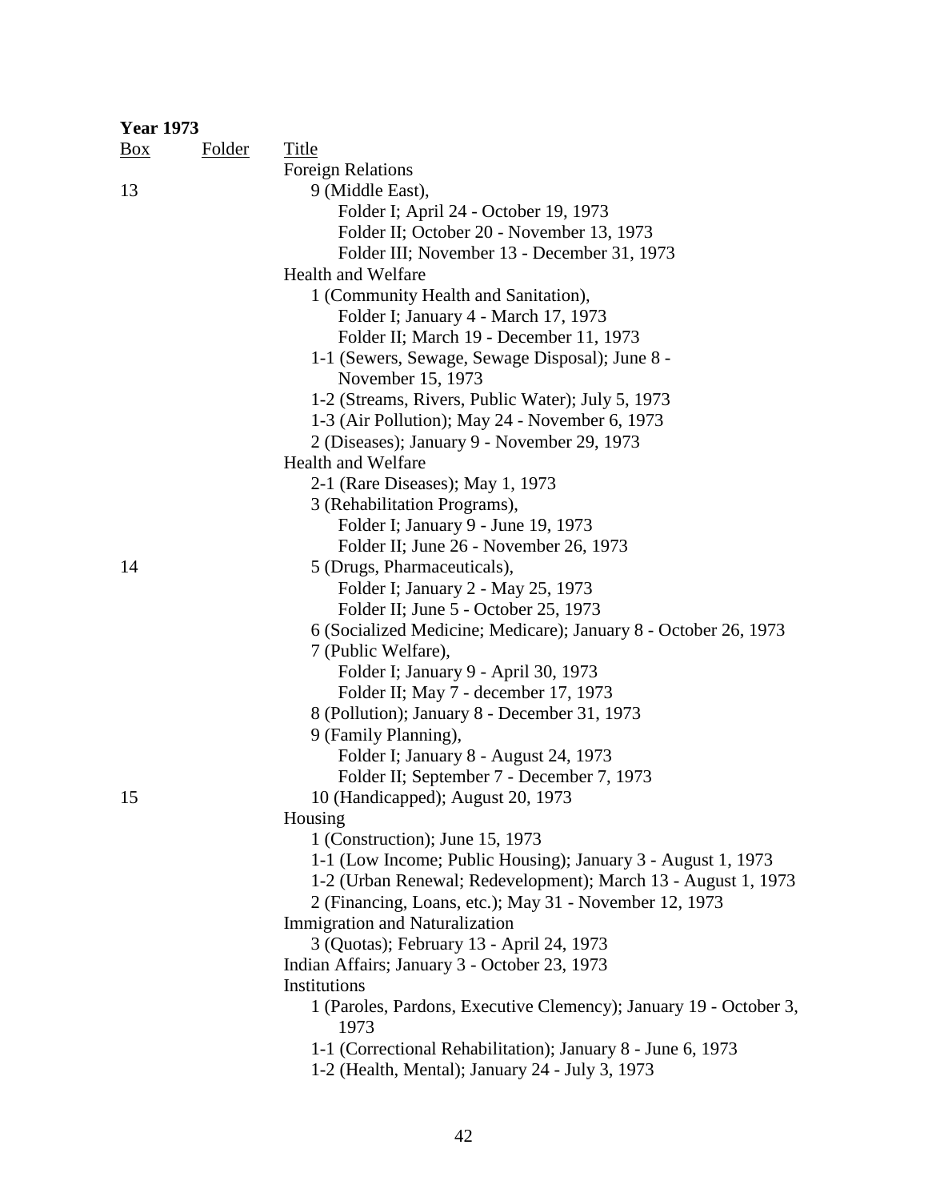**Year 1973**

| Box | Folder | Title |
|---|---|---|
| | | Foreign Relations |
| 13 | | 9 (Middle East), |
| | | Folder I; April 24 - October 19, 1973 |
| | | Folder II; October 20 - November 13, 1973 |
| | | Folder III; November 13 - December 31, 1973 |
| | | Health and Welfare |
| | | 1 (Community Health and Sanitation), |
| | | Folder I; January 4 - March 17, 1973 |
| | | Folder II; March 19 - December 11, 1973 |
| | | 1-1 (Sewers, Sewage, Sewage Disposal); June 8 - November 15, 1973 |
| | | 1-2 (Streams, Rivers, Public Water); July 5, 1973 |
| | | 1-3 (Air Pollution); May 24 - November 6, 1973 |
| | | 2 (Diseases); January 9 - November 29, 1973 |
| | | Health and Welfare |
| | | 2-1 (Rare Diseases); May 1, 1973 |
| | | 3 (Rehabilitation Programs), |
| | | Folder I; January 9 - June 19, 1973 |
| | | Folder II; June 26 - November 26, 1973 |
| 14 | | 5 (Drugs, Pharmaceuticals), |
| | | Folder I; January 2 - May 25, 1973 |
| | | Folder II; June 5 - October 25, 1973 |
| | | 6 (Socialized Medicine; Medicare); January 8 - October 26, 1973 |
| | | 7 (Public Welfare), |
| | | Folder I; January 9 - April 30, 1973 |
| | | Folder II; May 7 - december 17, 1973 |
| | | 8 (Pollution); January 8 - December 31, 1973 |
| | | 9 (Family Planning), |
| | | Folder I; January 8 - August 24, 1973 |
| | | Folder II; September 7 - December 7, 1973 |
| 15 | | 10 (Handicapped); August 20, 1973 |
| | | Housing |
| | | 1 (Construction); June 15, 1973 |
| | | 1-1 (Low Income; Public Housing); January 3 - August 1, 1973 |
| | | 1-2 (Urban Renewal; Redevelopment); March 13 - August 1, 1973 |
| | | 2 (Financing, Loans, etc.); May 31 - November 12, 1973 |
| | | Immigration and Naturalization |
| | | 3 (Quotas); February 13 - April 24, 1973 |
| | | Indian Affairs; January 3 - October 23, 1973 |
| | | Institutions |
| | | 1 (Paroles, Pardons, Executive Clemency); January 19 - October 3, 1973 |
| | | 1-1 (Correctional Rehabilitation); January 8 - June 6, 1973 |
| | | 1-2 (Health, Mental); January 24 - July 3, 1973 |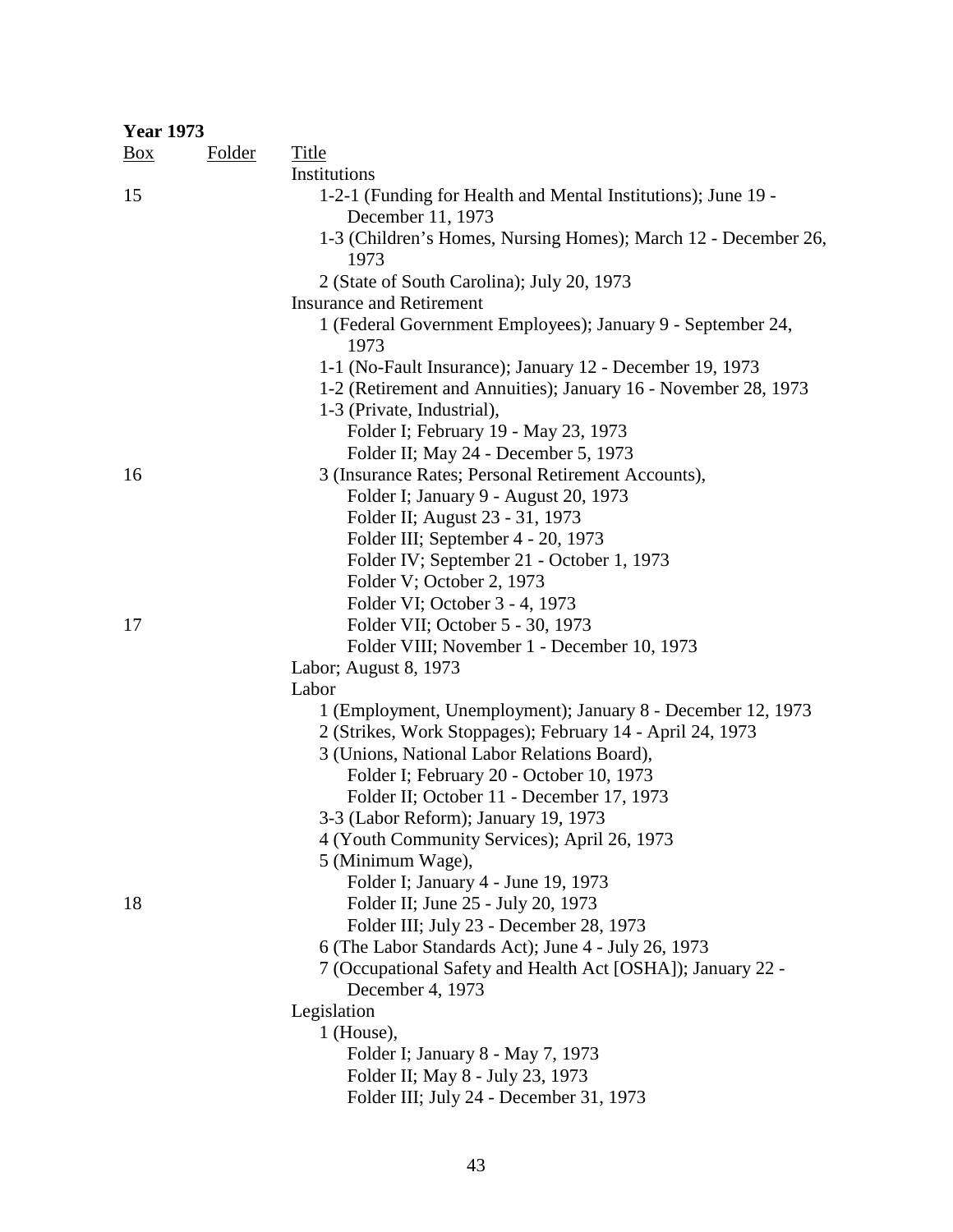**Year 1973**

| Box | Folder | Title |
|---|---|---|
| | | Institutions |
| 15 | | 1-2-1 (Funding for Health and Mental Institutions); June 19 - December 11, 1973 |
| | | 1-3 (Children's Homes, Nursing Homes); March 12 - December 26, 1973 |
| | | 2 (State of South Carolina); July 20, 1973 |
| | | Insurance and Retirement |
| | | 1 (Federal Government Employees); January 9 - September 24, 1973 |
| | | 1-1 (No-Fault Insurance); January 12 - December 19, 1973 |
| | | 1-2 (Retirement and Annuities); January 16 - November 28, 1973 |
| | | 1-3 (Private, Industrial), |
| | | Folder I; February 19 - May 23, 1973 |
| | | Folder II; May 24 - December 5, 1973 |
| 16 | | 3 (Insurance Rates; Personal Retirement Accounts), |
| | | Folder I; January 9 - August 20, 1973 |
| | | Folder II; August 23 - 31, 1973 |
| | | Folder III; September 4 - 20, 1973 |
| | | Folder IV; September 21 - October 1, 1973 |
| | | Folder V; October 2, 1973 |
| | | Folder VI; October 3 - 4, 1973 |
| 17 | | Folder VII; October 5 - 30, 1973 |
| | | Folder VIII; November 1 - December 10, 1973 |
| | | Labor; August 8, 1973 |
| | | Labor |
| | | 1 (Employment, Unemployment); January 8 - December 12, 1973 |
| | | 2 (Strikes, Work Stoppages); February 14 - April 24, 1973 |
| | | 3 (Unions, National Labor Relations Board), |
| | | Folder I; February 20 - October 10, 1973 |
| | | Folder II; October 11 - December 17, 1973 |
| | | 3-3 (Labor Reform); January 19, 1973 |
| | | 4 (Youth Community Services); April 26, 1973 |
| | | 5 (Minimum Wage), |
| | | Folder I; January 4 - June 19, 1973 |
| 18 | | Folder II; June 25 - July 20, 1973 |
| | | Folder III; July 23 - December 28, 1973 |
| | | 6 (The Labor Standards Act); June 4 - July 26, 1973 |
| | | 7 (Occupational Safety and Health Act [OSHA]); January 22 - December 4, 1973 |
| | | Legislation |
| | | 1 (House), |
| | | Folder I; January 8 - May 7, 1973 |
| | | Folder II; May 8 - July 23, 1973 |
| | | Folder III; July 24 - December 31, 1973 |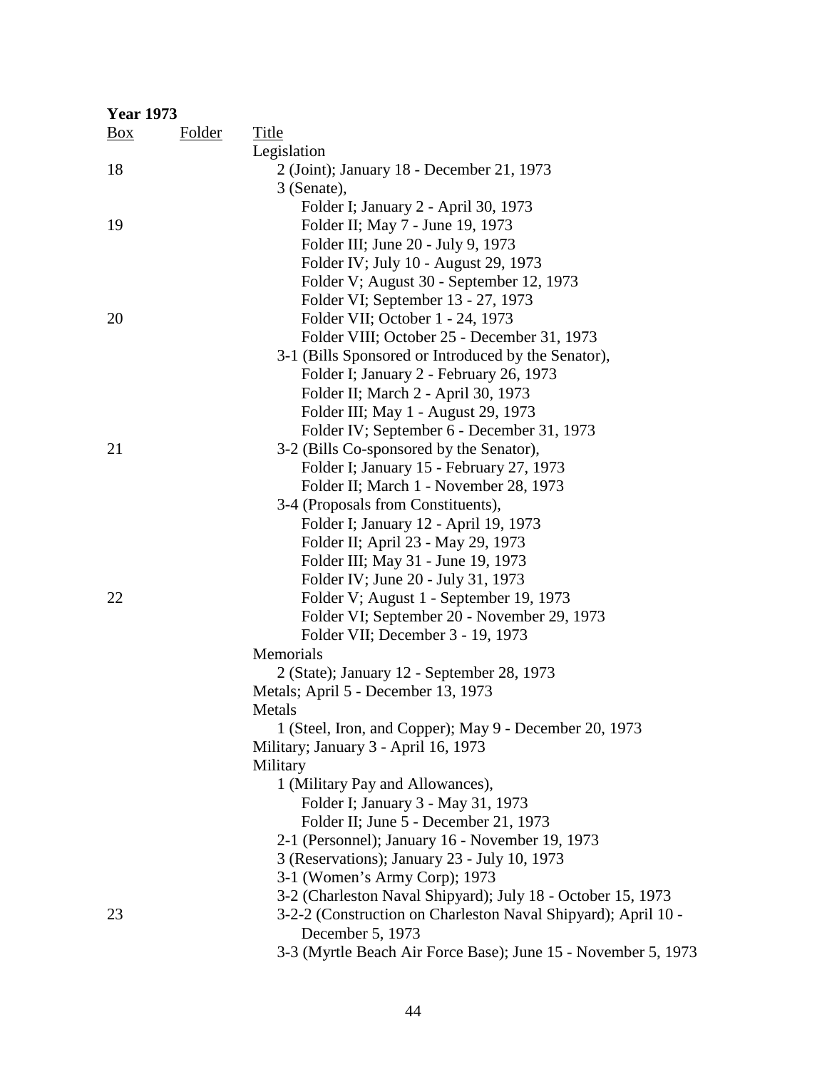**Year 1973**

| Box | Folder | Title |
|---|---|---|
| | | Legislation |
| 18 | | 2 (Joint); January 18 - December 21, 1973 |
| | | 3 (Senate), |
| | | Folder I; January 2 - April 30, 1973 |
| 19 | | Folder II; May 7 - June 19, 1973 |
| | | Folder III; June 20 - July 9, 1973 |
| | | Folder IV; July 10 - August 29, 1973 |
| | | Folder V; August 30 - September 12, 1973 |
| | | Folder VI; September 13 - 27, 1973 |
| 20 | | Folder VII; October 1 - 24, 1973 |
| | | Folder VIII; October 25 - December 31, 1973 |
| | | 3-1 (Bills Sponsored or Introduced by the Senator), |
| | | Folder I; January 2 - February 26, 1973 |
| | | Folder II; March 2 - April 30, 1973 |
| | | Folder III; May 1 - August 29, 1973 |
| | | Folder IV; September 6 - December 31, 1973 |
| 21 | | 3-2 (Bills Co-sponsored by the Senator), |
| | | Folder I; January 15 - February 27, 1973 |
| | | Folder II; March 1 - November 28, 1973 |
| | | 3-4 (Proposals from Constituents), |
| | | Folder I; January 12 - April 19, 1973 |
| | | Folder II; April 23 - May 29, 1973 |
| | | Folder III; May 31 - June 19, 1973 |
| | | Folder IV; June 20 - July 31, 1973 |
| 22 | | Folder V; August 1 - September 19, 1973 |
| | | Folder VI; September 20 - November 29, 1973 |
| | | Folder VII; December 3 - 19, 1973 |
| | | Memorials |
| | | 2 (State); January 12 - September 28, 1973 |
| | | Metals; April 5 - December 13, 1973 |
| | | Metals |
| | | 1 (Steel, Iron, and Copper); May 9 - December 20, 1973 |
| | | Military; January 3 - April 16, 1973 |
| | | Military |
| | | 1 (Military Pay and Allowances), |
| | | Folder I; January 3 - May 31, 1973 |
| | | Folder II; June 5 - December 21, 1973 |
| | | 2-1 (Personnel); January 16 - November 19, 1973 |
| | | 3 (Reservations); January 23 - July 10, 1973 |
| | | 3-1 (Women's Army Corp); 1973 |
| | | 3-2 (Charleston Naval Shipyard); July 18 - October 15, 1973 |
| 23 | | 3-2-2 (Construction on Charleston Naval Shipyard); April 10 - December 5, 1973 |
| | | 3-3 (Myrtle Beach Air Force Base); June 15 - November 5, 1973 |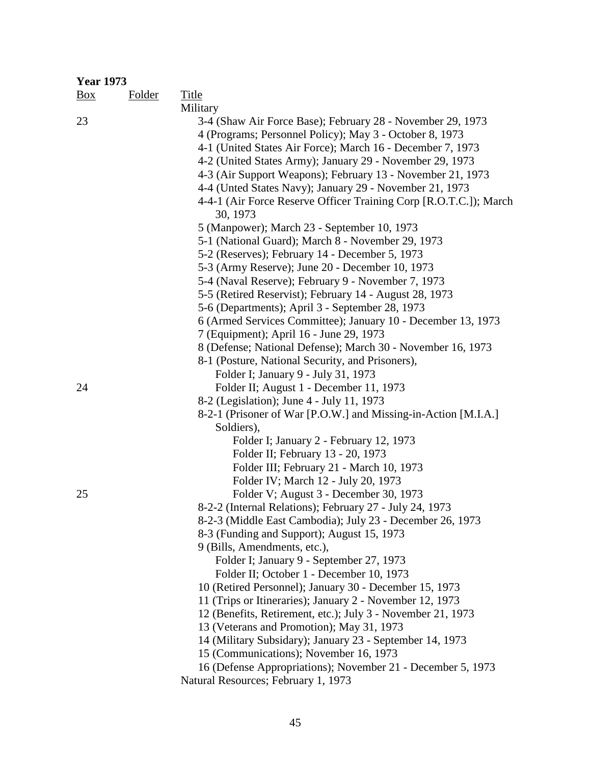**Year 1973**

| Box | Folder | Title |
|---|---|---|
| | | Military |
| 23 | | 3-4 (Shaw Air Force Base); February 28 - November 29, 1973 |
| | | 4 (Programs; Personnel Policy); May 3 - October 8, 1973 |
| | | 4-1 (United States Air Force); March 16 - December 7, 1973 |
| | | 4-2 (United States Army); January 29 - November 29, 1973 |
| | | 4-3 (Air Support Weapons); February 13 - November 21, 1973 |
| | | 4-4 (Unted States Navy); January 29 - November 21, 1973 |
| | | 4-4-1 (Air Force Reserve Officer Training Corp [R.O.T.C.]); March 30, 1973 |
| | | 5 (Manpower); March 23 - September 10, 1973 |
| | | 5-1 (National Guard); March 8 - November 29, 1973 |
| | | 5-2 (Reserves); February 14 - December 5, 1973 |
| | | 5-3 (Army Reserve); June 20 - December 10, 1973 |
| | | 5-4 (Naval Reserve); February 9 - November 7, 1973 |
| | | 5-5 (Retired Reservist); February 14 - August 28, 1973 |
| | | 5-6 (Departments); April 3 - September 28, 1973 |
| | | 6 (Armed Services Committee); January 10 - December 13, 1973 |
| | | 7 (Equipment); April 16 - June 29, 1973 |
| | | 8 (Defense; National Defense); March 30 - November 16, 1973 |
| | | 8-1 (Posture, National Security, and Prisoners), |
| | | Folder I; January 9 - July 31, 1973 |
| 24 | | Folder II; August 1 - December 11, 1973 |
| | | 8-2 (Legislation); June 4 - July 11, 1973 |
| | | 8-2-1 (Prisoner of War [P.O.W.] and Missing-in-Action [M.I.A.] Soldiers), |
| | | Folder I; January 2 - February 12, 1973 |
| | | Folder II; February 13 - 20, 1973 |
| | | Folder III; February 21 - March 10, 1973 |
| | | Folder IV; March 12 - July 20, 1973 |
| 25 | | Folder V; August 3 - December 30, 1973 |
| | | 8-2-2 (Internal Relations); February 27 - July 24, 1973 |
| | | 8-2-3 (Middle East Cambodia); July 23 - December 26, 1973 |
| | | 8-3 (Funding and Support); August 15, 1973 |
| | | 9 (Bills, Amendments, etc.), |
| | | Folder I; January 9 - September 27, 1973 |
| | | Folder II; October 1 - December 10, 1973 |
| | | 10 (Retired Personnel); January 30 - December 15, 1973 |
| | | 11 (Trips or Itineraries); January 2 - November 12, 1973 |
| | | 12 (Benefits, Retirement, etc.); July 3 - November 21, 1973 |
| | | 13 (Veterans and Promotion); May 31, 1973 |
| | | 14 (Military Subsidary); January 23 - September 14, 1973 |
| | | 15 (Communications); November 16, 1973 |
| | | 16 (Defense Appropriations); November 21 - December 5, 1973 |
| | | Natural Resources; February 1, 1973 |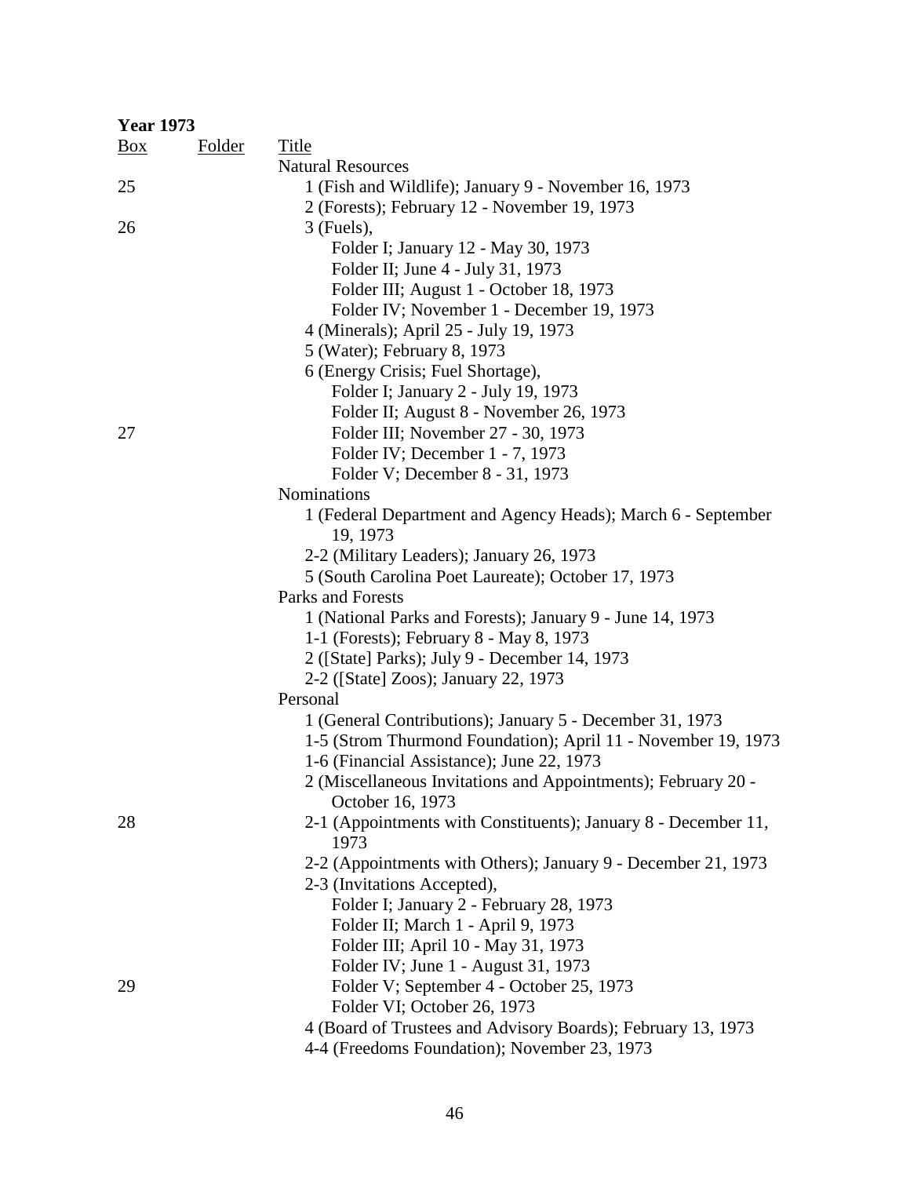**Year 1973**

| Box | Folder | Title |
|---|---|---|
| | | Natural Resources |
| 25 | | 1 (Fish and Wildlife); January 9 - November 16, 1973 |
| | | 2 (Forests); February 12 - November 19, 1973 |
| 26 | | 3 (Fuels), |
| | | Folder I; January 12 - May 30, 1973 |
| | | Folder II; June 4 - July 31, 1973 |
| | | Folder III; August 1 - October 18, 1973 |
| | | Folder IV; November 1 - December 19, 1973 |
| | | 4 (Minerals); April 25 - July 19, 1973 |
| | | 5 (Water); February 8, 1973 |
| | | 6 (Energy Crisis; Fuel Shortage), |
| | | Folder I; January 2 - July 19, 1973 |
| | | Folder II; August 8 - November 26, 1973 |
| 27 | | Folder III; November 27 - 30, 1973 |
| | | Folder IV; December 1 - 7, 1973 |
| | | Folder V; December 8 - 31, 1973 |
| | | Nominations |
| | | 1 (Federal Department and Agency Heads); March 6 - September 19, 1973 |
| | | 2-2 (Military Leaders); January 26, 1973 |
| | | 5 (South Carolina Poet Laureate); October 17, 1973 |
| | | Parks and Forests |
| | | 1 (National Parks and Forests); January 9 - June 14, 1973 |
| | | 1-1 (Forests); February 8 - May 8, 1973 |
| | | 2 ([State] Parks); July 9 - December 14, 1973 |
| | | 2-2 ([State] Zoos); January 22, 1973 |
| | | Personal |
| | | 1 (General Contributions); January 5 - December 31, 1973 |
| | | 1-5 (Strom Thurmond Foundation); April 11 - November 19, 1973 |
| | | 1-6 (Financial Assistance); June 22, 1973 |
| | | 2 (Miscellaneous Invitations and Appointments); February 20 - October 16, 1973 |
| 28 | | 2-1 (Appointments with Constituents); January 8 - December 11, 1973 |
| | | 2-2 (Appointments with Others); January 9 - December 21, 1973 |
| | | 2-3 (Invitations Accepted), |
| | | Folder I; January 2 - February 28, 1973 |
| | | Folder II; March 1 - April 9, 1973 |
| | | Folder III; April 10 - May 31, 1973 |
| | | Folder IV; June 1 - August 31, 1973 |
| 29 | | Folder V; September 4 - October 25, 1973 |
| | | Folder VI; October 26, 1973 |
| | | 4 (Board of Trustees and Advisory Boards); February 13, 1973 |
| | | 4-4 (Freedoms Foundation); November 23, 1973 |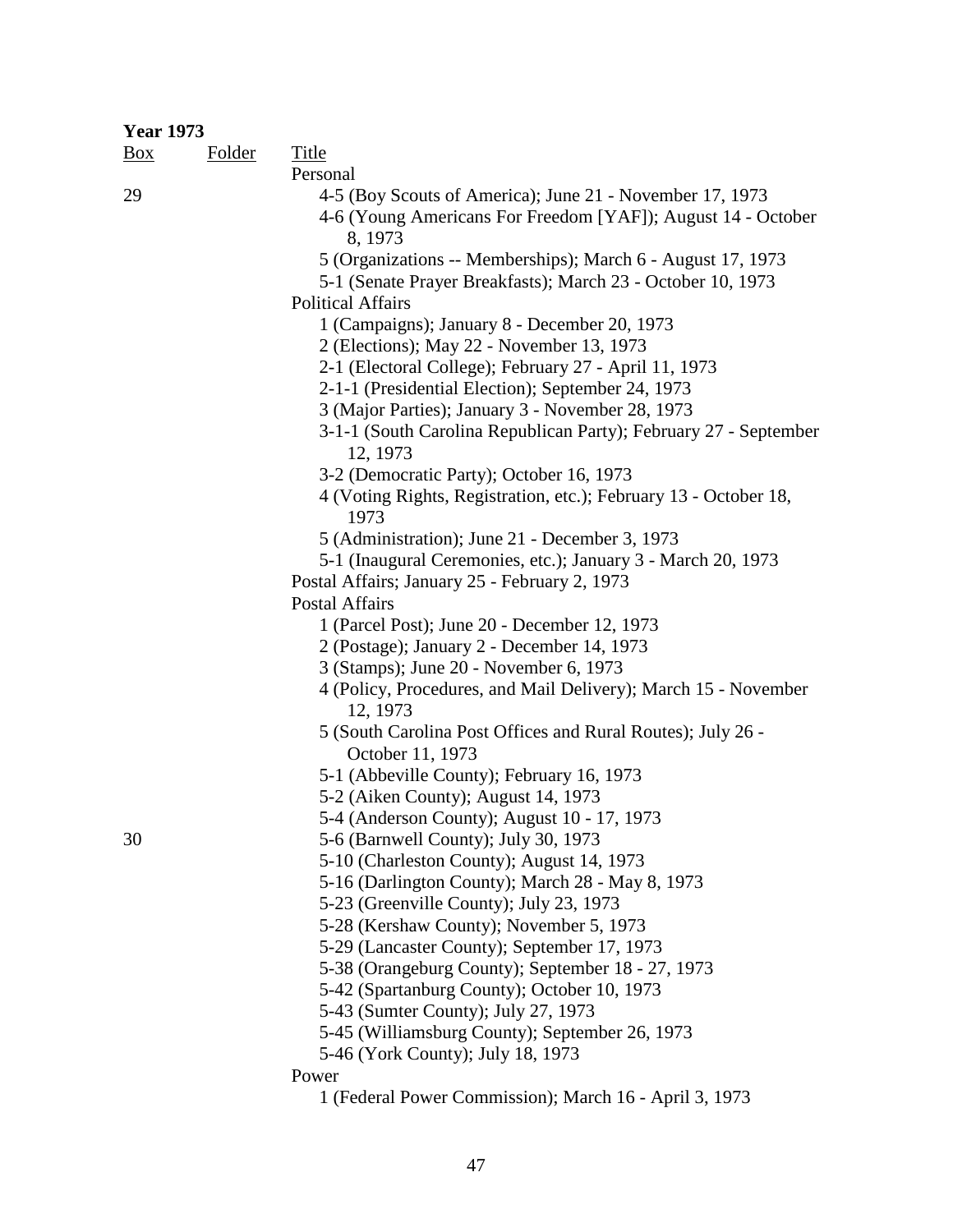**Year 1973**

| Box | Folder | Title |
|---|---|---|
| | | Personal |
| 29 | | 4-5 (Boy Scouts of America); June 21 - November 17, 1973 |
| | | 4-6 (Young Americans For Freedom [YAF]); August 14 - October 8, 1973 |
| | | 5 (Organizations -- Memberships); March 6 - August 17, 1973 |
| | | 5-1 (Senate Prayer Breakfasts); March 23 - October 10, 1973 |
| | | Political Affairs |
| | | 1 (Campaigns); January 8 - December 20, 1973 |
| | | 2 (Elections); May 22 - November 13, 1973 |
| | | 2-1 (Electoral College); February 27 - April 11, 1973 |
| | | 2-1-1 (Presidential Election); September 24, 1973 |
| | | 3 (Major Parties); January 3 - November 28, 1973 |
| | | 3-1-1 (South Carolina Republican Party); February 27 - September 12, 1973 |
| | | 3-2 (Democratic Party); October 16, 1973 |
| | | 4 (Voting Rights, Registration, etc.); February 13 - October 18, 1973 |
| | | 5 (Administration); June 21 - December 3, 1973 |
| | | 5-1 (Inaugural Ceremonies, etc.); January 3 - March 20, 1973 |
| | | Postal Affairs; January 25 - February 2, 1973 |
| | | Postal Affairs |
| | | 1 (Parcel Post); June 20 - December 12, 1973 |
| | | 2 (Postage); January 2 - December 14, 1973 |
| | | 3 (Stamps); June 20 - November 6, 1973 |
| | | 4 (Policy, Procedures, and Mail Delivery); March 15 - November 12, 1973 |
| | | 5 (South Carolina Post Offices and Rural Routes); July 26 - October 11, 1973 |
| | | 5-1 (Abbeville County); February 16, 1973 |
| | | 5-2 (Aiken County); August 14, 1973 |
| | | 5-4 (Anderson County); August 10 - 17, 1973 |
| 30 | | 5-6 (Barnwell County); July 30, 1973 |
| | | 5-10 (Charleston County); August 14, 1973 |
| | | 5-16 (Darlington County); March 28 - May 8, 1973 |
| | | 5-23 (Greenville County); July 23, 1973 |
| | | 5-28 (Kershaw County); November 5, 1973 |
| | | 5-29 (Lancaster County); September 17, 1973 |
| | | 5-38 (Orangeburg County); September 18 - 27, 1973 |
| | | 5-42 (Spartanburg County); October 10, 1973 |
| | | 5-43 (Sumter County); July 27, 1973 |
| | | 5-45 (Williamsburg County); September 26, 1973 |
| | | 5-46 (York County); July 18, 1973 |
| | | Power |
| | | 1 (Federal Power Commission); March 16 - April 3, 1973 |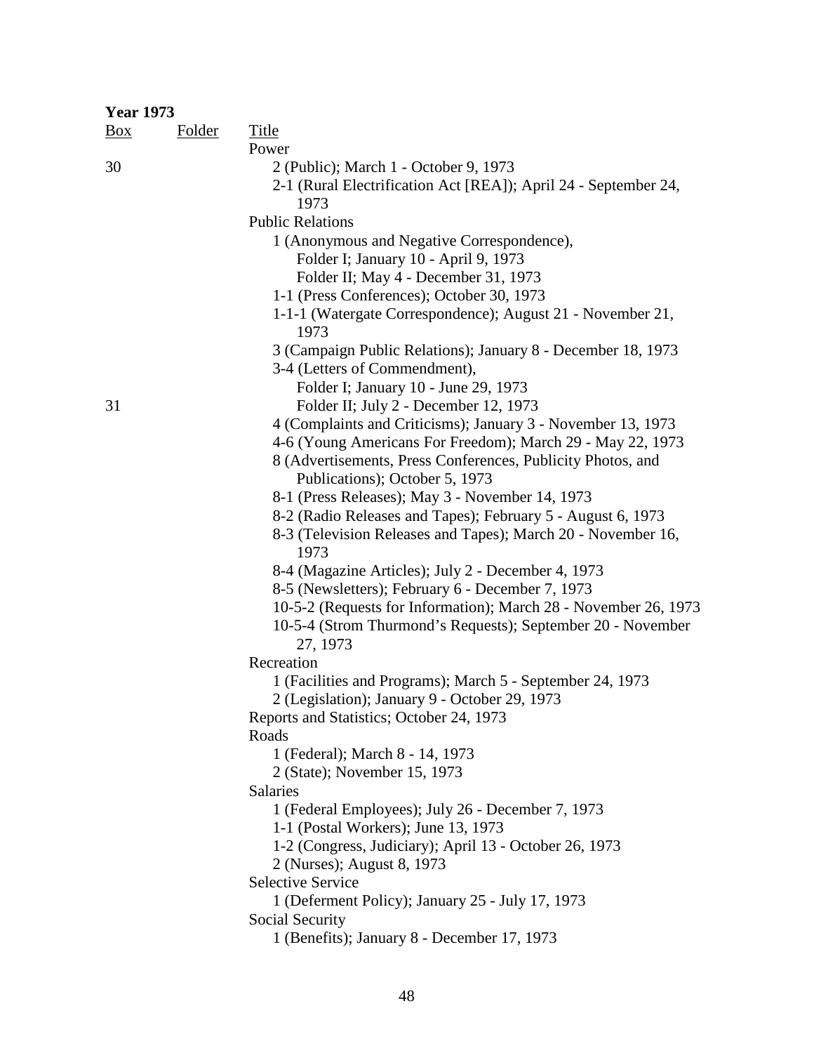**Year 1973**

| Box | Folder | Title |
|---|---|---|
| | | Power |
| 30 | | 2 (Public); March 1 - October 9, 1973 |
| | | 2-1 (Rural Electrification Act [REA]); April 24 - September 24, 1973 |
| | | Public Relations |
| | | 1 (Anonymous and Negative Correspondence), |
| | | Folder I; January 10 - April 9, 1973 |
| | | Folder II; May 4 - December 31, 1973 |
| | | 1-1 (Press Conferences); October 30, 1973 |
| | | 1-1-1 (Watergate Correspondence); August 21 - November 21, 1973 |
| | | 3 (Campaign Public Relations); January 8 - December 18, 1973 |
| | | 3-4 (Letters of Commendment), |
| | | Folder I; January 10 - June 29, 1973 |
| 31 | | Folder II; July 2 - December 12, 1973 |
| | | 4 (Complaints and Criticisms); January 3 - November 13, 1973 |
| | | 4-6 (Young Americans For Freedom); March 29 - May 22, 1973 |
| | | 8 (Advertisements, Press Conferences, Publicity Photos, and Publications); October 5, 1973 |
| | | 8-1 (Press Releases); May 3 - November 14, 1973 |
| | | 8-2 (Radio Releases and Tapes); February 5 - August 6, 1973 |
| | | 8-3 (Television Releases and Tapes); March 20 - November 16, 1973 |
| | | 8-4 (Magazine Articles); July 2 - December 4, 1973 |
| | | 8-5 (Newsletters); February 6 - December 7, 1973 |
| | | 10-5-2 (Requests for Information); March 28 - November 26, 1973 |
| | | 10-5-4 (Strom Thurmond's Requests); September 20 - November 27, 1973 |
| | | Recreation |
| | | 1 (Facilities and Programs); March 5 - September 24, 1973 |
| | | 2 (Legislation); January 9 - October 29, 1973 |
| | | Reports and Statistics; October 24, 1973 |
| | | Roads |
| | | 1 (Federal); March 8 - 14, 1973 |
| | | 2 (State); November 15, 1973 |
| | | Salaries |
| | | 1 (Federal Employees); July 26 - December 7, 1973 |
| | | 1-1 (Postal Workers); June 13, 1973 |
| | | 1-2 (Congress, Judiciary); April 13 - October 26, 1973 |
| | | 2 (Nurses); August 8, 1973 |
| | | Selective Service |
| | | 1 (Deferment Policy); January 25 - July 17, 1973 |
| | | Social Security |
| | | 1 (Benefits); January 8 - December 17, 1973 |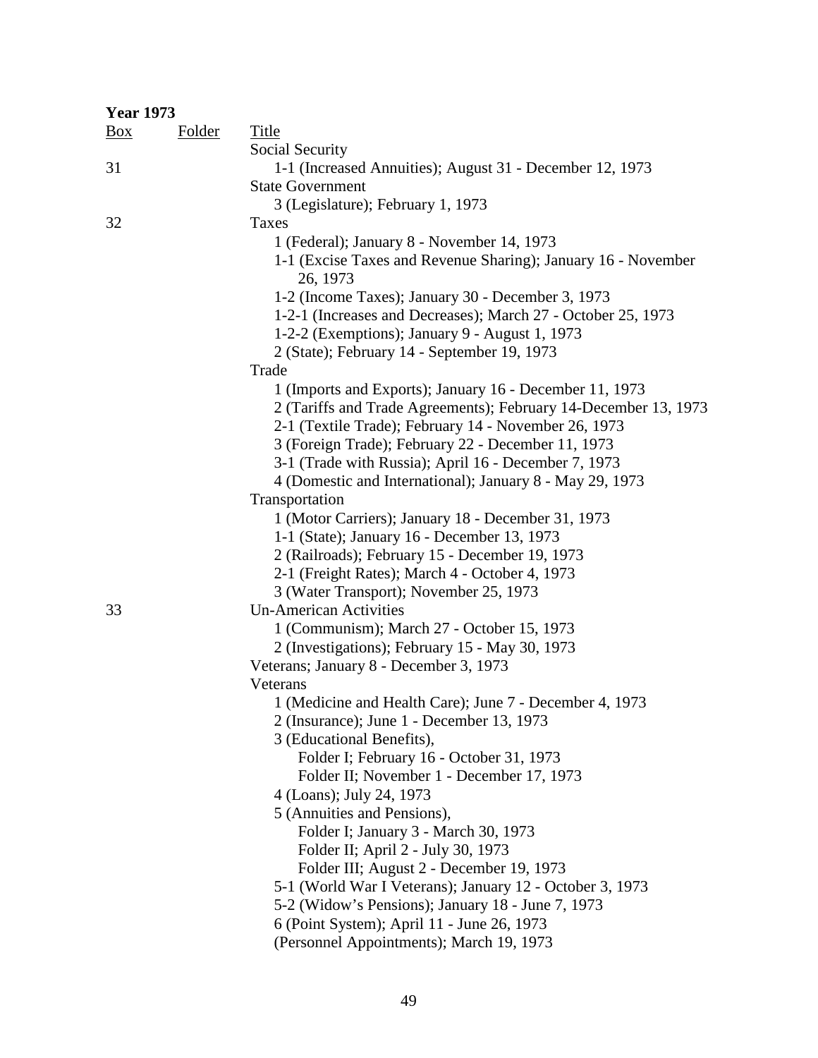**Year 1973**

| Box | Folder | Title |
|---|---|---|
| | | Social Security |
| 31 | | 1-1 (Increased Annuities); August 31 - December 12, 1973 |
| | | State Government |
| | | 3 (Legislature); February 1, 1973 |
| 32 | | Taxes |
| | | 1 (Federal); January 8 - November 14, 1973 |
| | | 1-1 (Excise Taxes and Revenue Sharing); January 16 - November 26, 1973 |
| | | 1-2 (Income Taxes); January 30 - December 3, 1973 |
| | | 1-2-1 (Increases and Decreases); March 27 - October 25, 1973 |
| | | 1-2-2 (Exemptions); January 9 - August 1, 1973 |
| | | 2 (State); February 14 - September 19, 1973 |
| | | Trade |
| | | 1 (Imports and Exports); January 16 - December 11, 1973 |
| | | 2 (Tariffs and Trade Agreements); February 14-December 13, 1973 |
| | | 2-1 (Textile Trade); February 14 - November 26, 1973 |
| | | 3 (Foreign Trade); February 22 - December 11, 1973 |
| | | 3-1 (Trade with Russia); April 16 - December 7, 1973 |
| | | 4 (Domestic and International); January 8 - May 29, 1973 |
| | | Transportation |
| | | 1 (Motor Carriers); January 18 - December 31, 1973 |
| | | 1-1 (State); January 16 - December 13, 1973 |
| | | 2 (Railroads); February 15 - December 19, 1973 |
| | | 2-1 (Freight Rates); March 4 - October 4, 1973 |
| | | 3 (Water Transport); November 25, 1973 |
| 33 | | Un-American Activities |
| | | 1 (Communism); March 27 - October 15, 1973 |
| | | 2 (Investigations); February 15 - May 30, 1973 |
| | | Veterans; January 8 - December 3, 1973 |
| | | Veterans |
| | | 1 (Medicine and Health Care); June 7 - December 4, 1973 |
| | | 2 (Insurance); June 1 - December 13, 1973 |
| | | 3 (Educational Benefits), |
| | | Folder I; February 16 - October 31, 1973 |
| | | Folder II; November 1 - December 17, 1973 |
| | | 4 (Loans); July 24, 1973 |
| | | 5 (Annuities and Pensions), |
| | | Folder I; January 3 - March 30, 1973 |
| | | Folder II; April 2 - July 30, 1973 |
| | | Folder III; August 2 - December 19, 1973 |
| | | 5-1 (World War I Veterans); January 12 - October 3, 1973 |
| | | 5-2 (Widow's Pensions); January 18 - June 7, 1973 |
| | | 6 (Point System); April 11 - June 26, 1973 |
| | | (Personnel Appointments); March 19, 1973 |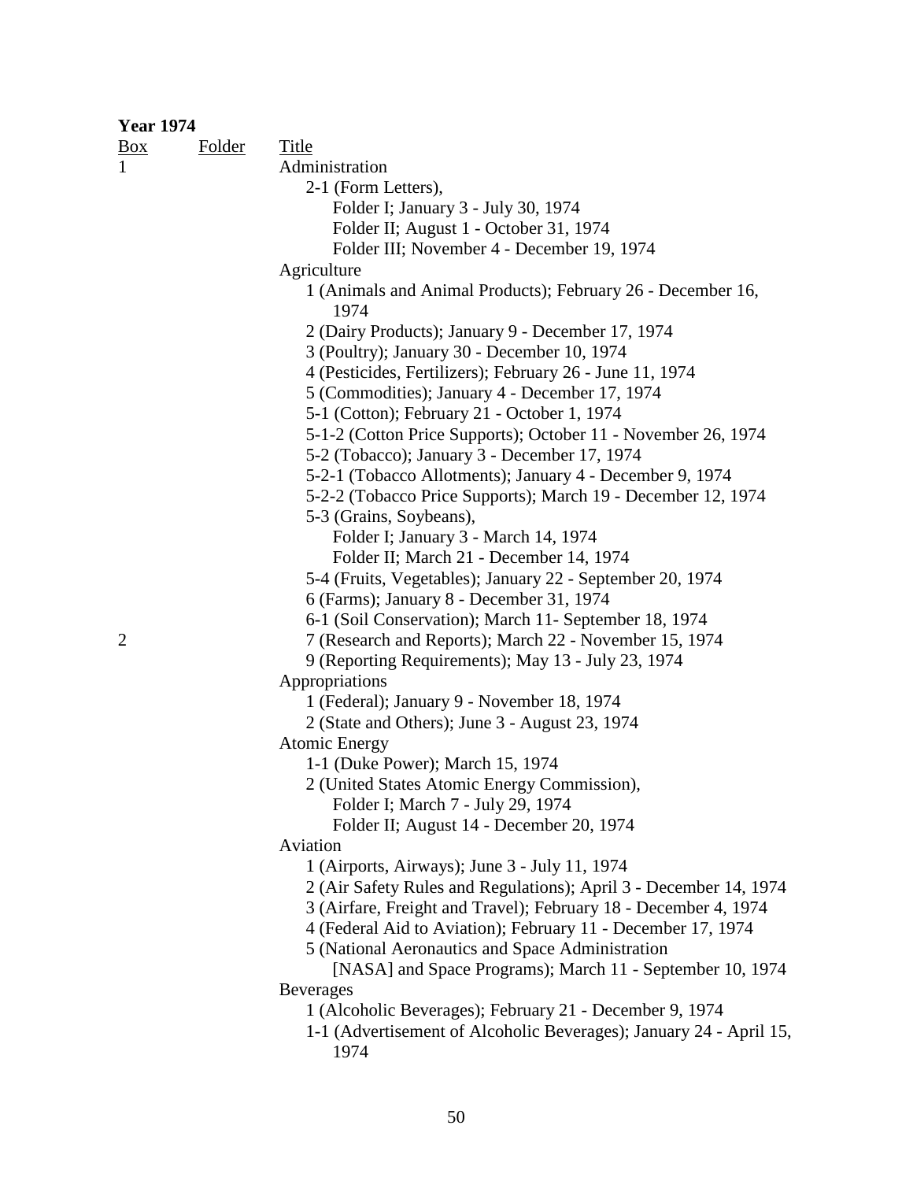**Year 1974**

| Box | Folder | Title |
|---|---|---|
| 1 | | Administration |
| | | 2-1 (Form Letters), |
| | | Folder I; January 3 - July 30, 1974 |
| | | Folder II; August 1 - October 31, 1974 |
| | | Folder III; November 4 - December 19, 1974 |
| | | Agriculture |
| | | 1 (Animals and Animal Products); February 26 - December 16, 1974 |
| | | 2 (Dairy Products); January 9 - December 17, 1974 |
| | | 3 (Poultry); January 30 - December 10, 1974 |
| | | 4 (Pesticides, Fertilizers); February 26 - June 11, 1974 |
| | | 5 (Commodities); January 4 - December 17, 1974 |
| | | 5-1 (Cotton); February 21 - October 1, 1974 |
| | | 5-1-2 (Cotton Price Supports); October 11 - November 26, 1974 |
| | | 5-2 (Tobacco); January 3 - December 17, 1974 |
| | | 5-2-1 (Tobacco Allotments); January 4 - December 9, 1974 |
| | | 5-2-2 (Tobacco Price Supports); March 19 - December 12, 1974 |
| | | 5-3 (Grains, Soybeans), |
| | | Folder I; January 3 - March 14, 1974 |
| | | Folder II; March 21 - December 14, 1974 |
| | | 5-4 (Fruits, Vegetables); January 22 - September 20, 1974 |
| | | 6 (Farms); January 8 - December 31, 1974 |
| | | 6-1 (Soil Conservation); March 11- September 18, 1974 |
| 2 | | 7 (Research and Reports); March 22 - November 15, 1974 |
| | | 9 (Reporting Requirements); May 13 - July 23, 1974 |
| | | Appropriations |
| | | 1 (Federal); January 9 - November 18, 1974 |
| | | 2 (State and Others); June 3 - August 23, 1974 |
| | | Atomic Energy |
| | | 1-1 (Duke Power); March 15, 1974 |
| | | 2 (United States Atomic Energy Commission), |
| | | Folder I; March 7 - July 29, 1974 |
| | | Folder II; August 14 - December 20, 1974 |
| | | Aviation |
| | | 1 (Airports, Airways); June 3 - July 11, 1974 |
| | | 2 (Air Safety Rules and Regulations); April 3 - December 14, 1974 |
| | | 3 (Airfare, Freight and Travel); February 18 - December 4, 1974 |
| | | 4 (Federal Aid to Aviation); February 11 - December 17, 1974 |
| | | 5 (National Aeronautics and Space Administration [NASA] and Space Programs); March 11 - September 10, 1974 |
| | | Beverages |
| | | 1 (Alcoholic Beverages); February 21 - December 9, 1974 |
| | | 1-1 (Advertisement of Alcoholic Beverages); January 24 - April 15, 1974 |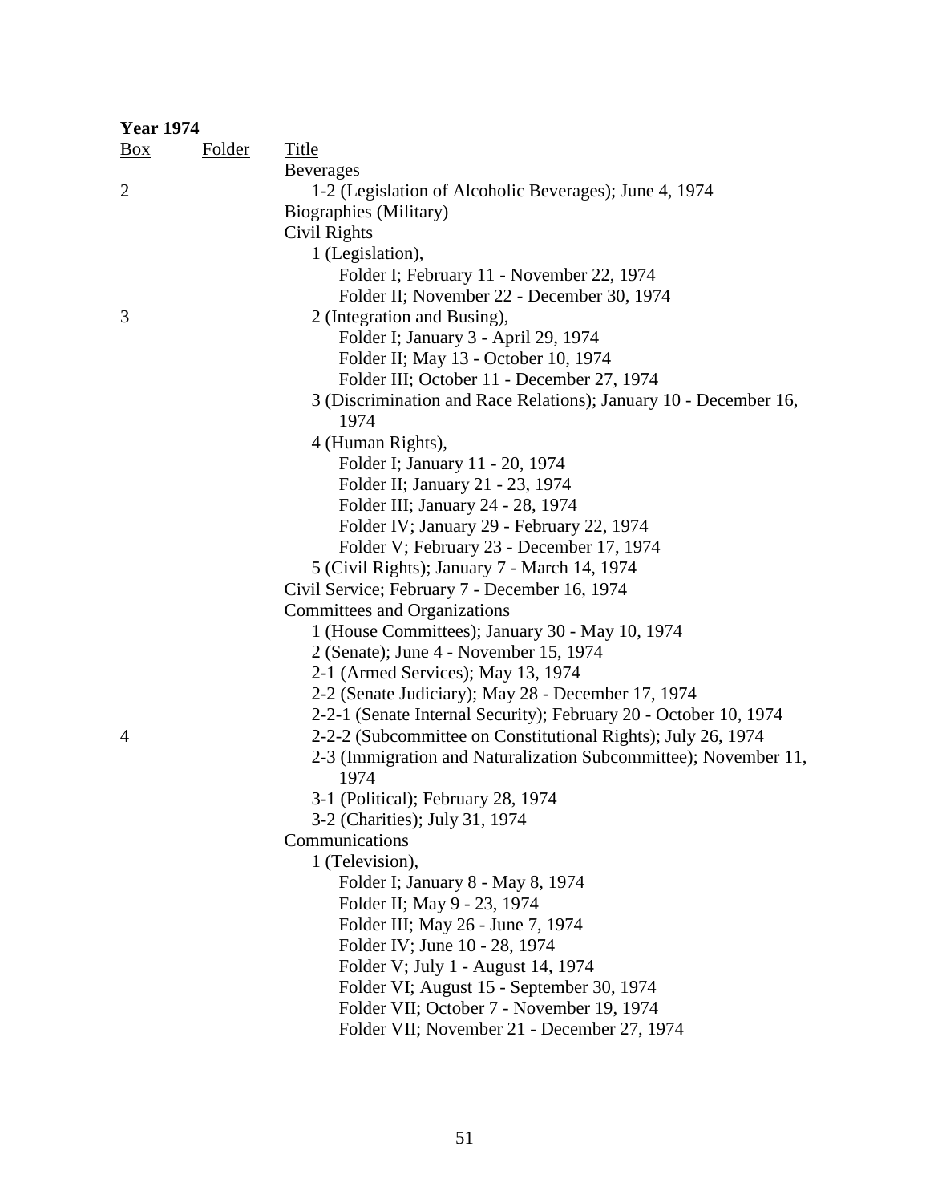**Year 1974**

| Box | Folder | Title |
|---|---|---|
| | | Beverages |
| 2 | | 1-2 (Legislation of Alcoholic Beverages); June 4, 1974 |
| | | Biographies (Military) |
| | | Civil Rights |
| | | 1 (Legislation), |
| | | Folder I; February 11 - November 22, 1974 |
| | | Folder II; November 22 - December 30, 1974 |
| 3 | | 2 (Integration and Busing), |
| | | Folder I; January 3 - April 29, 1974 |
| | | Folder II; May 13 - October 10, 1974 |
| | | Folder III; October 11 - December 27, 1974 |
| | | 3 (Discrimination and Race Relations); January 10 - December 16, 1974 |
| | | 4 (Human Rights), |
| | | Folder I; January 11 - 20, 1974 |
| | | Folder II; January 21 - 23, 1974 |
| | | Folder III; January 24 - 28, 1974 |
| | | Folder IV; January 29 - February 22, 1974 |
| | | Folder V; February 23 - December 17, 1974 |
| | | 5 (Civil Rights); January 7 - March 14, 1974 |
| | | Civil Service; February 7 - December 16, 1974 |
| | | Committees and Organizations |
| | | 1 (House Committees); January 30 - May 10, 1974 |
| | | 2 (Senate); June 4 - November 15, 1974 |
| | | 2-1 (Armed Services); May 13, 1974 |
| | | 2-2 (Senate Judiciary); May 28 - December 17, 1974 |
| | | 2-2-1 (Senate Internal Security); February 20 - October 10, 1974 |
| 4 | | 2-2-2 (Subcommittee on Constitutional Rights); July 26, 1974 |
| | | 2-3 (Immigration and Naturalization Subcommittee); November 11, 1974 |
| | | 3-1 (Political); February 28, 1974 |
| | | 3-2 (Charities); July 31, 1974 |
| | | Communications |
| | | 1 (Television), |
| | | Folder I; January 8 - May 8, 1974 |
| | | Folder II; May 9 - 23, 1974 |
| | | Folder III; May 26 - June 7, 1974 |
| | | Folder IV; June 10 - 28, 1974 |
| | | Folder V; July 1 - August 14, 1974 |
| | | Folder VI; August 15 - September 30, 1974 |
| | | Folder VII; October 7 - November 19, 1974 |
| | | Folder VII; November 21 - December 27, 1974 |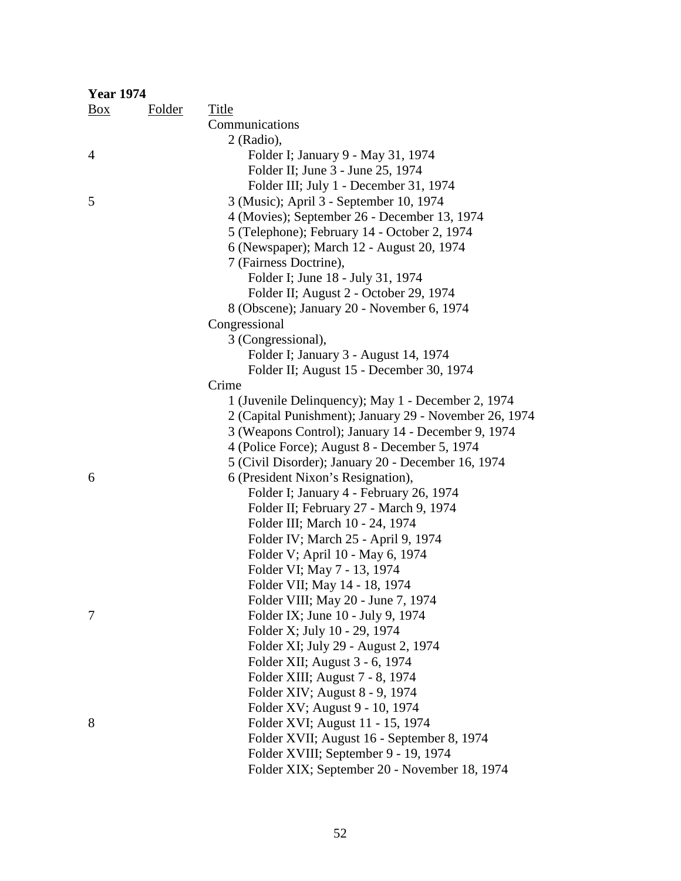**Year 1974**

| Box | Folder | Title |
|---|---|---|
| | | Communications |
| | | 2 (Radio), |
| 4 | | Folder I; January 9 - May 31, 1974 |
| | | Folder II; June 3 - June 25, 1974 |
| | | Folder III; July 1 - December 31, 1974 |
| 5 | | 3 (Music); April 3 - September 10, 1974 |
| | | 4 (Movies); September 26 - December 13, 1974 |
| | | 5 (Telephone); February 14 - October 2, 1974 |
| | | 6 (Newspaper); March 12 - August 20, 1974 |
| | | 7 (Fairness Doctrine), |
| | | Folder I; June 18 - July 31, 1974 |
| | | Folder II; August 2 - October 29, 1974 |
| | | 8 (Obscene); January 20 - November 6, 1974 |
| | | Congressional |
| | | 3 (Congressional), |
| | | Folder I; January 3 - August 14, 1974 |
| | | Folder II; August 15 - December 30, 1974 |
| | | Crime |
| | | 1 (Juvenile Delinquency); May 1 - December 2, 1974 |
| | | 2 (Capital Punishment); January 29 - November 26, 1974 |
| | | 3 (Weapons Control); January 14 - December 9, 1974 |
| | | 4 (Police Force); August 8 - December 5, 1974 |
| | | 5 (Civil Disorder); January 20 - December 16, 1974 |
| 6 | | 6 (President Nixon's Resignation), |
| | | Folder I; January 4 - February 26, 1974 |
| | | Folder II; February 27 - March 9, 1974 |
| | | Folder III; March 10 - 24, 1974 |
| | | Folder IV; March 25 - April 9, 1974 |
| | | Folder V; April 10 - May 6, 1974 |
| | | Folder VI; May 7 - 13, 1974 |
| | | Folder VII; May 14 - 18, 1974 |
| | | Folder VIII; May 20 - June 7, 1974 |
| 7 | | Folder IX; June 10 - July 9, 1974 |
| | | Folder X; July 10 - 29, 1974 |
| | | Folder XI; July 29 - August 2, 1974 |
| | | Folder XII; August 3 - 6, 1974 |
| | | Folder XIII; August 7 - 8, 1974 |
| | | Folder XIV; August 8 - 9, 1974 |
| | | Folder XV; August 9 - 10, 1974 |
| 8 | | Folder XVI; August 11 - 15, 1974 |
| | | Folder XVII; August 16 - September 8, 1974 |
| | | Folder XVIII; September 9 - 19, 1974 |
| | | Folder XIX; September 20 - November 18, 1974 |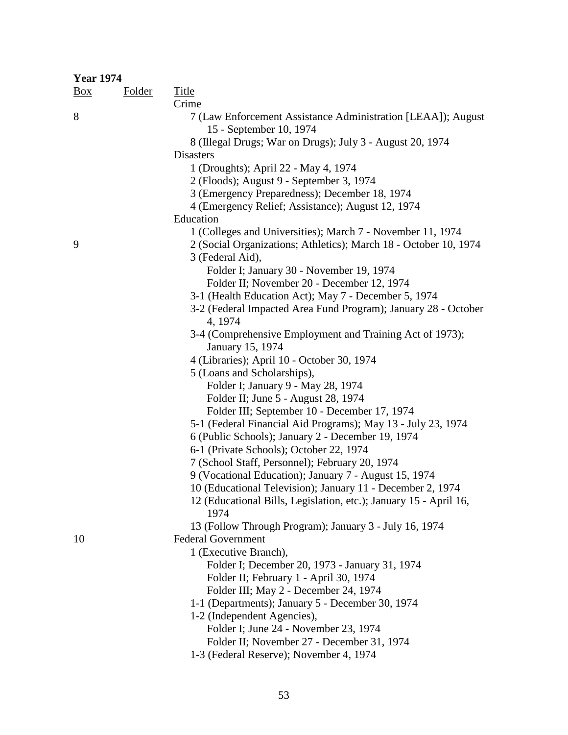**Year 1974**

| Box | Folder | Title |
|---|---|---|
| | | Crime |
| 8 | | 7 (Law Enforcement Assistance Administration [LEAA]); August 15 - September 10, 1974 |
| | | 8 (Illegal Drugs; War on Drugs); July 3 - August 20, 1974 |
| | | Disasters |
| | | 1 (Droughts); April 22 - May 4, 1974 |
| | | 2 (Floods); August 9 - September 3, 1974 |
| | | 3 (Emergency Preparedness); December 18, 1974 |
| | | 4 (Emergency Relief; Assistance); August 12, 1974 |
| | | Education |
| | | 1 (Colleges and Universities); March 7 - November 11, 1974 |
| 9 | | 2 (Social Organizations; Athletics); March 18 - October 10, 1974 |
| | | 3 (Federal Aid), |
| | | Folder I; January 30 - November 19, 1974 |
| | | Folder II; November 20 - December 12, 1974 |
| | | 3-1 (Health Education Act); May 7 - December 5, 1974 |
| | | 3-2 (Federal Impacted Area Fund Program); January 28 - October 4, 1974 |
| | | 3-4 (Comprehensive Employment and Training Act of 1973); January 15, 1974 |
| | | 4 (Libraries); April 10 - October 30, 1974 |
| | | 5 (Loans and Scholarships), |
| | | Folder I; January 9 - May 28, 1974 |
| | | Folder II; June 5 - August 28, 1974 |
| | | Folder III; September 10 - December 17, 1974 |
| | | 5-1 (Federal Financial Aid Programs); May 13 - July 23, 1974 |
| | | 6 (Public Schools); January 2 - December 19, 1974 |
| | | 6-1 (Private Schools); October 22, 1974 |
| | | 7 (School Staff, Personnel); February 20, 1974 |
| | | 9 (Vocational Education); January 7 - August 15, 1974 |
| | | 10 (Educational Television); January 11 - December 2, 1974 |
| | | 12 (Educational Bills, Legislation, etc.); January 15 - April 16, 1974 |
| | | 13 (Follow Through Program); January 3 - July 16, 1974 |
| 10 | | Federal Government |
| | | 1 (Executive Branch), |
| | | Folder I; December 20, 1973 - January 31, 1974 |
| | | Folder II; February 1 - April 30, 1974 |
| | | Folder III; May 2 - December 24, 1974 |
| | | 1-1 (Departments); January 5 - December 30, 1974 |
| | | 1-2 (Independent Agencies), |
| | | Folder I; June 24 - November 23, 1974 |
| | | Folder II; November 27 - December 31, 1974 |
| | | 1-3 (Federal Reserve); November 4, 1974 |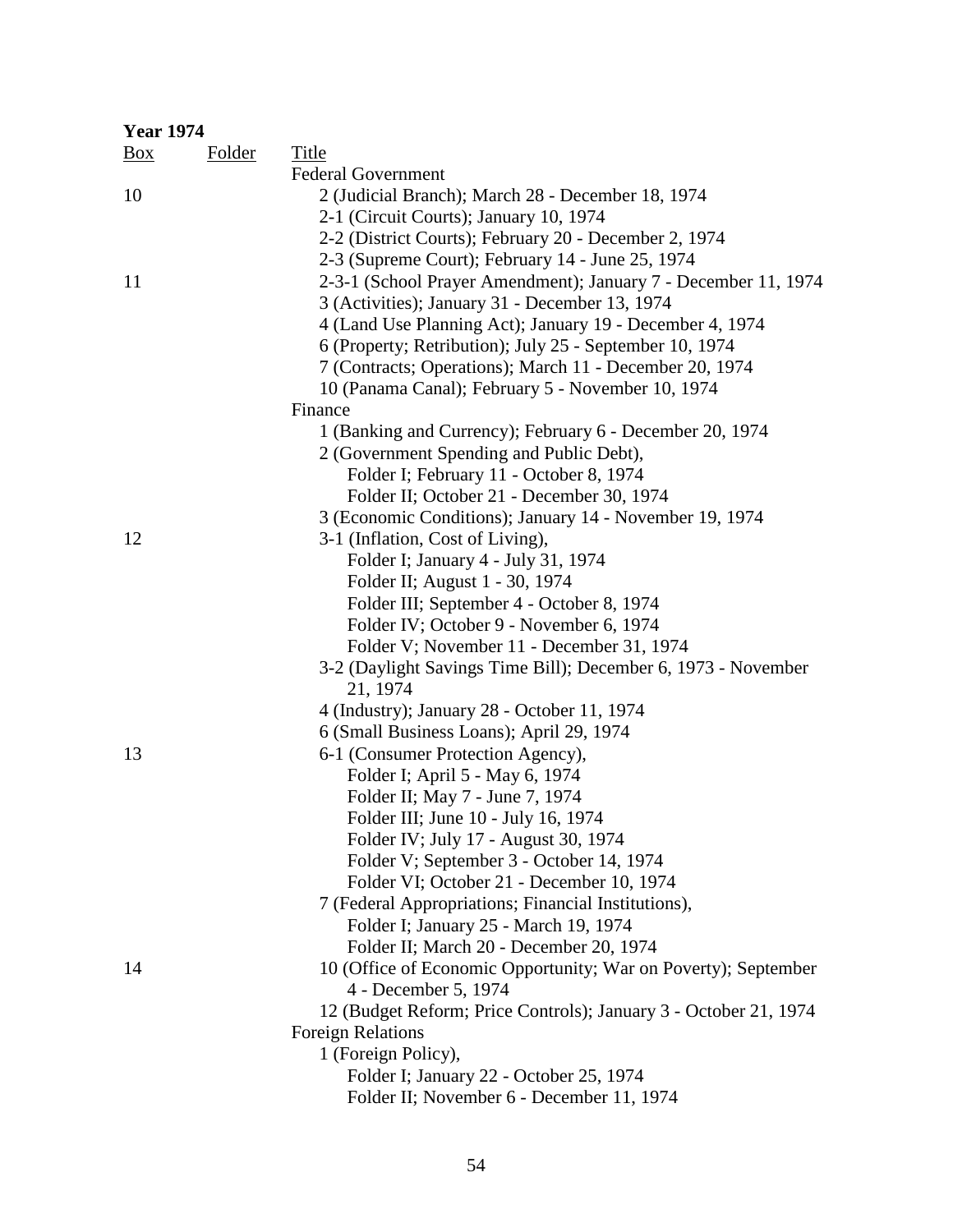**Year 1974**

| Box | Folder | Title |
|---|---|---|
| | | Federal Government |
| 10 | | 2 (Judicial Branch); March 28 - December 18, 1974 |
| | | 2-1 (Circuit Courts); January 10, 1974 |
| | | 2-2 (District Courts); February 20 - December 2, 1974 |
| | | 2-3 (Supreme Court); February 14 - June 25, 1974 |
| 11 | | 2-3-1 (School Prayer Amendment); January 7 - December 11, 1974 |
| | | 3 (Activities); January 31 - December 13, 1974 |
| | | 4 (Land Use Planning Act); January 19 - December 4, 1974 |
| | | 6 (Property; Retribution); July 25 - September 10, 1974 |
| | | 7 (Contracts; Operations); March 11 - December 20, 1974 |
| | | 10 (Panama Canal); February 5 - November 10, 1974 |
| | | Finance |
| | | 1 (Banking and Currency); February 6 - December 20, 1974 |
| | | 2 (Government Spending and Public Debt), |
| | | Folder I; February 11 - October 8, 1974 |
| | | Folder II; October 21 - December 30, 1974 |
| | | 3 (Economic Conditions); January 14 - November 19, 1974 |
| 12 | | 3-1 (Inflation, Cost of Living), |
| | | Folder I; January 4 - July 31, 1974 |
| | | Folder II; August 1 - 30, 1974 |
| | | Folder III; September 4 - October 8, 1974 |
| | | Folder IV; October 9 - November 6, 1974 |
| | | Folder V; November 11 - December 31, 1974 |
| | | 3-2 (Daylight Savings Time Bill); December 6, 1973 - November 21, 1974 |
| | | 4 (Industry); January 28 - October 11, 1974 |
| | | 6 (Small Business Loans); April 29, 1974 |
| 13 | | 6-1 (Consumer Protection Agency), |
| | | Folder I; April 5 - May 6, 1974 |
| | | Folder II; May 7 - June 7, 1974 |
| | | Folder III; June 10 - July 16, 1974 |
| | | Folder IV; July 17 - August 30, 1974 |
| | | Folder V; September 3 - October 14, 1974 |
| | | Folder VI; October 21 - December 10, 1974 |
| | | 7 (Federal Appropriations; Financial Institutions), |
| | | Folder I; January 25 - March 19, 1974 |
| | | Folder II; March 20 - December 20, 1974 |
| 14 | | 10 (Office of Economic Opportunity; War on Poverty); September 4 - December 5, 1974 |
| | | 12 (Budget Reform; Price Controls); January 3 - October 21, 1974 |
| | | Foreign Relations |
| | | 1 (Foreign Policy), |
| | | Folder I; January 22 - October 25, 1974 |
| | | Folder II; November 6 - December 11, 1974 |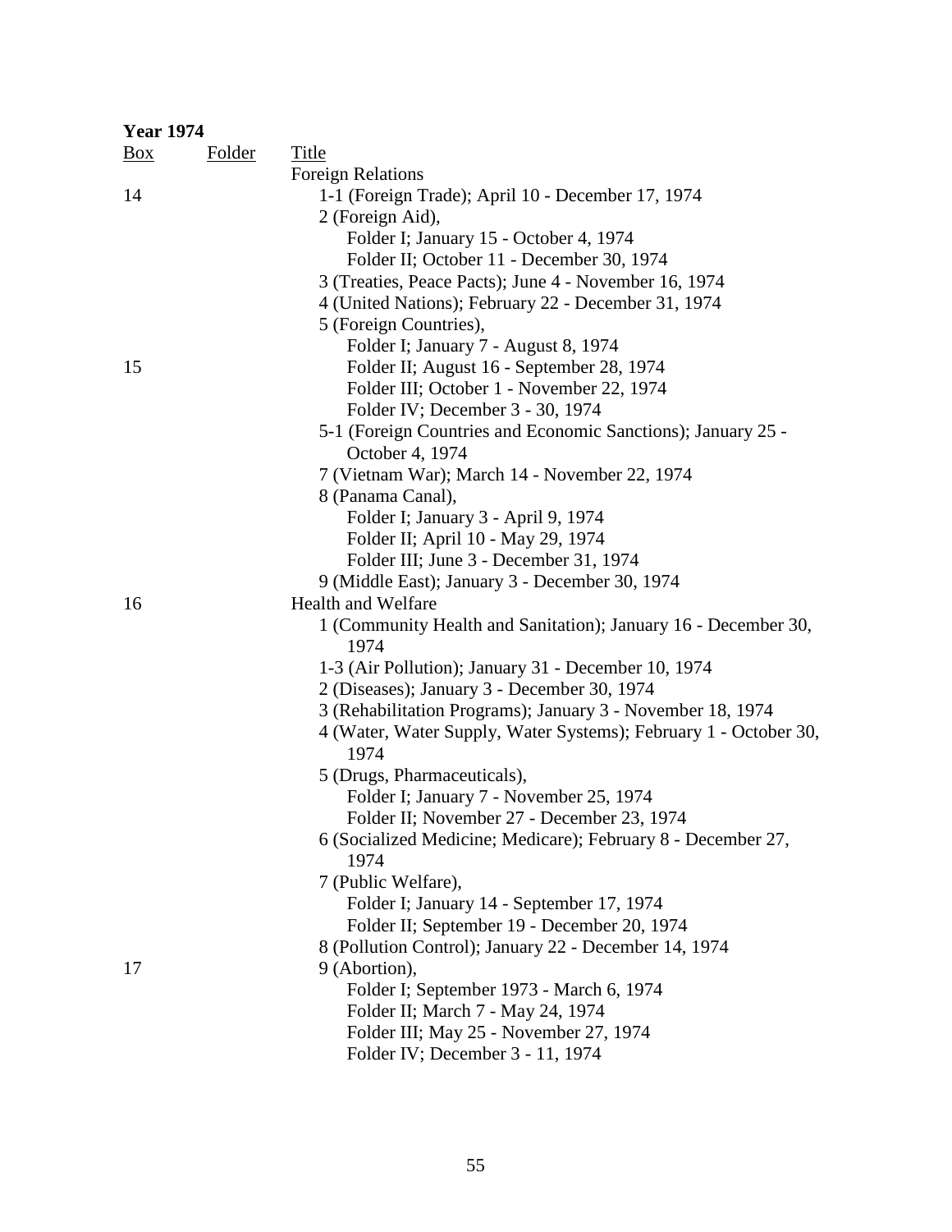**Year 1974**

| Box | Folder | Title |
|---|---|---|
| | | Foreign Relations |
| 14 | | 1-1 (Foreign Trade); April 10 - December 17, 1974 |
| | | 2 (Foreign Aid), |
| | | Folder I; January 15 - October 4, 1974 |
| | | Folder II; October 11 - December 30, 1974 |
| | | 3 (Treaties, Peace Pacts); June 4 - November 16, 1974 |
| | | 4 (United Nations); February 22 - December 31, 1974 |
| | | 5 (Foreign Countries), |
| | | Folder I; January 7 - August 8, 1974 |
| 15 | | Folder II; August 16 - September 28, 1974 |
| | | Folder III; October 1 - November 22, 1974 |
| | | Folder IV; December 3 - 30, 1974 |
| | | 5-1 (Foreign Countries and Economic Sanctions); January 25 - October 4, 1974 |
| | | 7 (Vietnam War); March 14 - November 22, 1974 |
| | | 8 (Panama Canal), |
| | | Folder I; January 3 - April 9, 1974 |
| | | Folder II; April 10 - May 29, 1974 |
| | | Folder III; June 3 - December 31, 1974 |
| | | 9 (Middle East); January 3 - December 30, 1974 |
| 16 | | Health and Welfare |
| | | 1 (Community Health and Sanitation); January 16 - December 30, 1974 |
| | | 1-3 (Air Pollution); January 31 - December 10, 1974 |
| | | 2 (Diseases); January 3 - December 30, 1974 |
| | | 3 (Rehabilitation Programs); January 3 - November 18, 1974 |
| | | 4 (Water, Water Supply, Water Systems); February 1 - October 30, 1974 |
| | | 5 (Drugs, Pharmaceuticals), |
| | | Folder I; January 7 - November 25, 1974 |
| | | Folder II; November 27 - December 23, 1974 |
| | | 6 (Socialized Medicine; Medicare); February 8 - December 27, 1974 |
| | | 7 (Public Welfare), |
| | | Folder I; January 14 - September 17, 1974 |
| | | Folder II; September 19 - December 20, 1974 |
| | | 8 (Pollution Control); January 22 - December 14, 1974 |
| 17 | | 9 (Abortion), |
| | | Folder I; September 1973 - March 6, 1974 |
| | | Folder II; March 7 - May 24, 1974 |
| | | Folder III; May 25 - November 27, 1974 |
| | | Folder IV; December 3 - 11, 1974 |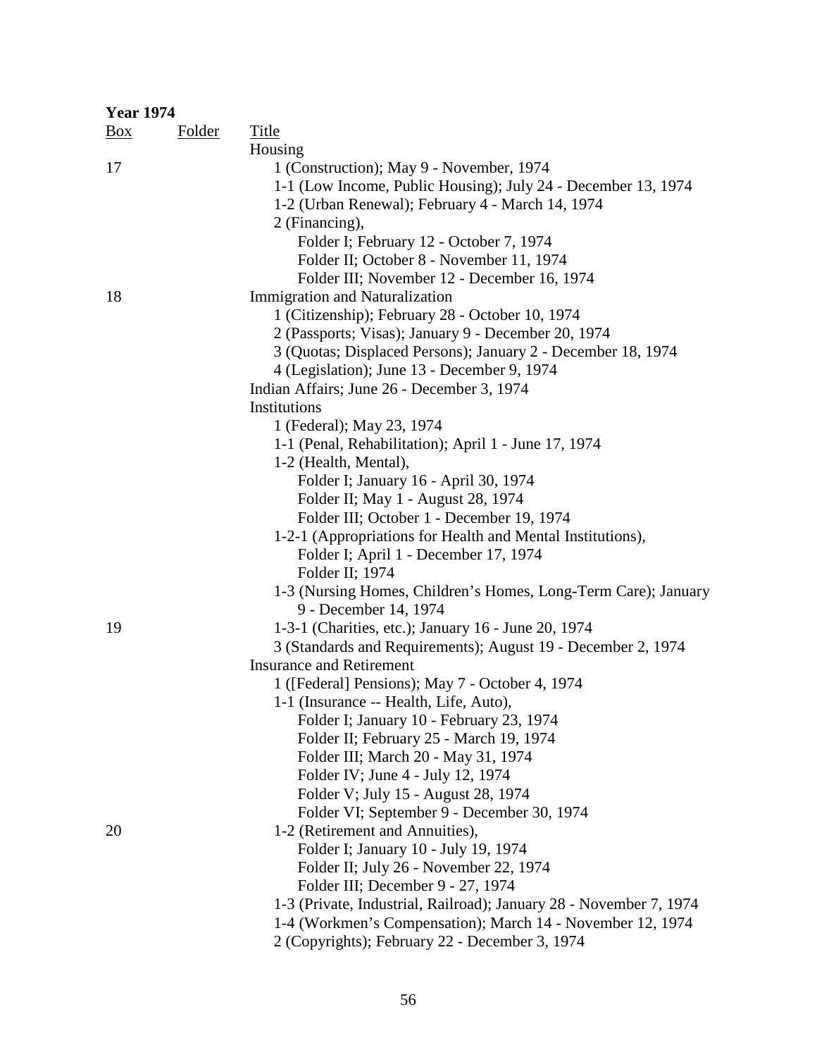**Year 1974**

| Box | Folder | Title |
|---|---|---|
| | | Housing |
| 17 | | 1 (Construction); May 9 - November, 1974 |
| | | 1-1 (Low Income, Public Housing); July 24 - December 13, 1974 |
| | | 1-2 (Urban Renewal); February 4 - March 14, 1974 |
| | | 2 (Financing), |
| | | Folder I; February 12 - October 7, 1974 |
| | | Folder II; October 8 - November 11, 1974 |
| | | Folder III; November 12 - December 16, 1974 |
| 18 | | Immigration and Naturalization |
| | | 1 (Citizenship); February 28 - October 10, 1974 |
| | | 2 (Passports; Visas); January 9 - December 20, 1974 |
| | | 3 (Quotas; Displaced Persons); January 2 - December 18, 1974 |
| | | 4 (Legislation); June 13 - December 9, 1974 |
| | | Indian Affairs; June 26 - December 3, 1974 |
| | | Institutions |
| | | 1 (Federal); May 23, 1974 |
| | | 1-1 (Penal, Rehabilitation); April 1 - June 17, 1974 |
| | | 1-2 (Health, Mental), |
| | | Folder I; January 16 - April 30, 1974 |
| | | Folder II; May 1 - August 28, 1974 |
| | | Folder III; October 1 - December 19, 1974 |
| | | 1-2-1 (Appropriations for Health and Mental Institutions), |
| | | Folder I; April 1 - December 17, 1974 |
| | | Folder II; 1974 |
| | | 1-3 (Nursing Homes, Children's Homes, Long-Term Care); January 9 - December 14, 1974 |
| 19 | | 1-3-1 (Charities, etc.); January 16 - June 20, 1974 |
| | | 3 (Standards and Requirements); August 19 - December 2, 1974 |
| | | Insurance and Retirement |
| | | 1 ([Federal] Pensions); May 7 - October 4, 1974 |
| | | 1-1 (Insurance -- Health, Life, Auto), |
| | | Folder I; January 10 - February 23, 1974 |
| | | Folder II; February 25 - March 19, 1974 |
| | | Folder III; March 20 - May 31, 1974 |
| | | Folder IV; June 4 - July 12, 1974 |
| | | Folder V; July 15 - August 28, 1974 |
| | | Folder VI; September 9 - December 30, 1974 |
| 20 | | 1-2 (Retirement and Annuities), |
| | | Folder I; January 10 - July 19, 1974 |
| | | Folder II; July 26 - November 22, 1974 |
| | | Folder III; December 9 - 27, 1974 |
| | | 1-3 (Private, Industrial, Railroad); January 28 - November 7, 1974 |
| | | 1-4 (Workmen's Compensation); March 14 - November 12, 1974 |
| | | 2 (Copyrights); February 22 - December 3, 1974 |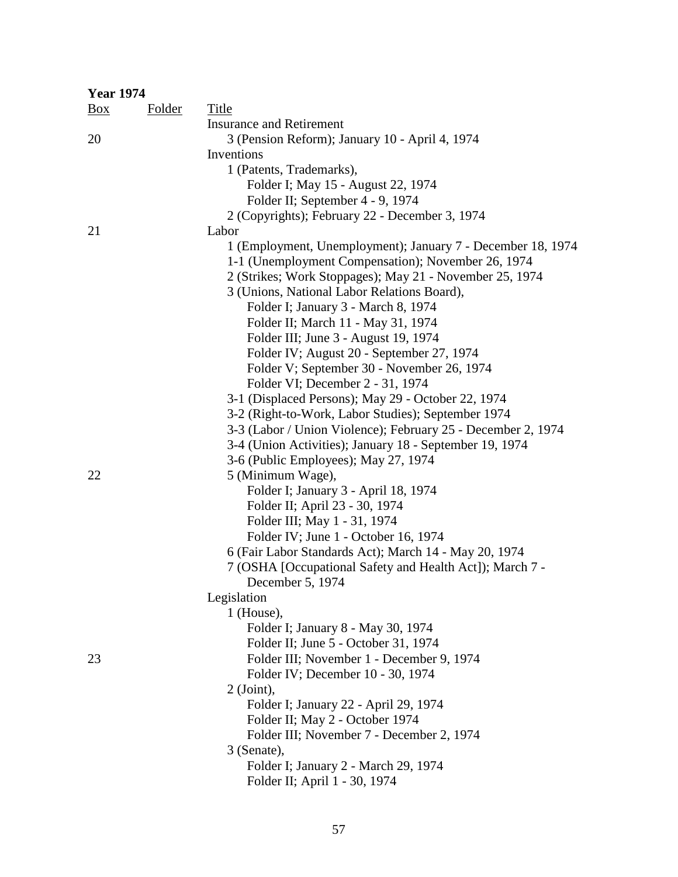**Year 1974**

| Box | Folder | Title |
|---|---|---|
| | | Insurance and Retirement |
| 20 | | 3 (Pension Reform); January 10 - April 4, 1974 |
| | | Inventions |
| | | 1 (Patents, Trademarks), |
| | | Folder I; May 15 - August 22, 1974 |
| | | Folder II; September 4 - 9, 1974 |
| | | 2 (Copyrights); February 22 - December 3, 1974 |
| 21 | | Labor |
| | | 1 (Employment, Unemployment); January 7 - December 18, 1974 |
| | | 1-1 (Unemployment Compensation); November 26, 1974 |
| | | 2 (Strikes; Work Stoppages); May 21 - November 25, 1974 |
| | | 3 (Unions, National Labor Relations Board), |
| | | Folder I; January 3 - March 8, 1974 |
| | | Folder II; March 11 - May 31, 1974 |
| | | Folder III; June 3 - August 19, 1974 |
| | | Folder IV; August 20 - September 27, 1974 |
| | | Folder V; September 30 - November 26, 1974 |
| | | Folder VI; December 2 - 31, 1974 |
| | | 3-1 (Displaced Persons); May 29 - October 22, 1974 |
| | | 3-2 (Right-to-Work, Labor Studies); September 1974 |
| | | 3-3 (Labor / Union Violence); February 25 - December 2, 1974 |
| | | 3-4 (Union Activities); January 18 - September 19, 1974 |
| | | 3-6 (Public Employees); May 27, 1974 |
| 22 | | 5 (Minimum Wage), |
| | | Folder I; January 3 - April 18, 1974 |
| | | Folder II; April 23 - 30, 1974 |
| | | Folder III; May 1 - 31, 1974 |
| | | Folder IV; June 1 - October 16, 1974 |
| | | 6 (Fair Labor Standards Act); March 14 - May 20, 1974 |
| | | 7 (OSHA [Occupational Safety and Health Act]); March 7 - December 5, 1974 |
| | | Legislation |
| | | 1 (House), |
| | | Folder I; January 8 - May 30, 1974 |
| | | Folder II; June 5 - October 31, 1974 |
| 23 | | Folder III; November 1 - December 9, 1974 |
| | | Folder IV; December 10 - 30, 1974 |
| | | 2 (Joint), |
| | | Folder I; January 22 - April 29, 1974 |
| | | Folder II; May 2 - October 1974 |
| | | Folder III; November 7 - December 2, 1974 |
| | | 3 (Senate), |
| | | Folder I; January 2 - March 29, 1974 |
| | | Folder II; April 1 - 30, 1974 |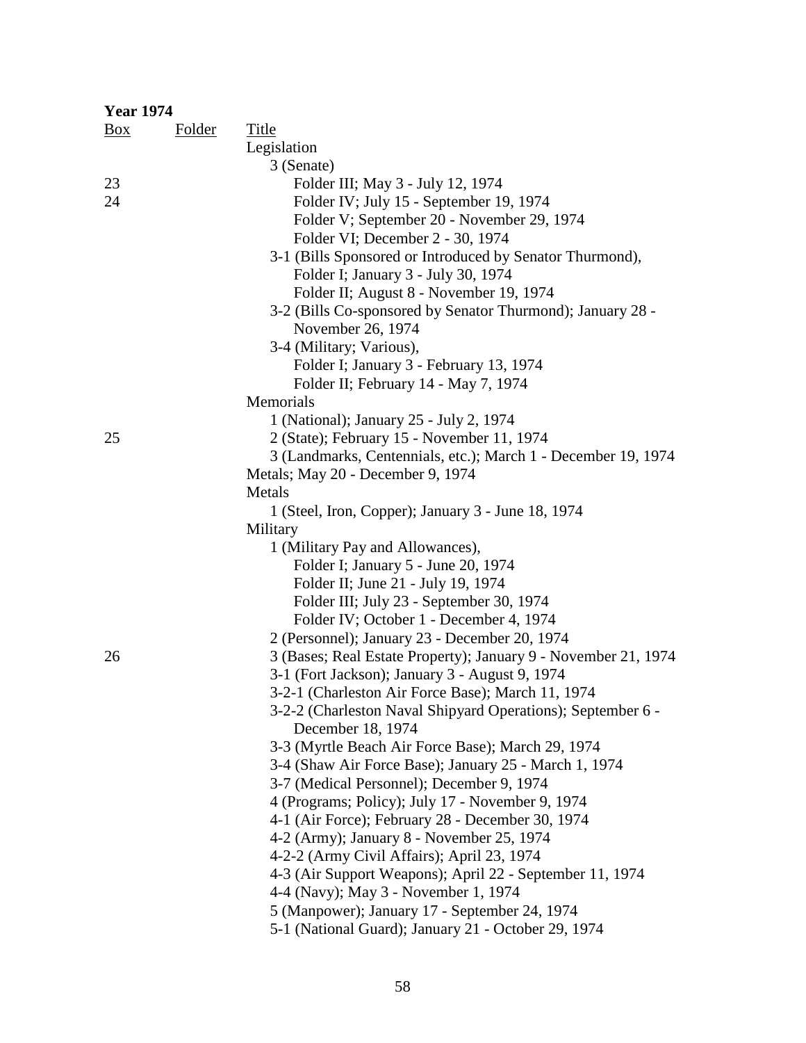**Year 1974**

| Box | Folder | Title |
|---|---|---|
| | | Legislation |
| | | 3 (Senate) |
| 23 | | Folder III; May 3 - July 12, 1974 |
| 24 | | Folder IV; July 15 - September 19, 1974 |
| | | Folder V; September 20 - November 29, 1974 |
| | | Folder VI; December 2 - 30, 1974 |
| | | 3-1 (Bills Sponsored or Introduced by Senator Thurmond), |
| | | Folder I; January 3 - July 30, 1974 |
| | | Folder II; August 8 - November 19, 1974 |
| | | 3-2 (Bills Co-sponsored by Senator Thurmond); January 28 - November 26, 1974 |
| | | 3-4 (Military; Various), |
| | | Folder I; January 3 - February 13, 1974 |
| | | Folder II; February 14 - May 7, 1974 |
| | | Memorials |
| | | 1 (National); January 25 - July 2, 1974 |
| 25 | | 2 (State); February 15 - November 11, 1974 |
| | | 3 (Landmarks, Centennials, etc.); March 1 - December 19, 1974 |
| | | Metals; May 20 - December 9, 1974 |
| | | Metals |
| | | 1 (Steel, Iron, Copper); January 3 - June 18, 1974 |
| | | Military |
| | | 1 (Military Pay and Allowances), |
| | | Folder I; January 5 - June 20, 1974 |
| | | Folder II; June 21 - July 19, 1974 |
| | | Folder III; July 23 - September 30, 1974 |
| | | Folder IV; October 1 - December 4, 1974 |
| | | 2 (Personnel); January 23 - December 20, 1974 |
| 26 | | 3 (Bases; Real Estate Property); January 9 - November 21, 1974 |
| | | 3-1 (Fort Jackson); January 3 - August 9, 1974 |
| | | 3-2-1 (Charleston Air Force Base); March 11, 1974 |
| | | 3-2-2 (Charleston Naval Shipyard Operations); September 6 - December 18, 1974 |
| | | 3-3 (Myrtle Beach Air Force Base); March 29, 1974 |
| | | 3-4 (Shaw Air Force Base); January 25 - March 1, 1974 |
| | | 3-7 (Medical Personnel); December 9, 1974 |
| | | 4 (Programs; Policy); July 17 - November 9, 1974 |
| | | 4-1 (Air Force); February 28 - December 30, 1974 |
| | | 4-2 (Army); January 8 - November 25, 1974 |
| | | 4-2-2 (Army Civil Affairs); April 23, 1974 |
| | | 4-3 (Air Support Weapons); April 22 - September 11, 1974 |
| | | 4-4 (Navy); May 3 - November 1, 1974 |
| | | 5 (Manpower); January 17 - September 24, 1974 |
| | | 5-1 (National Guard); January 21 - October 29, 1974 |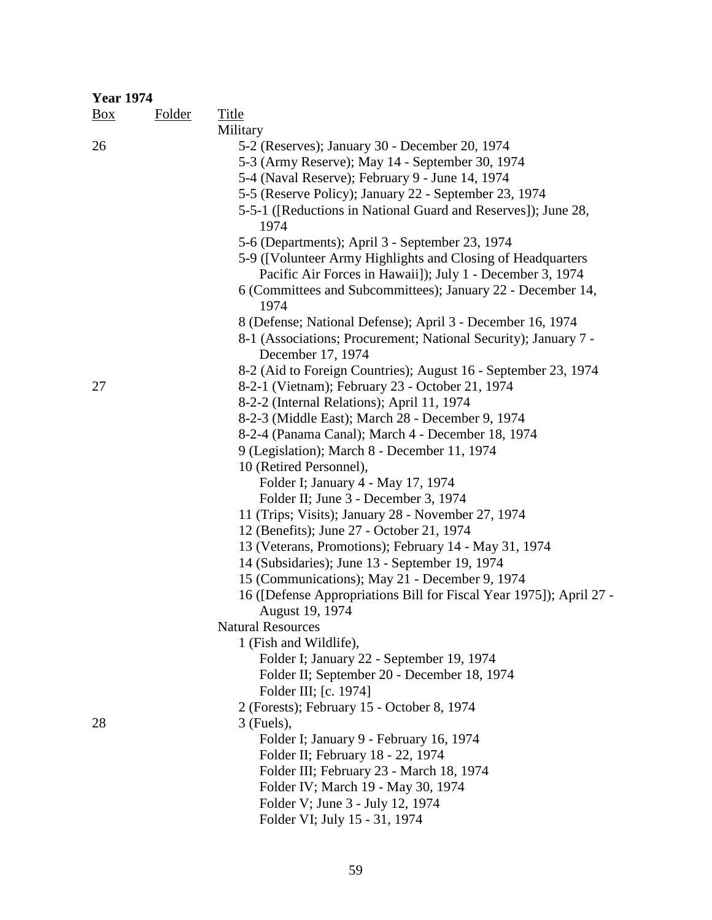**Year 1974**

| Box | Folder | Title |
|---|---|---|
| | | Military |
| 26 | | 5-2 (Reserves); January 30 - December 20, 1974 |
| | | 5-3 (Army Reserve); May 14 - September 30, 1974 |
| | | 5-4 (Naval Reserve); February 9 - June 14, 1974 |
| | | 5-5 (Reserve Policy); January 22 - September 23, 1974 |
| | | 5-5-1 ([Reductions in National Guard and Reserves]); June 28, 1974 |
| | | 5-6 (Departments); April 3 - September 23, 1974 |
| | | 5-9 ([Volunteer Army Highlights and Closing of Headquarters Pacific Air Forces in Hawaii]); July 1 - December 3, 1974 |
| | | 6 (Committees and Subcommittees); January 22 - December 14, 1974 |
| | | 8 (Defense; National Defense); April 3 - December 16, 1974 |
| | | 8-1 (Associations; Procurement; National Security); January 7 - December 17, 1974 |
| | | 8-2 (Aid to Foreign Countries); August 16 - September 23, 1974 |
| 27 | | 8-2-1 (Vietnam); February 23 - October 21, 1974 |
| | | 8-2-2 (Internal Relations); April 11, 1974 |
| | | 8-2-3 (Middle East); March 28 - December 9, 1974 |
| | | 8-2-4 (Panama Canal); March 4 - December 18, 1974 |
| | | 9 (Legislation); March 8 - December 11, 1974 |
| | | 10 (Retired Personnel), |
| | | Folder I; January 4 - May 17, 1974 |
| | | Folder II; June 3 - December 3, 1974 |
| | | 11 (Trips; Visits); January 28 - November 27, 1974 |
| | | 12 (Benefits); June 27 - October 21, 1974 |
| | | 13 (Veterans, Promotions); February 14 - May 31, 1974 |
| | | 14 (Subsidaries); June 13 - September 19, 1974 |
| | | 15 (Communications); May 21 - December 9, 1974 |
| | | 16 ([Defense Appropriations Bill for Fiscal Year 1975]); April 27 - August 19, 1974 |
| | | Natural Resources |
| | | 1 (Fish and Wildlife), |
| | | Folder I; January 22 - September 19, 1974 |
| | | Folder II; September 20 - December 18, 1974 |
| | | Folder III; [c. 1974] |
| | | 2 (Forests); February 15 - October 8, 1974 |
| 28 | | 3 (Fuels), |
| | | Folder I; January 9 - February 16, 1974 |
| | | Folder II; February 18 - 22, 1974 |
| | | Folder III; February 23 - March 18, 1974 |
| | | Folder IV; March 19 - May 30, 1974 |
| | | Folder V; June 3 - July 12, 1974 |
| | | Folder VI; July 15 - 31, 1974 |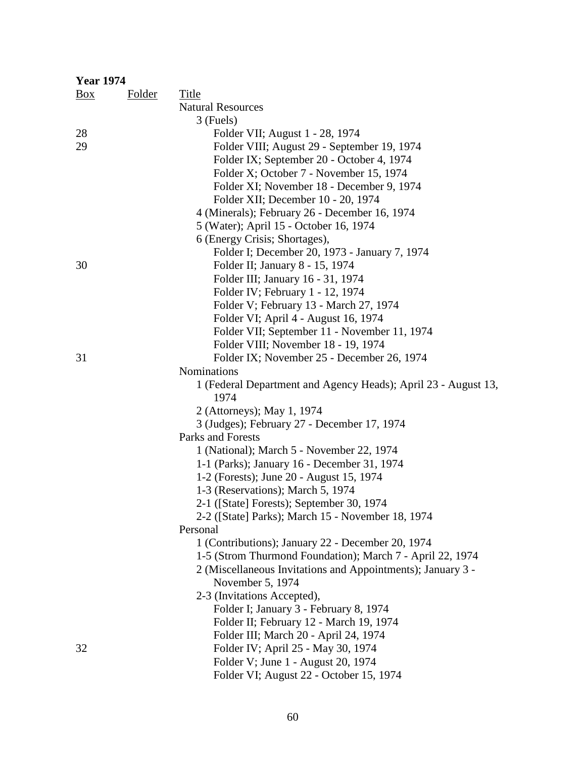**Year 1974**

| Box | Folder | Title |
|---|---|---|
| | | Natural Resources |
| | | 3 (Fuels) |
| 28 | | Folder VII; August 1 - 28, 1974 |
| 29 | | Folder VIII; August 29 - September 19, 1974 |
| | | Folder IX; September 20 - October 4, 1974 |
| | | Folder X; October 7 - November 15, 1974 |
| | | Folder XI; November 18 - December 9, 1974 |
| | | Folder XII; December 10 - 20, 1974 |
| | | 4 (Minerals); February 26 - December 16, 1974 |
| | | 5 (Water); April 15 - October 16, 1974 |
| | | 6 (Energy Crisis; Shortages), |
| | | Folder I; December 20, 1973 - January 7, 1974 |
| 30 | | Folder II; January 8 - 15, 1974 |
| | | Folder III; January 16 - 31, 1974 |
| | | Folder IV; February 1 - 12, 1974 |
| | | Folder V; February 13 - March 27, 1974 |
| | | Folder VI; April 4 - August 16, 1974 |
| | | Folder VII; September 11 - November 11, 1974 |
| | | Folder VIII; November 18 - 19, 1974 |
| 31 | | Folder IX; November 25 - December 26, 1974 |
| | | Nominations |
| | | 1 (Federal Department and Agency Heads); April 23 - August 13, 1974 |
| | | 2 (Attorneys); May 1, 1974 |
| | | 3 (Judges); February 27 - December 17, 1974 |
| | | Parks and Forests |
| | | 1 (National); March 5 - November 22, 1974 |
| | | 1-1 (Parks); January 16 - December 31, 1974 |
| | | 1-2 (Forests); June 20 - August 15, 1974 |
| | | 1-3 (Reservations); March 5, 1974 |
| | | 2-1 ([State] Forests); September 30, 1974 |
| | | 2-2 ([State] Parks); March 15 - November 18, 1974 |
| | | Personal |
| | | 1 (Contributions); January 22 - December 20, 1974 |
| | | 1-5 (Strom Thurmond Foundation); March 7 - April 22, 1974 |
| | | 2 (Miscellaneous Invitations and Appointments); January 3 - November 5, 1974 |
| | | 2-3 (Invitations Accepted), |
| | | Folder I; January 3 - February 8, 1974 |
| | | Folder II; February 12 - March 19, 1974 |
| | | Folder III; March 20 - April 24, 1974 |
| 32 | | Folder IV; April 25 - May 30, 1974 |
| | | Folder V; June 1 - August 20, 1974 |
| | | Folder VI; August 22 - October 15, 1974 |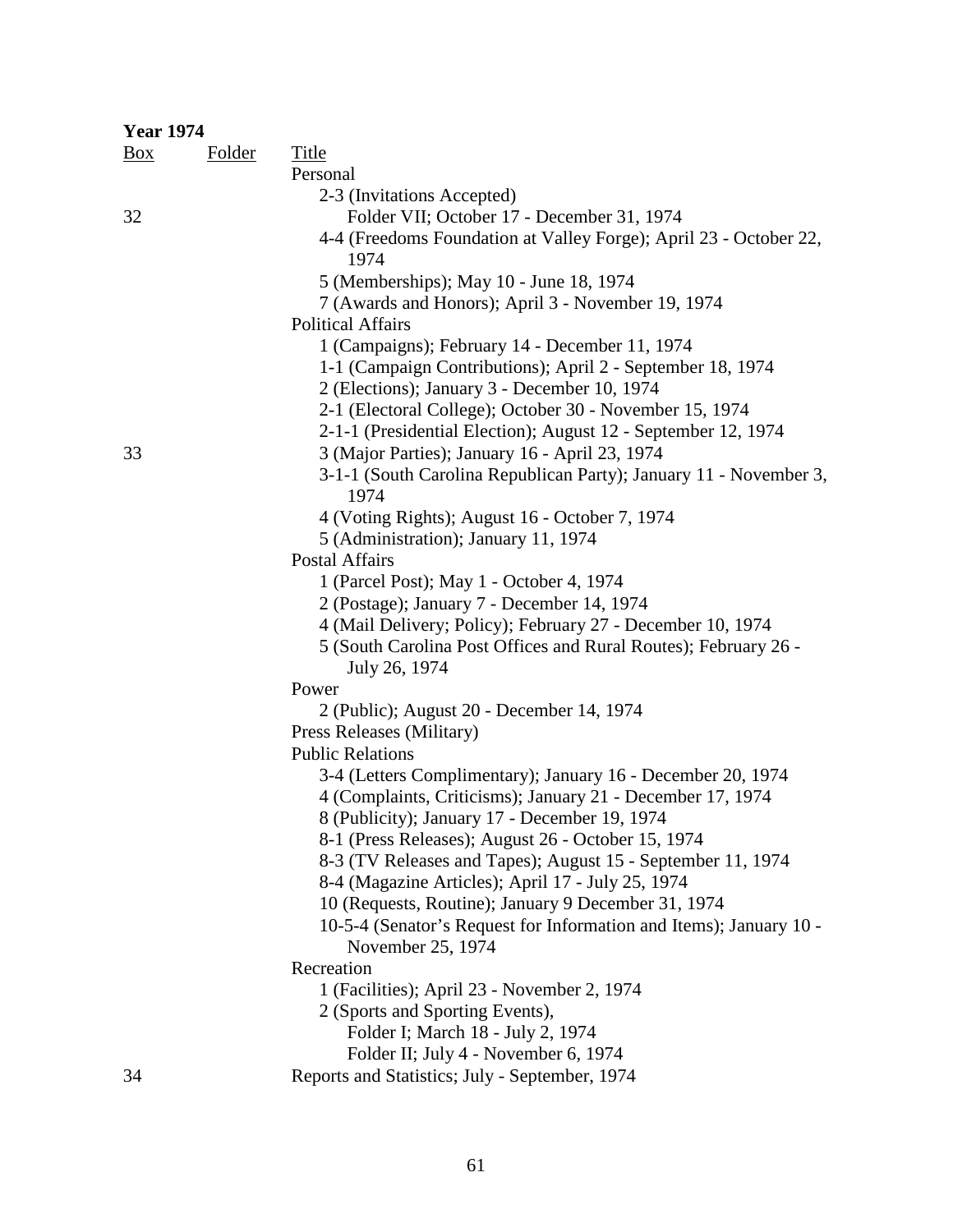**Year 1974**

| Box | Folder | Title |
|---|---|---|
| | | Personal |
| | | 2-3 (Invitations Accepted) |
| 32 | | Folder VII; October 17 - December 31, 1974 |
| | | 4-4 (Freedoms Foundation at Valley Forge); April 23 - October 22, 1974 |
| | | 5 (Memberships); May 10 - June 18, 1974 |
| | | 7 (Awards and Honors); April 3 - November 19, 1974 |
| | | Political Affairs |
| | | 1 (Campaigns); February 14 - December 11, 1974 |
| | | 1-1 (Campaign Contributions); April 2 - September 18, 1974 |
| | | 2 (Elections); January 3 - December 10, 1974 |
| | | 2-1 (Electoral College); October 30 - November 15, 1974 |
| | | 2-1-1 (Presidential Election); August 12 - September 12, 1974 |
| 33 | | 3 (Major Parties); January 16 - April 23, 1974 |
| | | 3-1-1 (South Carolina Republican Party); January 11 - November 3, 1974 |
| | | 4 (Voting Rights); August 16 - October 7, 1974 |
| | | 5 (Administration); January 11, 1974 |
| | | Postal Affairs |
| | | 1 (Parcel Post); May 1 - October 4, 1974 |
| | | 2 (Postage); January 7 - December 14, 1974 |
| | | 4 (Mail Delivery; Policy); February 27 - December 10, 1974 |
| | | 5 (South Carolina Post Offices and Rural Routes); February 26 - July 26, 1974 |
| | | Power |
| | | 2 (Public); August 20 - December 14, 1974 |
| | | Press Releases (Military) |
| | | Public Relations |
| | | 3-4 (Letters Complimentary); January 16 - December 20, 1974 |
| | | 4 (Complaints, Criticisms); January 21 - December 17, 1974 |
| | | 8 (Publicity); January 17 - December 19, 1974 |
| | | 8-1 (Press Releases); August 26 - October 15, 1974 |
| | | 8-3 (TV Releases and Tapes); August 15 - September 11, 1974 |
| | | 8-4 (Magazine Articles); April 17 - July 25, 1974 |
| | | 10 (Requests, Routine); January 9 December 31, 1974 |
| | | 10-5-4 (Senator's Request for Information and Items); January 10 - November 25, 1974 |
| | | Recreation |
| | | 1 (Facilities); April 23 - November 2, 1974 |
| | | 2 (Sports and Sporting Events), |
| | | Folder I; March 18 - July 2, 1974 |
| | | Folder II; July 4 - November 6, 1974 |
| 34 | | Reports and Statistics; July - September, 1974 |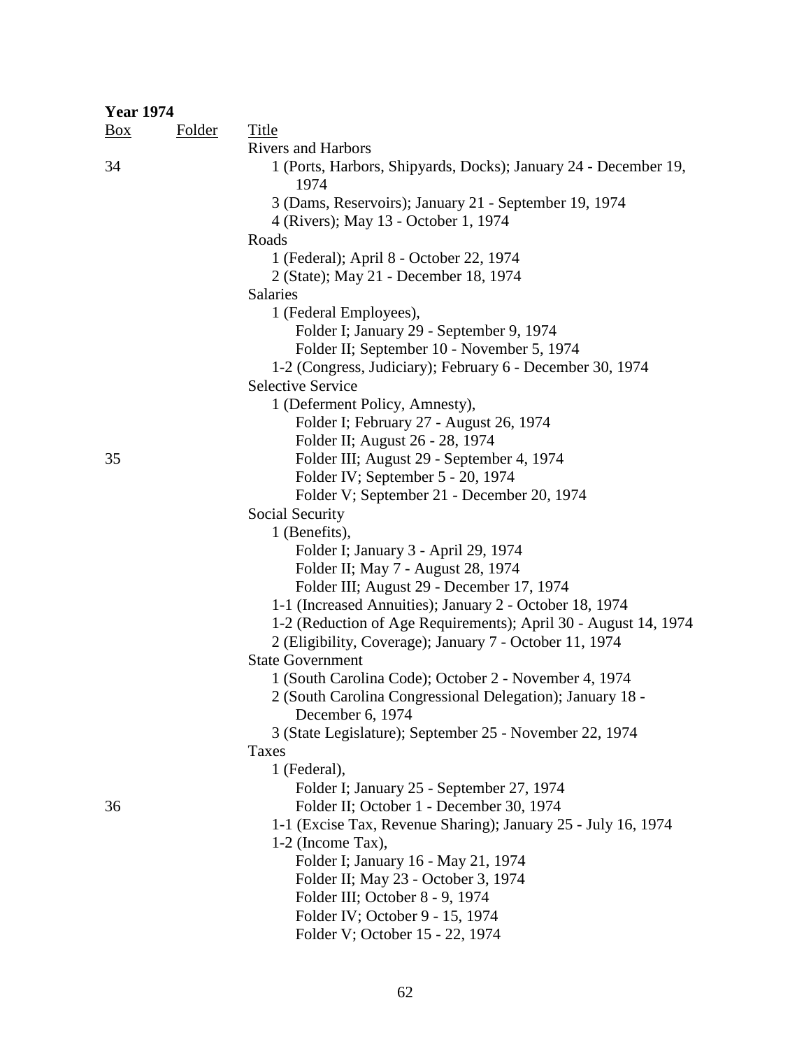**Year 1974**

| Box | Folder | Title |
|---|---|---|
| | | Rivers and Harbors |
| 34 | | 1 (Ports, Harbors, Shipyards, Docks); January 24 - December 19, 1974 |
| | | 3 (Dams, Reservoirs); January 21 - September 19, 1974 |
| | | 4 (Rivers); May 13 - October 1, 1974 |
| | | Roads |
| | | 1 (Federal); April 8 - October 22, 1974 |
| | | 2 (State); May 21 - December 18, 1974 |
| | | Salaries |
| | | 1 (Federal Employees), |
| | | Folder I; January 29 - September 9, 1974 |
| | | Folder II; September 10 - November 5, 1974 |
| | | 1-2 (Congress, Judiciary); February 6 - December 30, 1974 |
| | | Selective Service |
| | | 1 (Deferment Policy, Amnesty), |
| | | Folder I; February 27 - August 26, 1974 |
| | | Folder II; August 26 - 28, 1974 |
| 35 | | Folder III; August 29 - September 4, 1974 |
| | | Folder IV; September 5 - 20, 1974 |
| | | Folder V; September 21 - December 20, 1974 |
| | | Social Security |
| | | 1 (Benefits), |
| | | Folder I; January 3 - April 29, 1974 |
| | | Folder II; May 7 - August 28, 1974 |
| | | Folder III; August 29 - December 17, 1974 |
| | | 1-1 (Increased Annuities); January 2 - October 18, 1974 |
| | | 1-2 (Reduction of Age Requirements); April 30 - August 14, 1974 |
| | | 2 (Eligibility, Coverage); January 7 - October 11, 1974 |
| | | State Government |
| | | 1 (South Carolina Code); October 2 - November 4, 1974 |
| | | 2 (South Carolina Congressional Delegation); January 18 - December 6, 1974 |
| | | 3 (State Legislature); September 25 - November 22, 1974 |
| | | Taxes |
| | | 1 (Federal), |
| | | Folder I; January 25 - September 27, 1974 |
| 36 | | Folder II; October 1 - December 30, 1974 |
| | | 1-1 (Excise Tax, Revenue Sharing); January 25 - July 16, 1974 |
| | | 1-2 (Income Tax), |
| | | Folder I; January 16 - May 21, 1974 |
| | | Folder II; May 23 - October 3, 1974 |
| | | Folder III; October 8 - 9, 1974 |
| | | Folder IV; October 9 - 15, 1974 |
| | | Folder V; October 15 - 22, 1974 |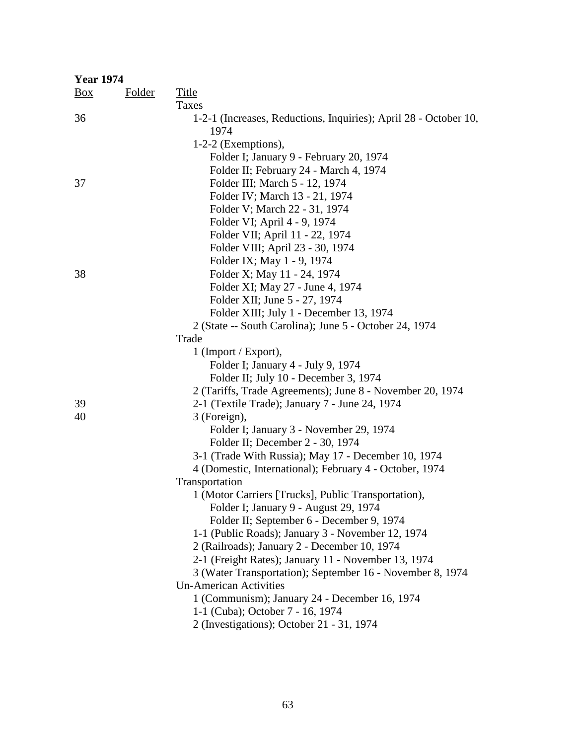**Year 1974**

| Box | Folder | Title |
|---|---|---|
| | | Taxes |
| 36 | | 1-2-1 (Increases, Reductions, Inquiries); April 28 - October 10, 1974 |
| | | 1-2-2 (Exemptions), |
| | | Folder I; January 9 - February 20, 1974 |
| | | Folder II; February 24 - March 4, 1974 |
| 37 | | Folder III; March 5 - 12, 1974 |
| | | Folder IV; March 13 - 21, 1974 |
| | | Folder V; March 22 - 31, 1974 |
| | | Folder VI; April 4 - 9, 1974 |
| | | Folder VII; April 11 - 22, 1974 |
| | | Folder VIII; April 23 - 30, 1974 |
| | | Folder IX; May 1 - 9, 1974 |
| 38 | | Folder X; May 11 - 24, 1974 |
| | | Folder XI; May 27 - June 4, 1974 |
| | | Folder XII; June 5 - 27, 1974 |
| | | Folder XIII; July 1 - December 13, 1974 |
| | | 2 (State -- South Carolina); June 5 - October 24, 1974 |
| | | Trade |
| | | 1 (Import / Export), |
| | | Folder I; January 4 - July 9, 1974 |
| | | Folder II; July 10 - December 3, 1974 |
| | | 2 (Tariffs, Trade Agreements); June 8 - November 20, 1974 |
| 39 | | 2-1 (Textile Trade); January 7 - June 24, 1974 |
| 40 | | 3 (Foreign), |
| | | Folder I; January 3 - November 29, 1974 |
| | | Folder II; December 2 - 30, 1974 |
| | | 3-1 (Trade With Russia); May 17 - December 10, 1974 |
| | | 4 (Domestic, International); February 4 - October, 1974 |
| | | Transportation |
| | | 1 (Motor Carriers [Trucks], Public Transportation), |
| | | Folder I; January 9 - August 29, 1974 |
| | | Folder II; September 6 - December 9, 1974 |
| | | 1-1 (Public Roads); January 3 - November 12, 1974 |
| | | 2 (Railroads); January 2 - December 10, 1974 |
| | | 2-1 (Freight Rates); January 11 - November 13, 1974 |
| | | 3 (Water Transportation); September 16 - November 8, 1974 |
| | | Un-American Activities |
| | | 1 (Communism); January 24 - December 16, 1974 |
| | | 1-1 (Cuba); October 7 - 16, 1974 |
| | | 2 (Investigations); October 21 - 31, 1974 |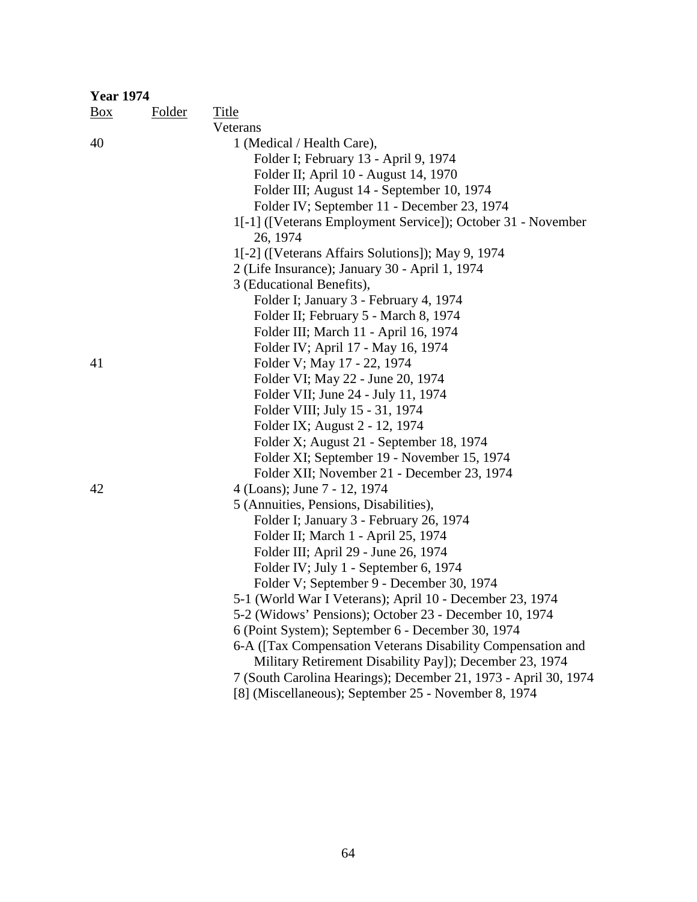**Year 1974**

| Box | Folder | Title |
|---|---|---|
| | | Veterans |
| 40 | | 1 (Medical / Health Care), |
| | | Folder I; February 13 - April 9, 1974 |
| | | Folder II; April 10 - August 14, 1970 |
| | | Folder III; August 14 - September 10, 1974 |
| | | Folder IV; September 11 - December 23, 1974 |
| | | 1[-1] ([Veterans Employment Service]); October 31 - November 26, 1974 |
| | | 1[-2] ([Veterans Affairs Solutions]); May 9, 1974 |
| | | 2 (Life Insurance); January 30 - April 1, 1974 |
| | | 3 (Educational Benefits), |
| | | Folder I; January 3 - February 4, 1974 |
| | | Folder II; February 5 - March 8, 1974 |
| | | Folder III; March 11 - April 16, 1974 |
| | | Folder IV; April 17 - May 16, 1974 |
| 41 | | Folder V; May 17 - 22, 1974 |
| | | Folder VI; May 22 - June 20, 1974 |
| | | Folder VII; June 24 - July 11, 1974 |
| | | Folder VIII; July 15 - 31, 1974 |
| | | Folder IX; August 2 - 12, 1974 |
| | | Folder X; August 21 - September 18, 1974 |
| | | Folder XI; September 19 - November 15, 1974 |
| | | Folder XII; November 21 - December 23, 1974 |
| 42 | | 4 (Loans); June 7 - 12, 1974 |
| | | 5 (Annuities, Pensions, Disabilities), |
| | | Folder I; January 3 - February 26, 1974 |
| | | Folder II; March 1 - April 25, 1974 |
| | | Folder III; April 29 - June 26, 1974 |
| | | Folder IV; July 1 - September 6, 1974 |
| | | Folder V; September 9 - December 30, 1974 |
| | | 5-1 (World War I Veterans); April 10 - December 23, 1974 |
| | | 5-2 (Widows' Pensions); October 23 - December 10, 1974 |
| | | 6 (Point System); September 6 - December 30, 1974 |
| | | 6-A ([Tax Compensation Veterans Disability Compensation and Military Retirement Disability Pay]); December 23, 1974 |
| | | 7 (South Carolina Hearings); December 21, 1973 - April 30, 1974 |
| | | [8] (Miscellaneous); September 25 - November 8, 1974 |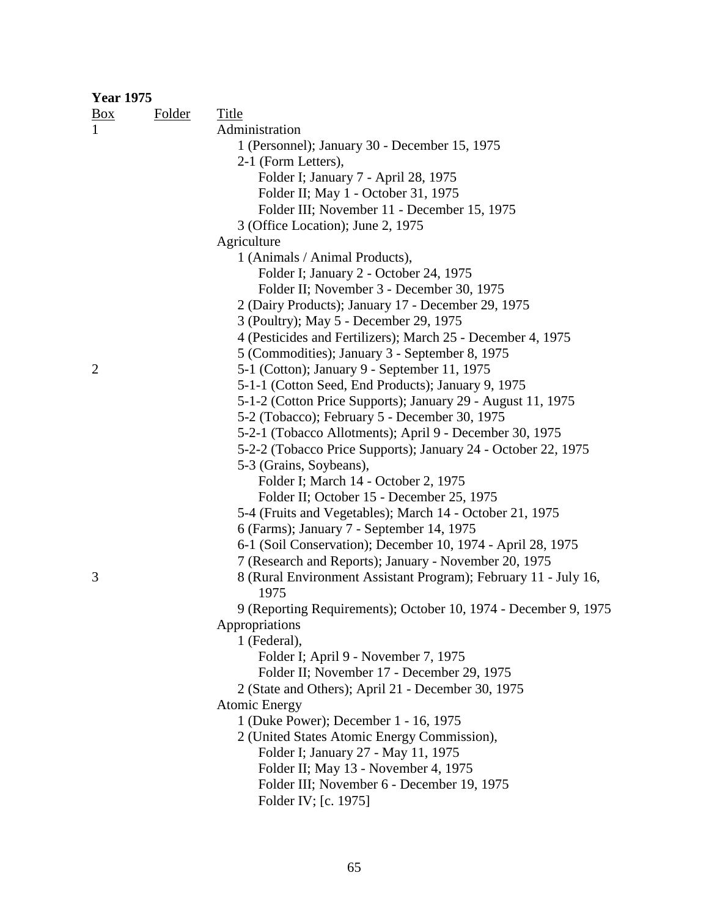**Year 1975**

| Box | Folder | Title |
|---|---|---|
| 1 | | Administration |
| | | 1 (Personnel); January 30 - December 15, 1975 |
| | | 2-1 (Form Letters), |
| | | Folder I; January 7 - April 28, 1975 |
| | | Folder II; May 1 - October 31, 1975 |
| | | Folder III; November 11 - December 15, 1975 |
| | | 3 (Office Location); June 2, 1975 |
| | | Agriculture |
| | | 1 (Animals / Animal Products), |
| | | Folder I; January 2 - October 24, 1975 |
| | | Folder II; November 3 - December 30, 1975 |
| | | 2 (Dairy Products); January 17 - December 29, 1975 |
| | | 3 (Poultry); May 5 - December 29, 1975 |
| | | 4 (Pesticides and Fertilizers); March 25 - December 4, 1975 |
| | | 5 (Commodities); January 3 - September 8, 1975 |
| 2 | | 5-1 (Cotton); January 9 - September 11, 1975 |
| | | 5-1-1 (Cotton Seed, End Products); January 9, 1975 |
| | | 5-1-2 (Cotton Price Supports); January 29 - August 11, 1975 |
| | | 5-2 (Tobacco); February 5 - December 30, 1975 |
| | | 5-2-1 (Tobacco Allotments); April 9 - December 30, 1975 |
| | | 5-2-2 (Tobacco Price Supports); January 24 - October 22, 1975 |
| | | 5-3 (Grains, Soybeans), |
| | | Folder I; March 14 - October 2, 1975 |
| | | Folder II; October 15 - December 25, 1975 |
| | | 5-4 (Fruits and Vegetables); March 14 - October 21, 1975 |
| | | 6 (Farms); January 7 - September 14, 1975 |
| | | 6-1 (Soil Conservation); December 10, 1974 - April 28, 1975 |
| | | 7 (Research and Reports); January - November 20, 1975 |
| 3 | | 8 (Rural Environment Assistant Program); February 11 - July 16, 1975 |
| | | 9 (Reporting Requirements); October 10, 1974 - December 9, 1975 |
| | | Appropriations |
| | | 1 (Federal), |
| | | Folder I; April 9 - November 7, 1975 |
| | | Folder II; November 17 - December 29, 1975 |
| | | 2 (State and Others); April 21 - December 30, 1975 |
| | | Atomic Energy |
| | | 1 (Duke Power); December 1 - 16, 1975 |
| | | 2 (United States Atomic Energy Commission), |
| | | Folder I; January 27 - May 11, 1975 |
| | | Folder II; May 13 - November 4, 1975 |
| | | Folder III; November 6 - December 19, 1975 |
| | | Folder IV; [c. 1975] |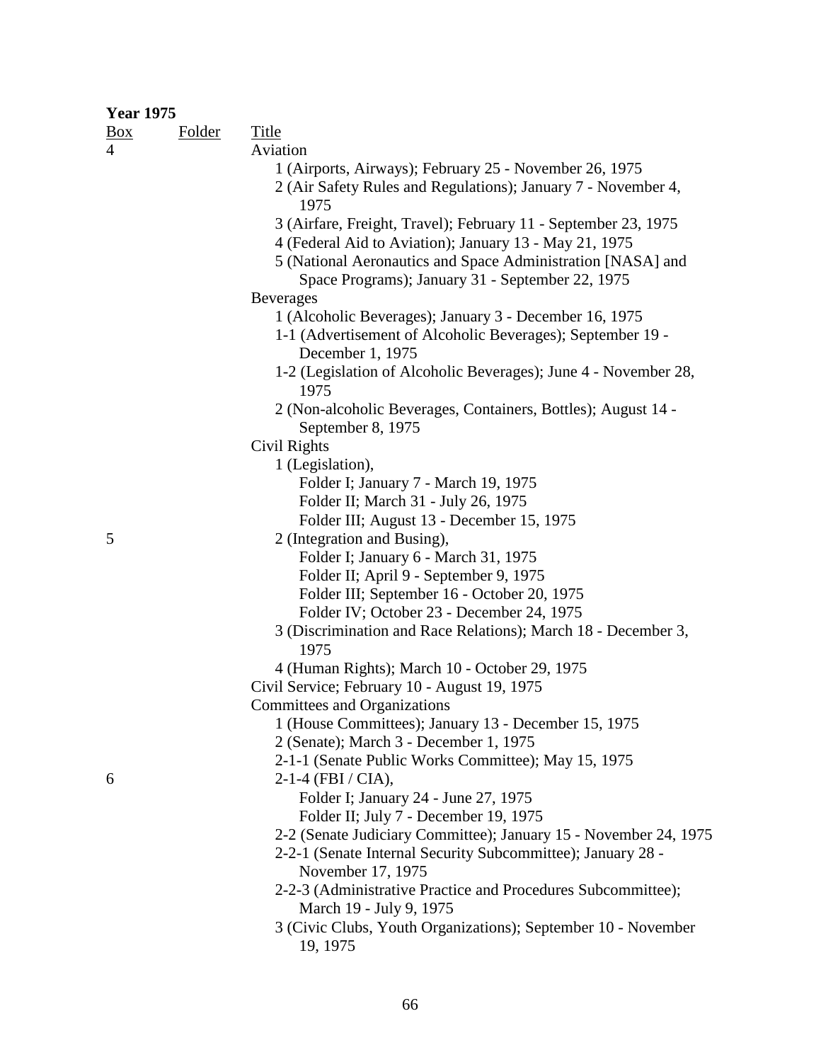**Year 1975**

| Box | Folder | Title |
|---|---|---|
| 4 | | Aviation |
| | | 1 (Airports, Airways); February 25 - November 26, 1975 |
| | | 2 (Air Safety Rules and Regulations); January 7 - November 4, 1975 |
| | | 3 (Airfare, Freight, Travel); February 11 - September 23, 1975 |
| | | 4 (Federal Aid to Aviation); January 13 - May 21, 1975 |
| | | 5 (National Aeronautics and Space Administration [NASA] and Space Programs); January 31 - September 22, 1975 |
| | | Beverages |
| | | 1 (Alcoholic Beverages); January 3 - December 16, 1975 |
| | | 1-1 (Advertisement of Alcoholic Beverages); September 19 - December 1, 1975 |
| | | 1-2 (Legislation of Alcoholic Beverages); June 4 - November 28, 1975 |
| | | 2 (Non-alcoholic Beverages, Containers, Bottles); August 14 - September 8, 1975 |
| | | Civil Rights |
| | | 1 (Legislation), |
| | | Folder I; January 7 - March 19, 1975 |
| | | Folder II; March 31 - July 26, 1975 |
| | | Folder III; August 13 - December 15, 1975 |
| 5 | | 2 (Integration and Busing), |
| | | Folder I; January 6 - March 31, 1975 |
| | | Folder II; April 9 - September 9, 1975 |
| | | Folder III; September 16 - October 20, 1975 |
| | | Folder IV; October 23 - December 24, 1975 |
| | | 3 (Discrimination and Race Relations); March 18 - December 3, 1975 |
| | | 4 (Human Rights); March 10 - October 29, 1975 |
| | | Civil Service; February 10 - August 19, 1975 |
| | | Committees and Organizations |
| | | 1 (House Committees); January 13 - December 15, 1975 |
| | | 2 (Senate); March 3 - December 1, 1975 |
| | | 2-1-1 (Senate Public Works Committee); May 15, 1975 |
| 6 | | 2-1-4 (FBI / CIA), |
| | | Folder I; January 24 - June 27, 1975 |
| | | Folder II; July 7 - December 19, 1975 |
| | | 2-2 (Senate Judiciary Committee); January 15 - November 24, 1975 |
| | | 2-2-1 (Senate Internal Security Subcommittee); January 28 - November 17, 1975 |
| | | 2-2-3 (Administrative Practice and Procedures Subcommittee); March 19 - July 9, 1975 |
| | | 3 (Civic Clubs, Youth Organizations); September 10 - November 19, 1975 |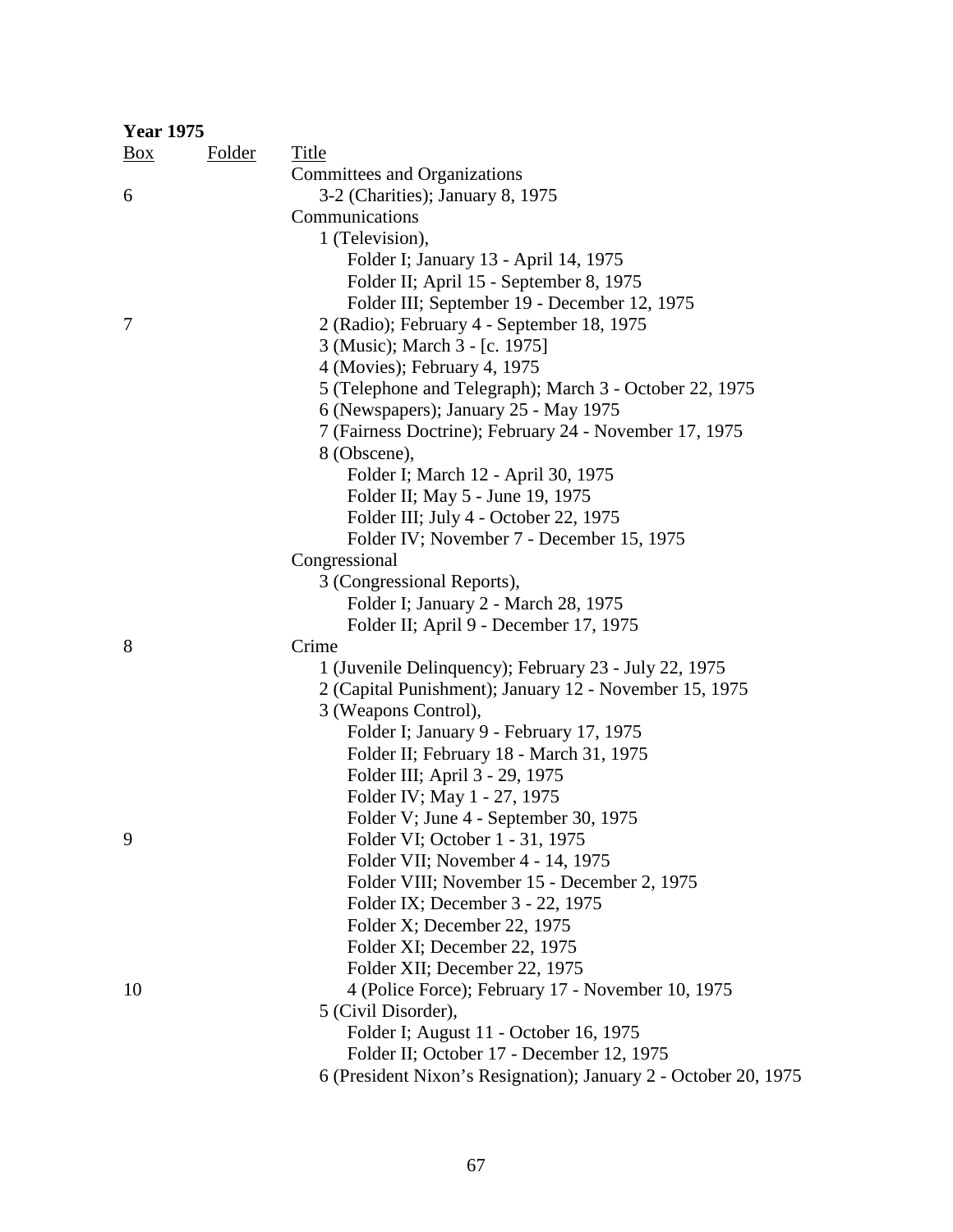**Year 1975**

| Box | Folder | Title |
|---|---|---|
| | | Committees and Organizations |
| 6 | | 3-2 (Charities); January 8, 1975 |
| | | Communications |
| | | 1 (Television), |
| | | Folder I; January 13 - April 14, 1975 |
| | | Folder II; April 15 - September 8, 1975 |
| | | Folder III; September 19 - December 12, 1975 |
| 7 | | 2 (Radio); February 4 - September 18, 1975 |
| | | 3 (Music); March 3 - [c. 1975] |
| | | 4 (Movies); February 4, 1975 |
| | | 5 (Telephone and Telegraph); March 3 - October 22, 1975 |
| | | 6 (Newspapers); January 25 - May 1975 |
| | | 7 (Fairness Doctrine); February 24 - November 17, 1975 |
| | | 8 (Obscene), |
| | | Folder I; March 12 - April 30, 1975 |
| | | Folder II; May 5 - June 19, 1975 |
| | | Folder III; July 4 - October 22, 1975 |
| | | Folder IV; November 7 - December 15, 1975 |
| | | Congressional |
| | | 3 (Congressional Reports), |
| | | Folder I; January 2 - March 28, 1975 |
| | | Folder II; April 9 - December 17, 1975 |
| 8 | | Crime |
| | | 1 (Juvenile Delinquency); February 23 - July 22, 1975 |
| | | 2 (Capital Punishment); January 12 - November 15, 1975 |
| | | 3 (Weapons Control), |
| | | Folder I; January 9 - February 17, 1975 |
| | | Folder II; February 18 - March 31, 1975 |
| | | Folder III; April 3 - 29, 1975 |
| | | Folder IV; May 1 - 27, 1975 |
| | | Folder V; June 4 - September 30, 1975 |
| 9 | | Folder VI; October 1 - 31, 1975 |
| | | Folder VII; November 4 - 14, 1975 |
| | | Folder VIII; November 15 - December 2, 1975 |
| | | Folder IX; December 3 - 22, 1975 |
| | | Folder X; December 22, 1975 |
| | | Folder XI; December 22, 1975 |
| | | Folder XII; December 22, 1975 |
| 10 | | 4 (Police Force); February 17 - November 10, 1975 |
| | | 5 (Civil Disorder), |
| | | Folder I; August 11 - October 16, 1975 |
| | | Folder II; October 17 - December 12, 1975 |
| | | 6 (President Nixon's Resignation); January 2 - October 20, 1975 |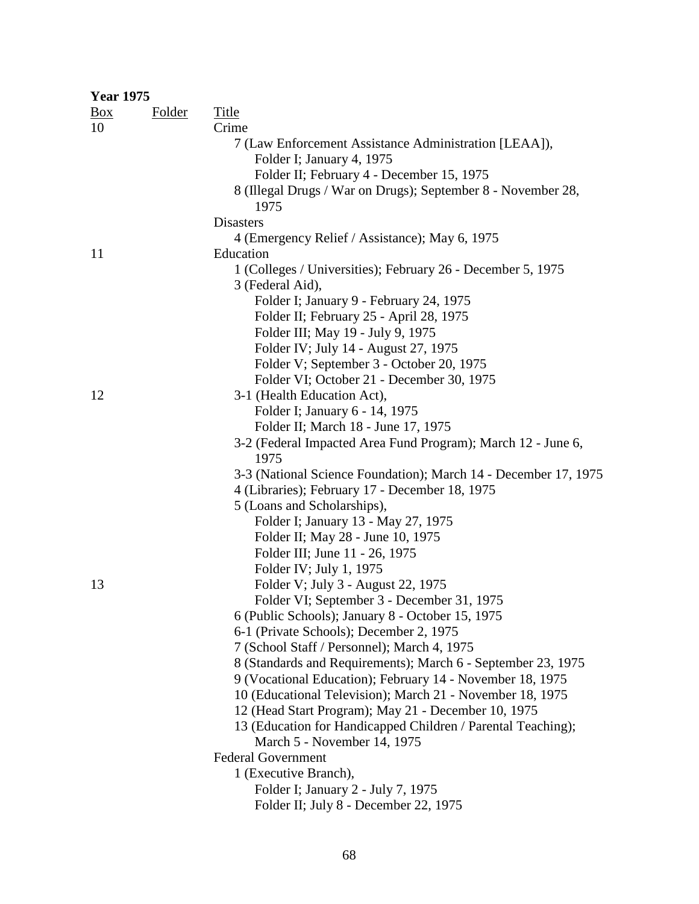**Year 1975**

| Box | Folder | Title |
|---|---|---|
| 10 | | Crime |
| | | 7 (Law Enforcement Assistance Administration [LEAA]), |
| | | Folder I; January 4, 1975 |
| | | Folder II; February 4 - December 15, 1975 |
| | | 8 (Illegal Drugs / War on Drugs); September 8 - November 28, 1975 |
| | | Disasters |
| | | 4 (Emergency Relief / Assistance); May 6, 1975 |
| 11 | | Education |
| | | 1 (Colleges / Universities); February 26 - December 5, 1975 |
| | | 3 (Federal Aid), |
| | | Folder I; January 9 - February 24, 1975 |
| | | Folder II; February 25 - April 28, 1975 |
| | | Folder III; May 19 - July 9, 1975 |
| | | Folder IV; July 14 - August 27, 1975 |
| | | Folder V; September 3 - October 20, 1975 |
| | | Folder VI; October 21 - December 30, 1975 |
| 12 | | 3-1 (Health Education Act), |
| | | Folder I; January 6 - 14, 1975 |
| | | Folder II; March 18 - June 17, 1975 |
| | | 3-2 (Federal Impacted Area Fund Program); March 12 - June 6, 1975 |
| | | 3-3 (National Science Foundation); March 14 - December 17, 1975 |
| | | 4 (Libraries); February 17 - December 18, 1975 |
| | | 5 (Loans and Scholarships), |
| | | Folder I; January 13 - May 27, 1975 |
| | | Folder II; May 28 - June 10, 1975 |
| | | Folder III; June 11 - 26, 1975 |
| | | Folder IV; July 1, 1975 |
| 13 | | Folder V; July 3 - August 22, 1975 |
| | | Folder VI; September 3 - December 31, 1975 |
| | | 6 (Public Schools); January 8 - October 15, 1975 |
| | | 6-1 (Private Schools); December 2, 1975 |
| | | 7 (School Staff / Personnel); March 4, 1975 |
| | | 8 (Standards and Requirements); March 6 - September 23, 1975 |
| | | 9 (Vocational Education); February 14 - November 18, 1975 |
| | | 10 (Educational Television); March 21 - November 18, 1975 |
| | | 12 (Head Start Program); May 21 - December 10, 1975 |
| | | 13 (Education for Handicapped Children / Parental Teaching); March 5 - November 14, 1975 |
| | | Federal Government |
| | | 1 (Executive Branch), |
| | | Folder I; January 2 - July 7, 1975 |
| | | Folder II; July 8 - December 22, 1975 |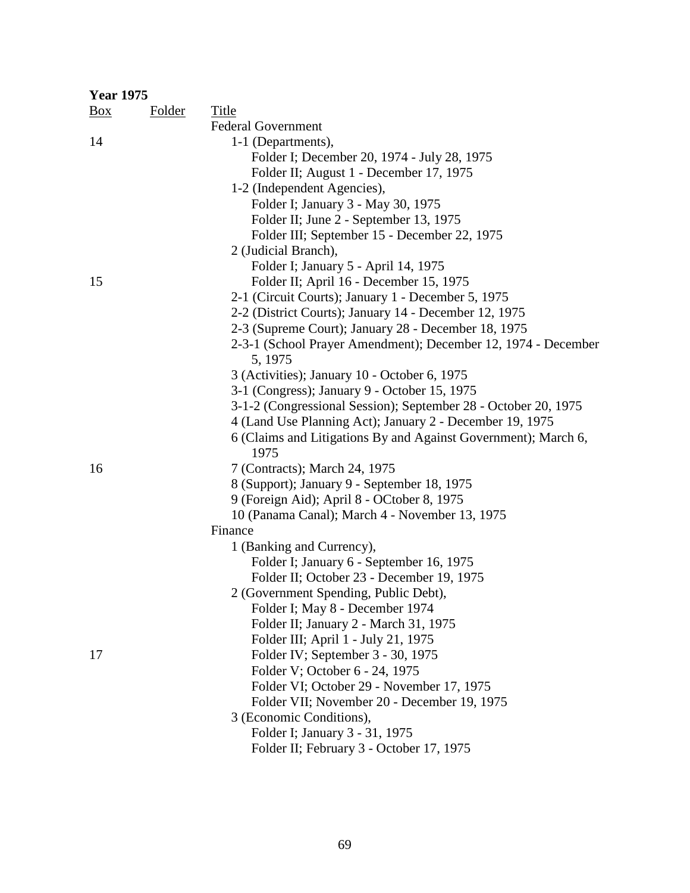**Year 1975**

| Box | Folder | Title |
|---|---|---|
| | | Federal Government |
| 14 | | 1-1 (Departments), |
| | | Folder I; December 20, 1974 - July 28, 1975 |
| | | Folder II; August 1 - December 17, 1975 |
| | | 1-2 (Independent Agencies), |
| | | Folder I; January 3 - May 30, 1975 |
| | | Folder II; June 2 - September 13, 1975 |
| | | Folder III; September 15 - December 22, 1975 |
| | | 2 (Judicial Branch), |
| | | Folder I; January 5 - April 14, 1975 |
| 15 | | Folder II; April 16 - December 15, 1975 |
| | | 2-1 (Circuit Courts); January 1 - December 5, 1975 |
| | | 2-2 (District Courts); January 14 - December 12, 1975 |
| | | 2-3 (Supreme Court); January 28 - December 18, 1975 |
| | | 2-3-1 (School Prayer Amendment); December 12, 1974 - December 5, 1975 |
| | | 3 (Activities); January 10 - October 6, 1975 |
| | | 3-1 (Congress); January 9 - October 15, 1975 |
| | | 3-1-2 (Congressional Session); September 28 - October 20, 1975 |
| | | 4 (Land Use Planning Act); January 2 - December 19, 1975 |
| | | 6 (Claims and Litigations By and Against Government); March 6, 1975 |
| 16 | | 7 (Contracts); March 24, 1975 |
| | | 8 (Support); January 9 - September 18, 1975 |
| | | 9 (Foreign Aid); April 8 - OCtober 8, 1975 |
| | | 10 (Panama Canal); March 4 - November 13, 1975 |
| | | Finance |
| | | 1 (Banking and Currency), |
| | | Folder I; January 6 - September 16, 1975 |
| | | Folder II; October 23 - December 19, 1975 |
| | | 2 (Government Spending, Public Debt), |
| | | Folder I; May 8 - December 1974 |
| | | Folder II; January 2 - March 31, 1975 |
| | | Folder III; April 1 - July 21, 1975 |
| 17 | | Folder IV; September 3 - 30, 1975 |
| | | Folder V; October 6 - 24, 1975 |
| | | Folder VI; October 29 - November 17, 1975 |
| | | Folder VII; November 20 - December 19, 1975 |
| | | 3 (Economic Conditions), |
| | | Folder I; January 3 - 31, 1975 |
| | | Folder II; February 3 - October 17, 1975 |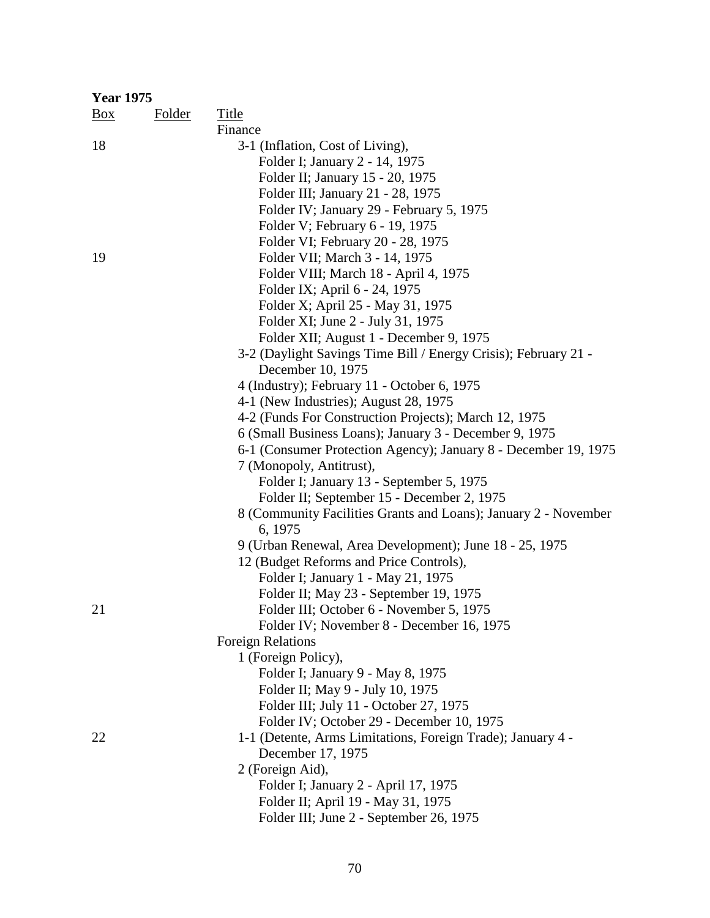**Year 1975**

| Box | Folder | Title |
|---|---|---|
| | | Finance |
| 18 | | 3-1 (Inflation, Cost of Living), |
| | | Folder I; January 2 - 14, 1975 |
| | | Folder II; January 15 - 20, 1975 |
| | | Folder III; January 21 - 28, 1975 |
| | | Folder IV; January 29 - February 5, 1975 |
| | | Folder V; February 6 - 19, 1975 |
| | | Folder VI; February 20 - 28, 1975 |
| 19 | | Folder VII; March 3 - 14, 1975 |
| | | Folder VIII; March 18 - April 4, 1975 |
| | | Folder IX; April 6 - 24, 1975 |
| | | Folder X; April 25 - May 31, 1975 |
| | | Folder XI; June 2 - July 31, 1975 |
| | | Folder XII; August 1 - December 9, 1975 |
| | | 3-2 (Daylight Savings Time Bill / Energy Crisis); February 21 - December 10, 1975 |
| | | 4 (Industry); February 11 - October 6, 1975 |
| | | 4-1 (New Industries); August 28, 1975 |
| | | 4-2 (Funds For Construction Projects); March 12, 1975 |
| | | 6 (Small Business Loans); January 3 - December 9, 1975 |
| | | 6-1 (Consumer Protection Agency); January 8 - December 19, 1975 |
| | | 7 (Monopoly, Antitrust), |
| | | Folder I; January 13 - September 5, 1975 |
| | | Folder II; September 15 - December 2, 1975 |
| | | 8 (Community Facilities Grants and Loans); January 2 - November 6, 1975 |
| | | 9 (Urban Renewal, Area Development); June 18 - 25, 1975 |
| | | 12 (Budget Reforms and Price Controls), |
| | | Folder I; January 1 - May 21, 1975 |
| | | Folder II; May 23 - September 19, 1975 |
| 21 | | Folder III; October 6 - November 5, 1975 |
| | | Folder IV; November 8 - December 16, 1975 |
| | | Foreign Relations |
| | | 1 (Foreign Policy), |
| | | Folder I; January 9 - May 8, 1975 |
| | | Folder II; May 9 - July 10, 1975 |
| | | Folder III; July 11 - October 27, 1975 |
| | | Folder IV; October 29 - December 10, 1975 |
| 22 | | 1-1 (Detente, Arms Limitations, Foreign Trade); January 4 - December 17, 1975 |
| | | 2 (Foreign Aid), |
| | | Folder I; January 2 - April 17, 1975 |
| | | Folder II; April 19 - May 31, 1975 |
| | | Folder III; June 2 - September 26, 1975 |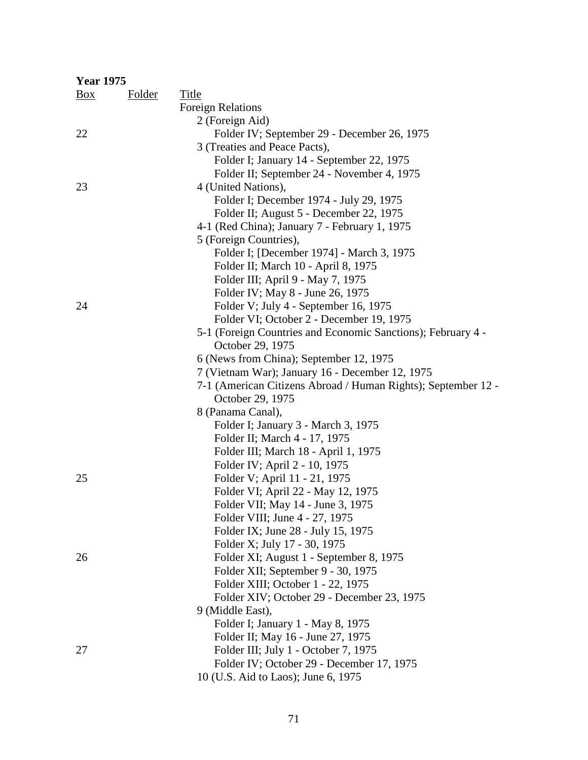**Year 1975**

| Box | Folder | Title |
|---|---|---|
| | | Foreign Relations |
| | | 2 (Foreign Aid) |
| 22 | | Folder IV; September 29 - December 26, 1975 |
| | | 3 (Treaties and Peace Pacts), |
| | | Folder I; January 14 - September 22, 1975 |
| | | Folder II; September 24 - November 4, 1975 |
| 23 | | 4 (United Nations), |
| | | Folder I; December 1974 - July 29, 1975 |
| | | Folder II; August 5 - December 22, 1975 |
| | | 4-1 (Red China); January 7 - February 1, 1975 |
| | | 5 (Foreign Countries), |
| | | Folder I; [December 1974] - March 3, 1975 |
| | | Folder II; March 10 - April 8, 1975 |
| | | Folder III; April 9 - May 7, 1975 |
| | | Folder IV; May 8 - June 26, 1975 |
| 24 | | Folder V; July 4 - September 16, 1975 |
| | | Folder VI; October 2 - December 19, 1975 |
| | | 5-1 (Foreign Countries and Economic Sanctions); February 4 - October 29, 1975 |
| | | 6 (News from China); September 12, 1975 |
| | | 7 (Vietnam War); January 16 - December 12, 1975 |
| | | 7-1 (American Citizens Abroad / Human Rights); September 12 - October 29, 1975 |
| | | 8 (Panama Canal), |
| | | Folder I; January 3 - March 3, 1975 |
| | | Folder II; March 4 - 17, 1975 |
| | | Folder III; March 18 - April 1, 1975 |
| | | Folder IV; April 2 - 10, 1975 |
| 25 | | Folder V; April 11 - 21, 1975 |
| | | Folder VI; April 22 - May 12, 1975 |
| | | Folder VII; May 14 - June 3, 1975 |
| | | Folder VIII; June 4 - 27, 1975 |
| | | Folder IX; June 28 - July 15, 1975 |
| | | Folder X; July 17 - 30, 1975 |
| 26 | | Folder XI; August 1 - September 8, 1975 |
| | | Folder XII; September 9 - 30, 1975 |
| | | Folder XIII; October 1 - 22, 1975 |
| | | Folder XIV; October 29 - December 23, 1975 |
| | | 9 (Middle East), |
| | | Folder I; January 1 - May 8, 1975 |
| | | Folder II; May 16 - June 27, 1975 |
| 27 | | Folder III; July 1 - October 7, 1975 |
| | | Folder IV; October 29 - December 17, 1975 |
| | | 10 (U.S. Aid to Laos); June 6, 1975 |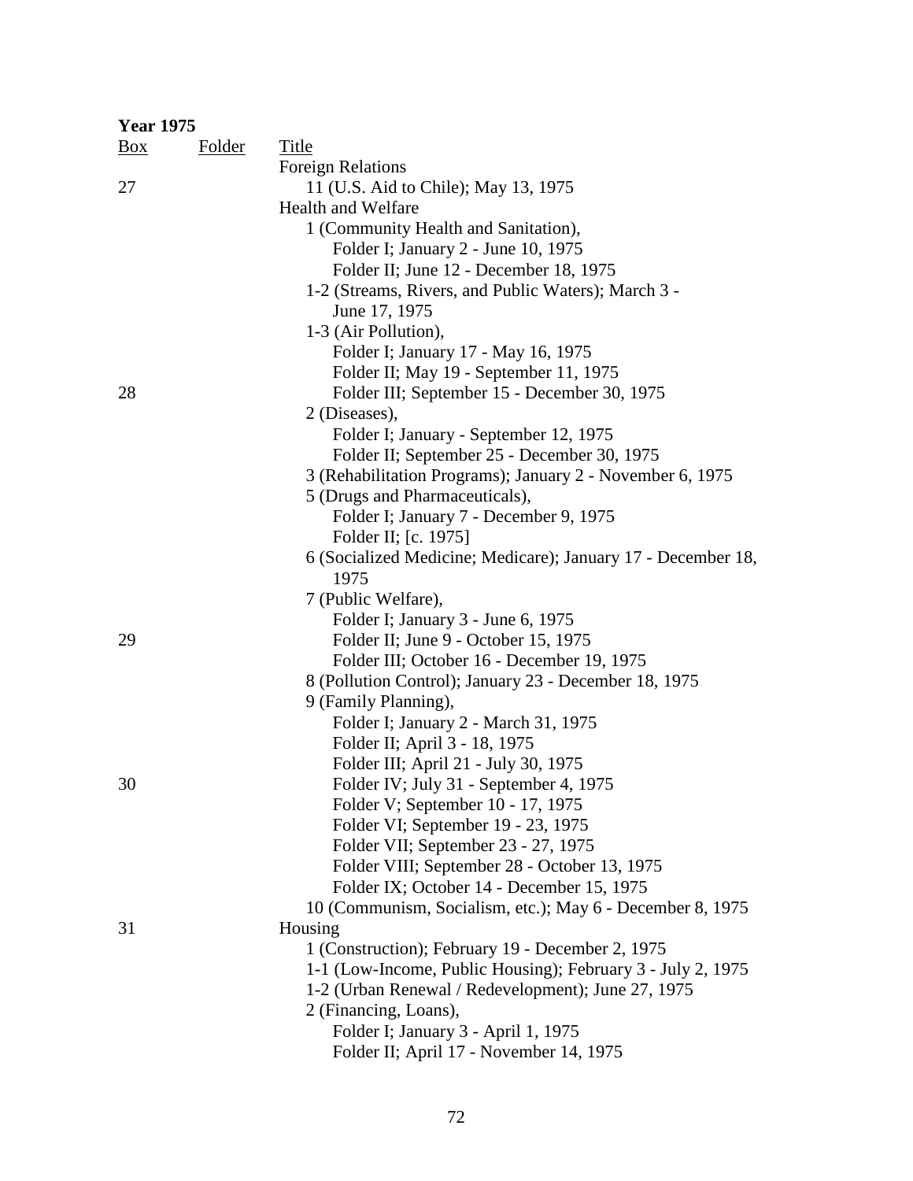**Year 1975**

| Box | Folder | Title |
|---|---|---|
| | | Foreign Relations |
| 27 | | 11 (U.S. Aid to Chile); May 13, 1975 |
| | | Health and Welfare |
| | | 1 (Community Health and Sanitation), |
| | | Folder I; January 2 - June 10, 1975 |
| | | Folder II; June 12 - December 18, 1975 |
| | | 1-2 (Streams, Rivers, and Public Waters); March 3 - June 17, 1975 |
| | | 1-3 (Air Pollution), |
| | | Folder I; January 17 - May 16, 1975 |
| | | Folder II; May 19 - September 11, 1975 |
| 28 | | Folder III; September 15 - December 30, 1975 |
| | | 2 (Diseases), |
| | | Folder I; January - September 12, 1975 |
| | | Folder II; September 25 - December 30, 1975 |
| | | 3 (Rehabilitation Programs); January 2 - November 6, 1975 |
| | | 5 (Drugs and Pharmaceuticals), |
| | | Folder I; January 7 - December 9, 1975 |
| | | Folder II; [c. 1975] |
| | | 6 (Socialized Medicine; Medicare); January 17 - December 18, 1975 |
| | | 7 (Public Welfare), |
| | | Folder I; January 3 - June 6, 1975 |
| 29 | | Folder II; June 9 - October 15, 1975 |
| | | Folder III; October 16 - December 19, 1975 |
| | | 8 (Pollution Control); January 23 - December 18, 1975 |
| | | 9 (Family Planning), |
| | | Folder I; January 2 - March 31, 1975 |
| | | Folder II; April 3 - 18, 1975 |
| | | Folder III; April 21 - July 30, 1975 |
| 30 | | Folder IV; July 31 - September 4, 1975 |
| | | Folder V; September 10 - 17, 1975 |
| | | Folder VI; September 19 - 23, 1975 |
| | | Folder VII; September 23 - 27, 1975 |
| | | Folder VIII; September 28 - October 13, 1975 |
| | | Folder IX; October 14 - December 15, 1975 |
| | | 10 (Communism, Socialism, etc.); May 6 - December 8, 1975 |
| 31 | | Housing |
| | | 1 (Construction); February 19 - December 2, 1975 |
| | | 1-1 (Low-Income, Public Housing); February 3 - July 2, 1975 |
| | | 1-2 (Urban Renewal / Redevelopment); June 27, 1975 |
| | | 2 (Financing, Loans), |
| | | Folder I; January 3 - April 1, 1975 |
| | | Folder II; April 17 - November 14, 1975 |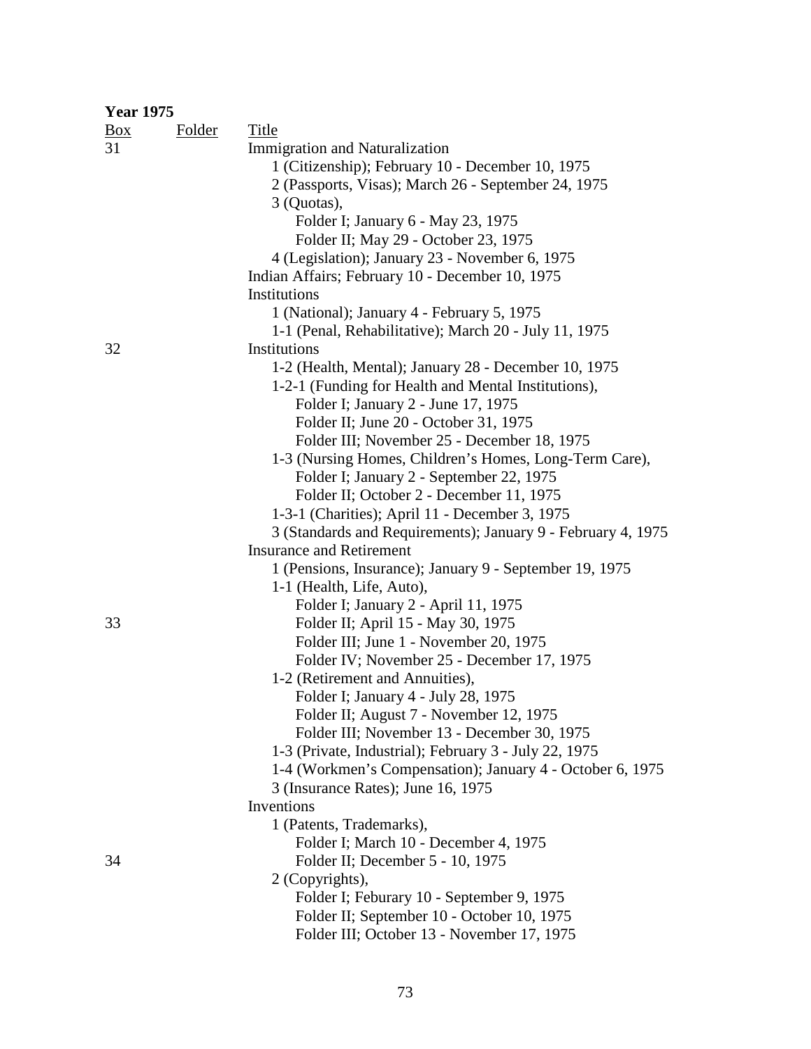**Year 1975**

| Box | Folder | Title |
|---|---|---|
| 31 | | Immigration and Naturalization |
| | | 1 (Citizenship); February 10 - December 10, 1975 |
| | | 2 (Passports, Visas); March 26 - September 24, 1975 |
| | | 3 (Quotas), |
| | | Folder I; January 6 - May 23, 1975 |
| | | Folder II; May 29 - October 23, 1975 |
| | | 4 (Legislation); January 23 - November 6, 1975 |
| | | Indian Affairs; February 10 - December 10, 1975 |
| | | Institutions |
| | | 1 (National); January 4 - February 5, 1975 |
| | | 1-1 (Penal, Rehabilitative); March 20 - July 11, 1975 |
| 32 | | Institutions |
| | | 1-2 (Health, Mental); January 28 - December 10, 1975 |
| | | 1-2-1 (Funding for Health and Mental Institutions), |
| | | Folder I; January 2 - June 17, 1975 |
| | | Folder II; June 20 - October 31, 1975 |
| | | Folder III; November 25 - December 18, 1975 |
| | | 1-3 (Nursing Homes, Children's Homes, Long-Term Care), |
| | | Folder I; January 2 - September 22, 1975 |
| | | Folder II; October 2 - December 11, 1975 |
| | | 1-3-1 (Charities); April 11 - December 3, 1975 |
| | | 3 (Standards and Requirements); January 9 - February 4, 1975 |
| | | Insurance and Retirement |
| | | 1 (Pensions, Insurance); January 9 - September 19, 1975 |
| | | 1-1 (Health, Life, Auto), |
| | | Folder I; January 2 - April 11, 1975 |
| 33 | | Folder II; April 15 - May 30, 1975 |
| | | Folder III; June 1 - November 20, 1975 |
| | | Folder IV; November 25 - December 17, 1975 |
| | | 1-2 (Retirement and Annuities), |
| | | Folder I; January 4 - July 28, 1975 |
| | | Folder II; August 7 - November 12, 1975 |
| | | Folder III; November 13 - December 30, 1975 |
| | | 1-3 (Private, Industrial); February 3 - July 22, 1975 |
| | | 1-4 (Workmen's Compensation); January 4 - October 6, 1975 |
| | | 3 (Insurance Rates); June 16, 1975 |
| | | Inventions |
| | | 1 (Patents, Trademarks), |
| | | Folder I; March 10 - December 4, 1975 |
| 34 | | Folder II; December 5 - 10, 1975 |
| | | 2 (Copyrights), |
| | | Folder I; Feburary 10 - September 9, 1975 |
| | | Folder II; September 10 - October 10, 1975 |
| | | Folder III; October 13 - November 17, 1975 |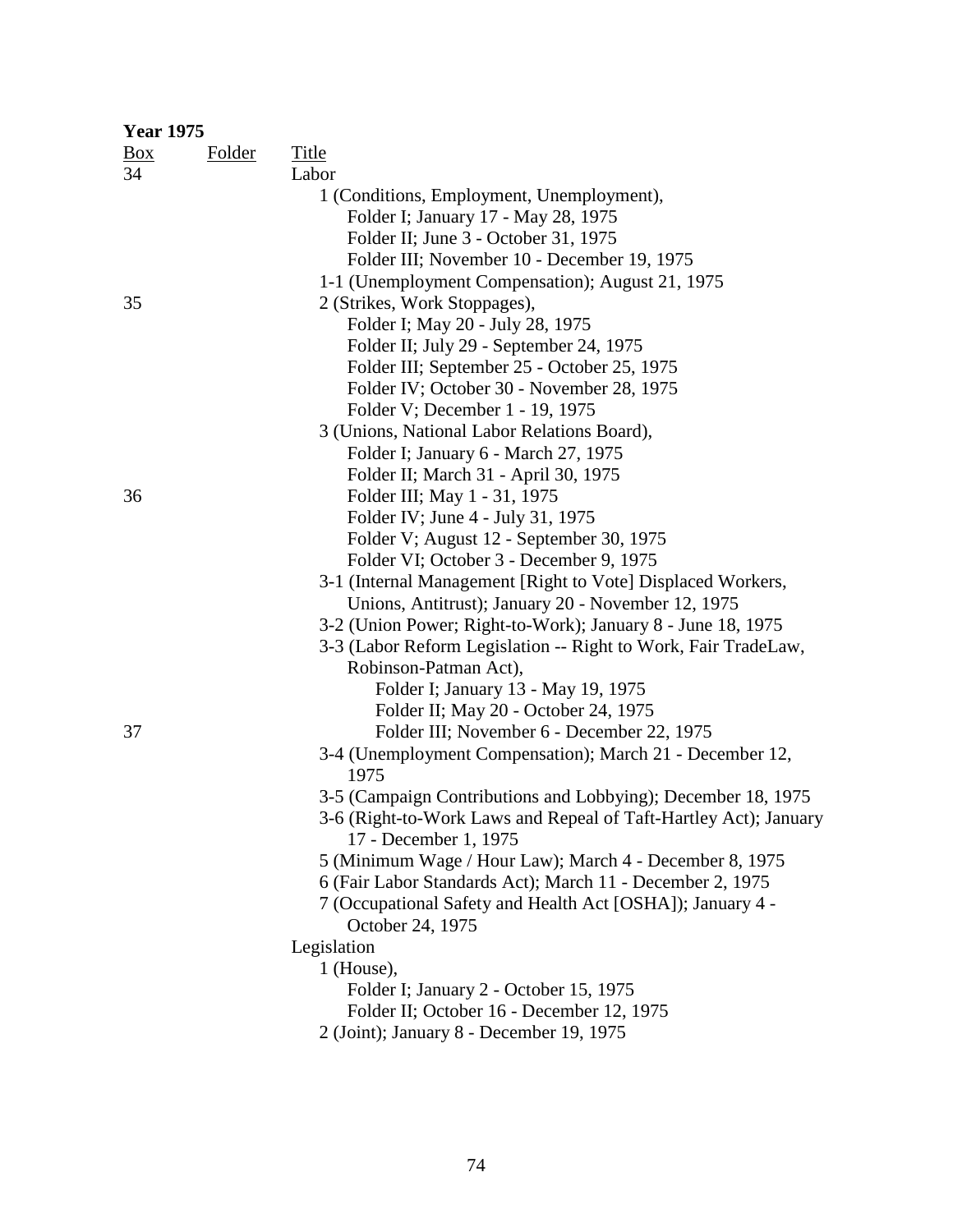**Year 1975**

| Box | Folder | Title |
|---|---|---|
| 34 | | Labor |
| | | 1 (Conditions, Employment, Unemployment), |
| | | Folder I; January 17 - May 28, 1975 |
| | | Folder II; June 3 - October 31, 1975 |
| | | Folder III; November 10 - December 19, 1975 |
| | | 1-1 (Unemployment Compensation); August 21, 1975 |
| 35 | | 2 (Strikes, Work Stoppages), |
| | | Folder I; May 20 - July 28, 1975 |
| | | Folder II; July 29 - September 24, 1975 |
| | | Folder III; September 25 - October 25, 1975 |
| | | Folder IV; October 30 - November 28, 1975 |
| | | Folder V; December 1 - 19, 1975 |
| | | 3 (Unions, National Labor Relations Board), |
| | | Folder I; January 6 - March 27, 1975 |
| | | Folder II; March 31 - April 30, 1975 |
| 36 | | Folder III; May 1 - 31, 1975 |
| | | Folder IV; June 4 - July 31, 1975 |
| | | Folder V; August 12 - September 30, 1975 |
| | | Folder VI; October 3 - December 9, 1975 |
| | | 3-1 (Internal Management [Right to Vote] Displaced Workers, Unions, Antitrust); January 20 - November 12, 1975 |
| | | 3-2 (Union Power; Right-to-Work); January 8 - June 18, 1975 |
| | | 3-3 (Labor Reform Legislation -- Right to Work, Fair TradeLaw, Robinson-Patman Act), |
| | | Folder I; January 13 - May 19, 1975 |
| | | Folder II; May 20 - October 24, 1975 |
| 37 | | Folder III; November 6 - December 22, 1975 |
| | | 3-4 (Unemployment Compensation); March 21 - December 12, 1975 |
| | | 3-5 (Campaign Contributions and Lobbying); December 18, 1975 |
| | | 3-6 (Right-to-Work Laws and Repeal of Taft-Hartley Act); January 17 - December 1, 1975 |
| | | 5 (Minimum Wage / Hour Law); March 4 - December 8, 1975 |
| | | 6 (Fair Labor Standards Act); March 11 - December 2, 1975 |
| | | 7 (Occupational Safety and Health Act [OSHA]); January 4 - October 24, 1975 |
| | | Legislation |
| | | 1 (House), |
| | | Folder I; January 2 - October 15, 1975 |
| | | Folder II; October 16 - December 12, 1975 |
| | | 2 (Joint); January 8 - December 19, 1975 |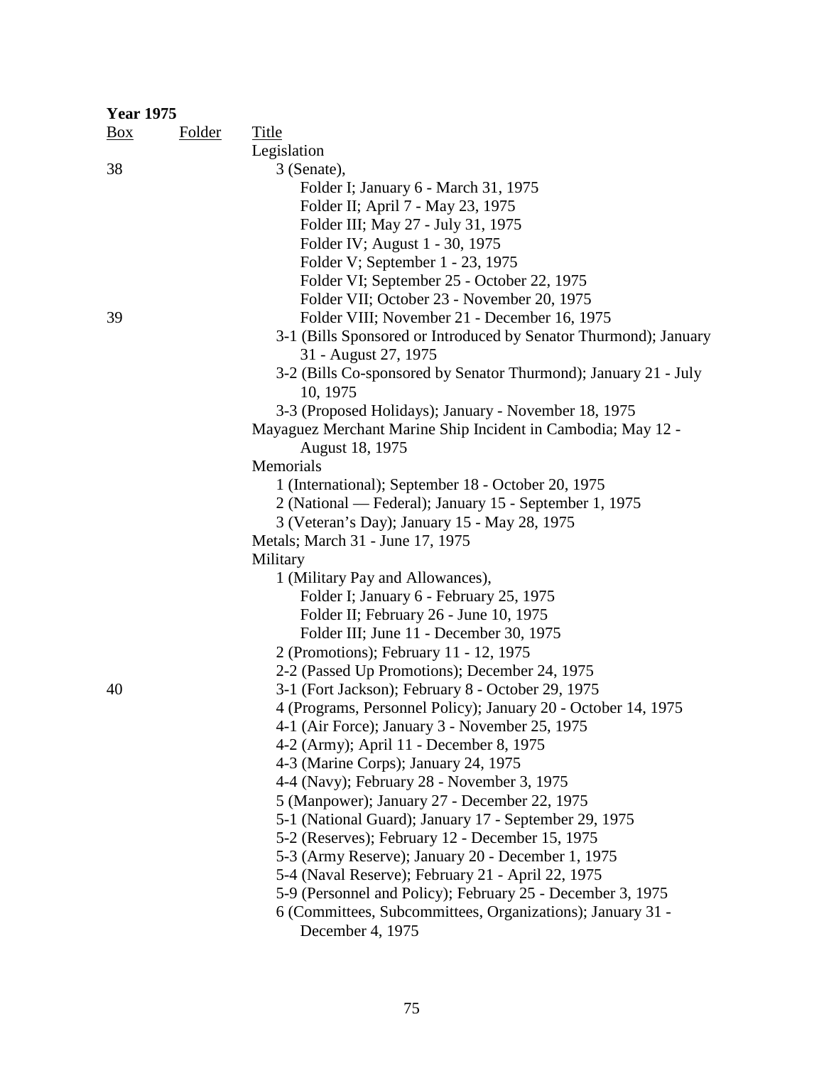**Year 1975**

| Box | Folder | Title |
|---|---|---|
| | | Legislation |
| 38 | | 3 (Senate), |
| | | Folder I; January 6 - March 31, 1975 |
| | | Folder II; April 7 - May 23, 1975 |
| | | Folder III; May 27 - July 31, 1975 |
| | | Folder IV; August 1 - 30, 1975 |
| | | Folder V; September 1 - 23, 1975 |
| | | Folder VI; September 25 - October 22, 1975 |
| | | Folder VII; October 23 - November 20, 1975 |
| 39 | | Folder VIII; November 21 - December 16, 1975 |
| | | 3-1 (Bills Sponsored or Introduced by Senator Thurmond); January 31 - August 27, 1975 |
| | | 3-2 (Bills Co-sponsored by Senator Thurmond); January 21 - July 10, 1975 |
| | | 3-3 (Proposed Holidays); January - November 18, 1975 |
| | | Mayaguez Merchant Marine Ship Incident in Cambodia; May 12 - August 18, 1975 |
| | | Memorials |
| | | 1 (International); September 18 - October 20, 1975 |
| | | 2 (National — Federal); January 15 - September 1, 1975 |
| | | 3 (Veteran's Day); January 15 - May 28, 1975 |
| | | Metals; March 31 - June 17, 1975 |
| | | Military |
| | | 1 (Military Pay and Allowances), |
| | | Folder I; January 6 - February 25, 1975 |
| | | Folder II; February 26 - June 10, 1975 |
| | | Folder III; June 11 - December 30, 1975 |
| | | 2 (Promotions); February 11 - 12, 1975 |
| | | 2-2 (Passed Up Promotions); December 24, 1975 |
| 40 | | 3-1 (Fort Jackson); February 8 - October 29, 1975 |
| | | 4 (Programs, Personnel Policy); January 20 - October 14, 1975 |
| | | 4-1 (Air Force); January 3 - November 25, 1975 |
| | | 4-2 (Army); April 11 - December 8, 1975 |
| | | 4-3 (Marine Corps); January 24, 1975 |
| | | 4-4 (Navy); February 28 - November 3, 1975 |
| | | 5 (Manpower); January 27 - December 22, 1975 |
| | | 5-1 (National Guard); January 17 - September 29, 1975 |
| | | 5-2 (Reserves); February 12 - December 15, 1975 |
| | | 5-3 (Army Reserve); January 20 - December 1, 1975 |
| | | 5-4 (Naval Reserve); February 21 - April 22, 1975 |
| | | 5-9 (Personnel and Policy); February 25 - December 3, 1975 |
| | | 6 (Committees, Subcommittees, Organizations); January 31 - December 4, 1975 |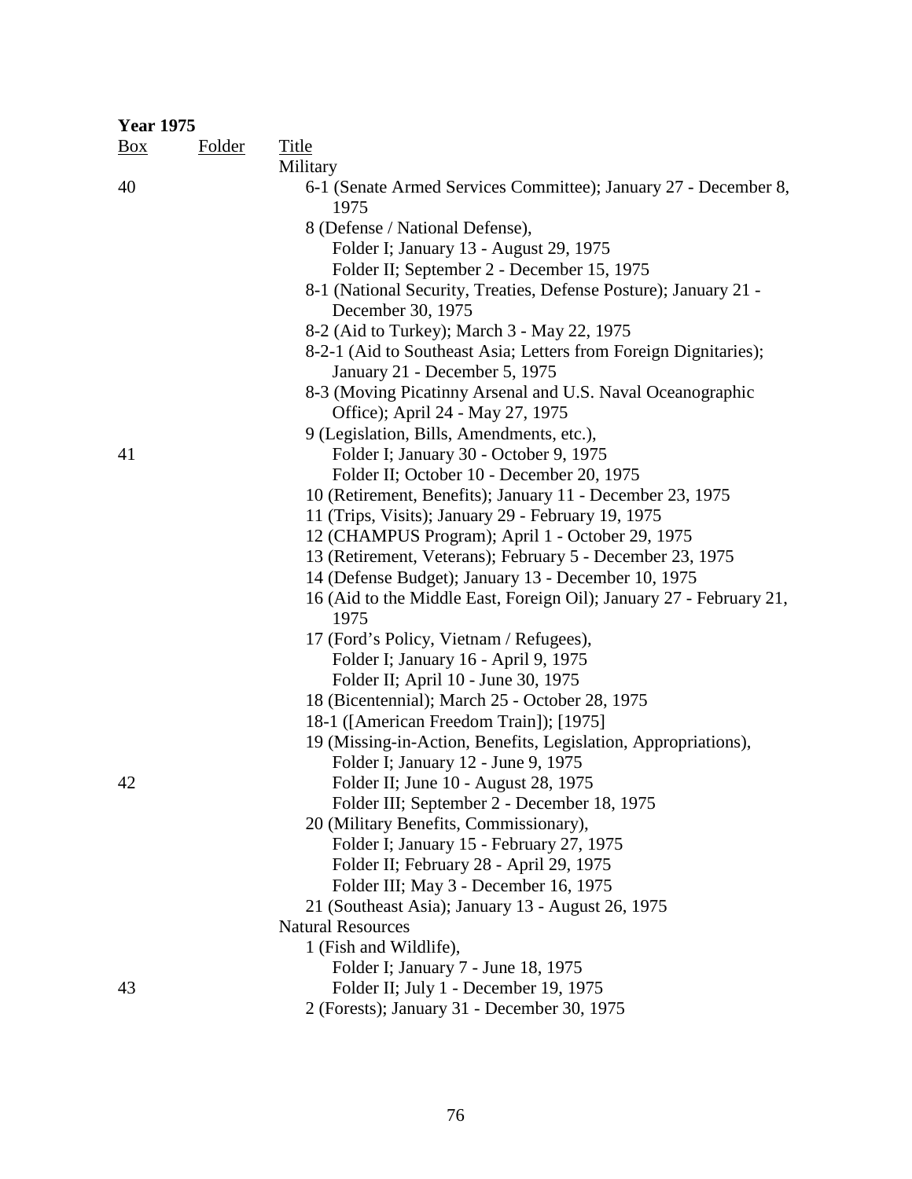**Year 1975**

| Box | Folder | Title |
|---|---|---|
| | | Military |
| 40 | | 6-1 (Senate Armed Services Committee); January 27 - December 8, 1975 |
| | | 8 (Defense / National Defense), |
| | | Folder I; January 13 - August 29, 1975 |
| | | Folder II; September 2 - December 15, 1975 |
| | | 8-1 (National Security, Treaties, Defense Posture); January 21 - December 30, 1975 |
| | | 8-2 (Aid to Turkey); March 3 - May 22, 1975 |
| | | 8-2-1 (Aid to Southeast Asia; Letters from Foreign Dignitaries); January 21 - December 5, 1975 |
| | | 8-3 (Moving Picatinny Arsenal and U.S. Naval Oceanographic Office); April 24 - May 27, 1975 |
| | | 9 (Legislation, Bills, Amendments, etc.), |
| 41 | | Folder I; January 30 - October 9, 1975 |
| | | Folder II; October 10 - December 20, 1975 |
| | | 10 (Retirement, Benefits); January 11 - December 23, 1975 |
| | | 11 (Trips, Visits); January 29 - February 19, 1975 |
| | | 12 (CHAMPUS Program); April 1 - October 29, 1975 |
| | | 13 (Retirement, Veterans); February 5 - December 23, 1975 |
| | | 14 (Defense Budget); January 13 - December 10, 1975 |
| | | 16 (Aid to the Middle East, Foreign Oil); January 27 - February 21, 1975 |
| | | 17 (Ford's Policy, Vietnam / Refugees), |
| | | Folder I; January 16 - April 9, 1975 |
| | | Folder II; April 10 - June 30, 1975 |
| | | 18 (Bicentennial); March 25 - October 28, 1975 |
| | | 18-1 ([American Freedom Train]); [1975] |
| | | 19 (Missing-in-Action, Benefits, Legislation, Appropriations), |
| | | Folder I; January 12 - June 9, 1975 |
| 42 | | Folder II; June 10 - August 28, 1975 |
| | | Folder III; September 2 - December 18, 1975 |
| | | 20 (Military Benefits, Commissionary), |
| | | Folder I; January 15 - February 27, 1975 |
| | | Folder II; February 28 - April 29, 1975 |
| | | Folder III; May 3 - December 16, 1975 |
| | | 21 (Southeast Asia); January 13 - August 26, 1975 |
| | | Natural Resources |
| | | 1 (Fish and Wildlife), |
| | | Folder I; January 7 - June 18, 1975 |
| 43 | | Folder II; July 1 - December 19, 1975 |
| | | 2 (Forests); January 31 - December 30, 1975 |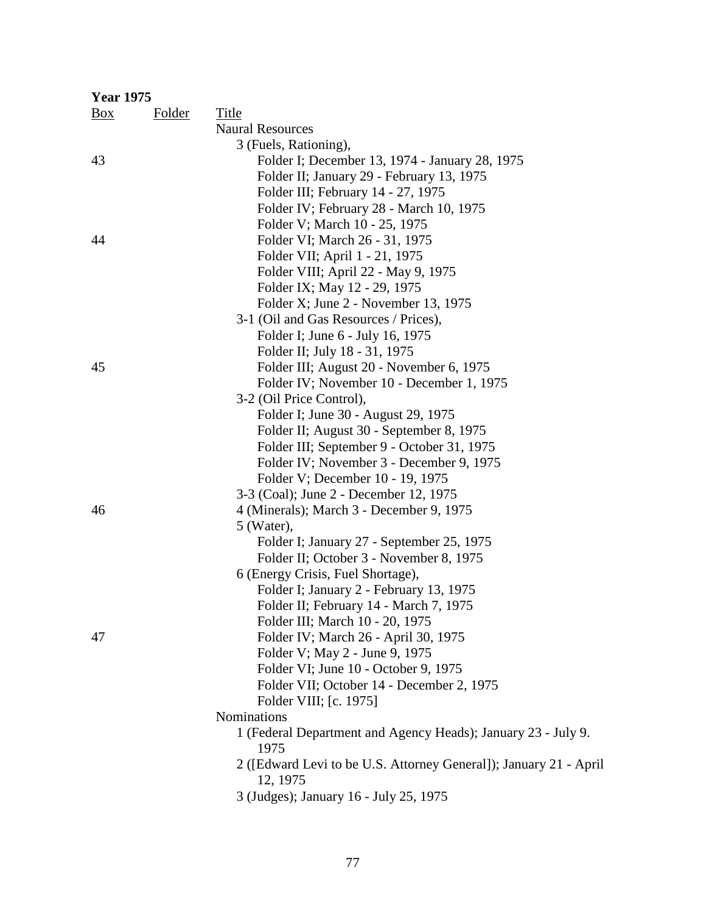**Year 1975**

| Box | Folder | Title |
|---|---|---|
| | | Naural Resources |
| | | 3 (Fuels, Rationing), |
| 43 | | Folder I; December 13, 1974 - January 28, 1975 |
| | | Folder II; January 29 - February 13, 1975 |
| | | Folder III; February 14 - 27, 1975 |
| | | Folder IV; February 28 - March 10, 1975 |
| | | Folder V; March 10 - 25, 1975 |
| 44 | | Folder VI; March 26 - 31, 1975 |
| | | Folder VII; April 1 - 21, 1975 |
| | | Folder VIII; April 22 - May 9, 1975 |
| | | Folder IX; May 12 - 29, 1975 |
| | | Folder X; June 2 - November 13, 1975 |
| | | 3-1 (Oil and Gas Resources / Prices), |
| | | Folder I; June 6 - July 16, 1975 |
| | | Folder II; July 18 - 31, 1975 |
| 45 | | Folder III; August 20 - November 6, 1975 |
| | | Folder IV; November 10 - December 1, 1975 |
| | | 3-2 (Oil Price Control), |
| | | Folder I; June 30 - August 29, 1975 |
| | | Folder II; August 30 - September 8, 1975 |
| | | Folder III; September 9 - October 31, 1975 |
| | | Folder IV; November 3 - December 9, 1975 |
| | | Folder V; December 10 - 19, 1975 |
| | | 3-3 (Coal); June 2 - December 12, 1975 |
| 46 | | 4 (Minerals); March 3 - December 9, 1975 |
| | | 5 (Water), |
| | | Folder I; January 27 - September 25, 1975 |
| | | Folder II; October 3 - November 8, 1975 |
| | | 6 (Energy Crisis, Fuel Shortage), |
| | | Folder I; January 2 - February 13, 1975 |
| | | Folder II; February 14 - March 7, 1975 |
| | | Folder III; March 10 - 20, 1975 |
| 47 | | Folder IV; March 26 - April 30, 1975 |
| | | Folder V; May 2 - June 9, 1975 |
| | | Folder VI; June 10 - October 9, 1975 |
| | | Folder VII; October 14 - December 2, 1975 |
| | | Folder VIII; [c. 1975] |
| | | Nominations |
| | | 1 (Federal Department and Agency Heads); January 23 - July 9. 1975 |
| | | 2 ([Edward Levi to be U.S. Attorney General]); January 21 - April 12, 1975 |
| | | 3 (Judges); January 16 - July 25, 1975 |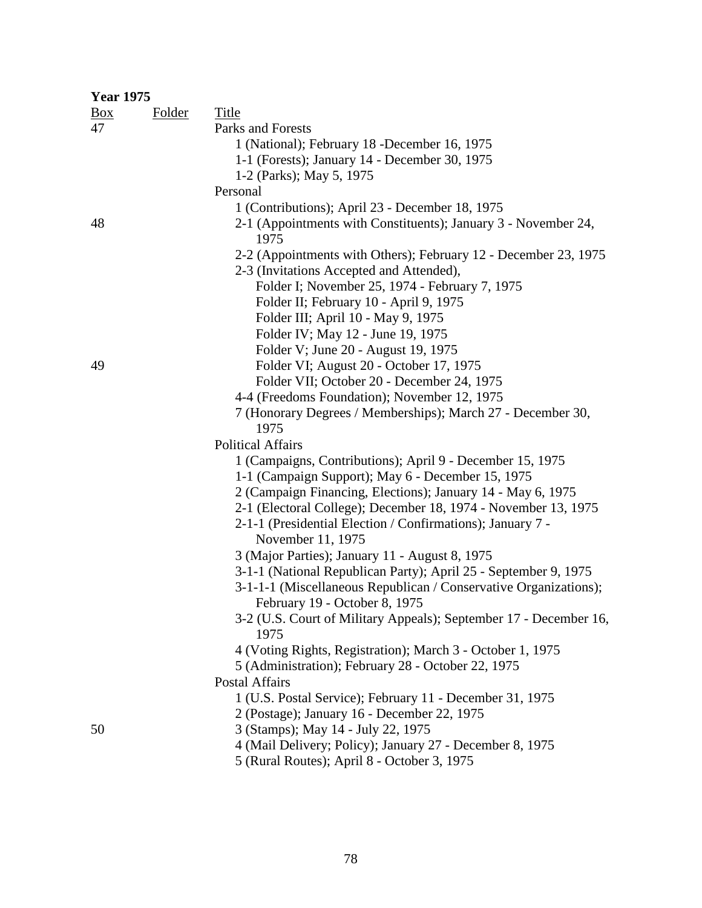**Year 1975**

| Box | Folder | Title |
|---|---|---|
| 47 | | Parks and Forests |
| | | 1 (National); February 18 -December 16, 1975 |
| | | 1-1 (Forests); January 14 - December 30, 1975 |
| | | 1-2 (Parks); May 5, 1975 |
| | | Personal |
| | | 1 (Contributions); April 23 - December 18, 1975 |
| 48 | | 2-1 (Appointments with Constituents); January 3 - November 24, 1975 |
| | | 2-2 (Appointments with Others); February 12 - December 23, 1975 |
| | | 2-3 (Invitations Accepted and Attended), |
| | | Folder I; November 25, 1974 - February 7, 1975 |
| | | Folder II; February 10 - April 9, 1975 |
| | | Folder III; April 10 - May 9, 1975 |
| | | Folder IV; May 12 - June 19, 1975 |
| | | Folder V; June 20 - August 19, 1975 |
| 49 | | Folder VI; August 20 - October 17, 1975 |
| | | Folder VII; October 20 - December 24, 1975 |
| | | 4-4 (Freedoms Foundation); November 12, 1975 |
| | | 7 (Honorary Degrees / Memberships); March 27 - December 30, 1975 |
| | | Political Affairs |
| | | 1 (Campaigns, Contributions); April 9 - December 15, 1975 |
| | | 1-1 (Campaign Support); May 6 - December 15, 1975 |
| | | 2 (Campaign Financing, Elections); January 14 - May 6, 1975 |
| | | 2-1 (Electoral College); December 18, 1974 - November 13, 1975 |
| | | 2-1-1 (Presidential Election / Confirmations); January 7 - November 11, 1975 |
| | | 3 (Major Parties); January 11 - August 8, 1975 |
| | | 3-1-1 (National Republican Party); April 25 - September 9, 1975 |
| | | 3-1-1-1 (Miscellaneous Republican / Conservative Organizations); February 19 - October 8, 1975 |
| | | 3-2 (U.S. Court of Military Appeals); September 17 - December 16, 1975 |
| | | 4 (Voting Rights, Registration); March 3 - October 1, 1975 |
| | | 5 (Administration); February 28 - October 22, 1975 |
| | | Postal Affairs |
| | | 1 (U.S. Postal Service); February 11 - December 31, 1975 |
| | | 2 (Postage); January 16 - December 22, 1975 |
| 50 | | 3 (Stamps); May 14 - July 22, 1975 |
| | | 4 (Mail Delivery; Policy); January 27 - December 8, 1975 |
| | | 5 (Rural Routes); April 8 - October 3, 1975 |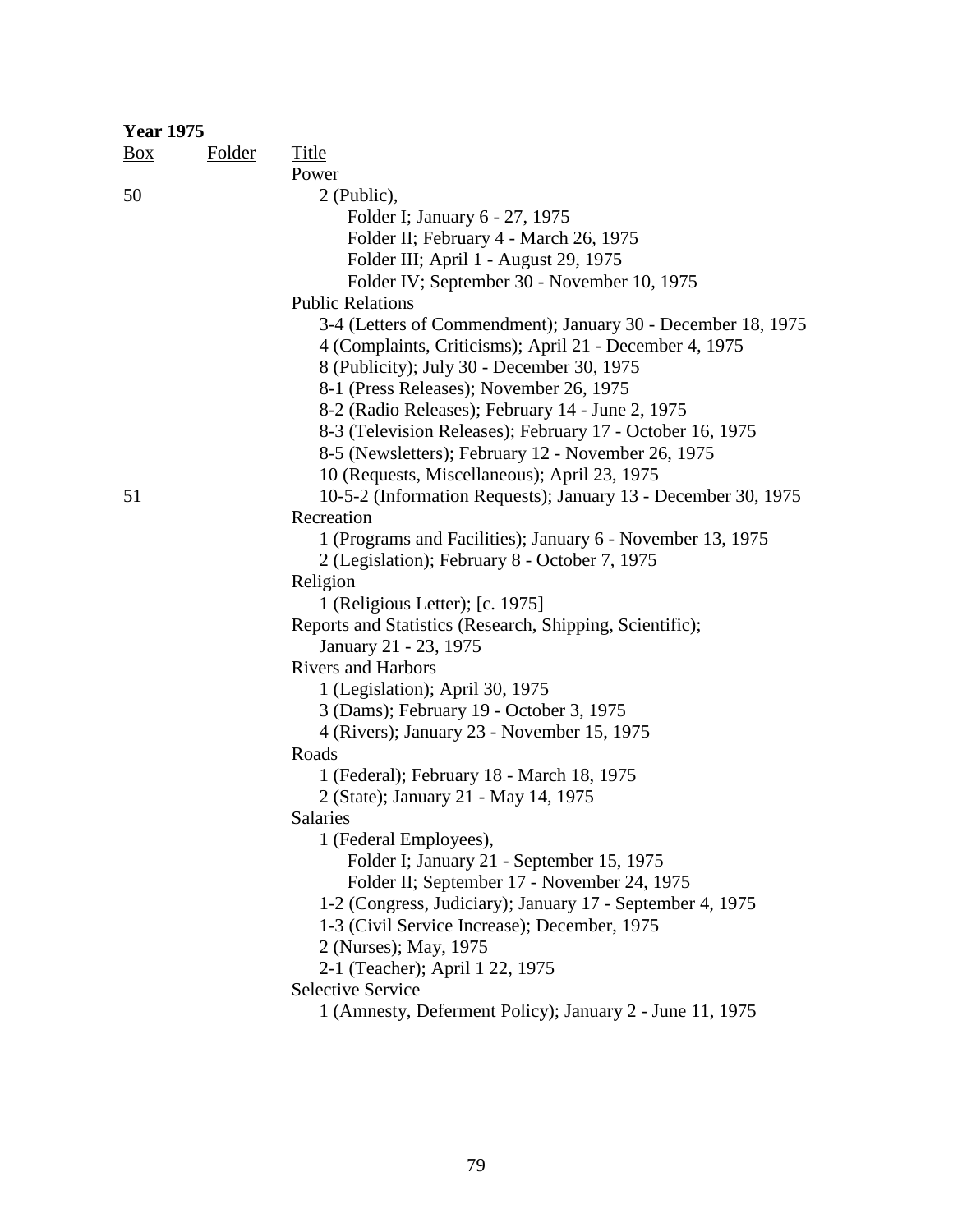**Year 1975**

| Box | Folder | Title |
|---|---|---|
| | | Power |
| 50 | | 2 (Public), |
| | | Folder I; January 6 - 27, 1975 |
| | | Folder II; February 4 - March 26, 1975 |
| | | Folder III; April 1 - August 29, 1975 |
| | | Folder IV; September 30 - November 10, 1975 |
| | | Public Relations |
| | | 3-4 (Letters of Commendment); January 30 - December 18, 1975 |
| | | 4 (Complaints, Criticisms); April 21 - December 4, 1975 |
| | | 8 (Publicity); July 30 - December 30, 1975 |
| | | 8-1 (Press Releases); November 26, 1975 |
| | | 8-2 (Radio Releases); February 14 - June 2, 1975 |
| | | 8-3 (Television Releases); February 17 - October 16, 1975 |
| | | 8-5 (Newsletters); February 12 - November 26, 1975 |
| | | 10 (Requests, Miscellaneous); April 23, 1975 |
| 51 | | 10-5-2 (Information Requests); January 13 - December 30, 1975 |
| | | Recreation |
| | | 1 (Programs and Facilities); January 6 - November 13, 1975 |
| | | 2 (Legislation); February 8 - October 7, 1975 |
| | | Religion |
| | | 1 (Religious Letter); [c. 1975] |
| | | Reports and Statistics (Research, Shipping, Scientific); January 21 - 23, 1975 |
| | | Rivers and Harbors |
| | | 1 (Legislation); April 30, 1975 |
| | | 3 (Dams); February 19 - October 3, 1975 |
| | | 4 (Rivers); January 23 - November 15, 1975 |
| | | Roads |
| | | 1 (Federal); February 18 - March 18, 1975 |
| | | 2 (State); January 21 - May 14, 1975 |
| | | Salaries |
| | | 1 (Federal Employees), |
| | | Folder I; January 21 - September 15, 1975 |
| | | Folder II; September 17 - November 24, 1975 |
| | | 1-2 (Congress, Judiciary); January 17 - September 4, 1975 |
| | | 1-3 (Civil Service Increase); December, 1975 |
| | | 2 (Nurses); May, 1975 |
| | | 2-1 (Teacher); April 1 22, 1975 |
| | | Selective Service |
| | | 1 (Amnesty, Deferment Policy); January 2 - June 11, 1975 |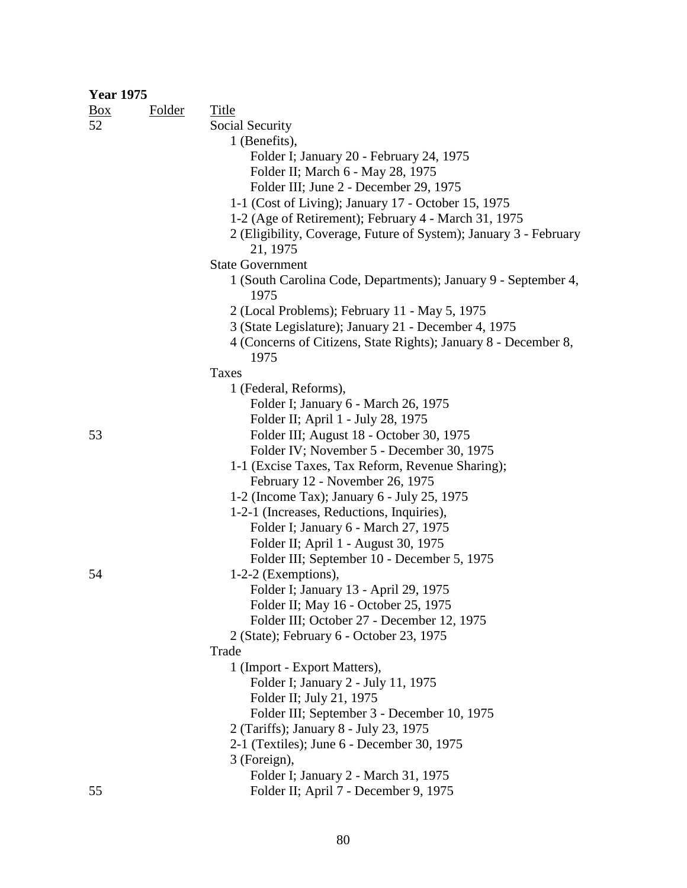**Year 1975**

| Box | Folder | Title |
|---|---|---|
| 52 | | Social Security |
| | | 1 (Benefits), |
| | | Folder I; January 20 - February 24, 1975 |
| | | Folder II; March 6 - May 28, 1975 |
| | | Folder III; June 2 - December 29, 1975 |
| | | 1-1 (Cost of Living); January 17 - October 15, 1975 |
| | | 1-2 (Age of Retirement); February 4 - March 31, 1975 |
| | | 2 (Eligibility, Coverage, Future of System); January 3 - February 21, 1975 |
| | | State Government |
| | | 1 (South Carolina Code, Departments); January 9 - September 4, 1975 |
| | | 2 (Local Problems); February 11 - May 5, 1975 |
| | | 3 (State Legislature); January 21 - December 4, 1975 |
| | | 4 (Concerns of Citizens, State Rights); January 8 - December 8, 1975 |
| | | Taxes |
| | | 1 (Federal, Reforms), |
| | | Folder I; January 6 - March 26, 1975 |
| | | Folder II; April 1 - July 28, 1975 |
| 53 | | Folder III; August 18 - October 30, 1975 |
| | | Folder IV; November 5 - December 30, 1975 |
| | | 1-1 (Excise Taxes, Tax Reform, Revenue Sharing); February 12 - November 26, 1975 |
| | | 1-2 (Income Tax); January 6 - July 25, 1975 |
| | | 1-2-1 (Increases, Reductions, Inquiries), |
| | | Folder I; January 6 - March 27, 1975 |
| | | Folder II; April 1 - August 30, 1975 |
| | | Folder III; September 10 - December 5, 1975 |
| 54 | | 1-2-2 (Exemptions), |
| | | Folder I; January 13 - April 29, 1975 |
| | | Folder II; May 16 - October 25, 1975 |
| | | Folder III; October 27 - December 12, 1975 |
| | | 2 (State); February 6 - October 23, 1975 |
| | | Trade |
| | | 1 (Import - Export Matters), |
| | | Folder I; January 2 - July 11, 1975 |
| | | Folder II; July 21, 1975 |
| | | Folder III; September 3 - December 10, 1975 |
| | | 2 (Tariffs); January 8 - July 23, 1975 |
| | | 2-1 (Textiles); June 6 - December 30, 1975 |
| | | 3 (Foreign), |
| | | Folder I; January 2 - March 31, 1975 |
| 55 | | Folder II; April 7 - December 9, 1975 |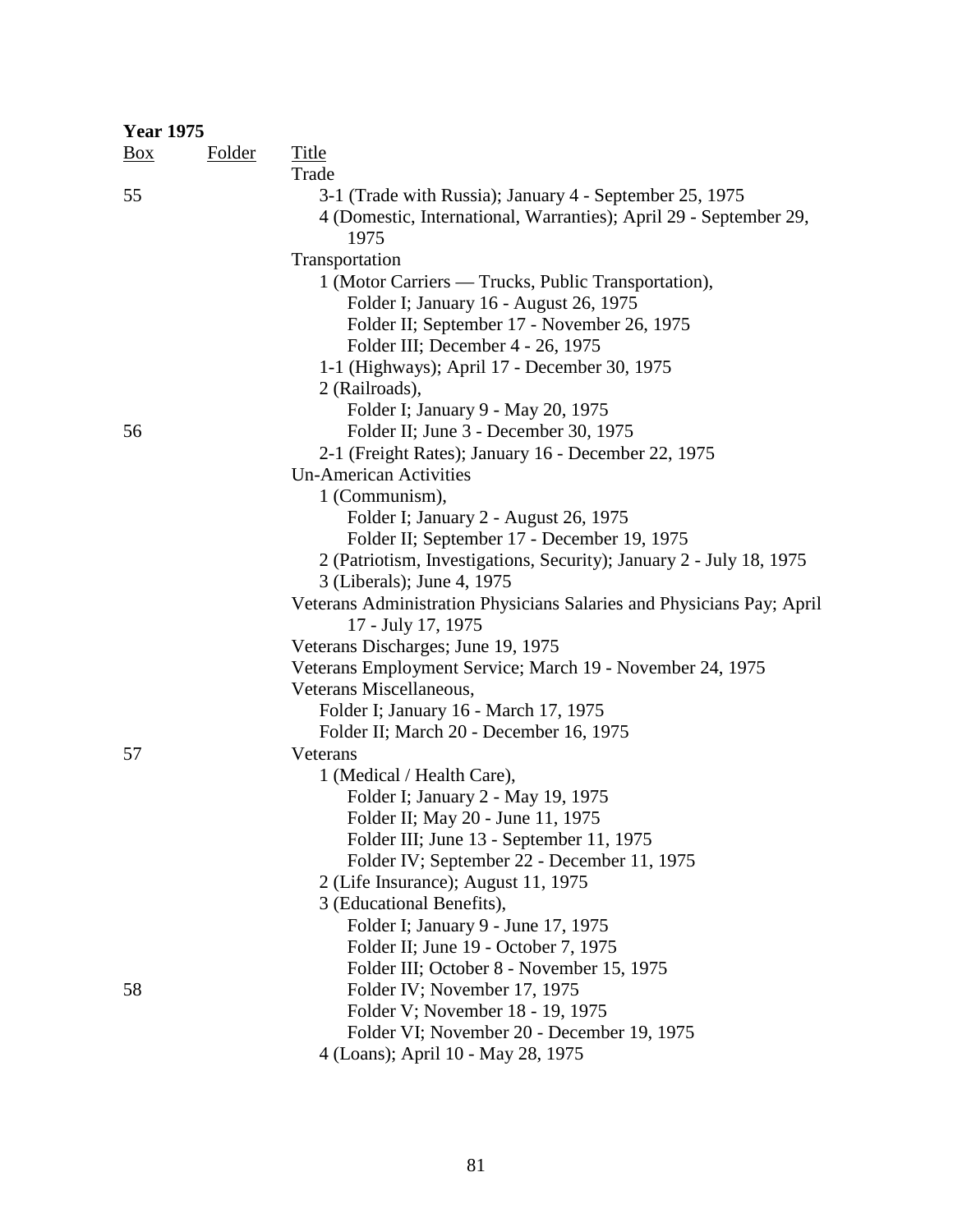**Year 1975**

| Box | Folder | Title |
|---|---|---|
| | | Trade |
| 55 | | 3-1 (Trade with Russia); January 4 - September 25, 1975 |
| | | 4 (Domestic, International, Warranties); April 29 - September 29, 1975 |
| | | Transportation |
| | | 1 (Motor Carriers — Trucks, Public Transportation), |
| | | Folder I; January 16 - August 26, 1975 |
| | | Folder II; September 17 - November 26, 1975 |
| | | Folder III; December 4 - 26, 1975 |
| | | 1-1 (Highways); April 17 - December 30, 1975 |
| | | 2 (Railroads), |
| | | Folder I; January 9 - May 20, 1975 |
| 56 | | Folder II; June 3 - December 30, 1975 |
| | | 2-1 (Freight Rates); January 16 - December 22, 1975 |
| | | Un-American Activities |
| | | 1 (Communism), |
| | | Folder I; January 2 - August 26, 1975 |
| | | Folder II; September 17 - December 19, 1975 |
| | | 2 (Patriotism, Investigations, Security); January 2 - July 18, 1975 |
| | | 3 (Liberals); June 4, 1975 |
| | | Veterans Administration Physicians Salaries and Physicians Pay; April 17 - July 17, 1975 |
| | | Veterans Discharges; June 19, 1975 |
| | | Veterans Employment Service; March 19 - November 24, 1975 |
| | | Veterans Miscellaneous, |
| | | Folder I; January 16 - March 17, 1975 |
| | | Folder II; March 20 - December 16, 1975 |
| 57 | | Veterans |
| | | 1 (Medical / Health Care), |
| | | Folder I; January 2 - May 19, 1975 |
| | | Folder II; May 20 - June 11, 1975 |
| | | Folder III; June 13 - September 11, 1975 |
| | | Folder IV; September 22 - December 11, 1975 |
| | | 2 (Life Insurance); August 11, 1975 |
| | | 3 (Educational Benefits), |
| | | Folder I; January 9 - June 17, 1975 |
| | | Folder II; June 19 - October 7, 1975 |
| | | Folder III; October 8 - November 15, 1975 |
| 58 | | Folder IV; November 17, 1975 |
| | | Folder V; November 18 - 19, 1975 |
| | | Folder VI; November 20 - December 19, 1975 |
| | | 4 (Loans); April 10 - May 28, 1975 |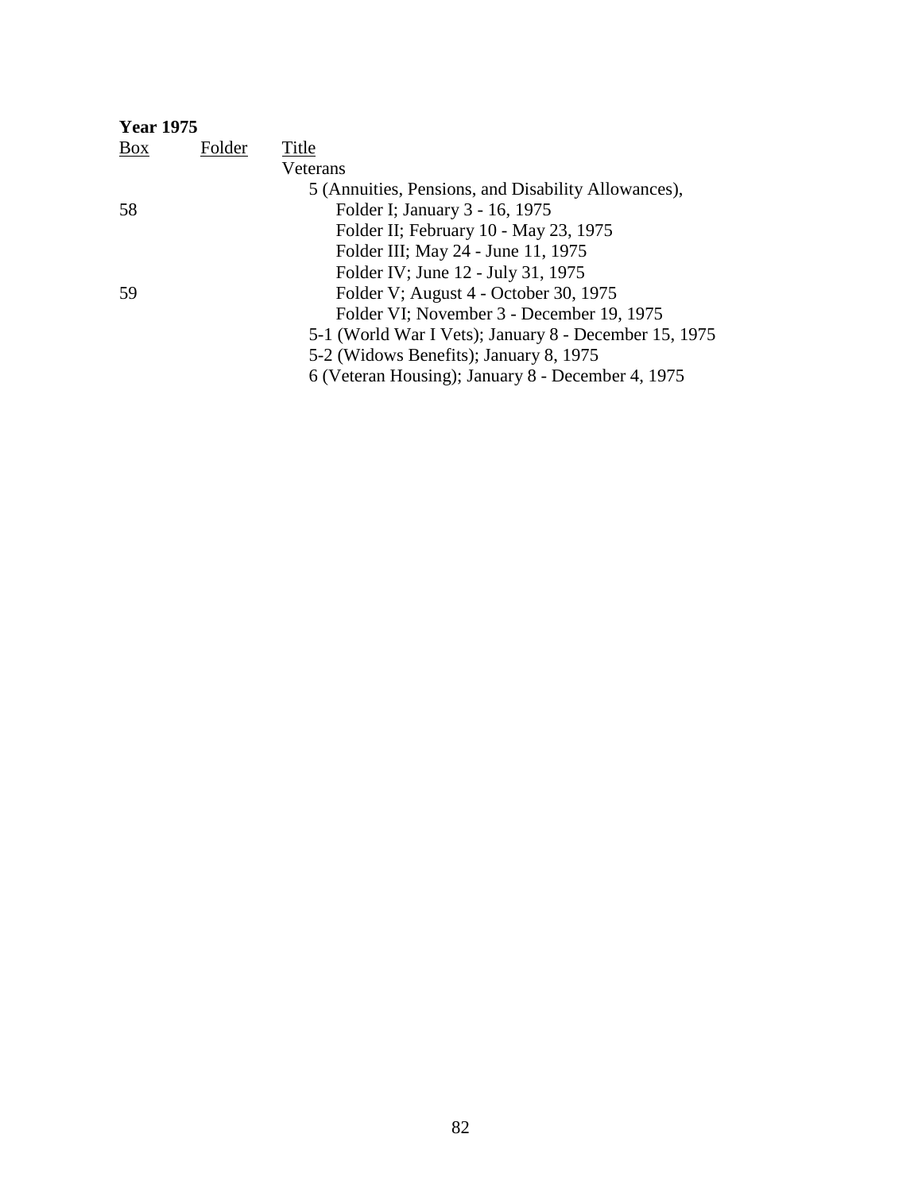**Year 1975**

| Box | Folder | Title |
|---|---|---|
| | | Veterans |
| | | 5 (Annuities, Pensions, and Disability Allowances), |
| 58 | | Folder I; January 3 - 16, 1975 |
| | | Folder II; February 10 - May 23, 1975 |
| | | Folder III; May 24 - June 11, 1975 |
| | | Folder IV; June 12 - July 31, 1975 |
| 59 | | Folder V; August 4 - October 30, 1975 |
| | | Folder VI; November 3 - December 19, 1975 |
| | | 5-1 (World War I Vets); January 8 - December 15, 1975 |
| | | 5-2 (Widows Benefits); January 8, 1975 |
| | | 6 (Veteran Housing); January 8 - December 4, 1975 |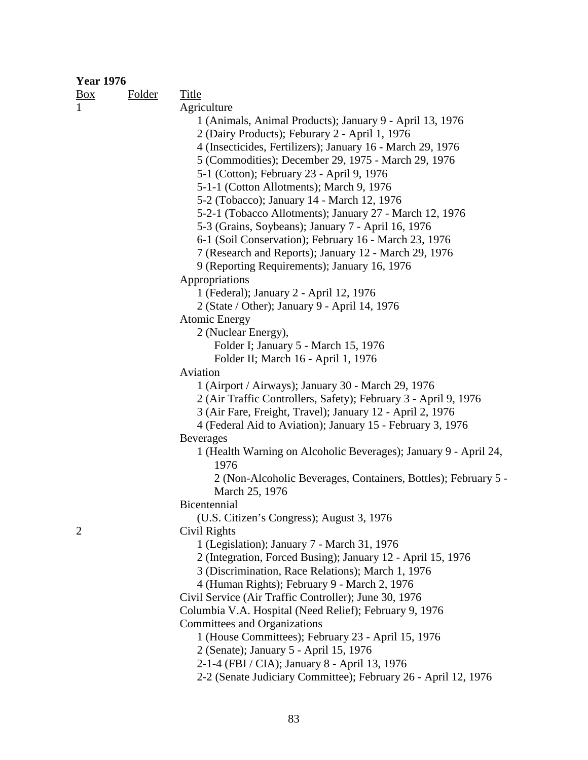**Year 1976**

| Box | Folder | Title |
|---|---|---|
| 1 | | Agriculture |
| | | 1 (Animals, Animal Products); January 9 - April 13, 1976 |
| | | 2 (Dairy Products); Feburary 2 - April 1, 1976 |
| | | 4 (Insecticides, Fertilizers); January 16 - March 29, 1976 |
| | | 5 (Commodities); December 29, 1975 - March 29, 1976 |
| | | 5-1 (Cotton); February 23 - April 9, 1976 |
| | | 5-1-1 (Cotton Allotments); March 9, 1976 |
| | | 5-2 (Tobacco); January 14 - March 12, 1976 |
| | | 5-2-1 (Tobacco Allotments); January 27 - March 12, 1976 |
| | | 5-3 (Grains, Soybeans); January 7 - April 16, 1976 |
| | | 6-1 (Soil Conservation); February 16 - March 23, 1976 |
| | | 7 (Research and Reports); January 12 - March 29, 1976 |
| | | 9 (Reporting Requirements); January 16, 1976 |
| | | Appropriations |
| | | 1 (Federal); January 2 - April 12, 1976 |
| | | 2 (State / Other); January 9 - April 14, 1976 |
| | | Atomic Energy |
| | | 2 (Nuclear Energy), |
| | | Folder I; January 5 - March 15, 1976 |
| | | Folder II; March 16 - April 1, 1976 |
| | | Aviation |
| | | 1 (Airport / Airways); January 30 - March 29, 1976 |
| | | 2 (Air Traffic Controllers, Safety); February 3 - April 9, 1976 |
| | | 3 (Air Fare, Freight, Travel); January 12 - April 2, 1976 |
| | | 4 (Federal Aid to Aviation); January 15 - February 3, 1976 |
| | | Beverages |
| | | 1 (Health Warning on Alcoholic Beverages); January 9 - April 24, 1976 |
| | | 2 (Non-Alcoholic Beverages, Containers, Bottles); February 5 - March 25, 1976 |
| | | Bicentennial |
| | | (U.S. Citizen's Congress); August 3, 1976 |
| 2 | | Civil Rights |
| | | 1 (Legislation); January 7 - March 31, 1976 |
| | | 2 (Integration, Forced Busing); January 12 - April 15, 1976 |
| | | 3 (Discrimination, Race Relations); March 1, 1976 |
| | | 4 (Human Rights); February 9 - March 2, 1976 |
| | | Civil Service (Air Traffic Controller); June 30, 1976 |
| | | Columbia V.A. Hospital (Need Relief); February 9, 1976 |
| | | Committees and Organizations |
| | | 1 (House Committees); February 23 - April 15, 1976 |
| | | 2 (Senate); January 5 - April 15, 1976 |
| | | 2-1-4 (FBI / CIA); January 8 - April 13, 1976 |
| | | 2-2 (Senate Judiciary Committee); February 26 - April 12, 1976 |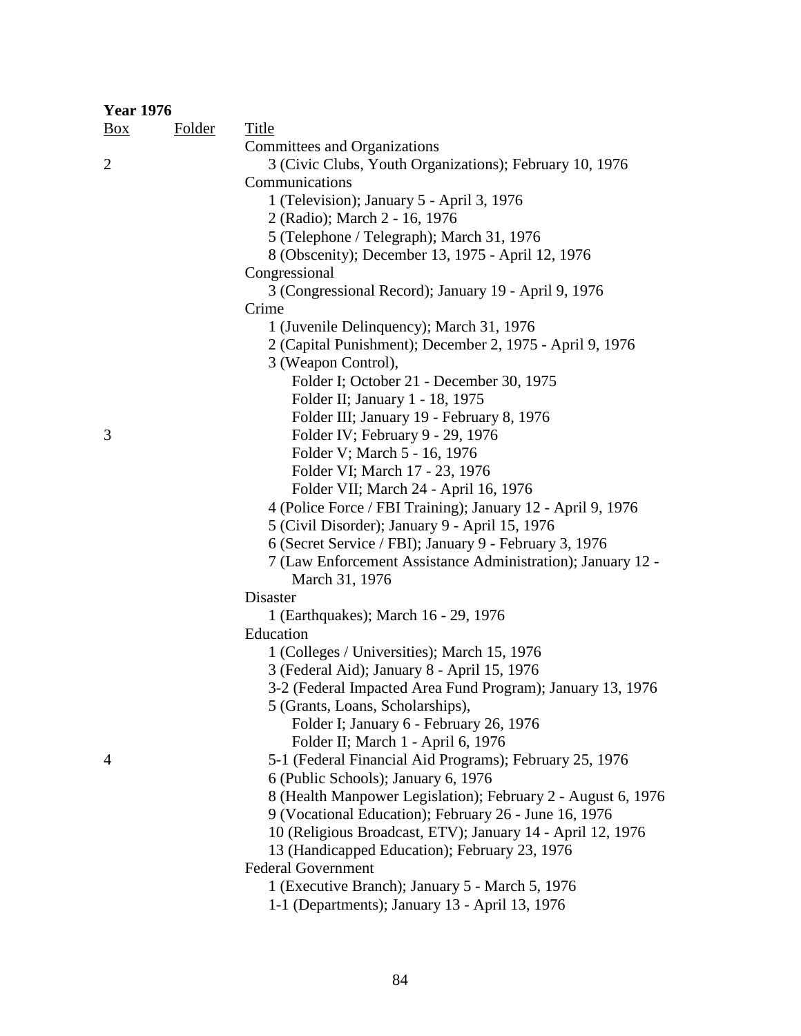**Year 1976**

| Box | Folder | Title |
|---|---|---|
| | | Committees and Organizations |
| 2 | | 3 (Civic Clubs, Youth Organizations); February 10, 1976 |
| | | Communications |
| | | 1 (Television); January 5 - April 3, 1976 |
| | | 2 (Radio); March 2 - 16, 1976 |
| | | 5 (Telephone / Telegraph); March 31, 1976 |
| | | 8 (Obscenity); December 13, 1975 - April 12, 1976 |
| | | Congressional |
| | | 3 (Congressional Record); January 19 - April 9, 1976 |
| | | Crime |
| | | 1 (Juvenile Delinquency); March 31, 1976 |
| | | 2 (Capital Punishment); December 2, 1975 - April 9, 1976 |
| | | 3 (Weapon Control), |
| | | Folder I; October 21 - December 30, 1975 |
| | | Folder II; January 1 - 18, 1975 |
| | | Folder III; January 19 - February 8, 1976 |
| 3 | | Folder IV; February 9 - 29, 1976 |
| | | Folder V; March 5 - 16, 1976 |
| | | Folder VI; March 17 - 23, 1976 |
| | | Folder VII; March 24 - April 16, 1976 |
| | | 4 (Police Force / FBI Training); January 12 - April 9, 1976 |
| | | 5 (Civil Disorder); January 9 - April 15, 1976 |
| | | 6 (Secret Service / FBI); January 9 - February 3, 1976 |
| | | 7 (Law Enforcement Assistance Administration); January 12 - March 31, 1976 |
| | | Disaster |
| | | 1 (Earthquakes); March 16 - 29, 1976 |
| | | Education |
| | | 1 (Colleges / Universities); March 15, 1976 |
| | | 3 (Federal Aid); January 8 - April 15, 1976 |
| | | 3-2 (Federal Impacted Area Fund Program); January 13, 1976 |
| | | 5 (Grants, Loans, Scholarships), |
| | | Folder I; January 6 - February 26, 1976 |
| | | Folder II; March 1 - April 6, 1976 |
| 4 | | 5-1 (Federal Financial Aid Programs); February 25, 1976 |
| | | 6 (Public Schools); January 6, 1976 |
| | | 8 (Health Manpower Legislation); February 2 - August 6, 1976 |
| | | 9 (Vocational Education); February 26 - June 16, 1976 |
| | | 10 (Religious Broadcast, ETV); January 14 - April 12, 1976 |
| | | 13 (Handicapped Education); February 23, 1976 |
| | | Federal Government |
| | | 1 (Executive Branch); January 5 - March 5, 1976 |
| | | 1-1 (Departments); January 13 - April 13, 1976 |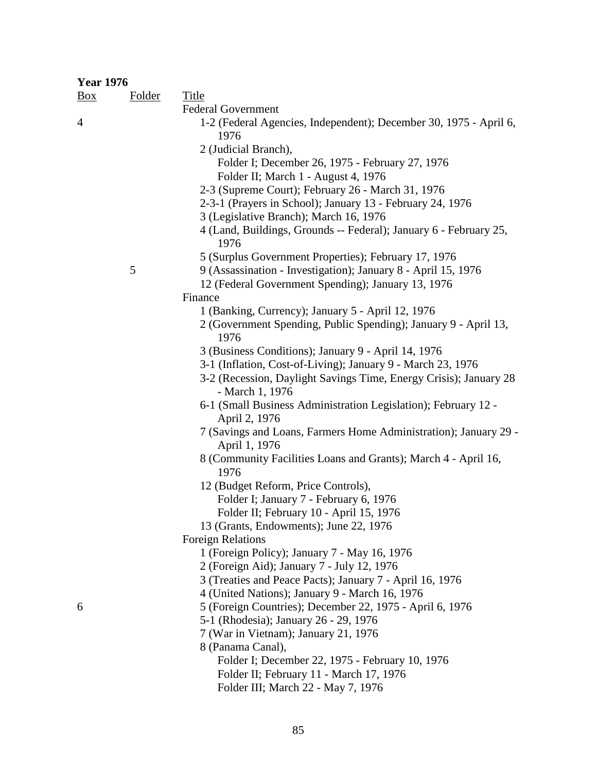**Year 1976**

| Box | Folder | Title |
|---|---|---|
| | | Federal Government |
| 4 | | 1-2 (Federal Agencies, Independent); December 30, 1975 - April 6, 1976 |
| | | 2 (Judicial Branch), |
| | | Folder I; December 26, 1975 - February 27, 1976 |
| | | Folder II; March 1 - August 4, 1976 |
| | | 2-3 (Supreme Court); February 26 - March 31, 1976 |
| | | 2-3-1 (Prayers in School); January 13 - February 24, 1976 |
| | | 3 (Legislative Branch); March 16, 1976 |
| | | 4 (Land, Buildings, Grounds -- Federal); January 6 - February 25, 1976 |
| | | 5 (Surplus Government Properties); February 17, 1976 |
| | 5 | 9 (Assassination - Investigation); January 8 - April 15, 1976 |
| | | 12 (Federal Government Spending); January 13, 1976 |
| | | Finance |
| | | 1 (Banking, Currency); January 5 - April 12, 1976 |
| | | 2 (Government Spending, Public Spending); January 9 - April 13, 1976 |
| | | 3 (Business Conditions); January 9 - April 14, 1976 |
| | | 3-1 (Inflation, Cost-of-Living); January 9 - March 23, 1976 |
| | | 3-2 (Recession, Daylight Savings Time, Energy Crisis); January 28 - March 1, 1976 |
| | | 6-1 (Small Business Administration Legislation); February 12 - April 2, 1976 |
| | | 7 (Savings and Loans, Farmers Home Administration); January 29 - April 1, 1976 |
| | | 8 (Community Facilities Loans and Grants); March 4 - April 16, 1976 |
| | | 12 (Budget Reform, Price Controls), |
| | | Folder I; January 7 - February 6, 1976 |
| | | Folder II; February 10 - April 15, 1976 |
| | | 13 (Grants, Endowments); June 22, 1976 |
| | | Foreign Relations |
| | | 1 (Foreign Policy); January 7 - May 16, 1976 |
| | | 2 (Foreign Aid); January 7 - July 12, 1976 |
| | | 3 (Treaties and Peace Pacts); January 7 - April 16, 1976 |
| | | 4 (United Nations); January 9 - March 16, 1976 |
| 6 | | 5 (Foreign Countries); December 22, 1975 - April 6, 1976 |
| | | 5-1 (Rhodesia); January 26 - 29, 1976 |
| | | 7 (War in Vietnam); January 21, 1976 |
| | | 8 (Panama Canal), |
| | | Folder I; December 22, 1975 - February 10, 1976 |
| | | Folder II; February 11 - March 17, 1976 |
| | | Folder III; March 22 - May 7, 1976 |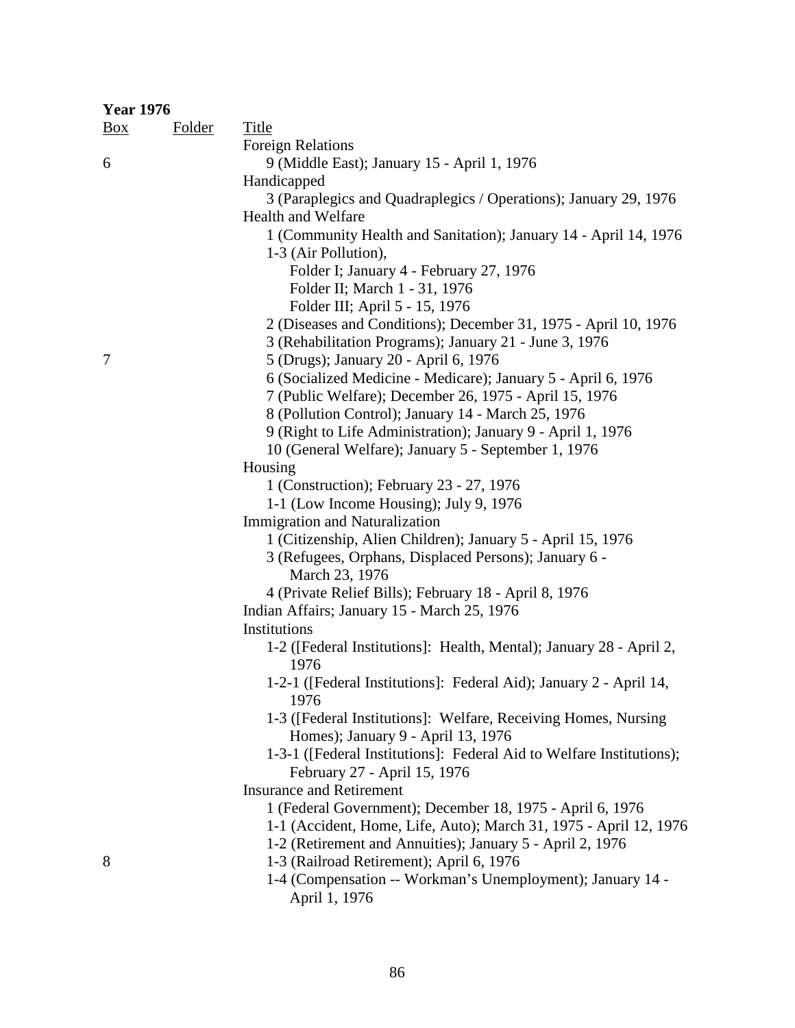**Year 1976**

| Box | Folder | Title |
|---|---|---|
| | | Foreign Relations |
| 6 | | 9 (Middle East); January 15 - April 1, 1976 |
| | | Handicapped |
| | | 3 (Paraplegics and Quadraplegics / Operations); January 29, 1976 |
| | | Health and Welfare |
| | | 1 (Community Health and Sanitation); January 14 - April 14, 1976 |
| | | 1-3 (Air Pollution), |
| | | Folder I; January 4 - February 27, 1976 |
| | | Folder II; March 1 - 31, 1976 |
| | | Folder III; April 5 - 15, 1976 |
| | | 2 (Diseases and Conditions); December 31, 1975 - April 10, 1976 |
| | | 3 (Rehabilitation Programs); January 21 - June 3, 1976 |
| 7 | | 5 (Drugs); January 20 - April 6, 1976 |
| | | 6 (Socialized Medicine - Medicare); January 5 - April 6, 1976 |
| | | 7 (Public Welfare); December 26, 1975 - April 15, 1976 |
| | | 8 (Pollution Control); January 14 - March 25, 1976 |
| | | 9 (Right to Life Administration); January 9 - April 1, 1976 |
| | | 10 (General Welfare); January 5 - September 1, 1976 |
| | | Housing |
| | | 1 (Construction); February 23 - 27, 1976 |
| | | 1-1 (Low Income Housing); July 9, 1976 |
| | | Immigration and Naturalization |
| | | 1 (Citizenship, Alien Children); January 5 - April 15, 1976 |
| | | 3 (Refugees, Orphans, Displaced Persons); January 6 - March 23, 1976 |
| | | 4 (Private Relief Bills); February 18 - April 8, 1976 |
| | | Indian Affairs; January 15 - March 25, 1976 |
| | | Institutions |
| | | 1-2 ([Federal Institutions]: Health, Mental); January 28 - April 2, 1976 |
| | | 1-2-1 ([Federal Institutions]: Federal Aid); January 2 - April 14, 1976 |
| | | 1-3 ([Federal Institutions]: Welfare, Receiving Homes, Nursing Homes); January 9 - April 13, 1976 |
| | | 1-3-1 ([Federal Institutions]: Federal Aid to Welfare Institutions); February 27 - April 15, 1976 |
| | | Insurance and Retirement |
| | | 1 (Federal Government); December 18, 1975 - April 6, 1976 |
| | | 1-1 (Accident, Home, Life, Auto); March 31, 1975 - April 12, 1976 |
| | | 1-2 (Retirement and Annuities); January 5 - April 2, 1976 |
| 8 | | 1-3 (Railroad Retirement); April 6, 1976 |
| | | 1-4 (Compensation -- Workman's Unemployment); January 14 - April 1, 1976 |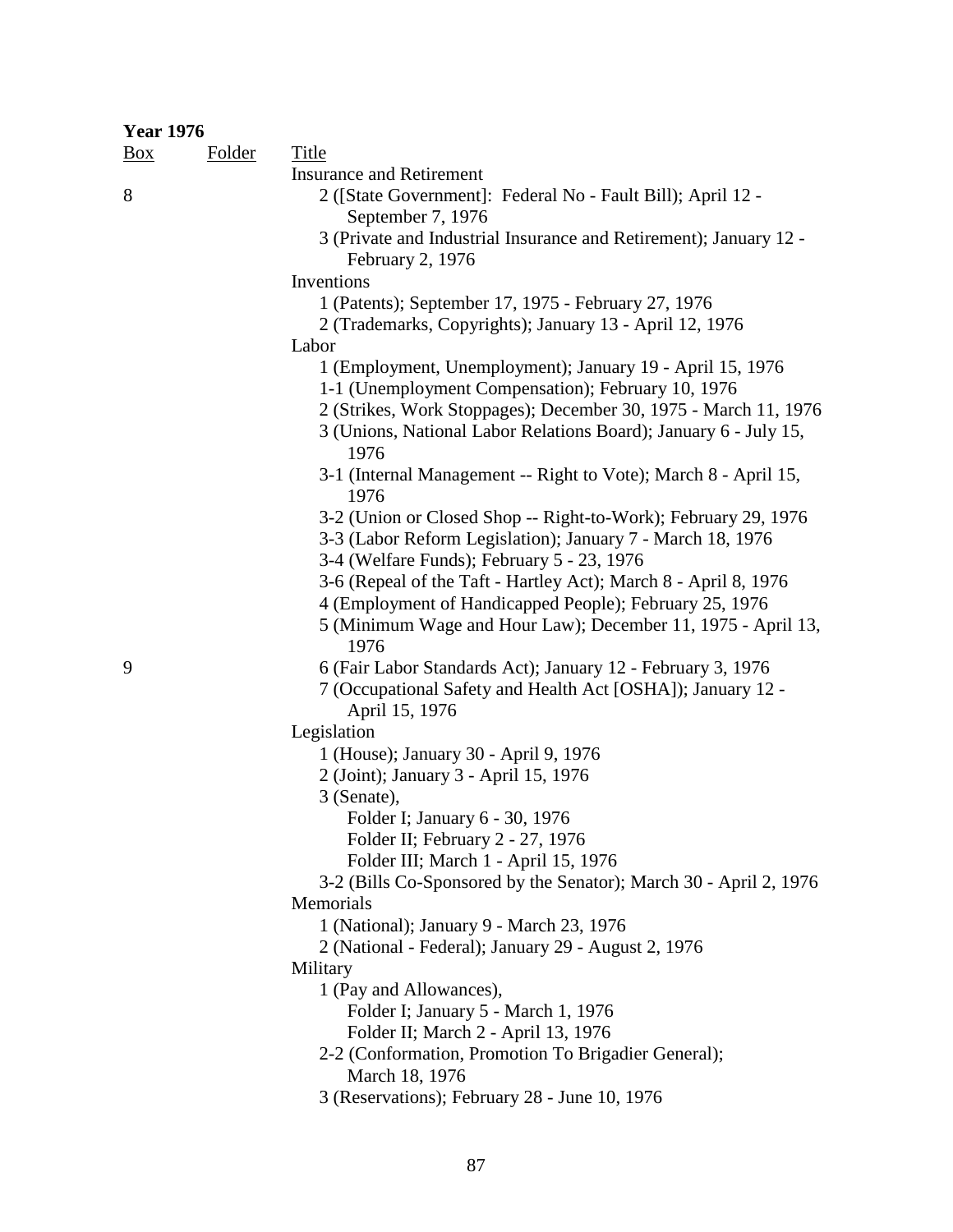**Year 1976**

| Box | Folder | Title |
|---|---|---|
| | | Insurance and Retirement |
| 8 | | 2 ([State Government]: Federal No - Fault Bill); April 12 - September 7, 1976 |
| | | 3 (Private and Industrial Insurance and Retirement); January 12 - February 2, 1976 |
| | | Inventions |
| | | 1 (Patents); September 17, 1975 - February 27, 1976 |
| | | 2 (Trademarks, Copyrights); January 13 - April 12, 1976 |
| | | Labor |
| | | 1 (Employment, Unemployment); January 19 - April 15, 1976 |
| | | 1-1 (Unemployment Compensation); February 10, 1976 |
| | | 2 (Strikes, Work Stoppages); December 30, 1975 - March 11, 1976 |
| | | 3 (Unions, National Labor Relations Board); January 6 - July 15, 1976 |
| | | 3-1 (Internal Management -- Right to Vote); March 8 - April 15, 1976 |
| | | 3-2 (Union or Closed Shop -- Right-to-Work); February 29, 1976 |
| | | 3-3 (Labor Reform Legislation); January 7 - March 18, 1976 |
| | | 3-4 (Welfare Funds); February 5 - 23, 1976 |
| | | 3-6 (Repeal of the Taft - Hartley Act); March 8 - April 8, 1976 |
| | | 4 (Employment of Handicapped People); February 25, 1976 |
| | | 5 (Minimum Wage and Hour Law); December 11, 1975 - April 13, 1976 |
| 9 | | 6 (Fair Labor Standards Act); January 12 - February 3, 1976 |
| | | 7 (Occupational Safety and Health Act [OSHA]); January 12 - April 15, 1976 |
| | | Legislation |
| | | 1 (House); January 30 - April 9, 1976 |
| | | 2 (Joint); January 3 - April 15, 1976 |
| | | 3 (Senate), |
| | | Folder I; January 6 - 30, 1976 |
| | | Folder II; February 2 - 27, 1976 |
| | | Folder III; March 1 - April 15, 1976 |
| | | 3-2 (Bills Co-Sponsored by the Senator); March 30 - April 2, 1976 |
| | | Memorials |
| | | 1 (National); January 9 - March 23, 1976 |
| | | 2 (National - Federal); January 29 - August 2, 1976 |
| | | Military |
| | | 1 (Pay and Allowances), |
| | | Folder I; January 5 - March 1, 1976 |
| | | Folder II; March 2 - April 13, 1976 |
| | | 2-2 (Conformation, Promotion To Brigadier General); March 18, 1976 |
| | | 3 (Reservations); February 28 - June 10, 1976 |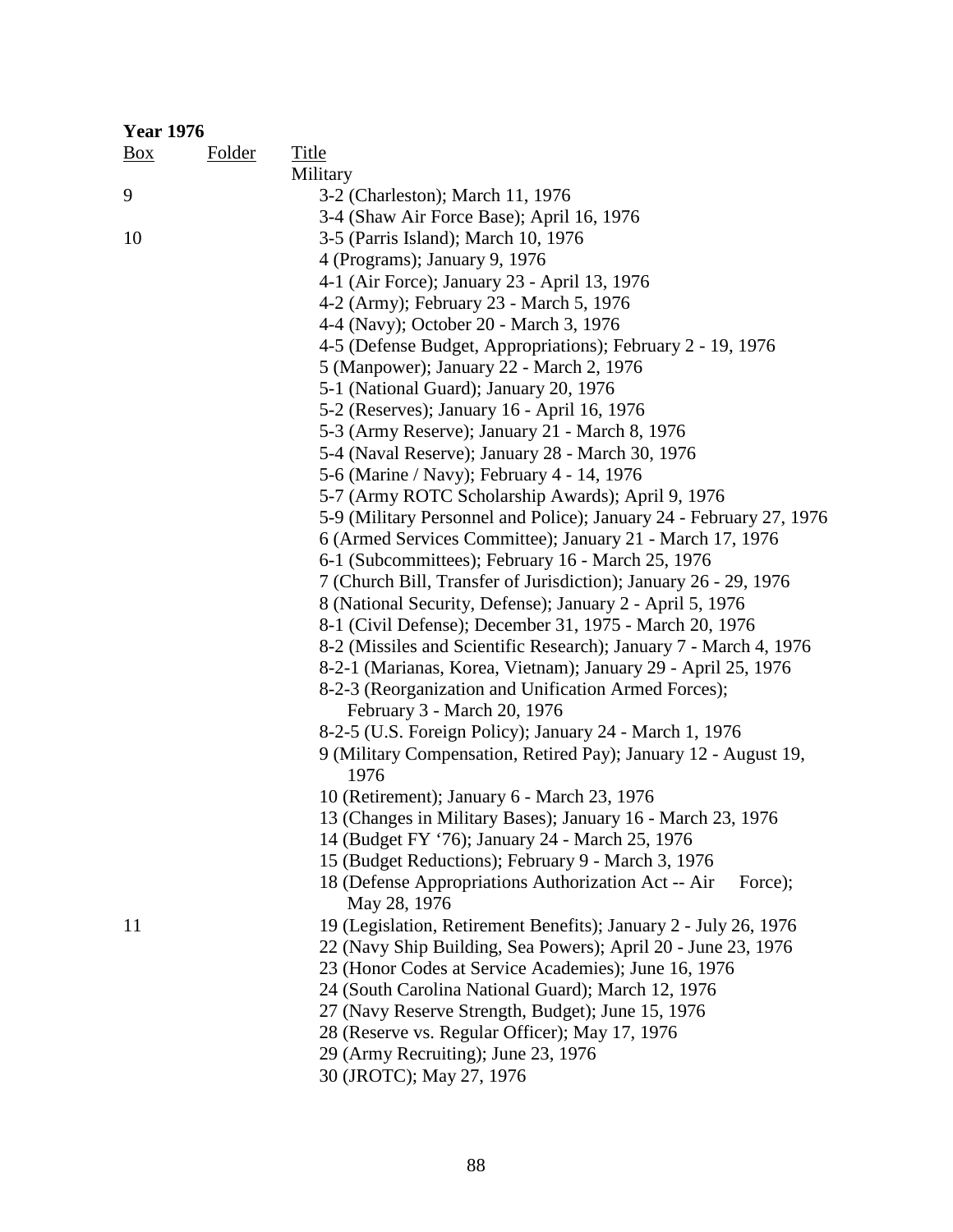**Year 1976**

| Box | Folder | Title |
|---|---|---|
| | | Military |
| 9 | | 3-2 (Charleston); March 11, 1976 |
| | | 3-4 (Shaw Air Force Base); April 16, 1976 |
| 10 | | 3-5 (Parris Island); March 10, 1976 |
| | | 4 (Programs); January 9, 1976 |
| | | 4-1 (Air Force); January 23 - April 13, 1976 |
| | | 4-2 (Army); February 23 - March 5, 1976 |
| | | 4-4 (Navy); October 20 - March 3, 1976 |
| | | 4-5 (Defense Budget, Appropriations); February 2 - 19, 1976 |
| | | 5 (Manpower); January 22 - March 2, 1976 |
| | | 5-1 (National Guard); January 20, 1976 |
| | | 5-2 (Reserves); January 16 - April 16, 1976 |
| | | 5-3 (Army Reserve); January 21 - March 8, 1976 |
| | | 5-4 (Naval Reserve); January 28 - March 30, 1976 |
| | | 5-6 (Marine / Navy); February 4 - 14, 1976 |
| | | 5-7 (Army ROTC Scholarship Awards); April 9, 1976 |
| | | 5-9 (Military Personnel and Police); January 24 - February 27, 1976 |
| | | 6 (Armed Services Committee); January 21 - March 17, 1976 |
| | | 6-1 (Subcommittees); February 16 - March 25, 1976 |
| | | 7 (Church Bill, Transfer of Jurisdiction); January 26 - 29, 1976 |
| | | 8 (National Security, Defense); January 2 - April 5, 1976 |
| | | 8-1 (Civil Defense); December 31, 1975 - March 20, 1976 |
| | | 8-2 (Missiles and Scientific Research); January 7 - March 4, 1976 |
| | | 8-2-1 (Marianas, Korea, Vietnam); January 29 - April 25, 1976 |
| | | 8-2-3 (Reorganization and Unification Armed Forces); February 3 - March 20, 1976 |
| | | 8-2-5 (U.S. Foreign Policy); January 24 - March 1, 1976 |
| | | 9 (Military Compensation, Retired Pay); January 12 - August 19, 1976 |
| | | 10 (Retirement); January 6 - March 23, 1976 |
| | | 13 (Changes in Military Bases); January 16 - March 23, 1976 |
| | | 14 (Budget FY '76); January 24 - March 25, 1976 |
| | | 15 (Budget Reductions); February 9 - March 3, 1976 |
| | | 18 (Defense Appropriations Authorization Act -- Air Force); May 28, 1976 |
| 11 | | 19 (Legislation, Retirement Benefits); January 2 - July 26, 1976 |
| | | 22 (Navy Ship Building, Sea Powers); April 20 - June 23, 1976 |
| | | 23 (Honor Codes at Service Academies); June 16, 1976 |
| | | 24 (South Carolina National Guard); March 12, 1976 |
| | | 27 (Navy Reserve Strength, Budget); June 15, 1976 |
| | | 28 (Reserve vs. Regular Officer); May 17, 1976 |
| | | 29 (Army Recruiting); June 23, 1976 |
| | | 30 (JROTC); May 27, 1976 |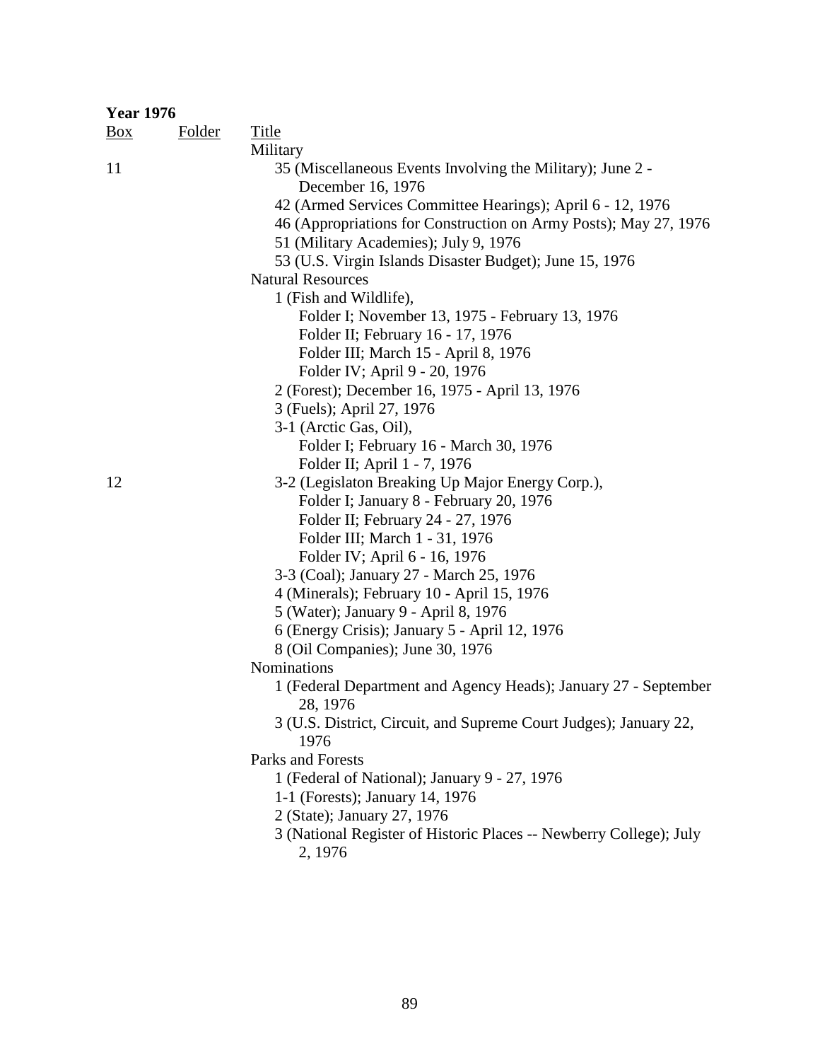**Year 1976**

| Box | Folder | Title |
|---|---|---|
| | | Military |
| 11 | | 35 (Miscellaneous Events Involving the Military); June 2 - December 16, 1976 |
| | | 42 (Armed Services Committee Hearings); April 6 - 12, 1976 |
| | | 46 (Appropriations for Construction on Army Posts); May 27, 1976 |
| | | 51 (Military Academies); July 9, 1976 |
| | | 53 (U.S. Virgin Islands Disaster Budget); June 15, 1976 |
| | | Natural Resources |
| | | 1 (Fish and Wildlife), |
| | | Folder I; November 13, 1975 - February 13, 1976 |
| | | Folder II; February 16 - 17, 1976 |
| | | Folder III; March 15 - April 8, 1976 |
| | | Folder IV; April 9 - 20, 1976 |
| | | 2 (Forest); December 16, 1975 - April 13, 1976 |
| | | 3 (Fuels); April 27, 1976 |
| | | 3-1 (Arctic Gas, Oil), |
| | | Folder I; February 16 - March 30, 1976 |
| | | Folder II; April 1 - 7, 1976 |
| 12 | | 3-2 (Legislaton Breaking Up Major Energy Corp.), |
| | | Folder I; January 8 - February 20, 1976 |
| | | Folder II; February 24 - 27, 1976 |
| | | Folder III; March 1 - 31, 1976 |
| | | Folder IV; April 6 - 16, 1976 |
| | | 3-3 (Coal); January 27 - March 25, 1976 |
| | | 4 (Minerals); February 10 - April 15, 1976 |
| | | 5 (Water); January 9 - April 8, 1976 |
| | | 6 (Energy Crisis); January 5 - April 12, 1976 |
| | | 8 (Oil Companies); June 30, 1976 |
| | | Nominations |
| | | 1 (Federal Department and Agency Heads); January 27 - September 28, 1976 |
| | | 3 (U.S. District, Circuit, and Supreme Court Judges); January 22, 1976 |
| | | Parks and Forests |
| | | 1 (Federal of National); January 9 - 27, 1976 |
| | | 1-1 (Forests); January 14, 1976 |
| | | 2 (State); January 27, 1976 |
| | | 3 (National Register of Historic Places -- Newberry College); July 2, 1976 |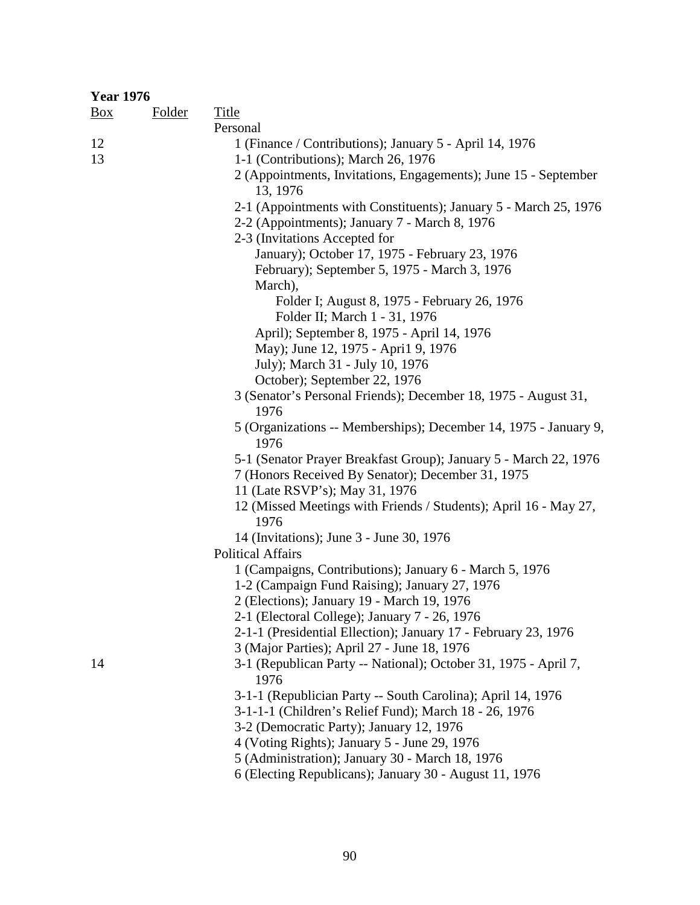**Year 1976**

| Box | Folder | Title |
|---|---|---|
| | | Personal |
| 12 | | 1 (Finance / Contributions); January 5 - April 14, 1976 |
| 13 | | 1-1 (Contributions); March 26, 1976 |
| | | 2 (Appointments, Invitations, Engagements); June 15 - September 13, 1976 |
| | | 2-1 (Appointments with Constituents); January 5 - March 25, 1976 |
| | | 2-2 (Appointments); January 7 - March 8, 1976 |
| | | 2-3 (Invitations Accepted for |
| | | January); October 17, 1975 - February 23, 1976 |
| | | February); September 5, 1975 - March 3, 1976 |
| | | March), |
| | | Folder I; August 8, 1975 - February 26, 1976 |
| | | Folder II; March 1 - 31, 1976 |
| | | April); September 8, 1975 - April 14, 1976 |
| | | May); June 12, 1975 - Apri1 9, 1976 |
| | | July); March 31 - July 10, 1976 |
| | | October); September 22, 1976 |
| | | 3 (Senator's Personal Friends); December 18, 1975 - August 31, 1976 |
| | | 5 (Organizations -- Memberships); December 14, 1975 - January 9, 1976 |
| | | 5-1 (Senator Prayer Breakfast Group); January 5 - March 22, 1976 |
| | | 7 (Honors Received By Senator); December 31, 1975 |
| | | 11 (Late RSVP's); May 31, 1976 |
| | | 12 (Missed Meetings with Friends / Students); April 16 - May 27, 1976 |
| | | 14 (Invitations); June 3 - June 30, 1976 |
| | | Political Affairs |
| | | 1 (Campaigns, Contributions); January 6 - March 5, 1976 |
| | | 1-2 (Campaign Fund Raising); January 27, 1976 |
| | | 2 (Elections); January 19 - March 19, 1976 |
| | | 2-1 (Electoral College); January 7 - 26, 1976 |
| | | 2-1-1 (Presidential Ellection); January 17 - February 23, 1976 |
| | | 3 (Major Parties); April 27 - June 18, 1976 |
| 14 | | 3-1 (Republican Party -- National); October 31, 1975 - April 7, 1976 |
| | | 3-1-1 (Republician Party -- South Carolina); April 14, 1976 |
| | | 3-1-1-1 (Children's Relief Fund); March 18 - 26, 1976 |
| | | 3-2 (Democratic Party); January 12, 1976 |
| | | 4 (Voting Rights); January 5 - June 29, 1976 |
| | | 5 (Administration); January 30 - March 18, 1976 |
| | | 6 (Electing Republicans); January 30 - August 11, 1976 |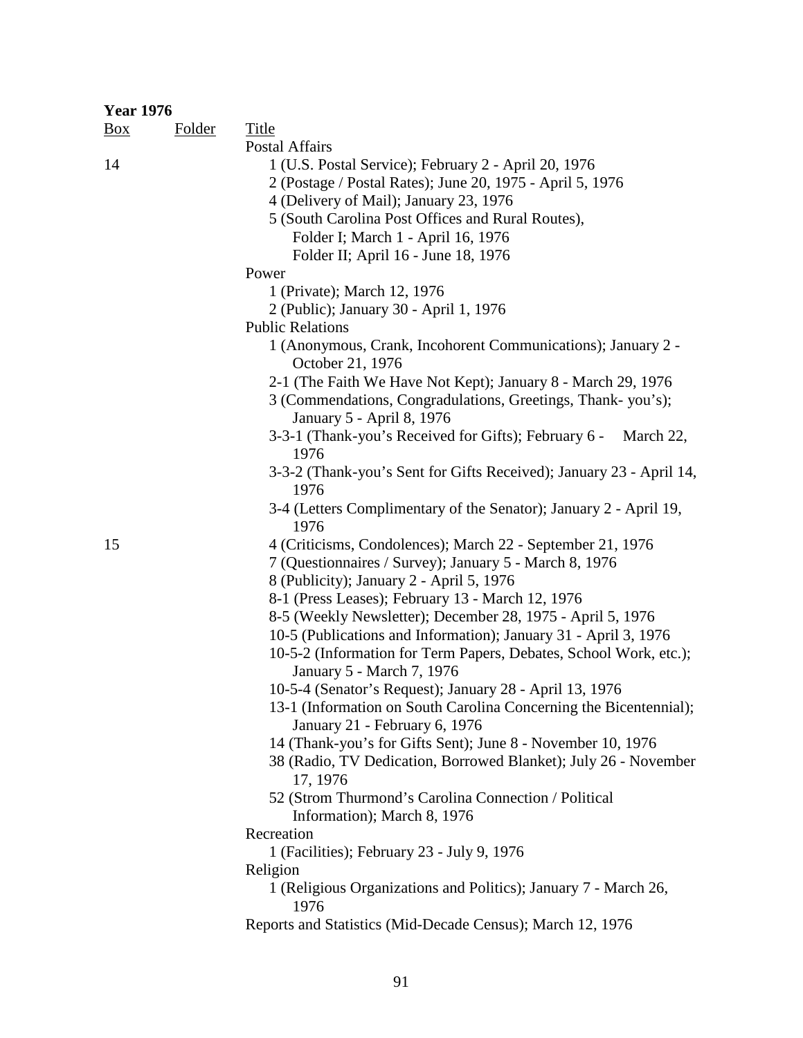**Year 1976**

| Box | Folder | Title |
|---|---|---|
| | | Postal Affairs |
| 14 | | 1 (U.S. Postal Service); February 2 - April 20, 1976 |
| | | 2 (Postage / Postal Rates); June 20, 1975 - April 5, 1976 |
| | | 4 (Delivery of Mail); January 23, 1976 |
| | | 5 (South Carolina Post Offices and Rural Routes), |
| | | Folder I; March 1 - April 16, 1976 |
| | | Folder II; April 16 - June 18, 1976 |
| | | Power |
| | | 1 (Private); March 12, 1976 |
| | | 2 (Public); January 30 - April 1, 1976 |
| | | Public Relations |
| | | 1 (Anonymous, Crank, Incohorent Communications); January 2 - October 21, 1976 |
| | | 2-1 (The Faith We Have Not Kept); January 8 - March 29, 1976 |
| | | 3 (Commendations, Congradulations, Greetings, Thank- you's); January 5 - April 8, 1976 |
| | | 3-3-1 (Thank-you's Received for Gifts); February 6 - March 22, 1976 |
| | | 3-3-2 (Thank-you's Sent for Gifts Received); January 23 - April 14, 1976 |
| | | 3-4 (Letters Complimentary of the Senator); January 2 - April 19, 1976 |
| 15 | | 4 (Criticisms, Condolences); March 22 - September 21, 1976 |
| | | 7 (Questionnaires / Survey); January 5 - March 8, 1976 |
| | | 8 (Publicity); January 2 - April 5, 1976 |
| | | 8-1 (Press Leases); February 13 - March 12, 1976 |
| | | 8-5 (Weekly Newsletter); December 28, 1975 - April 5, 1976 |
| | | 10-5 (Publications and Information); January 31 - April 3, 1976 |
| | | 10-5-2 (Information for Term Papers, Debates, School Work, etc.); January 5 - March 7, 1976 |
| | | 10-5-4 (Senator's Request); January 28 - April 13, 1976 |
| | | 13-1 (Information on South Carolina Concerning the Bicentennial); January 21 - February 6, 1976 |
| | | 14 (Thank-you's for Gifts Sent); June 8 - November 10, 1976 |
| | | 38 (Radio, TV Dedication, Borrowed Blanket); July 26 - November 17, 1976 |
| | | 52 (Strom Thurmond's Carolina Connection / Political Information); March 8, 1976 |
| | | Recreation |
| | | 1 (Facilities); February 23 - July 9, 1976 |
| | | Religion |
| | | 1 (Religious Organizations and Politics); January 7 - March 26, 1976 |
| | | Reports and Statistics (Mid-Decade Census); March 12, 1976 |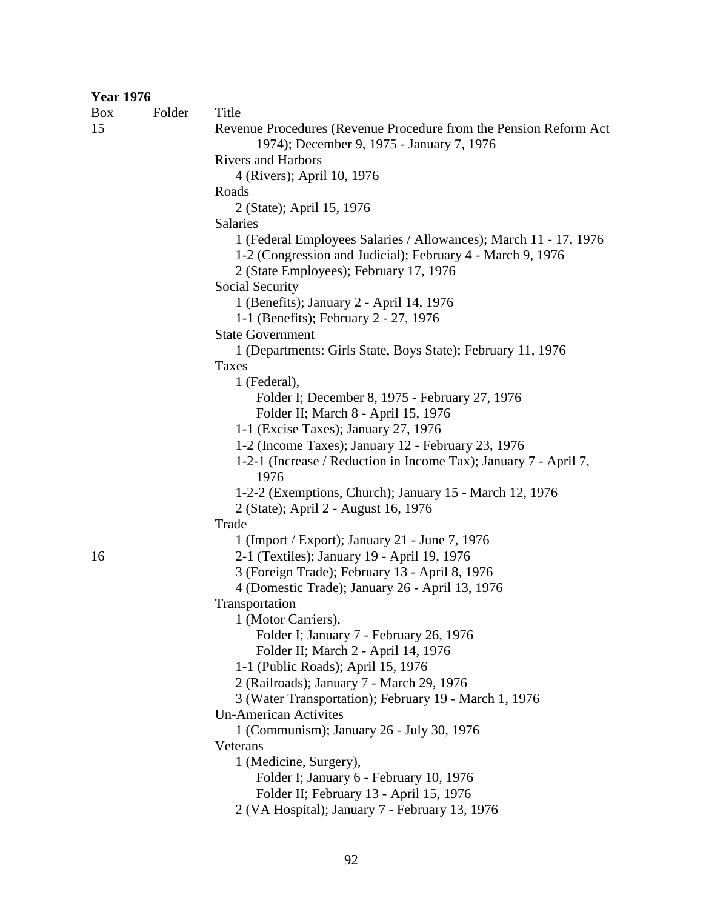**Year 1976**

| Box | Folder | Title |
|---|---|---|
| 15 | | Revenue Procedures (Revenue Procedure from the Pension Reform Act 1974); December 9, 1975 - January 7, 1976 |
| | | Rivers and Harbors |
| | | 4 (Rivers); April 10, 1976 |
| | | Roads |
| | | 2 (State); April 15, 1976 |
| | | Salaries |
| | | 1 (Federal Employees Salaries / Allowances); March 11 - 17, 1976 |
| | | 1-2 (Congression and Judicial); February 4 - March 9, 1976 |
| | | 2 (State Employees); February 17, 1976 |
| | | Social Security |
| | | 1 (Benefits); January 2 - April 14, 1976 |
| | | 1-1 (Benefits); February 2 - 27, 1976 |
| | | State Government |
| | | 1 (Departments: Girls State, Boys State); February 11, 1976 |
| | | Taxes |
| | | 1 (Federal), |
| | | Folder I; December 8, 1975 - February 27, 1976 |
| | | Folder II; March 8 - April 15, 1976 |
| | | 1-1 (Excise Taxes); January 27, 1976 |
| | | 1-2 (Income Taxes); January 12 - February 23, 1976 |
| | | 1-2-1 (Increase / Reduction in Income Tax); January 7 - April 7, 1976 |
| | | 1-2-2 (Exemptions, Church); January 15 - March 12, 1976 |
| | | 2 (State); April 2 - August 16, 1976 |
| | | Trade |
| | | 1 (Import / Export); January 21 - June 7, 1976 |
| 16 | | 2-1 (Textiles); January 19 - April 19, 1976 |
| | | 3 (Foreign Trade); February 13 - April 8, 1976 |
| | | 4 (Domestic Trade); January 26 - April 13, 1976 |
| | | Transportation |
| | | 1 (Motor Carriers), |
| | | Folder I; January 7 - February 26, 1976 |
| | | Folder II; March 2 - April 14, 1976 |
| | | 1-1 (Public Roads); April 15, 1976 |
| | | 2 (Railroads); January 7 - March 29, 1976 |
| | | 3 (Water Transportation); February 19 - March 1, 1976 |
| | | Un-American Activites |
| | | 1 (Communism); January 26 - July 30, 1976 |
| | | Veterans |
| | | 1 (Medicine, Surgery), |
| | | Folder I; January 6 - February 10, 1976 |
| | | Folder II; February 13 - April 15, 1976 |
| | | 2 (VA Hospital); January 7 - February 13, 1976 |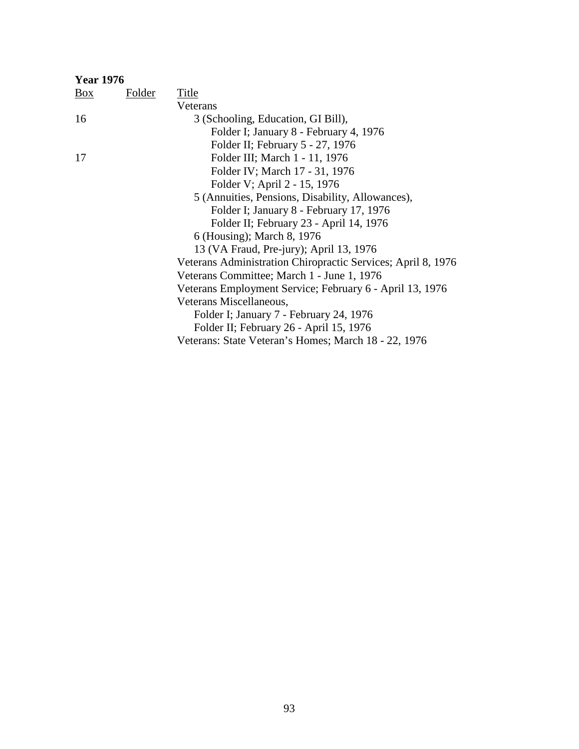**Year 1976**

| Box | Folder | Title |
|---|---|---|
| | | Veterans |
| 16 | | 3 (Schooling, Education, GI Bill), |
| | | Folder I; January 8 - February 4, 1976 |
| | | Folder II; February 5 - 27, 1976 |
| 17 | | Folder III; March 1 - 11, 1976 |
| | | Folder IV; March 17 - 31, 1976 |
| | | Folder V; April 2 - 15, 1976 |
| | | 5 (Annuities, Pensions, Disability, Allowances), |
| | | Folder I; January 8 - February 17, 1976 |
| | | Folder II; February 23 - April 14, 1976 |
| | | 6 (Housing); March 8, 1976 |
| | | 13 (VA Fraud, Pre-jury); April 13, 1976 |
| | | Veterans Administration Chiropractic Services; April 8, 1976 |
| | | Veterans Committee; March 1 - June 1, 1976 |
| | | Veterans Employment Service; February 6 - April 13, 1976 |
| | | Veterans Miscellaneous, |
| | | Folder I; January 7 - February 24, 1976 |
| | | Folder II; February 26 - April 15, 1976 |
| | | Veterans: State Veteran's Homes; March 18 - 22, 1976 |